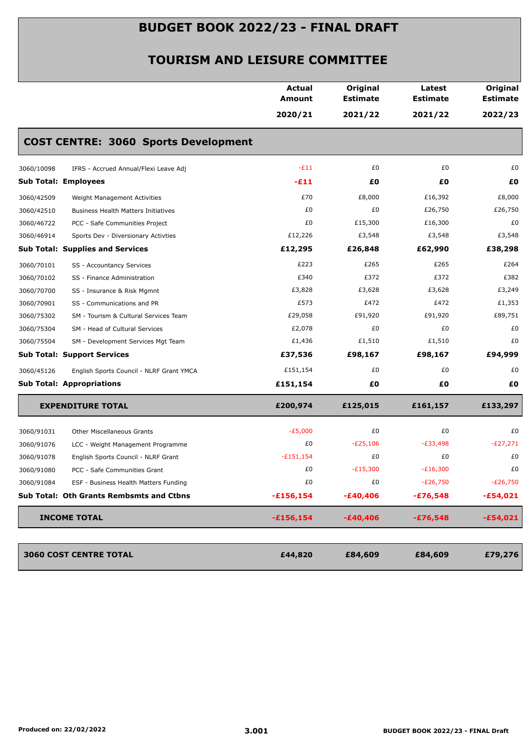# BUDGET BOOK 2022/23 - FINAL DRAFT

## TOURISM AND LEISURE COMMITTEE

| | | Actual Amount 2020/21 | Original Estimate 2021/22 | Latest Estimate 2021/22 | Original Estimate 2022/23 |
|---|---|---|---|---|---|
| **COST CENTRE: 3060 Sports Development** | | | | | |
| 3060/10098 | IFRS - Accrued Annual/Flexi Leave Adj | -£11 | £0 | £0 | £0 |
| **Sub Total: Employees** | | **-£11** | **£0** | **£0** | **£0** |
| 3060/42509 | Weight Management Activities | £70 | £8,000 | £16,392 | £8,000 |
| 3060/42510 | Business Health Matters Initiatives | £0 | £0 | £26,750 | £26,750 |
| 3060/46722 | PCC - Safe Communities Project | £0 | £15,300 | £16,300 | £0 |
| 3060/46914 | Sports Dev - Diversionary Activties | £12,226 | £3,548 | £3,548 | £3,548 |
| **Sub Total: Supplies and Services** | | **£12,295** | **£26,848** | **£62,990** | **£38,298** |
| 3060/70101 | SS - Accountancy Services | £223 | £265 | £265 | £264 |
| 3060/70102 | SS - Finance Administration | £340 | £372 | £372 | £382 |
| 3060/70700 | SS - Insurance & Risk Mgmnt | £3,828 | £3,628 | £3,628 | £3,249 |
| 3060/70901 | SS - Communications and PR | £573 | £472 | £472 | £1,353 |
| 3060/75302 | SM - Tourism & Cultural Services Team | £29,058 | £91,920 | £91,920 | £89,751 |
| 3060/75304 | SM - Head of Cultural Services | £2,078 | £0 | £0 | £0 |
| 3060/75504 | SM - Development Services Mgt Team | £1,436 | £1,510 | £1,510 | £0 |
| **Sub Total: Support Services** | | **£37,536** | **£98,167** | **£98,167** | **£94,999** |
| 3060/45126 | English Sports Council - NLRF Grant YMCA | £151,154 | £0 | £0 | £0 |
| **Sub Total: Appropriations** | | **£151,154** | **£0** | **£0** | **£0** |
| **EXPENDITURE TOTAL** | | **£200,974** | **£125,015** | **£161,157** | **£133,297** |
| 3060/91031 | Other Miscellaneous Grants | -£5,000 | £0 | £0 | £0 |
| 3060/91076 | LCC - Weight Management Programme | £0 | -£25,106 | -£33,498 | -£27,271 |
| 3060/91078 | English Sports Council - NLRF Grant | -£151,154 | £0 | £0 | £0 |
| 3060/91080 | PCC - Safe Communities Grant | £0 | -£15,300 | -£16,300 | £0 |
| 3060/91084 | ESF - Business Health Matters Funding | £0 | £0 | -£26,750 | -£26,750 |
| **Sub Total: Oth Grants Rembsmts and Ctbns** | | **-£156,154** | **-£40,406** | **-£76,548** | **-£54,021** |
| **INCOME TOTAL** | | **-£156,154** | **-£40,406** | **-£76,548** | **-£54,021** |
| **3060 COST CENTRE TOTAL** | | **£44,820** | **£84,609** | **£84,609** | **£79,276** |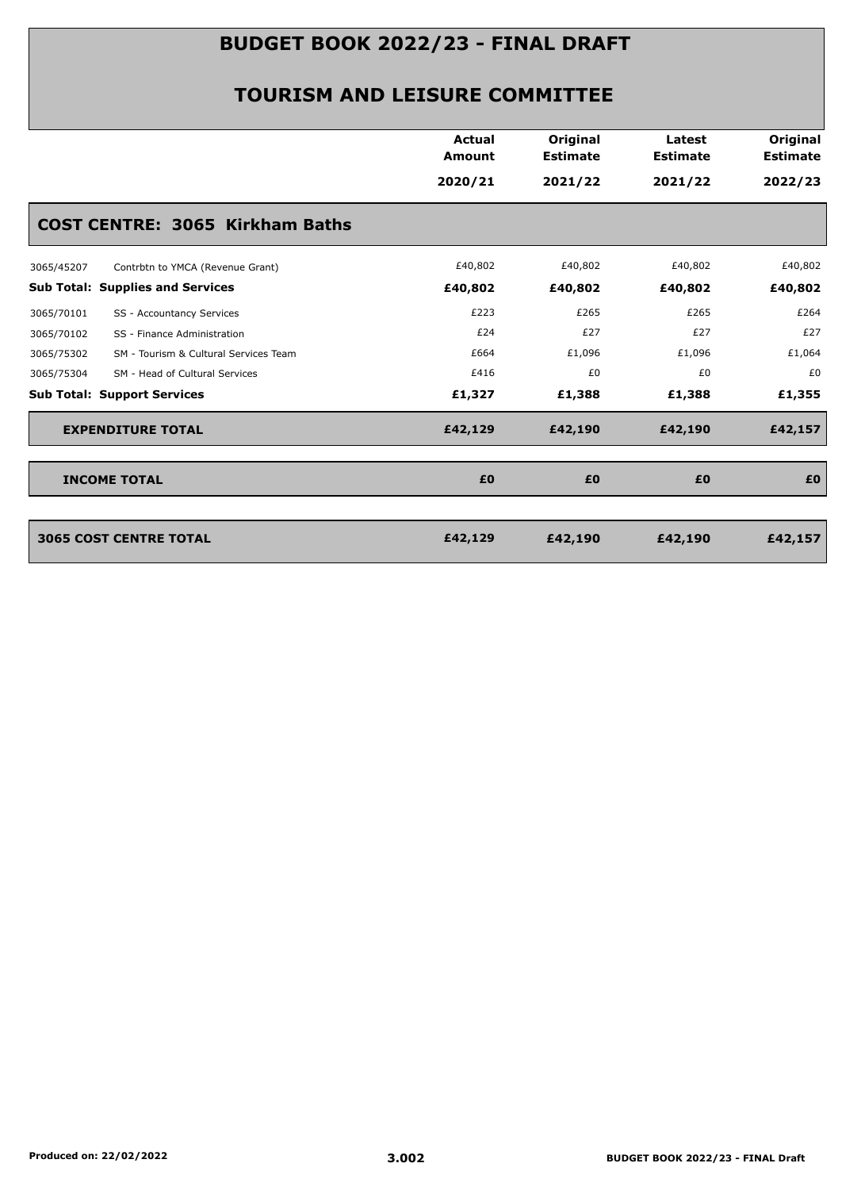# BUDGET BOOK 2022/23 - FINAL DRAFT

## TOURISM AND LEISURE COMMITTEE

| | | Actual Amount 2020/21 | Original Estimate 2021/22 | Latest Estimate 2021/22 | Original Estimate 2022/23 |
|---|---|---|---|---|---|
| **COST CENTRE: 3065 Kirkham Baths** | | | | | |
| 3065/45207 | Contrbtn to YMCA (Revenue Grant) | £40,802 | £40,802 | £40,802 | £40,802 |
| **Sub Total: Supplies and Services** | | **£40,802** | **£40,802** | **£40,802** | **£40,802** |
| 3065/70101 | SS - Accountancy Services | £223 | £265 | £265 | £264 |
| 3065/70102 | SS - Finance Administration | £24 | £27 | £27 | £27 |
| 3065/75302 | SM - Tourism & Cultural Services Team | £664 | £1,096 | £1,096 | £1,064 |
| 3065/75304 | SM - Head of Cultural Services | £416 | £0 | £0 | £0 |
| **Sub Total: Support Services** | | **£1,327** | **£1,388** | **£1,388** | **£1,355** |
| **EXPENDITURE TOTAL** | | **£42,129** | **£42,190** | **£42,190** | **£42,157** |
| **INCOME TOTAL** | | **£0** | **£0** | **£0** | **£0** |
| **3065 COST CENTRE TOTAL** | | **£42,129** | **£42,190** | **£42,190** | **£42,157** |

Produced on: 22/02/2022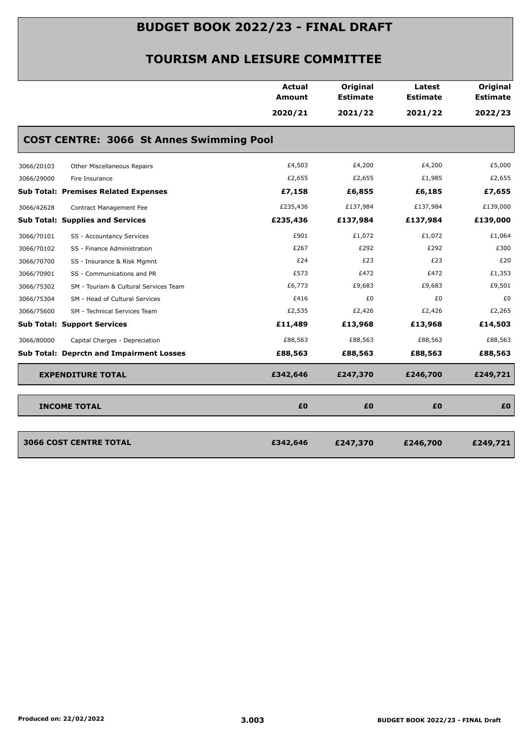# BUDGET BOOK 2022/23 - FINAL DRAFT

## TOURISM AND LEISURE COMMITTEE

| | | Actual Amount 2020/21 | Original Estimate 2021/22 | Latest Estimate 2021/22 | Original Estimate 2022/23 |
|---|---|---|---|---|---|
| **COST CENTRE: 3066 St Annes Swimming Pool** | | | | | |
| 3066/20103 | Other Miscellaneous Repairs | £4,503 | £4,200 | £4,200 | £5,000 |
| 3066/29000 | Fire Insurance | £2,655 | £2,655 | £1,985 | £2,655 |
| **Sub Total: Premises Related Expenses** | | **£7,158** | **£6,855** | **£6,185** | **£7,655** |
| 3066/42628 | Contract Management Fee | £235,436 | £137,984 | £137,984 | £139,000 |
| **Sub Total: Supplies and Services** | | **£235,436** | **£137,984** | **£137,984** | **£139,000** |
| 3066/70101 | SS - Accountancy Services | £901 | £1,072 | £1,072 | £1,064 |
| 3066/70102 | SS - Finance Administration | £267 | £292 | £292 | £300 |
| 3066/70700 | SS - Insurance & Risk Mgmnt | £24 | £23 | £23 | £20 |
| 3066/70901 | SS - Communications and PR | £573 | £472 | £472 | £1,353 |
| 3066/75302 | SM - Tourism & Cultural Services Team | £6,773 | £9,683 | £9,683 | £9,501 |
| 3066/75304 | SM - Head of Cultural Services | £416 | £0 | £0 | £0 |
| 3066/75600 | SM - Technical Services Team | £2,535 | £2,426 | £2,426 | £2,265 |
| **Sub Total: Support Services** | | **£11,489** | **£13,968** | **£13,968** | **£14,503** |
| 3066/80000 | Capital Charges - Depreciation | £88,563 | £88,563 | £88,563 | £88,563 |
| **Sub Total: Deprctn and Impairment Losses** | | **£88,563** | **£88,563** | **£88,563** | **£88,563** |
| **EXPENDITURE TOTAL** | | **£342,646** | **£247,370** | **£246,700** | **£249,721** |
| **INCOME TOTAL** | | **£0** | **£0** | **£0** | **£0** |
| **3066 COST CENTRE TOTAL** | | **£342,646** | **£247,370** | **£246,700** | **£249,721** |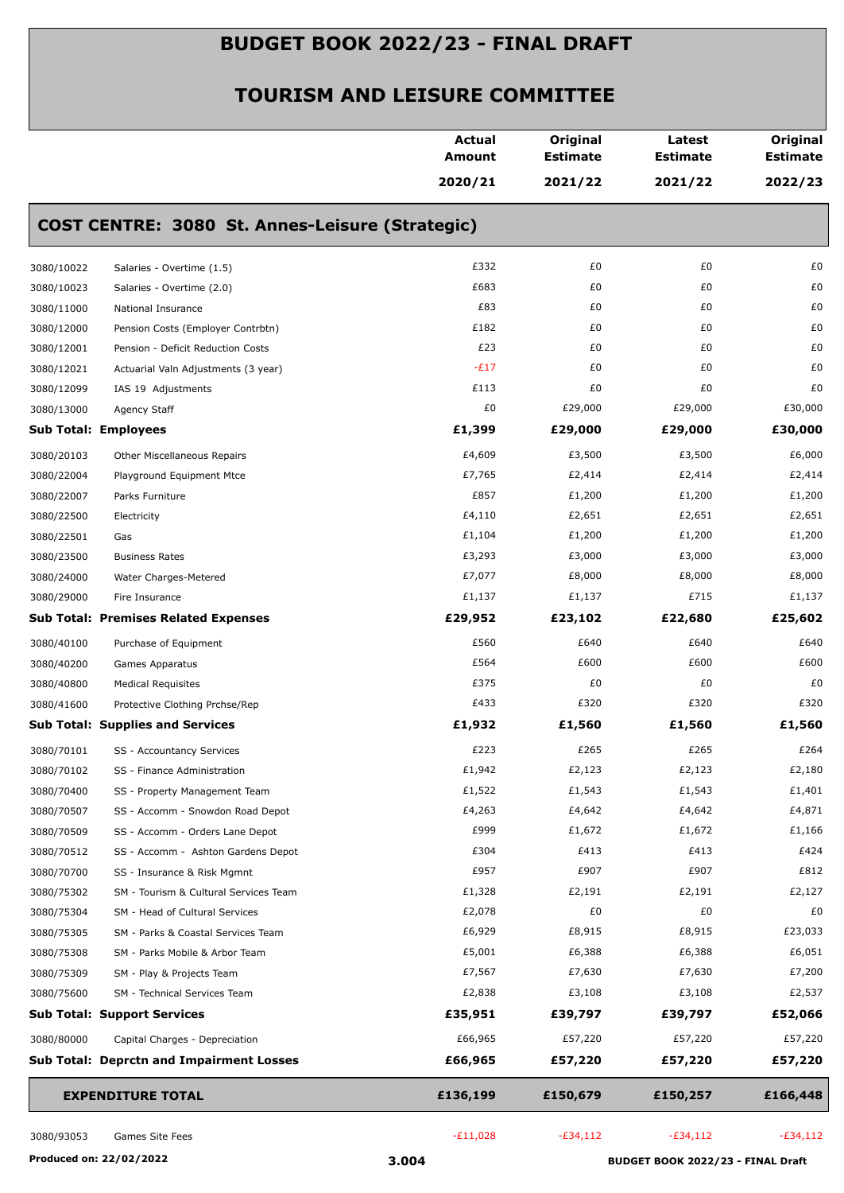# BUDGET BOOK 2022/23 - FINAL DRAFT

## TOURISM AND LEISURE COMMITTEE

| | | Actual Amount 2020/21 | Original Estimate 2021/22 | Latest Estimate 2021/22 | Original Estimate 2022/23 |
|---|---|---|---|---|---|
| **COST CENTRE: 3080 St. Annes-Leisure (Strategic)** | | | | | |
| 3080/10022 | Salaries - Overtime (1.5) | £332 | £0 | £0 | £0 |
| 3080/10023 | Salaries - Overtime (2.0) | £683 | £0 | £0 | £0 |
| 3080/11000 | National Insurance | £83 | £0 | £0 | £0 |
| 3080/12000 | Pension Costs (Employer Contrbtn) | £182 | £0 | £0 | £0 |
| 3080/12001 | Pension - Deficit Reduction Costs | £23 | £0 | £0 | £0 |
| 3080/12021 | Actuarial Valn Adjustments (3 year) | -£17 | £0 | £0 | £0 |
| 3080/12099 | IAS 19 Adjustments | £113 | £0 | £0 | £0 |
| 3080/13000 | Agency Staff | £0 | £29,000 | £29,000 | £30,000 |
| **Sub Total: Employees** | | **£1,399** | **£29,000** | **£29,000** | **£30,000** |
| 3080/20103 | Other Miscellaneous Repairs | £4,609 | £3,500 | £3,500 | £6,000 |
| 3080/22004 | Playground Equipment Mtce | £7,765 | £2,414 | £2,414 | £2,414 |
| 3080/22007 | Parks Furniture | £857 | £1,200 | £1,200 | £1,200 |
| 3080/22500 | Electricity | £4,110 | £2,651 | £2,651 | £2,651 |
| 3080/22501 | Gas | £1,104 | £1,200 | £1,200 | £1,200 |
| 3080/23500 | Business Rates | £3,293 | £3,000 | £3,000 | £3,000 |
| 3080/24000 | Water Charges-Metered | £7,077 | £8,000 | £8,000 | £8,000 |
| 3080/29000 | Fire Insurance | £1,137 | £1,137 | £715 | £1,137 |
| **Sub Total: Premises Related Expenses** | | **£29,952** | **£23,102** | **£22,680** | **£25,602** |
| 3080/40100 | Purchase of Equipment | £560 | £640 | £640 | £640 |
| 3080/40200 | Games Apparatus | £564 | £600 | £600 | £600 |
| 3080/40800 | Medical Requisites | £375 | £0 | £0 | £0 |
| 3080/41600 | Protective Clothing Prchse/Rep | £433 | £320 | £320 | £320 |
| **Sub Total: Supplies and Services** | | **£1,932** | **£1,560** | **£1,560** | **£1,560** |
| 3080/70101 | SS - Accountancy Services | £223 | £265 | £265 | £264 |
| 3080/70102 | SS - Finance Administration | £1,942 | £2,123 | £2,123 | £2,180 |
| 3080/70400 | SS - Property Management Team | £1,522 | £1,543 | £1,543 | £1,401 |
| 3080/70507 | SS - Accomm - Snowdon Road Depot | £4,263 | £4,642 | £4,642 | £4,871 |
| 3080/70509 | SS - Accomm - Orders Lane Depot | £999 | £1,672 | £1,672 | £1,166 |
| 3080/70512 | SS - Accomm - Ashton Gardens Depot | £304 | £413 | £413 | £424 |
| 3080/70700 | SS - Insurance & Risk Mgmnt | £957 | £907 | £907 | £812 |
| 3080/75302 | SM - Tourism & Cultural Services Team | £1,328 | £2,191 | £2,191 | £2,127 |
| 3080/75304 | SM - Head of Cultural Services | £2,078 | £0 | £0 | £0 |
| 3080/75305 | SM - Parks & Coastal Services Team | £6,929 | £8,915 | £8,915 | £23,033 |
| 3080/75308 | SM - Parks Mobile & Arbor Team | £5,001 | £6,388 | £6,388 | £6,051 |
| 3080/75309 | SM - Play & Projects Team | £7,567 | £7,630 | £7,630 | £7,200 |
| 3080/75600 | SM - Technical Services Team | £2,838 | £3,108 | £3,108 | £2,537 |
| **Sub Total: Support Services** | | **£35,951** | **£39,797** | **£39,797** | **£52,066** |
| 3080/80000 | Capital Charges - Depreciation | £66,965 | £57,220 | £57,220 | £57,220 |
| **Sub Total: Deprctn and Impairment Losses** | | **£66,965** | **£57,220** | **£57,220** | **£57,220** |
| **EXPENDITURE TOTAL** | | **£136,199** | **£150,679** | **£150,257** | **£166,448** |
| 3080/93053 | Games Site Fees | -£11,028 | -£34,112 | -£34,112 | -£34,112 |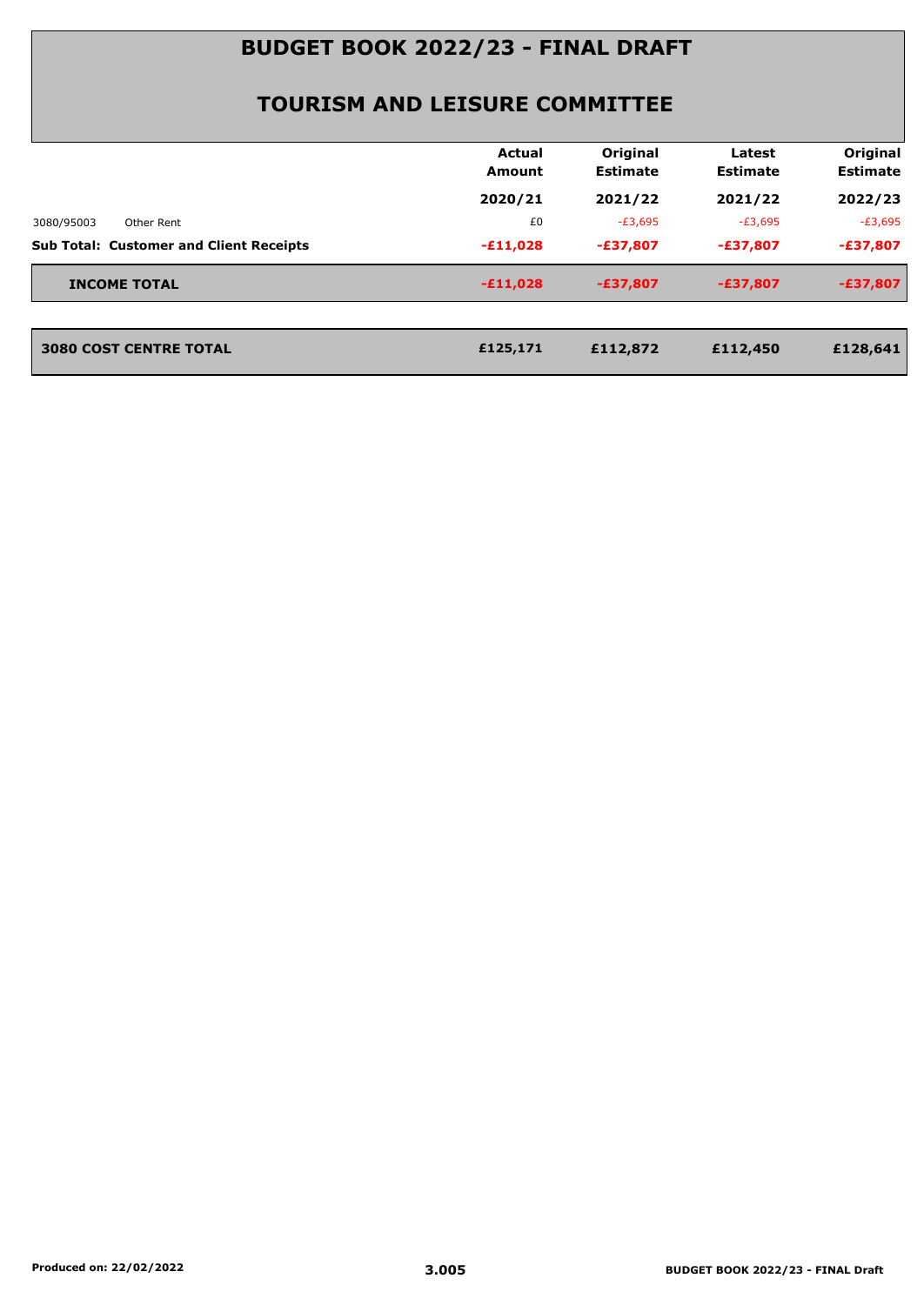# BUDGET BOOK 2022/23 - FINAL DRAFT

## TOURISM AND LEISURE COMMITTEE

| | Actual Amount 2020/21 | Original Estimate 2021/22 | Latest Estimate 2021/22 | Original Estimate 2022/23 |
|---|---|---|---|---|
| 3080/95003 Other Rent | £0 | -£3,695 | -£3,695 | -£3,695 |
| **Sub Total: Customer and Client Receipts** | **-£11,028** | **-£37,807** | **-£37,807** | **-£37,807** |
| **INCOME TOTAL** | **-£11,028** | **-£37,807** | **-£37,807** | **-£37,807** |
| **3080 COST CENTRE TOTAL** | **£125,171** | **£112,872** | **£112,450** | **£128,641** |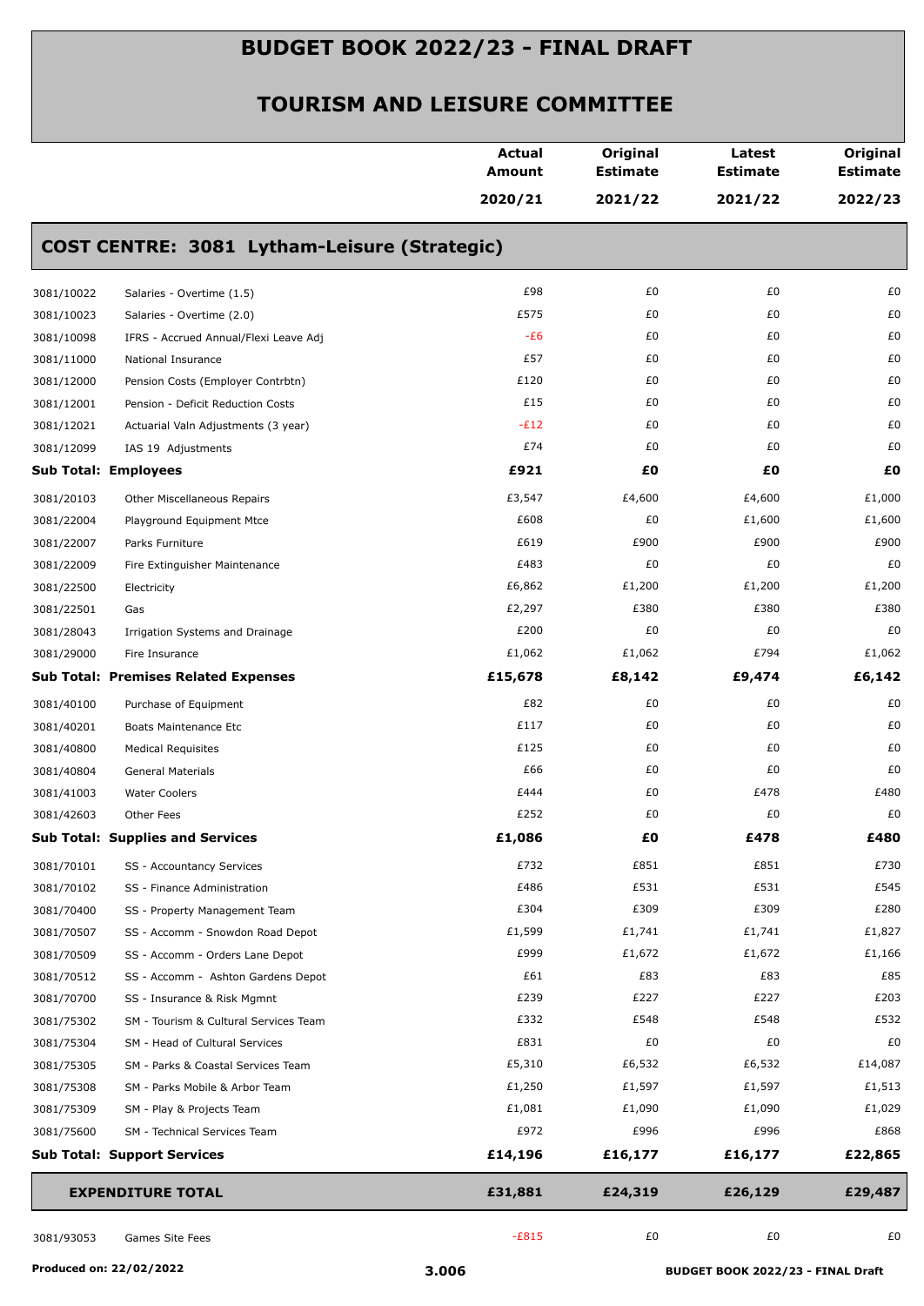# BUDGET BOOK 2022/23 - FINAL DRAFT

## TOURISM AND LEISURE COMMITTEE

| | | Actual Amount 2020/21 | Original Estimate 2021/22 | Latest Estimate 2021/22 | Original Estimate 2022/23 |
|---|---|---|---|---|---|
| **COST CENTRE: 3081 Lytham-Leisure (Strategic)** | | | | | |
| 3081/10022 | Salaries - Overtime (1.5) | £98 | £0 | £0 | £0 |
| 3081/10023 | Salaries - Overtime (2.0) | £575 | £0 | £0 | £0 |
| 3081/10098 | IFRS - Accrued Annual/Flexi Leave Adj | -£6 | £0 | £0 | £0 |
| 3081/11000 | National Insurance | £57 | £0 | £0 | £0 |
| 3081/12000 | Pension Costs (Employer Contrbtn) | £120 | £0 | £0 | £0 |
| 3081/12001 | Pension - Deficit Reduction Costs | £15 | £0 | £0 | £0 |
| 3081/12021 | Actuarial Valn Adjustments (3 year) | -£12 | £0 | £0 | £0 |
| 3081/12099 | IAS 19 Adjustments | £74 | £0 | £0 | £0 |
| **Sub Total: Employees** | | **£921** | **£0** | **£0** | **£0** |
| 3081/20103 | Other Miscellaneous Repairs | £3,547 | £4,600 | £4,600 | £1,000 |
| 3081/22004 | Playground Equipment Mtce | £608 | £0 | £1,600 | £1,600 |
| 3081/22007 | Parks Furniture | £619 | £900 | £900 | £900 |
| 3081/22009 | Fire Extinguisher Maintenance | £483 | £0 | £0 | £0 |
| 3081/22500 | Electricity | £6,862 | £1,200 | £1,200 | £1,200 |
| 3081/22501 | Gas | £2,297 | £380 | £380 | £380 |
| 3081/28043 | Irrigation Systems and Drainage | £200 | £0 | £0 | £0 |
| 3081/29000 | Fire Insurance | £1,062 | £1,062 | £794 | £1,062 |
| **Sub Total: Premises Related Expenses** | | **£15,678** | **£8,142** | **£9,474** | **£6,142** |
| 3081/40100 | Purchase of Equipment | £82 | £0 | £0 | £0 |
| 3081/40201 | Boats Maintenance Etc | £117 | £0 | £0 | £0 |
| 3081/40800 | Medical Requisites | £125 | £0 | £0 | £0 |
| 3081/40804 | General Materials | £66 | £0 | £0 | £0 |
| 3081/41003 | Water Coolers | £444 | £0 | £478 | £480 |
| 3081/42603 | Other Fees | £252 | £0 | £0 | £0 |
| **Sub Total: Supplies and Services** | | **£1,086** | **£0** | **£478** | **£480** |
| 3081/70101 | SS - Accountancy Services | £732 | £851 | £851 | £730 |
| 3081/70102 | SS - Finance Administration | £486 | £531 | £531 | £545 |
| 3081/70400 | SS - Property Management Team | £304 | £309 | £309 | £280 |
| 3081/70507 | SS - Accomm - Snowdon Road Depot | £1,599 | £1,741 | £1,741 | £1,827 |
| 3081/70509 | SS - Accomm - Orders Lane Depot | £999 | £1,672 | £1,672 | £1,166 |
| 3081/70512 | SS - Accomm - Ashton Gardens Depot | £61 | £83 | £83 | £85 |
| 3081/70700 | SS - Insurance & Risk Mgmnt | £239 | £227 | £227 | £203 |
| 3081/75302 | SM - Tourism & Cultural Services Team | £332 | £548 | £548 | £532 |
| 3081/75304 | SM - Head of Cultural Services | £831 | £0 | £0 | £0 |
| 3081/75305 | SM - Parks & Coastal Services Team | £5,310 | £6,532 | £6,532 | £14,087 |
| 3081/75308 | SM - Parks Mobile & Arbor Team | £1,250 | £1,597 | £1,597 | £1,513 |
| 3081/75309 | SM - Play & Projects Team | £1,081 | £1,090 | £1,090 | £1,029 |
| 3081/75600 | SM - Technical Services Team | £972 | £996 | £996 | £868 |
| **Sub Total: Support Services** | | **£14,196** | **£16,177** | **£16,177** | **£22,865** |
| **EXPENDITURE TOTAL** | | **£31,881** | **£24,319** | **£26,129** | **£29,487** |
| 3081/93053 | Games Site Fees | -£815 | £0 | £0 | £0 |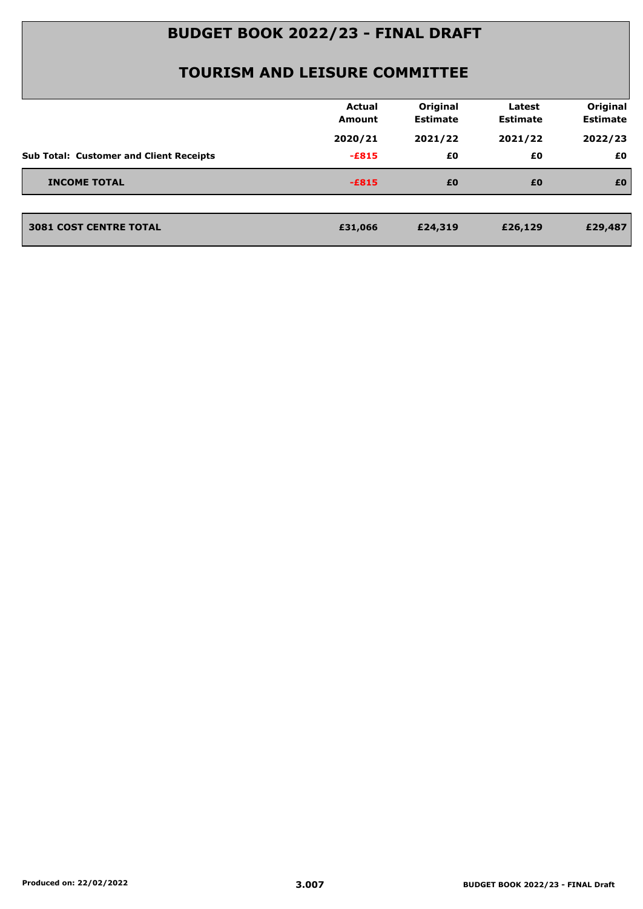# BUDGET BOOK 2022/23 - FINAL DRAFT

## TOURISM AND LEISURE COMMITTEE

| | Actual Amount | Original Estimate | Latest Estimate | Original Estimate |
|---|---|---|---|---|
| | 2020/21 | 2021/22 | 2021/22 | 2022/23 |
| **Sub Total: Customer and Client Receipts** | -£815 | £0 | £0 | £0 |
| **INCOME TOTAL** | **-£815** | **£0** | **£0** | **£0** |
| **3081 COST CENTRE TOTAL** | **£31,066** | **£24,319** | **£26,129** | **£29,487** |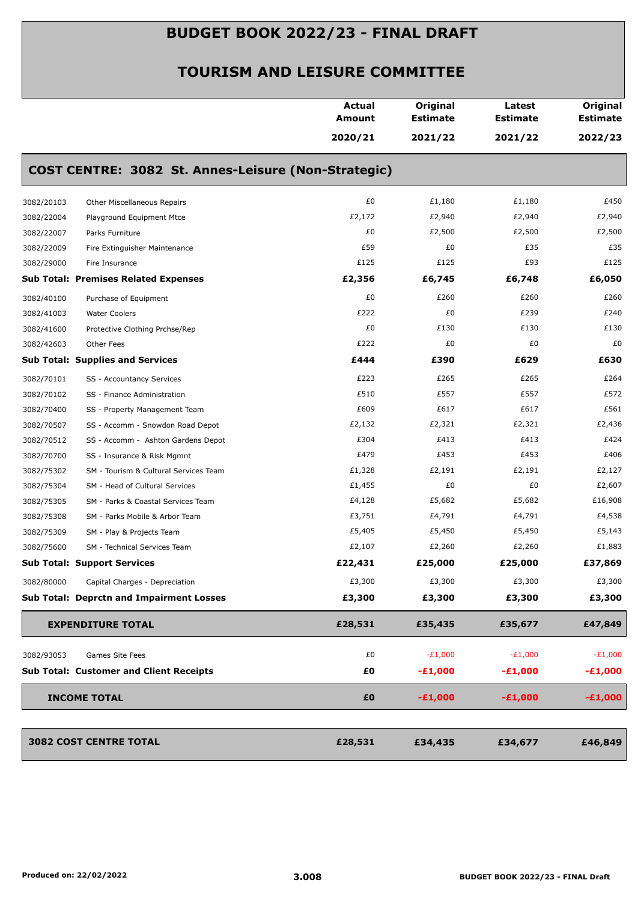# BUDGET BOOK 2022/23 - FINAL DRAFT

## TOURISM AND LEISURE COMMITTEE

### COST CENTRE: 3082 St. Annes-Leisure (Non-Strategic)

| | | Actual Amount 2020/21 | Original Estimate 2021/22 | Latest Estimate 2021/22 | Original Estimate 2022/23 |
|---|---|---|---|---|---|
| 3082/20103 | Other Miscellaneous Repairs | £0 | £1,180 | £1,180 | £450 |
| 3082/22004 | Playground Equipment Mtce | £2,172 | £2,940 | £2,940 | £2,940 |
| 3082/22007 | Parks Furniture | £0 | £2,500 | £2,500 | £2,500 |
| 3082/22009 | Fire Extinguisher Maintenance | £59 | £0 | £35 | £35 |
| 3082/29000 | Fire Insurance | £125 | £125 | £93 | £125 |
| **Sub Total: Premises Related Expenses** | | **£2,356** | **£6,745** | **£6,748** | **£6,050** |
| 3082/40100 | Purchase of Equipment | £0 | £260 | £260 | £260 |
| 3082/41003 | Water Coolers | £222 | £0 | £239 | £240 |
| 3082/41600 | Protective Clothing Prchse/Rep | £0 | £130 | £130 | £130 |
| 3082/42603 | Other Fees | £222 | £0 | £0 | £0 |
| **Sub Total: Supplies and Services** | | **£444** | **£390** | **£629** | **£630** |
| 3082/70101 | SS - Accountancy Services | £223 | £265 | £265 | £264 |
| 3082/70102 | SS - Finance Administration | £510 | £557 | £557 | £572 |
| 3082/70400 | SS - Property Management Team | £609 | £617 | £617 | £561 |
| 3082/70507 | SS - Accomm - Snowdon Road Depot | £2,132 | £2,321 | £2,321 | £2,436 |
| 3082/70512 | SS - Accomm - Ashton Gardens Depot | £304 | £413 | £413 | £424 |
| 3082/70700 | SS - Insurance & Risk Mgmnt | £479 | £453 | £453 | £406 |
| 3082/75302 | SM - Tourism & Cultural Services Team | £1,328 | £2,191 | £2,191 | £2,127 |
| 3082/75304 | SM - Head of Cultural Services | £1,455 | £0 | £0 | £2,607 |
| 3082/75305 | SM - Parks & Coastal Services Team | £4,128 | £5,682 | £5,682 | £16,908 |
| 3082/75308 | SM - Parks Mobile & Arbor Team | £3,751 | £4,791 | £4,791 | £4,538 |
| 3082/75309 | SM - Play & Projects Team | £5,405 | £5,450 | £5,450 | £5,143 |
| 3082/75600 | SM - Technical Services Team | £2,107 | £2,260 | £2,260 | £1,883 |
| **Sub Total: Support Services** | | **£22,431** | **£25,000** | **£25,000** | **£37,869** |
| 3082/80000 | Capital Charges - Depreciation | £3,300 | £3,300 | £3,300 | £3,300 |
| **Sub Total: Deprctn and Impairment Losses** | | **£3,300** | **£3,300** | **£3,300** | **£3,300** |
| **EXPENDITURE TOTAL** | | **£28,531** | **£35,435** | **£35,677** | **£47,849** |
| 3082/93053 | Games Site Fees | £0 | -£1,000 | -£1,000 | -£1,000 |
| **Sub Total: Customer and Client Receipts** | | **£0** | **-£1,000** | **-£1,000** | **-£1,000** |
| **INCOME TOTAL** | | **£0** | **-£1,000** | **-£1,000** | **-£1,000** |
| **3082 COST CENTRE TOTAL** | | **£28,531** | **£34,435** | **£34,677** | **£46,849** |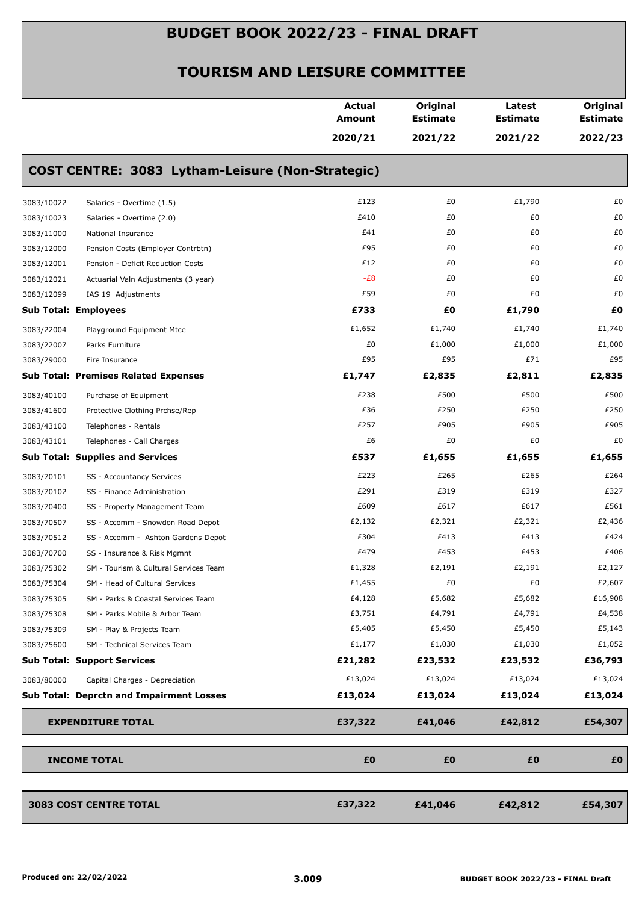# BUDGET BOOK 2022/23 - FINAL DRAFT

## TOURISM AND LEISURE COMMITTEE

### COST CENTRE: 3083 Lytham-Leisure (Non-Strategic)

| | | Actual Amount 2020/21 | Original Estimate 2021/22 | Latest Estimate 2021/22 | Original Estimate 2022/23 |
|---|---|---|---|---|---|
| 3083/10022 | Salaries - Overtime (1.5) | £123 | £0 | £1,790 | £0 |
| 3083/10023 | Salaries - Overtime (2.0) | £410 | £0 | £0 | £0 |
| 3083/11000 | National Insurance | £41 | £0 | £0 | £0 |
| 3083/12000 | Pension Costs (Employer Contrbtn) | £95 | £0 | £0 | £0 |
| 3083/12001 | Pension - Deficit Reduction Costs | £12 | £0 | £0 | £0 |
| 3083/12021 | Actuarial Valn Adjustments (3 year) | -£8 | £0 | £0 | £0 |
| 3083/12099 | IAS 19 Adjustments | £59 | £0 | £0 | £0 |
| **Sub Total: Employees** | | **£733** | **£0** | **£1,790** | **£0** |
| 3083/22004 | Playground Equipment Mtce | £1,652 | £1,740 | £1,740 | £1,740 |
| 3083/22007 | Parks Furniture | £0 | £1,000 | £1,000 | £1,000 |
| 3083/29000 | Fire Insurance | £95 | £95 | £71 | £95 |
| **Sub Total: Premises Related Expenses** | | **£1,747** | **£2,835** | **£2,811** | **£2,835** |
| 3083/40100 | Purchase of Equipment | £238 | £500 | £500 | £500 |
| 3083/41600 | Protective Clothing Prchse/Rep | £36 | £250 | £250 | £250 |
| 3083/43100 | Telephones - Rentals | £257 | £905 | £905 | £905 |
| 3083/43101 | Telephones - Call Charges | £6 | £0 | £0 | £0 |
| **Sub Total: Supplies and Services** | | **£537** | **£1,655** | **£1,655** | **£1,655** |
| 3083/70101 | SS - Accountancy Services | £223 | £265 | £265 | £264 |
| 3083/70102 | SS - Finance Administration | £291 | £319 | £319 | £327 |
| 3083/70400 | SS - Property Management Team | £609 | £617 | £617 | £561 |
| 3083/70507 | SS - Accomm - Snowdon Road Depot | £2,132 | £2,321 | £2,321 | £2,436 |
| 3083/70512 | SS - Accomm - Ashton Gardens Depot | £304 | £413 | £413 | £424 |
| 3083/70700 | SS - Insurance & Risk Mgmnt | £479 | £453 | £453 | £406 |
| 3083/75302 | SM - Tourism & Cultural Services Team | £1,328 | £2,191 | £2,191 | £2,127 |
| 3083/75304 | SM - Head of Cultural Services | £1,455 | £0 | £0 | £2,607 |
| 3083/75305 | SM - Parks & Coastal Services Team | £4,128 | £5,682 | £5,682 | £16,908 |
| 3083/75308 | SM - Parks Mobile & Arbor Team | £3,751 | £4,791 | £4,791 | £4,538 |
| 3083/75309 | SM - Play & Projects Team | £5,405 | £5,450 | £5,450 | £5,143 |
| 3083/75600 | SM - Technical Services Team | £1,177 | £1,030 | £1,030 | £1,052 |
| **Sub Total: Support Services** | | **£21,282** | **£23,532** | **£23,532** | **£36,793** |
| 3083/80000 | Capital Charges - Depreciation | £13,024 | £13,024 | £13,024 | £13,024 |
| **Sub Total: Deprctn and Impairment Losses** | | **£13,024** | **£13,024** | **£13,024** | **£13,024** |
| **EXPENDITURE TOTAL** | | **£37,322** | **£41,046** | **£42,812** | **£54,307** |
| **INCOME TOTAL** | | **£0** | **£0** | **£0** | **£0** |
| **3083 COST CENTRE TOTAL** | | **£37,322** | **£41,046** | **£42,812** | **£54,307** |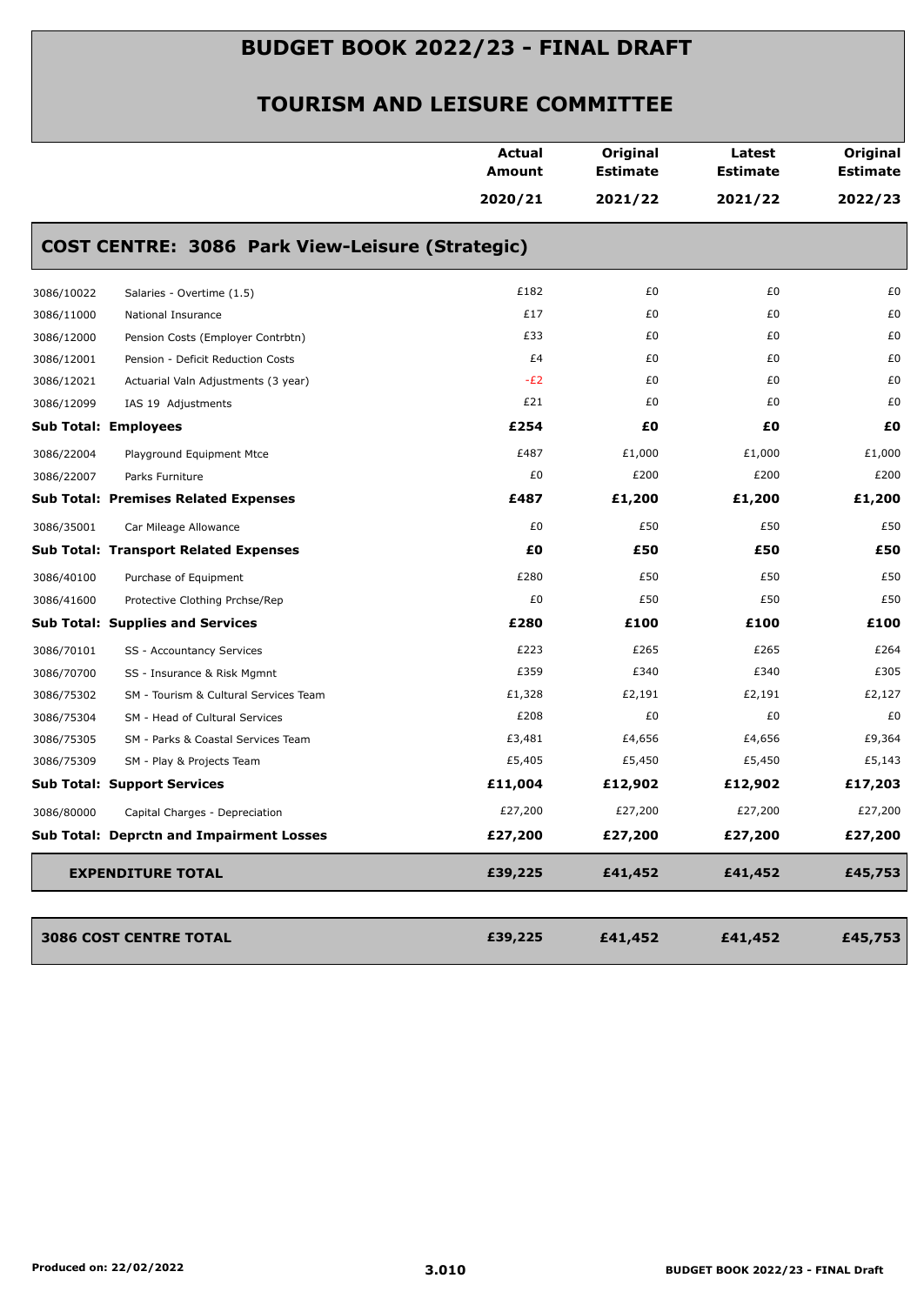# BUDGET BOOK 2022/23 - FINAL DRAFT

## TOURISM AND LEISURE COMMITTEE

| | | Actual Amount 2020/21 | Original Estimate 2021/22 | Latest Estimate 2021/22 | Original Estimate 2022/23 |
|---|---|---|---|---|---|
| **COST CENTRE: 3086 Park View-Leisure (Strategic)** | | | | | |
| 3086/10022 | Salaries - Overtime (1.5) | £182 | £0 | £0 | £0 |
| 3086/11000 | National Insurance | £17 | £0 | £0 | £0 |
| 3086/12000 | Pension Costs (Employer Contrbtn) | £33 | £0 | £0 | £0 |
| 3086/12001 | Pension - Deficit Reduction Costs | £4 | £0 | £0 | £0 |
| 3086/12021 | Actuarial Valn Adjustments (3 year) | -£2 | £0 | £0 | £0 |
| 3086/12099 | IAS 19 Adjustments | £21 | £0 | £0 | £0 |
| **Sub Total: Employees** | | **£254** | **£0** | **£0** | **£0** |
| 3086/22004 | Playground Equipment Mtce | £487 | £1,000 | £1,000 | £1,000 |
| 3086/22007 | Parks Furniture | £0 | £200 | £200 | £200 |
| **Sub Total: Premises Related Expenses** | | **£487** | **£1,200** | **£1,200** | **£1,200** |
| 3086/35001 | Car Mileage Allowance | £0 | £50 | £50 | £50 |
| **Sub Total: Transport Related Expenses** | | **£0** | **£50** | **£50** | **£50** |
| 3086/40100 | Purchase of Equipment | £280 | £50 | £50 | £50 |
| 3086/41600 | Protective Clothing Prchse/Rep | £0 | £50 | £50 | £50 |
| **Sub Total: Supplies and Services** | | **£280** | **£100** | **£100** | **£100** |
| 3086/70101 | SS - Accountancy Services | £223 | £265 | £265 | £264 |
| 3086/70700 | SS - Insurance & Risk Mgmnt | £359 | £340 | £340 | £305 |
| 3086/75302 | SM - Tourism & Cultural Services Team | £1,328 | £2,191 | £2,191 | £2,127 |
| 3086/75304 | SM - Head of Cultural Services | £208 | £0 | £0 | £0 |
| 3086/75305 | SM - Parks & Coastal Services Team | £3,481 | £4,656 | £4,656 | £9,364 |
| 3086/75309 | SM - Play & Projects Team | £5,405 | £5,450 | £5,450 | £5,143 |
| **Sub Total: Support Services** | | **£11,004** | **£12,902** | **£12,902** | **£17,203** |
| 3086/80000 | Capital Charges - Depreciation | £27,200 | £27,200 | £27,200 | £27,200 |
| **Sub Total: Deprctn and Impairment Losses** | | **£27,200** | **£27,200** | **£27,200** | **£27,200** |
| **EXPENDITURE TOTAL** | | **£39,225** | **£41,452** | **£41,452** | **£45,753** |
| **3086 COST CENTRE TOTAL** | | **£39,225** | **£41,452** | **£41,452** | **£45,753** |

Produced on: 22/02/2022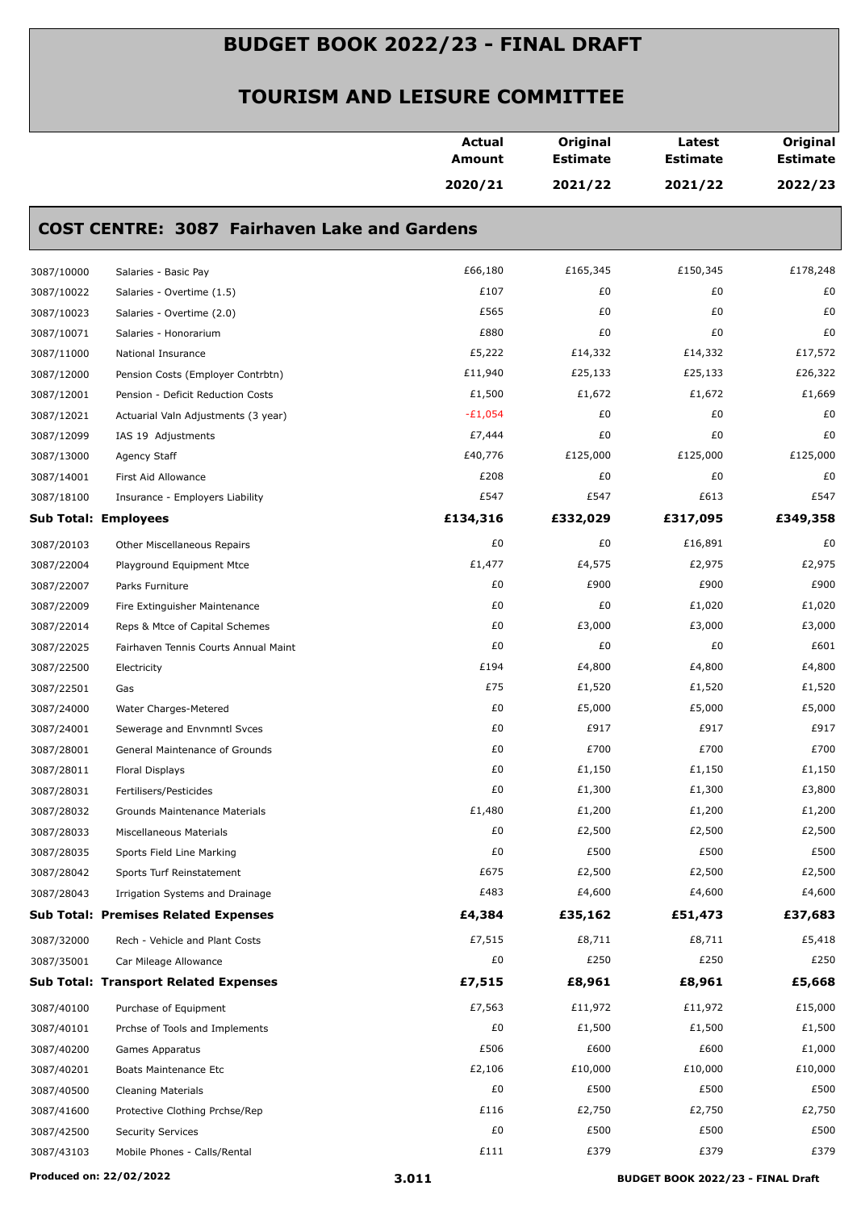# BUDGET BOOK 2022/23 - FINAL DRAFT

## TOURISM AND LEISURE COMMITTEE

| | | Actual Amount 2020/21 | Original Estimate 2021/22 | Latest Estimate 2021/22 | Original Estimate 2022/23 |
|---|---|---|---|---|---|
| **COST CENTRE: 3087 Fairhaven Lake and Gardens** | | | | | |
| 3087/10000 | Salaries - Basic Pay | £66,180 | £165,345 | £150,345 | £178,248 |
| 3087/10022 | Salaries - Overtime (1.5) | £107 | £0 | £0 | £0 |
| 3087/10023 | Salaries - Overtime (2.0) | £565 | £0 | £0 | £0 |
| 3087/10071 | Salaries - Honorarium | £880 | £0 | £0 | £0 |
| 3087/11000 | National Insurance | £5,222 | £14,332 | £14,332 | £17,572 |
| 3087/12000 | Pension Costs (Employer Contrbtn) | £11,940 | £25,133 | £25,133 | £26,322 |
| 3087/12001 | Pension - Deficit Reduction Costs | £1,500 | £1,672 | £1,672 | £1,669 |
| 3087/12021 | Actuarial Valn Adjustments (3 year) | -£1,054 | £0 | £0 | £0 |
| 3087/12099 | IAS 19 Adjustments | £7,444 | £0 | £0 | £0 |
| 3087/13000 | Agency Staff | £40,776 | £125,000 | £125,000 | £125,000 |
| 3087/14001 | First Aid Allowance | £208 | £0 | £0 | £0 |
| 3087/18100 | Insurance - Employers Liability | £547 | £547 | £613 | £547 |
| **Sub Total: Employees** | | **£134,316** | **£332,029** | **£317,095** | **£349,358** |
| 3087/20103 | Other Miscellaneous Repairs | £0 | £0 | £16,891 | £0 |
| 3087/22004 | Playground Equipment Mtce | £1,477 | £4,575 | £2,975 | £2,975 |
| 3087/22007 | Parks Furniture | £0 | £900 | £900 | £900 |
| 3087/22009 | Fire Extinguisher Maintenance | £0 | £0 | £1,020 | £1,020 |
| 3087/22014 | Reps & Mtce of Capital Schemes | £0 | £3,000 | £3,000 | £3,000 |
| 3087/22025 | Fairhaven Tennis Courts Annual Maint | £0 | £0 | £0 | £601 |
| 3087/22500 | Electricity | £194 | £4,800 | £4,800 | £4,800 |
| 3087/22501 | Gas | £75 | £1,520 | £1,520 | £1,520 |
| 3087/24000 | Water Charges-Metered | £0 | £5,000 | £5,000 | £5,000 |
| 3087/24001 | Sewerage and Envnmntl Svces | £0 | £917 | £917 | £917 |
| 3087/28001 | General Maintenance of Grounds | £0 | £700 | £700 | £700 |
| 3087/28011 | Floral Displays | £0 | £1,150 | £1,150 | £1,150 |
| 3087/28031 | Fertilisers/Pesticides | £0 | £1,300 | £1,300 | £3,800 |
| 3087/28032 | Grounds Maintenance Materials | £1,480 | £1,200 | £1,200 | £1,200 |
| 3087/28033 | Miscellaneous Materials | £0 | £2,500 | £2,500 | £2,500 |
| 3087/28035 | Sports Field Line Marking | £0 | £500 | £500 | £500 |
| 3087/28042 | Sports Turf Reinstatement | £675 | £2,500 | £2,500 | £2,500 |
| 3087/28043 | Irrigation Systems and Drainage | £483 | £4,600 | £4,600 | £4,600 |
| **Sub Total: Premises Related Expenses** | | **£4,384** | **£35,162** | **£51,473** | **£37,683** |
| 3087/32000 | Rech - Vehicle and Plant Costs | £7,515 | £8,711 | £8,711 | £5,418 |
| 3087/35001 | Car Mileage Allowance | £0 | £250 | £250 | £250 |
| **Sub Total: Transport Related Expenses** | | **£7,515** | **£8,961** | **£8,961** | **£5,668** |
| 3087/40100 | Purchase of Equipment | £7,563 | £11,972 | £11,972 | £15,000 |
| 3087/40101 | Prchse of Tools and Implements | £0 | £1,500 | £1,500 | £1,500 |
| 3087/40200 | Games Apparatus | £506 | £600 | £600 | £1,000 |
| 3087/40201 | Boats Maintenance Etc | £2,106 | £10,000 | £10,000 | £10,000 |
| 3087/40500 | Cleaning Materials | £0 | £500 | £500 | £500 |
| 3087/41600 | Protective Clothing Prchse/Rep | £116 | £2,750 | £2,750 | £2,750 |
| 3087/42500 | Security Services | £0 | £500 | £500 | £500 |
| 3087/43103 | Mobile Phones - Calls/Rental | £111 | £379 | £379 | £379 |

Produced on: 22/02/2022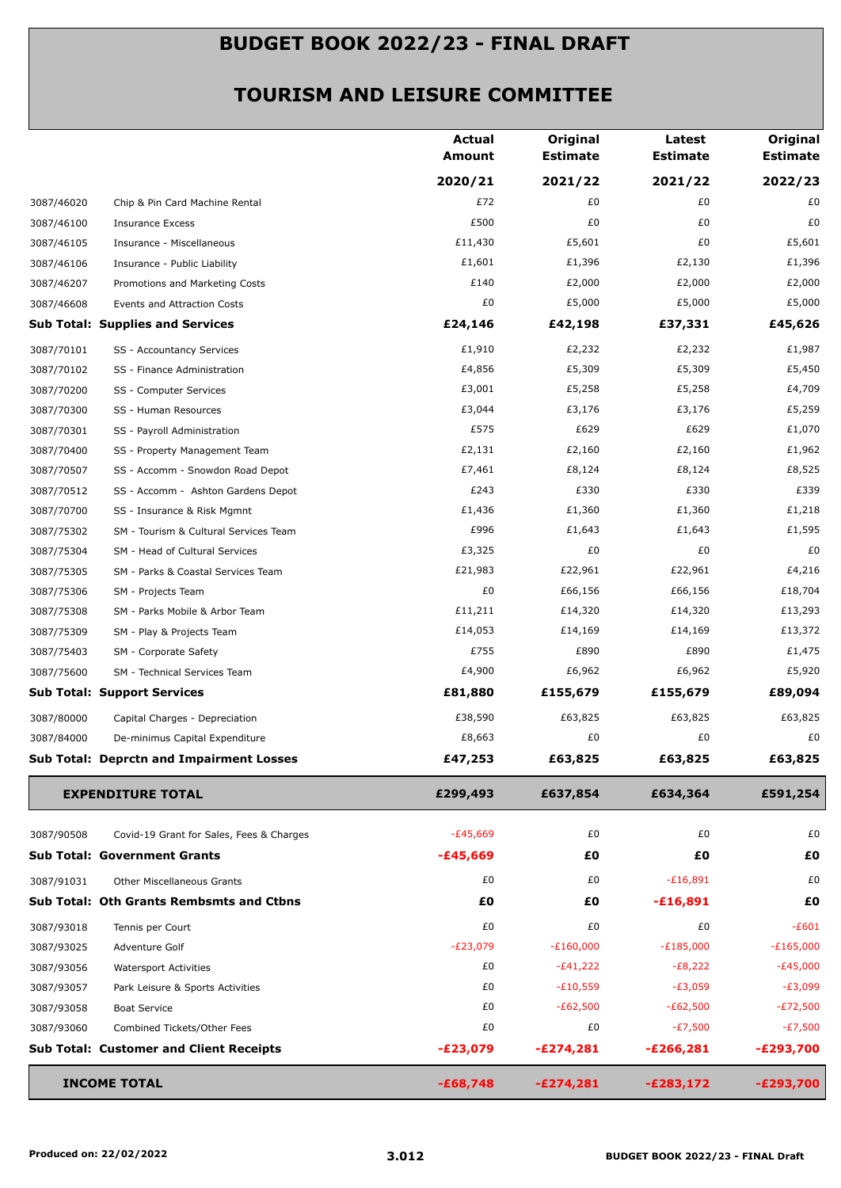# BUDGET BOOK 2022/23 - FINAL DRAFT

## TOURISM AND LEISURE COMMITTEE

| | | Actual Amount | Original Estimate | Latest Estimate | Original Estimate |
|---|---|---|---|---|---|
| | | 2020/21 | 2021/22 | 2021/22 | 2022/23 |
| 3087/46020 | Chip & Pin Card Machine Rental | £72 | £0 | £0 | £0 |
| 3087/46100 | Insurance Excess | £500 | £0 | £0 | £0 |
| 3087/46105 | Insurance - Miscellaneous | £11,430 | £5,601 | £0 | £5,601 |
| 3087/46106 | Insurance - Public Liability | £1,601 | £1,396 | £2,130 | £1,396 |
| 3087/46207 | Promotions and Marketing Costs | £140 | £2,000 | £2,000 | £2,000 |
| 3087/46608 | Events and Attraction Costs | £0 | £5,000 | £5,000 | £5,000 |
| **Sub Total: Supplies and Services** | | **£24,146** | **£42,198** | **£37,331** | **£45,626** |
| 3087/70101 | SS - Accountancy Services | £1,910 | £2,232 | £2,232 | £1,987 |
| 3087/70102 | SS - Finance Administration | £4,856 | £5,309 | £5,309 | £5,450 |
| 3087/70200 | SS - Computer Services | £3,001 | £5,258 | £5,258 | £4,709 |
| 3087/70300 | SS - Human Resources | £3,044 | £3,176 | £3,176 | £5,259 |
| 3087/70301 | SS - Payroll Administration | £575 | £629 | £629 | £1,070 |
| 3087/70400 | SS - Property Management Team | £2,131 | £2,160 | £2,160 | £1,962 |
| 3087/70507 | SS - Accomm - Snowdon Road Depot | £7,461 | £8,124 | £8,124 | £8,525 |
| 3087/70512 | SS - Accomm - Ashton Gardens Depot | £243 | £330 | £330 | £339 |
| 3087/70700 | SS - Insurance & Risk Mgmnt | £1,436 | £1,360 | £1,360 | £1,218 |
| 3087/75302 | SM - Tourism & Cultural Services Team | £996 | £1,643 | £1,643 | £1,595 |
| 3087/75304 | SM - Head of Cultural Services | £3,325 | £0 | £0 | £0 |
| 3087/75305 | SM - Parks & Coastal Services Team | £21,983 | £22,961 | £22,961 | £4,216 |
| 3087/75306 | SM - Projects Team | £0 | £66,156 | £66,156 | £18,704 |
| 3087/75308 | SM - Parks Mobile & Arbor Team | £11,211 | £14,320 | £14,320 | £13,293 |
| 3087/75309 | SM - Play & Projects Team | £14,053 | £14,169 | £14,169 | £13,372 |
| 3087/75403 | SM - Corporate Safety | £755 | £890 | £890 | £1,475 |
| 3087/75600 | SM - Technical Services Team | £4,900 | £6,962 | £6,962 | £5,920 |
| **Sub Total: Support Services** | | **£81,880** | **£155,679** | **£155,679** | **£89,094** |
| 3087/80000 | Capital Charges - Depreciation | £38,590 | £63,825 | £63,825 | £63,825 |
| 3087/84000 | De-minimus Capital Expenditure | £8,663 | £0 | £0 | £0 |
| **Sub Total: Deprctn and Impairment Losses** | | **£47,253** | **£63,825** | **£63,825** | **£63,825** |
| **EXPENDITURE TOTAL** | | **£299,493** | **£637,854** | **£634,364** | **£591,254** |
| 3087/90508 | Covid-19 Grant for Sales, Fees & Charges | -£45,669 | £0 | £0 | £0 |
| **Sub Total: Government Grants** | | **-£45,669** | **£0** | **£0** | **£0** |
| 3087/91031 | Other Miscellaneous Grants | £0 | £0 | -£16,891 | £0 |
| **Sub Total: Oth Grants Rembsmts and Ctbns** | | **£0** | **£0** | **-£16,891** | **£0** |
| 3087/93018 | Tennis per Court | £0 | £0 | £0 | -£601 |
| 3087/93025 | Adventure Golf | -£23,079 | -£160,000 | -£185,000 | -£165,000 |
| 3087/93056 | Watersport Activities | £0 | -£41,222 | -£8,222 | -£45,000 |
| 3087/93057 | Park Leisure & Sports Activities | £0 | -£10,559 | -£3,059 | -£3,099 |
| 3087/93058 | Boat Service | £0 | -£62,500 | -£62,500 | -£72,500 |
| 3087/93060 | Combined Tickets/Other Fees | £0 | £0 | -£7,500 | -£7,500 |
| **Sub Total: Customer and Client Receipts** | | **-£23,079** | **-£274,281** | **-£266,281** | **-£293,700** |
| **INCOME TOTAL** | | **-£68,748** | **-£274,281** | **-£283,172** | **-£293,700** |

Produced on: 22/02/2022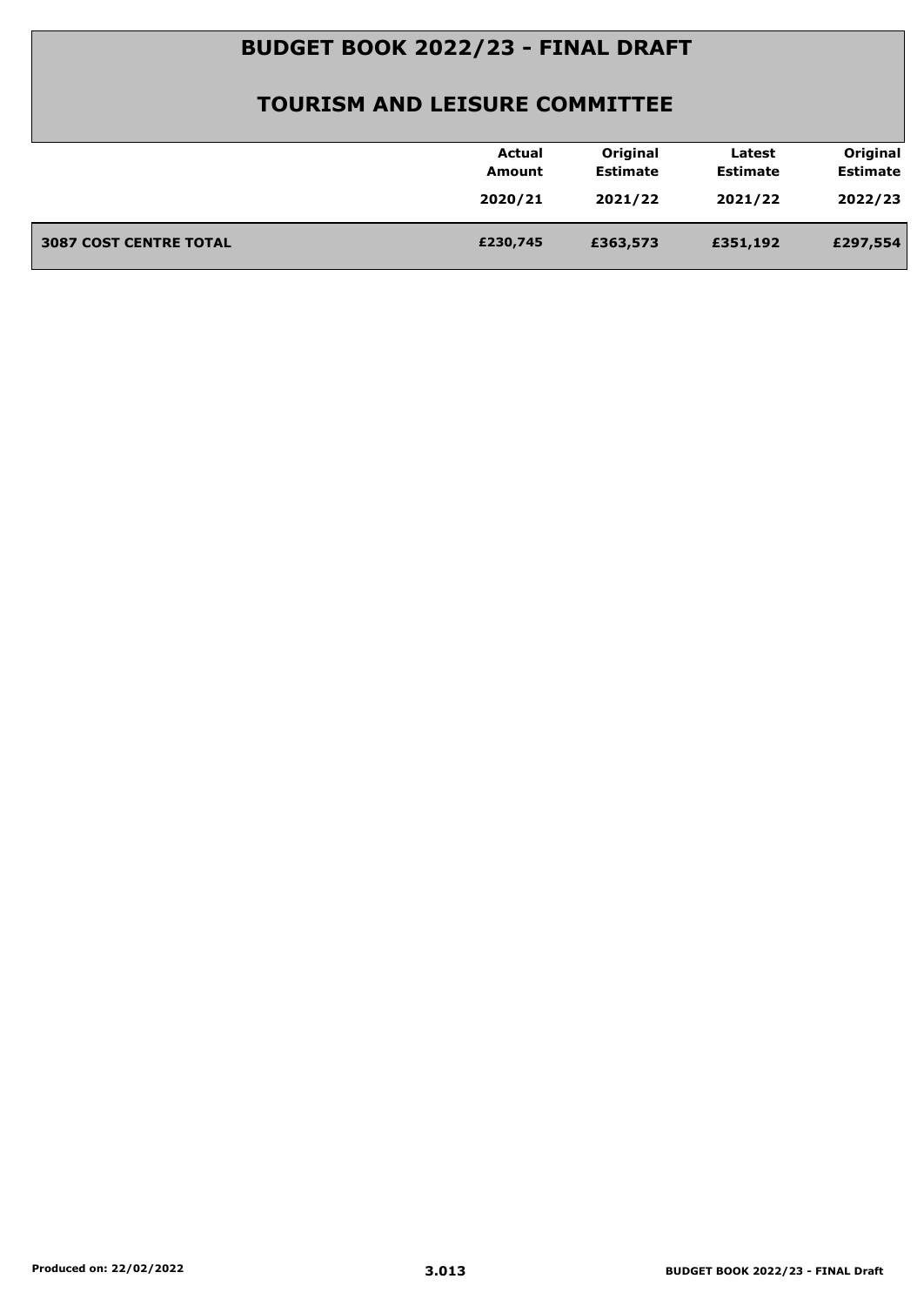# BUDGET BOOK 2022/23 - FINAL DRAFT

## TOURISM AND LEISURE COMMITTEE

| | Actual Amount 2020/21 | Original Estimate 2021/22 | Latest Estimate 2021/22 | Original Estimate 2022/23 |
|---|---|---|---|---|
| **3087 COST CENTRE TOTAL** | **£230,745** | **£363,573** | **£351,192** | **£297,554** |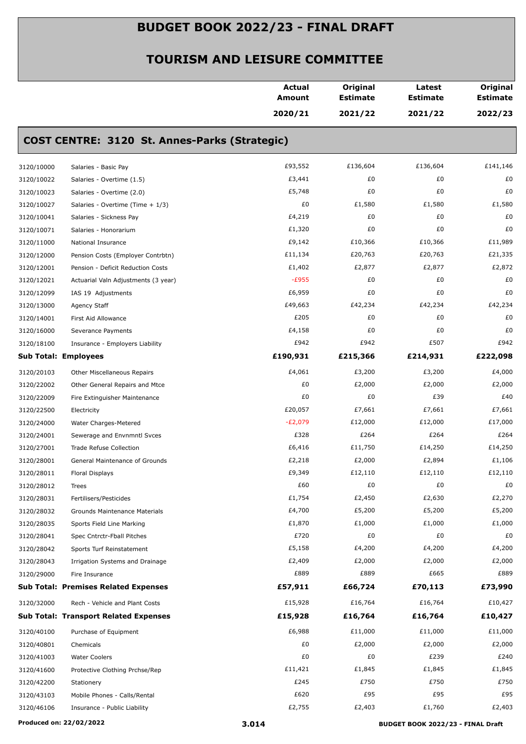# BUDGET BOOK 2022/23 - FINAL DRAFT

## TOURISM AND LEISURE COMMITTEE

### COST CENTRE: 3120 St. Annes-Parks (Strategic)

| | | Actual Amount 2020/21 | Original Estimate 2021/22 | Latest Estimate 2021/22 | Original Estimate 2022/23 |
|---|---|---|---|---|---|
| 3120/10000 | Salaries - Basic Pay | £93,552 | £136,604 | £136,604 | £141,146 |
| 3120/10022 | Salaries - Overtime (1.5) | £3,441 | £0 | £0 | £0 |
| 3120/10023 | Salaries - Overtime (2.0) | £5,748 | £0 | £0 | £0 |
| 3120/10027 | Salaries - Overtime (Time + 1/3) | £0 | £1,580 | £1,580 | £1,580 |
| 3120/10041 | Salaries - Sickness Pay | £4,219 | £0 | £0 | £0 |
| 3120/10071 | Salaries - Honorarium | £1,320 | £0 | £0 | £0 |
| 3120/11000 | National Insurance | £9,142 | £10,366 | £10,366 | £11,989 |
| 3120/12000 | Pension Costs (Employer Contrbtn) | £11,134 | £20,763 | £20,763 | £21,335 |
| 3120/12001 | Pension - Deficit Reduction Costs | £1,402 | £2,877 | £2,877 | £2,872 |
| 3120/12021 | Actuarial Valn Adjustments (3 year) | -£955 | £0 | £0 | £0 |
| 3120/12099 | IAS 19 Adjustments | £6,959 | £0 | £0 | £0 |
| 3120/13000 | Agency Staff | £49,663 | £42,234 | £42,234 | £42,234 |
| 3120/14001 | First Aid Allowance | £205 | £0 | £0 | £0 |
| 3120/16000 | Severance Payments | £4,158 | £0 | £0 | £0 |
| 3120/18100 | Insurance - Employers Liability | £942 | £942 | £507 | £942 |
| **Sub Total: Employees** | | **£190,931** | **£215,366** | **£214,931** | **£222,098** |
| 3120/20103 | Other Miscellaneous Repairs | £4,061 | £3,200 | £3,200 | £4,000 |
| 3120/22002 | Other General Repairs and Mtce | £0 | £2,000 | £2,000 | £2,000 |
| 3120/22009 | Fire Extinguisher Maintenance | £0 | £0 | £39 | £40 |
| 3120/22500 | Electricity | £20,057 | £7,661 | £7,661 | £7,661 |
| 3120/24000 | Water Charges-Metered | -£2,079 | £12,000 | £12,000 | £17,000 |
| 3120/24001 | Sewerage and Envnmntl Svces | £328 | £264 | £264 | £264 |
| 3120/27001 | Trade Refuse Collection | £6,416 | £11,750 | £14,250 | £14,250 |
| 3120/28001 | General Maintenance of Grounds | £2,218 | £2,000 | £2,894 | £1,106 |
| 3120/28011 | Floral Displays | £9,349 | £12,110 | £12,110 | £12,110 |
| 3120/28012 | Trees | £60 | £0 | £0 | £0 |
| 3120/28031 | Fertilisers/Pesticides | £1,754 | £2,450 | £2,630 | £2,270 |
| 3120/28032 | Grounds Maintenance Materials | £4,700 | £5,200 | £5,200 | £5,200 |
| 3120/28035 | Sports Field Line Marking | £1,870 | £1,000 | £1,000 | £1,000 |
| 3120/28041 | Spec Cntrctr-Fball Pitches | £720 | £0 | £0 | £0 |
| 3120/28042 | Sports Turf Reinstatement | £5,158 | £4,200 | £4,200 | £4,200 |
| 3120/28043 | Irrigation Systems and Drainage | £2,409 | £2,000 | £2,000 | £2,000 |
| 3120/29000 | Fire Insurance | £889 | £889 | £665 | £889 |
| **Sub Total: Premises Related Expenses** | | **£57,911** | **£66,724** | **£70,113** | **£73,990** |
| 3120/32000 | Rech - Vehicle and Plant Costs | £15,928 | £16,764 | £16,764 | £10,427 |
| **Sub Total: Transport Related Expenses** | | **£15,928** | **£16,764** | **£16,764** | **£10,427** |
| 3120/40100 | Purchase of Equipment | £6,988 | £11,000 | £11,000 | £11,000 |
| 3120/40801 | Chemicals | £0 | £2,000 | £2,000 | £2,000 |
| 3120/41003 | Water Coolers | £0 | £0 | £239 | £240 |
| 3120/41600 | Protective Clothing Prchse/Rep | £11,421 | £1,845 | £1,845 | £1,845 |
| 3120/42200 | Stationery | £245 | £750 | £750 | £750 |
| 3120/43103 | Mobile Phones - Calls/Rental | £620 | £95 | £95 | £95 |
| 3120/46106 | Insurance - Public Liability | £2,755 | £2,403 | £1,760 | £2,403 |

Produced on: 22/02/2022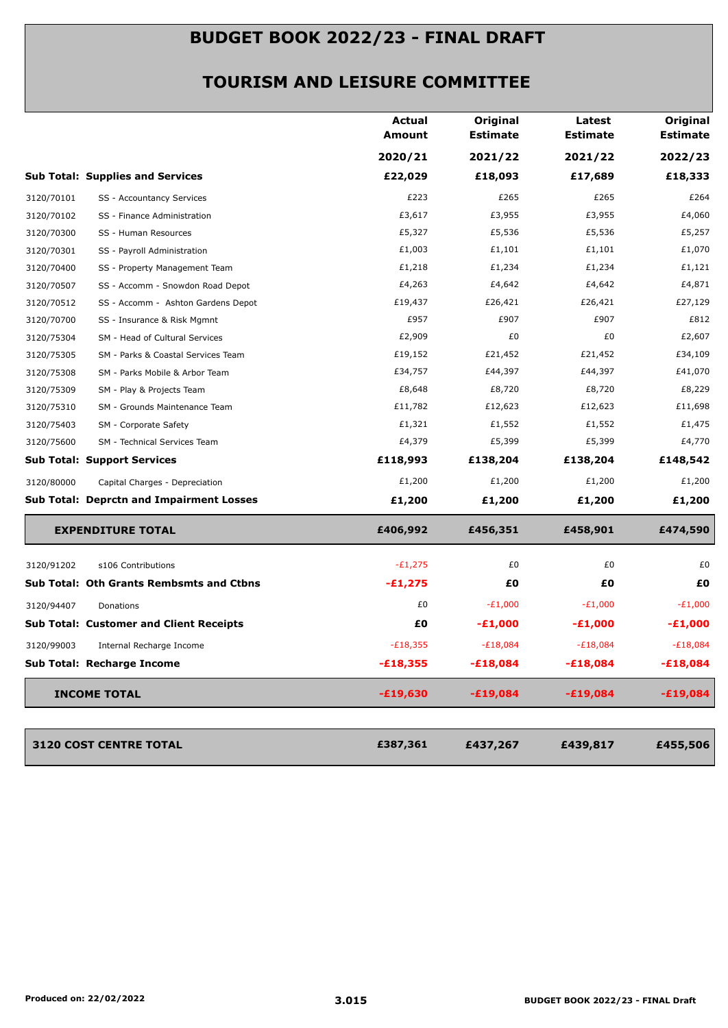# BUDGET BOOK 2022/23 - FINAL DRAFT

## TOURISM AND LEISURE COMMITTEE

| | | Actual Amount 2020/21 | Original Estimate 2021/22 | Latest Estimate 2021/22 | Original Estimate 2022/23 |
|---|---|---|---|---|---|
| **Sub Total: Supplies and Services** | | **£22,029** | **£18,093** | **£17,689** | **£18,333** |
| 3120/70101 | SS - Accountancy Services | £223 | £265 | £265 | £264 |
| 3120/70102 | SS - Finance Administration | £3,617 | £3,955 | £3,955 | £4,060 |
| 3120/70300 | SS - Human Resources | £5,327 | £5,536 | £5,536 | £5,257 |
| 3120/70301 | SS - Payroll Administration | £1,003 | £1,101 | £1,101 | £1,070 |
| 3120/70400 | SS - Property Management Team | £1,218 | £1,234 | £1,234 | £1,121 |
| 3120/70507 | SS - Accomm - Snowdon Road Depot | £4,263 | £4,642 | £4,642 | £4,871 |
| 3120/70512 | SS - Accomm - Ashton Gardens Depot | £19,437 | £26,421 | £26,421 | £27,129 |
| 3120/70700 | SS - Insurance & Risk Mgmnt | £957 | £907 | £907 | £812 |
| 3120/75304 | SM - Head of Cultural Services | £2,909 | £0 | £0 | £2,607 |
| 3120/75305 | SM - Parks & Coastal Services Team | £19,152 | £21,452 | £21,452 | £34,109 |
| 3120/75308 | SM - Parks Mobile & Arbor Team | £34,757 | £44,397 | £44,397 | £41,070 |
| 3120/75309 | SM - Play & Projects Team | £8,648 | £8,720 | £8,720 | £8,229 |
| 3120/75310 | SM - Grounds Maintenance Team | £11,782 | £12,623 | £12,623 | £11,698 |
| 3120/75403 | SM - Corporate Safety | £1,321 | £1,552 | £1,552 | £1,475 |
| 3120/75600 | SM - Technical Services Team | £4,379 | £5,399 | £5,399 | £4,770 |
| **Sub Total: Support Services** | | **£118,993** | **£138,204** | **£138,204** | **£148,542** |
| 3120/80000 | Capital Charges - Depreciation | £1,200 | £1,200 | £1,200 | £1,200 |
| **Sub Total: Deprctn and Impairment Losses** | | **£1,200** | **£1,200** | **£1,200** | **£1,200** |
| **EXPENDITURE TOTAL** | | **£406,992** | **£456,351** | **£458,901** | **£474,590** |
| 3120/91202 | s106 Contributions | -£1,275 | £0 | £0 | £0 |
| **Sub Total: Oth Grants Rembsmts and Ctbns** | | **-£1,275** | **£0** | **£0** | **£0** |
| 3120/94407 | Donations | £0 | -£1,000 | -£1,000 | -£1,000 |
| **Sub Total: Customer and Client Receipts** | | **£0** | **-£1,000** | **-£1,000** | **-£1,000** |
| 3120/99003 | Internal Recharge Income | -£18,355 | -£18,084 | -£18,084 | -£18,084 |
| **Sub Total: Recharge Income** | | **-£18,355** | **-£18,084** | **-£18,084** | **-£18,084** |
| **INCOME TOTAL** | | **-£19,630** | **-£19,084** | **-£19,084** | **-£19,084** |
| **3120 COST CENTRE TOTAL** | | **£387,361** | **£437,267** | **£439,817** | **£455,506** |

Produced on: 22/02/2022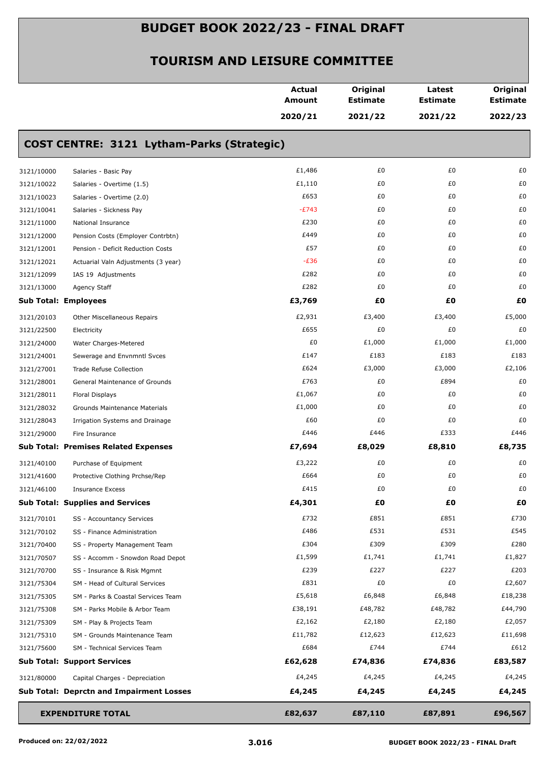# BUDGET BOOK 2022/23 - FINAL DRAFT

## TOURISM AND LEISURE COMMITTEE

### COST CENTRE: 3121 Lytham-Parks (Strategic)

| | | Actual Amount 2020/21 | Original Estimate 2021/22 | Latest Estimate 2021/22 | Original Estimate 2022/23 |
|---|---|---|---|---|---|
| 3121/10000 | Salaries - Basic Pay | £1,486 | £0 | £0 | £0 |
| 3121/10022 | Salaries - Overtime (1.5) | £1,110 | £0 | £0 | £0 |
| 3121/10023 | Salaries - Overtime (2.0) | £653 | £0 | £0 | £0 |
| 3121/10041 | Salaries - Sickness Pay | -£743 | £0 | £0 | £0 |
| 3121/11000 | National Insurance | £230 | £0 | £0 | £0 |
| 3121/12000 | Pension Costs (Employer Contrbtn) | £449 | £0 | £0 | £0 |
| 3121/12001 | Pension - Deficit Reduction Costs | £57 | £0 | £0 | £0 |
| 3121/12021 | Actuarial Valn Adjustments (3 year) | -£36 | £0 | £0 | £0 |
| 3121/12099 | IAS 19 Adjustments | £282 | £0 | £0 | £0 |
| 3121/13000 | Agency Staff | £282 | £0 | £0 | £0 |
| **Sub Total: Employees** | | **£3,769** | **£0** | **£0** | **£0** |
| 3121/20103 | Other Miscellaneous Repairs | £2,931 | £3,400 | £3,400 | £5,000 |
| 3121/22500 | Electricity | £655 | £0 | £0 | £0 |
| 3121/24000 | Water Charges-Metered | £0 | £1,000 | £1,000 | £1,000 |
| 3121/24001 | Sewerage and Envnmntl Svces | £147 | £183 | £183 | £183 |
| 3121/27001 | Trade Refuse Collection | £624 | £3,000 | £3,000 | £2,106 |
| 3121/28001 | General Maintenance of Grounds | £763 | £0 | £894 | £0 |
| 3121/28011 | Floral Displays | £1,067 | £0 | £0 | £0 |
| 3121/28032 | Grounds Maintenance Materials | £1,000 | £0 | £0 | £0 |
| 3121/28043 | Irrigation Systems and Drainage | £60 | £0 | £0 | £0 |
| 3121/29000 | Fire Insurance | £446 | £446 | £333 | £446 |
| **Sub Total: Premises Related Expenses** | | **£7,694** | **£8,029** | **£8,810** | **£8,735** |
| 3121/40100 | Purchase of Equipment | £3,222 | £0 | £0 | £0 |
| 3121/41600 | Protective Clothing Prchse/Rep | £664 | £0 | £0 | £0 |
| 3121/46100 | Insurance Excess | £415 | £0 | £0 | £0 |
| **Sub Total: Supplies and Services** | | **£4,301** | **£0** | **£0** | **£0** |
| 3121/70101 | SS - Accountancy Services | £732 | £851 | £851 | £730 |
| 3121/70102 | SS - Finance Administration | £486 | £531 | £531 | £545 |
| 3121/70400 | SS - Property Management Team | £304 | £309 | £309 | £280 |
| 3121/70507 | SS - Accomm - Snowdon Road Depot | £1,599 | £1,741 | £1,741 | £1,827 |
| 3121/70700 | SS - Insurance & Risk Mgmnt | £239 | £227 | £227 | £203 |
| 3121/75304 | SM - Head of Cultural Services | £831 | £0 | £0 | £2,607 |
| 3121/75305 | SM - Parks & Coastal Services Team | £5,618 | £6,848 | £6,848 | £18,238 |
| 3121/75308 | SM - Parks Mobile & Arbor Team | £38,191 | £48,782 | £48,782 | £44,790 |
| 3121/75309 | SM - Play & Projects Team | £2,162 | £2,180 | £2,180 | £2,057 |
| 3121/75310 | SM - Grounds Maintenance Team | £11,782 | £12,623 | £12,623 | £11,698 |
| 3121/75600 | SM - Technical Services Team | £684 | £744 | £744 | £612 |
| **Sub Total: Support Services** | | **£62,628** | **£74,836** | **£74,836** | **£83,587** |
| 3121/80000 | Capital Charges - Depreciation | £4,245 | £4,245 | £4,245 | £4,245 |
| **Sub Total: Deprctn and Impairment Losses** | | **£4,245** | **£4,245** | **£4,245** | **£4,245** |
| **EXPENDITURE TOTAL** | | **£82,637** | **£87,110** | **£87,891** | **£96,567** |

Produced on: 22/02/2022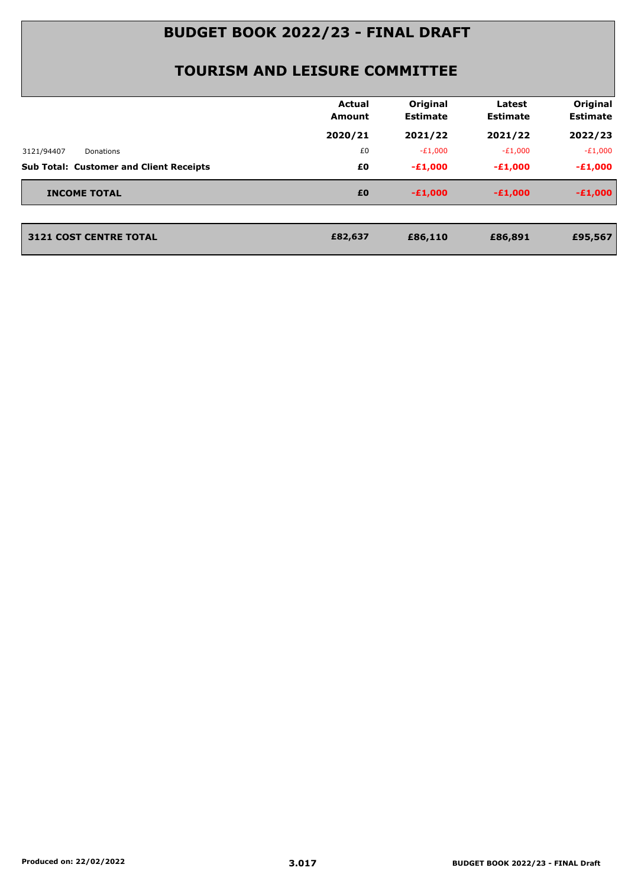# BUDGET BOOK 2022/23 - FINAL DRAFT

## TOURISM AND LEISURE COMMITTEE

| | | Actual Amount | Original Estimate | Latest Estimate | Original Estimate |
|---|---|---|---|---|---|
| | | 2020/21 | 2021/22 | 2021/22 | 2022/23 |
| 3121/94407 | Donations | £0 | -£1,000 | -£1,000 | -£1,000 |
| **Sub Total: Customer and Client Receipts** | | **£0** | **-£1,000** | **-£1,000** | **-£1,000** |
| **INCOME TOTAL** | | **£0** | **-£1,000** | **-£1,000** | **-£1,000** |
| **3121 COST CENTRE TOTAL** | | **£82,637** | **£86,110** | **£86,891** | **£95,567** |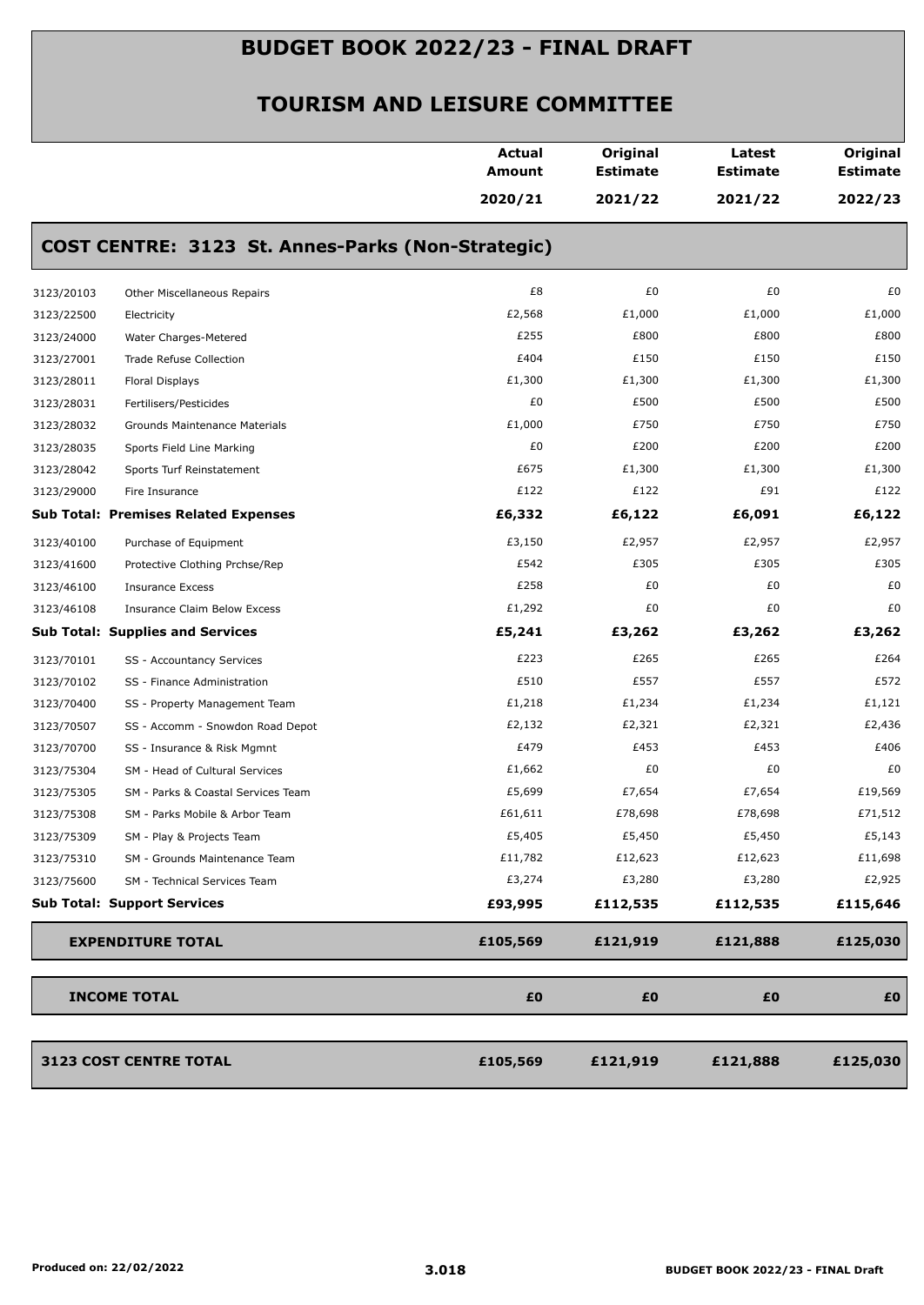# BUDGET BOOK 2022/23 - FINAL DRAFT

## TOURISM AND LEISURE COMMITTEE

### COST CENTRE: 3123 St. Annes-Parks (Non-Strategic)

| | | Actual Amount 2020/21 | Original Estimate 2021/22 | Latest Estimate 2021/22 | Original Estimate 2022/23 |
|---|---|---|---|---|---|
| 3123/20103 | Other Miscellaneous Repairs | £8 | £0 | £0 | £0 |
| 3123/22500 | Electricity | £2,568 | £1,000 | £1,000 | £1,000 |
| 3123/24000 | Water Charges-Metered | £255 | £800 | £800 | £800 |
| 3123/27001 | Trade Refuse Collection | £404 | £150 | £150 | £150 |
| 3123/28011 | Floral Displays | £1,300 | £1,300 | £1,300 | £1,300 |
| 3123/28031 | Fertilisers/Pesticides | £0 | £500 | £500 | £500 |
| 3123/28032 | Grounds Maintenance Materials | £1,000 | £750 | £750 | £750 |
| 3123/28035 | Sports Field Line Marking | £0 | £200 | £200 | £200 |
| 3123/28042 | Sports Turf Reinstatement | £675 | £1,300 | £1,300 | £1,300 |
| 3123/29000 | Fire Insurance | £122 | £122 | £91 | £122 |
| **Sub Total: Premises Related Expenses** | | **£6,332** | **£6,122** | **£6,091** | **£6,122** |
| 3123/40100 | Purchase of Equipment | £3,150 | £2,957 | £2,957 | £2,957 |
| 3123/41600 | Protective Clothing Prchse/Rep | £542 | £305 | £305 | £305 |
| 3123/46100 | Insurance Excess | £258 | £0 | £0 | £0 |
| 3123/46108 | Insurance Claim Below Excess | £1,292 | £0 | £0 | £0 |
| **Sub Total: Supplies and Services** | | **£5,241** | **£3,262** | **£3,262** | **£3,262** |
| 3123/70101 | SS - Accountancy Services | £223 | £265 | £265 | £264 |
| 3123/70102 | SS - Finance Administration | £510 | £557 | £557 | £572 |
| 3123/70400 | SS - Property Management Team | £1,218 | £1,234 | £1,234 | £1,121 |
| 3123/70507 | SS - Accomm - Snowdon Road Depot | £2,132 | £2,321 | £2,321 | £2,436 |
| 3123/70700 | SS - Insurance & Risk Mgmnt | £479 | £453 | £453 | £406 |
| 3123/75304 | SM - Head of Cultural Services | £1,662 | £0 | £0 | £0 |
| 3123/75305 | SM - Parks & Coastal Services Team | £5,699 | £7,654 | £7,654 | £19,569 |
| 3123/75308 | SM - Parks Mobile & Arbor Team | £61,611 | £78,698 | £78,698 | £71,512 |
| 3123/75309 | SM - Play & Projects Team | £5,405 | £5,450 | £5,450 | £5,143 |
| 3123/75310 | SM - Grounds Maintenance Team | £11,782 | £12,623 | £12,623 | £11,698 |
| 3123/75600 | SM - Technical Services Team | £3,274 | £3,280 | £3,280 | £2,925 |
| **Sub Total: Support Services** | | **£93,995** | **£112,535** | **£112,535** | **£115,646** |
| **EXPENDITURE TOTAL** | | **£105,569** | **£121,919** | **£121,888** | **£125,030** |
| **INCOME TOTAL** | | **£0** | **£0** | **£0** | **£0** |
| **3123 COST CENTRE TOTAL** | | **£105,569** | **£121,919** | **£121,888** | **£125,030** |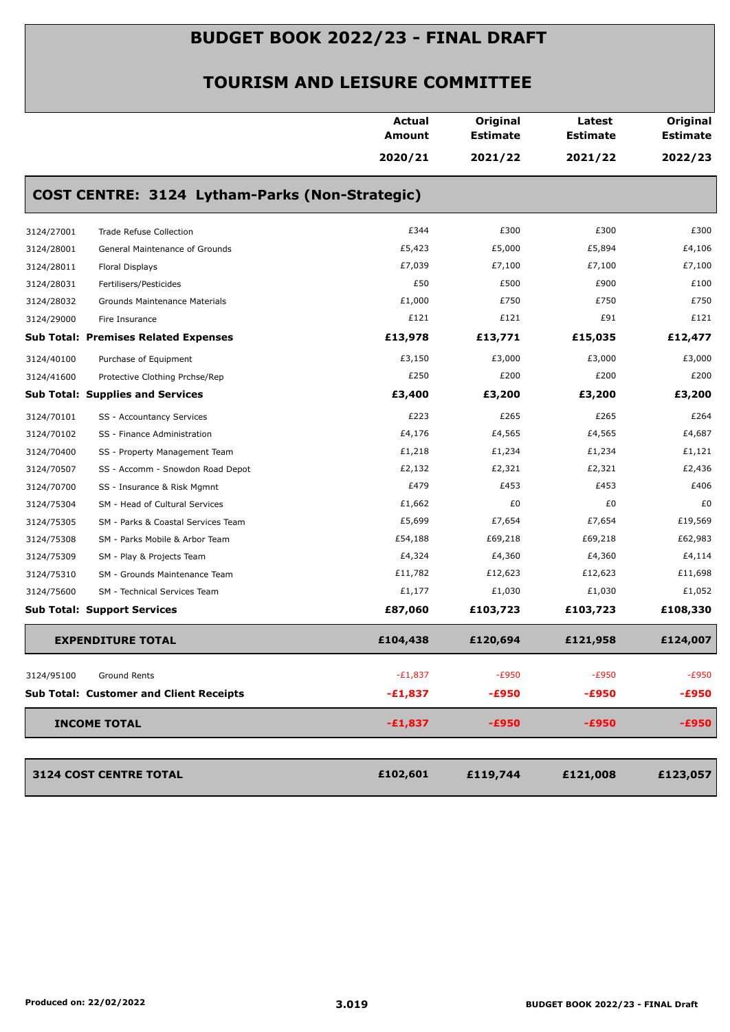# BUDGET BOOK 2022/23 - FINAL DRAFT

## TOURISM AND LEISURE COMMITTEE

### COST CENTRE: 3124 Lytham-Parks (Non-Strategic)

| | | Actual Amount 2020/21 | Original Estimate 2021/22 | Latest Estimate 2021/22 | Original Estimate 2022/23 |
|---|---|---|---|---|---|
| 3124/27001 | Trade Refuse Collection | £344 | £300 | £300 | £300 |
| 3124/28001 | General Maintenance of Grounds | £5,423 | £5,000 | £5,894 | £4,106 |
| 3124/28011 | Floral Displays | £7,039 | £7,100 | £7,100 | £7,100 |
| 3124/28031 | Fertilisers/Pesticides | £50 | £500 | £900 | £100 |
| 3124/28032 | Grounds Maintenance Materials | £1,000 | £750 | £750 | £750 |
| 3124/29000 | Fire Insurance | £121 | £121 | £91 | £121 |
| **Sub Total: Premises Related Expenses** | | **£13,978** | **£13,771** | **£15,035** | **£12,477** |
| 3124/40100 | Purchase of Equipment | £3,150 | £3,000 | £3,000 | £3,000 |
| 3124/41600 | Protective Clothing Prchse/Rep | £250 | £200 | £200 | £200 |
| **Sub Total: Supplies and Services** | | **£3,400** | **£3,200** | **£3,200** | **£3,200** |
| 3124/70101 | SS - Accountancy Services | £223 | £265 | £265 | £264 |
| 3124/70102 | SS - Finance Administration | £4,176 | £4,565 | £4,565 | £4,687 |
| 3124/70400 | SS - Property Management Team | £1,218 | £1,234 | £1,234 | £1,121 |
| 3124/70507 | SS - Accomm - Snowdon Road Depot | £2,132 | £2,321 | £2,321 | £2,436 |
| 3124/70700 | SS - Insurance & Risk Mgmnt | £479 | £453 | £453 | £406 |
| 3124/75304 | SM - Head of Cultural Services | £1,662 | £0 | £0 | £0 |
| 3124/75305 | SM - Parks & Coastal Services Team | £5,699 | £7,654 | £7,654 | £19,569 |
| 3124/75308 | SM - Parks Mobile & Arbor Team | £54,188 | £69,218 | £69,218 | £62,983 |
| 3124/75309 | SM - Play & Projects Team | £4,324 | £4,360 | £4,360 | £4,114 |
| 3124/75310 | SM - Grounds Maintenance Team | £11,782 | £12,623 | £12,623 | £11,698 |
| 3124/75600 | SM - Technical Services Team | £1,177 | £1,030 | £1,030 | £1,052 |
| **Sub Total: Support Services** | | **£87,060** | **£103,723** | **£103,723** | **£108,330** |
| **EXPENDITURE TOTAL** | | **£104,438** | **£120,694** | **£121,958** | **£124,007** |
| 3124/95100 | Ground Rents | -£1,837 | -£950 | -£950 | -£950 |
| **Sub Total: Customer and Client Receipts** | | **-£1,837** | **-£950** | **-£950** | **-£950** |
| **INCOME TOTAL** | | **-£1,837** | **-£950** | **-£950** | **-£950** |
| **3124 COST CENTRE TOTAL** | | **£102,601** | **£119,744** | **£121,008** | **£123,057** |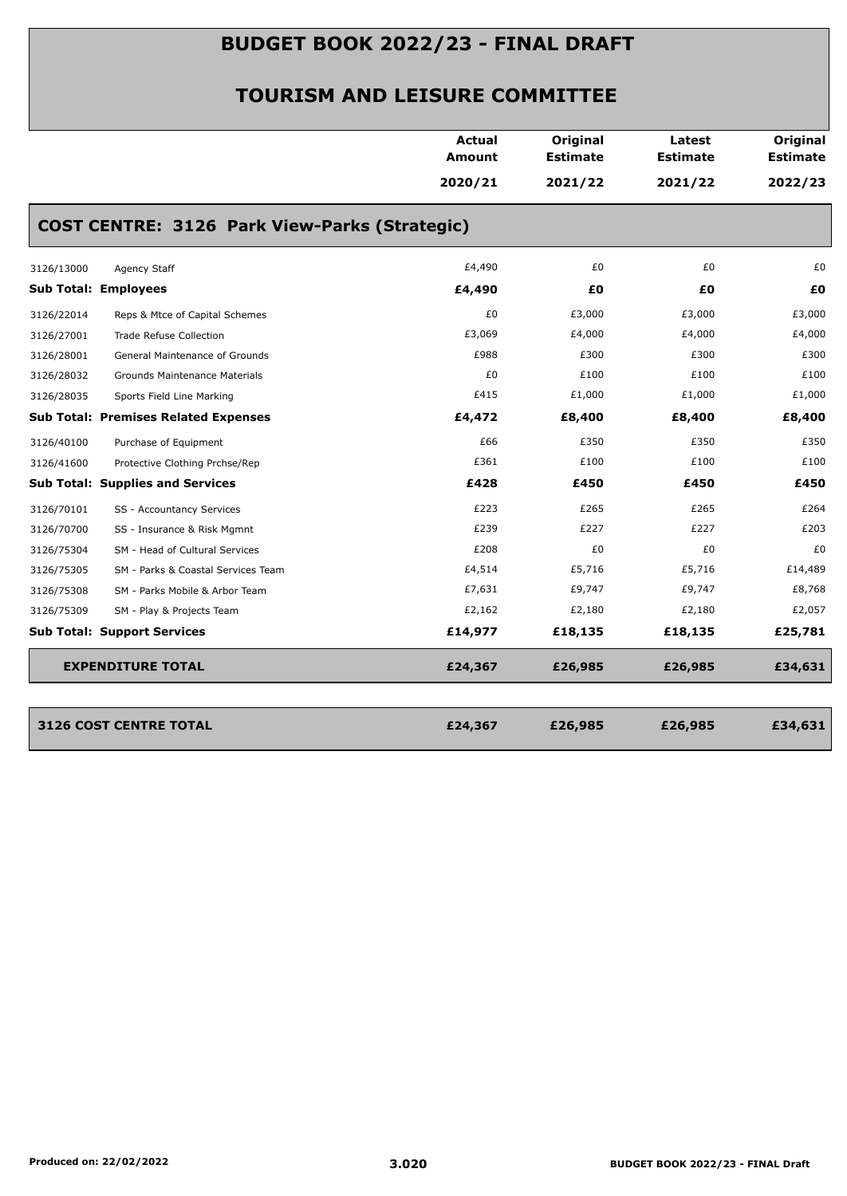# BUDGET BOOK 2022/23 - FINAL DRAFT

## TOURISM AND LEISURE COMMITTEE

### COST CENTRE: 3126 Park View-Parks (Strategic)

| | | Actual Amount 2020/21 | Original Estimate 2021/22 | Latest Estimate 2021/22 | Original Estimate 2022/23 |
|---|---|---|---|---|---|
| 3126/13000 | Agency Staff | £4,490 | £0 | £0 | £0 |
| **Sub Total: Employees** | | **£4,490** | **£0** | **£0** | **£0** |
| 3126/22014 | Reps & Mtce of Capital Schemes | £0 | £3,000 | £3,000 | £3,000 |
| 3126/27001 | Trade Refuse Collection | £3,069 | £4,000 | £4,000 | £4,000 |
| 3126/28001 | General Maintenance of Grounds | £988 | £300 | £300 | £300 |
| 3126/28032 | Grounds Maintenance Materials | £0 | £100 | £100 | £100 |
| 3126/28035 | Sports Field Line Marking | £415 | £1,000 | £1,000 | £1,000 |
| **Sub Total: Premises Related Expenses** | | **£4,472** | **£8,400** | **£8,400** | **£8,400** |
| 3126/40100 | Purchase of Equipment | £66 | £350 | £350 | £350 |
| 3126/41600 | Protective Clothing Prchse/Rep | £361 | £100 | £100 | £100 |
| **Sub Total: Supplies and Services** | | **£428** | **£450** | **£450** | **£450** |
| 3126/70101 | SS - Accountancy Services | £223 | £265 | £265 | £264 |
| 3126/70700 | SS - Insurance & Risk Mgmnt | £239 | £227 | £227 | £203 |
| 3126/75304 | SM - Head of Cultural Services | £208 | £0 | £0 | £0 |
| 3126/75305 | SM - Parks & Coastal Services Team | £4,514 | £5,716 | £5,716 | £14,489 |
| 3126/75308 | SM - Parks Mobile & Arbor Team | £7,631 | £9,747 | £9,747 | £8,768 |
| 3126/75309 | SM - Play & Projects Team | £2,162 | £2,180 | £2,180 | £2,057 |
| **Sub Total: Support Services** | | **£14,977** | **£18,135** | **£18,135** | **£25,781** |
| **EXPENDITURE TOTAL** | | **£24,367** | **£26,985** | **£26,985** | **£34,631** |
| **3126 COST CENTRE TOTAL** | | **£24,367** | **£26,985** | **£26,985** | **£34,631** |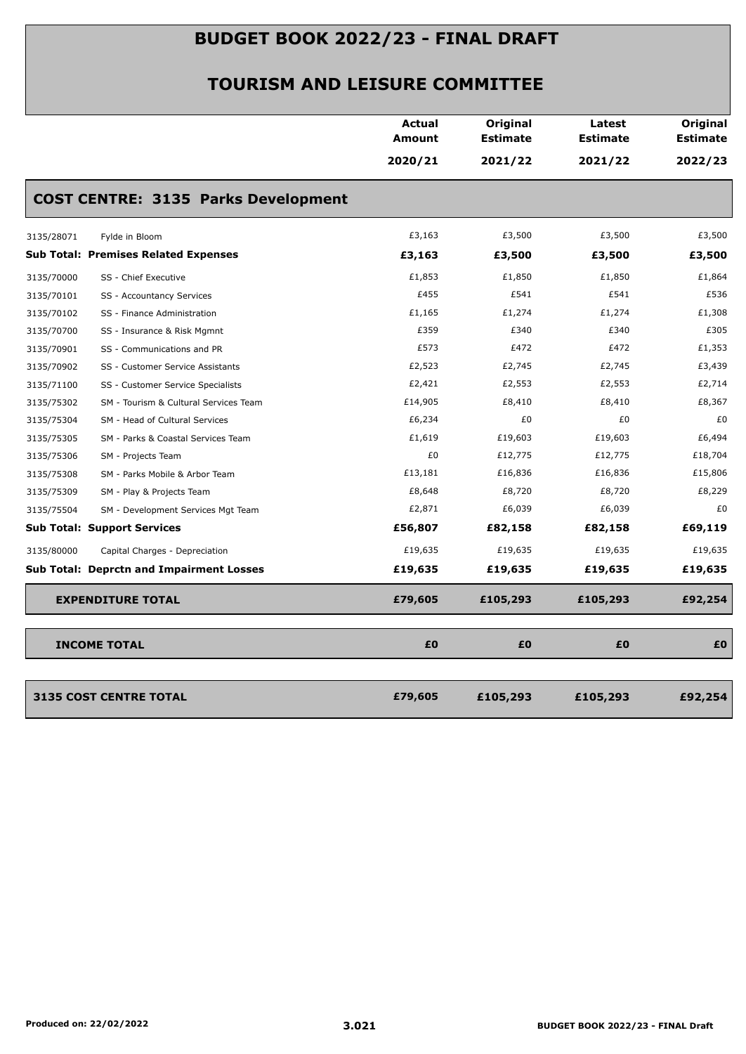# BUDGET BOOK 2022/23 - FINAL DRAFT

## TOURISM AND LEISURE COMMITTEE

### COST CENTRE: 3135 Parks Development

| | | Actual Amount 2020/21 | Original Estimate 2021/22 | Latest Estimate 2021/22 | Original Estimate 2022/23 |
|---|---|---|---|---|---|
| 3135/28071 | Fylde in Bloom | £3,163 | £3,500 | £3,500 | £3,500 |
| **Sub Total: Premises Related Expenses** | | **£3,163** | **£3,500** | **£3,500** | **£3,500** |
| 3135/70000 | SS - Chief Executive | £1,853 | £1,850 | £1,850 | £1,864 |
| 3135/70101 | SS - Accountancy Services | £455 | £541 | £541 | £536 |
| 3135/70102 | SS - Finance Administration | £1,165 | £1,274 | £1,274 | £1,308 |
| 3135/70700 | SS - Insurance & Risk Mgmnt | £359 | £340 | £340 | £305 |
| 3135/70901 | SS - Communications and PR | £573 | £472 | £472 | £1,353 |
| 3135/70902 | SS - Customer Service Assistants | £2,523 | £2,745 | £2,745 | £3,439 |
| 3135/71100 | SS - Customer Service Specialists | £2,421 | £2,553 | £2,553 | £2,714 |
| 3135/75302 | SM - Tourism & Cultural Services Team | £14,905 | £8,410 | £8,410 | £8,367 |
| 3135/75304 | SM - Head of Cultural Services | £6,234 | £0 | £0 | £0 |
| 3135/75305 | SM - Parks & Coastal Services Team | £1,619 | £19,603 | £19,603 | £6,494 |
| 3135/75306 | SM - Projects Team | £0 | £12,775 | £12,775 | £18,704 |
| 3135/75308 | SM - Parks Mobile & Arbor Team | £13,181 | £16,836 | £16,836 | £15,806 |
| 3135/75309 | SM - Play & Projects Team | £8,648 | £8,720 | £8,720 | £8,229 |
| 3135/75504 | SM - Development Services Mgt Team | £2,871 | £6,039 | £6,039 | £0 |
| **Sub Total: Support Services** | | **£56,807** | **£82,158** | **£82,158** | **£69,119** |
| 3135/80000 | Capital Charges - Depreciation | £19,635 | £19,635 | £19,635 | £19,635 |
| **Sub Total: Deprctn and Impairment Losses** | | **£19,635** | **£19,635** | **£19,635** | **£19,635** |
| **EXPENDITURE TOTAL** | | **£79,605** | **£105,293** | **£105,293** | **£92,254** |
| **INCOME TOTAL** | | **£0** | **£0** | **£0** | **£0** |
| **3135 COST CENTRE TOTAL** | | **£79,605** | **£105,293** | **£105,293** | **£92,254** |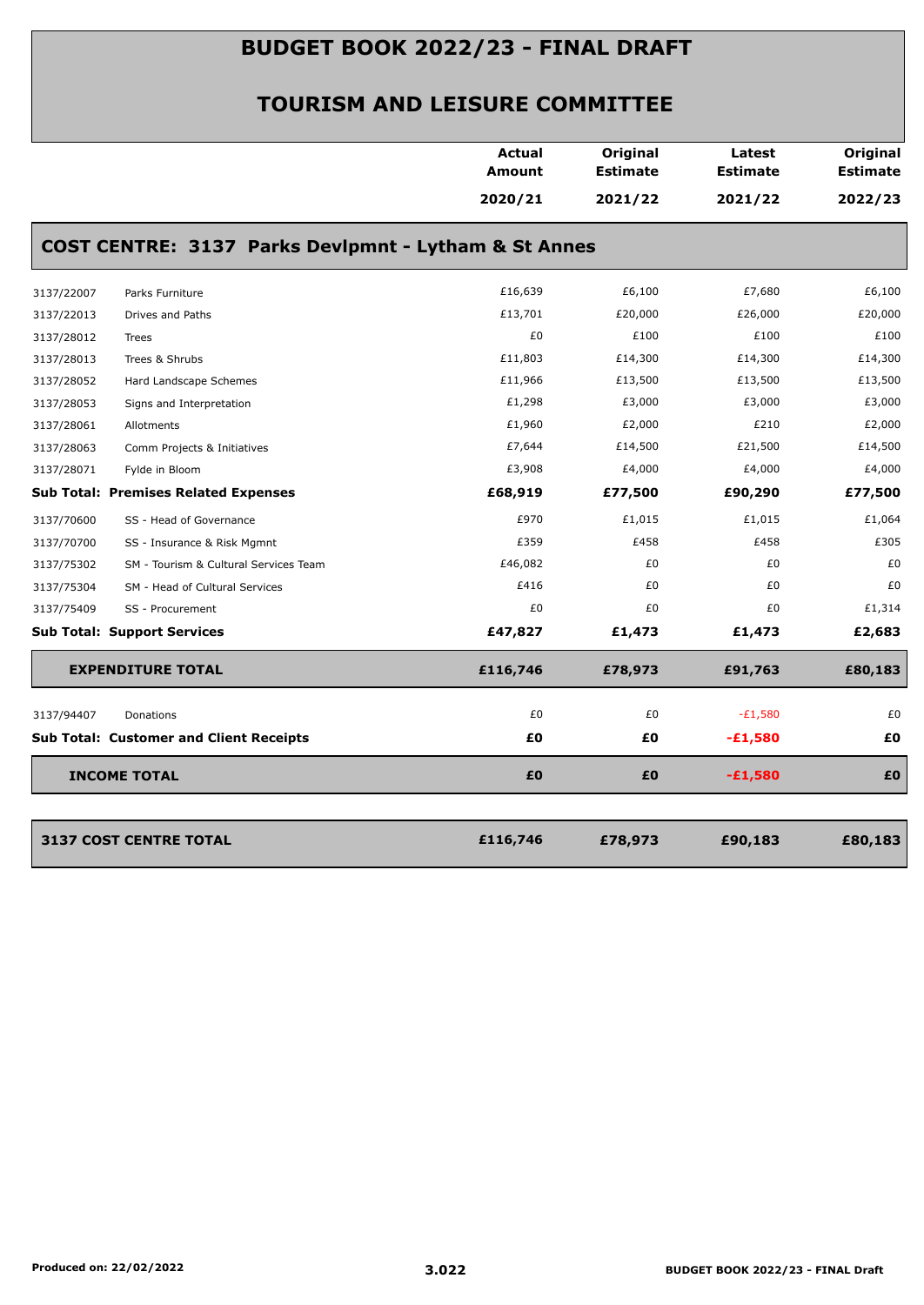# BUDGET BOOK 2022/23 - FINAL DRAFT

## TOURISM AND LEISURE COMMITTEE

### COST CENTRE: 3137 Parks Devlpmnt - Lytham & St Annes

| | | Actual Amount 2020/21 | Original Estimate 2021/22 | Latest Estimate 2021/22 | Original Estimate 2022/23 |
|---|---|---|---|---|---|
| 3137/22007 | Parks Furniture | £16,639 | £6,100 | £7,680 | £6,100 |
| 3137/22013 | Drives and Paths | £13,701 | £20,000 | £26,000 | £20,000 |
| 3137/28012 | Trees | £0 | £100 | £100 | £100 |
| 3137/28013 | Trees & Shrubs | £11,803 | £14,300 | £14,300 | £14,300 |
| 3137/28052 | Hard Landscape Schemes | £11,966 | £13,500 | £13,500 | £13,500 |
| 3137/28053 | Signs and Interpretation | £1,298 | £3,000 | £3,000 | £3,000 |
| 3137/28061 | Allotments | £1,960 | £2,000 | £210 | £2,000 |
| 3137/28063 | Comm Projects & Initiatives | £7,644 | £14,500 | £21,500 | £14,500 |
| 3137/28071 | Fylde in Bloom | £3,908 | £4,000 | £4,000 | £4,000 |
| **Sub Total: Premises Related Expenses** | | **£68,919** | **£77,500** | **£90,290** | **£77,500** |
| 3137/70600 | SS - Head of Governance | £970 | £1,015 | £1,015 | £1,064 |
| 3137/70700 | SS - Insurance & Risk Mgmnt | £359 | £458 | £458 | £305 |
| 3137/75302 | SM - Tourism & Cultural Services Team | £46,082 | £0 | £0 | £0 |
| 3137/75304 | SM - Head of Cultural Services | £416 | £0 | £0 | £0 |
| 3137/75409 | SS - Procurement | £0 | £0 | £0 | £1,314 |
| **Sub Total: Support Services** | | **£47,827** | **£1,473** | **£1,473** | **£2,683** |
| **EXPENDITURE TOTAL** | | **£116,746** | **£78,973** | **£91,763** | **£80,183** |
| 3137/94407 | Donations | £0 | £0 | -£1,580 | £0 |
| **Sub Total: Customer and Client Receipts** | | **£0** | **£0** | **-£1,580** | **£0** |
| **INCOME TOTAL** | | **£0** | **£0** | **-£1,580** | **£0** |
| **3137 COST CENTRE TOTAL** | | **£116,746** | **£78,973** | **£90,183** | **£80,183** |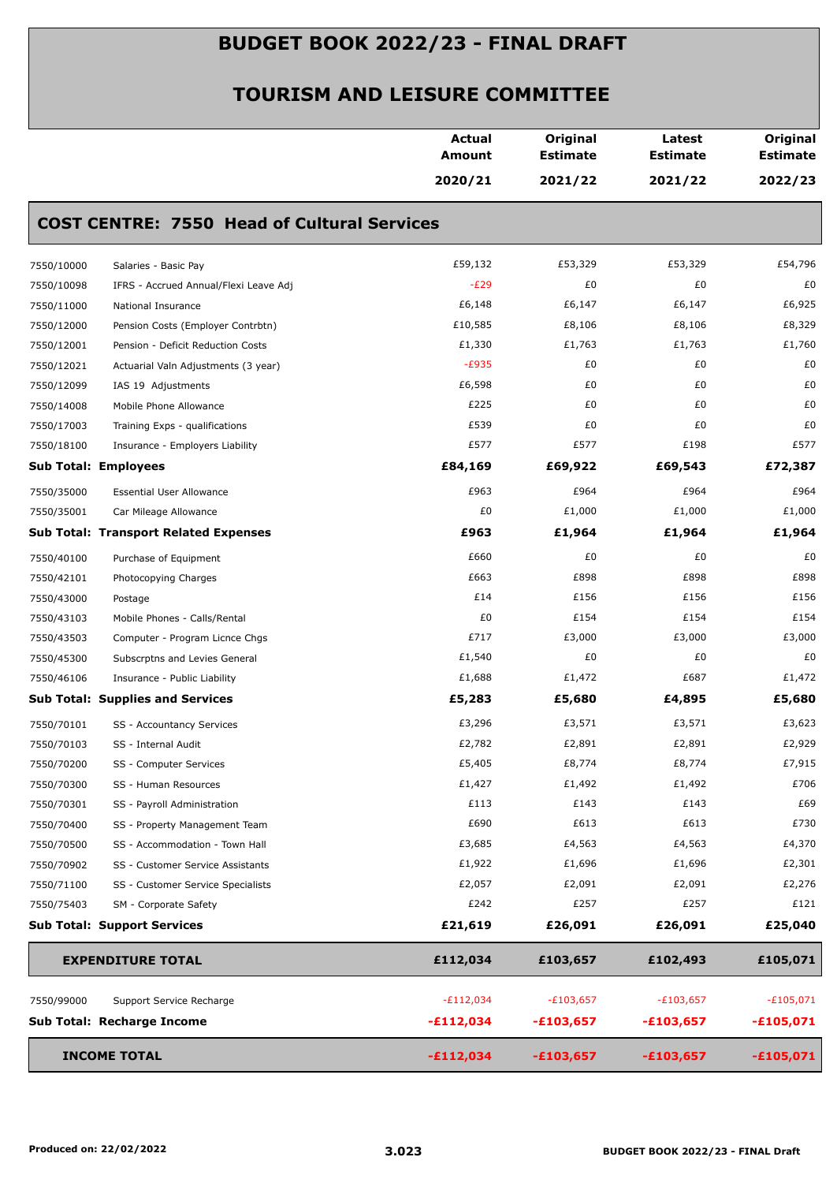# BUDGET BOOK 2022/23 - FINAL DRAFT

## TOURISM AND LEISURE COMMITTEE

| | | Actual Amount 2020/21 | Original Estimate 2021/22 | Latest Estimate 2021/22 | Original Estimate 2022/23 |
|---|---|---|---|---|---|
| **COST CENTRE: 7550 Head of Cultural Services** | | | | | |
| 7550/10000 | Salaries - Basic Pay | £59,132 | £53,329 | £53,329 | £54,796 |
| 7550/10098 | IFRS - Accrued Annual/Flexi Leave Adj | -£29 | £0 | £0 | £0 |
| 7550/11000 | National Insurance | £6,148 | £6,147 | £6,147 | £6,925 |
| 7550/12000 | Pension Costs (Employer Contrbtn) | £10,585 | £8,106 | £8,106 | £8,329 |
| 7550/12001 | Pension - Deficit Reduction Costs | £1,330 | £1,763 | £1,763 | £1,760 |
| 7550/12021 | Actuarial Valn Adjustments (3 year) | -£935 | £0 | £0 | £0 |
| 7550/12099 | IAS 19 Adjustments | £6,598 | £0 | £0 | £0 |
| 7550/14008 | Mobile Phone Allowance | £225 | £0 | £0 | £0 |
| 7550/17003 | Training Exps - qualifications | £539 | £0 | £0 | £0 |
| 7550/18100 | Insurance - Employers Liability | £577 | £577 | £198 | £577 |
| **Sub Total: Employees** | | **£84,169** | **£69,922** | **£69,543** | **£72,387** |
| 7550/35000 | Essential User Allowance | £963 | £964 | £964 | £964 |
| 7550/35001 | Car Mileage Allowance | £0 | £1,000 | £1,000 | £1,000 |
| **Sub Total: Transport Related Expenses** | | **£963** | **£1,964** | **£1,964** | **£1,964** |
| 7550/40100 | Purchase of Equipment | £660 | £0 | £0 | £0 |
| 7550/42101 | Photocopying Charges | £663 | £898 | £898 | £898 |
| 7550/43000 | Postage | £14 | £156 | £156 | £156 |
| 7550/43103 | Mobile Phones - Calls/Rental | £0 | £154 | £154 | £154 |
| 7550/43503 | Computer - Program Licnce Chgs | £717 | £3,000 | £3,000 | £3,000 |
| 7550/45300 | Subscrptns and Levies General | £1,540 | £0 | £0 | £0 |
| 7550/46106 | Insurance - Public Liability | £1,688 | £1,472 | £687 | £1,472 |
| **Sub Total: Supplies and Services** | | **£5,283** | **£5,680** | **£4,895** | **£5,680** |
| 7550/70101 | SS - Accountancy Services | £3,296 | £3,571 | £3,571 | £3,623 |
| 7550/70103 | SS - Internal Audit | £2,782 | £2,891 | £2,891 | £2,929 |
| 7550/70200 | SS - Computer Services | £5,405 | £8,774 | £8,774 | £7,915 |
| 7550/70300 | SS - Human Resources | £1,427 | £1,492 | £1,492 | £706 |
| 7550/70301 | SS - Payroll Administration | £113 | £143 | £143 | £69 |
| 7550/70400 | SS - Property Management Team | £690 | £613 | £613 | £730 |
| 7550/70500 | SS - Accommodation - Town Hall | £3,685 | £4,563 | £4,563 | £4,370 |
| 7550/70902 | SS - Customer Service Assistants | £1,922 | £1,696 | £1,696 | £2,301 |
| 7550/71100 | SS - Customer Service Specialists | £2,057 | £2,091 | £2,091 | £2,276 |
| 7550/75403 | SM - Corporate Safety | £242 | £257 | £257 | £121 |
| **Sub Total: Support Services** | | **£21,619** | **£26,091** | **£26,091** | **£25,040** |
| **EXPENDITURE TOTAL** | | **£112,034** | **£103,657** | **£102,493** | **£105,071** |
| 7550/99000 | Support Service Recharge | -£112,034 | -£103,657 | -£103,657 | -£105,071 |
| **Sub Total: Recharge Income** | | **-£112,034** | **-£103,657** | **-£103,657** | **-£105,071** |
| **INCOME TOTAL** | | **-£112,034** | **-£103,657** | **-£103,657** | **-£105,071** |

Produced on: 22/02/2022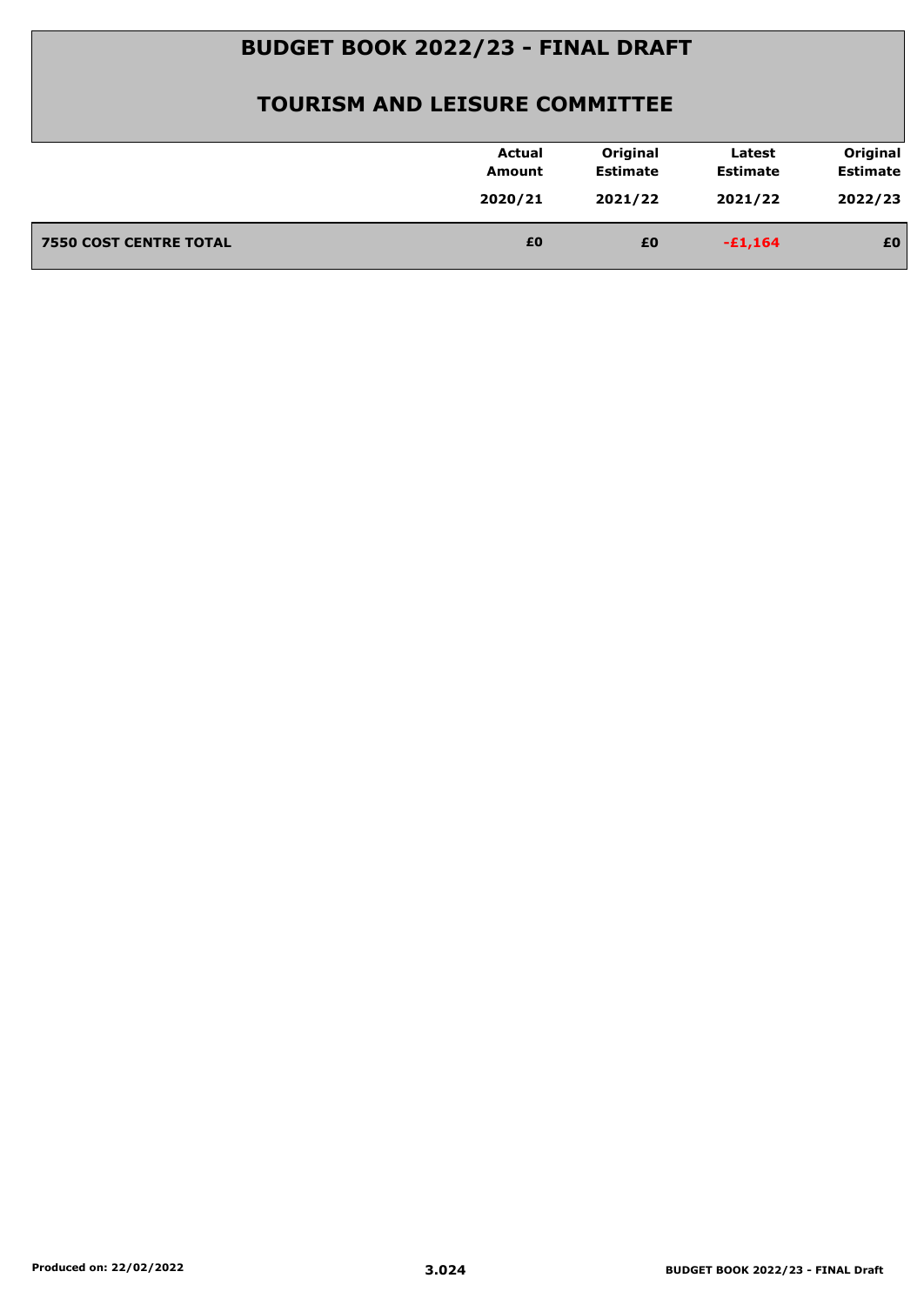# BUDGET BOOK 2022/23 - FINAL DRAFT

## TOURISM AND LEISURE COMMITTEE

| | Actual Amount 2020/21 | Original Estimate 2021/22 | Latest Estimate 2021/22 | Original Estimate 2022/23 |
|---|---|---|---|---|
| **7550 COST CENTRE TOTAL** | **£0** | **£0** | **-£1,164** | **£0** |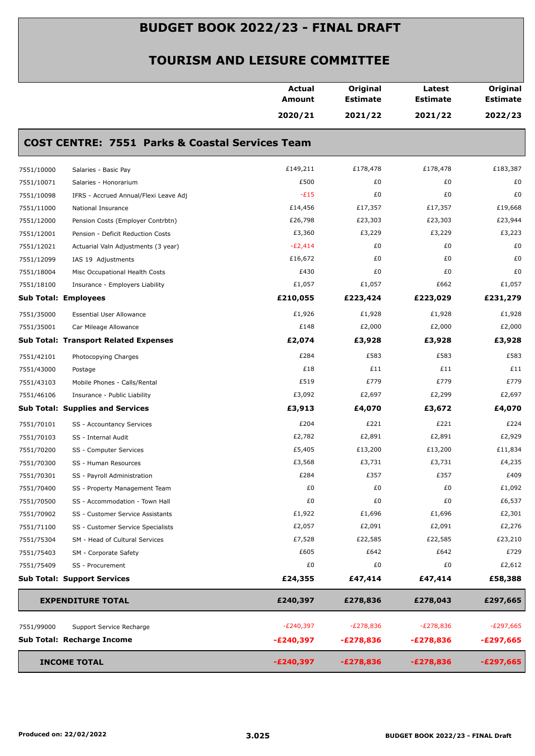# BUDGET BOOK 2022/23 - FINAL DRAFT

## TOURISM AND LEISURE COMMITTEE

| | | Actual Amount 2020/21 | Original Estimate 2021/22 | Latest Estimate 2021/22 | Original Estimate 2022/23 |
|---|---|---|---|---|---|
| **COST CENTRE: 7551 Parks & Coastal Services Team** | | | | | |
| 7551/10000 | Salaries - Basic Pay | £149,211 | £178,478 | £178,478 | £183,387 |
| 7551/10071 | Salaries - Honorarium | £500 | £0 | £0 | £0 |
| 7551/10098 | IFRS - Accrued Annual/Flexi Leave Adj | -£15 | £0 | £0 | £0 |
| 7551/11000 | National Insurance | £14,456 | £17,357 | £17,357 | £19,668 |
| 7551/12000 | Pension Costs (Employer Contrbtn) | £26,798 | £23,303 | £23,303 | £23,944 |
| 7551/12001 | Pension - Deficit Reduction Costs | £3,360 | £3,229 | £3,229 | £3,223 |
| 7551/12021 | Actuarial Valn Adjustments (3 year) | -£2,414 | £0 | £0 | £0 |
| 7551/12099 | IAS 19 Adjustments | £16,672 | £0 | £0 | £0 |
| 7551/18004 | Misc Occupational Health Costs | £430 | £0 | £0 | £0 |
| 7551/18100 | Insurance - Employers Liability | £1,057 | £1,057 | £662 | £1,057 |
| **Sub Total: Employees** | | **£210,055** | **£223,424** | **£223,029** | **£231,279** |
| 7551/35000 | Essential User Allowance | £1,926 | £1,928 | £1,928 | £1,928 |
| 7551/35001 | Car Mileage Allowance | £148 | £2,000 | £2,000 | £2,000 |
| **Sub Total: Transport Related Expenses** | | **£2,074** | **£3,928** | **£3,928** | **£3,928** |
| 7551/42101 | Photocopying Charges | £284 | £583 | £583 | £583 |
| 7551/43000 | Postage | £18 | £11 | £11 | £11 |
| 7551/43103 | Mobile Phones - Calls/Rental | £519 | £779 | £779 | £779 |
| 7551/46106 | Insurance - Public Liability | £3,092 | £2,697 | £2,299 | £2,697 |
| **Sub Total: Supplies and Services** | | **£3,913** | **£4,070** | **£3,672** | **£4,070** |
| 7551/70101 | SS - Accountancy Services | £204 | £221 | £221 | £224 |
| 7551/70103 | SS - Internal Audit | £2,782 | £2,891 | £2,891 | £2,929 |
| 7551/70200 | SS - Computer Services | £5,405 | £13,200 | £13,200 | £11,834 |
| 7551/70300 | SS - Human Resources | £3,568 | £3,731 | £3,731 | £4,235 |
| 7551/70301 | SS - Payroll Administration | £284 | £357 | £357 | £409 |
| 7551/70400 | SS - Property Management Team | £0 | £0 | £0 | £1,092 |
| 7551/70500 | SS - Accommodation - Town Hall | £0 | £0 | £0 | £6,537 |
| 7551/70902 | SS - Customer Service Assistants | £1,922 | £1,696 | £1,696 | £2,301 |
| 7551/71100 | SS - Customer Service Specialists | £2,057 | £2,091 | £2,091 | £2,276 |
| 7551/75304 | SM - Head of Cultural Services | £7,528 | £22,585 | £22,585 | £23,210 |
| 7551/75403 | SM - Corporate Safety | £605 | £642 | £642 | £729 |
| 7551/75409 | SS - Procurement | £0 | £0 | £0 | £2,612 |
| **Sub Total: Support Services** | | **£24,355** | **£47,414** | **£47,414** | **£58,388** |
| **EXPENDITURE TOTAL** | | **£240,397** | **£278,836** | **£278,043** | **£297,665** |
| 7551/99000 | Support Service Recharge | -£240,397 | -£278,836 | -£278,836 | -£297,665 |
| **Sub Total: Recharge Income** | | **-£240,397** | **-£278,836** | **-£278,836** | **-£297,665** |
| **INCOME TOTAL** | | **-£240,397** | **-£278,836** | **-£278,836** | **-£297,665** |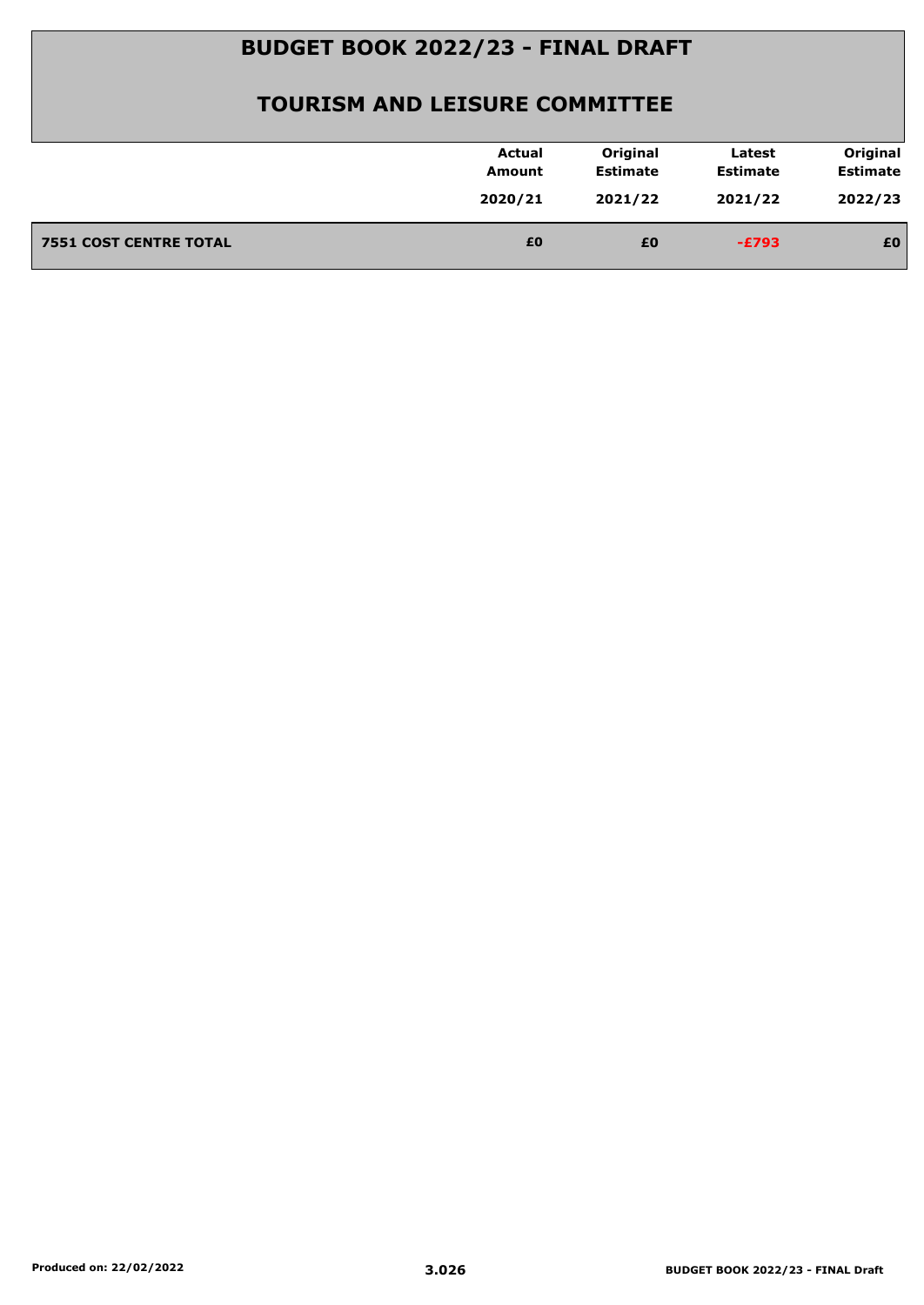# BUDGET BOOK 2022/23 - FINAL DRAFT

## TOURISM AND LEISURE COMMITTEE

| | Actual Amount 2020/21 | Original Estimate 2021/22 | Latest Estimate 2021/22 | Original Estimate 2022/23 |
|---|---|---|---|---|
| **7551 COST CENTRE TOTAL** | **£0** | **£0** | **-£793** | **£0** |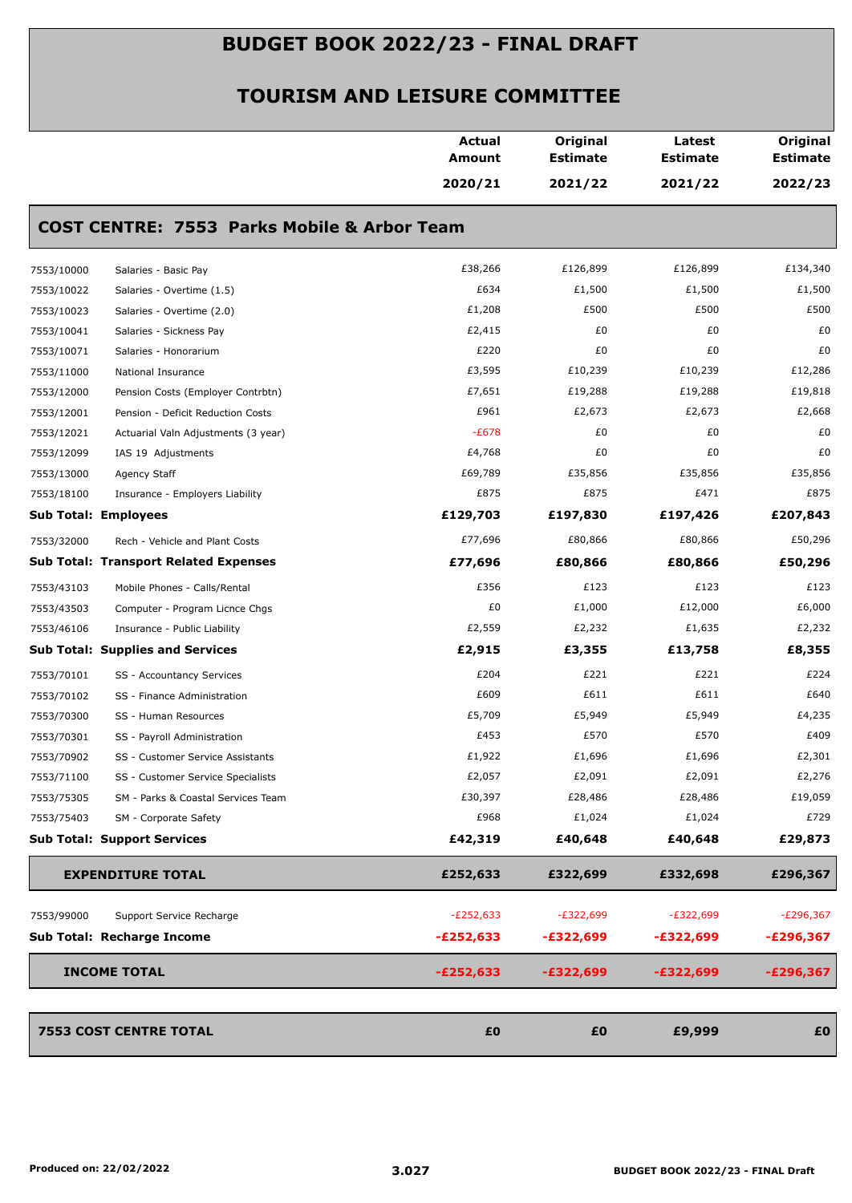# BUDGET BOOK 2022/23 - FINAL DRAFT

## TOURISM AND LEISURE COMMITTEE

| | | Actual Amount 2020/21 | Original Estimate 2021/22 | Latest Estimate 2021/22 | Original Estimate 2022/23 |
|---|---|---|---|---|---|
| **COST CENTRE: 7553 Parks Mobile & Arbor Team** | | | | | |
| 7553/10000 | Salaries - Basic Pay | £38,266 | £126,899 | £126,899 | £134,340 |
| 7553/10022 | Salaries - Overtime (1.5) | £634 | £1,500 | £1,500 | £1,500 |
| 7553/10023 | Salaries - Overtime (2.0) | £1,208 | £500 | £500 | £500 |
| 7553/10041 | Salaries - Sickness Pay | £2,415 | £0 | £0 | £0 |
| 7553/10071 | Salaries - Honorarium | £220 | £0 | £0 | £0 |
| 7553/11000 | National Insurance | £3,595 | £10,239 | £10,239 | £12,286 |
| 7553/12000 | Pension Costs (Employer Contrbtn) | £7,651 | £19,288 | £19,288 | £19,818 |
| 7553/12001 | Pension - Deficit Reduction Costs | £961 | £2,673 | £2,673 | £2,668 |
| 7553/12021 | Actuarial Valn Adjustments (3 year) | -£678 | £0 | £0 | £0 |
| 7553/12099 | IAS 19 Adjustments | £4,768 | £0 | £0 | £0 |
| 7553/13000 | Agency Staff | £69,789 | £35,856 | £35,856 | £35,856 |
| 7553/18100 | Insurance - Employers Liability | £875 | £875 | £471 | £875 |
| **Sub Total: Employees** | | **£129,703** | **£197,830** | **£197,426** | **£207,843** |
| 7553/32000 | Rech - Vehicle and Plant Costs | £77,696 | £80,866 | £80,866 | £50,296 |
| **Sub Total: Transport Related Expenses** | | **£77,696** | **£80,866** | **£80,866** | **£50,296** |
| 7553/43103 | Mobile Phones - Calls/Rental | £356 | £123 | £123 | £123 |
| 7553/43503 | Computer - Program Licnce Chgs | £0 | £1,000 | £12,000 | £6,000 |
| 7553/46106 | Insurance - Public Liability | £2,559 | £2,232 | £1,635 | £2,232 |
| **Sub Total: Supplies and Services** | | **£2,915** | **£3,355** | **£13,758** | **£8,355** |
| 7553/70101 | SS - Accountancy Services | £204 | £221 | £221 | £224 |
| 7553/70102 | SS - Finance Administration | £609 | £611 | £611 | £640 |
| 7553/70300 | SS - Human Resources | £5,709 | £5,949 | £5,949 | £4,235 |
| 7553/70301 | SS - Payroll Administration | £453 | £570 | £570 | £409 |
| 7553/70902 | SS - Customer Service Assistants | £1,922 | £1,696 | £1,696 | £2,301 |
| 7553/71100 | SS - Customer Service Specialists | £2,057 | £2,091 | £2,091 | £2,276 |
| 7553/75305 | SM - Parks & Coastal Services Team | £30,397 | £28,486 | £28,486 | £19,059 |
| 7553/75403 | SM - Corporate Safety | £968 | £1,024 | £1,024 | £729 |
| **Sub Total: Support Services** | | **£42,319** | **£40,648** | **£40,648** | **£29,873** |
| **EXPENDITURE TOTAL** | | **£252,633** | **£322,699** | **£332,698** | **£296,367** |
| 7553/99000 | Support Service Recharge | -£252,633 | -£322,699 | -£322,699 | -£296,367 |
| **Sub Total: Recharge Income** | | **-£252,633** | **-£322,699** | **-£322,699** | **-£296,367** |
| **INCOME TOTAL** | | **-£252,633** | **-£322,699** | **-£322,699** | **-£296,367** |
| **7553 COST CENTRE TOTAL** | | **£0** | **£0** | **£9,999** | **£0** |

Produced on: 22/02/2022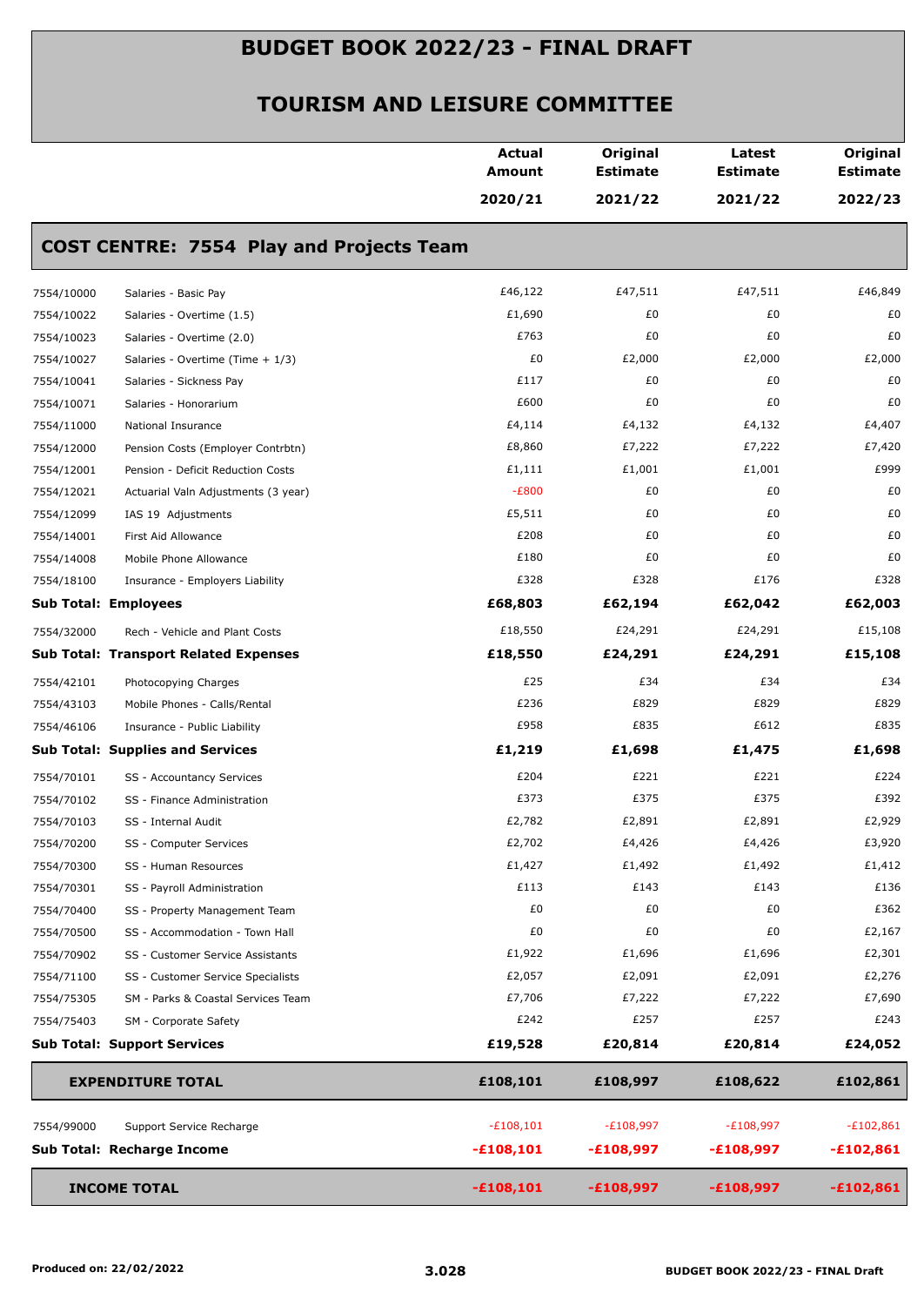# BUDGET BOOK 2022/23 - FINAL DRAFT

## TOURISM AND LEISURE COMMITTEE

### COST CENTRE: 7554 Play and Projects Team

| | | Actual Amount 2020/21 | Original Estimate 2021/22 | Latest Estimate 2021/22 | Original Estimate 2022/23 |
|---|---|---|---|---|---|
| 7554/10000 | Salaries - Basic Pay | £46,122 | £47,511 | £47,511 | £46,849 |
| 7554/10022 | Salaries - Overtime (1.5) | £1,690 | £0 | £0 | £0 |
| 7554/10023 | Salaries - Overtime (2.0) | £763 | £0 | £0 | £0 |
| 7554/10027 | Salaries - Overtime (Time + 1/3) | £0 | £2,000 | £2,000 | £2,000 |
| 7554/10041 | Salaries - Sickness Pay | £117 | £0 | £0 | £0 |
| 7554/10071 | Salaries - Honorarium | £600 | £0 | £0 | £0 |
| 7554/11000 | National Insurance | £4,114 | £4,132 | £4,132 | £4,407 |
| 7554/12000 | Pension Costs (Employer Contrbtn) | £8,860 | £7,222 | £7,222 | £7,420 |
| 7554/12001 | Pension - Deficit Reduction Costs | £1,111 | £1,001 | £1,001 | £999 |
| 7554/12021 | Actuarial Valn Adjustments (3 year) | -£800 | £0 | £0 | £0 |
| 7554/12099 | IAS 19 Adjustments | £5,511 | £0 | £0 | £0 |
| 7554/14001 | First Aid Allowance | £208 | £0 | £0 | £0 |
| 7554/14008 | Mobile Phone Allowance | £180 | £0 | £0 | £0 |
| 7554/18100 | Insurance - Employers Liability | £328 | £328 | £176 | £328 |
| **Sub Total: Employees** | | **£68,803** | **£62,194** | **£62,042** | **£62,003** |
| 7554/32000 | Rech - Vehicle and Plant Costs | £18,550 | £24,291 | £24,291 | £15,108 |
| **Sub Total: Transport Related Expenses** | | **£18,550** | **£24,291** | **£24,291** | **£15,108** |
| 7554/42101 | Photocopying Charges | £25 | £34 | £34 | £34 |
| 7554/43103 | Mobile Phones - Calls/Rental | £236 | £829 | £829 | £829 |
| 7554/46106 | Insurance - Public Liability | £958 | £835 | £612 | £835 |
| **Sub Total: Supplies and Services** | | **£1,219** | **£1,698** | **£1,475** | **£1,698** |
| 7554/70101 | SS - Accountancy Services | £204 | £221 | £221 | £224 |
| 7554/70102 | SS - Finance Administration | £373 | £375 | £375 | £392 |
| 7554/70103 | SS - Internal Audit | £2,782 | £2,891 | £2,891 | £2,929 |
| 7554/70200 | SS - Computer Services | £2,702 | £4,426 | £4,426 | £3,920 |
| 7554/70300 | SS - Human Resources | £1,427 | £1,492 | £1,492 | £1,412 |
| 7554/70301 | SS - Payroll Administration | £113 | £143 | £143 | £136 |
| 7554/70400 | SS - Property Management Team | £0 | £0 | £0 | £362 |
| 7554/70500 | SS - Accommodation - Town Hall | £0 | £0 | £0 | £2,167 |
| 7554/70902 | SS - Customer Service Assistants | £1,922 | £1,696 | £1,696 | £2,301 |
| 7554/71100 | SS - Customer Service Specialists | £2,057 | £2,091 | £2,091 | £2,276 |
| 7554/75305 | SM - Parks & Coastal Services Team | £7,706 | £7,222 | £7,222 | £7,690 |
| 7554/75403 | SM - Corporate Safety | £242 | £257 | £257 | £243 |
| **Sub Total: Support Services** | | **£19,528** | **£20,814** | **£20,814** | **£24,052** |
| **EXPENDITURE TOTAL** | | **£108,101** | **£108,997** | **£108,622** | **£102,861** |
| 7554/99000 | Support Service Recharge | -£108,101 | -£108,997 | -£108,997 | -£102,861 |
| **Sub Total: Recharge Income** | | **-£108,101** | **-£108,997** | **-£108,997** | **-£102,861** |
| **INCOME TOTAL** | | **-£108,101** | **-£108,997** | **-£108,997** | **-£102,861** |

Produced on: 22/02/2022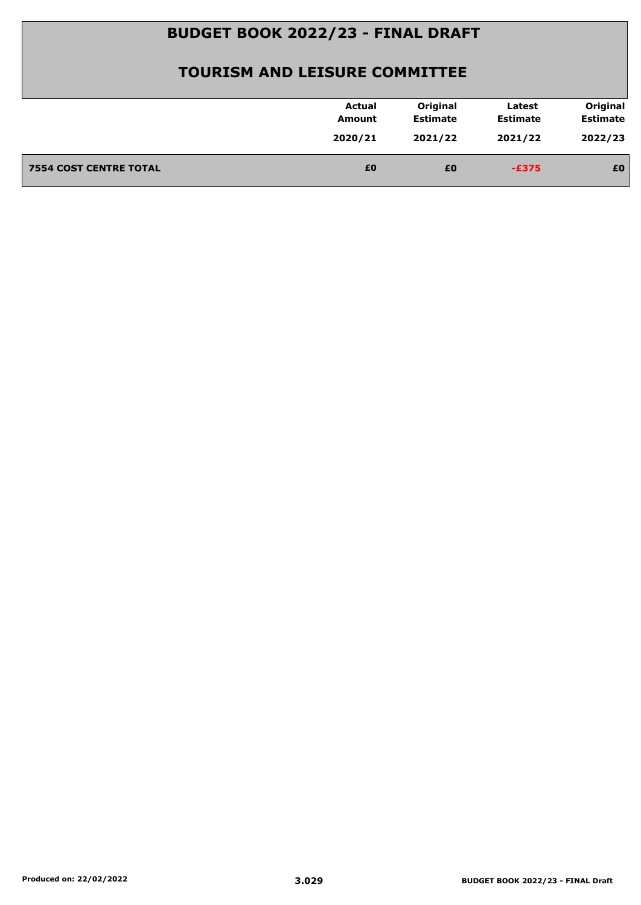# BUDGET BOOK 2022/23 - FINAL DRAFT

## TOURISM AND LEISURE COMMITTEE

| | Actual Amount 2020/21 | Original Estimate 2021/22 | Latest Estimate 2021/22 | Original Estimate 2022/23 |
|---|---|---|---|---|
| **7554 COST CENTRE TOTAL** | **£0** | **£0** | **-£375** | **£0** |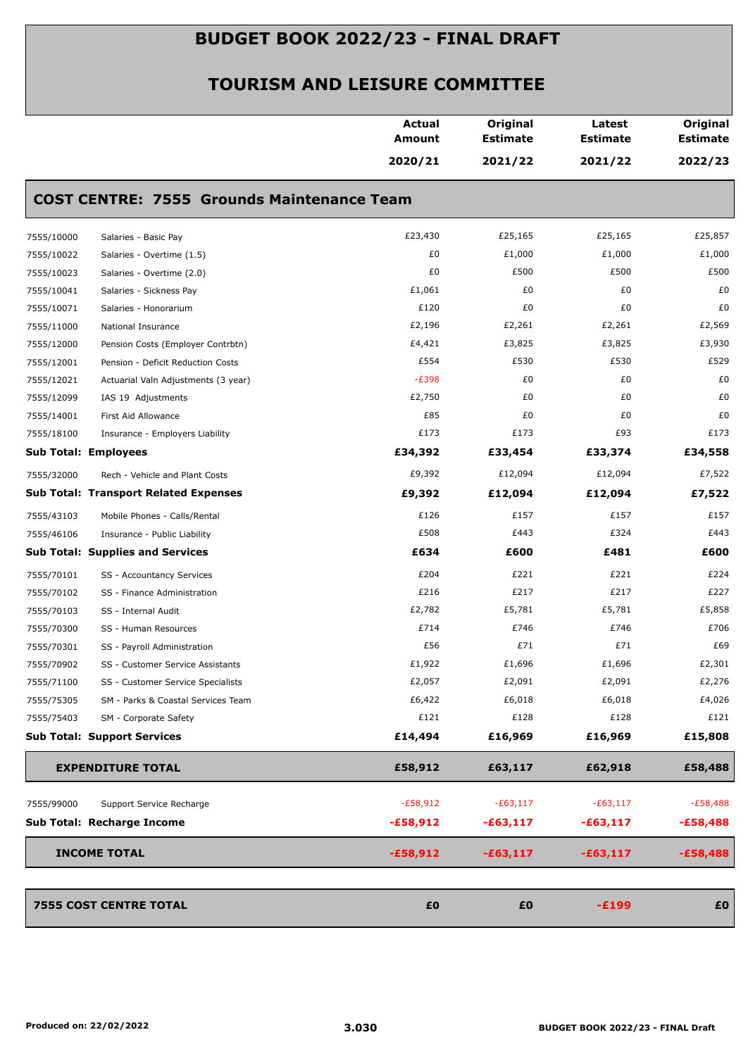# BUDGET BOOK 2022/23 - FINAL DRAFT

## TOURISM AND LEISURE COMMITTEE

| | | Actual Amount 2020/21 | Original Estimate 2021/22 | Latest Estimate 2021/22 | Original Estimate 2022/23 |
|---|---|---|---|---|---|
| **COST CENTRE: 7555 Grounds Maintenance Team** | | | | | |
| 7555/10000 | Salaries - Basic Pay | £23,430 | £25,165 | £25,165 | £25,857 |
| 7555/10022 | Salaries - Overtime (1.5) | £0 | £1,000 | £1,000 | £1,000 |
| 7555/10023 | Salaries - Overtime (2.0) | £0 | £500 | £500 | £500 |
| 7555/10041 | Salaries - Sickness Pay | £1,061 | £0 | £0 | £0 |
| 7555/10071 | Salaries - Honorarium | £120 | £0 | £0 | £0 |
| 7555/11000 | National Insurance | £2,196 | £2,261 | £2,261 | £2,569 |
| 7555/12000 | Pension Costs (Employer Contrbtn) | £4,421 | £3,825 | £3,825 | £3,930 |
| 7555/12001 | Pension - Deficit Reduction Costs | £554 | £530 | £530 | £529 |
| 7555/12021 | Actuarial Valn Adjustments (3 year) | -£398 | £0 | £0 | £0 |
| 7555/12099 | IAS 19 Adjustments | £2,750 | £0 | £0 | £0 |
| 7555/14001 | First Aid Allowance | £85 | £0 | £0 | £0 |
| 7555/18100 | Insurance - Employers Liability | £173 | £173 | £93 | £173 |
| **Sub Total: Employees** | | **£34,392** | **£33,454** | **£33,374** | **£34,558** |
| 7555/32000 | Rech - Vehicle and Plant Costs | £9,392 | £12,094 | £12,094 | £7,522 |
| **Sub Total: Transport Related Expenses** | | **£9,392** | **£12,094** | **£12,094** | **£7,522** |
| 7555/43103 | Mobile Phones - Calls/Rental | £126 | £157 | £157 | £157 |
| 7555/46106 | Insurance - Public Liability | £508 | £443 | £324 | £443 |
| **Sub Total: Supplies and Services** | | **£634** | **£600** | **£481** | **£600** |
| 7555/70101 | SS - Accountancy Services | £204 | £221 | £221 | £224 |
| 7555/70102 | SS - Finance Administration | £216 | £217 | £217 | £227 |
| 7555/70103 | SS - Internal Audit | £2,782 | £5,781 | £5,781 | £5,858 |
| 7555/70300 | SS - Human Resources | £714 | £746 | £746 | £706 |
| 7555/70301 | SS - Payroll Administration | £56 | £71 | £71 | £69 |
| 7555/70902 | SS - Customer Service Assistants | £1,922 | £1,696 | £1,696 | £2,301 |
| 7555/71100 | SS - Customer Service Specialists | £2,057 | £2,091 | £2,091 | £2,276 |
| 7555/75305 | SM - Parks & Coastal Services Team | £6,422 | £6,018 | £6,018 | £4,026 |
| 7555/75403 | SM - Corporate Safety | £121 | £128 | £128 | £121 |
| **Sub Total: Support Services** | | **£14,494** | **£16,969** | **£16,969** | **£15,808** |
| **EXPENDITURE TOTAL** | | **£58,912** | **£63,117** | **£62,918** | **£58,488** |
| 7555/99000 | Support Service Recharge | -£58,912 | -£63,117 | -£63,117 | -£58,488 |
| **Sub Total: Recharge Income** | | **-£58,912** | **-£63,117** | **-£63,117** | **-£58,488** |
| **INCOME TOTAL** | | **-£58,912** | **-£63,117** | **-£63,117** | **-£58,488** |
| **7555 COST CENTRE TOTAL** | | **£0** | **£0** | **-£199** | **£0** |

Produced on: 22/02/2022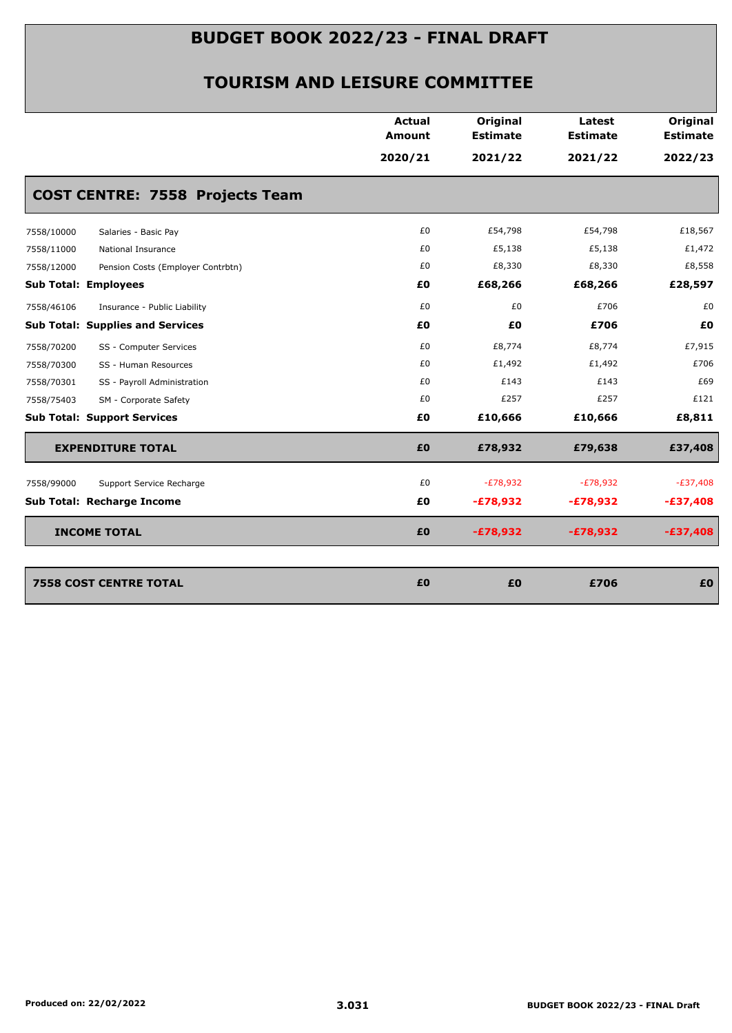# BUDGET BOOK 2022/23 - FINAL DRAFT

## TOURISM AND LEISURE COMMITTEE

| | | Actual Amount 2020/21 | Original Estimate 2021/22 | Latest Estimate 2021/22 | Original Estimate 2022/23 |
|---|---|---|---|---|---|
| **COST CENTRE: 7558 Projects Team** | | | | | |
| 7558/10000 | Salaries - Basic Pay | £0 | £54,798 | £54,798 | £18,567 |
| 7558/11000 | National Insurance | £0 | £5,138 | £5,138 | £1,472 |
| 7558/12000 | Pension Costs (Employer Contrbtn) | £0 | £8,330 | £8,330 | £8,558 |
| **Sub Total: Employees** | | **£0** | **£68,266** | **£68,266** | **£28,597** |
| 7558/46106 | Insurance - Public Liability | £0 | £0 | £706 | £0 |
| **Sub Total: Supplies and Services** | | **£0** | **£0** | **£706** | **£0** |
| 7558/70200 | SS - Computer Services | £0 | £8,774 | £8,774 | £7,915 |
| 7558/70300 | SS - Human Resources | £0 | £1,492 | £1,492 | £706 |
| 7558/70301 | SS - Payroll Administration | £0 | £143 | £143 | £69 |
| 7558/75403 | SM - Corporate Safety | £0 | £257 | £257 | £121 |
| **Sub Total: Support Services** | | **£0** | **£10,666** | **£10,666** | **£8,811** |
| **EXPENDITURE TOTAL** | | **£0** | **£78,932** | **£79,638** | **£37,408** |
| 7558/99000 | Support Service Recharge | £0 | -£78,932 | -£78,932 | -£37,408 |
| **Sub Total: Recharge Income** | | **£0** | **-£78,932** | **-£78,932** | **-£37,408** |
| **INCOME TOTAL** | | **£0** | **-£78,932** | **-£78,932** | **-£37,408** |
| **7558 COST CENTRE TOTAL** | | **£0** | **£0** | **£706** | **£0** |

Produced on: 22/02/2022

3.031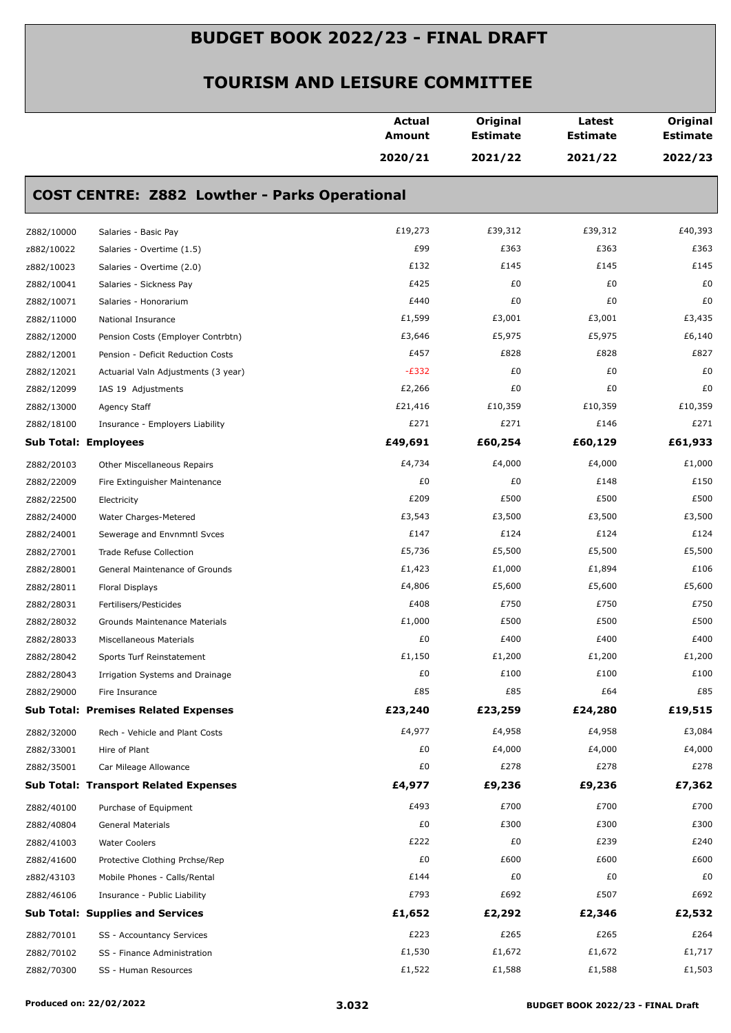# BUDGET BOOK 2022/23 - FINAL DRAFT

## TOURISM AND LEISURE COMMITTEE

| | | Actual Amount 2020/21 | Original Estimate 2021/22 | Latest Estimate 2021/22 | Original Estimate 2022/23 |
|---|---|---|---|---|---|
| **COST CENTRE: Z882 Lowther - Parks Operational** | | | | | |
| Z882/10000 | Salaries - Basic Pay | £19,273 | £39,312 | £39,312 | £40,393 |
| z882/10022 | Salaries - Overtime (1.5) | £99 | £363 | £363 | £363 |
| z882/10023 | Salaries - Overtime (2.0) | £132 | £145 | £145 | £145 |
| Z882/10041 | Salaries - Sickness Pay | £425 | £0 | £0 | £0 |
| Z882/10071 | Salaries - Honorarium | £440 | £0 | £0 | £0 |
| Z882/11000 | National Insurance | £1,599 | £3,001 | £3,001 | £3,435 |
| Z882/12000 | Pension Costs (Employer Contrbtn) | £3,646 | £5,975 | £5,975 | £6,140 |
| Z882/12001 | Pension - Deficit Reduction Costs | £457 | £828 | £828 | £827 |
| Z882/12021 | Actuarial Valn Adjustments (3 year) | -£332 | £0 | £0 | £0 |
| Z882/12099 | IAS 19 Adjustments | £2,266 | £0 | £0 | £0 |
| Z882/13000 | Agency Staff | £21,416 | £10,359 | £10,359 | £10,359 |
| Z882/18100 | Insurance - Employers Liability | £271 | £271 | £146 | £271 |
| **Sub Total: Employees** | | **£49,691** | **£60,254** | **£60,129** | **£61,933** |
| Z882/20103 | Other Miscellaneous Repairs | £4,734 | £4,000 | £4,000 | £1,000 |
| Z882/22009 | Fire Extinguisher Maintenance | £0 | £0 | £148 | £150 |
| Z882/22500 | Electricity | £209 | £500 | £500 | £500 |
| Z882/24000 | Water Charges-Metered | £3,543 | £3,500 | £3,500 | £3,500 |
| Z882/24001 | Sewerage and Envnmntl Svces | £147 | £124 | £124 | £124 |
| Z882/27001 | Trade Refuse Collection | £5,736 | £5,500 | £5,500 | £5,500 |
| Z882/28001 | General Maintenance of Grounds | £1,423 | £1,000 | £1,894 | £106 |
| Z882/28011 | Floral Displays | £4,806 | £5,600 | £5,600 | £5,600 |
| Z882/28031 | Fertilisers/Pesticides | £408 | £750 | £750 | £750 |
| Z882/28032 | Grounds Maintenance Materials | £1,000 | £500 | £500 | £500 |
| Z882/28033 | Miscellaneous Materials | £0 | £400 | £400 | £400 |
| Z882/28042 | Sports Turf Reinstatement | £1,150 | £1,200 | £1,200 | £1,200 |
| Z882/28043 | Irrigation Systems and Drainage | £0 | £100 | £100 | £100 |
| Z882/29000 | Fire Insurance | £85 | £85 | £64 | £85 |
| **Sub Total: Premises Related Expenses** | | **£23,240** | **£23,259** | **£24,280** | **£19,515** |
| Z882/32000 | Rech - Vehicle and Plant Costs | £4,977 | £4,958 | £4,958 | £3,084 |
| Z882/33001 | Hire of Plant | £0 | £4,000 | £4,000 | £4,000 |
| Z882/35001 | Car Mileage Allowance | £0 | £278 | £278 | £278 |
| **Sub Total: Transport Related Expenses** | | **£4,977** | **£9,236** | **£9,236** | **£7,362** |
| Z882/40100 | Purchase of Equipment | £493 | £700 | £700 | £700 |
| Z882/40804 | General Materials | £0 | £300 | £300 | £300 |
| Z882/41003 | Water Coolers | £222 | £0 | £239 | £240 |
| Z882/41600 | Protective Clothing Prchse/Rep | £0 | £600 | £600 | £600 |
| z882/43103 | Mobile Phones - Calls/Rental | £144 | £0 | £0 | £0 |
| Z882/46106 | Insurance - Public Liability | £793 | £692 | £507 | £692 |
| **Sub Total: Supplies and Services** | | **£1,652** | **£2,292** | **£2,346** | **£2,532** |
| Z882/70101 | SS - Accountancy Services | £223 | £265 | £265 | £264 |
| Z882/70102 | SS - Finance Administration | £1,530 | £1,672 | £1,672 | £1,717 |
| Z882/70300 | SS - Human Resources | £1,522 | £1,588 | £1,588 | £1,503 |

Produced on: 22/02/2022 — 3.032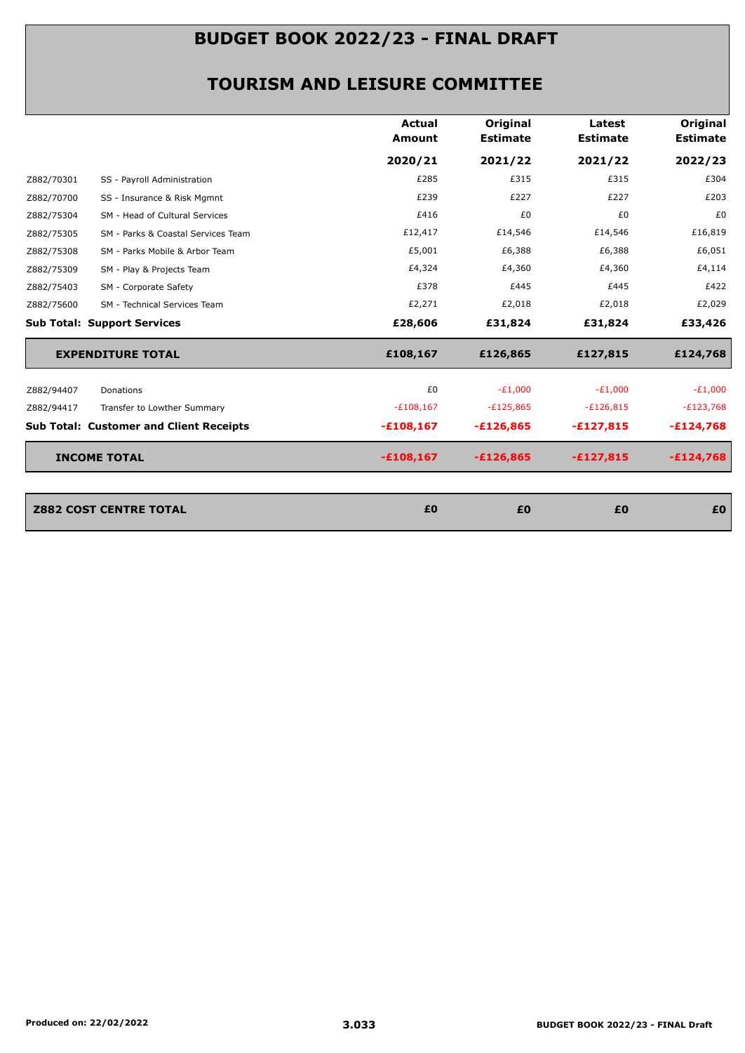# BUDGET BOOK 2022/23 - FINAL DRAFT

## TOURISM AND LEISURE COMMITTEE

| | | Actual Amount | Original Estimate | Latest Estimate | Original Estimate |
|---|---|---|---|---|---|
| | | 2020/21 | 2021/22 | 2021/22 | 2022/23 |
| Z882/70301 | SS - Payroll Administration | £285 | £315 | £315 | £304 |
| Z882/70700 | SS - Insurance & Risk Mgmnt | £239 | £227 | £227 | £203 |
| Z882/75304 | SM - Head of Cultural Services | £416 | £0 | £0 | £0 |
| Z882/75305 | SM - Parks & Coastal Services Team | £12,417 | £14,546 | £14,546 | £16,819 |
| Z882/75308 | SM - Parks Mobile & Arbor Team | £5,001 | £6,388 | £6,388 | £6,051 |
| Z882/75309 | SM - Play & Projects Team | £4,324 | £4,360 | £4,360 | £4,114 |
| Z882/75403 | SM - Corporate Safety | £378 | £445 | £445 | £422 |
| Z882/75600 | SM - Technical Services Team | £2,271 | £2,018 | £2,018 | £2,029 |
| **Sub Total: Support Services** | | **£28,606** | **£31,824** | **£31,824** | **£33,426** |
| **EXPENDITURE TOTAL** | | **£108,167** | **£126,865** | **£127,815** | **£124,768** |
| Z882/94407 | Donations | £0 | -£1,000 | -£1,000 | -£1,000 |
| Z882/94417 | Transfer to Lowther Summary | -£108,167 | -£125,865 | -£126,815 | -£123,768 |
| **Sub Total: Customer and Client Receipts** | | **-£108,167** | **-£126,865** | **-£127,815** | **-£124,768** |
| **INCOME TOTAL** | | **-£108,167** | **-£126,865** | **-£127,815** | **-£124,768** |
| **Z882 COST CENTRE TOTAL** | | **£0** | **£0** | **£0** | **£0** |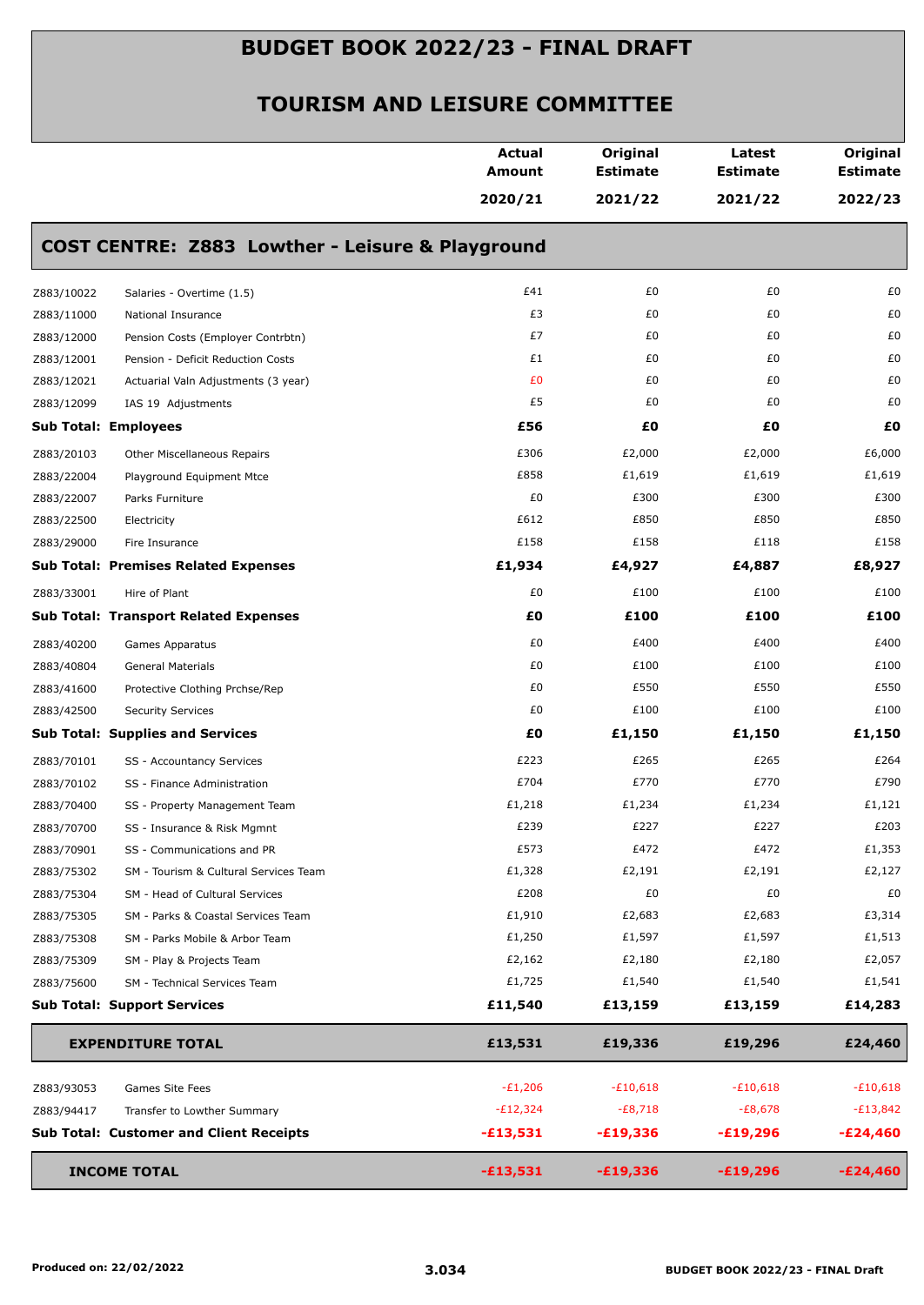# BUDGET BOOK 2022/23 - FINAL DRAFT

## TOURISM AND LEISURE COMMITTEE

### COST CENTRE: Z883 Lowther - Leisure & Playground

| | | Actual Amount 2020/21 | Original Estimate 2021/22 | Latest Estimate 2021/22 | Original Estimate 2022/23 |
|---|---|---|---|---|---|
| Z883/10022 | Salaries - Overtime (1.5) | £41 | £0 | £0 | £0 |
| Z883/11000 | National Insurance | £3 | £0 | £0 | £0 |
| Z883/12000 | Pension Costs (Employer Contrbtn) | £7 | £0 | £0 | £0 |
| Z883/12001 | Pension - Deficit Reduction Costs | £1 | £0 | £0 | £0 |
| Z883/12021 | Actuarial Valn Adjustments (3 year) | £0 | £0 | £0 | £0 |
| Z883/12099 | IAS 19 Adjustments | £5 | £0 | £0 | £0 |
| **Sub Total: Employees** | | **£56** | **£0** | **£0** | **£0** |
| Z883/20103 | Other Miscellaneous Repairs | £306 | £2,000 | £2,000 | £6,000 |
| Z883/22004 | Playground Equipment Mtce | £858 | £1,619 | £1,619 | £1,619 |
| Z883/22007 | Parks Furniture | £0 | £300 | £300 | £300 |
| Z883/22500 | Electricity | £612 | £850 | £850 | £850 |
| Z883/29000 | Fire Insurance | £158 | £158 | £118 | £158 |
| **Sub Total: Premises Related Expenses** | | **£1,934** | **£4,927** | **£4,887** | **£8,927** |
| Z883/33001 | Hire of Plant | £0 | £100 | £100 | £100 |
| **Sub Total: Transport Related Expenses** | | **£0** | **£100** | **£100** | **£100** |
| Z883/40200 | Games Apparatus | £0 | £400 | £400 | £400 |
| Z883/40804 | General Materials | £0 | £100 | £100 | £100 |
| Z883/41600 | Protective Clothing Prchse/Rep | £0 | £550 | £550 | £550 |
| Z883/42500 | Security Services | £0 | £100 | £100 | £100 |
| **Sub Total: Supplies and Services** | | **£0** | **£1,150** | **£1,150** | **£1,150** |
| Z883/70101 | SS - Accountancy Services | £223 | £265 | £265 | £264 |
| Z883/70102 | SS - Finance Administration | £704 | £770 | £770 | £790 |
| Z883/70400 | SS - Property Management Team | £1,218 | £1,234 | £1,234 | £1,121 |
| Z883/70700 | SS - Insurance & Risk Mgmnt | £239 | £227 | £227 | £203 |
| Z883/70901 | SS - Communications and PR | £573 | £472 | £472 | £1,353 |
| Z883/75302 | SM - Tourism & Cultural Services Team | £1,328 | £2,191 | £2,191 | £2,127 |
| Z883/75304 | SM - Head of Cultural Services | £208 | £0 | £0 | £0 |
| Z883/75305 | SM - Parks & Coastal Services Team | £1,910 | £2,683 | £2,683 | £3,314 |
| Z883/75308 | SM - Parks Mobile & Arbor Team | £1,250 | £1,597 | £1,597 | £1,513 |
| Z883/75309 | SM - Play & Projects Team | £2,162 | £2,180 | £2,180 | £2,057 |
| Z883/75600 | SM - Technical Services Team | £1,725 | £1,540 | £1,540 | £1,541 |
| **Sub Total: Support Services** | | **£11,540** | **£13,159** | **£13,159** | **£14,283** |
| **EXPENDITURE TOTAL** | | **£13,531** | **£19,336** | **£19,296** | **£24,460** |
| Z883/93053 | Games Site Fees | -£1,206 | -£10,618 | -£10,618 | -£10,618 |
| Z883/94417 | Transfer to Lowther Summary | -£12,324 | -£8,718 | -£8,678 | -£13,842 |
| **Sub Total: Customer and Client Receipts** | | **-£13,531** | **-£19,336** | **-£19,296** | **-£24,460** |
| **INCOME TOTAL** | | **-£13,531** | **-£19,336** | **-£19,296** | **-£24,460** |

Produced on: 22/02/2022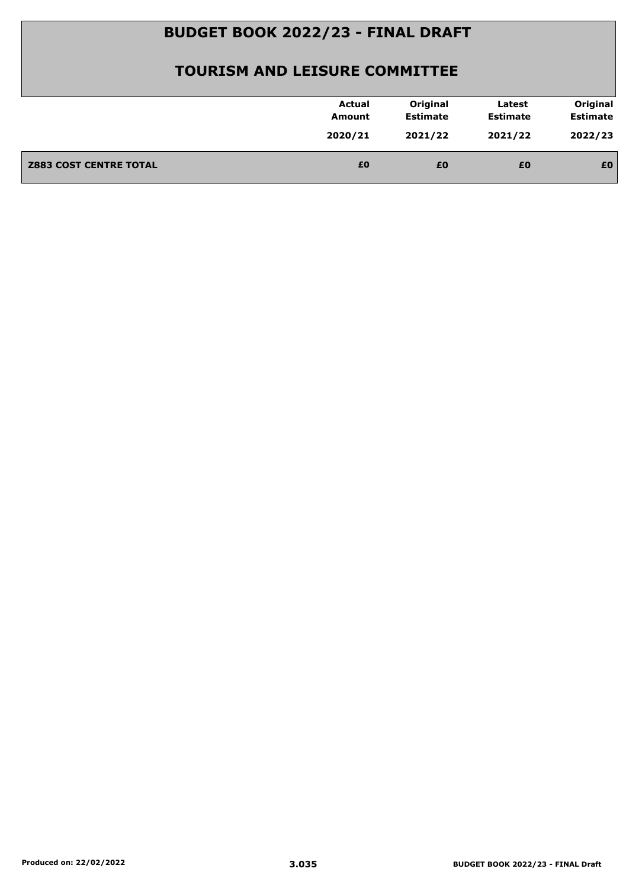# BUDGET BOOK 2022/23 - FINAL DRAFT

## TOURISM AND LEISURE COMMITTEE

| | Actual Amount 2020/21 | Original Estimate 2021/22 | Latest Estimate 2021/22 | Original Estimate 2022/23 |
|---|---|---|---|---|
| **Z883 COST CENTRE TOTAL** | **£0** | **£0** | **£0** | **£0** |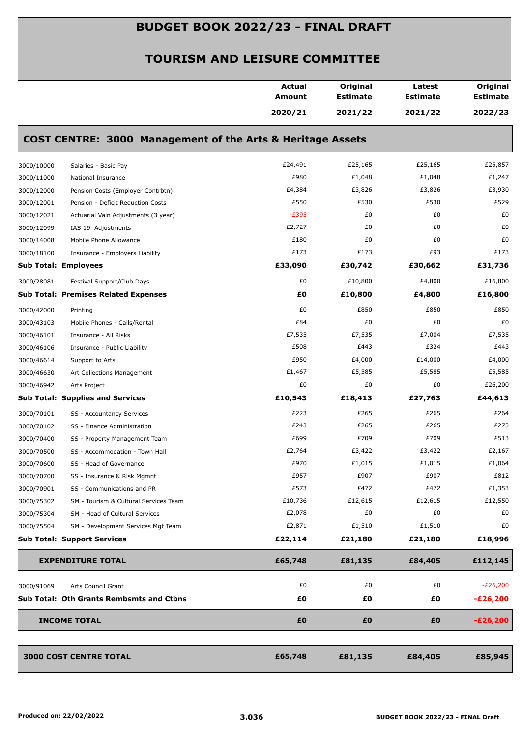# BUDGET BOOK 2022/23 - FINAL DRAFT

## TOURISM AND LEISURE COMMITTEE

### COST CENTRE: 3000 Management of the Arts & Heritage Assets

| | | Actual Amount 2020/21 | Original Estimate 2021/22 | Latest Estimate 2021/22 | Original Estimate 2022/23 |
|---|---|---|---|---|---|
| 3000/10000 | Salaries - Basic Pay | £24,491 | £25,165 | £25,165 | £25,857 |
| 3000/11000 | National Insurance | £980 | £1,048 | £1,048 | £1,247 |
| 3000/12000 | Pension Costs (Employer Contrbtn) | £4,384 | £3,826 | £3,826 | £3,930 |
| 3000/12001 | Pension - Deficit Reduction Costs | £550 | £530 | £530 | £529 |
| 3000/12021 | Actuarial Valn Adjustments (3 year) | -£395 | £0 | £0 | £0 |
| 3000/12099 | IAS 19 Adjustments | £2,727 | £0 | £0 | £0 |
| 3000/14008 | Mobile Phone Allowance | £180 | £0 | £0 | £0 |
| 3000/18100 | Insurance - Employers Liability | £173 | £173 | £93 | £173 |
| **Sub Total: Employees** | | **£33,090** | **£30,742** | **£30,662** | **£31,736** |
| 3000/28081 | Festival Support/Club Days | £0 | £10,800 | £4,800 | £16,800 |
| **Sub Total: Premises Related Expenses** | | **£0** | **£10,800** | **£4,800** | **£16,800** |
| 3000/42000 | Printing | £0 | £850 | £850 | £850 |
| 3000/43103 | Mobile Phones - Calls/Rental | £84 | £0 | £0 | £0 |
| 3000/46101 | Insurance - All Risks | £7,535 | £7,535 | £7,004 | £7,535 |
| 3000/46106 | Insurance - Public Liability | £508 | £443 | £324 | £443 |
| 3000/46614 | Support to Arts | £950 | £4,000 | £14,000 | £4,000 |
| 3000/46630 | Art Collections Management | £1,467 | £5,585 | £5,585 | £5,585 |
| 3000/46942 | Arts Project | £0 | £0 | £0 | £26,200 |
| **Sub Total: Supplies and Services** | | **£10,543** | **£18,413** | **£27,763** | **£44,613** |
| 3000/70101 | SS - Accountancy Services | £223 | £265 | £265 | £264 |
| 3000/70102 | SS - Finance Administration | £243 | £265 | £265 | £273 |
| 3000/70400 | SS - Property Management Team | £699 | £709 | £709 | £513 |
| 3000/70500 | SS - Accommodation - Town Hall | £2,764 | £3,422 | £3,422 | £2,167 |
| 3000/70600 | SS - Head of Governance | £970 | £1,015 | £1,015 | £1,064 |
| 3000/70700 | SS - Insurance & Risk Mgmnt | £957 | £907 | £907 | £812 |
| 3000/70901 | SS - Communications and PR | £573 | £472 | £472 | £1,353 |
| 3000/75302 | SM - Tourism & Cultural Services Team | £10,736 | £12,615 | £12,615 | £12,550 |
| 3000/75304 | SM - Head of Cultural Services | £2,078 | £0 | £0 | £0 |
| 3000/75504 | SM - Development Services Mgt Team | £2,871 | £1,510 | £1,510 | £0 |
| **Sub Total: Support Services** | | **£22,114** | **£21,180** | **£21,180** | **£18,996** |
| **EXPENDITURE TOTAL** | | **£65,748** | **£81,135** | **£84,405** | **£112,145** |
| 3000/91069 | Arts Council Grant | £0 | £0 | £0 | -£26,200 |
| **Sub Total: Oth Grants Rembsmts and Ctbns** | | **£0** | **£0** | **£0** | **-£26,200** |
| **INCOME TOTAL** | | **£0** | **£0** | **£0** | **-£26,200** |
| **3000 COST CENTRE TOTAL** | | **£65,748** | **£81,135** | **£84,405** | **£85,945** |

Produced on: 22/02/2022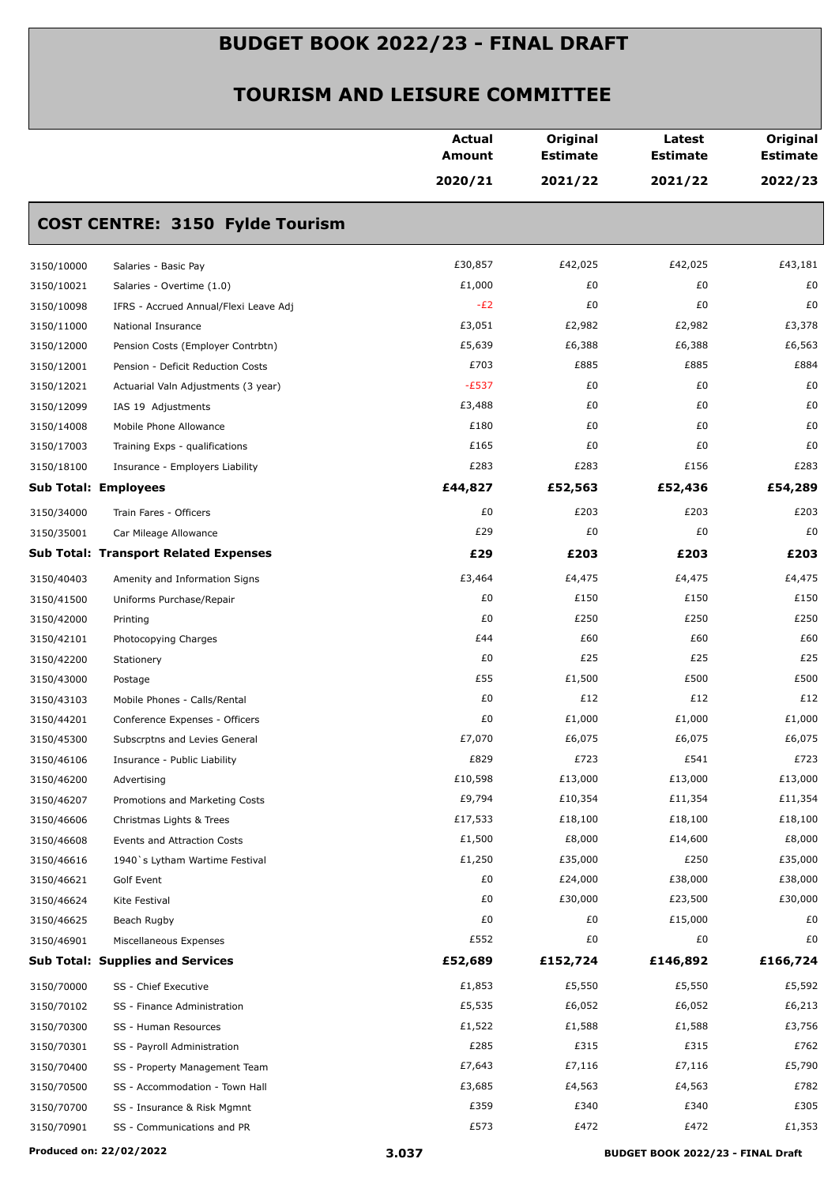# BUDGET BOOK 2022/23 - FINAL DRAFT

## TOURISM AND LEISURE COMMITTEE

### COST CENTRE: 3150 Fylde Tourism

| | | Actual Amount 2020/21 | Original Estimate 2021/22 | Latest Estimate 2021/22 | Original Estimate 2022/23 |
|---|---|---|---|---|---|
| 3150/10000 | Salaries - Basic Pay | £30,857 | £42,025 | £42,025 | £43,181 |
| 3150/10021 | Salaries - Overtime (1.0) | £1,000 | £0 | £0 | £0 |
| 3150/10098 | IFRS - Accrued Annual/Flexi Leave Adj | -£2 | £0 | £0 | £0 |
| 3150/11000 | National Insurance | £3,051 | £2,982 | £2,982 | £3,378 |
| 3150/12000 | Pension Costs (Employer Contrbtn) | £5,639 | £6,388 | £6,388 | £6,563 |
| 3150/12001 | Pension - Deficit Reduction Costs | £703 | £885 | £885 | £884 |
| 3150/12021 | Actuarial Valn Adjustments (3 year) | -£537 | £0 | £0 | £0 |
| 3150/12099 | IAS 19 Adjustments | £3,488 | £0 | £0 | £0 |
| 3150/14008 | Mobile Phone Allowance | £180 | £0 | £0 | £0 |
| 3150/17003 | Training Exps - qualifications | £165 | £0 | £0 | £0 |
| 3150/18100 | Insurance - Employers Liability | £283 | £283 | £156 | £283 |
| **Sub Total: Employees** | | **£44,827** | **£52,563** | **£52,436** | **£54,289** |
| 3150/34000 | Train Fares - Officers | £0 | £203 | £203 | £203 |
| 3150/35001 | Car Mileage Allowance | £29 | £0 | £0 | £0 |
| **Sub Total: Transport Related Expenses** | | **£29** | **£203** | **£203** | **£203** |
| 3150/40403 | Amenity and Information Signs | £3,464 | £4,475 | £4,475 | £4,475 |
| 3150/41500 | Uniforms Purchase/Repair | £0 | £150 | £150 | £150 |
| 3150/42000 | Printing | £0 | £250 | £250 | £250 |
| 3150/42101 | Photocopying Charges | £44 | £60 | £60 | £60 |
| 3150/42200 | Stationery | £0 | £25 | £25 | £25 |
| 3150/43000 | Postage | £55 | £1,500 | £500 | £500 |
| 3150/43103 | Mobile Phones - Calls/Rental | £0 | £12 | £12 | £12 |
| 3150/44201 | Conference Expenses - Officers | £0 | £1,000 | £1,000 | £1,000 |
| 3150/45300 | Subscrptns and Levies General | £7,070 | £6,075 | £6,075 | £6,075 |
| 3150/46106 | Insurance - Public Liability | £829 | £723 | £541 | £723 |
| 3150/46200 | Advertising | £10,598 | £13,000 | £13,000 | £13,000 |
| 3150/46207 | Promotions and Marketing Costs | £9,794 | £10,354 | £11,354 | £11,354 |
| 3150/46606 | Christmas Lights & Trees | £17,533 | £18,100 | £18,100 | £18,100 |
| 3150/46608 | Events and Attraction Costs | £1,500 | £8,000 | £14,600 | £8,000 |
| 3150/46616 | 1940`s Lytham Wartime Festival | £1,250 | £35,000 | £250 | £35,000 |
| 3150/46621 | Golf Event | £0 | £24,000 | £38,000 | £38,000 |
| 3150/46624 | Kite Festival | £0 | £30,000 | £23,500 | £30,000 |
| 3150/46625 | Beach Rugby | £0 | £0 | £15,000 | £0 |
| 3150/46901 | Miscellaneous Expenses | £552 | £0 | £0 | £0 |
| **Sub Total: Supplies and Services** | | **£52,689** | **£152,724** | **£146,892** | **£166,724** |
| 3150/70000 | SS - Chief Executive | £1,853 | £5,550 | £5,550 | £5,592 |
| 3150/70102 | SS - Finance Administration | £5,535 | £6,052 | £6,052 | £6,213 |
| 3150/70300 | SS - Human Resources | £1,522 | £1,588 | £1,588 | £3,756 |
| 3150/70301 | SS - Payroll Administration | £285 | £315 | £315 | £762 |
| 3150/70400 | SS - Property Management Team | £7,643 | £7,116 | £7,116 | £5,790 |
| 3150/70500 | SS - Accommodation - Town Hall | £3,685 | £4,563 | £4,563 | £782 |
| 3150/70700 | SS - Insurance & Risk Mgmnt | £359 | £340 | £340 | £305 |
| 3150/70901 | SS - Communications and PR | £573 | £472 | £472 | £1,353 |

Produced on: 22/02/2022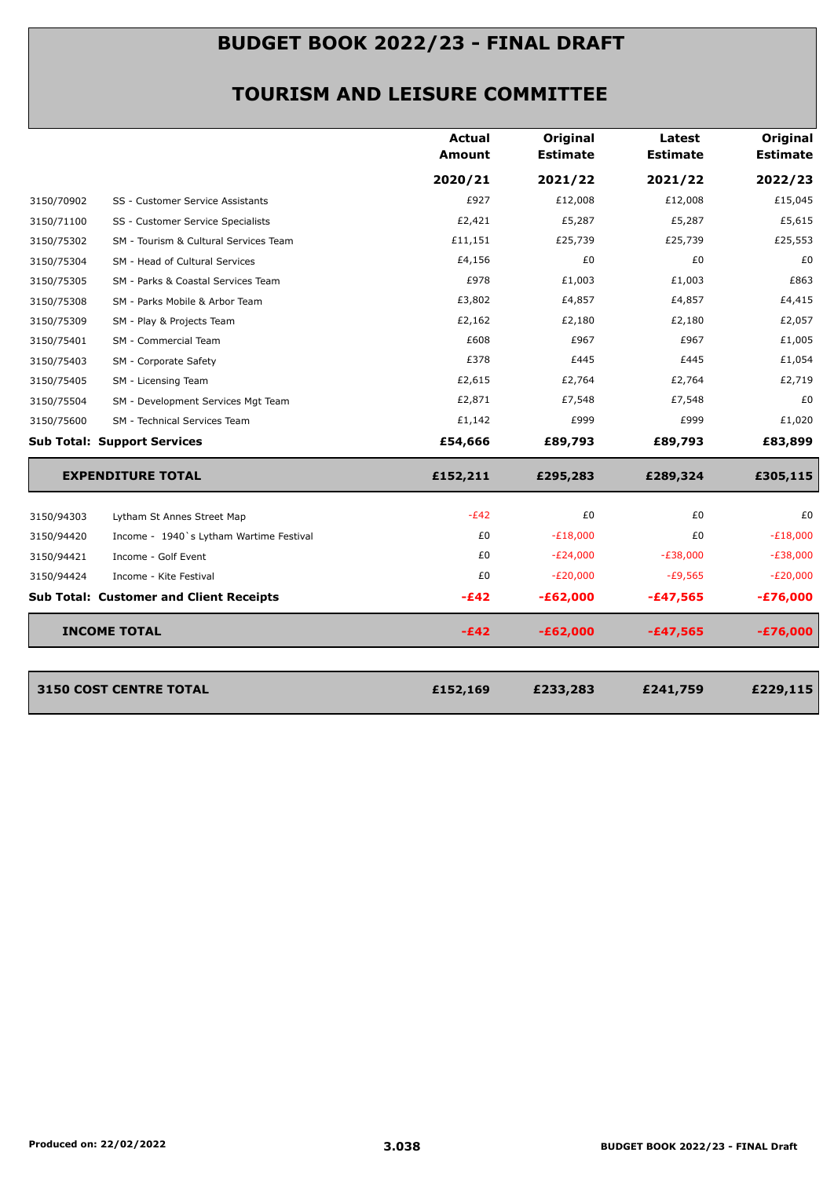# BUDGET BOOK 2022/23 - FINAL DRAFT

## TOURISM AND LEISURE COMMITTEE

| | | Actual Amount 2020/21 | Original Estimate 2021/22 | Latest Estimate 2021/22 | Original Estimate 2022/23 |
|---|---|---|---|---|---|
| 3150/70902 | SS - Customer Service Assistants | £927 | £12,008 | £12,008 | £15,045 |
| 3150/71100 | SS - Customer Service Specialists | £2,421 | £5,287 | £5,287 | £5,615 |
| 3150/75302 | SM - Tourism & Cultural Services Team | £11,151 | £25,739 | £25,739 | £25,553 |
| 3150/75304 | SM - Head of Cultural Services | £4,156 | £0 | £0 | £0 |
| 3150/75305 | SM - Parks & Coastal Services Team | £978 | £1,003 | £1,003 | £863 |
| 3150/75308 | SM - Parks Mobile & Arbor Team | £3,802 | £4,857 | £4,857 | £4,415 |
| 3150/75309 | SM - Play & Projects Team | £2,162 | £2,180 | £2,180 | £2,057 |
| 3150/75401 | SM - Commercial Team | £608 | £967 | £967 | £1,005 |
| 3150/75403 | SM - Corporate Safety | £378 | £445 | £445 | £1,054 |
| 3150/75405 | SM - Licensing Team | £2,615 | £2,764 | £2,764 | £2,719 |
| 3150/75504 | SM - Development Services Mgt Team | £2,871 | £7,548 | £7,548 | £0 |
| 3150/75600 | SM - Technical Services Team | £1,142 | £999 | £999 | £1,020 |
| **Sub Total: Support Services** | | **£54,666** | **£89,793** | **£89,793** | **£83,899** |
| **EXPENDITURE TOTAL** | | **£152,211** | **£295,283** | **£289,324** | **£305,115** |
| 3150/94303 | Lytham St Annes Street Map | -£42 | £0 | £0 | £0 |
| 3150/94420 | Income - 1940`s Lytham Wartime Festival | £0 | -£18,000 | £0 | -£18,000 |
| 3150/94421 | Income - Golf Event | £0 | -£24,000 | -£38,000 | -£38,000 |
| 3150/94424 | Income - Kite Festival | £0 | -£20,000 | -£9,565 | -£20,000 |
| **Sub Total: Customer and Client Receipts** | | **-£42** | **-£62,000** | **-£47,565** | **-£76,000** |
| **INCOME TOTAL** | | **-£42** | **-£62,000** | **-£47,565** | **-£76,000** |
| **3150 COST CENTRE TOTAL** | | **£152,169** | **£233,283** | **£241,759** | **£229,115** |

Produced on: 22/02/2022

3.038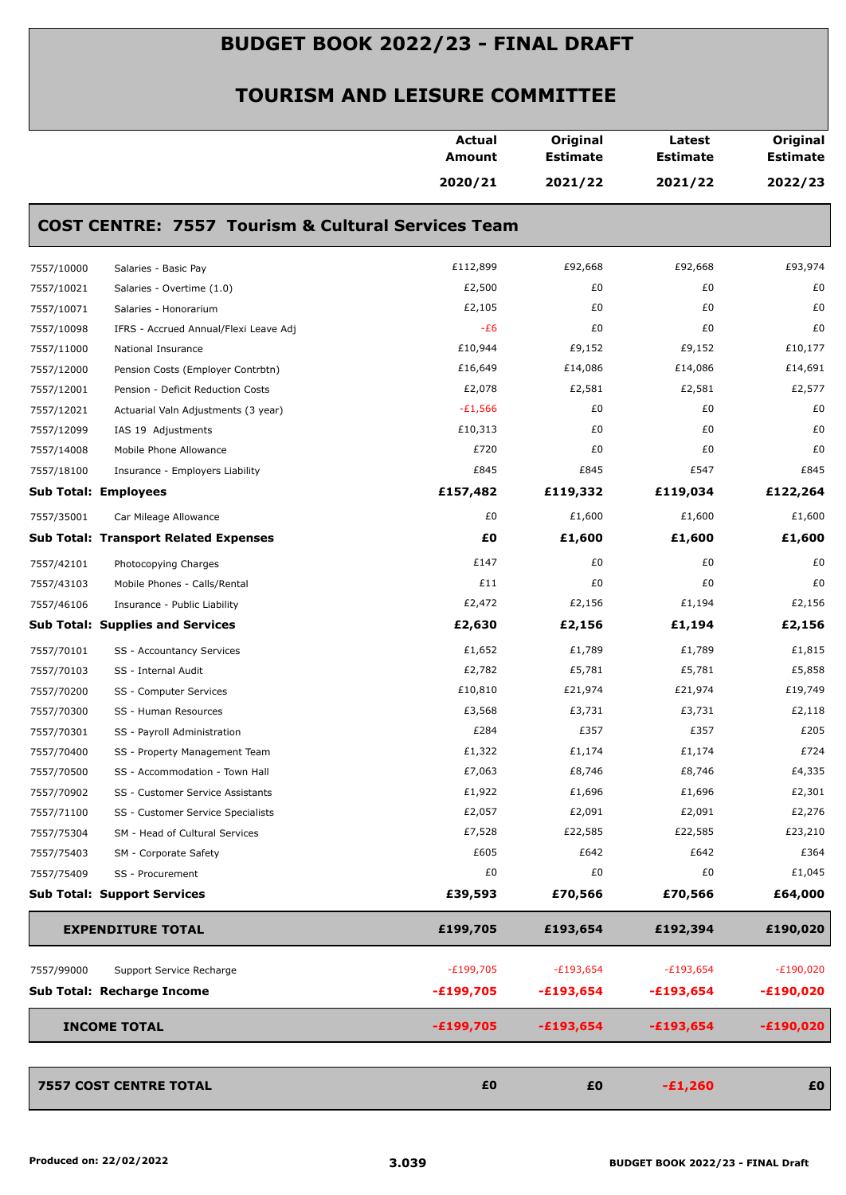# BUDGET BOOK 2022/23 - FINAL DRAFT

## TOURISM AND LEISURE COMMITTEE

### COST CENTRE: 7557 Tourism & Cultural Services Team

| | | Actual Amount 2020/21 | Original Estimate 2021/22 | Latest Estimate 2021/22 | Original Estimate 2022/23 |
|---|---|---|---|---|---|
| 7557/10000 | Salaries - Basic Pay | £112,899 | £92,668 | £92,668 | £93,974 |
| 7557/10021 | Salaries - Overtime (1.0) | £2,500 | £0 | £0 | £0 |
| 7557/10071 | Salaries - Honorarium | £2,105 | £0 | £0 | £0 |
| 7557/10098 | IFRS - Accrued Annual/Flexi Leave Adj | -£6 | £0 | £0 | £0 |
| 7557/11000 | National Insurance | £10,944 | £9,152 | £9,152 | £10,177 |
| 7557/12000 | Pension Costs (Employer Contrbtn) | £16,649 | £14,086 | £14,086 | £14,691 |
| 7557/12001 | Pension - Deficit Reduction Costs | £2,078 | £2,581 | £2,581 | £2,577 |
| 7557/12021 | Actuarial Valn Adjustments (3 year) | -£1,566 | £0 | £0 | £0 |
| 7557/12099 | IAS 19 Adjustments | £10,313 | £0 | £0 | £0 |
| 7557/14008 | Mobile Phone Allowance | £720 | £0 | £0 | £0 |
| 7557/18100 | Insurance - Employers Liability | £845 | £845 | £547 | £845 |
| **Sub Total: Employees** | | **£157,482** | **£119,332** | **£119,034** | **£122,264** |
| 7557/35001 | Car Mileage Allowance | £0 | £1,600 | £1,600 | £1,600 |
| **Sub Total: Transport Related Expenses** | | **£0** | **£1,600** | **£1,600** | **£1,600** |
| 7557/42101 | Photocopying Charges | £147 | £0 | £0 | £0 |
| 7557/43103 | Mobile Phones - Calls/Rental | £11 | £0 | £0 | £0 |
| 7557/46106 | Insurance - Public Liability | £2,472 | £2,156 | £1,194 | £2,156 |
| **Sub Total: Supplies and Services** | | **£2,630** | **£2,156** | **£1,194** | **£2,156** |
| 7557/70101 | SS - Accountancy Services | £1,652 | £1,789 | £1,789 | £1,815 |
| 7557/70103 | SS - Internal Audit | £2,782 | £5,781 | £5,781 | £5,858 |
| 7557/70200 | SS - Computer Services | £10,810 | £21,974 | £21,974 | £19,749 |
| 7557/70300 | SS - Human Resources | £3,568 | £3,731 | £3,731 | £2,118 |
| 7557/70301 | SS - Payroll Administration | £284 | £357 | £357 | £205 |
| 7557/70400 | SS - Property Management Team | £1,322 | £1,174 | £1,174 | £724 |
| 7557/70500 | SS - Accommodation - Town Hall | £7,063 | £8,746 | £8,746 | £4,335 |
| 7557/70902 | SS - Customer Service Assistants | £1,922 | £1,696 | £1,696 | £2,301 |
| 7557/71100 | SS - Customer Service Specialists | £2,057 | £2,091 | £2,091 | £2,276 |
| 7557/75304 | SM - Head of Cultural Services | £7,528 | £22,585 | £22,585 | £23,210 |
| 7557/75403 | SM - Corporate Safety | £605 | £642 | £642 | £364 |
| 7557/75409 | SS - Procurement | £0 | £0 | £0 | £1,045 |
| **Sub Total: Support Services** | | **£39,593** | **£70,566** | **£70,566** | **£64,000** |
| **EXPENDITURE TOTAL** | | **£199,705** | **£193,654** | **£192,394** | **£190,020** |
| 7557/99000 | Support Service Recharge | -£199,705 | -£193,654 | -£193,654 | -£190,020 |
| **Sub Total: Recharge Income** | | **-£199,705** | **-£193,654** | **-£193,654** | **-£190,020** |
| **INCOME TOTAL** | | **-£199,705** | **-£193,654** | **-£193,654** | **-£190,020** |
| **7557 COST CENTRE TOTAL** | | **£0** | **£0** | **-£1,260** | **£0** |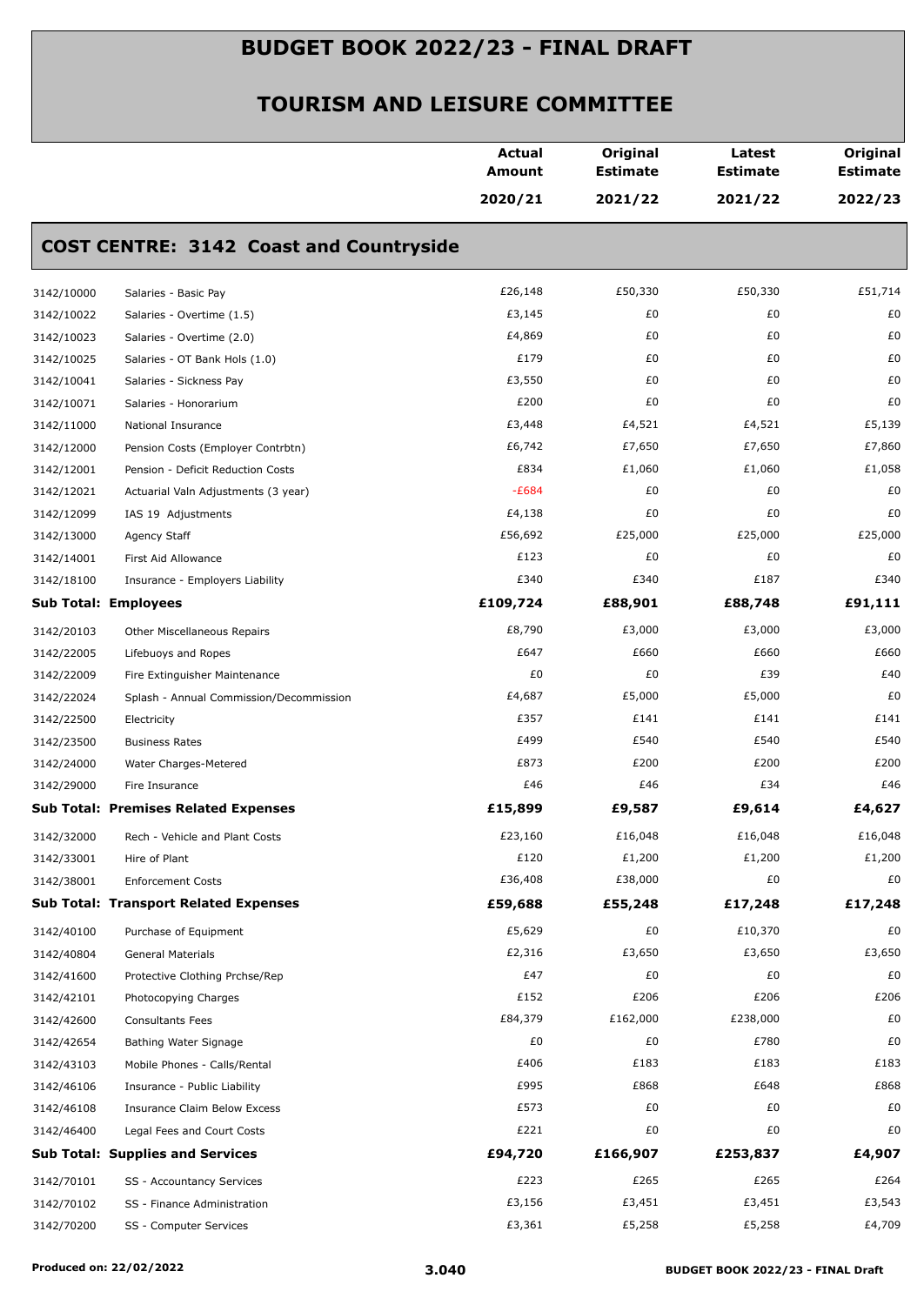# BUDGET BOOK 2022/23 - FINAL DRAFT

## TOURISM AND LEISURE COMMITTEE

| | | Actual Amount 2020/21 | Original Estimate 2021/22 | Latest Estimate 2021/22 | Original Estimate 2022/23 |
|---|---|---|---|---|---|
| **COST CENTRE: 3142 Coast and Countryside** | | | | | |
| 3142/10000 | Salaries - Basic Pay | £26,148 | £50,330 | £50,330 | £51,714 |
| 3142/10022 | Salaries - Overtime (1.5) | £3,145 | £0 | £0 | £0 |
| 3142/10023 | Salaries - Overtime (2.0) | £4,869 | £0 | £0 | £0 |
| 3142/10025 | Salaries - OT Bank Hols (1.0) | £179 | £0 | £0 | £0 |
| 3142/10041 | Salaries - Sickness Pay | £3,550 | £0 | £0 | £0 |
| 3142/10071 | Salaries - Honorarium | £200 | £0 | £0 | £0 |
| 3142/11000 | National Insurance | £3,448 | £4,521 | £4,521 | £5,139 |
| 3142/12000 | Pension Costs (Employer Contrbtn) | £6,742 | £7,650 | £7,650 | £7,860 |
| 3142/12001 | Pension - Deficit Reduction Costs | £834 | £1,060 | £1,060 | £1,058 |
| 3142/12021 | Actuarial Valn Adjustments (3 year) | -£684 | £0 | £0 | £0 |
| 3142/12099 | IAS 19 Adjustments | £4,138 | £0 | £0 | £0 |
| 3142/13000 | Agency Staff | £56,692 | £25,000 | £25,000 | £25,000 |
| 3142/14001 | First Aid Allowance | £123 | £0 | £0 | £0 |
| 3142/18100 | Insurance - Employers Liability | £340 | £340 | £187 | £340 |
| **Sub Total: Employees** | | **£109,724** | **£88,901** | **£88,748** | **£91,111** |
| 3142/20103 | Other Miscellaneous Repairs | £8,790 | £3,000 | £3,000 | £3,000 |
| 3142/22005 | Lifebuoys and Ropes | £647 | £660 | £660 | £660 |
| 3142/22009 | Fire Extinguisher Maintenance | £0 | £0 | £39 | £40 |
| 3142/22024 | Splash - Annual Commission/Decommission | £4,687 | £5,000 | £5,000 | £0 |
| 3142/22500 | Electricity | £357 | £141 | £141 | £141 |
| 3142/23500 | Business Rates | £499 | £540 | £540 | £540 |
| 3142/24000 | Water Charges-Metered | £873 | £200 | £200 | £200 |
| 3142/29000 | Fire Insurance | £46 | £46 | £34 | £46 |
| **Sub Total: Premises Related Expenses** | | **£15,899** | **£9,587** | **£9,614** | **£4,627** |
| 3142/32000 | Rech - Vehicle and Plant Costs | £23,160 | £16,048 | £16,048 | £16,048 |
| 3142/33001 | Hire of Plant | £120 | £1,200 | £1,200 | £1,200 |
| 3142/38001 | Enforcement Costs | £36,408 | £38,000 | £0 | £0 |
| **Sub Total: Transport Related Expenses** | | **£59,688** | **£55,248** | **£17,248** | **£17,248** |
| 3142/40100 | Purchase of Equipment | £5,629 | £0 | £10,370 | £0 |
| 3142/40804 | General Materials | £2,316 | £3,650 | £3,650 | £3,650 |
| 3142/41600 | Protective Clothing Prchse/Rep | £47 | £0 | £0 | £0 |
| 3142/42101 | Photocopying Charges | £152 | £206 | £206 | £206 |
| 3142/42600 | Consultants Fees | £84,379 | £162,000 | £238,000 | £0 |
| 3142/42654 | Bathing Water Signage | £0 | £0 | £780 | £0 |
| 3142/43103 | Mobile Phones - Calls/Rental | £406 | £183 | £183 | £183 |
| 3142/46106 | Insurance - Public Liability | £995 | £868 | £648 | £868 |
| 3142/46108 | Insurance Claim Below Excess | £573 | £0 | £0 | £0 |
| 3142/46400 | Legal Fees and Court Costs | £221 | £0 | £0 | £0 |
| **Sub Total: Supplies and Services** | | **£94,720** | **£166,907** | **£253,837** | **£4,907** |
| 3142/70101 | SS - Accountancy Services | £223 | £265 | £265 | £264 |
| 3142/70102 | SS - Finance Administration | £3,156 | £3,451 | £3,451 | £3,543 |
| 3142/70200 | SS - Computer Services | £3,361 | £5,258 | £5,258 | £4,709 |

Produced on: 22/02/2022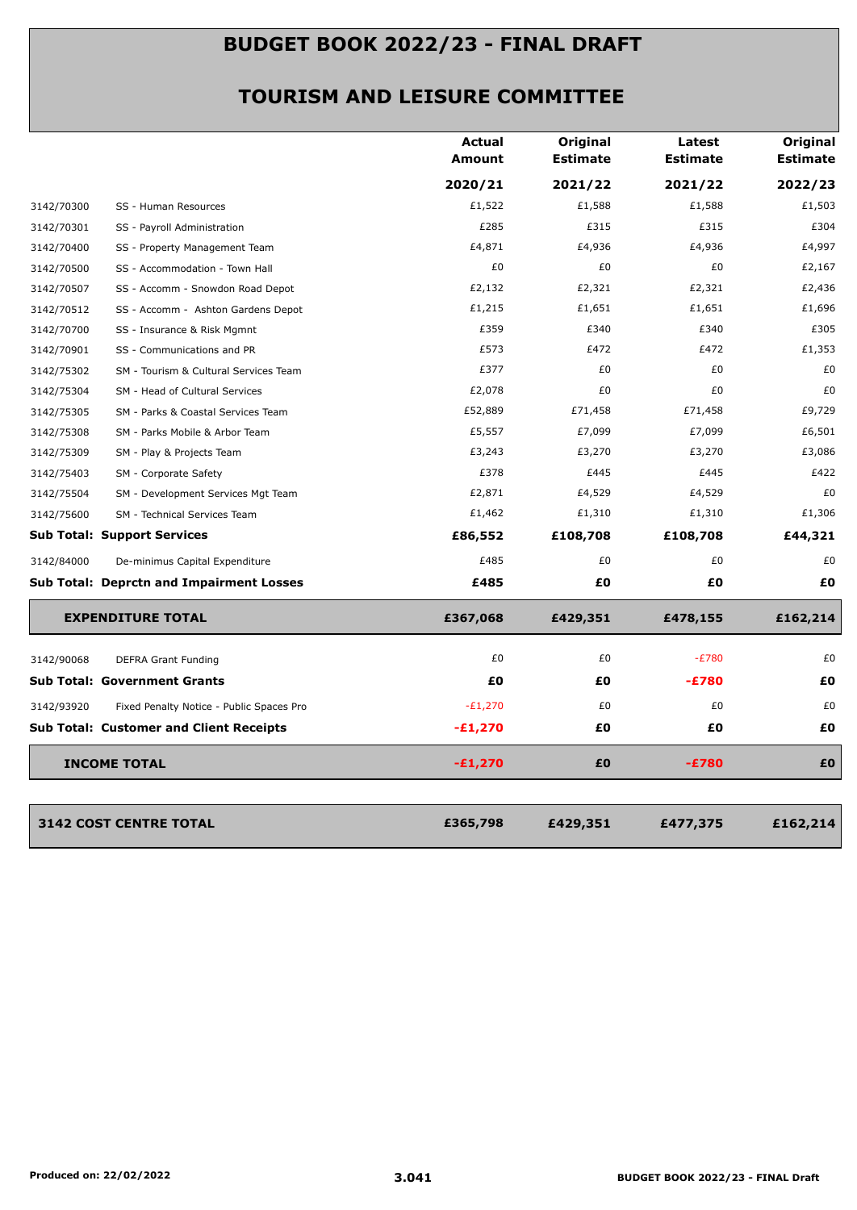# BUDGET BOOK 2022/23 - FINAL DRAFT

## TOURISM AND LEISURE COMMITTEE

| | | Actual Amount 2020/21 | Original Estimate 2021/22 | Latest Estimate 2021/22 | Original Estimate 2022/23 |
|---|---|---|---|---|---|
| 3142/70300 | SS - Human Resources | £1,522 | £1,588 | £1,588 | £1,503 |
| 3142/70301 | SS - Payroll Administration | £285 | £315 | £315 | £304 |
| 3142/70400 | SS - Property Management Team | £4,871 | £4,936 | £4,936 | £4,997 |
| 3142/70500 | SS - Accommodation - Town Hall | £0 | £0 | £0 | £2,167 |
| 3142/70507 | SS - Accomm - Snowdon Road Depot | £2,132 | £2,321 | £2,321 | £2,436 |
| 3142/70512 | SS - Accomm - Ashton Gardens Depot | £1,215 | £1,651 | £1,651 | £1,696 |
| 3142/70700 | SS - Insurance & Risk Mgmnt | £359 | £340 | £340 | £305 |
| 3142/70901 | SS - Communications and PR | £573 | £472 | £472 | £1,353 |
| 3142/75302 | SM - Tourism & Cultural Services Team | £377 | £0 | £0 | £0 |
| 3142/75304 | SM - Head of Cultural Services | £2,078 | £0 | £0 | £0 |
| 3142/75305 | SM - Parks & Coastal Services Team | £52,889 | £71,458 | £71,458 | £9,729 |
| 3142/75308 | SM - Parks Mobile & Arbor Team | £5,557 | £7,099 | £7,099 | £6,501 |
| 3142/75309 | SM - Play & Projects Team | £3,243 | £3,270 | £3,270 | £3,086 |
| 3142/75403 | SM - Corporate Safety | £378 | £445 | £445 | £422 |
| 3142/75504 | SM - Development Services Mgt Team | £2,871 | £4,529 | £4,529 | £0 |
| 3142/75600 | SM - Technical Services Team | £1,462 | £1,310 | £1,310 | £1,306 |
| **Sub Total: Support Services** | | **£86,552** | **£108,708** | **£108,708** | **£44,321** |
| 3142/84000 | De-minimus Capital Expenditure | £485 | £0 | £0 | £0 |
| **Sub Total: Deprctn and Impairment Losses** | | **£485** | **£0** | **£0** | **£0** |
| **EXPENDITURE TOTAL** | | **£367,068** | **£429,351** | **£478,155** | **£162,214** |
| 3142/90068 | DEFRA Grant Funding | £0 | £0 | -£780 | £0 |
| **Sub Total: Government Grants** | | **£0** | **£0** | **-£780** | **£0** |
| 3142/93920 | Fixed Penalty Notice - Public Spaces Pro | -£1,270 | £0 | £0 | £0 |
| **Sub Total: Customer and Client Receipts** | | **-£1,270** | **£0** | **£0** | **£0** |
| **INCOME TOTAL** | | **-£1,270** | **£0** | **-£780** | **£0** |
| **3142 COST CENTRE TOTAL** | | **£365,798** | **£429,351** | **£477,375** | **£162,214** |

Produced on: 22/02/2022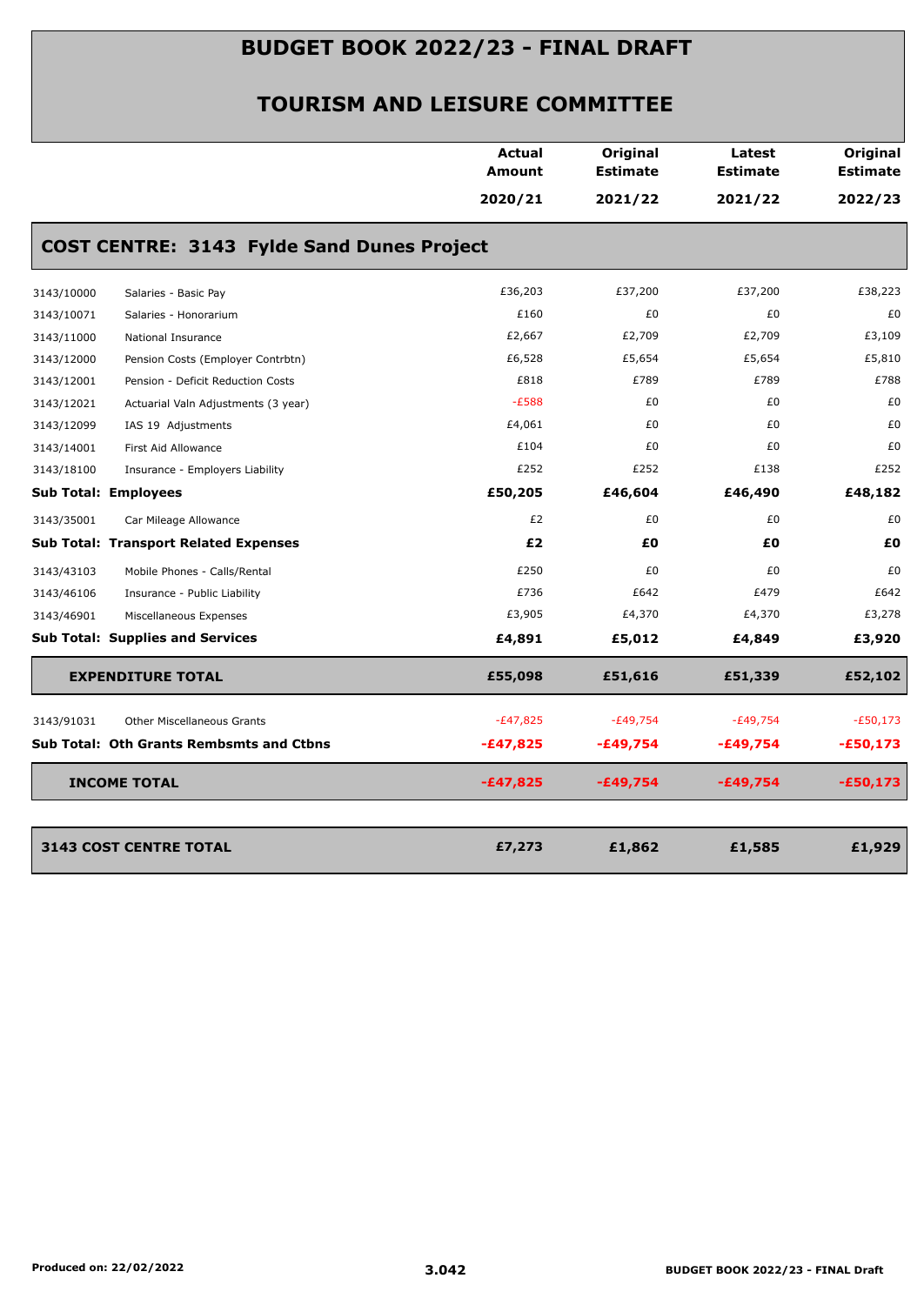# BUDGET BOOK 2022/23 - FINAL DRAFT

## TOURISM AND LEISURE COMMITTEE

| | | Actual Amount 2020/21 | Original Estimate 2021/22 | Latest Estimate 2021/22 | Original Estimate 2022/23 |
|---|---|---|---|---|---|
| **COST CENTRE: 3143 Fylde Sand Dunes Project** | | | | | |
| 3143/10000 | Salaries - Basic Pay | £36,203 | £37,200 | £37,200 | £38,223 |
| 3143/10071 | Salaries - Honorarium | £160 | £0 | £0 | £0 |
| 3143/11000 | National Insurance | £2,667 | £2,709 | £2,709 | £3,109 |
| 3143/12000 | Pension Costs (Employer Contrbtn) | £6,528 | £5,654 | £5,654 | £5,810 |
| 3143/12001 | Pension - Deficit Reduction Costs | £818 | £789 | £789 | £788 |
| 3143/12021 | Actuarial Valn Adjustments (3 year) | -£588 | £0 | £0 | £0 |
| 3143/12099 | IAS 19 Adjustments | £4,061 | £0 | £0 | £0 |
| 3143/14001 | First Aid Allowance | £104 | £0 | £0 | £0 |
| 3143/18100 | Insurance - Employers Liability | £252 | £252 | £138 | £252 |
| **Sub Total: Employees** | | **£50,205** | **£46,604** | **£46,490** | **£48,182** |
| 3143/35001 | Car Mileage Allowance | £2 | £0 | £0 | £0 |
| **Sub Total: Transport Related Expenses** | | **£2** | **£0** | **£0** | **£0** |
| 3143/43103 | Mobile Phones - Calls/Rental | £250 | £0 | £0 | £0 |
| 3143/46106 | Insurance - Public Liability | £736 | £642 | £479 | £642 |
| 3143/46901 | Miscellaneous Expenses | £3,905 | £4,370 | £4,370 | £3,278 |
| **Sub Total: Supplies and Services** | | **£4,891** | **£5,012** | **£4,849** | **£3,920** |
| **EXPENDITURE TOTAL** | | **£55,098** | **£51,616** | **£51,339** | **£52,102** |
| 3143/91031 | Other Miscellaneous Grants | -£47,825 | -£49,754 | -£49,754 | -£50,173 |
| **Sub Total: Oth Grants Rembsmts and Ctbns** | | **-£47,825** | **-£49,754** | **-£49,754** | **-£50,173** |
| **INCOME TOTAL** | | **-£47,825** | **-£49,754** | **-£49,754** | **-£50,173** |
| **3143 COST CENTRE TOTAL** | | **£7,273** | **£1,862** | **£1,585** | **£1,929** |

Produced on: 22/02/2022

3.042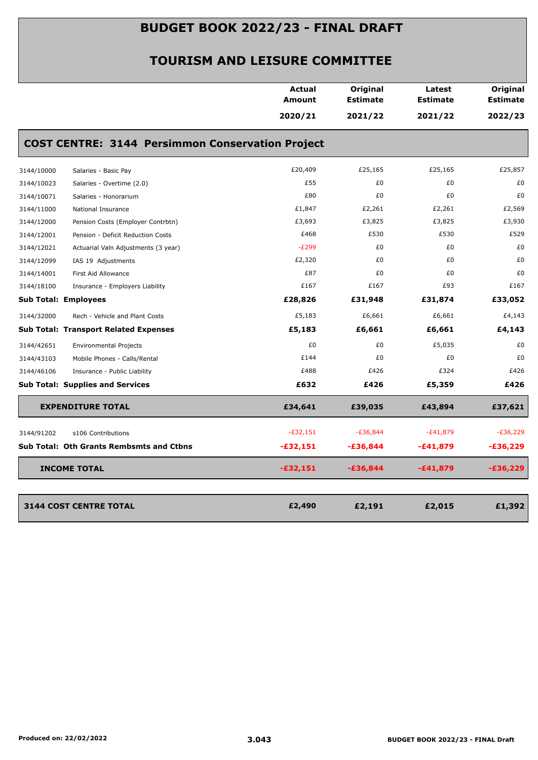# BUDGET BOOK 2022/23 - FINAL DRAFT

## TOURISM AND LEISURE COMMITTEE

### COST CENTRE: 3144 Persimmon Conservation Project

| Code | Description | Actual Amount 2020/21 | Original Estimate 2021/22 | Latest Estimate 2021/22 | Original Estimate 2022/23 |
|---|---|---|---|---|---|
| 3144/10000 | Salaries - Basic Pay | £20,409 | £25,165 | £25,165 | £25,857 |
| 3144/10023 | Salaries - Overtime (2.0) | £55 | £0 | £0 | £0 |
| 3144/10071 | Salaries - Honorarium | £80 | £0 | £0 | £0 |
| 3144/11000 | National Insurance | £1,847 | £2,261 | £2,261 | £2,569 |
| 3144/12000 | Pension Costs (Employer Contrbtn) | £3,693 | £3,825 | £3,825 | £3,930 |
| 3144/12001 | Pension - Deficit Reduction Costs | £468 | £530 | £530 | £529 |
| 3144/12021 | Actuarial Valn Adjustments (3 year) | -£299 | £0 | £0 | £0 |
| 3144/12099 | IAS 19 Adjustments | £2,320 | £0 | £0 | £0 |
| 3144/14001 | First Aid Allowance | £87 | £0 | £0 | £0 |
| 3144/18100 | Insurance - Employers Liability | £167 | £167 | £93 | £167 |
| **Sub Total: Employees** | | **£28,826** | **£31,948** | **£31,874** | **£33,052** |
| 3144/32000 | Rech - Vehicle and Plant Costs | £5,183 | £6,661 | £6,661 | £4,143 |
| **Sub Total: Transport Related Expenses** | | **£5,183** | **£6,661** | **£6,661** | **£4,143** |
| 3144/42651 | Environmental Projects | £0 | £0 | £5,035 | £0 |
| 3144/43103 | Mobile Phones - Calls/Rental | £144 | £0 | £0 | £0 |
| 3144/46106 | Insurance - Public Liability | £488 | £426 | £324 | £426 |
| **Sub Total: Supplies and Services** | | **£632** | **£426** | **£5,359** | **£426** |
| **EXPENDITURE TOTAL** | | **£34,641** | **£39,035** | **£43,894** | **£37,621** |
| 3144/91202 | s106 Contributions | -£32,151 | -£36,844 | -£41,879 | -£36,229 |
| **Sub Total: Oth Grants Rembsmts and Ctbns** | | **-£32,151** | **-£36,844** | **-£41,879** | **-£36,229** |
| **INCOME TOTAL** | | **-£32,151** | **-£36,844** | **-£41,879** | **-£36,229** |
| **3144 COST CENTRE TOTAL** | | **£2,490** | **£2,191** | **£2,015** | **£1,392** |

Produced on: 22/02/2022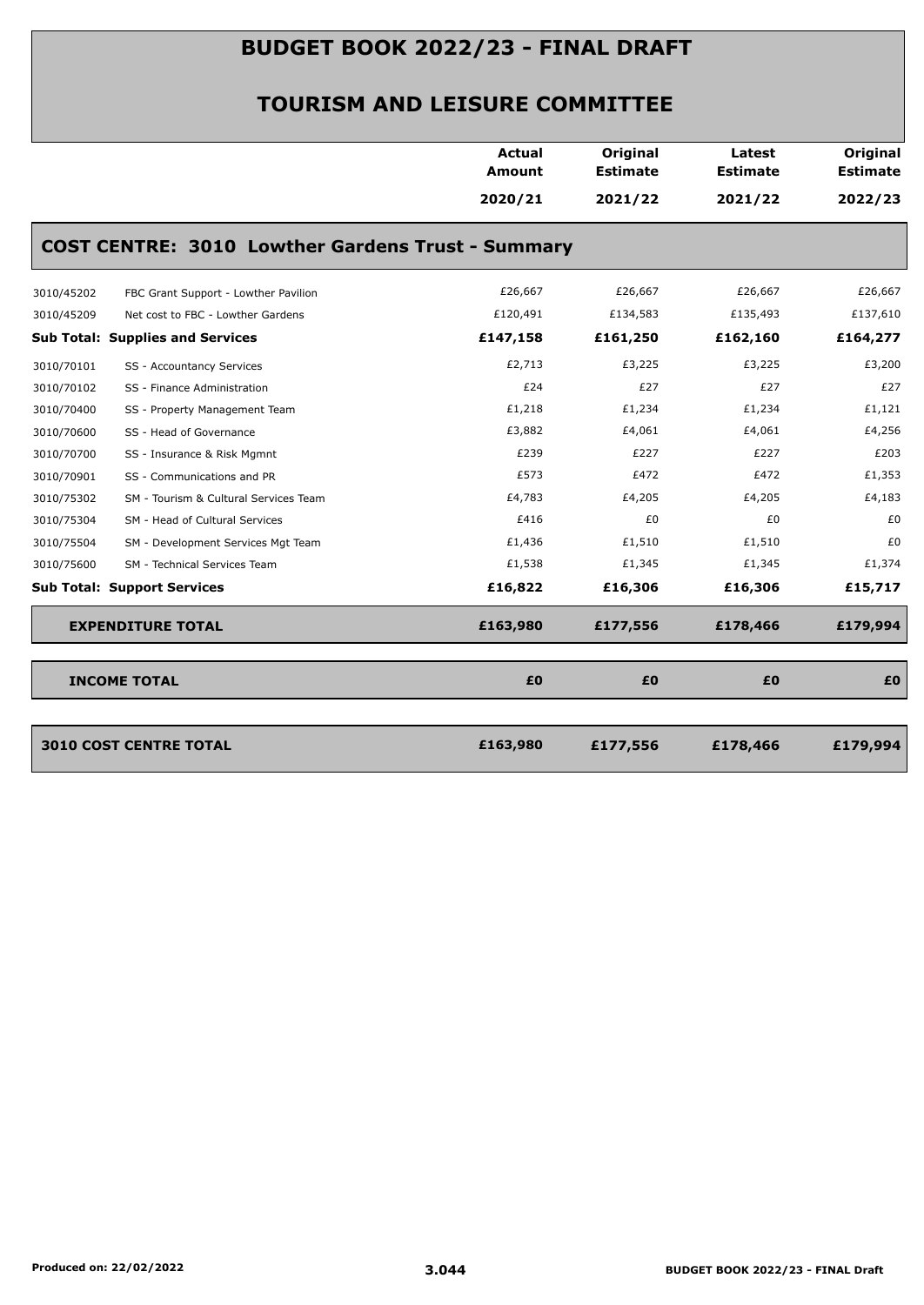# BUDGET BOOK 2022/23 - FINAL DRAFT

## TOURISM AND LEISURE COMMITTEE

### COST CENTRE: 3010 Lowther Gardens Trust - Summary

| | | Actual Amount 2020/21 | Original Estimate 2021/22 | Latest Estimate 2021/22 | Original Estimate 2022/23 |
|---|---|---|---|---|---|
| 3010/45202 | FBC Grant Support - Lowther Pavilion | £26,667 | £26,667 | £26,667 | £26,667 |
| 3010/45209 | Net cost to FBC - Lowther Gardens | £120,491 | £134,583 | £135,493 | £137,610 |
| **Sub Total: Supplies and Services** | | **£147,158** | **£161,250** | **£162,160** | **£164,277** |
| 3010/70101 | SS - Accountancy Services | £2,713 | £3,225 | £3,225 | £3,200 |
| 3010/70102 | SS - Finance Administration | £24 | £27 | £27 | £27 |
| 3010/70400 | SS - Property Management Team | £1,218 | £1,234 | £1,234 | £1,121 |
| 3010/70600 | SS - Head of Governance | £3,882 | £4,061 | £4,061 | £4,256 |
| 3010/70700 | SS - Insurance & Risk Mgmnt | £239 | £227 | £227 | £203 |
| 3010/70901 | SS - Communications and PR | £573 | £472 | £472 | £1,353 |
| 3010/75302 | SM - Tourism & Cultural Services Team | £4,783 | £4,205 | £4,205 | £4,183 |
| 3010/75304 | SM - Head of Cultural Services | £416 | £0 | £0 | £0 |
| 3010/75504 | SM - Development Services Mgt Team | £1,436 | £1,510 | £1,510 | £0 |
| 3010/75600 | SM - Technical Services Team | £1,538 | £1,345 | £1,345 | £1,374 |
| **Sub Total: Support Services** | | **£16,822** | **£16,306** | **£16,306** | **£15,717** |
| **EXPENDITURE TOTAL** | | **£163,980** | **£177,556** | **£178,466** | **£179,994** |
| **INCOME TOTAL** | | **£0** | **£0** | **£0** | **£0** |
| **3010 COST CENTRE TOTAL** | | **£163,980** | **£177,556** | **£178,466** | **£179,994** |

Produced on: 22/02/2022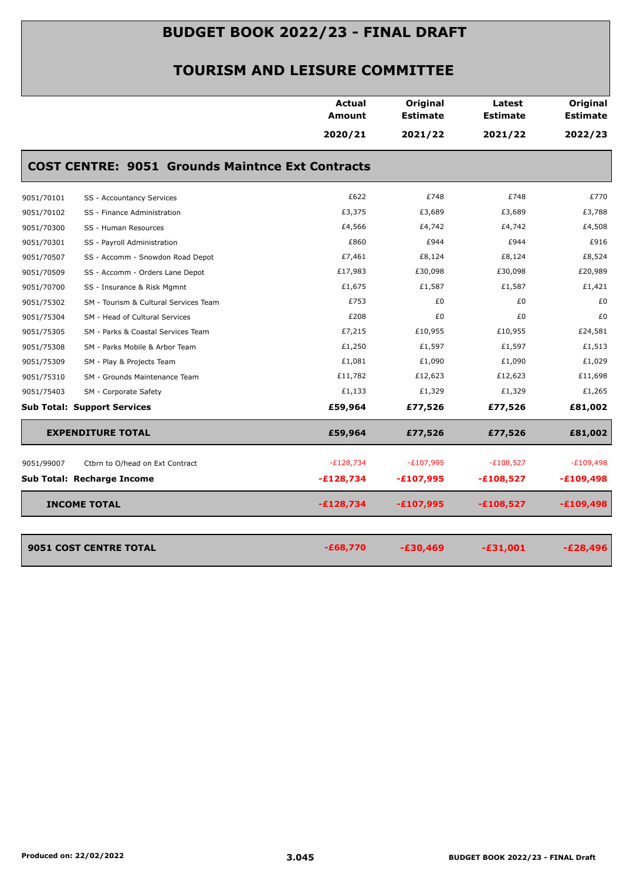# BUDGET BOOK 2022/23 - FINAL DRAFT

## TOURISM AND LEISURE COMMITTEE

| | | Actual Amount 2020/21 | Original Estimate 2021/22 | Latest Estimate 2021/22 | Original Estimate 2022/23 |
|---|---|---|---|---|---|
| **COST CENTRE: 9051 Grounds Maintnce Ext Contracts** | | | | | |
| 9051/70101 | SS - Accountancy Services | £622 | £748 | £748 | £770 |
| 9051/70102 | SS - Finance Administration | £3,375 | £3,689 | £3,689 | £3,788 |
| 9051/70300 | SS - Human Resources | £4,566 | £4,742 | £4,742 | £4,508 |
| 9051/70301 | SS - Payroll Administration | £860 | £944 | £944 | £916 |
| 9051/70507 | SS - Accomm - Snowdon Road Depot | £7,461 | £8,124 | £8,124 | £8,524 |
| 9051/70509 | SS - Accomm - Orders Lane Depot | £17,983 | £30,098 | £30,098 | £20,989 |
| 9051/70700 | SS - Insurance & Risk Mgmnt | £1,675 | £1,587 | £1,587 | £1,421 |
| 9051/75302 | SM - Tourism & Cultural Services Team | £753 | £0 | £0 | £0 |
| 9051/75304 | SM - Head of Cultural Services | £208 | £0 | £0 | £0 |
| 9051/75305 | SM - Parks & Coastal Services Team | £7,215 | £10,955 | £10,955 | £24,581 |
| 9051/75308 | SM - Parks Mobile & Arbor Team | £1,250 | £1,597 | £1,597 | £1,513 |
| 9051/75309 | SM - Play & Projects Team | £1,081 | £1,090 | £1,090 | £1,029 |
| 9051/75310 | SM - Grounds Maintenance Team | £11,782 | £12,623 | £12,623 | £11,698 |
| 9051/75403 | SM - Corporate Safety | £1,133 | £1,329 | £1,329 | £1,265 |
| **Sub Total: Support Services** | | **£59,964** | **£77,526** | **£77,526** | **£81,002** |
| **EXPENDITURE TOTAL** | | **£59,964** | **£77,526** | **£77,526** | **£81,002** |
| 9051/99007 | Ctbrn to O/head on Ext Contract | -£128,734 | -£107,995 | -£108,527 | -£109,498 |
| **Sub Total: Recharge Income** | | **-£128,734** | **-£107,995** | **-£108,527** | **-£109,498** |
| **INCOME TOTAL** | | **-£128,734** | **-£107,995** | **-£108,527** | **-£109,498** |
| **9051 COST CENTRE TOTAL** | | **-£68,770** | **-£30,469** | **-£31,001** | **-£28,496** |

Produced on: 22/02/2022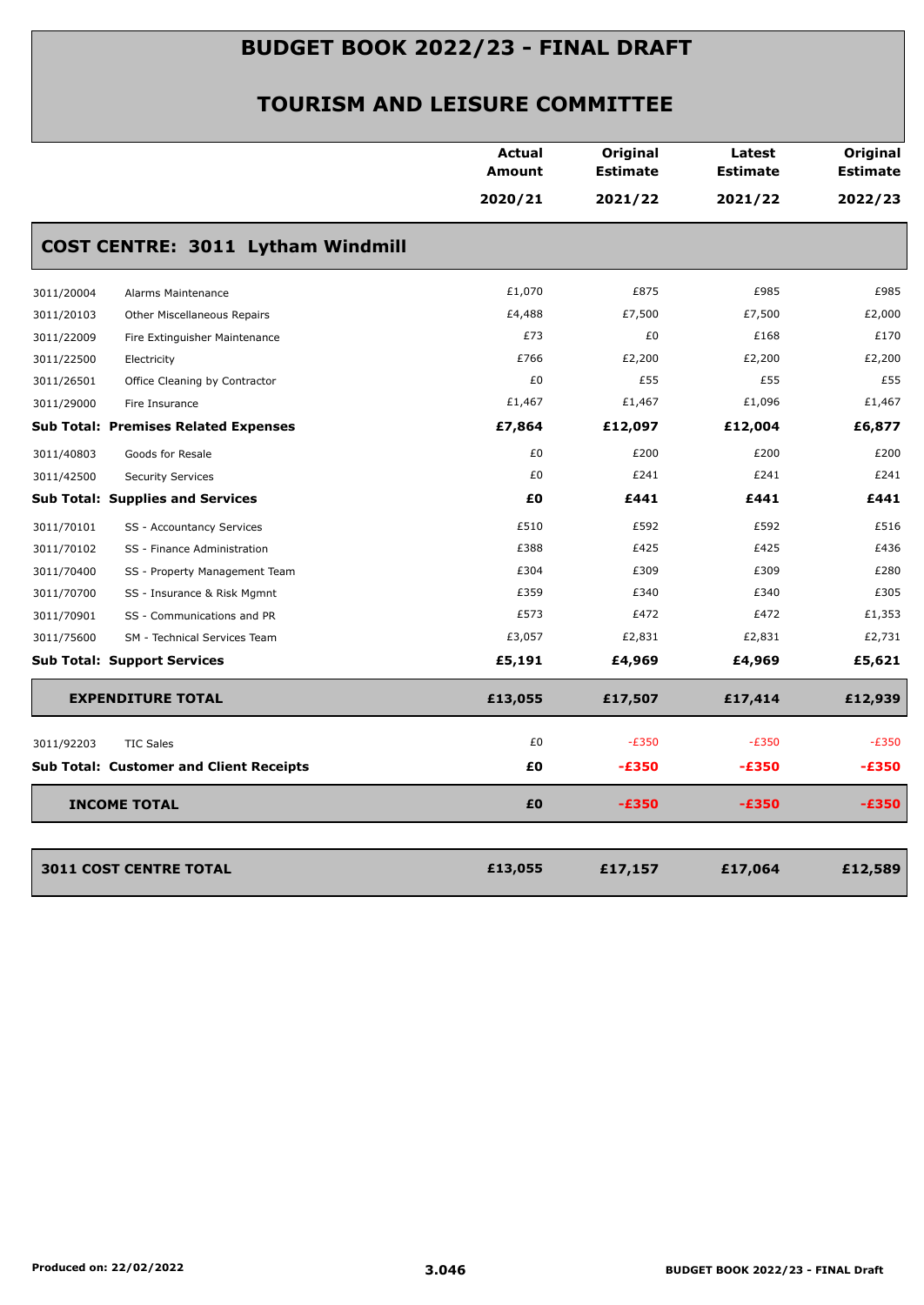# BUDGET BOOK 2022/23 - FINAL DRAFT

## TOURISM AND LEISURE COMMITTEE

### COST CENTRE: 3011 Lytham Windmill

| | | Actual Amount 2020/21 | Original Estimate 2021/22 | Latest Estimate 2021/22 | Original Estimate 2022/23 |
|---|---|---|---|---|---|
| 3011/20004 | Alarms Maintenance | £1,070 | £875 | £985 | £985 |
| 3011/20103 | Other Miscellaneous Repairs | £4,488 | £7,500 | £7,500 | £2,000 |
| 3011/22009 | Fire Extinguisher Maintenance | £73 | £0 | £168 | £170 |
| 3011/22500 | Electricity | £766 | £2,200 | £2,200 | £2,200 |
| 3011/26501 | Office Cleaning by Contractor | £0 | £55 | £55 | £55 |
| 3011/29000 | Fire Insurance | £1,467 | £1,467 | £1,096 | £1,467 |
| **Sub Total: Premises Related Expenses** | | **£7,864** | **£12,097** | **£12,004** | **£6,877** |
| 3011/40803 | Goods for Resale | £0 | £200 | £200 | £200 |
| 3011/42500 | Security Services | £0 | £241 | £241 | £241 |
| **Sub Total: Supplies and Services** | | **£0** | **£441** | **£441** | **£441** |
| 3011/70101 | SS - Accountancy Services | £510 | £592 | £592 | £516 |
| 3011/70102 | SS - Finance Administration | £388 | £425 | £425 | £436 |
| 3011/70400 | SS - Property Management Team | £304 | £309 | £309 | £280 |
| 3011/70700 | SS - Insurance & Risk Mgmnt | £359 | £340 | £340 | £305 |
| 3011/70901 | SS - Communications and PR | £573 | £472 | £472 | £1,353 |
| 3011/75600 | SM - Technical Services Team | £3,057 | £2,831 | £2,831 | £2,731 |
| **Sub Total: Support Services** | | **£5,191** | **£4,969** | **£4,969** | **£5,621** |
| **EXPENDITURE TOTAL** | | **£13,055** | **£17,507** | **£17,414** | **£12,939** |
| 3011/92203 | TIC Sales | £0 | -£350 | -£350 | -£350 |
| **Sub Total: Customer and Client Receipts** | | **£0** | **-£350** | **-£350** | **-£350** |
| **INCOME TOTAL** | | **£0** | **-£350** | **-£350** | **-£350** |
| **3011 COST CENTRE TOTAL** | | **£13,055** | **£17,157** | **£17,064** | **£12,589** |

Produced on: 22/02/2022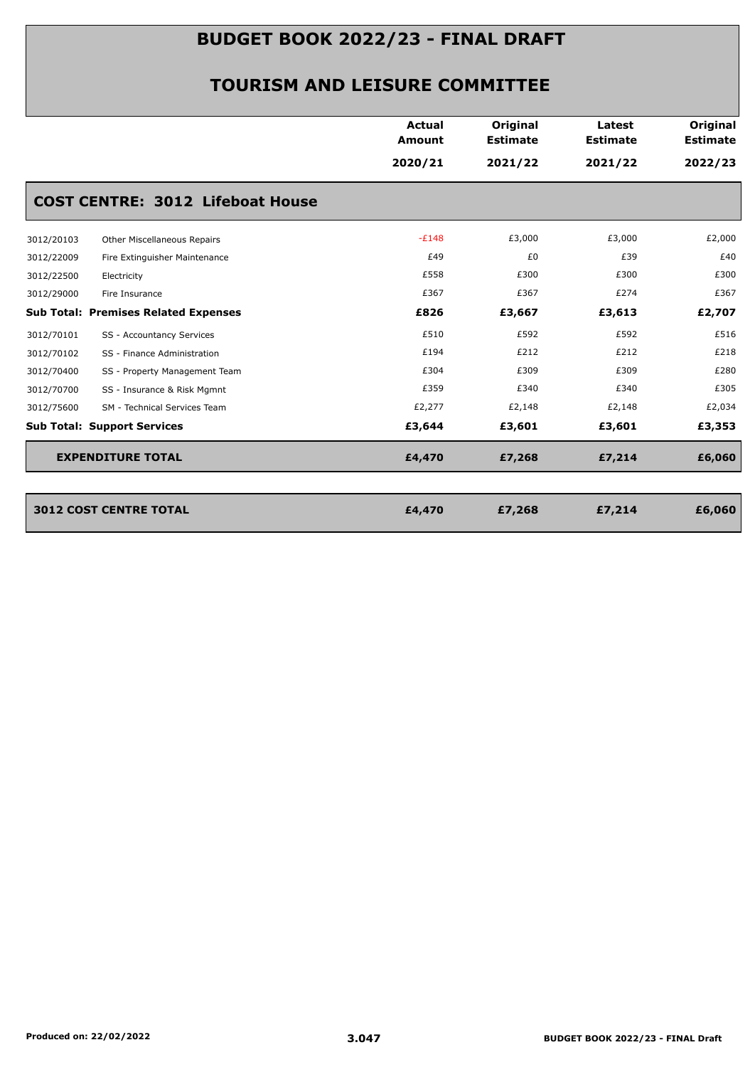# BUDGET BOOK 2022/23 - FINAL DRAFT

## TOURISM AND LEISURE COMMITTEE

| | | Actual Amount 2020/21 | Original Estimate 2021/22 | Latest Estimate 2021/22 | Original Estimate 2022/23 |
|---|---|---|---|---|---|
| **COST CENTRE: 3012 Lifeboat House** | | | | | |
| 3012/20103 | Other Miscellaneous Repairs | -£148 | £3,000 | £3,000 | £2,000 |
| 3012/22009 | Fire Extinguisher Maintenance | £49 | £0 | £39 | £40 |
| 3012/22500 | Electricity | £558 | £300 | £300 | £300 |
| 3012/29000 | Fire Insurance | £367 | £367 | £274 | £367 |
| **Sub Total: Premises Related Expenses** | | **£826** | **£3,667** | **£3,613** | **£2,707** |
| 3012/70101 | SS - Accountancy Services | £510 | £592 | £592 | £516 |
| 3012/70102 | SS - Finance Administration | £194 | £212 | £212 | £218 |
| 3012/70400 | SS - Property Management Team | £304 | £309 | £309 | £280 |
| 3012/70700 | SS - Insurance & Risk Mgmnt | £359 | £340 | £340 | £305 |
| 3012/75600 | SM - Technical Services Team | £2,277 | £2,148 | £2,148 | £2,034 |
| **Sub Total: Support Services** | | **£3,644** | **£3,601** | **£3,601** | **£3,353** |
| **EXPENDITURE TOTAL** | | **£4,470** | **£7,268** | **£7,214** | **£6,060** |
| **3012 COST CENTRE TOTAL** | | **£4,470** | **£7,268** | **£7,214** | **£6,060** |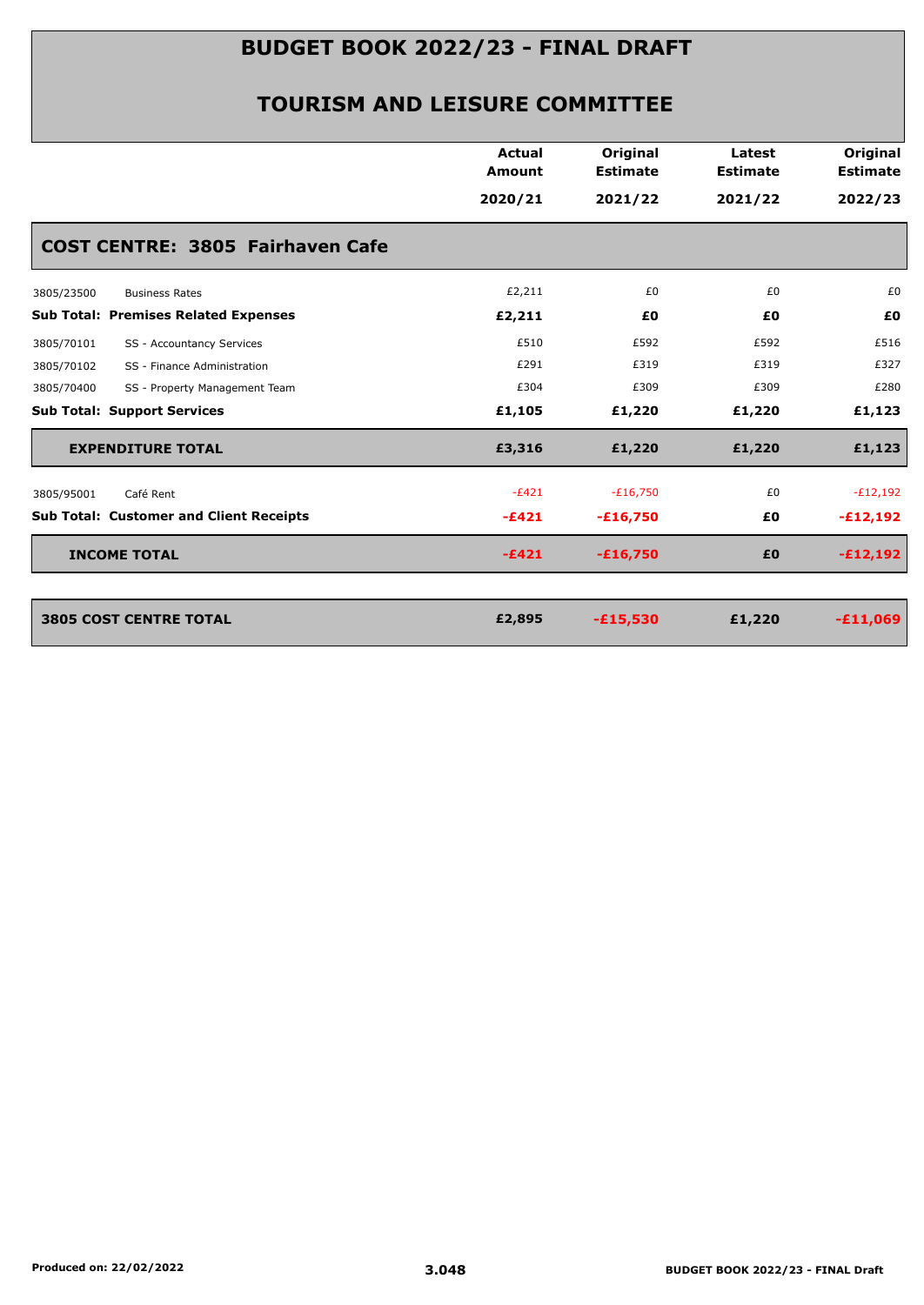# BUDGET BOOK 2022/23 - FINAL DRAFT

## TOURISM AND LEISURE COMMITTEE

| | | Actual Amount 2020/21 | Original Estimate 2021/22 | Latest Estimate 2021/22 | Original Estimate 2022/23 |
|---|---|---|---|---|---|
| **COST CENTRE: 3805 Fairhaven Cafe** | | | | | |
| 3805/23500 | Business Rates | £2,211 | £0 | £0 | £0 |
| **Sub Total: Premises Related Expenses** | | **£2,211** | **£0** | **£0** | **£0** |
| 3805/70101 | SS - Accountancy Services | £510 | £592 | £592 | £516 |
| 3805/70102 | SS - Finance Administration | £291 | £319 | £319 | £327 |
| 3805/70400 | SS - Property Management Team | £304 | £309 | £309 | £280 |
| **Sub Total: Support Services** | | **£1,105** | **£1,220** | **£1,220** | **£1,123** |
| **EXPENDITURE TOTAL** | | **£3,316** | **£1,220** | **£1,220** | **£1,123** |
| 3805/95001 | Café Rent | -£421 | -£16,750 | £0 | -£12,192 |
| **Sub Total: Customer and Client Receipts** | | **-£421** | **-£16,750** | **£0** | **-£12,192** |
| **INCOME TOTAL** | | **-£421** | **-£16,750** | **£0** | **-£12,192** |
| **3805 COST CENTRE TOTAL** | | **£2,895** | **-£15,530** | **£1,220** | **-£11,069** |

Produced on: 22/02/2022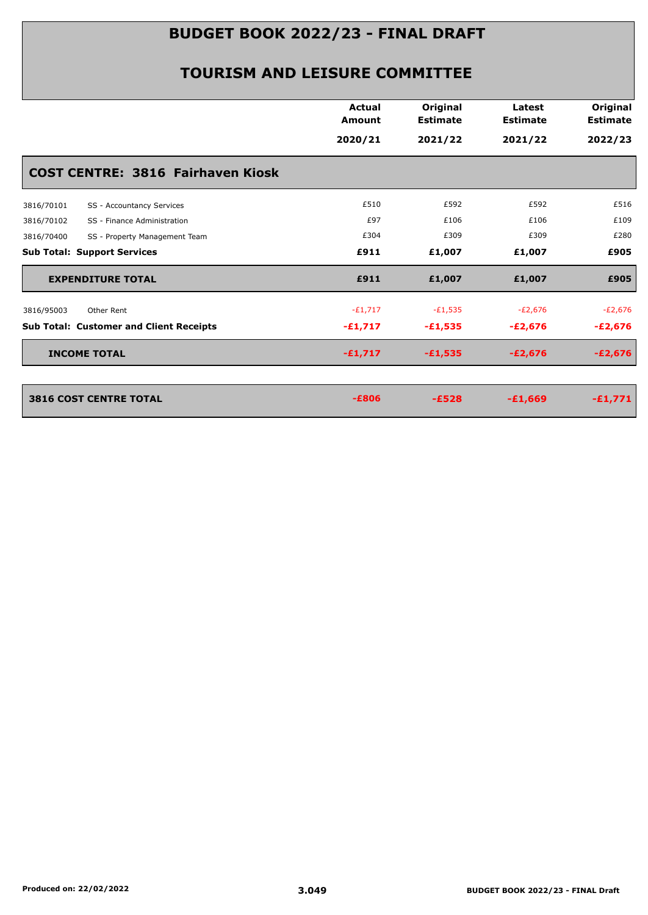# BUDGET BOOK 2022/23 - FINAL DRAFT

## TOURISM AND LEISURE COMMITTEE

| | | Actual Amount 2020/21 | Original Estimate 2021/22 | Latest Estimate 2021/22 | Original Estimate 2022/23 |
|---|---|---|---|---|---|
| **COST CENTRE: 3816 Fairhaven Kiosk** | | | | | |
| 3816/70101 | SS - Accountancy Services | £510 | £592 | £592 | £516 |
| 3816/70102 | SS - Finance Administration | £97 | £106 | £106 | £109 |
| 3816/70400 | SS - Property Management Team | £304 | £309 | £309 | £280 |
| **Sub Total: Support Services** | | **£911** | **£1,007** | **£1,007** | **£905** |
| **EXPENDITURE TOTAL** | | **£911** | **£1,007** | **£1,007** | **£905** |
| 3816/95003 | Other Rent | -£1,717 | -£1,535 | -£2,676 | -£2,676 |
| **Sub Total: Customer and Client Receipts** | | **-£1,717** | **-£1,535** | **-£2,676** | **-£2,676** |
| **INCOME TOTAL** | | **-£1,717** | **-£1,535** | **-£2,676** | **-£2,676** |
| **3816 COST CENTRE TOTAL** | | **-£806** | **-£528** | **-£1,669** | **-£1,771** |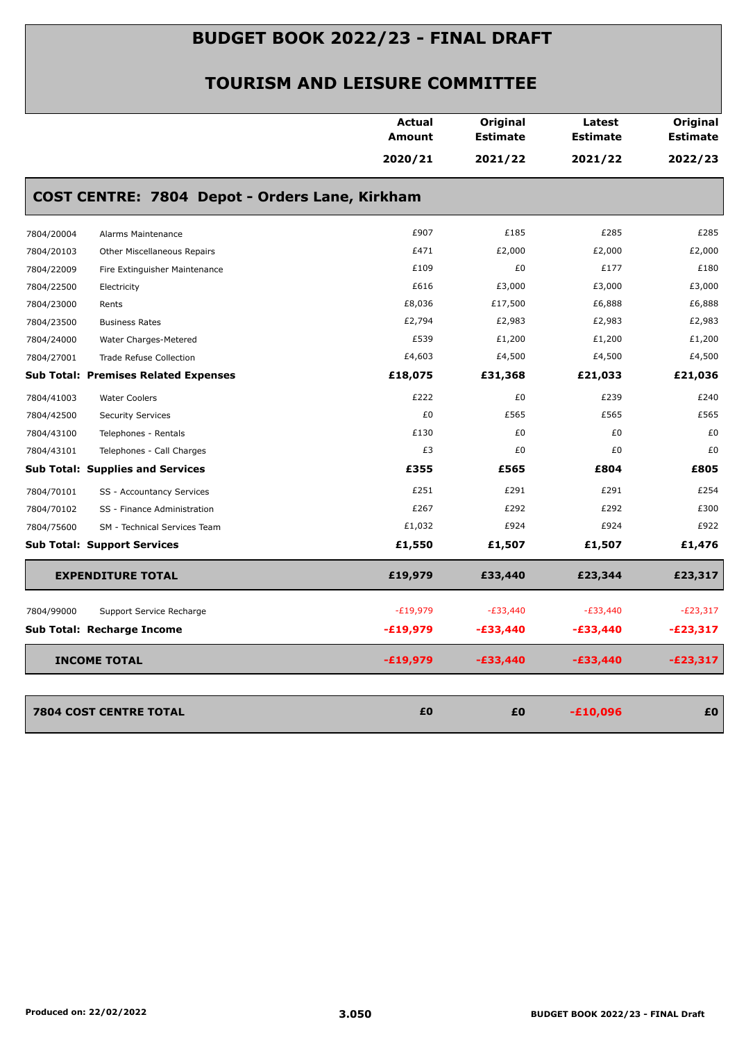# BUDGET BOOK 2022/23 - FINAL DRAFT

## TOURISM AND LEISURE COMMITTEE

| | | Actual Amount 2020/21 | Original Estimate 2021/22 | Latest Estimate 2021/22 | Original Estimate 2022/23 |
|---|---|---|---|---|---|

## COST CENTRE: 7804 Depot - Orders Lane, Kirkham

| | | Actual Amount 2020/21 | Original Estimate 2021/22 | Latest Estimate 2021/22 | Original Estimate 2022/23 |
|---|---|---|---|---|---|
| 7804/20004 | Alarms Maintenance | £907 | £185 | £285 | £285 |
| 7804/20103 | Other Miscellaneous Repairs | £471 | £2,000 | £2,000 | £2,000 |
| 7804/22009 | Fire Extinguisher Maintenance | £109 | £0 | £177 | £180 |
| 7804/22500 | Electricity | £616 | £3,000 | £3,000 | £3,000 |
| 7804/23000 | Rents | £8,036 | £17,500 | £6,888 | £6,888 |
| 7804/23500 | Business Rates | £2,794 | £2,983 | £2,983 | £2,983 |
| 7804/24000 | Water Charges-Metered | £539 | £1,200 | £1,200 | £1,200 |
| 7804/27001 | Trade Refuse Collection | £4,603 | £4,500 | £4,500 | £4,500 |
| **Sub Total: Premises Related Expenses** | | **£18,075** | **£31,368** | **£21,033** | **£21,036** |
| 7804/41003 | Water Coolers | £222 | £0 | £239 | £240 |
| 7804/42500 | Security Services | £0 | £565 | £565 | £565 |
| 7804/43100 | Telephones - Rentals | £130 | £0 | £0 | £0 |
| 7804/43101 | Telephones - Call Charges | £3 | £0 | £0 | £0 |
| **Sub Total: Supplies and Services** | | **£355** | **£565** | **£804** | **£805** |
| 7804/70101 | SS - Accountancy Services | £251 | £291 | £291 | £254 |
| 7804/70102 | SS - Finance Administration | £267 | £292 | £292 | £300 |
| 7804/75600 | SM - Technical Services Team | £1,032 | £924 | £924 | £922 |
| **Sub Total: Support Services** | | **£1,550** | **£1,507** | **£1,507** | **£1,476** |
| **EXPENDITURE TOTAL** | | **£19,979** | **£33,440** | **£23,344** | **£23,317** |
| 7804/99000 | Support Service Recharge | -£19,979 | -£33,440 | -£33,440 | -£23,317 |
| **Sub Total: Recharge Income** | | **-£19,979** | **-£33,440** | **-£33,440** | **-£23,317** |
| **INCOME TOTAL** | | **-£19,979** | **-£33,440** | **-£33,440** | **-£23,317** |
| **7804 COST CENTRE TOTAL** | | **£0** | **£0** | **-£10,096** | **£0** |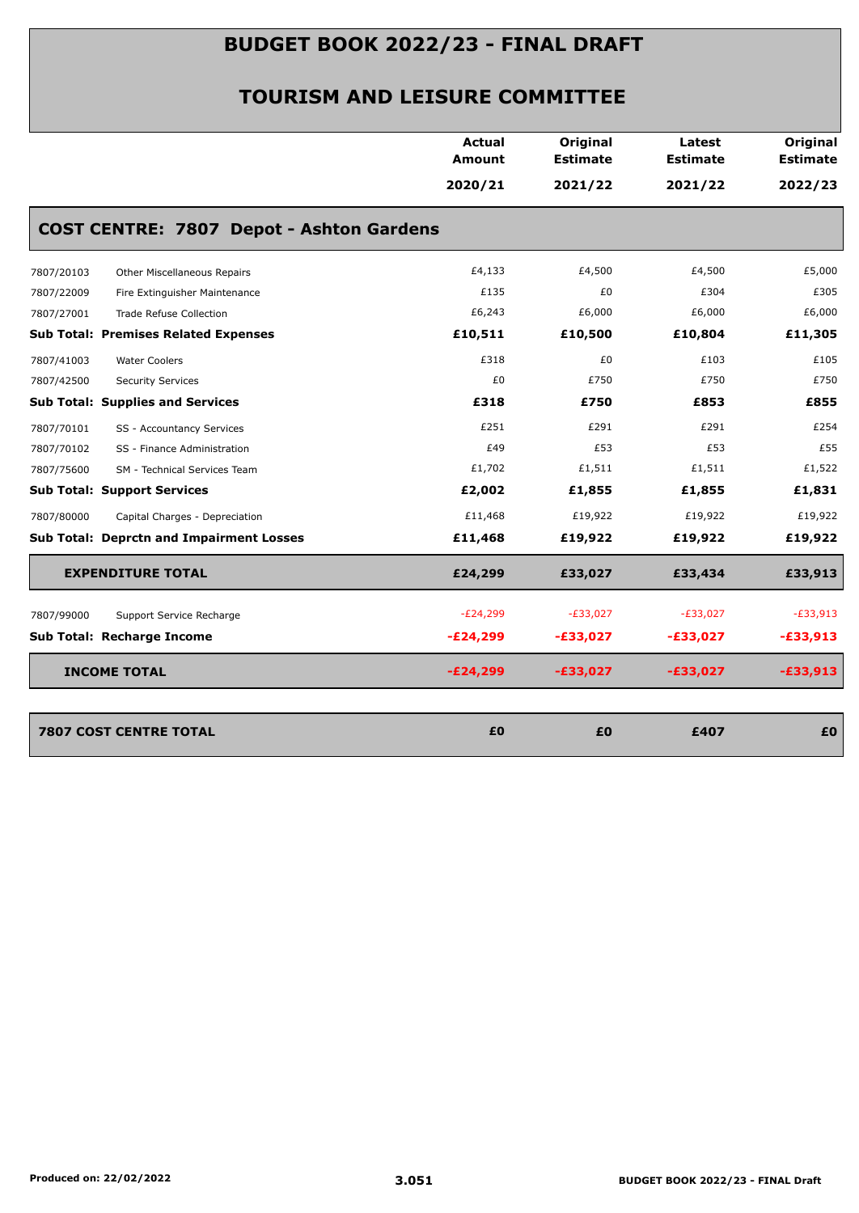# BUDGET BOOK 2022/23 - FINAL DRAFT

## TOURISM AND LEISURE COMMITTEE

### COST CENTRE: 7807 Depot - Ashton Gardens

| | | Actual Amount 2020/21 | Original Estimate 2021/22 | Latest Estimate 2021/22 | Original Estimate 2022/23 |
|---|---|---|---|---|---|
| 7807/20103 | Other Miscellaneous Repairs | £4,133 | £4,500 | £4,500 | £5,000 |
| 7807/22009 | Fire Extinguisher Maintenance | £135 | £0 | £304 | £305 |
| 7807/27001 | Trade Refuse Collection | £6,243 | £6,000 | £6,000 | £6,000 |
| **Sub Total: Premises Related Expenses** | | **£10,511** | **£10,500** | **£10,804** | **£11,305** |
| 7807/41003 | Water Coolers | £318 | £0 | £103 | £105 |
| 7807/42500 | Security Services | £0 | £750 | £750 | £750 |
| **Sub Total: Supplies and Services** | | **£318** | **£750** | **£853** | **£855** |
| 7807/70101 | SS - Accountancy Services | £251 | £291 | £291 | £254 |
| 7807/70102 | SS - Finance Administration | £49 | £53 | £53 | £55 |
| 7807/75600 | SM - Technical Services Team | £1,702 | £1,511 | £1,511 | £1,522 |
| **Sub Total: Support Services** | | **£2,002** | **£1,855** | **£1,855** | **£1,831** |
| 7807/80000 | Capital Charges - Depreciation | £11,468 | £19,922 | £19,922 | £19,922 |
| **Sub Total: Deprctn and Impairment Losses** | | **£11,468** | **£19,922** | **£19,922** | **£19,922** |
| **EXPENDITURE TOTAL** | | **£24,299** | **£33,027** | **£33,434** | **£33,913** |
| 7807/99000 | Support Service Recharge | -£24,299 | -£33,027 | -£33,027 | -£33,913 |
| **Sub Total: Recharge Income** | | **-£24,299** | **-£33,027** | **-£33,027** | **-£33,913** |
| **INCOME TOTAL** | | **-£24,299** | **-£33,027** | **-£33,027** | **-£33,913** |
| **7807 COST CENTRE TOTAL** | | **£0** | **£0** | **£407** | **£0** |

Produced on: 22/02/2022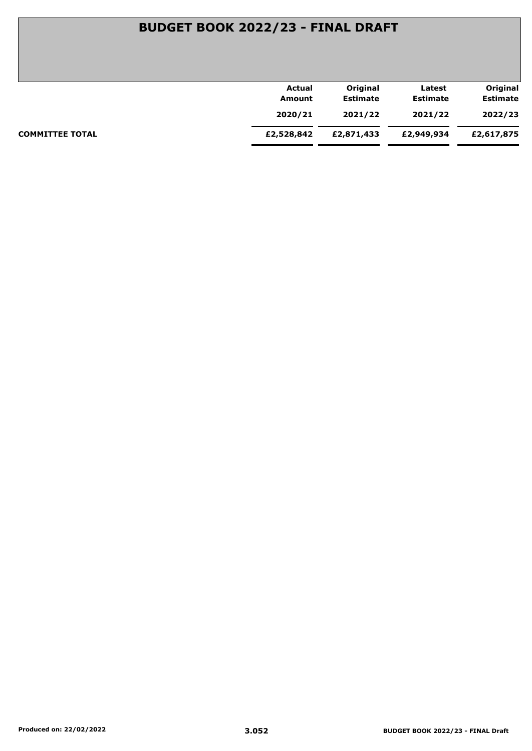# BUDGET BOOK 2022/23 - FINAL DRAFT

| | Actual Amount 2020/21 | Original Estimate 2021/22 | Latest Estimate 2021/22 | Original Estimate 2022/23 |
|---|---|---|---|---|
| **COMMITTEE TOTAL** | **£2,528,842** | **£2,871,433** | **£2,949,934** | **£2,617,875** |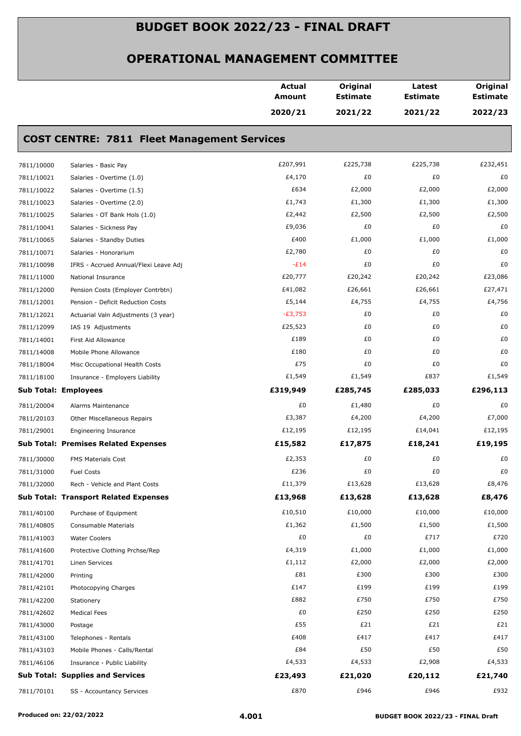# BUDGET BOOK 2022/23 - FINAL DRAFT

## OPERATIONAL MANAGEMENT COMMITTEE

### COST CENTRE: 7811 Fleet Management Services

| | | Actual Amount 2020/21 | Original Estimate 2021/22 | Latest Estimate 2021/22 | Original Estimate 2022/23 |
|---|---|---|---|---|---|
| 7811/10000 | Salaries - Basic Pay | £207,991 | £225,738 | £225,738 | £232,451 |
| 7811/10021 | Salaries - Overtime (1.0) | £4,170 | £0 | £0 | £0 |
| 7811/10022 | Salaries - Overtime (1.5) | £634 | £2,000 | £2,000 | £2,000 |
| 7811/10023 | Salaries - Overtime (2.0) | £1,743 | £1,300 | £1,300 | £1,300 |
| 7811/10025 | Salaries - OT Bank Hols (1.0) | £2,442 | £2,500 | £2,500 | £2,500 |
| 7811/10041 | Salaries - Sickness Pay | £9,036 | £0 | £0 | £0 |
| 7811/10065 | Salaries - Standby Duties | £400 | £1,000 | £1,000 | £1,000 |
| 7811/10071 | Salaries - Honorarium | £2,780 | £0 | £0 | £0 |
| 7811/10098 | IFRS - Accrued Annual/Flexi Leave Adj | -£14 | £0 | £0 | £0 |
| 7811/11000 | National Insurance | £20,777 | £20,242 | £20,242 | £23,086 |
| 7811/12000 | Pension Costs (Employer Contrbtn) | £41,082 | £26,661 | £26,661 | £27,471 |
| 7811/12001 | Pension - Deficit Reduction Costs | £5,144 | £4,755 | £4,755 | £4,756 |
| 7811/12021 | Actuarial Valn Adjustments (3 year) | -£3,753 | £0 | £0 | £0 |
| 7811/12099 | IAS 19 Adjustments | £25,523 | £0 | £0 | £0 |
| 7811/14001 | First Aid Allowance | £189 | £0 | £0 | £0 |
| 7811/14008 | Mobile Phone Allowance | £180 | £0 | £0 | £0 |
| 7811/18004 | Misc Occupational Health Costs | £75 | £0 | £0 | £0 |
| 7811/18100 | Insurance - Employers Liability | £1,549 | £1,549 | £837 | £1,549 |
| **Sub Total: Employees** | | **£319,949** | **£285,745** | **£285,033** | **£296,113** |
| 7811/20004 | Alarms Maintenance | £0 | £1,480 | £0 | £0 |
| 7811/20103 | Other Miscellaneous Repairs | £3,387 | £4,200 | £4,200 | £7,000 |
| 7811/29001 | Engineering Insurance | £12,195 | £12,195 | £14,041 | £12,195 |
| **Sub Total: Premises Related Expenses** | | **£15,582** | **£17,875** | **£18,241** | **£19,195** |
| 7811/30000 | FMS Materials Cost | £2,353 | £0 | £0 | £0 |
| 7811/31000 | Fuel Costs | £236 | £0 | £0 | £0 |
| 7811/32000 | Rech - Vehicle and Plant Costs | £11,379 | £13,628 | £13,628 | £8,476 |
| **Sub Total: Transport Related Expenses** | | **£13,968** | **£13,628** | **£13,628** | **£8,476** |
| 7811/40100 | Purchase of Equipment | £10,510 | £10,000 | £10,000 | £10,000 |
| 7811/40805 | Consumable Materials | £1,362 | £1,500 | £1,500 | £1,500 |
| 7811/41003 | Water Coolers | £0 | £0 | £717 | £720 |
| 7811/41600 | Protective Clothing Prchse/Rep | £4,319 | £1,000 | £1,000 | £1,000 |
| 7811/41701 | Linen Services | £1,112 | £2,000 | £2,000 | £2,000 |
| 7811/42000 | Printing | £81 | £300 | £300 | £300 |
| 7811/42101 | Photocopying Charges | £147 | £199 | £199 | £199 |
| 7811/42200 | Stationery | £882 | £750 | £750 | £750 |
| 7811/42602 | Medical Fees | £0 | £250 | £250 | £250 |
| 7811/43000 | Postage | £55 | £21 | £21 | £21 |
| 7811/43100 | Telephones - Rentals | £408 | £417 | £417 | £417 |
| 7811/43103 | Mobile Phones - Calls/Rental | £84 | £50 | £50 | £50 |
| 7811/46106 | Insurance - Public Liability | £4,533 | £4,533 | £2,908 | £4,533 |
| **Sub Total: Supplies and Services** | | **£23,493** | **£21,020** | **£20,112** | **£21,740** |
| 7811/70101 | SS - Accountancy Services | £870 | £946 | £946 | £932 |

Produced on: 22/02/2022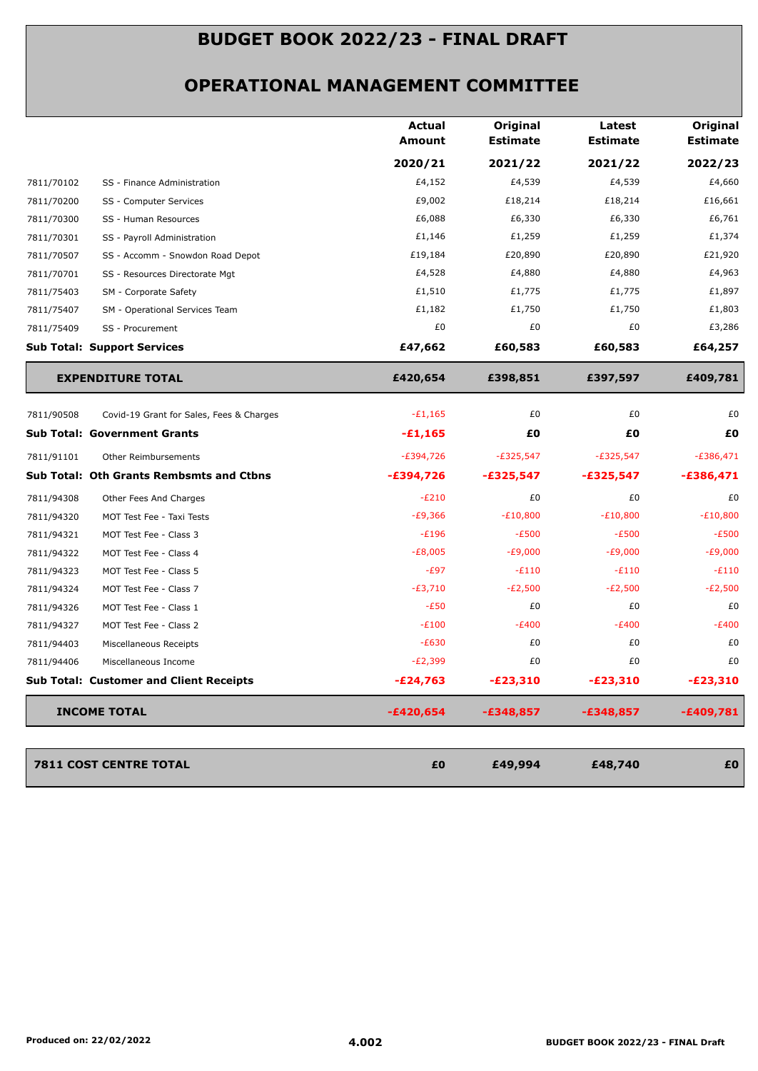# BUDGET BOOK 2022/23 - FINAL DRAFT

## OPERATIONAL MANAGEMENT COMMITTEE

| | | Actual Amount 2020/21 | Original Estimate 2021/22 | Latest Estimate 2021/22 | Original Estimate 2022/23 |
|---|---|---|---|---|---|
| 7811/70102 | SS - Finance Administration | £4,152 | £4,539 | £4,539 | £4,660 |
| 7811/70200 | SS - Computer Services | £9,002 | £18,214 | £18,214 | £16,661 |
| 7811/70300 | SS - Human Resources | £6,088 | £6,330 | £6,330 | £6,761 |
| 7811/70301 | SS - Payroll Administration | £1,146 | £1,259 | £1,259 | £1,374 |
| 7811/70507 | SS - Accomm - Snowdon Road Depot | £19,184 | £20,890 | £20,890 | £21,920 |
| 7811/70701 | SS - Resources Directorate Mgt | £4,528 | £4,880 | £4,880 | £4,963 |
| 7811/75403 | SM - Corporate Safety | £1,510 | £1,775 | £1,775 | £1,897 |
| 7811/75407 | SM - Operational Services Team | £1,182 | £1,750 | £1,750 | £1,803 |
| 7811/75409 | SS - Procurement | £0 | £0 | £0 | £3,286 |
| **Sub Total: Support Services** | | **£47,662** | **£60,583** | **£60,583** | **£64,257** |
| **EXPENDITURE TOTAL** | | **£420,654** | **£398,851** | **£397,597** | **£409,781** |
| 7811/90508 | Covid-19 Grant for Sales, Fees & Charges | -£1,165 | £0 | £0 | £0 |
| **Sub Total: Government Grants** | | **-£1,165** | **£0** | **£0** | **£0** |
| 7811/91101 | Other Reimbursements | -£394,726 | -£325,547 | -£325,547 | -£386,471 |
| **Sub Total: Oth Grants Rembsmts and Ctbns** | | **-£394,726** | **-£325,547** | **-£325,547** | **-£386,471** |
| 7811/94308 | Other Fees And Charges | -£210 | £0 | £0 | £0 |
| 7811/94320 | MOT Test Fee - Taxi Tests | -£9,366 | -£10,800 | -£10,800 | -£10,800 |
| 7811/94321 | MOT Test Fee - Class 3 | -£196 | -£500 | -£500 | -£500 |
| 7811/94322 | MOT Test Fee - Class 4 | -£8,005 | -£9,000 | -£9,000 | -£9,000 |
| 7811/94323 | MOT Test Fee - Class 5 | -£97 | -£110 | -£110 | -£110 |
| 7811/94324 | MOT Test Fee - Class 7 | -£3,710 | -£2,500 | -£2,500 | -£2,500 |
| 7811/94326 | MOT Test Fee - Class 1 | -£50 | £0 | £0 | £0 |
| 7811/94327 | MOT Test Fee - Class 2 | -£100 | -£400 | -£400 | -£400 |
| 7811/94403 | Miscellaneous Receipts | -£630 | £0 | £0 | £0 |
| 7811/94406 | Miscellaneous Income | -£2,399 | £0 | £0 | £0 |
| **Sub Total: Customer and Client Receipts** | | **-£24,763** | **-£23,310** | **-£23,310** | **-£23,310** |
| **INCOME TOTAL** | | **-£420,654** | **-£348,857** | **-£348,857** | **-£409,781** |
| **7811 COST CENTRE TOTAL** | | **£0** | **£49,994** | **£48,740** | **£0** |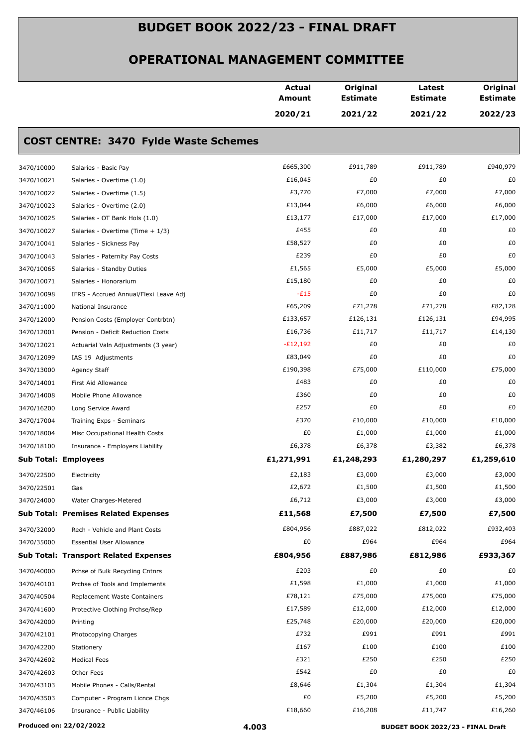# BUDGET BOOK 2022/23 - FINAL DRAFT

## OPERATIONAL MANAGEMENT COMMITTEE

### COST CENTRE: 3470 Fylde Waste Schemes

| | | Actual Amount 2020/21 | Original Estimate 2021/22 | Latest Estimate 2021/22 | Original Estimate 2022/23 |
|---|---|---|---|---|---|
| 3470/10000 | Salaries - Basic Pay | £665,300 | £911,789 | £911,789 | £940,979 |
| 3470/10021 | Salaries - Overtime (1.0) | £16,045 | £0 | £0 | £0 |
| 3470/10022 | Salaries - Overtime (1.5) | £3,770 | £7,000 | £7,000 | £7,000 |
| 3470/10023 | Salaries - Overtime (2.0) | £13,044 | £6,000 | £6,000 | £6,000 |
| 3470/10025 | Salaries - OT Bank Hols (1.0) | £13,177 | £17,000 | £17,000 | £17,000 |
| 3470/10027 | Salaries - Overtime (Time + 1/3) | £455 | £0 | £0 | £0 |
| 3470/10041 | Salaries - Sickness Pay | £58,527 | £0 | £0 | £0 |
| 3470/10043 | Salaries - Paternity Pay Costs | £239 | £0 | £0 | £0 |
| 3470/10065 | Salaries - Standby Duties | £1,565 | £5,000 | £5,000 | £5,000 |
| 3470/10071 | Salaries - Honorarium | £15,180 | £0 | £0 | £0 |
| 3470/10098 | IFRS - Accrued Annual/Flexi Leave Adj | -£15 | £0 | £0 | £0 |
| 3470/11000 | National Insurance | £65,209 | £71,278 | £71,278 | £82,128 |
| 3470/12000 | Pension Costs (Employer Contrbtn) | £133,657 | £126,131 | £126,131 | £94,995 |
| 3470/12001 | Pension - Deficit Reduction Costs | £16,736 | £11,717 | £11,717 | £14,130 |
| 3470/12021 | Actuarial Valn Adjustments (3 year) | -£12,192 | £0 | £0 | £0 |
| 3470/12099 | IAS 19 Adjustments | £83,049 | £0 | £0 | £0 |
| 3470/13000 | Agency Staff | £190,398 | £75,000 | £110,000 | £75,000 |
| 3470/14001 | First Aid Allowance | £483 | £0 | £0 | £0 |
| 3470/14008 | Mobile Phone Allowance | £360 | £0 | £0 | £0 |
| 3470/16200 | Long Service Award | £257 | £0 | £0 | £0 |
| 3470/17004 | Training Exps - Seminars | £370 | £10,000 | £10,000 | £10,000 |
| 3470/18004 | Misc Occupational Health Costs | £0 | £1,000 | £1,000 | £1,000 |
| 3470/18100 | Insurance - Employers Liability | £6,378 | £6,378 | £3,382 | £6,378 |
| **Sub Total: Employees** | | **£1,271,991** | **£1,248,293** | **£1,280,297** | **£1,259,610** |
| 3470/22500 | Electricity | £2,183 | £3,000 | £3,000 | £3,000 |
| 3470/22501 | Gas | £2,672 | £1,500 | £1,500 | £1,500 |
| 3470/24000 | Water Charges-Metered | £6,712 | £3,000 | £3,000 | £3,000 |
| **Sub Total: Premises Related Expenses** | | **£11,568** | **£7,500** | **£7,500** | **£7,500** |
| 3470/32000 | Rech - Vehicle and Plant Costs | £804,956 | £887,022 | £812,022 | £932,403 |
| 3470/35000 | Essential User Allowance | £0 | £964 | £964 | £964 |
| **Sub Total: Transport Related Expenses** | | **£804,956** | **£887,986** | **£812,986** | **£933,367** |
| 3470/40000 | Pchse of Bulk Recycling Cntnrs | £203 | £0 | £0 | £0 |
| 3470/40101 | Prchse of Tools and Implements | £1,598 | £1,000 | £1,000 | £1,000 |
| 3470/40504 | Replacement Waste Containers | £78,121 | £75,000 | £75,000 | £75,000 |
| 3470/41600 | Protective Clothing Prchse/Rep | £17,589 | £12,000 | £12,000 | £12,000 |
| 3470/42000 | Printing | £25,748 | £20,000 | £20,000 | £20,000 |
| 3470/42101 | Photocopying Charges | £732 | £991 | £991 | £991 |
| 3470/42200 | Stationery | £167 | £100 | £100 | £100 |
| 3470/42602 | Medical Fees | £321 | £250 | £250 | £250 |
| 3470/42603 | Other Fees | £542 | £0 | £0 | £0 |
| 3470/43103 | Mobile Phones - Calls/Rental | £8,646 | £1,304 | £1,304 | £1,304 |
| 3470/43503 | Computer - Program Licnce Chgs | £0 | £5,200 | £5,200 | £5,200 |
| 3470/46106 | Insurance - Public Liability | £18,660 | £16,208 | £11,747 | £16,260 |

Produced on: 22/02/2022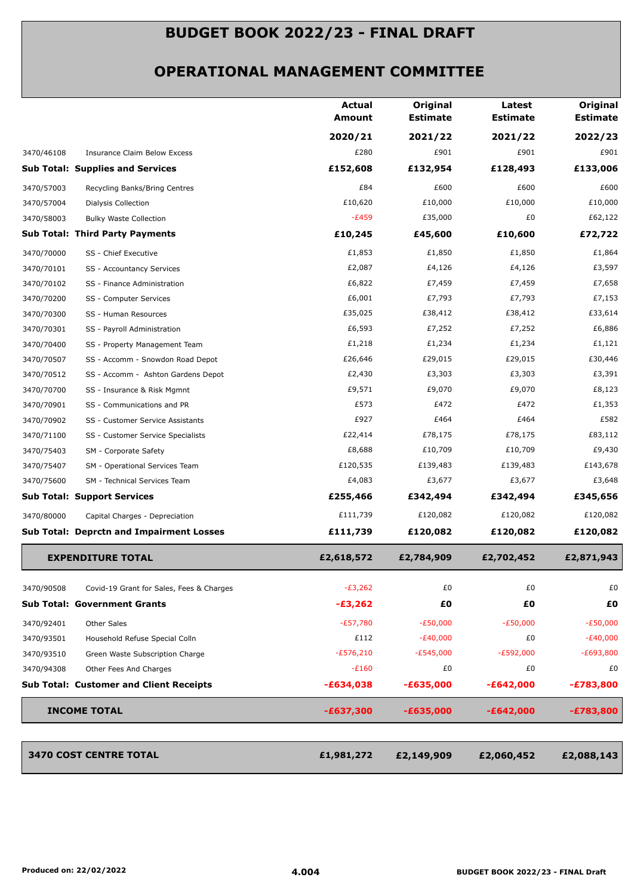# BUDGET BOOK 2022/23 - FINAL DRAFT

## OPERATIONAL MANAGEMENT COMMITTEE

| | | Actual Amount 2020/21 | Original Estimate 2021/22 | Latest Estimate 2021/22 | Original Estimate 2022/23 |
|---|---|---|---|---|---|
| 3470/46108 | Insurance Claim Below Excess | £280 | £901 | £901 | £901 |
| **Sub Total: Supplies and Services** | | **£152,608** | **£132,954** | **£128,493** | **£133,006** |
| 3470/57003 | Recycling Banks/Bring Centres | £84 | £600 | £600 | £600 |
| 3470/57004 | Dialysis Collection | £10,620 | £10,000 | £10,000 | £10,000 |
| 3470/58003 | Bulky Waste Collection | -£459 | £35,000 | £0 | £62,122 |
| **Sub Total: Third Party Payments** | | **£10,245** | **£45,600** | **£10,600** | **£72,722** |
| 3470/70000 | SS - Chief Executive | £1,853 | £1,850 | £1,850 | £1,864 |
| 3470/70101 | SS - Accountancy Services | £2,087 | £4,126 | £4,126 | £3,597 |
| 3470/70102 | SS - Finance Administration | £6,822 | £7,459 | £7,459 | £7,658 |
| 3470/70200 | SS - Computer Services | £6,001 | £7,793 | £7,793 | £7,153 |
| 3470/70300 | SS - Human Resources | £35,025 | £38,412 | £38,412 | £33,614 |
| 3470/70301 | SS - Payroll Administration | £6,593 | £7,252 | £7,252 | £6,886 |
| 3470/70400 | SS - Property Management Team | £1,218 | £1,234 | £1,234 | £1,121 |
| 3470/70507 | SS - Accomm - Snowdon Road Depot | £26,646 | £29,015 | £29,015 | £30,446 |
| 3470/70512 | SS - Accomm - Ashton Gardens Depot | £2,430 | £3,303 | £3,303 | £3,391 |
| 3470/70700 | SS - Insurance & Risk Mgmnt | £9,571 | £9,070 | £9,070 | £8,123 |
| 3470/70901 | SS - Communications and PR | £573 | £472 | £472 | £1,353 |
| 3470/70902 | SS - Customer Service Assistants | £927 | £464 | £464 | £582 |
| 3470/71100 | SS - Customer Service Specialists | £22,414 | £78,175 | £78,175 | £83,112 |
| 3470/75403 | SM - Corporate Safety | £8,688 | £10,709 | £10,709 | £9,430 |
| 3470/75407 | SM - Operational Services Team | £120,535 | £139,483 | £139,483 | £143,678 |
| 3470/75600 | SM - Technical Services Team | £4,083 | £3,677 | £3,677 | £3,648 |
| **Sub Total: Support Services** | | **£255,466** | **£342,494** | **£342,494** | **£345,656** |
| 3470/80000 | Capital Charges - Depreciation | £111,739 | £120,082 | £120,082 | £120,082 |
| **Sub Total: Deprctn and Impairment Losses** | | **£111,739** | **£120,082** | **£120,082** | **£120,082** |
| **EXPENDITURE TOTAL** | | **£2,618,572** | **£2,784,909** | **£2,702,452** | **£2,871,943** |
| 3470/90508 | Covid-19 Grant for Sales, Fees & Charges | -£3,262 | £0 | £0 | £0 |
| **Sub Total: Government Grants** | | **-£3,262** | **£0** | **£0** | **£0** |
| 3470/92401 | Other Sales | -£57,780 | -£50,000 | -£50,000 | -£50,000 |
| 3470/93501 | Household Refuse Special Colln | £112 | -£40,000 | £0 | -£40,000 |
| 3470/93510 | Green Waste Subscription Charge | -£576,210 | -£545,000 | -£592,000 | -£693,800 |
| 3470/94308 | Other Fees And Charges | -£160 | £0 | £0 | £0 |
| **Sub Total: Customer and Client Receipts** | | **-£634,038** | **-£635,000** | **-£642,000** | **-£783,800** |
| **INCOME TOTAL** | | **-£637,300** | **-£635,000** | **-£642,000** | **-£783,800** |
| **3470 COST CENTRE TOTAL** | | **£1,981,272** | **£2,149,909** | **£2,060,452** | **£2,088,143** |

Produced on: 22/02/2022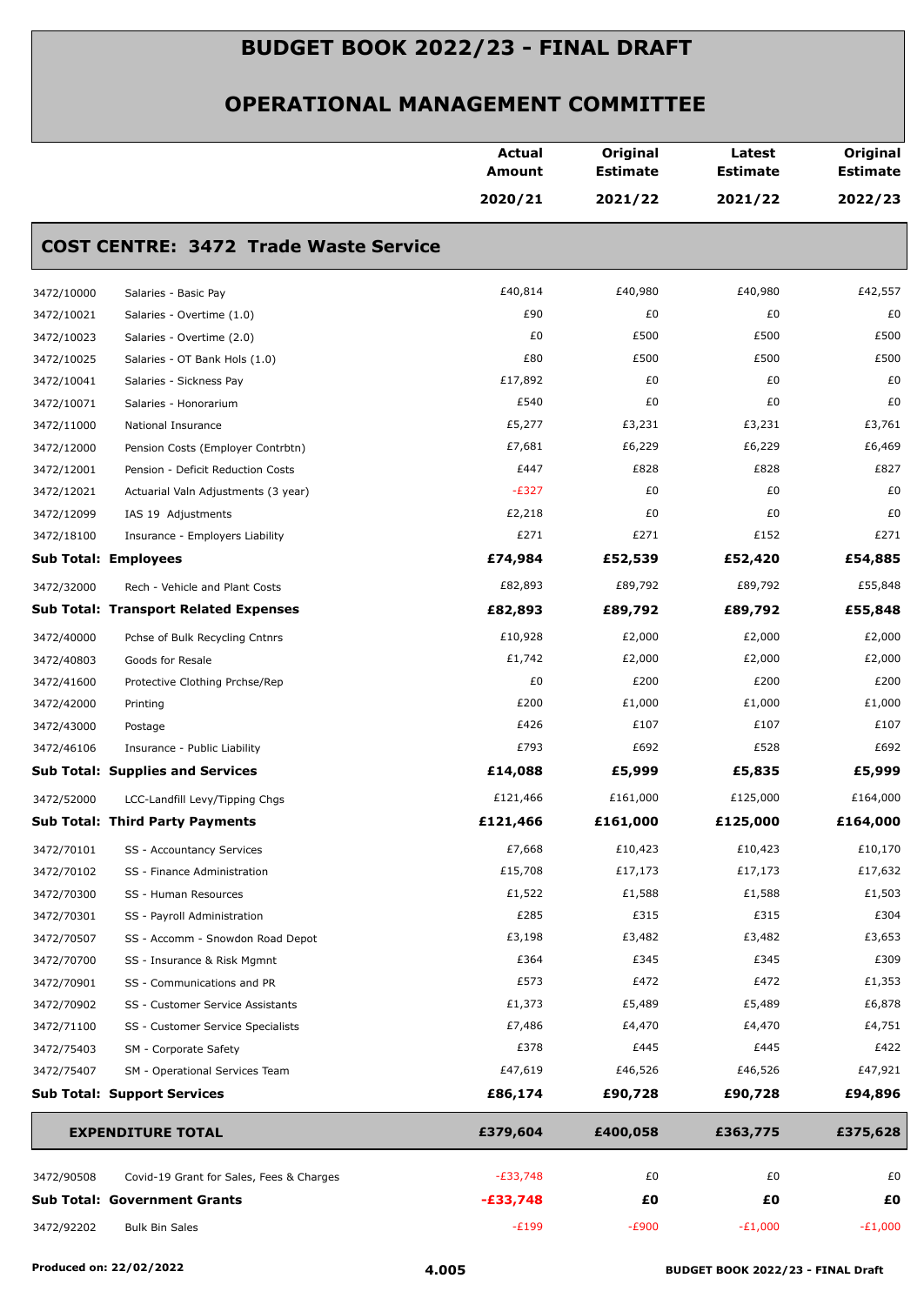# BUDGET BOOK 2022/23 - FINAL DRAFT

## OPERATIONAL MANAGEMENT COMMITTEE

| | | Actual Amount 2020/21 | Original Estimate 2021/22 | Latest Estimate 2021/22 | Original Estimate 2022/23 |
|---|---|---|---|---|---|
| **COST CENTRE: 3472 Trade Waste Service** | | | | | |
| 3472/10000 | Salaries - Basic Pay | £40,814 | £40,980 | £40,980 | £42,557 |
| 3472/10021 | Salaries - Overtime (1.0) | £90 | £0 | £0 | £0 |
| 3472/10023 | Salaries - Overtime (2.0) | £0 | £500 | £500 | £500 |
| 3472/10025 | Salaries - OT Bank Hols (1.0) | £80 | £500 | £500 | £500 |
| 3472/10041 | Salaries - Sickness Pay | £17,892 | £0 | £0 | £0 |
| 3472/10071 | Salaries - Honorarium | £540 | £0 | £0 | £0 |
| 3472/11000 | National Insurance | £5,277 | £3,231 | £3,231 | £3,761 |
| 3472/12000 | Pension Costs (Employer Contrbtn) | £7,681 | £6,229 | £6,229 | £6,469 |
| 3472/12001 | Pension - Deficit Reduction Costs | £447 | £828 | £828 | £827 |
| 3472/12021 | Actuarial Valn Adjustments (3 year) | -£327 | £0 | £0 | £0 |
| 3472/12099 | IAS 19 Adjustments | £2,218 | £0 | £0 | £0 |
| 3472/18100 | Insurance - Employers Liability | £271 | £271 | £152 | £271 |
| **Sub Total: Employees** | | **£74,984** | **£52,539** | **£52,420** | **£54,885** |
| 3472/32000 | Rech - Vehicle and Plant Costs | £82,893 | £89,792 | £89,792 | £55,848 |
| **Sub Total: Transport Related Expenses** | | **£82,893** | **£89,792** | **£89,792** | **£55,848** |
| 3472/40000 | Pchse of Bulk Recycling Cntnrs | £10,928 | £2,000 | £2,000 | £2,000 |
| 3472/40803 | Goods for Resale | £1,742 | £2,000 | £2,000 | £2,000 |
| 3472/41600 | Protective Clothing Prchse/Rep | £0 | £200 | £200 | £200 |
| 3472/42000 | Printing | £200 | £1,000 | £1,000 | £1,000 |
| 3472/43000 | Postage | £426 | £107 | £107 | £107 |
| 3472/46106 | Insurance - Public Liability | £793 | £692 | £528 | £692 |
| **Sub Total: Supplies and Services** | | **£14,088** | **£5,999** | **£5,835** | **£5,999** |
| 3472/52000 | LCC-Landfill Levy/Tipping Chgs | £121,466 | £161,000 | £125,000 | £164,000 |
| **Sub Total: Third Party Payments** | | **£121,466** | **£161,000** | **£125,000** | **£164,000** |
| 3472/70101 | SS - Accountancy Services | £7,668 | £10,423 | £10,423 | £10,170 |
| 3472/70102 | SS - Finance Administration | £15,708 | £17,173 | £17,173 | £17,632 |
| 3472/70300 | SS - Human Resources | £1,522 | £1,588 | £1,588 | £1,503 |
| 3472/70301 | SS - Payroll Administration | £285 | £315 | £315 | £304 |
| 3472/70507 | SS - Accomm - Snowdon Road Depot | £3,198 | £3,482 | £3,482 | £3,653 |
| 3472/70700 | SS - Insurance & Risk Mgmnt | £364 | £345 | £345 | £309 |
| 3472/70901 | SS - Communications and PR | £573 | £472 | £472 | £1,353 |
| 3472/70902 | SS - Customer Service Assistants | £1,373 | £5,489 | £5,489 | £6,878 |
| 3472/71100 | SS - Customer Service Specialists | £7,486 | £4,470 | £4,470 | £4,751 |
| 3472/75403 | SM - Corporate Safety | £378 | £445 | £445 | £422 |
| 3472/75407 | SM - Operational Services Team | £47,619 | £46,526 | £46,526 | £47,921 |
| **Sub Total: Support Services** | | **£86,174** | **£90,728** | **£90,728** | **£94,896** |
| **EXPENDITURE TOTAL** | | **£379,604** | **£400,058** | **£363,775** | **£375,628** |
| 3472/90508 | Covid-19 Grant for Sales, Fees & Charges | -£33,748 | £0 | £0 | £0 |
| **Sub Total: Government Grants** | | **-£33,748** | **£0** | **£0** | **£0** |
| 3472/92202 | Bulk Bin Sales | -£199 | -£900 | -£1,000 | -£1,000 |

Produced on: 22/02/2022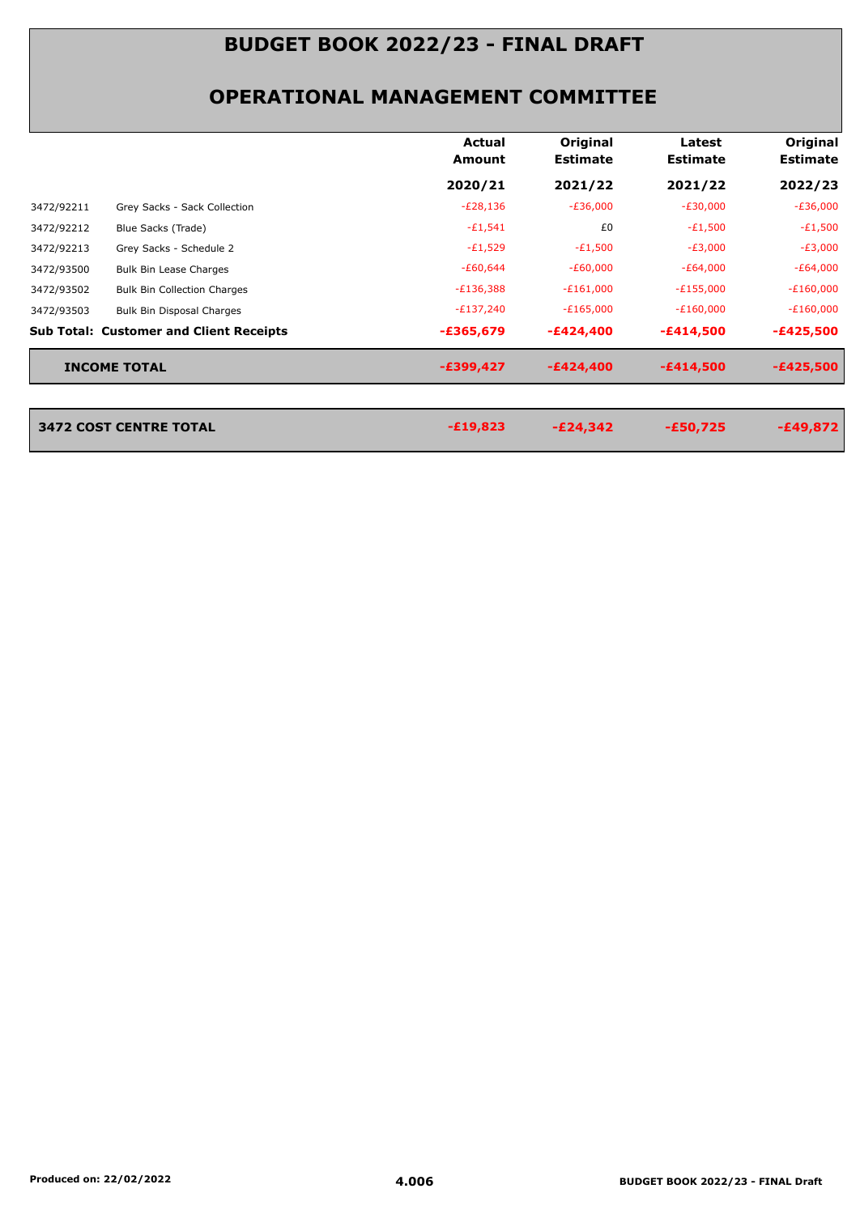# BUDGET BOOK 2022/23 - FINAL DRAFT

## OPERATIONAL MANAGEMENT COMMITTEE

| | | Actual Amount | Original Estimate | Latest Estimate | Original Estimate |
|---|---|---|---|---|---|
| | | 2020/21 | 2021/22 | 2021/22 | 2022/23 |
| 3472/92211 | Grey Sacks - Sack Collection | -£28,136 | -£36,000 | -£30,000 | -£36,000 |
| 3472/92212 | Blue Sacks (Trade) | -£1,541 | £0 | -£1,500 | -£1,500 |
| 3472/92213 | Grey Sacks - Schedule 2 | -£1,529 | -£1,500 | -£3,000 | -£3,000 |
| 3472/93500 | Bulk Bin Lease Charges | -£60,644 | -£60,000 | -£64,000 | -£64,000 |
| 3472/93502 | Bulk Bin Collection Charges | -£136,388 | -£161,000 | -£155,000 | -£160,000 |
| 3472/93503 | Bulk Bin Disposal Charges | -£137,240 | -£165,000 | -£160,000 | -£160,000 |
| **Sub Total: Customer and Client Receipts** | | **-£365,679** | **-£424,400** | **-£414,500** | **-£425,500** |
| **INCOME TOTAL** | | **-£399,427** | **-£424,400** | **-£414,500** | **-£425,500** |
| **3472 COST CENTRE TOTAL** | | **-£19,823** | **-£24,342** | **-£50,725** | **-£49,872** |

Produced on: 22/02/2022

4.006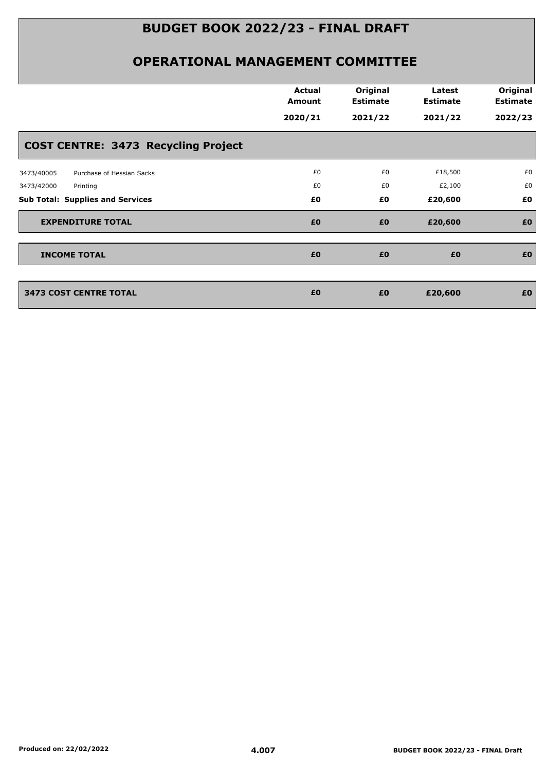# BUDGET BOOK 2022/23 - FINAL DRAFT

## OPERATIONAL MANAGEMENT COMMITTEE

| | | Actual Amount 2020/21 | Original Estimate 2021/22 | Latest Estimate 2021/22 | Original Estimate 2022/23 |
|---|---|---|---|---|---|
| **COST CENTRE: 3473 Recycling Project** | | | | | |
| 3473/40005 | Purchase of Hessian Sacks | £0 | £0 | £18,500 | £0 |
| 3473/42000 | Printing | £0 | £0 | £2,100 | £0 |
| **Sub Total: Supplies and Services** | | **£0** | **£0** | **£20,600** | **£0** |
| **EXPENDITURE TOTAL** | | **£0** | **£0** | **£20,600** | **£0** |
| **INCOME TOTAL** | | **£0** | **£0** | **£0** | **£0** |
| **3473 COST CENTRE TOTAL** | | **£0** | **£0** | **£20,600** | **£0** |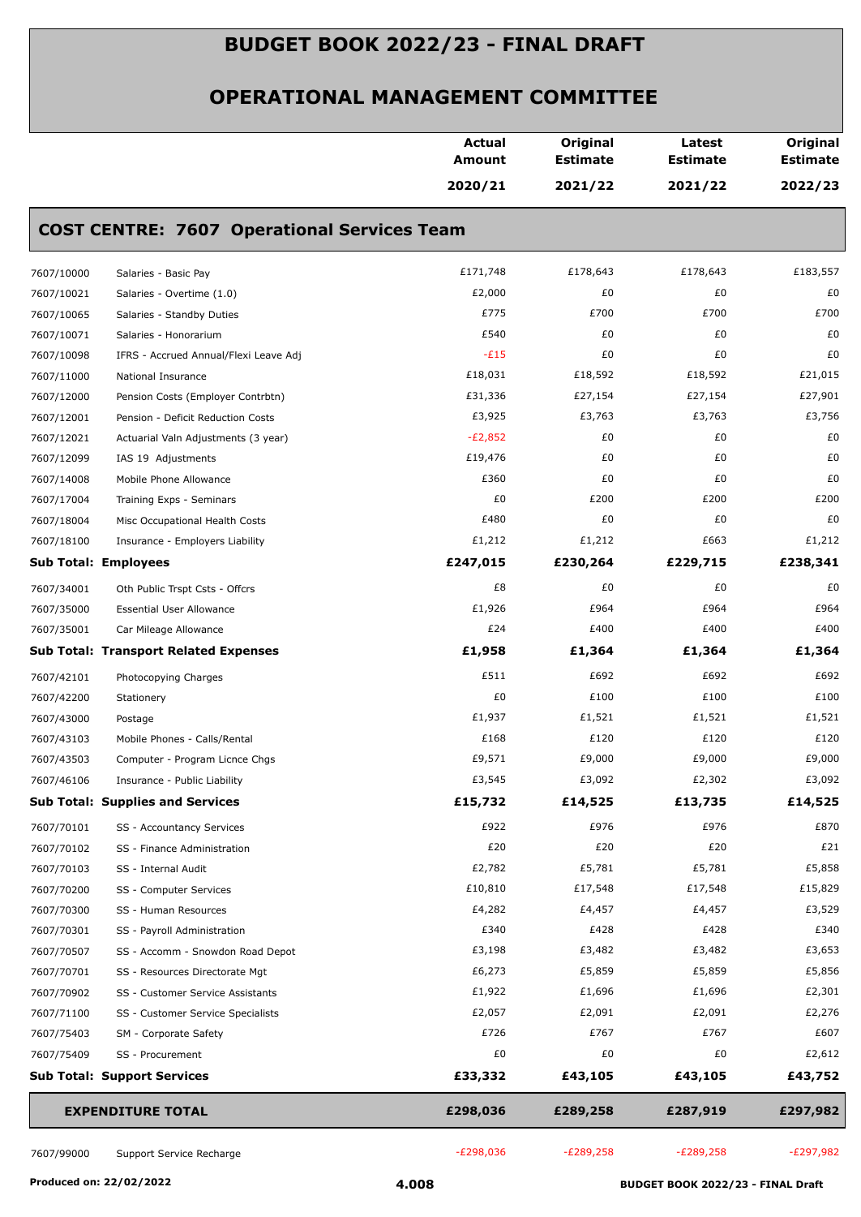# BUDGET BOOK 2022/23 - FINAL DRAFT

## OPERATIONAL MANAGEMENT COMMITTEE

| | | Actual Amount 2020/21 | Original Estimate 2021/22 | Latest Estimate 2021/22 | Original Estimate 2022/23 |
|---|---|---|---|---|---|

### COST CENTRE: 7607 Operational Services Team

| | | Actual Amount 2020/21 | Original Estimate 2021/22 | Latest Estimate 2021/22 | Original Estimate 2022/23 |
|---|---|---|---|---|---|
| 7607/10000 | Salaries - Basic Pay | £171,748 | £178,643 | £178,643 | £183,557 |
| 7607/10021 | Salaries - Overtime (1.0) | £2,000 | £0 | £0 | £0 |
| 7607/10065 | Salaries - Standby Duties | £775 | £700 | £700 | £700 |
| 7607/10071 | Salaries - Honorarium | £540 | £0 | £0 | £0 |
| 7607/10098 | IFRS - Accrued Annual/Flexi Leave Adj | -£15 | £0 | £0 | £0 |
| 7607/11000 | National Insurance | £18,031 | £18,592 | £18,592 | £21,015 |
| 7607/12000 | Pension Costs (Employer Contrbtn) | £31,336 | £27,154 | £27,154 | £27,901 |
| 7607/12001 | Pension - Deficit Reduction Costs | £3,925 | £3,763 | £3,763 | £3,756 |
| 7607/12021 | Actuarial Valn Adjustments (3 year) | -£2,852 | £0 | £0 | £0 |
| 7607/12099 | IAS 19 Adjustments | £19,476 | £0 | £0 | £0 |
| 7607/14008 | Mobile Phone Allowance | £360 | £0 | £0 | £0 |
| 7607/17004 | Training Exps - Seminars | £0 | £200 | £200 | £200 |
| 7607/18004 | Misc Occupational Health Costs | £480 | £0 | £0 | £0 |
| 7607/18100 | Insurance - Employers Liability | £1,212 | £1,212 | £663 | £1,212 |
| **Sub Total: Employees** | | **£247,015** | **£230,264** | **£229,715** | **£238,341** |
| 7607/34001 | Oth Public Trspt Csts - Offcrs | £8 | £0 | £0 | £0 |
| 7607/35000 | Essential User Allowance | £1,926 | £964 | £964 | £964 |
| 7607/35001 | Car Mileage Allowance | £24 | £400 | £400 | £400 |
| **Sub Total: Transport Related Expenses** | | **£1,958** | **£1,364** | **£1,364** | **£1,364** |
| 7607/42101 | Photocopying Charges | £511 | £692 | £692 | £692 |
| 7607/42200 | Stationery | £0 | £100 | £100 | £100 |
| 7607/43000 | Postage | £1,937 | £1,521 | £1,521 | £1,521 |
| 7607/43103 | Mobile Phones - Calls/Rental | £168 | £120 | £120 | £120 |
| 7607/43503 | Computer - Program Licnce Chgs | £9,571 | £9,000 | £9,000 | £9,000 |
| 7607/46106 | Insurance - Public Liability | £3,545 | £3,092 | £2,302 | £3,092 |
| **Sub Total: Supplies and Services** | | **£15,732** | **£14,525** | **£13,735** | **£14,525** |
| 7607/70101 | SS - Accountancy Services | £922 | £976 | £976 | £870 |
| 7607/70102 | SS - Finance Administration | £20 | £20 | £20 | £21 |
| 7607/70103 | SS - Internal Audit | £2,782 | £5,781 | £5,781 | £5,858 |
| 7607/70200 | SS - Computer Services | £10,810 | £17,548 | £17,548 | £15,829 |
| 7607/70300 | SS - Human Resources | £4,282 | £4,457 | £4,457 | £3,529 |
| 7607/70301 | SS - Payroll Administration | £340 | £428 | £428 | £340 |
| 7607/70507 | SS - Accomm - Snowdon Road Depot | £3,198 | £3,482 | £3,482 | £3,653 |
| 7607/70701 | SS - Resources Directorate Mgt | £6,273 | £5,859 | £5,859 | £5,856 |
| 7607/70902 | SS - Customer Service Assistants | £1,922 | £1,696 | £1,696 | £2,301 |
| 7607/71100 | SS - Customer Service Specialists | £2,057 | £2,091 | £2,091 | £2,276 |
| 7607/75403 | SM - Corporate Safety | £726 | £767 | £767 | £607 |
| 7607/75409 | SS - Procurement | £0 | £0 | £0 | £2,612 |
| **Sub Total: Support Services** | | **£33,332** | **£43,105** | **£43,105** | **£43,752** |
| **EXPENDITURE TOTAL** | | **£298,036** | **£289,258** | **£287,919** | **£297,982** |
| 7607/99000 | Support Service Recharge | -£298,036 | -£289,258 | -£289,258 | -£297,982 |

Produced on: 22/02/2022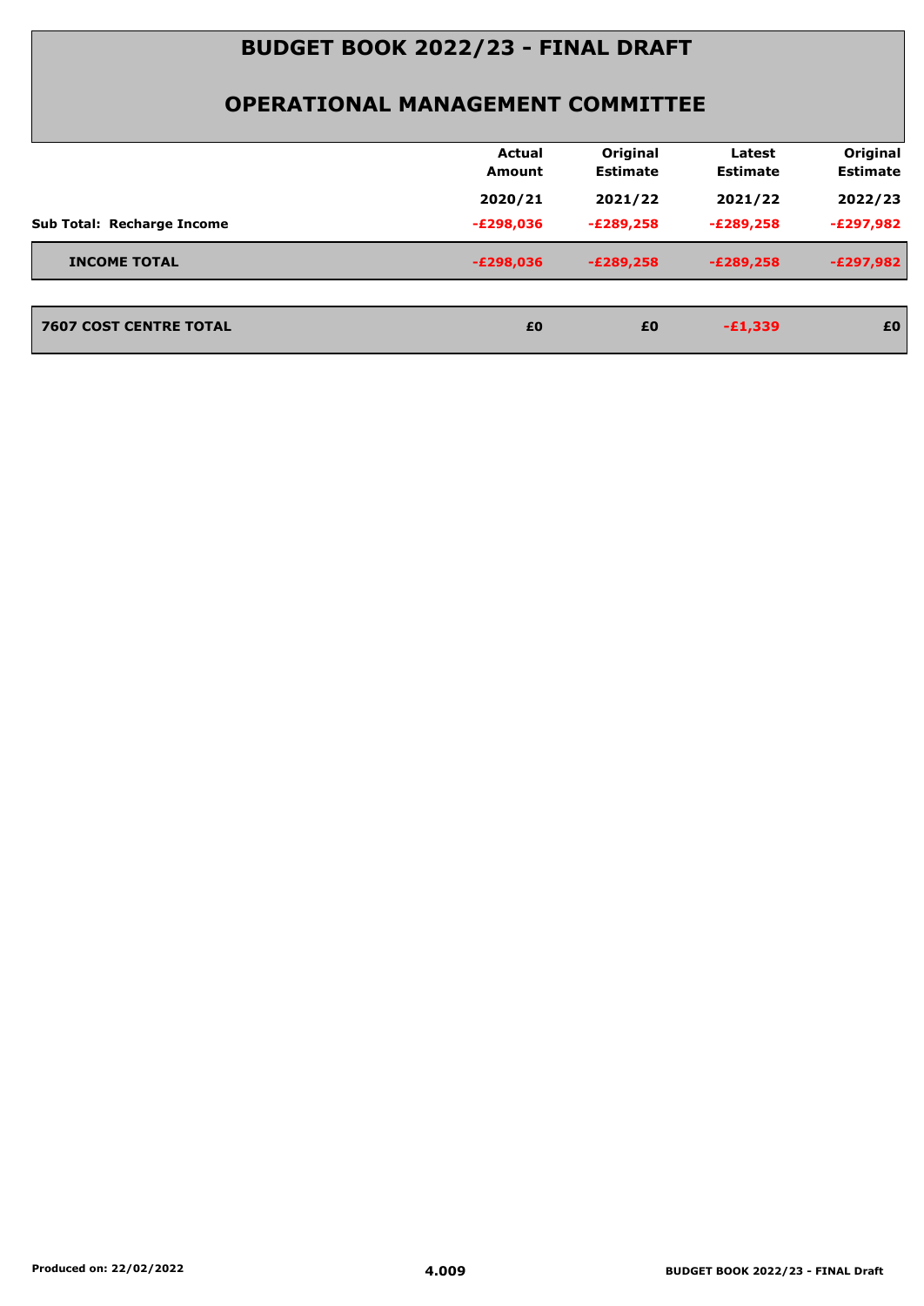# BUDGET BOOK 2022/23 - FINAL DRAFT

## OPERATIONAL MANAGEMENT COMMITTEE

| | Actual Amount | Original Estimate | Latest Estimate | Original Estimate |
|---|---|---|---|---|
| | 2020/21 | 2021/22 | 2021/22 | 2022/23 |
| **Sub Total: Recharge Income** | -£298,036 | -£289,258 | -£289,258 | -£297,982 |
| **INCOME TOTAL** | -£298,036 | -£289,258 | -£289,258 | -£297,982 |
| **7607 COST CENTRE TOTAL** | £0 | £0 | -£1,339 | £0 |

Produced on: 22/02/2022

4.009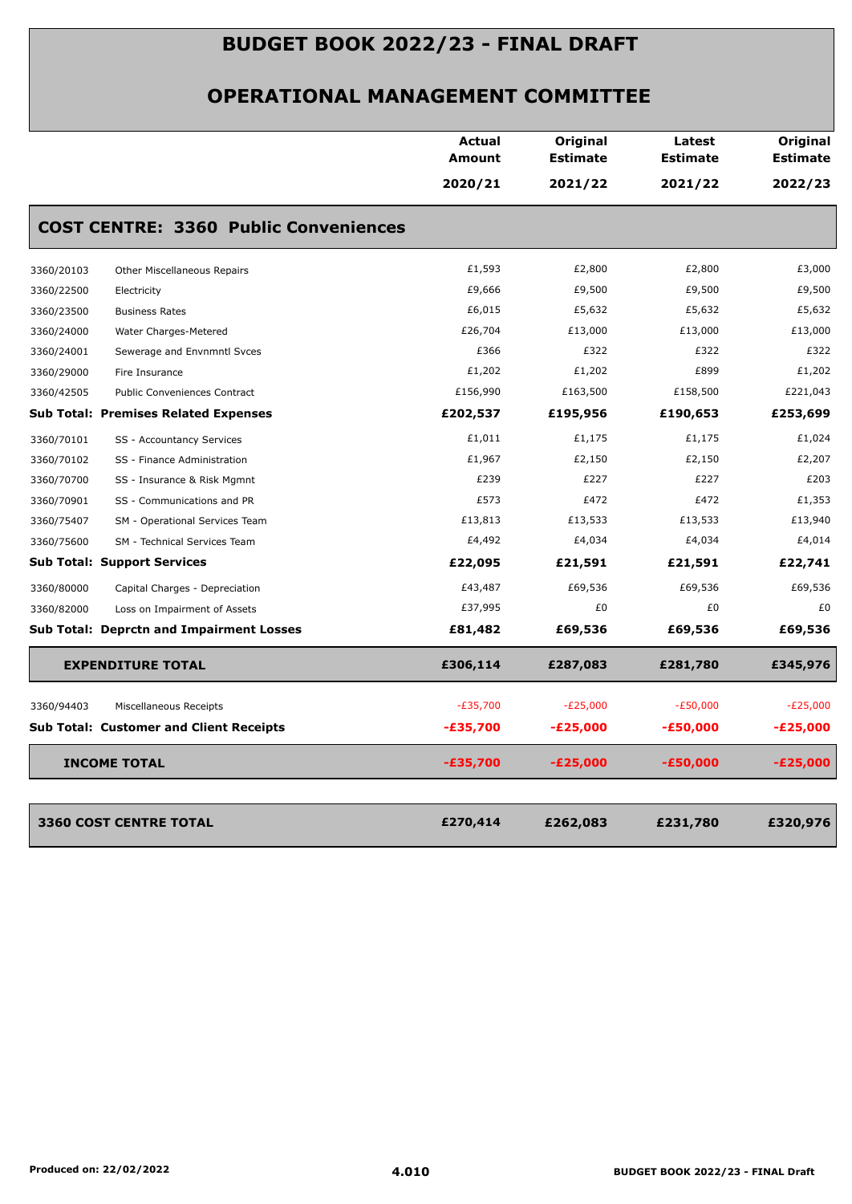# BUDGET BOOK 2022/23 - FINAL DRAFT

## OPERATIONAL MANAGEMENT COMMITTEE

| | | Actual Amount 2020/21 | Original Estimate 2021/22 | Latest Estimate 2021/22 | Original Estimate 2022/23 |
|---|---|---|---|---|---|
| **COST CENTRE: 3360 Public Conveniences** | | | | | |
| 3360/20103 | Other Miscellaneous Repairs | £1,593 | £2,800 | £2,800 | £3,000 |
| 3360/22500 | Electricity | £9,666 | £9,500 | £9,500 | £9,500 |
| 3360/23500 | Business Rates | £6,015 | £5,632 | £5,632 | £5,632 |
| 3360/24000 | Water Charges-Metered | £26,704 | £13,000 | £13,000 | £13,000 |
| 3360/24001 | Sewerage and Envnmntl Svces | £366 | £322 | £322 | £322 |
| 3360/29000 | Fire Insurance | £1,202 | £1,202 | £899 | £1,202 |
| 3360/42505 | Public Conveniences Contract | £156,990 | £163,500 | £158,500 | £221,043 |
| **Sub Total: Premises Related Expenses** | | **£202,537** | **£195,956** | **£190,653** | **£253,699** |
| 3360/70101 | SS - Accountancy Services | £1,011 | £1,175 | £1,175 | £1,024 |
| 3360/70102 | SS - Finance Administration | £1,967 | £2,150 | £2,150 | £2,207 |
| 3360/70700 | SS - Insurance & Risk Mgmnt | £239 | £227 | £227 | £203 |
| 3360/70901 | SS - Communications and PR | £573 | £472 | £472 | £1,353 |
| 3360/75407 | SM - Operational Services Team | £13,813 | £13,533 | £13,533 | £13,940 |
| 3360/75600 | SM - Technical Services Team | £4,492 | £4,034 | £4,034 | £4,014 |
| **Sub Total: Support Services** | | **£22,095** | **£21,591** | **£21,591** | **£22,741** |
| 3360/80000 | Capital Charges - Depreciation | £43,487 | £69,536 | £69,536 | £69,536 |
| 3360/82000 | Loss on Impairment of Assets | £37,995 | £0 | £0 | £0 |
| **Sub Total: Deprctn and Impairment Losses** | | **£81,482** | **£69,536** | **£69,536** | **£69,536** |
| **EXPENDITURE TOTAL** | | **£306,114** | **£287,083** | **£281,780** | **£345,976** |
| 3360/94403 | Miscellaneous Receipts | -£35,700 | -£25,000 | -£50,000 | -£25,000 |
| **Sub Total: Customer and Client Receipts** | | **-£35,700** | **-£25,000** | **-£50,000** | **-£25,000** |
| **INCOME TOTAL** | | **-£35,700** | **-£25,000** | **-£50,000** | **-£25,000** |
| **3360 COST CENTRE TOTAL** | | **£270,414** | **£262,083** | **£231,780** | **£320,976** |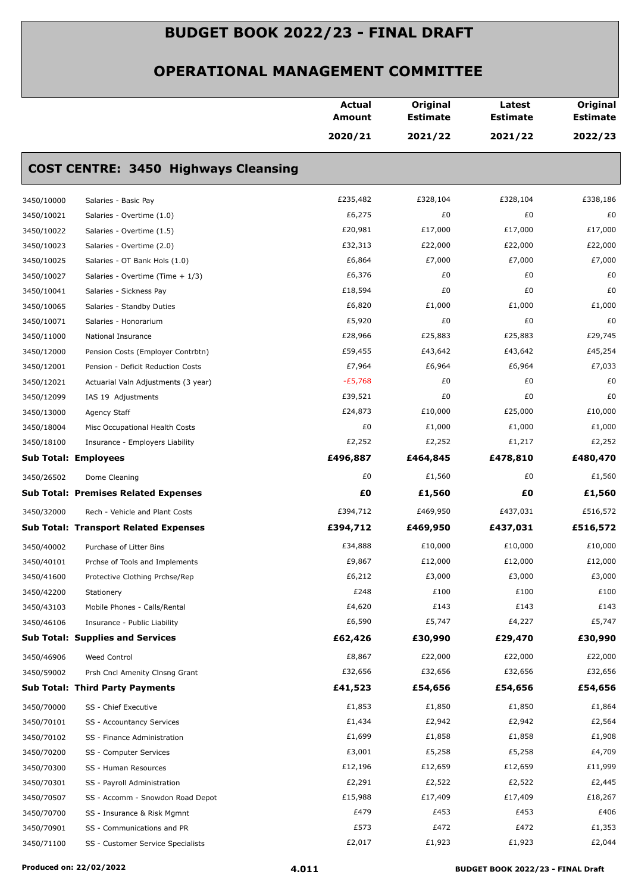# BUDGET BOOK 2022/23 - FINAL DRAFT

## OPERATIONAL MANAGEMENT COMMITTEE

| | | Actual Amount 2020/21 | Original Estimate 2021/22 | Latest Estimate 2021/22 | Original Estimate 2022/23 |
|---|---|---|---|---|---|
| **COST CENTRE: 3450 Highways Cleansing** | | | | | |
| 3450/10000 | Salaries - Basic Pay | £235,482 | £328,104 | £328,104 | £338,186 |
| 3450/10021 | Salaries - Overtime (1.0) | £6,275 | £0 | £0 | £0 |
| 3450/10022 | Salaries - Overtime (1.5) | £20,981 | £17,000 | £17,000 | £17,000 |
| 3450/10023 | Salaries - Overtime (2.0) | £32,313 | £22,000 | £22,000 | £22,000 |
| 3450/10025 | Salaries - OT Bank Hols (1.0) | £6,864 | £7,000 | £7,000 | £7,000 |
| 3450/10027 | Salaries - Overtime (Time + 1/3) | £6,376 | £0 | £0 | £0 |
| 3450/10041 | Salaries - Sickness Pay | £18,594 | £0 | £0 | £0 |
| 3450/10065 | Salaries - Standby Duties | £6,820 | £1,000 | £1,000 | £1,000 |
| 3450/10071 | Salaries - Honorarium | £5,920 | £0 | £0 | £0 |
| 3450/11000 | National Insurance | £28,966 | £25,883 | £25,883 | £29,745 |
| 3450/12000 | Pension Costs (Employer Contrbtn) | £59,455 | £43,642 | £43,642 | £45,254 |
| 3450/12001 | Pension - Deficit Reduction Costs | £7,964 | £6,964 | £6,964 | £7,033 |
| 3450/12021 | Actuarial Valn Adjustments (3 year) | -£5,768 | £0 | £0 | £0 |
| 3450/12099 | IAS 19 Adjustments | £39,521 | £0 | £0 | £0 |
| 3450/13000 | Agency Staff | £24,873 | £10,000 | £25,000 | £10,000 |
| 3450/18004 | Misc Occupational Health Costs | £0 | £1,000 | £1,000 | £1,000 |
| 3450/18100 | Insurance - Employers Liability | £2,252 | £2,252 | £1,217 | £2,252 |
| **Sub Total: Employees** | | **£496,887** | **£464,845** | **£478,810** | **£480,470** |
| 3450/26502 | Dome Cleaning | £0 | £1,560 | £0 | £1,560 |
| **Sub Total: Premises Related Expenses** | | **£0** | **£1,560** | **£0** | **£1,560** |
| 3450/32000 | Rech - Vehicle and Plant Costs | £394,712 | £469,950 | £437,031 | £516,572 |
| **Sub Total: Transport Related Expenses** | | **£394,712** | **£469,950** | **£437,031** | **£516,572** |
| 3450/40002 | Purchase of Litter Bins | £34,888 | £10,000 | £10,000 | £10,000 |
| 3450/40101 | Prchse of Tools and Implements | £9,867 | £12,000 | £12,000 | £12,000 |
| 3450/41600 | Protective Clothing Prchse/Rep | £6,212 | £3,000 | £3,000 | £3,000 |
| 3450/42200 | Stationery | £248 | £100 | £100 | £100 |
| 3450/43103 | Mobile Phones - Calls/Rental | £4,620 | £143 | £143 | £143 |
| 3450/46106 | Insurance - Public Liability | £6,590 | £5,747 | £4,227 | £5,747 |
| **Sub Total: Supplies and Services** | | **£62,426** | **£30,990** | **£29,470** | **£30,990** |
| 3450/46906 | Weed Control | £8,867 | £22,000 | £22,000 | £22,000 |
| 3450/59002 | Prsh Cncl Amenity Clnsng Grant | £32,656 | £32,656 | £32,656 | £32,656 |
| **Sub Total: Third Party Payments** | | **£41,523** | **£54,656** | **£54,656** | **£54,656** |
| 3450/70000 | SS - Chief Executive | £1,853 | £1,850 | £1,850 | £1,864 |
| 3450/70101 | SS - Accountancy Services | £1,434 | £2,942 | £2,942 | £2,564 |
| 3450/70102 | SS - Finance Administration | £1,699 | £1,858 | £1,858 | £1,908 |
| 3450/70200 | SS - Computer Services | £3,001 | £5,258 | £5,258 | £4,709 |
| 3450/70300 | SS - Human Resources | £12,196 | £12,659 | £12,659 | £11,999 |
| 3450/70301 | SS - Payroll Administration | £2,291 | £2,522 | £2,522 | £2,445 |
| 3450/70507 | SS - Accomm - Snowdon Road Depot | £15,988 | £17,409 | £17,409 | £18,267 |
| 3450/70700 | SS - Insurance & Risk Mgmnt | £479 | £453 | £453 | £406 |
| 3450/70901 | SS - Communications and PR | £573 | £472 | £472 | £1,353 |
| 3450/71100 | SS - Customer Service Specialists | £2,017 | £1,923 | £1,923 | £2,044 |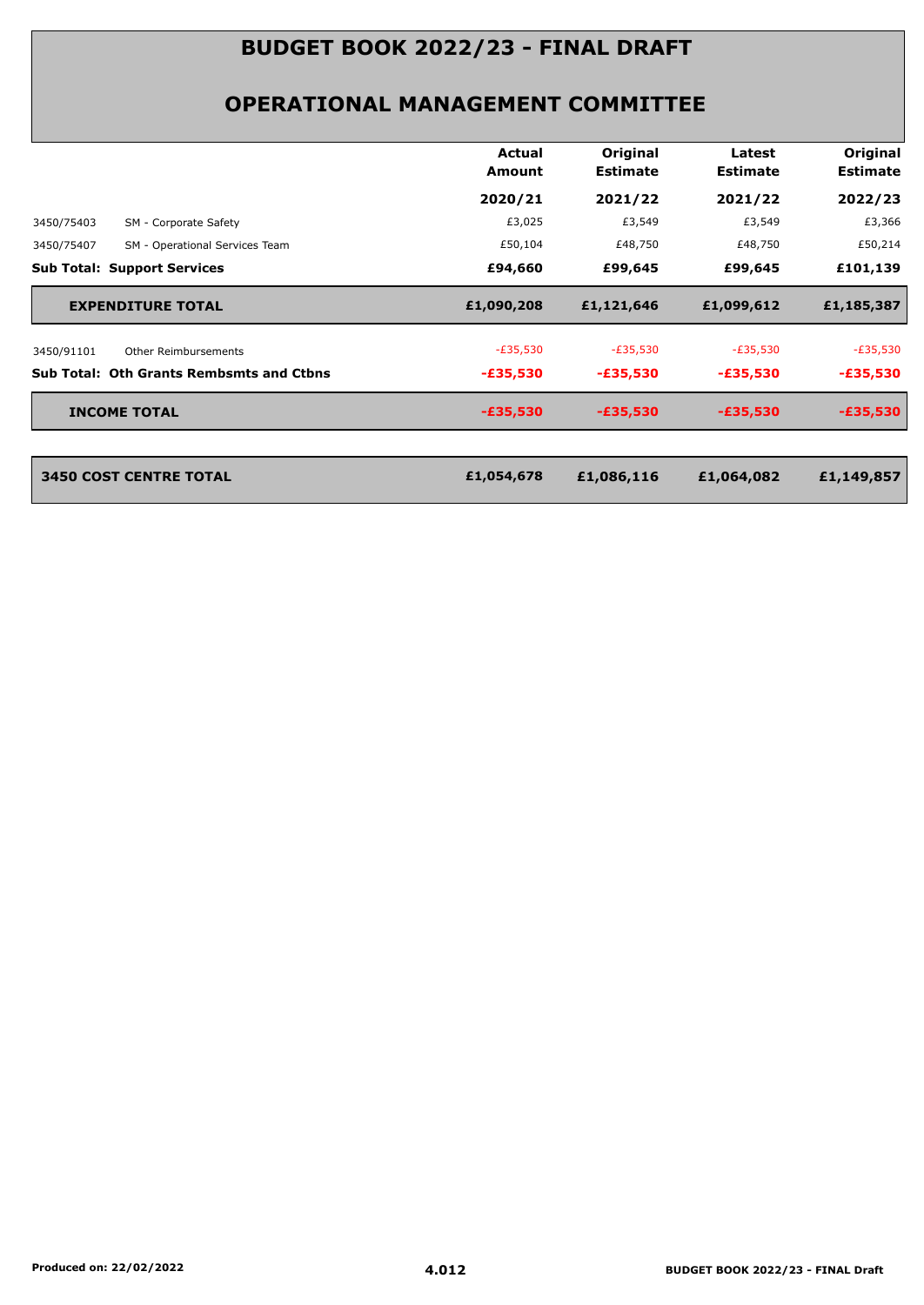# BUDGET BOOK 2022/23 - FINAL DRAFT

## OPERATIONAL MANAGEMENT COMMITTEE

| | | Actual Amount | Original Estimate | Latest Estimate | Original Estimate |
|---|---|---|---|---|---|
| | | **2020/21** | **2021/22** | **2021/22** | **2022/23** |
| 3450/75403 | SM - Corporate Safety | £3,025 | £3,549 | £3,549 | £3,366 |
| 3450/75407 | SM - Operational Services Team | £50,104 | £48,750 | £48,750 | £50,214 |
| **Sub Total: Support Services** | | **£94,660** | **£99,645** | **£99,645** | **£101,139** |
| **EXPENDITURE TOTAL** | | **£1,090,208** | **£1,121,646** | **£1,099,612** | **£1,185,387** |
| 3450/91101 | Other Reimbursements | -£35,530 | -£35,530 | -£35,530 | -£35,530 |
| **Sub Total: Oth Grants Rembsmts and Ctbns** | | **-£35,530** | **-£35,530** | **-£35,530** | **-£35,530** |
| **INCOME TOTAL** | | **-£35,530** | **-£35,530** | **-£35,530** | **-£35,530** |
| **3450 COST CENTRE TOTAL** | | **£1,054,678** | **£1,086,116** | **£1,064,082** | **£1,149,857** |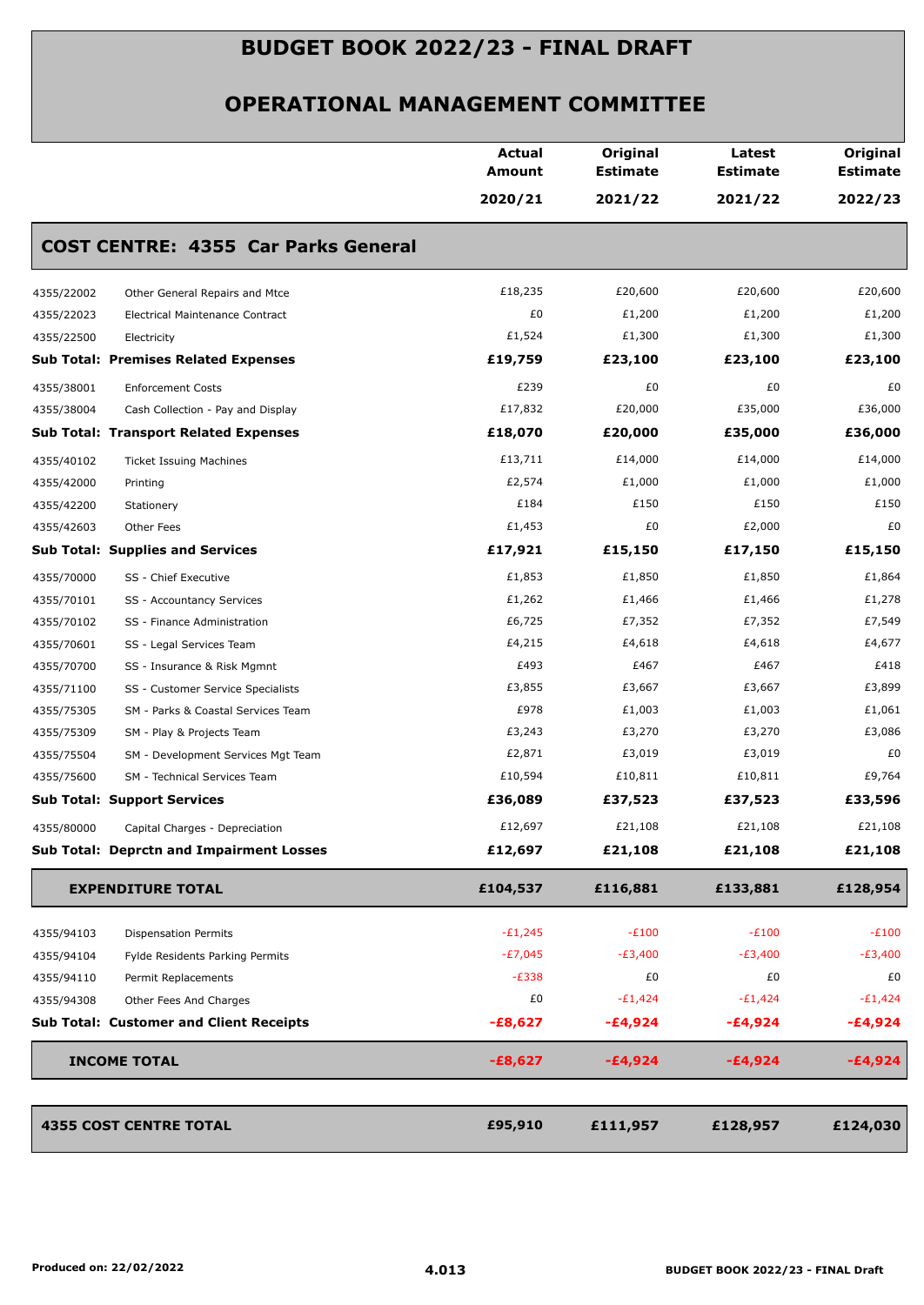# BUDGET BOOK 2022/23 - FINAL DRAFT

## OPERATIONAL MANAGEMENT COMMITTEE

| | | Actual Amount 2020/21 | Original Estimate 2021/22 | Latest Estimate 2021/22 | Original Estimate 2022/23 |
|---|---|---|---|---|---|
| **COST CENTRE: 4355 Car Parks General** | | | | | |
| 4355/22002 | Other General Repairs and Mtce | £18,235 | £20,600 | £20,600 | £20,600 |
| 4355/22023 | Electrical Maintenance Contract | £0 | £1,200 | £1,200 | £1,200 |
| 4355/22500 | Electricity | £1,524 | £1,300 | £1,300 | £1,300 |
| **Sub Total: Premises Related Expenses** | | **£19,759** | **£23,100** | **£23,100** | **£23,100** |
| 4355/38001 | Enforcement Costs | £239 | £0 | £0 | £0 |
| 4355/38004 | Cash Collection - Pay and Display | £17,832 | £20,000 | £35,000 | £36,000 |
| **Sub Total: Transport Related Expenses** | | **£18,070** | **£20,000** | **£35,000** | **£36,000** |
| 4355/40102 | Ticket Issuing Machines | £13,711 | £14,000 | £14,000 | £14,000 |
| 4355/42000 | Printing | £2,574 | £1,000 | £1,000 | £1,000 |
| 4355/42200 | Stationery | £184 | £150 | £150 | £150 |
| 4355/42603 | Other Fees | £1,453 | £0 | £2,000 | £0 |
| **Sub Total: Supplies and Services** | | **£17,921** | **£15,150** | **£17,150** | **£15,150** |
| 4355/70000 | SS - Chief Executive | £1,853 | £1,850 | £1,850 | £1,864 |
| 4355/70101 | SS - Accountancy Services | £1,262 | £1,466 | £1,466 | £1,278 |
| 4355/70102 | SS - Finance Administration | £6,725 | £7,352 | £7,352 | £7,549 |
| 4355/70601 | SS - Legal Services Team | £4,215 | £4,618 | £4,618 | £4,677 |
| 4355/70700 | SS - Insurance & Risk Mgmnt | £493 | £467 | £467 | £418 |
| 4355/71100 | SS - Customer Service Specialists | £3,855 | £3,667 | £3,667 | £3,899 |
| 4355/75305 | SM - Parks & Coastal Services Team | £978 | £1,003 | £1,003 | £1,061 |
| 4355/75309 | SM - Play & Projects Team | £3,243 | £3,270 | £3,270 | £3,086 |
| 4355/75504 | SM - Development Services Mgt Team | £2,871 | £3,019 | £3,019 | £0 |
| 4355/75600 | SM - Technical Services Team | £10,594 | £10,811 | £10,811 | £9,764 |
| **Sub Total: Support Services** | | **£36,089** | **£37,523** | **£37,523** | **£33,596** |
| 4355/80000 | Capital Charges - Depreciation | £12,697 | £21,108 | £21,108 | £21,108 |
| **Sub Total: Deprctn and Impairment Losses** | | **£12,697** | **£21,108** | **£21,108** | **£21,108** |
| **EXPENDITURE TOTAL** | | **£104,537** | **£116,881** | **£133,881** | **£128,954** |
| 4355/94103 | Dispensation Permits | -£1,245 | -£100 | -£100 | -£100 |
| 4355/94104 | Fylde Residents Parking Permits | -£7,045 | -£3,400 | -£3,400 | -£3,400 |
| 4355/94110 | Permit Replacements | -£338 | £0 | £0 | £0 |
| 4355/94308 | Other Fees And Charges | £0 | -£1,424 | -£1,424 | -£1,424 |
| **Sub Total: Customer and Client Receipts** | | **-£8,627** | **-£4,924** | **-£4,924** | **-£4,924** |
| **INCOME TOTAL** | | **-£8,627** | **-£4,924** | **-£4,924** | **-£4,924** |
| **4355 COST CENTRE TOTAL** | | **£95,910** | **£111,957** | **£128,957** | **£124,030** |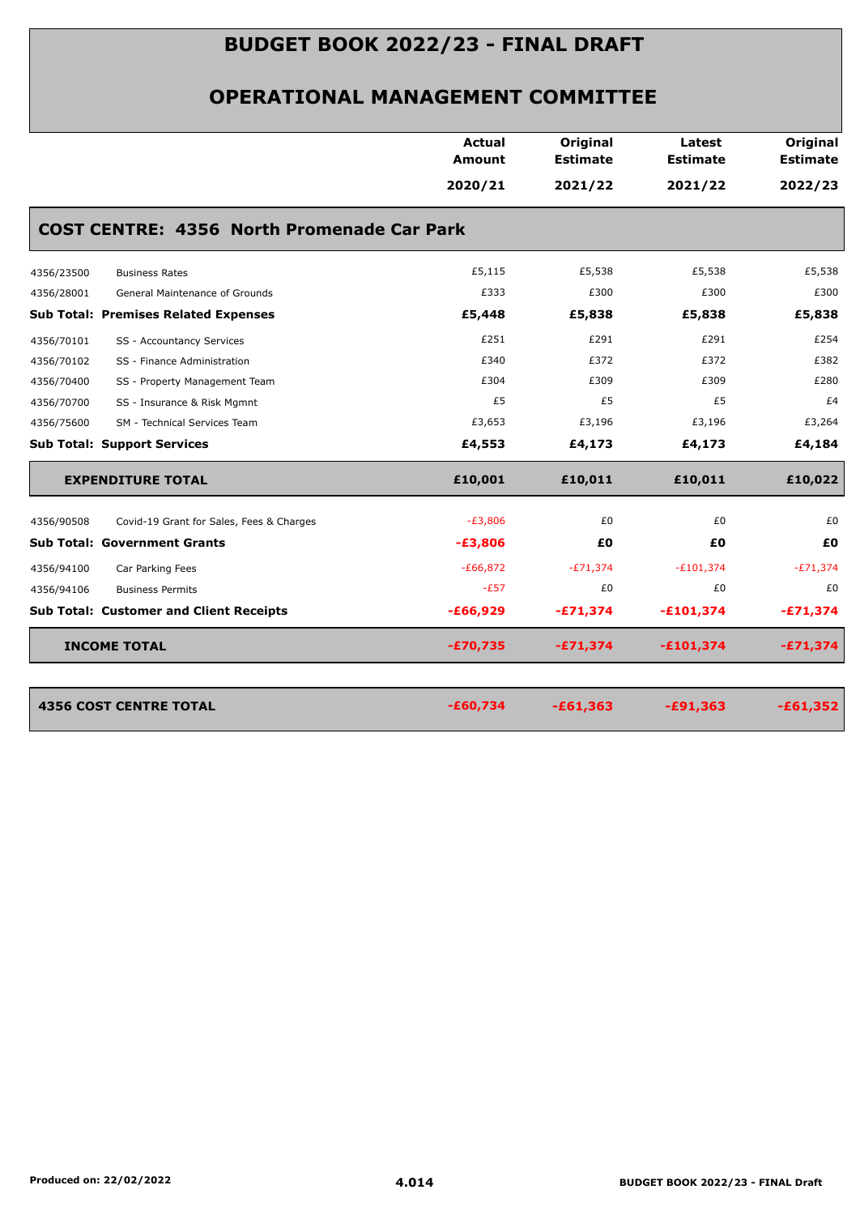# BUDGET BOOK 2022/23 - FINAL DRAFT

## OPERATIONAL MANAGEMENT COMMITTEE

| | | Actual Amount 2020/21 | Original Estimate 2021/22 | Latest Estimate 2021/22 | Original Estimate 2022/23 |
|---|---|---|---|---|---|
| **COST CENTRE: 4356 North Promenade Car Park** | | | | | |
| 4356/23500 | Business Rates | £5,115 | £5,538 | £5,538 | £5,538 |
| 4356/28001 | General Maintenance of Grounds | £333 | £300 | £300 | £300 |
| **Sub Total: Premises Related Expenses** | | **£5,448** | **£5,838** | **£5,838** | **£5,838** |
| 4356/70101 | SS - Accountancy Services | £251 | £291 | £291 | £254 |
| 4356/70102 | SS - Finance Administration | £340 | £372 | £372 | £382 |
| 4356/70400 | SS - Property Management Team | £304 | £309 | £309 | £280 |
| 4356/70700 | SS - Insurance & Risk Mgmnt | £5 | £5 | £5 | £4 |
| 4356/75600 | SM - Technical Services Team | £3,653 | £3,196 | £3,196 | £3,264 |
| **Sub Total: Support Services** | | **£4,553** | **£4,173** | **£4,173** | **£4,184** |
| **EXPENDITURE TOTAL** | | **£10,001** | **£10,011** | **£10,011** | **£10,022** |
| 4356/90508 | Covid-19 Grant for Sales, Fees & Charges | -£3,806 | £0 | £0 | £0 |
| **Sub Total: Government Grants** | | **-£3,806** | **£0** | **£0** | **£0** |
| 4356/94100 | Car Parking Fees | -£66,872 | -£71,374 | -£101,374 | -£71,374 |
| 4356/94106 | Business Permits | -£57 | £0 | £0 | £0 |
| **Sub Total: Customer and Client Receipts** | | **-£66,929** | **-£71,374** | **-£101,374** | **-£71,374** |
| **INCOME TOTAL** | | **-£70,735** | **-£71,374** | **-£101,374** | **-£71,374** |
| **4356 COST CENTRE TOTAL** | | **-£60,734** | **-£61,363** | **-£91,363** | **-£61,352** |

Produced on: 22/02/2022

4.014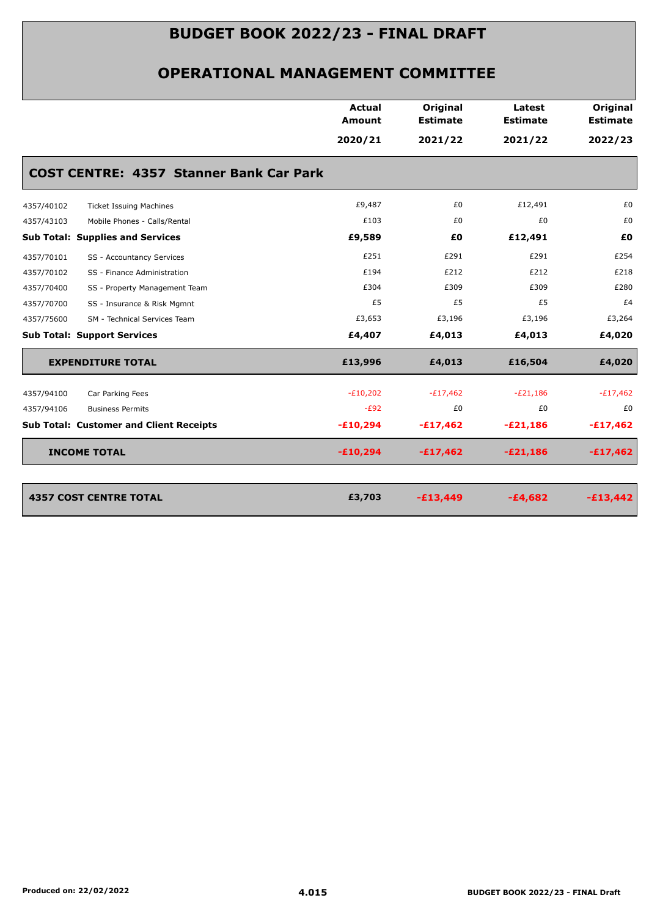# BUDGET BOOK 2022/23 - FINAL DRAFT

## OPERATIONAL MANAGEMENT COMMITTEE

| | | Actual Amount 2020/21 | Original Estimate 2021/22 | Latest Estimate 2021/22 | Original Estimate 2022/23 |
|---|---|---|---|---|---|
| **COST CENTRE: 4357 Stanner Bank Car Park** | | | | | |
| 4357/40102 | Ticket Issuing Machines | £9,487 | £0 | £12,491 | £0 |
| 4357/43103 | Mobile Phones - Calls/Rental | £103 | £0 | £0 | £0 |
| **Sub Total: Supplies and Services** | | **£9,589** | **£0** | **£12,491** | **£0** |
| 4357/70101 | SS - Accountancy Services | £251 | £291 | £291 | £254 |
| 4357/70102 | SS - Finance Administration | £194 | £212 | £212 | £218 |
| 4357/70400 | SS - Property Management Team | £304 | £309 | £309 | £280 |
| 4357/70700 | SS - Insurance & Risk Mgmnt | £5 | £5 | £5 | £4 |
| 4357/75600 | SM - Technical Services Team | £3,653 | £3,196 | £3,196 | £3,264 |
| **Sub Total: Support Services** | | **£4,407** | **£4,013** | **£4,013** | **£4,020** |
| **EXPENDITURE TOTAL** | | **£13,996** | **£4,013** | **£16,504** | **£4,020** |
| 4357/94100 | Car Parking Fees | -£10,202 | -£17,462 | -£21,186 | -£17,462 |
| 4357/94106 | Business Permits | -£92 | £0 | £0 | £0 |
| **Sub Total: Customer and Client Receipts** | | **-£10,294** | **-£17,462** | **-£21,186** | **-£17,462** |
| **INCOME TOTAL** | | **-£10,294** | **-£17,462** | **-£21,186** | **-£17,462** |
| **4357 COST CENTRE TOTAL** | | **£3,703** | **-£13,449** | **-£4,682** | **-£13,442** |

Produced on: 22/02/2022

4.015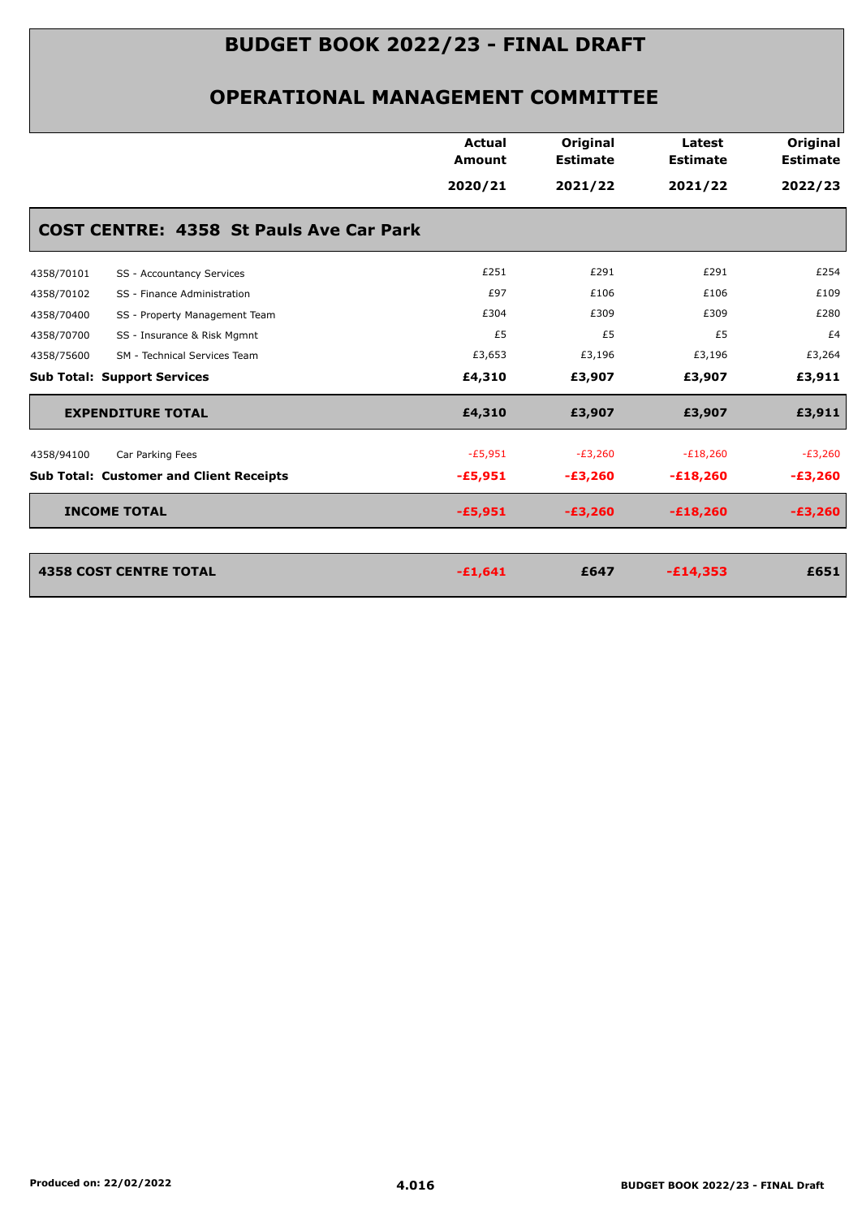# BUDGET BOOK 2022/23 - FINAL DRAFT

## OPERATIONAL MANAGEMENT COMMITTEE

| | | Actual Amount 2020/21 | Original Estimate 2021/22 | Latest Estimate 2021/22 | Original Estimate 2022/23 |
|---|---|---|---|---|---|
| **COST CENTRE: 4358 St Pauls Ave Car Park** | | | | | |
| 4358/70101 | SS - Accountancy Services | £251 | £291 | £291 | £254 |
| 4358/70102 | SS - Finance Administration | £97 | £106 | £106 | £109 |
| 4358/70400 | SS - Property Management Team | £304 | £309 | £309 | £280 |
| 4358/70700 | SS - Insurance & Risk Mgmnt | £5 | £5 | £5 | £4 |
| 4358/75600 | SM - Technical Services Team | £3,653 | £3,196 | £3,196 | £3,264 |
| **Sub Total: Support Services** | | **£4,310** | **£3,907** | **£3,907** | **£3,911** |
| **EXPENDITURE TOTAL** | | **£4,310** | **£3,907** | **£3,907** | **£3,911** |
| 4358/94100 | Car Parking Fees | -£5,951 | -£3,260 | -£18,260 | -£3,260 |
| **Sub Total: Customer and Client Receipts** | | **-£5,951** | **-£3,260** | **-£18,260** | **-£3,260** |
| **INCOME TOTAL** | | **-£5,951** | **-£3,260** | **-£18,260** | **-£3,260** |
| **4358 COST CENTRE TOTAL** | | **-£1,641** | **£647** | **-£14,353** | **£651** |

Produced on: 22/02/2022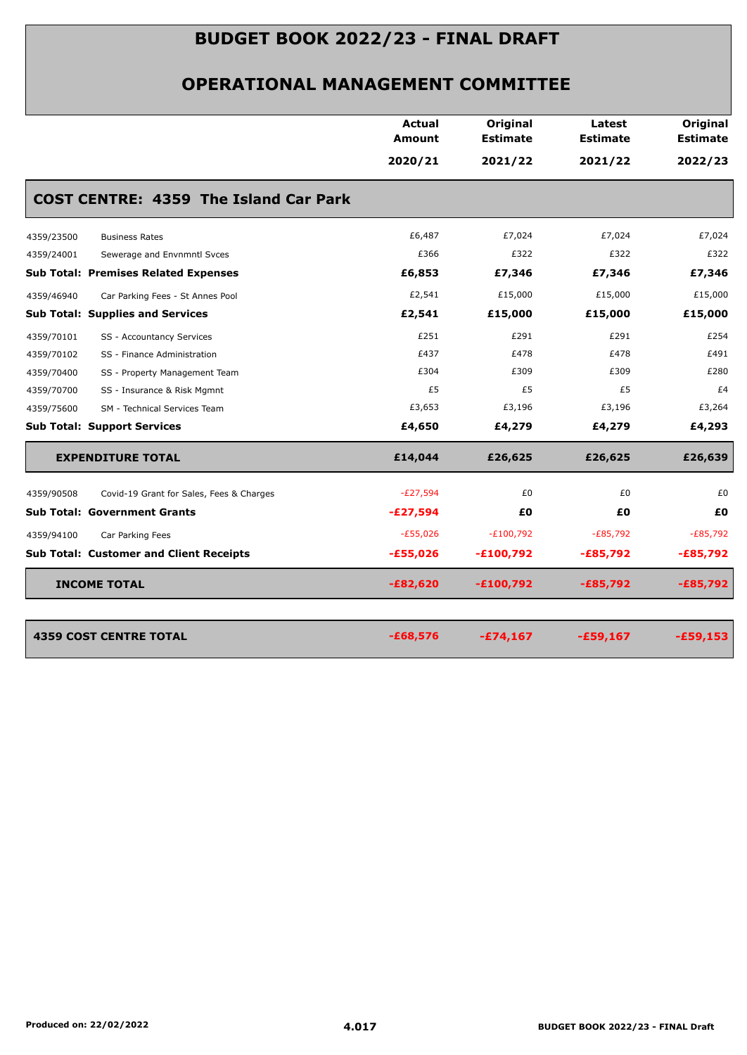# BUDGET BOOK 2022/23 - FINAL DRAFT

## OPERATIONAL MANAGEMENT COMMITTEE

### COST CENTRE: 4359 The Island Car Park

| | | Actual Amount 2020/21 | Original Estimate 2021/22 | Latest Estimate 2021/22 | Original Estimate 2022/23 |
|---|---|---|---|---|---|
| 4359/23500 | Business Rates | £6,487 | £7,024 | £7,024 | £7,024 |
| 4359/24001 | Sewerage and Envnmntl Svces | £366 | £322 | £322 | £322 |
| **Sub Total: Premises Related Expenses** | | **£6,853** | **£7,346** | **£7,346** | **£7,346** |
| 4359/46940 | Car Parking Fees - St Annes Pool | £2,541 | £15,000 | £15,000 | £15,000 |
| **Sub Total: Supplies and Services** | | **£2,541** | **£15,000** | **£15,000** | **£15,000** |
| 4359/70101 | SS - Accountancy Services | £251 | £291 | £291 | £254 |
| 4359/70102 | SS - Finance Administration | £437 | £478 | £478 | £491 |
| 4359/70400 | SS - Property Management Team | £304 | £309 | £309 | £280 |
| 4359/70700 | SS - Insurance & Risk Mgmnt | £5 | £5 | £5 | £4 |
| 4359/75600 | SM - Technical Services Team | £3,653 | £3,196 | £3,196 | £3,264 |
| **Sub Total: Support Services** | | **£4,650** | **£4,279** | **£4,279** | **£4,293** |
| **EXPENDITURE TOTAL** | | **£14,044** | **£26,625** | **£26,625** | **£26,639** |
| 4359/90508 | Covid-19 Grant for Sales, Fees & Charges | -£27,594 | £0 | £0 | £0 |
| **Sub Total: Government Grants** | | **-£27,594** | **£0** | **£0** | **£0** |
| 4359/94100 | Car Parking Fees | -£55,026 | -£100,792 | -£85,792 | -£85,792 |
| **Sub Total: Customer and Client Receipts** | | **-£55,026** | **-£100,792** | **-£85,792** | **-£85,792** |
| **INCOME TOTAL** | | **-£82,620** | **-£100,792** | **-£85,792** | **-£85,792** |
| **4359 COST CENTRE TOTAL** | | **-£68,576** | **-£74,167** | **-£59,167** | **-£59,153** |

Produced on: 22/02/2022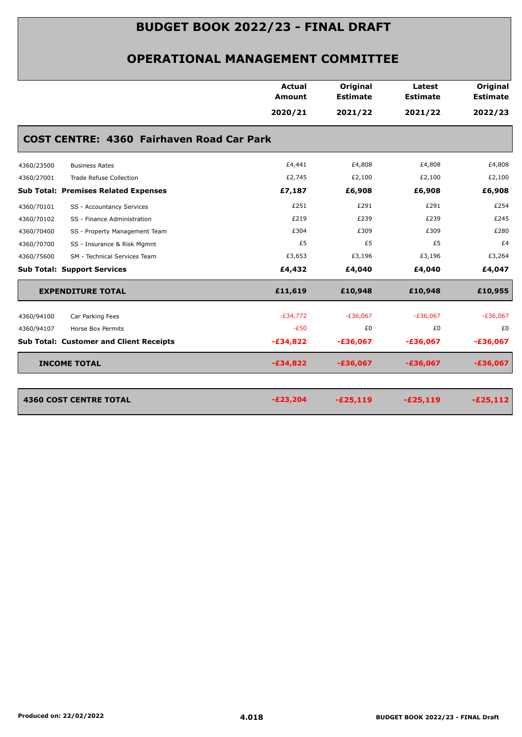# BUDGET BOOK 2022/23 - FINAL DRAFT

## OPERATIONAL MANAGEMENT COMMITTEE

| | | Actual Amount 2020/21 | Original Estimate 2021/22 | Latest Estimate 2021/22 | Original Estimate 2022/23 |
|---|---|---|---|---|---|
| **COST CENTRE: 4360 Fairhaven Road Car Park** | | | | | |
| 4360/23500 | Business Rates | £4,441 | £4,808 | £4,808 | £4,808 |
| 4360/27001 | Trade Refuse Collection | £2,745 | £2,100 | £2,100 | £2,100 |
| **Sub Total: Premises Related Expenses** | | **£7,187** | **£6,908** | **£6,908** | **£6,908** |
| 4360/70101 | SS - Accountancy Services | £251 | £291 | £291 | £254 |
| 4360/70102 | SS - Finance Administration | £219 | £239 | £239 | £245 |
| 4360/70400 | SS - Property Management Team | £304 | £309 | £309 | £280 |
| 4360/70700 | SS - Insurance & Risk Mgmnt | £5 | £5 | £5 | £4 |
| 4360/75600 | SM - Technical Services Team | £3,653 | £3,196 | £3,196 | £3,264 |
| **Sub Total: Support Services** | | **£4,432** | **£4,040** | **£4,040** | **£4,047** |
| **EXPENDITURE TOTAL** | | **£11,619** | **£10,948** | **£10,948** | **£10,955** |
| 4360/94100 | Car Parking Fees | -£34,772 | -£36,067 | -£36,067 | -£36,067 |
| 4360/94107 | Horse Box Permits | -£50 | £0 | £0 | £0 |
| **Sub Total: Customer and Client Receipts** | | **-£34,822** | **-£36,067** | **-£36,067** | **-£36,067** |
| **INCOME TOTAL** | | **-£34,822** | **-£36,067** | **-£36,067** | **-£36,067** |
| **4360 COST CENTRE TOTAL** | | **-£23,204** | **-£25,119** | **-£25,119** | **-£25,112** |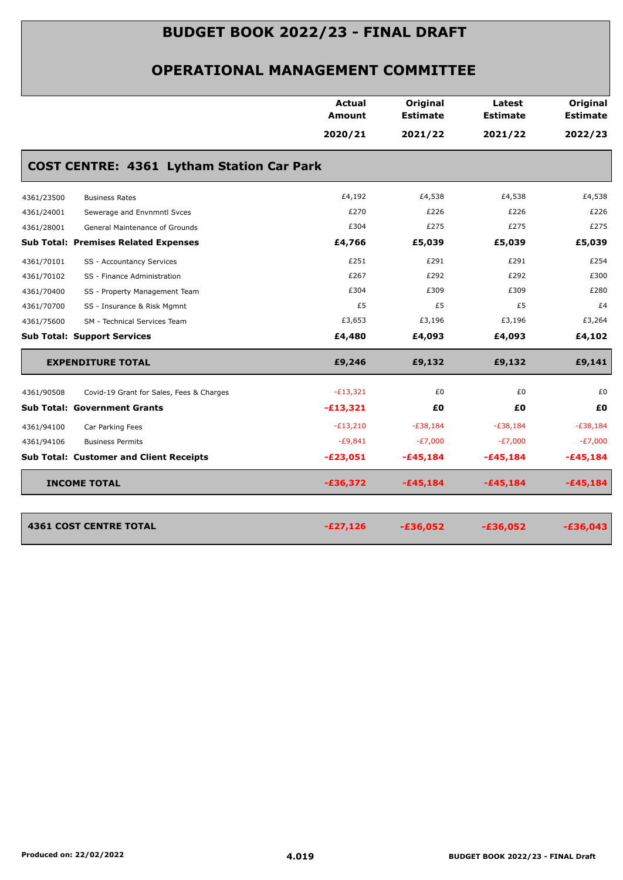# BUDGET BOOK 2022/23 - FINAL DRAFT

## OPERATIONAL MANAGEMENT COMMITTEE

| | | Actual Amount 2020/21 | Original Estimate 2021/22 | Latest Estimate 2021/22 | Original Estimate 2022/23 |
|---|---|---|---|---|---|
| **COST CENTRE: 4361 Lytham Station Car Park** | | | | | |
| 4361/23500 | Business Rates | £4,192 | £4,538 | £4,538 | £4,538 |
| 4361/24001 | Sewerage and Envnmntl Svces | £270 | £226 | £226 | £226 |
| 4361/28001 | General Maintenance of Grounds | £304 | £275 | £275 | £275 |
| **Sub Total: Premises Related Expenses** | | **£4,766** | **£5,039** | **£5,039** | **£5,039** |
| 4361/70101 | SS - Accountancy Services | £251 | £291 | £291 | £254 |
| 4361/70102 | SS - Finance Administration | £267 | £292 | £292 | £300 |
| 4361/70400 | SS - Property Management Team | £304 | £309 | £309 | £280 |
| 4361/70700 | SS - Insurance & Risk Mgmnt | £5 | £5 | £5 | £4 |
| 4361/75600 | SM - Technical Services Team | £3,653 | £3,196 | £3,196 | £3,264 |
| **Sub Total: Support Services** | | **£4,480** | **£4,093** | **£4,093** | **£4,102** |
| **EXPENDITURE TOTAL** | | **£9,246** | **£9,132** | **£9,132** | **£9,141** |
| 4361/90508 | Covid-19 Grant for Sales, Fees & Charges | -£13,321 | £0 | £0 | £0 |
| **Sub Total: Government Grants** | | **-£13,321** | **£0** | **£0** | **£0** |
| 4361/94100 | Car Parking Fees | -£13,210 | -£38,184 | -£38,184 | -£38,184 |
| 4361/94106 | Business Permits | -£9,841 | -£7,000 | -£7,000 | -£7,000 |
| **Sub Total: Customer and Client Receipts** | | **-£23,051** | **-£45,184** | **-£45,184** | **-£45,184** |
| **INCOME TOTAL** | | **-£36,372** | **-£45,184** | **-£45,184** | **-£45,184** |
| **4361 COST CENTRE TOTAL** | | **-£27,126** | **-£36,052** | **-£36,052** | **-£36,043** |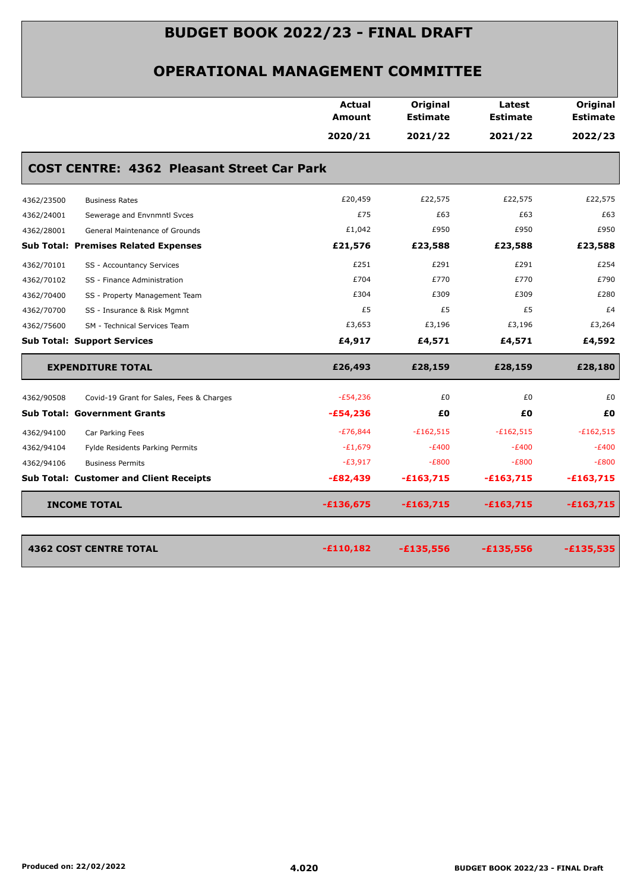# BUDGET BOOK 2022/23 - FINAL DRAFT

## OPERATIONAL MANAGEMENT COMMITTEE

| | | Actual Amount 2020/21 | Original Estimate 2021/22 | Latest Estimate 2021/22 | Original Estimate 2022/23 |
|---|---|---|---|---|---|
| **COST CENTRE: 4362 Pleasant Street Car Park** | | | | | |
| 4362/23500 | Business Rates | £20,459 | £22,575 | £22,575 | £22,575 |
| 4362/24001 | Sewerage and Envnmntl Svces | £75 | £63 | £63 | £63 |
| 4362/28001 | General Maintenance of Grounds | £1,042 | £950 | £950 | £950 |
| **Sub Total: Premises Related Expenses** | | **£21,576** | **£23,588** | **£23,588** | **£23,588** |
| 4362/70101 | SS - Accountancy Services | £251 | £291 | £291 | £254 |
| 4362/70102 | SS - Finance Administration | £704 | £770 | £770 | £790 |
| 4362/70400 | SS - Property Management Team | £304 | £309 | £309 | £280 |
| 4362/70700 | SS - Insurance & Risk Mgmnt | £5 | £5 | £5 | £4 |
| 4362/75600 | SM - Technical Services Team | £3,653 | £3,196 | £3,196 | £3,264 |
| **Sub Total: Support Services** | | **£4,917** | **£4,571** | **£4,571** | **£4,592** |
| **EXPENDITURE TOTAL** | | **£26,493** | **£28,159** | **£28,159** | **£28,180** |
| 4362/90508 | Covid-19 Grant for Sales, Fees & Charges | -£54,236 | £0 | £0 | £0 |
| **Sub Total: Government Grants** | | **-£54,236** | **£0** | **£0** | **£0** |
| 4362/94100 | Car Parking Fees | -£76,844 | -£162,515 | -£162,515 | -£162,515 |
| 4362/94104 | Fylde Residents Parking Permits | -£1,679 | -£400 | -£400 | -£400 |
| 4362/94106 | Business Permits | -£3,917 | -£800 | -£800 | -£800 |
| **Sub Total: Customer and Client Receipts** | | **-£82,439** | **-£163,715** | **-£163,715** | **-£163,715** |
| **INCOME TOTAL** | | **-£136,675** | **-£163,715** | **-£163,715** | **-£163,715** |
| **4362 COST CENTRE TOTAL** | | **-£110,182** | **-£135,556** | **-£135,556** | **-£135,535** |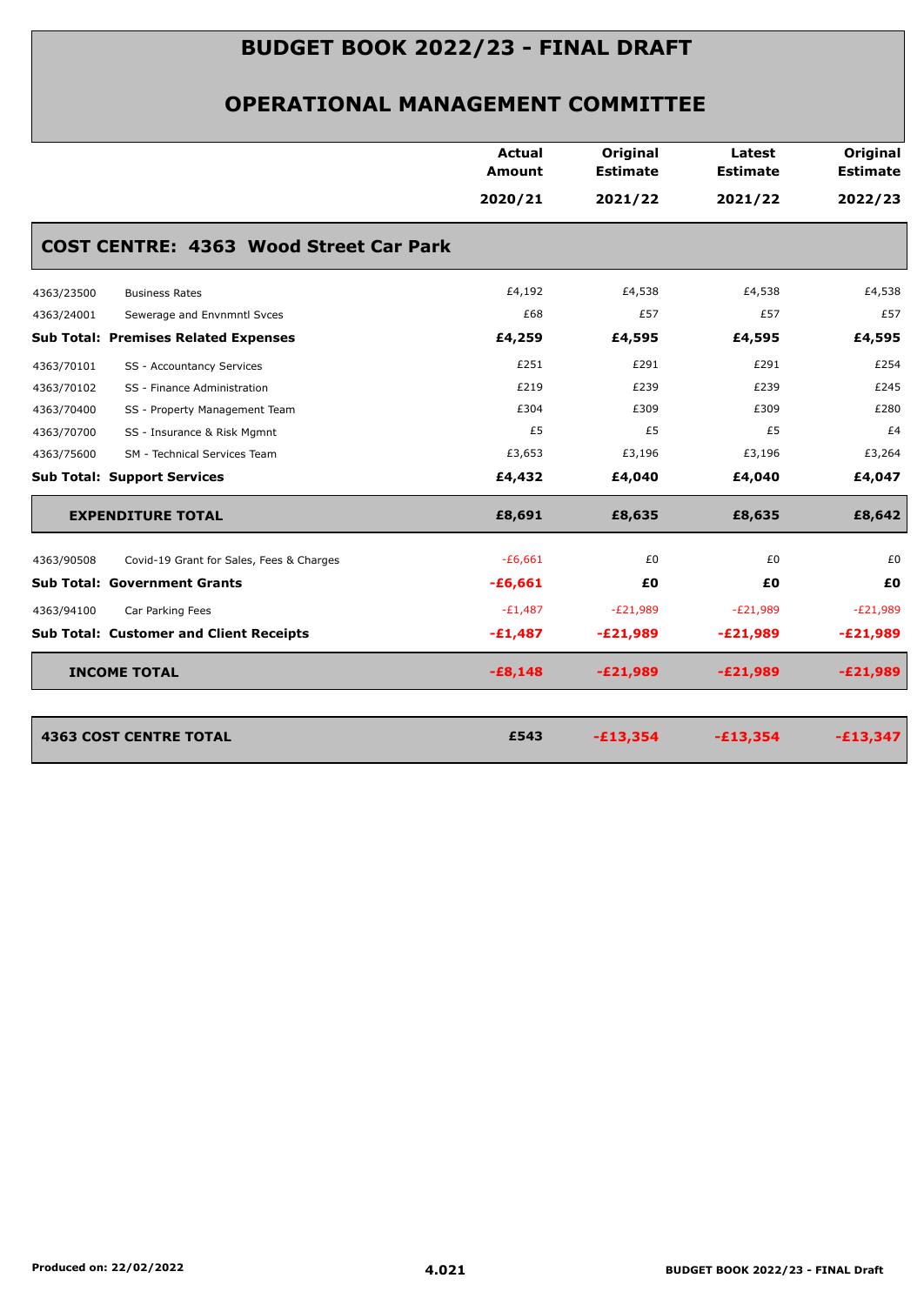# BUDGET BOOK 2022/23 - FINAL DRAFT

## OPERATIONAL MANAGEMENT COMMITTEE

| | | Actual Amount 2020/21 | Original Estimate 2021/22 | Latest Estimate 2021/22 | Original Estimate 2022/23 |
|---|---|---|---|---|---|
| **COST CENTRE: 4363 Wood Street Car Park** | | | | | |
| 4363/23500 | Business Rates | £4,192 | £4,538 | £4,538 | £4,538 |
| 4363/24001 | Sewerage and Envnmntl Svces | £68 | £57 | £57 | £57 |
| **Sub Total: Premises Related Expenses** | | **£4,259** | **£4,595** | **£4,595** | **£4,595** |
| 4363/70101 | SS - Accountancy Services | £251 | £291 | £291 | £254 |
| 4363/70102 | SS - Finance Administration | £219 | £239 | £239 | £245 |
| 4363/70400 | SS - Property Management Team | £304 | £309 | £309 | £280 |
| 4363/70700 | SS - Insurance & Risk Mgmnt | £5 | £5 | £5 | £4 |
| 4363/75600 | SM - Technical Services Team | £3,653 | £3,196 | £3,196 | £3,264 |
| **Sub Total: Support Services** | | **£4,432** | **£4,040** | **£4,040** | **£4,047** |
| **EXPENDITURE TOTAL** | | **£8,691** | **£8,635** | **£8,635** | **£8,642** |
| 4363/90508 | Covid-19 Grant for Sales, Fees & Charges | -£6,661 | £0 | £0 | £0 |
| **Sub Total: Government Grants** | | **-£6,661** | **£0** | **£0** | **£0** |
| 4363/94100 | Car Parking Fees | -£1,487 | -£21,989 | -£21,989 | -£21,989 |
| **Sub Total: Customer and Client Receipts** | | **-£1,487** | **-£21,989** | **-£21,989** | **-£21,989** |
| **INCOME TOTAL** | | **-£8,148** | **-£21,989** | **-£21,989** | **-£21,989** |
| **4363 COST CENTRE TOTAL** | | **£543** | **-£13,354** | **-£13,354** | **-£13,347** |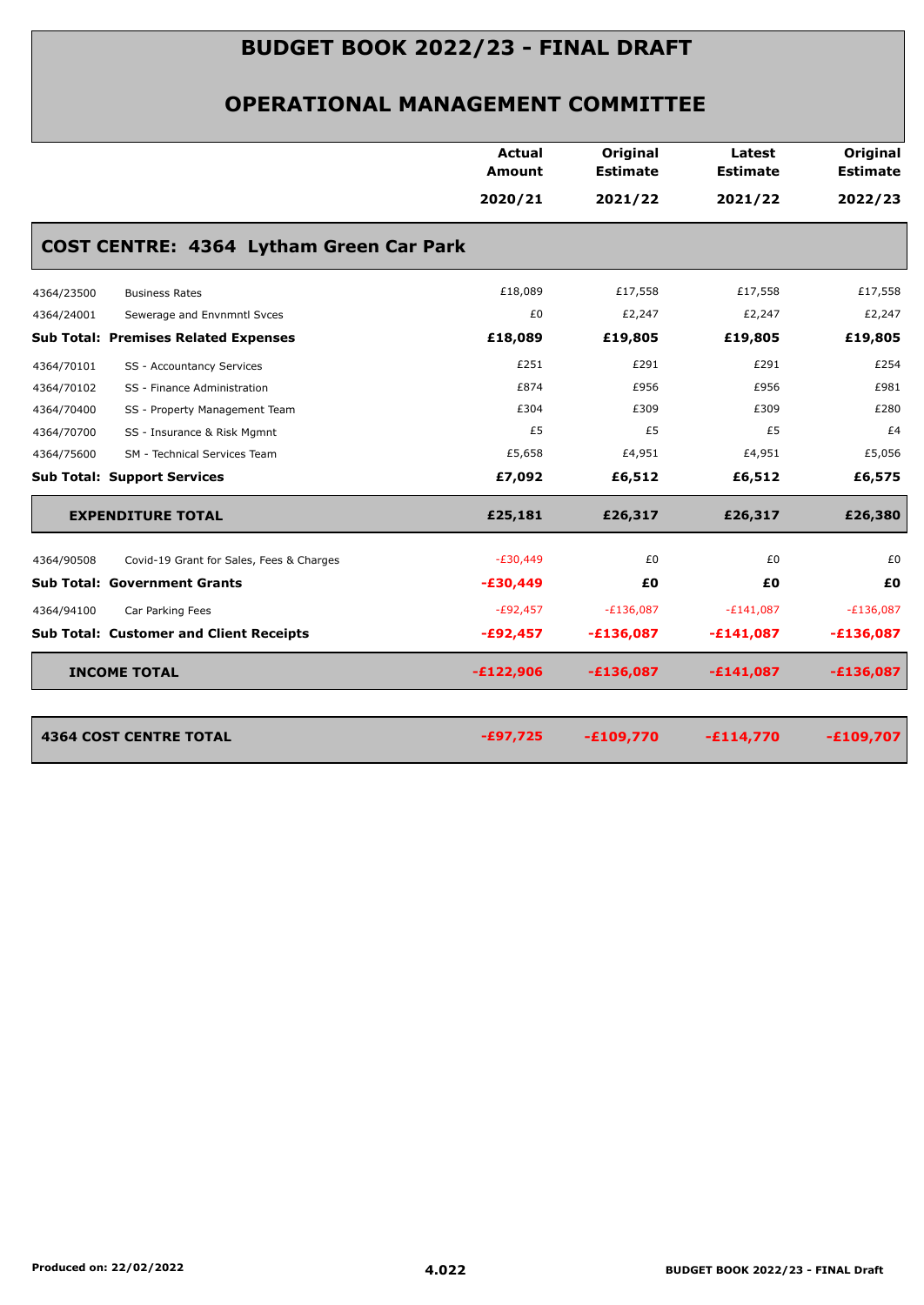# BUDGET BOOK 2022/23 - FINAL DRAFT

## OPERATIONAL MANAGEMENT COMMITTEE

| | | Actual Amount 2020/21 | Original Estimate 2021/22 | Latest Estimate 2021/22 | Original Estimate 2022/23 |
|---|---|---|---|---|---|
| **COST CENTRE: 4364 Lytham Green Car Park** | | | | | |
| 4364/23500 | Business Rates | £18,089 | £17,558 | £17,558 | £17,558 |
| 4364/24001 | Sewerage and Envnmntl Svces | £0 | £2,247 | £2,247 | £2,247 |
| **Sub Total: Premises Related Expenses** | | **£18,089** | **£19,805** | **£19,805** | **£19,805** |
| 4364/70101 | SS - Accountancy Services | £251 | £291 | £291 | £254 |
| 4364/70102 | SS - Finance Administration | £874 | £956 | £956 | £981 |
| 4364/70400 | SS - Property Management Team | £304 | £309 | £309 | £280 |
| 4364/70700 | SS - Insurance & Risk Mgmnt | £5 | £5 | £5 | £4 |
| 4364/75600 | SM - Technical Services Team | £5,658 | £4,951 | £4,951 | £5,056 |
| **Sub Total: Support Services** | | **£7,092** | **£6,512** | **£6,512** | **£6,575** |
| **EXPENDITURE TOTAL** | | **£25,181** | **£26,317** | **£26,317** | **£26,380** |
| 4364/90508 | Covid-19 Grant for Sales, Fees & Charges | -£30,449 | £0 | £0 | £0 |
| **Sub Total: Government Grants** | | **-£30,449** | **£0** | **£0** | **£0** |
| 4364/94100 | Car Parking Fees | -£92,457 | -£136,087 | -£141,087 | -£136,087 |
| **Sub Total: Customer and Client Receipts** | | **-£92,457** | **-£136,087** | **-£141,087** | **-£136,087** |
| **INCOME TOTAL** | | **-£122,906** | **-£136,087** | **-£141,087** | **-£136,087** |
| **4364 COST CENTRE TOTAL** | | **-£97,725** | **-£109,770** | **-£114,770** | **-£109,707** |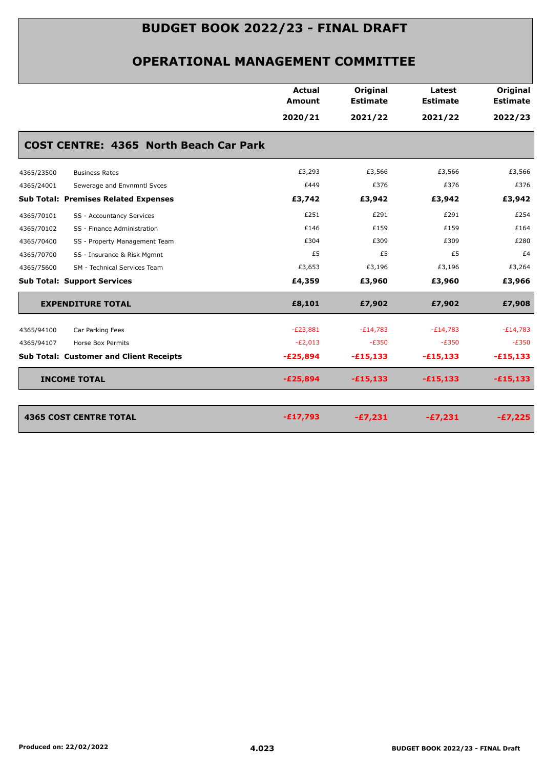# BUDGET BOOK 2022/23 - FINAL DRAFT

## OPERATIONAL MANAGEMENT COMMITTEE

| | | Actual Amount 2020/21 | Original Estimate 2021/22 | Latest Estimate 2021/22 | Original Estimate 2022/23 |
|---|---|---|---|---|---|
| **COST CENTRE: 4365 North Beach Car Park** | | | | | |
| 4365/23500 | Business Rates | £3,293 | £3,566 | £3,566 | £3,566 |
| 4365/24001 | Sewerage and Envnmntl Svces | £449 | £376 | £376 | £376 |
| **Sub Total: Premises Related Expenses** | | **£3,742** | **£3,942** | **£3,942** | **£3,942** |
| 4365/70101 | SS - Accountancy Services | £251 | £291 | £291 | £254 |
| 4365/70102 | SS - Finance Administration | £146 | £159 | £159 | £164 |
| 4365/70400 | SS - Property Management Team | £304 | £309 | £309 | £280 |
| 4365/70700 | SS - Insurance & Risk Mgmnt | £5 | £5 | £5 | £4 |
| 4365/75600 | SM - Technical Services Team | £3,653 | £3,196 | £3,196 | £3,264 |
| **Sub Total: Support Services** | | **£4,359** | **£3,960** | **£3,960** | **£3,966** |
| **EXPENDITURE TOTAL** | | **£8,101** | **£7,902** | **£7,902** | **£7,908** |
| 4365/94100 | Car Parking Fees | -£23,881 | -£14,783 | -£14,783 | -£14,783 |
| 4365/94107 | Horse Box Permits | -£2,013 | -£350 | -£350 | -£350 |
| **Sub Total: Customer and Client Receipts** | | **-£25,894** | **-£15,133** | **-£15,133** | **-£15,133** |
| **INCOME TOTAL** | | **-£25,894** | **-£15,133** | **-£15,133** | **-£15,133** |
| **4365 COST CENTRE TOTAL** | | **-£17,793** | **-£7,231** | **-£7,231** | **-£7,225** |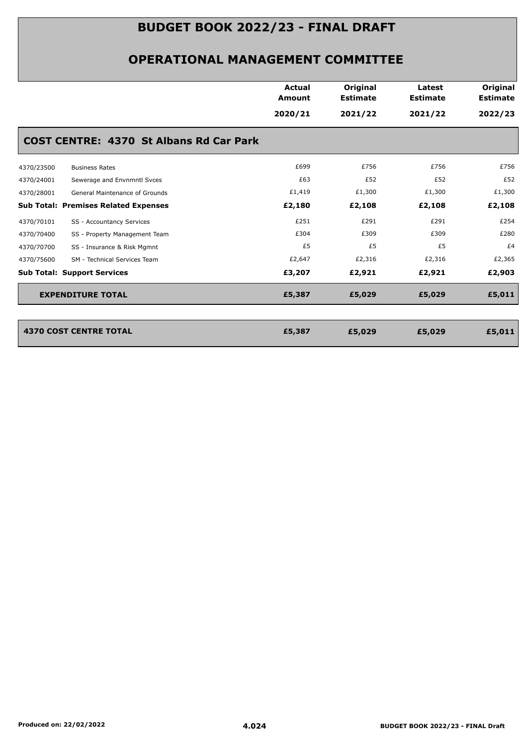# BUDGET BOOK 2022/23 - FINAL DRAFT

## OPERATIONAL MANAGEMENT COMMITTEE

| | | Actual Amount 2020/21 | Original Estimate 2021/22 | Latest Estimate 2021/22 | Original Estimate 2022/23 |
|---|---|---|---|---|---|
| **COST CENTRE: 4370 St Albans Rd Car Park** | | | | | |
| 4370/23500 | Business Rates | £699 | £756 | £756 | £756 |
| 4370/24001 | Sewerage and Envnmntl Svces | £63 | £52 | £52 | £52 |
| 4370/28001 | General Maintenance of Grounds | £1,419 | £1,300 | £1,300 | £1,300 |
| **Sub Total: Premises Related Expenses** | | **£2,180** | **£2,108** | **£2,108** | **£2,108** |
| 4370/70101 | SS - Accountancy Services | £251 | £291 | £291 | £254 |
| 4370/70400 | SS - Property Management Team | £304 | £309 | £309 | £280 |
| 4370/70700 | SS - Insurance & Risk Mgmnt | £5 | £5 | £5 | £4 |
| 4370/75600 | SM - Technical Services Team | £2,647 | £2,316 | £2,316 | £2,365 |
| **Sub Total: Support Services** | | **£3,207** | **£2,921** | **£2,921** | **£2,903** |
| **EXPENDITURE TOTAL** | | **£5,387** | **£5,029** | **£5,029** | **£5,011** |
| **4370 COST CENTRE TOTAL** | | **£5,387** | **£5,029** | **£5,029** | **£5,011** |

Produced on: 22/02/2022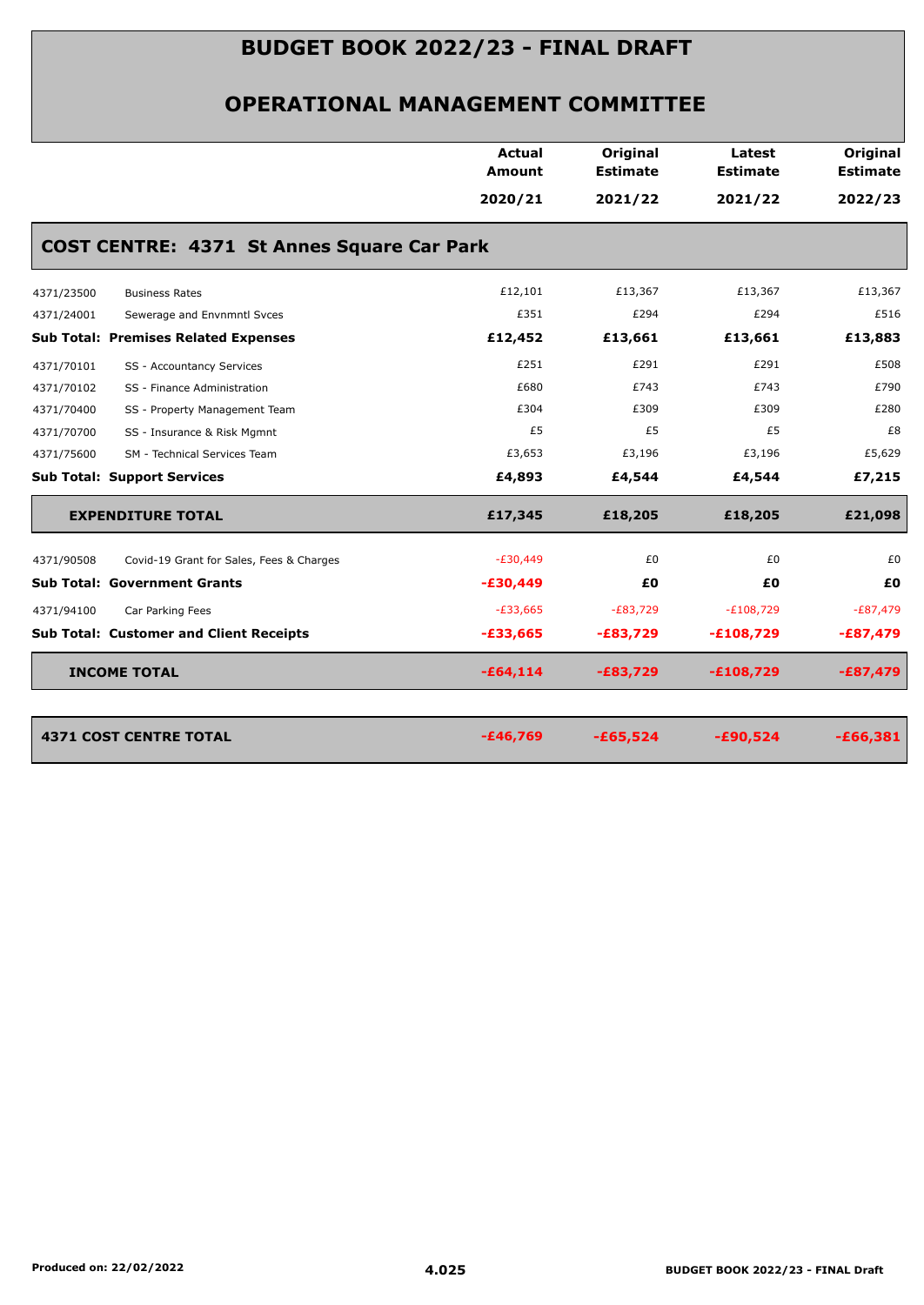# BUDGET BOOK 2022/23 - FINAL DRAFT

## OPERATIONAL MANAGEMENT COMMITTEE

| | | Actual Amount 2020/21 | Original Estimate 2021/22 | Latest Estimate 2021/22 | Original Estimate 2022/23 |
|---|---|---|---|---|---|
| **COST CENTRE: 4371 St Annes Square Car Park** | | | | | |
| 4371/23500 | Business Rates | £12,101 | £13,367 | £13,367 | £13,367 |
| 4371/24001 | Sewerage and Envnmntl Svces | £351 | £294 | £294 | £516 |
| **Sub Total: Premises Related Expenses** | | **£12,452** | **£13,661** | **£13,661** | **£13,883** |
| 4371/70101 | SS - Accountancy Services | £251 | £291 | £291 | £508 |
| 4371/70102 | SS - Finance Administration | £680 | £743 | £743 | £790 |
| 4371/70400 | SS - Property Management Team | £304 | £309 | £309 | £280 |
| 4371/70700 | SS - Insurance & Risk Mgmnt | £5 | £5 | £5 | £8 |
| 4371/75600 | SM - Technical Services Team | £3,653 | £3,196 | £3,196 | £5,629 |
| **Sub Total: Support Services** | | **£4,893** | **£4,544** | **£4,544** | **£7,215** |
| **EXPENDITURE TOTAL** | | **£17,345** | **£18,205** | **£18,205** | **£21,098** |
| 4371/90508 | Covid-19 Grant for Sales, Fees & Charges | -£30,449 | £0 | £0 | £0 |
| **Sub Total: Government Grants** | | **-£30,449** | **£0** | **£0** | **£0** |
| 4371/94100 | Car Parking Fees | -£33,665 | -£83,729 | -£108,729 | -£87,479 |
| **Sub Total: Customer and Client Receipts** | | **-£33,665** | **-£83,729** | **-£108,729** | **-£87,479** |
| **INCOME TOTAL** | | **-£64,114** | **-£83,729** | **-£108,729** | **-£87,479** |
| **4371 COST CENTRE TOTAL** | | **-£46,769** | **-£65,524** | **-£90,524** | **-£66,381** |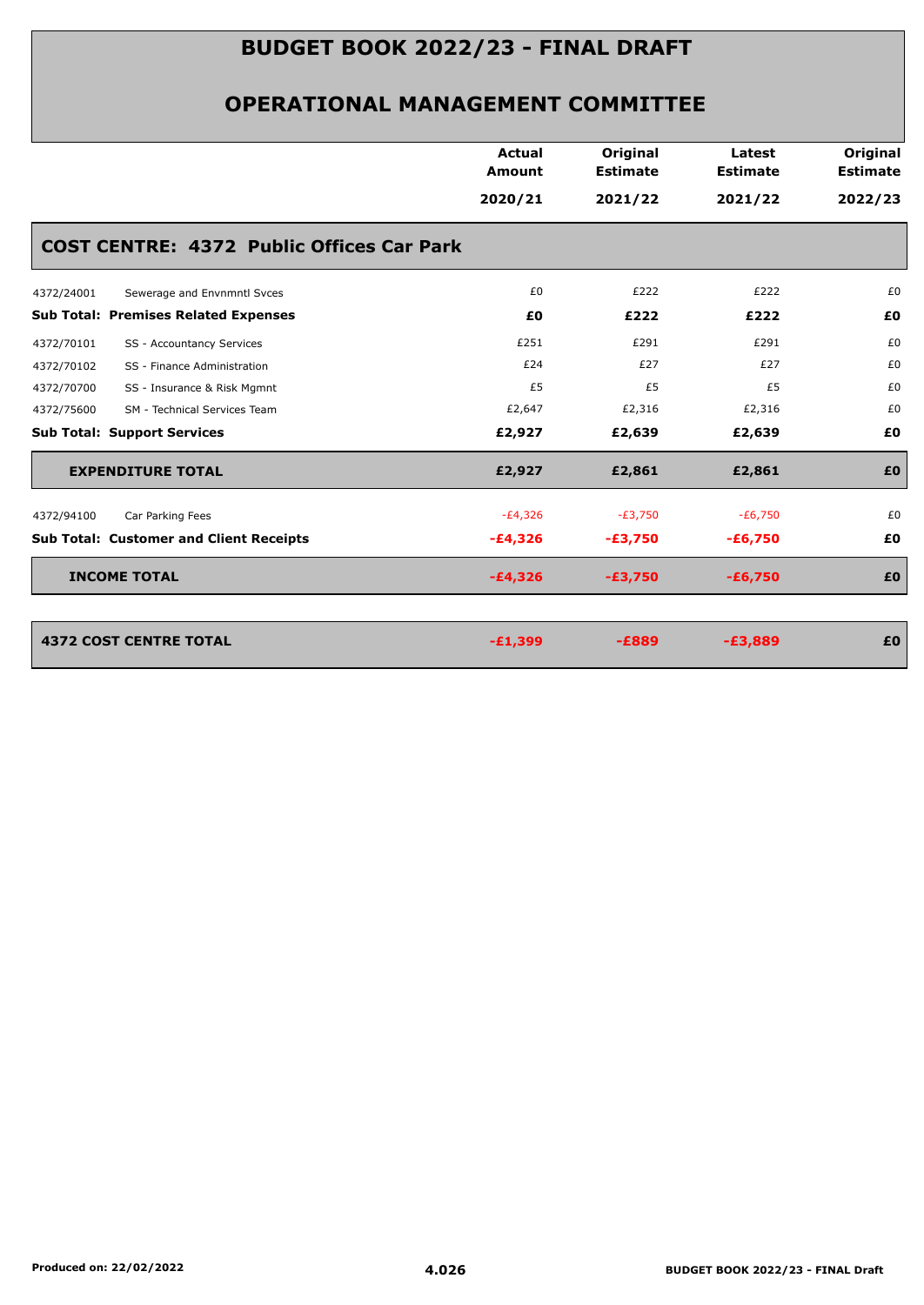# BUDGET BOOK 2022/23 - FINAL DRAFT

## OPERATIONAL MANAGEMENT COMMITTEE

| | | Actual Amount 2020/21 | Original Estimate 2021/22 | Latest Estimate 2021/22 | Original Estimate 2022/23 |
|---|---|---|---|---|---|
| **COST CENTRE: 4372 Public Offices Car Park** | | | | | |
| 4372/24001 | Sewerage and Envnmntl Svces | £0 | £222 | £222 | £0 |
| **Sub Total: Premises Related Expenses** | | **£0** | **£222** | **£222** | **£0** |
| 4372/70101 | SS - Accountancy Services | £251 | £291 | £291 | £0 |
| 4372/70102 | SS - Finance Administration | £24 | £27 | £27 | £0 |
| 4372/70700 | SS - Insurance & Risk Mgmnt | £5 | £5 | £5 | £0 |
| 4372/75600 | SM - Technical Services Team | £2,647 | £2,316 | £2,316 | £0 |
| **Sub Total: Support Services** | | **£2,927** | **£2,639** | **£2,639** | **£0** |
| **EXPENDITURE TOTAL** | | **£2,927** | **£2,861** | **£2,861** | **£0** |
| 4372/94100 | Car Parking Fees | -£4,326 | -£3,750 | -£6,750 | £0 |
| **Sub Total: Customer and Client Receipts** | | **-£4,326** | **-£3,750** | **-£6,750** | **£0** |
| **INCOME TOTAL** | | **-£4,326** | **-£3,750** | **-£6,750** | **£0** |
| **4372 COST CENTRE TOTAL** | | **-£1,399** | **-£889** | **-£3,889** | **£0** |

Produced on: 22/02/2022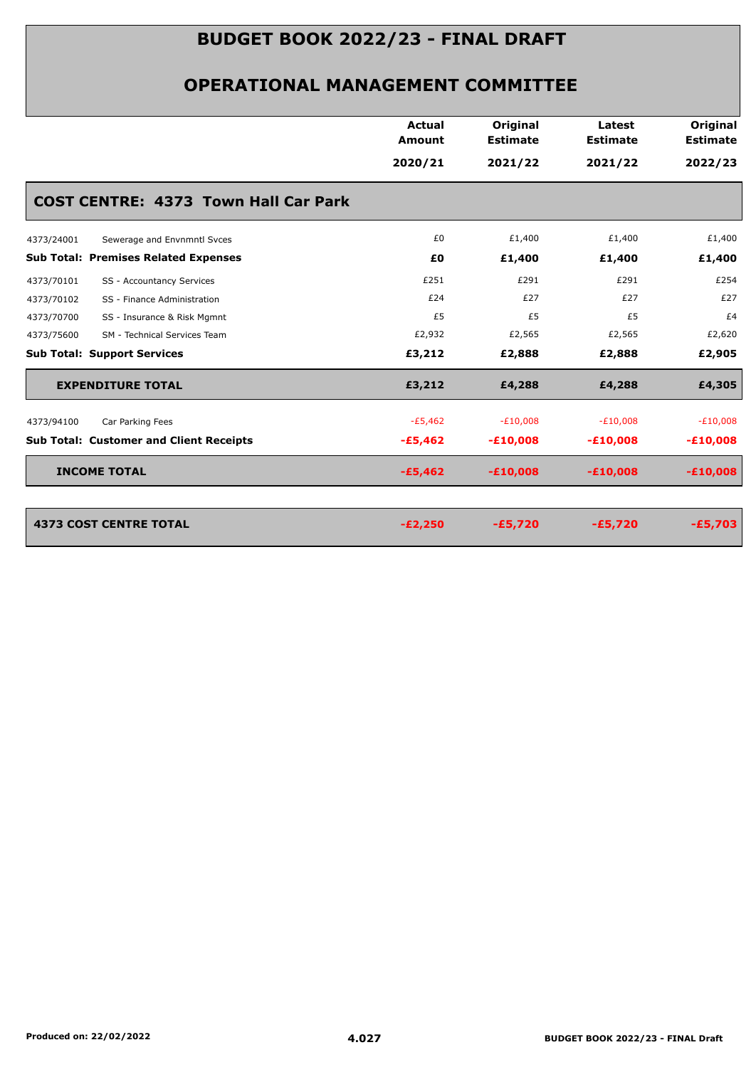# BUDGET BOOK 2022/23 - FINAL DRAFT

## OPERATIONAL MANAGEMENT COMMITTEE

| | | Actual Amount 2020/21 | Original Estimate 2021/22 | Latest Estimate 2021/22 | Original Estimate 2022/23 |
|---|---|---|---|---|---|
| **COST CENTRE: 4373 Town Hall Car Park** | | | | | |
| 4373/24001 | Sewerage and Envnmntl Svces | £0 | £1,400 | £1,400 | £1,400 |
| **Sub Total: Premises Related Expenses** | | **£0** | **£1,400** | **£1,400** | **£1,400** |
| 4373/70101 | SS - Accountancy Services | £251 | £291 | £291 | £254 |
| 4373/70102 | SS - Finance Administration | £24 | £27 | £27 | £27 |
| 4373/70700 | SS - Insurance & Risk Mgmnt | £5 | £5 | £5 | £4 |
| 4373/75600 | SM - Technical Services Team | £2,932 | £2,565 | £2,565 | £2,620 |
| **Sub Total: Support Services** | | **£3,212** | **£2,888** | **£2,888** | **£2,905** |
| **EXPENDITURE TOTAL** | | **£3,212** | **£4,288** | **£4,288** | **£4,305** |
| 4373/94100 | Car Parking Fees | -£5,462 | -£10,008 | -£10,008 | -£10,008 |
| **Sub Total: Customer and Client Receipts** | | **-£5,462** | **-£10,008** | **-£10,008** | **-£10,008** |
| **INCOME TOTAL** | | **-£5,462** | **-£10,008** | **-£10,008** | **-£10,008** |
| **4373 COST CENTRE TOTAL** | | **-£2,250** | **-£5,720** | **-£5,720** | **-£5,703** |

Produced on: 22/02/2022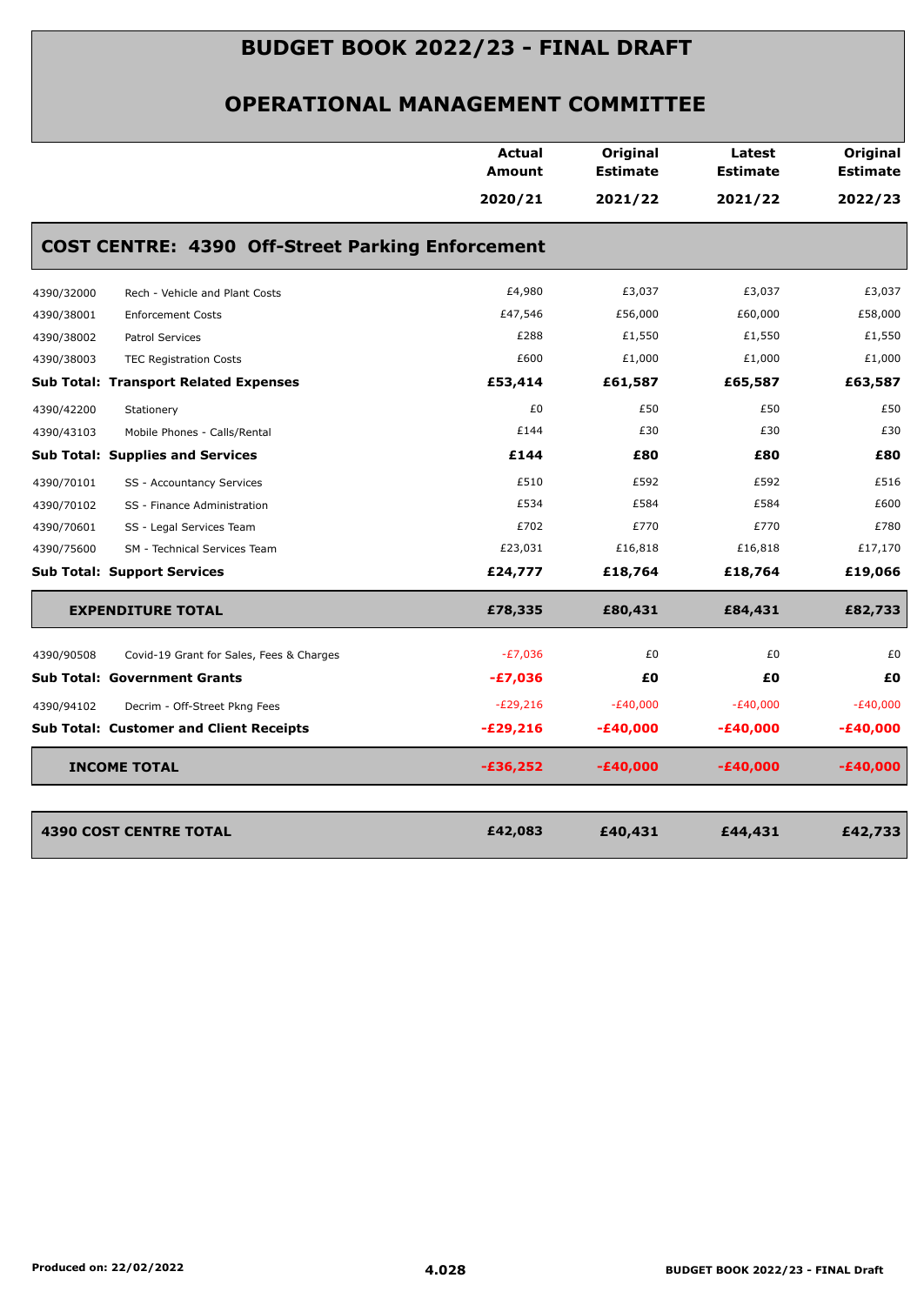# BUDGET BOOK 2022/23 - FINAL DRAFT

## OPERATIONAL MANAGEMENT COMMITTEE

| | | Actual Amount 2020/21 | Original Estimate 2021/22 | Latest Estimate 2021/22 | Original Estimate 2022/23 |
|---|---|---|---|---|---|
| **COST CENTRE: 4390 Off-Street Parking Enforcement** | | | | | |
| 4390/32000 | Rech - Vehicle and Plant Costs | £4,980 | £3,037 | £3,037 | £3,037 |
| 4390/38001 | Enforcement Costs | £47,546 | £56,000 | £60,000 | £58,000 |
| 4390/38002 | Patrol Services | £288 | £1,550 | £1,550 | £1,550 |
| 4390/38003 | TEC Registration Costs | £600 | £1,000 | £1,000 | £1,000 |
| **Sub Total: Transport Related Expenses** | | **£53,414** | **£61,587** | **£65,587** | **£63,587** |
| 4390/42200 | Stationery | £0 | £50 | £50 | £50 |
| 4390/43103 | Mobile Phones - Calls/Rental | £144 | £30 | £30 | £30 |
| **Sub Total: Supplies and Services** | | **£144** | **£80** | **£80** | **£80** |
| 4390/70101 | SS - Accountancy Services | £510 | £592 | £592 | £516 |
| 4390/70102 | SS - Finance Administration | £534 | £584 | £584 | £600 |
| 4390/70601 | SS - Legal Services Team | £702 | £770 | £770 | £780 |
| 4390/75600 | SM - Technical Services Team | £23,031 | £16,818 | £16,818 | £17,170 |
| **Sub Total: Support Services** | | **£24,777** | **£18,764** | **£18,764** | **£19,066** |
| **EXPENDITURE TOTAL** | | **£78,335** | **£80,431** | **£84,431** | **£82,733** |
| 4390/90508 | Covid-19 Grant for Sales, Fees & Charges | -£7,036 | £0 | £0 | £0 |
| **Sub Total: Government Grants** | | **-£7,036** | **£0** | **£0** | **£0** |
| 4390/94102 | Decrim - Off-Street Pkng Fees | -£29,216 | -£40,000 | -£40,000 | -£40,000 |
| **Sub Total: Customer and Client Receipts** | | **-£29,216** | **-£40,000** | **-£40,000** | **-£40,000** |
| **INCOME TOTAL** | | **-£36,252** | **-£40,000** | **-£40,000** | **-£40,000** |
| **4390 COST CENTRE TOTAL** | | **£42,083** | **£40,431** | **£44,431** | **£42,733** |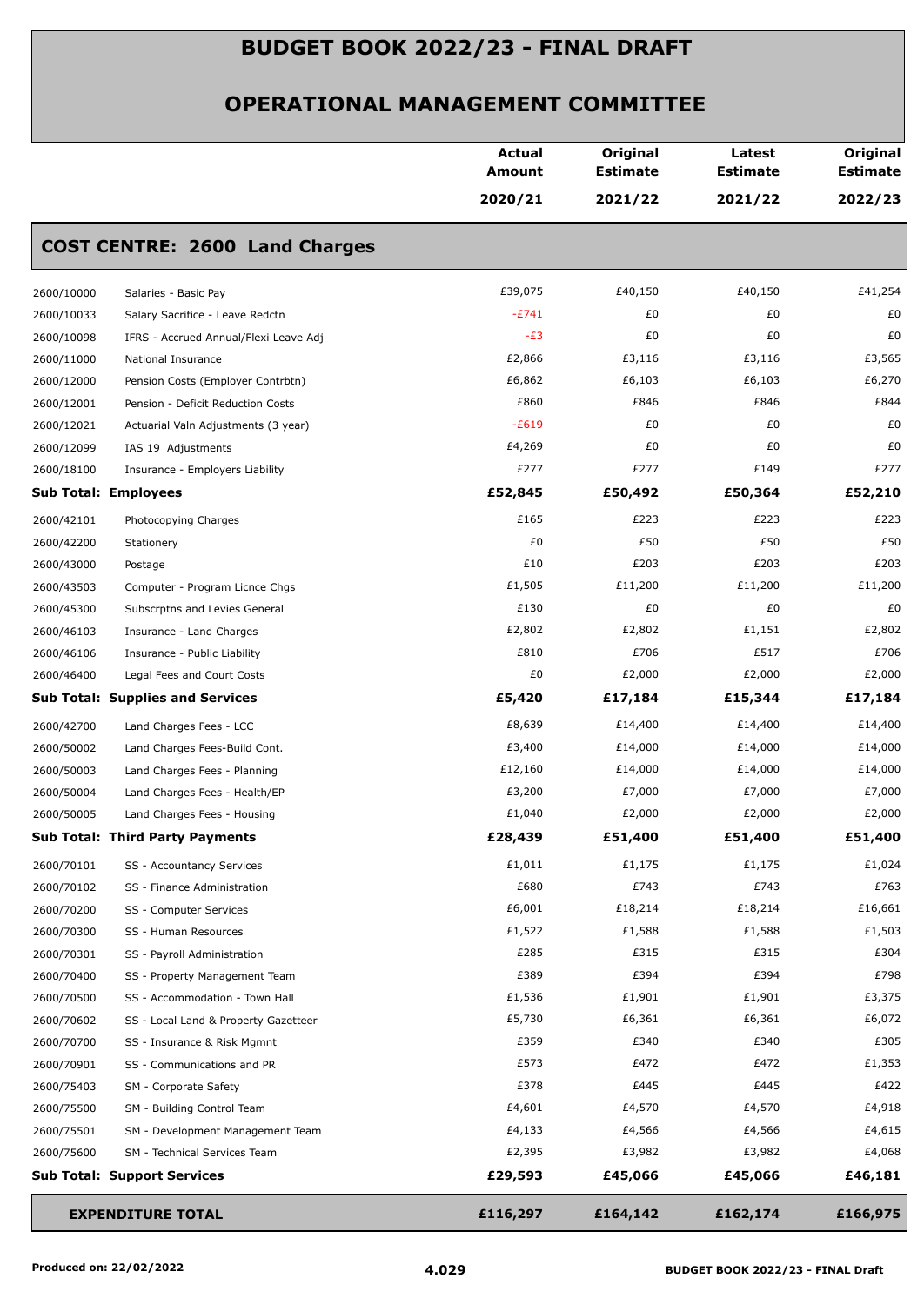# BUDGET BOOK 2022/23 - FINAL DRAFT

## OPERATIONAL MANAGEMENT COMMITTEE

| | | Actual Amount 2020/21 | Original Estimate 2021/22 | Latest Estimate 2021/22 | Original Estimate 2022/23 |
|---|---|---|---|---|---|
| **COST CENTRE: 2600 Land Charges** | | | | | |
| 2600/10000 | Salaries - Basic Pay | £39,075 | £40,150 | £40,150 | £41,254 |
| 2600/10033 | Salary Sacrifice - Leave Redctn | -£741 | £0 | £0 | £0 |
| 2600/10098 | IFRS - Accrued Annual/Flexi Leave Adj | -£3 | £0 | £0 | £0 |
| 2600/11000 | National Insurance | £2,866 | £3,116 | £3,116 | £3,565 |
| 2600/12000 | Pension Costs (Employer Contrbtn) | £6,862 | £6,103 | £6,103 | £6,270 |
| 2600/12001 | Pension - Deficit Reduction Costs | £860 | £846 | £846 | £844 |
| 2600/12021 | Actuarial Valn Adjustments (3 year) | -£619 | £0 | £0 | £0 |
| 2600/12099 | IAS 19 Adjustments | £4,269 | £0 | £0 | £0 |
| 2600/18100 | Insurance - Employers Liability | £277 | £277 | £149 | £277 |
| **Sub Total: Employees** | | **£52,845** | **£50,492** | **£50,364** | **£52,210** |
| 2600/42101 | Photocopying Charges | £165 | £223 | £223 | £223 |
| 2600/42200 | Stationery | £0 | £50 | £50 | £50 |
| 2600/43000 | Postage | £10 | £203 | £203 | £203 |
| 2600/43503 | Computer - Program Licnce Chgs | £1,505 | £11,200 | £11,200 | £11,200 |
| 2600/45300 | Subscrptns and Levies General | £130 | £0 | £0 | £0 |
| 2600/46103 | Insurance - Land Charges | £2,802 | £2,802 | £1,151 | £2,802 |
| 2600/46106 | Insurance - Public Liability | £810 | £706 | £517 | £706 |
| 2600/46400 | Legal Fees and Court Costs | £0 | £2,000 | £2,000 | £2,000 |
| **Sub Total: Supplies and Services** | | **£5,420** | **£17,184** | **£15,344** | **£17,184** |
| 2600/42700 | Land Charges Fees - LCC | £8,639 | £14,400 | £14,400 | £14,400 |
| 2600/50002 | Land Charges Fees-Build Cont. | £3,400 | £14,000 | £14,000 | £14,000 |
| 2600/50003 | Land Charges Fees - Planning | £12,160 | £14,000 | £14,000 | £14,000 |
| 2600/50004 | Land Charges Fees - Health/EP | £3,200 | £7,000 | £7,000 | £7,000 |
| 2600/50005 | Land Charges Fees - Housing | £1,040 | £2,000 | £2,000 | £2,000 |
| **Sub Total: Third Party Payments** | | **£28,439** | **£51,400** | **£51,400** | **£51,400** |
| 2600/70101 | SS - Accountancy Services | £1,011 | £1,175 | £1,175 | £1,024 |
| 2600/70102 | SS - Finance Administration | £680 | £743 | £743 | £763 |
| 2600/70200 | SS - Computer Services | £6,001 | £18,214 | £18,214 | £16,661 |
| 2600/70300 | SS - Human Resources | £1,522 | £1,588 | £1,588 | £1,503 |
| 2600/70301 | SS - Payroll Administration | £285 | £315 | £315 | £304 |
| 2600/70400 | SS - Property Management Team | £389 | £394 | £394 | £798 |
| 2600/70500 | SS - Accommodation - Town Hall | £1,536 | £1,901 | £1,901 | £3,375 |
| 2600/70602 | SS - Local Land & Property Gazetteer | £5,730 | £6,361 | £6,361 | £6,072 |
| 2600/70700 | SS - Insurance & Risk Mgmnt | £359 | £340 | £340 | £305 |
| 2600/70901 | SS - Communications and PR | £573 | £472 | £472 | £1,353 |
| 2600/75403 | SM - Corporate Safety | £378 | £445 | £445 | £422 |
| 2600/75500 | SM - Building Control Team | £4,601 | £4,570 | £4,570 | £4,918 |
| 2600/75501 | SM - Development Management Team | £4,133 | £4,566 | £4,566 | £4,615 |
| 2600/75600 | SM - Technical Services Team | £2,395 | £3,982 | £3,982 | £4,068 |
| **Sub Total: Support Services** | | **£29,593** | **£45,066** | **£45,066** | **£46,181** |
| **EXPENDITURE TOTAL** | | **£116,297** | **£164,142** | **£162,174** | **£166,975** |

Produced on: 22/02/2022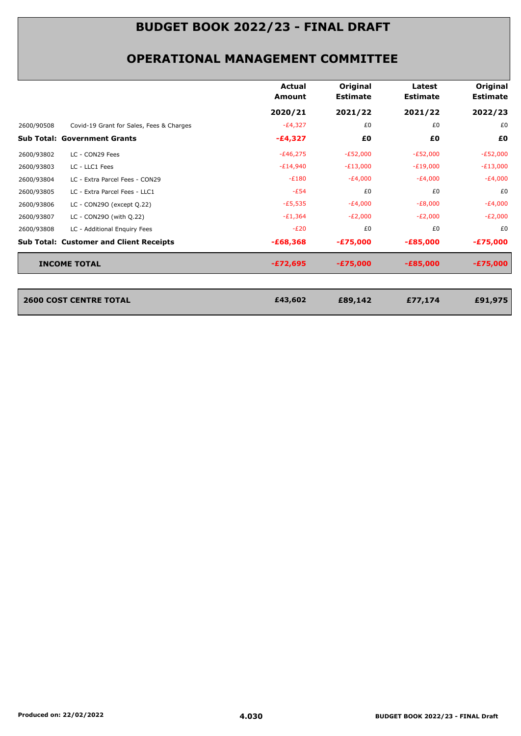# BUDGET BOOK 2022/23 - FINAL DRAFT

## OPERATIONAL MANAGEMENT COMMITTEE

| | | Actual Amount 2020/21 | Original Estimate 2021/22 | Latest Estimate 2021/22 | Original Estimate 2022/23 |
|---|---|---|---|---|---|
| 2600/90508 | Covid-19 Grant for Sales, Fees & Charges | -£4,327 | £0 | £0 | £0 |
| **Sub Total: Government Grants** | | **-£4,327** | **£0** | **£0** | **£0** |
| 2600/93802 | LC - CON29 Fees | -£46,275 | -£52,000 | -£52,000 | -£52,000 |
| 2600/93803 | LC - LLC1 Fees | -£14,940 | -£13,000 | -£19,000 | -£13,000 |
| 2600/93804 | LC - Extra Parcel Fees - CON29 | -£180 | -£4,000 | -£4,000 | -£4,000 |
| 2600/93805 | LC - Extra Parcel Fees - LLC1 | -£54 | £0 | £0 | £0 |
| 2600/93806 | LC - CON29O (except Q.22) | -£5,535 | -£4,000 | -£8,000 | -£4,000 |
| 2600/93807 | LC - CON29O (with Q.22) | -£1,364 | -£2,000 | -£2,000 | -£2,000 |
| 2600/93808 | LC - Additional Enquiry Fees | -£20 | £0 | £0 | £0 |
| **Sub Total: Customer and Client Receipts** | | **-£68,368** | **-£75,000** | **-£85,000** | **-£75,000** |
| **INCOME TOTAL** | | **-£72,695** | **-£75,000** | **-£85,000** | **-£75,000** |
| **2600 COST CENTRE TOTAL** | | **£43,602** | **£89,142** | **£77,174** | **£91,975** |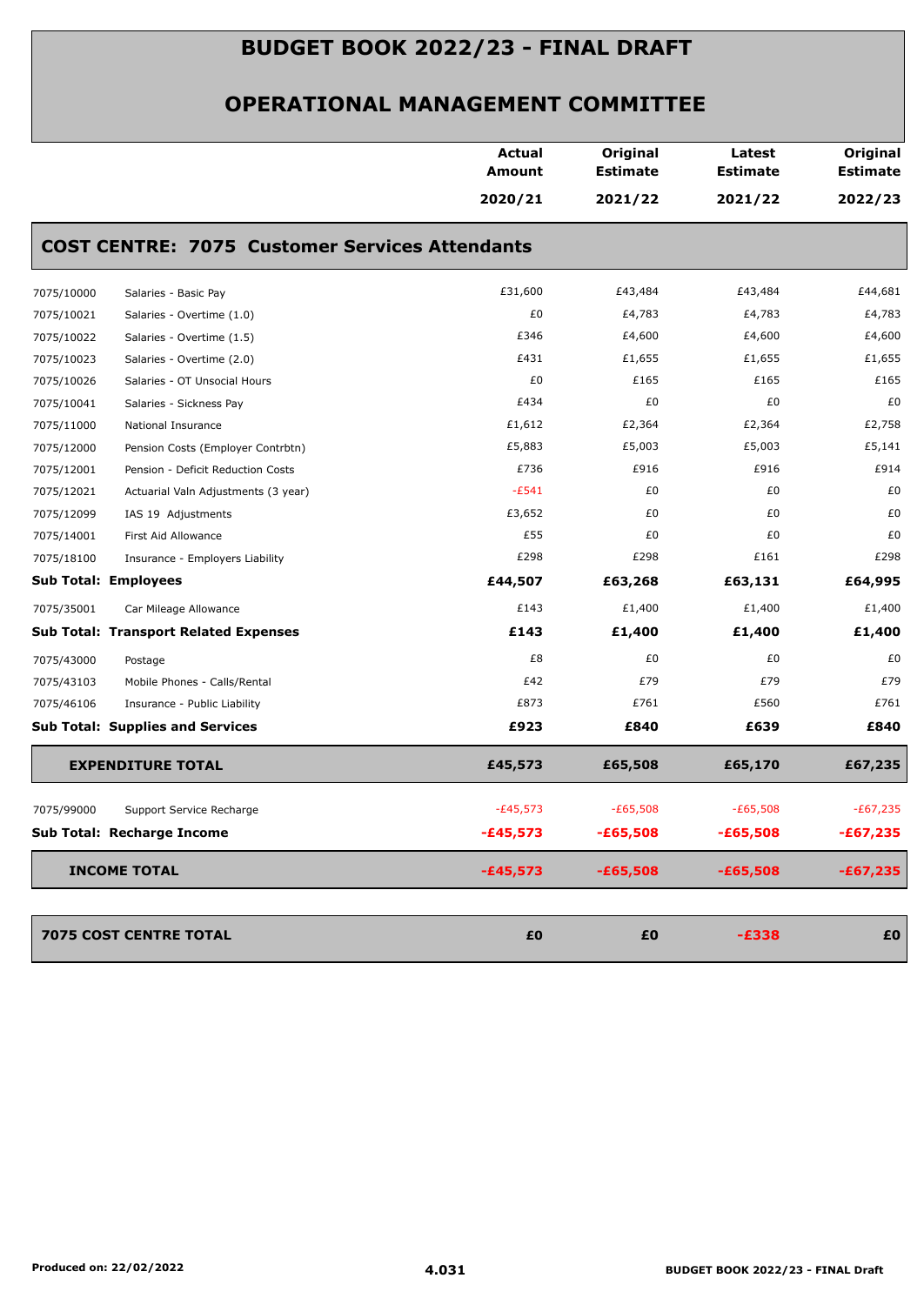# BUDGET BOOK 2022/23 - FINAL DRAFT

## OPERATIONAL MANAGEMENT COMMITTEE

| | | Actual Amount 2020/21 | Original Estimate 2021/22 | Latest Estimate 2021/22 | Original Estimate 2022/23 |
|---|---|---|---|---|---|
| **COST CENTRE: 7075 Customer Services Attendants** | | | | | |
| 7075/10000 | Salaries - Basic Pay | £31,600 | £43,484 | £43,484 | £44,681 |
| 7075/10021 | Salaries - Overtime (1.0) | £0 | £4,783 | £4,783 | £4,783 |
| 7075/10022 | Salaries - Overtime (1.5) | £346 | £4,600 | £4,600 | £4,600 |
| 7075/10023 | Salaries - Overtime (2.0) | £431 | £1,655 | £1,655 | £1,655 |
| 7075/10026 | Salaries - OT Unsocial Hours | £0 | £165 | £165 | £165 |
| 7075/10041 | Salaries - Sickness Pay | £434 | £0 | £0 | £0 |
| 7075/11000 | National Insurance | £1,612 | £2,364 | £2,364 | £2,758 |
| 7075/12000 | Pension Costs (Employer Contrbtn) | £5,883 | £5,003 | £5,003 | £5,141 |
| 7075/12001 | Pension - Deficit Reduction Costs | £736 | £916 | £916 | £914 |
| 7075/12021 | Actuarial Valn Adjustments (3 year) | -£541 | £0 | £0 | £0 |
| 7075/12099 | IAS 19 Adjustments | £3,652 | £0 | £0 | £0 |
| 7075/14001 | First Aid Allowance | £55 | £0 | £0 | £0 |
| 7075/18100 | Insurance - Employers Liability | £298 | £298 | £161 | £298 |
| **Sub Total: Employees** | | **£44,507** | **£63,268** | **£63,131** | **£64,995** |
| 7075/35001 | Car Mileage Allowance | £143 | £1,400 | £1,400 | £1,400 |
| **Sub Total: Transport Related Expenses** | | **£143** | **£1,400** | **£1,400** | **£1,400** |
| 7075/43000 | Postage | £8 | £0 | £0 | £0 |
| 7075/43103 | Mobile Phones - Calls/Rental | £42 | £79 | £79 | £79 |
| 7075/46106 | Insurance - Public Liability | £873 | £761 | £560 | £761 |
| **Sub Total: Supplies and Services** | | **£923** | **£840** | **£639** | **£840** |
| **EXPENDITURE TOTAL** | | **£45,573** | **£65,508** | **£65,170** | **£67,235** |
| 7075/99000 | Support Service Recharge | -£45,573 | -£65,508 | -£65,508 | -£67,235 |
| **Sub Total: Recharge Income** | | **-£45,573** | **-£65,508** | **-£65,508** | **-£67,235** |
| **INCOME TOTAL** | | **-£45,573** | **-£65,508** | **-£65,508** | **-£67,235** |
| **7075 COST CENTRE TOTAL** | | **£0** | **£0** | **-£338** | **£0** |

Produced on: 22/02/2022

4.031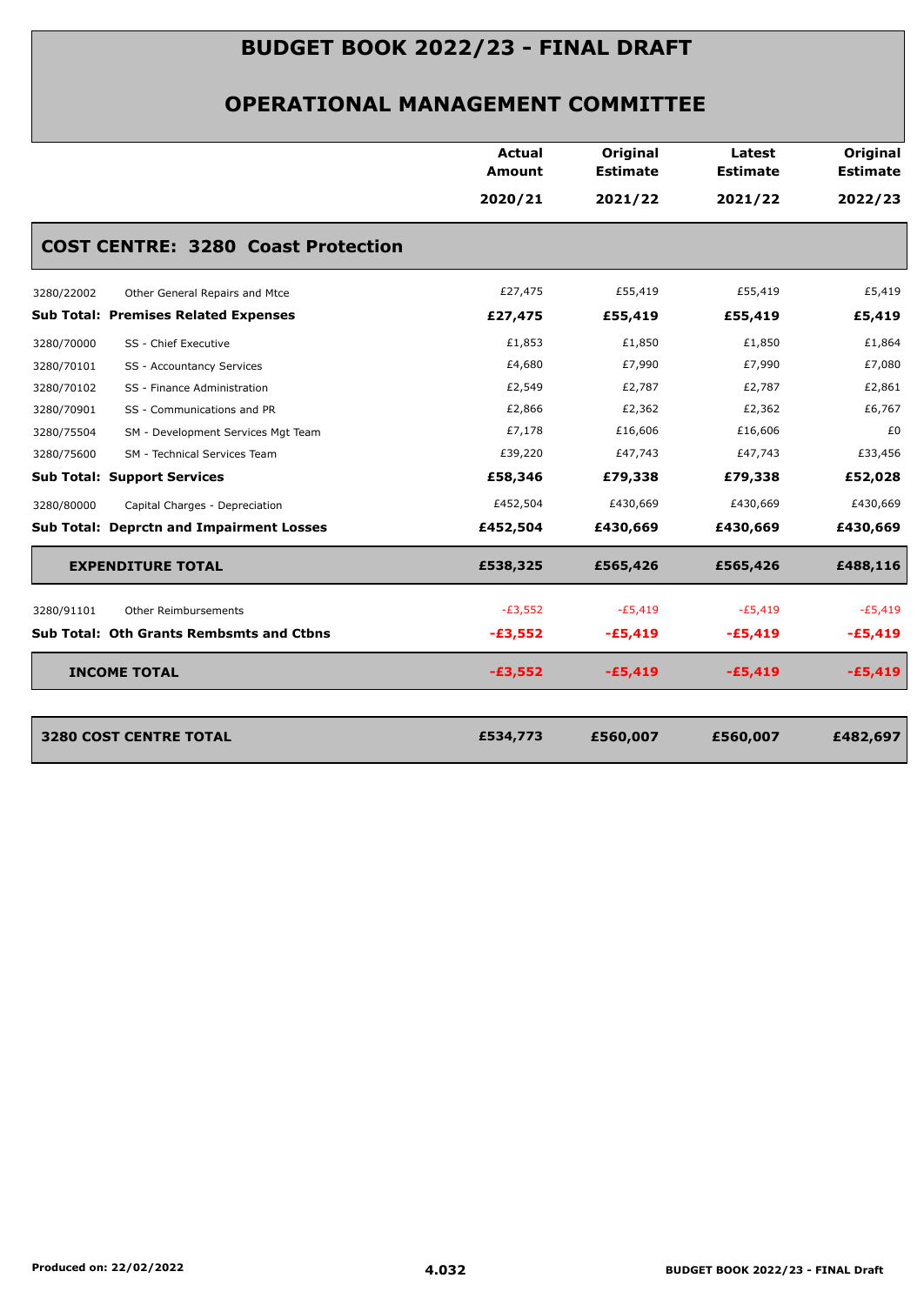# BUDGET BOOK 2022/23 - FINAL DRAFT

## OPERATIONAL MANAGEMENT COMMITTEE

| | | Actual Amount 2020/21 | Original Estimate 2021/22 | Latest Estimate 2021/22 | Original Estimate 2022/23 |
|---|---|---|---|---|---|
| **COST CENTRE: 3280 Coast Protection** | | | | | |
| 3280/22002 | Other General Repairs and Mtce | £27,475 | £55,419 | £55,419 | £5,419 |
| **Sub Total: Premises Related Expenses** | | **£27,475** | **£55,419** | **£55,419** | **£5,419** |
| 3280/70000 | SS - Chief Executive | £1,853 | £1,850 | £1,850 | £1,864 |
| 3280/70101 | SS - Accountancy Services | £4,680 | £7,990 | £7,990 | £7,080 |
| 3280/70102 | SS - Finance Administration | £2,549 | £2,787 | £2,787 | £2,861 |
| 3280/70901 | SS - Communications and PR | £2,866 | £2,362 | £2,362 | £6,767 |
| 3280/75504 | SM - Development Services Mgt Team | £7,178 | £16,606 | £16,606 | £0 |
| 3280/75600 | SM - Technical Services Team | £39,220 | £47,743 | £47,743 | £33,456 |
| **Sub Total: Support Services** | | **£58,346** | **£79,338** | **£79,338** | **£52,028** |
| 3280/80000 | Capital Charges - Depreciation | £452,504 | £430,669 | £430,669 | £430,669 |
| **Sub Total: Deprctn and Impairment Losses** | | **£452,504** | **£430,669** | **£430,669** | **£430,669** |
| **EXPENDITURE TOTAL** | | **£538,325** | **£565,426** | **£565,426** | **£488,116** |
| 3280/91101 | Other Reimbursements | -£3,552 | -£5,419 | -£5,419 | -£5,419 |
| **Sub Total: Oth Grants Rembsmts and Ctbns** | | **-£3,552** | **-£5,419** | **-£5,419** | **-£5,419** |
| **INCOME TOTAL** | | **-£3,552** | **-£5,419** | **-£5,419** | **-£5,419** |
| **3280 COST CENTRE TOTAL** | | **£534,773** | **£560,007** | **£560,007** | **£482,697** |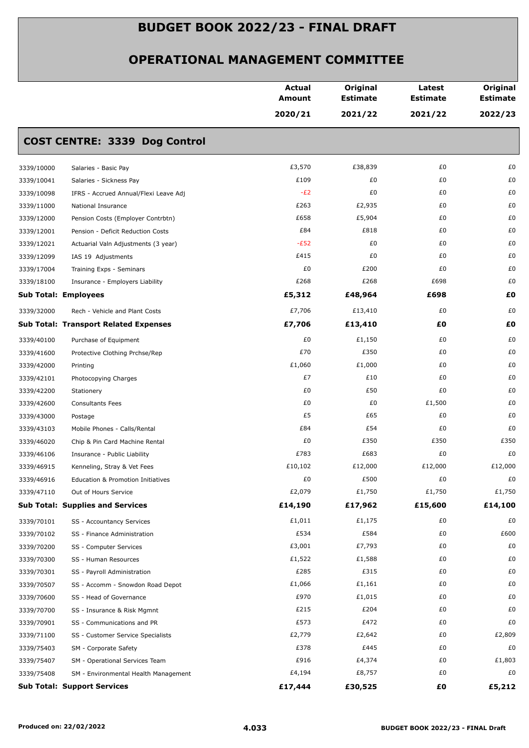# BUDGET BOOK 2022/23 - FINAL DRAFT

## OPERATIONAL MANAGEMENT COMMITTEE

### COST CENTRE: 3339 Dog Control

| | | Actual Amount 2020/21 | Original Estimate 2021/22 | Latest Estimate 2021/22 | Original Estimate 2022/23 |
|---|---|---|---|---|---|
| 3339/10000 | Salaries - Basic Pay | £3,570 | £38,839 | £0 | £0 |
| 3339/10041 | Salaries - Sickness Pay | £109 | £0 | £0 | £0 |
| 3339/10098 | IFRS - Accrued Annual/Flexi Leave Adj | -£2 | £0 | £0 | £0 |
| 3339/11000 | National Insurance | £263 | £2,935 | £0 | £0 |
| 3339/12000 | Pension Costs (Employer Contrbtn) | £658 | £5,904 | £0 | £0 |
| 3339/12001 | Pension - Deficit Reduction Costs | £84 | £818 | £0 | £0 |
| 3339/12021 | Actuarial Valn Adjustments (3 year) | -£52 | £0 | £0 | £0 |
| 3339/12099 | IAS 19 Adjustments | £415 | £0 | £0 | £0 |
| 3339/17004 | Training Exps - Seminars | £0 | £200 | £0 | £0 |
| 3339/18100 | Insurance - Employers Liability | £268 | £268 | £698 | £0 |
| **Sub Total: Employees** | | **£5,312** | **£48,964** | **£698** | **£0** |
| 3339/32000 | Rech - Vehicle and Plant Costs | £7,706 | £13,410 | £0 | £0 |
| **Sub Total: Transport Related Expenses** | | **£7,706** | **£13,410** | **£0** | **£0** |
| 3339/40100 | Purchase of Equipment | £0 | £1,150 | £0 | £0 |
| 3339/41600 | Protective Clothing Prchse/Rep | £70 | £350 | £0 | £0 |
| 3339/42000 | Printing | £1,060 | £1,000 | £0 | £0 |
| 3339/42101 | Photocopying Charges | £7 | £10 | £0 | £0 |
| 3339/42200 | Stationery | £0 | £50 | £0 | £0 |
| 3339/42600 | Consultants Fees | £0 | £0 | £1,500 | £0 |
| 3339/43000 | Postage | £5 | £65 | £0 | £0 |
| 3339/43103 | Mobile Phones - Calls/Rental | £84 | £54 | £0 | £0 |
| 3339/46020 | Chip & Pin Card Machine Rental | £0 | £350 | £350 | £350 |
| 3339/46106 | Insurance - Public Liability | £783 | £683 | £0 | £0 |
| 3339/46915 | Kenneling, Stray & Vet Fees | £10,102 | £12,000 | £12,000 | £12,000 |
| 3339/46916 | Education & Promotion Initiatives | £0 | £500 | £0 | £0 |
| 3339/47110 | Out of Hours Service | £2,079 | £1,750 | £1,750 | £1,750 |
| **Sub Total: Supplies and Services** | | **£14,190** | **£17,962** | **£15,600** | **£14,100** |
| 3339/70101 | SS - Accountancy Services | £1,011 | £1,175 | £0 | £0 |
| 3339/70102 | SS - Finance Administration | £534 | £584 | £0 | £600 |
| 3339/70200 | SS - Computer Services | £3,001 | £7,793 | £0 | £0 |
| 3339/70300 | SS - Human Resources | £1,522 | £1,588 | £0 | £0 |
| 3339/70301 | SS - Payroll Administration | £285 | £315 | £0 | £0 |
| 3339/70507 | SS - Accomm - Snowdon Road Depot | £1,066 | £1,161 | £0 | £0 |
| 3339/70600 | SS - Head of Governance | £970 | £1,015 | £0 | £0 |
| 3339/70700 | SS - Insurance & Risk Mgmnt | £215 | £204 | £0 | £0 |
| 3339/70901 | SS - Communications and PR | £573 | £472 | £0 | £0 |
| 3339/71100 | SS - Customer Service Specialists | £2,779 | £2,642 | £0 | £2,809 |
| 3339/75403 | SM - Corporate Safety | £378 | £445 | £0 | £0 |
| 3339/75407 | SM - Operational Services Team | £916 | £4,374 | £0 | £1,803 |
| 3339/75408 | SM - Environmental Health Management | £4,194 | £8,757 | £0 | £0 |
| **Sub Total: Support Services** | | **£17,444** | **£30,525** | **£0** | **£5,212** |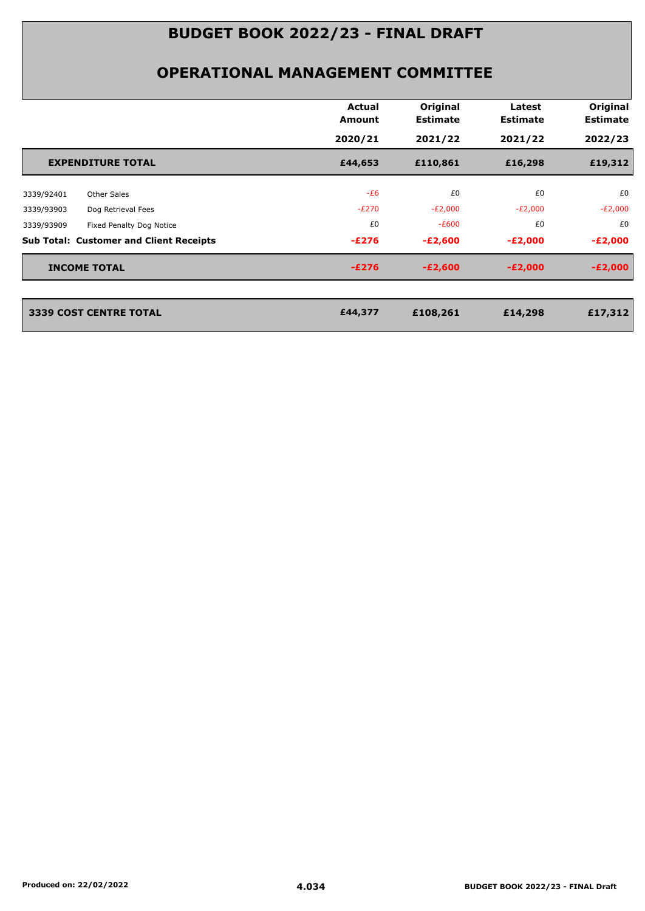# BUDGET BOOK 2022/23 - FINAL DRAFT

## OPERATIONAL MANAGEMENT COMMITTEE

| | | Actual Amount 2020/21 | Original Estimate 2021/22 | Latest Estimate 2021/22 | Original Estimate 2022/23 |
|---|---|---|---|---|---|
| **EXPENDITURE TOTAL** | | **£44,653** | **£110,861** | **£16,298** | **£19,312** |
| 3339/92401 | Other Sales | -£6 | £0 | £0 | £0 |
| 3339/93903 | Dog Retrieval Fees | -£270 | -£2,000 | -£2,000 | -£2,000 |
| 3339/93909 | Fixed Penalty Dog Notice | £0 | -£600 | £0 | £0 |
| **Sub Total: Customer and Client Receipts** | | **-£276** | **-£2,600** | **-£2,000** | **-£2,000** |
| **INCOME TOTAL** | | **-£276** | **-£2,600** | **-£2,000** | **-£2,000** |
| **3339 COST CENTRE TOTAL** | | **£44,377** | **£108,261** | **£14,298** | **£17,312** |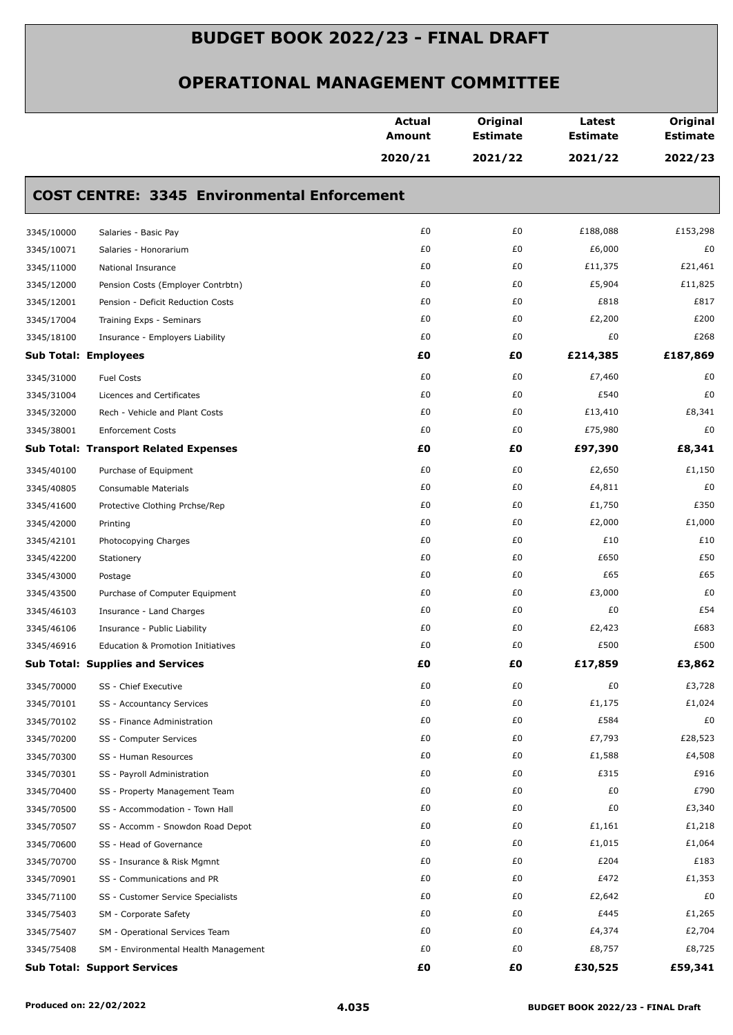# BUDGET BOOK 2022/23 - FINAL DRAFT

## OPERATIONAL MANAGEMENT COMMITTEE

| | | Actual Amount 2020/21 | Original Estimate 2021/22 | Latest Estimate 2021/22 | Original Estimate 2022/23 |
|---|---|---|---|---|---|
| **COST CENTRE: 3345 Environmental Enforcement** | | | | | |
| 3345/10000 | Salaries - Basic Pay | £0 | £0 | £188,088 | £153,298 |
| 3345/10071 | Salaries - Honorarium | £0 | £0 | £6,000 | £0 |
| 3345/11000 | National Insurance | £0 | £0 | £11,375 | £21,461 |
| 3345/12000 | Pension Costs (Employer Contrbtn) | £0 | £0 | £5,904 | £11,825 |
| 3345/12001 | Pension - Deficit Reduction Costs | £0 | £0 | £818 | £817 |
| 3345/17004 | Training Exps - Seminars | £0 | £0 | £2,200 | £200 |
| 3345/18100 | Insurance - Employers Liability | £0 | £0 | £0 | £268 |
| **Sub Total: Employees** | | **£0** | **£0** | **£214,385** | **£187,869** |
| 3345/31000 | Fuel Costs | £0 | £0 | £7,460 | £0 |
| 3345/31004 | Licences and Certificates | £0 | £0 | £540 | £0 |
| 3345/32000 | Rech - Vehicle and Plant Costs | £0 | £0 | £13,410 | £8,341 |
| 3345/38001 | Enforcement Costs | £0 | £0 | £75,980 | £0 |
| **Sub Total: Transport Related Expenses** | | **£0** | **£0** | **£97,390** | **£8,341** |
| 3345/40100 | Purchase of Equipment | £0 | £0 | £2,650 | £1,150 |
| 3345/40805 | Consumable Materials | £0 | £0 | £4,811 | £0 |
| 3345/41600 | Protective Clothing Prchse/Rep | £0 | £0 | £1,750 | £350 |
| 3345/42000 | Printing | £0 | £0 | £2,000 | £1,000 |
| 3345/42101 | Photocopying Charges | £0 | £0 | £10 | £10 |
| 3345/42200 | Stationery | £0 | £0 | £650 | £50 |
| 3345/43000 | Postage | £0 | £0 | £65 | £65 |
| 3345/43500 | Purchase of Computer Equipment | £0 | £0 | £3,000 | £0 |
| 3345/46103 | Insurance - Land Charges | £0 | £0 | £0 | £54 |
| 3345/46106 | Insurance - Public Liability | £0 | £0 | £2,423 | £683 |
| 3345/46916 | Education & Promotion Initiatives | £0 | £0 | £500 | £500 |
| **Sub Total: Supplies and Services** | | **£0** | **£0** | **£17,859** | **£3,862** |
| 3345/70000 | SS - Chief Executive | £0 | £0 | £0 | £3,728 |
| 3345/70101 | SS - Accountancy Services | £0 | £0 | £1,175 | £1,024 |
| 3345/70102 | SS - Finance Administration | £0 | £0 | £584 | £0 |
| 3345/70200 | SS - Computer Services | £0 | £0 | £7,793 | £28,523 |
| 3345/70300 | SS - Human Resources | £0 | £0 | £1,588 | £4,508 |
| 3345/70301 | SS - Payroll Administration | £0 | £0 | £315 | £916 |
| 3345/70400 | SS - Property Management Team | £0 | £0 | £0 | £790 |
| 3345/70500 | SS - Accommodation - Town Hall | £0 | £0 | £0 | £3,340 |
| 3345/70507 | SS - Accomm - Snowdon Road Depot | £0 | £0 | £1,161 | £1,218 |
| 3345/70600 | SS - Head of Governance | £0 | £0 | £1,015 | £1,064 |
| 3345/70700 | SS - Insurance & Risk Mgmnt | £0 | £0 | £204 | £183 |
| 3345/70901 | SS - Communications and PR | £0 | £0 | £472 | £1,353 |
| 3345/71100 | SS - Customer Service Specialists | £0 | £0 | £2,642 | £0 |
| 3345/75403 | SM - Corporate Safety | £0 | £0 | £445 | £1,265 |
| 3345/75407 | SM - Operational Services Team | £0 | £0 | £4,374 | £2,704 |
| 3345/75408 | SM - Environmental Health Management | £0 | £0 | £8,757 | £8,725 |
| **Sub Total: Support Services** | | **£0** | **£0** | **£30,525** | **£59,341** |

Produced on: 22/02/2022

4.035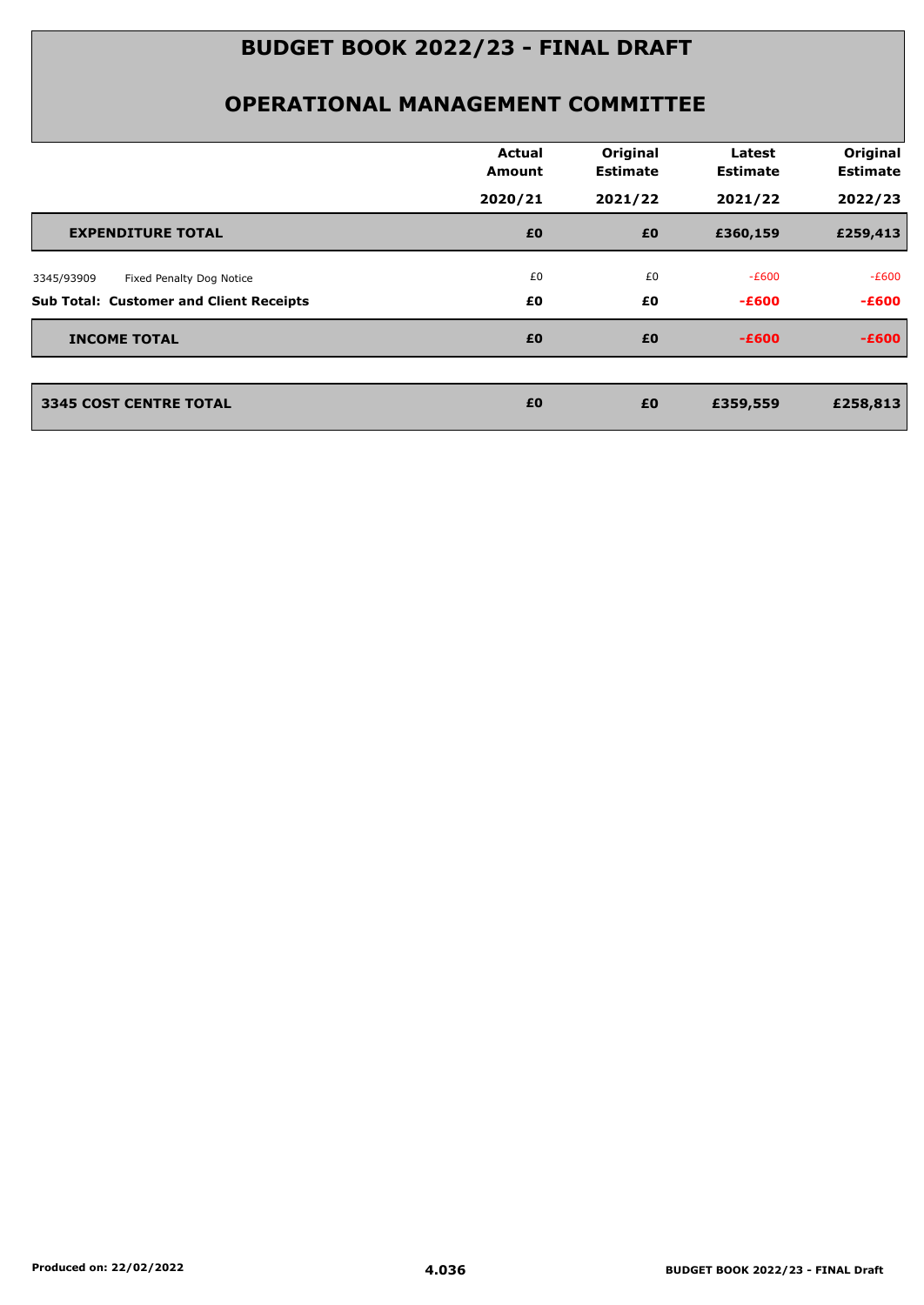# BUDGET BOOK 2022/23 - FINAL DRAFT

## OPERATIONAL MANAGEMENT COMMITTEE

| | Actual Amount 2020/21 | Original Estimate 2021/22 | Latest Estimate 2021/22 | Original Estimate 2022/23 |
|---|---|---|---|---|
| **EXPENDITURE TOTAL** | **£0** | **£0** | **£360,159** | **£259,413** |
| 3345/93909 Fixed Penalty Dog Notice | £0 | £0 | -£600 | -£600 |
| **Sub Total: Customer and Client Receipts** | **£0** | **£0** | **-£600** | **-£600** |
| **INCOME TOTAL** | **£0** | **£0** | **-£600** | **-£600** |
| **3345 COST CENTRE TOTAL** | **£0** | **£0** | **£359,559** | **£258,813** |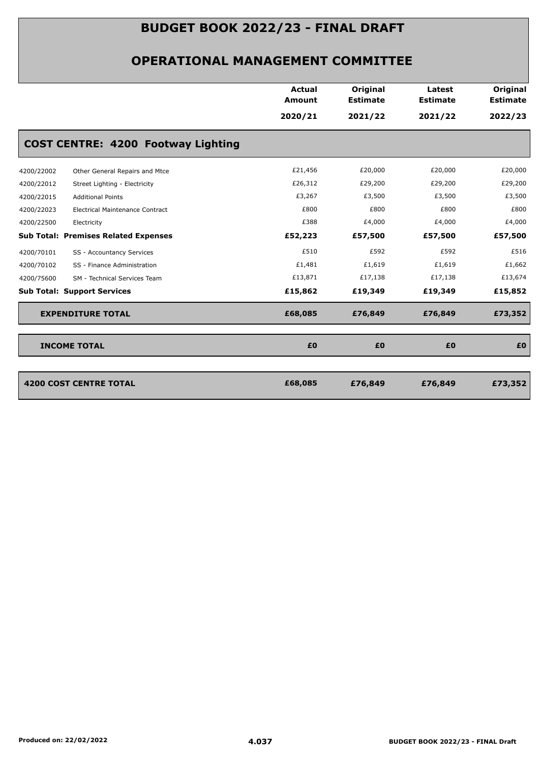# BUDGET BOOK 2022/23 - FINAL DRAFT

## OPERATIONAL MANAGEMENT COMMITTEE

| | | Actual Amount 2020/21 | Original Estimate 2021/22 | Latest Estimate 2021/22 | Original Estimate 2022/23 |
|---|---|---|---|---|---|
| **COST CENTRE: 4200 Footway Lighting** | | | | | |
| 4200/22002 | Other General Repairs and Mtce | £21,456 | £20,000 | £20,000 | £20,000 |
| 4200/22012 | Street Lighting - Electricity | £26,312 | £29,200 | £29,200 | £29,200 |
| 4200/22015 | Additional Points | £3,267 | £3,500 | £3,500 | £3,500 |
| 4200/22023 | Electrical Maintenance Contract | £800 | £800 | £800 | £800 |
| 4200/22500 | Electricity | £388 | £4,000 | £4,000 | £4,000 |
| **Sub Total: Premises Related Expenses** | | **£52,223** | **£57,500** | **£57,500** | **£57,500** |
| 4200/70101 | SS - Accountancy Services | £510 | £592 | £592 | £516 |
| 4200/70102 | SS - Finance Administration | £1,481 | £1,619 | £1,619 | £1,662 |
| 4200/75600 | SM - Technical Services Team | £13,871 | £17,138 | £17,138 | £13,674 |
| **Sub Total: Support Services** | | **£15,862** | **£19,349** | **£19,349** | **£15,852** |
| **EXPENDITURE TOTAL** | | **£68,085** | **£76,849** | **£76,849** | **£73,352** |
| **INCOME TOTAL** | | **£0** | **£0** | **£0** | **£0** |
| **4200 COST CENTRE TOTAL** | | **£68,085** | **£76,849** | **£76,849** | **£73,352** |

Produced on: 22/02/2022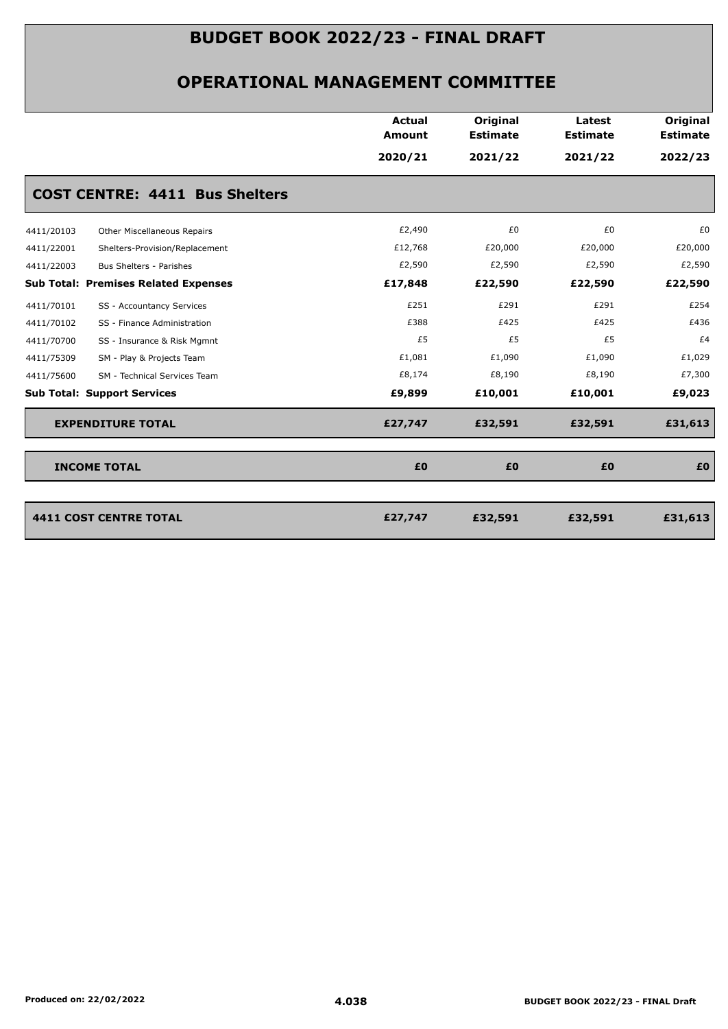# BUDGET BOOK 2022/23 - FINAL DRAFT

## OPERATIONAL MANAGEMENT COMMITTEE

| | | Actual Amount 2020/21 | Original Estimate 2021/22 | Latest Estimate 2021/22 | Original Estimate 2022/23 |
|---|---|---|---|---|---|
| **COST CENTRE: 4411 Bus Shelters** | | | | | |
| 4411/20103 | Other Miscellaneous Repairs | £2,490 | £0 | £0 | £0 |
| 4411/22001 | Shelters-Provision/Replacement | £12,768 | £20,000 | £20,000 | £20,000 |
| 4411/22003 | Bus Shelters - Parishes | £2,590 | £2,590 | £2,590 | £2,590 |
| **Sub Total: Premises Related Expenses** | | **£17,848** | **£22,590** | **£22,590** | **£22,590** |
| 4411/70101 | SS - Accountancy Services | £251 | £291 | £291 | £254 |
| 4411/70102 | SS - Finance Administration | £388 | £425 | £425 | £436 |
| 4411/70700 | SS - Insurance & Risk Mgmnt | £5 | £5 | £5 | £4 |
| 4411/75309 | SM - Play & Projects Team | £1,081 | £1,090 | £1,090 | £1,029 |
| 4411/75600 | SM - Technical Services Team | £8,174 | £8,190 | £8,190 | £7,300 |
| **Sub Total: Support Services** | | **£9,899** | **£10,001** | **£10,001** | **£9,023** |
| **EXPENDITURE TOTAL** | | **£27,747** | **£32,591** | **£32,591** | **£31,613** |
| **INCOME TOTAL** | | **£0** | **£0** | **£0** | **£0** |
| **4411 COST CENTRE TOTAL** | | **£27,747** | **£32,591** | **£32,591** | **£31,613** |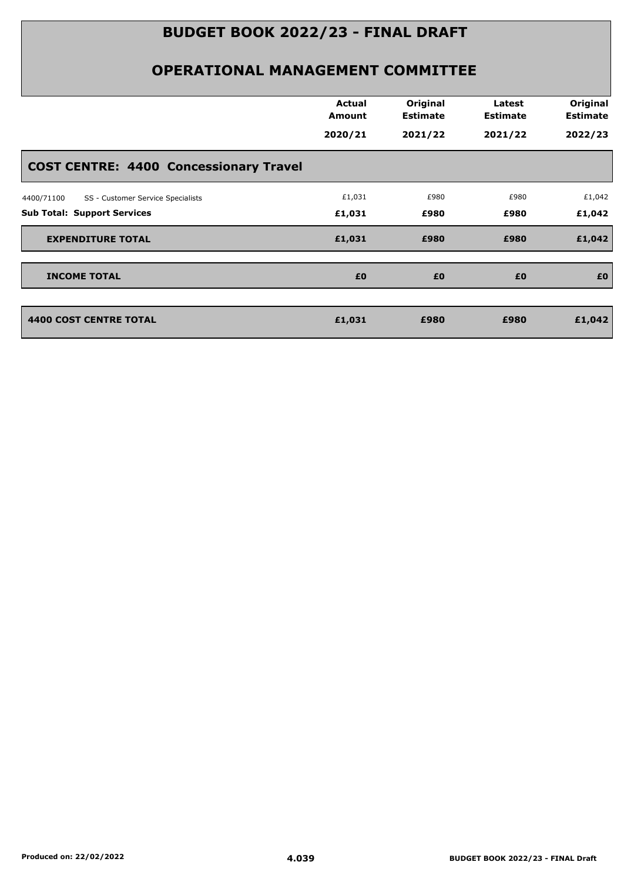# BUDGET BOOK 2022/23 - FINAL DRAFT

## OPERATIONAL MANAGEMENT COMMITTEE

| | Actual Amount 2020/21 | Original Estimate 2021/22 | Latest Estimate 2021/22 | Original Estimate 2022/23 |
|---|---|---|---|---|
| **COST CENTRE: 4400 Concessionary Travel** | | | | |
| 4400/71100 SS - Customer Service Specialists | £1,031 | £980 | £980 | £1,042 |
| **Sub Total: Support Services** | **£1,031** | **£980** | **£980** | **£1,042** |
| **EXPENDITURE TOTAL** | **£1,031** | **£980** | **£980** | **£1,042** |
| **INCOME TOTAL** | **£0** | **£0** | **£0** | **£0** |
| **4400 COST CENTRE TOTAL** | **£1,031** | **£980** | **£980** | **£1,042** |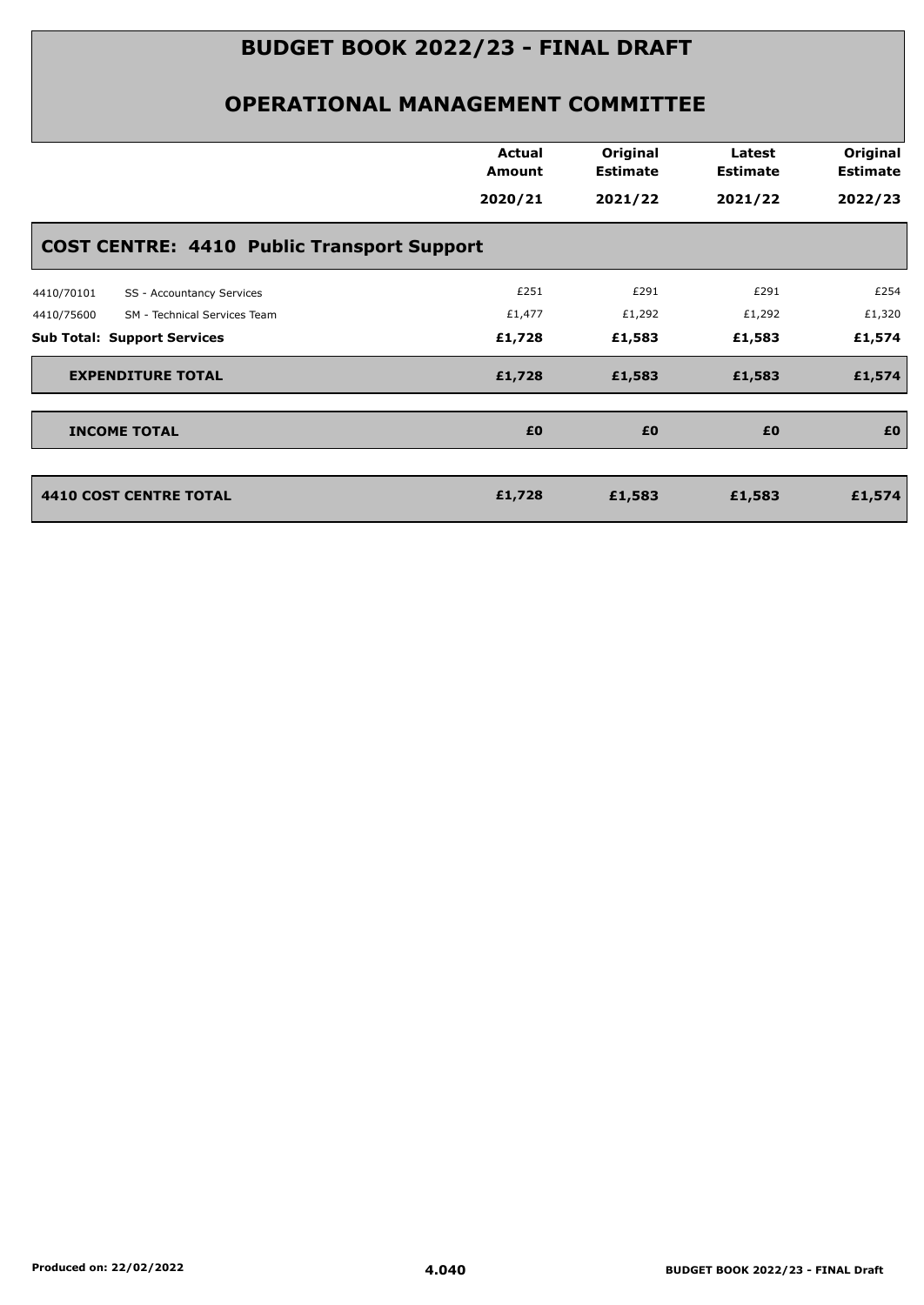# BUDGET BOOK 2022/23 - FINAL DRAFT

## OPERATIONAL MANAGEMENT COMMITTEE

| | | Actual Amount 2020/21 | Original Estimate 2021/22 | Latest Estimate 2021/22 | Original Estimate 2022/23 |
|---|---|---|---|---|---|
| **COST CENTRE: 4410 Public Transport Support** | | | | | |
| 4410/70101 | SS - Accountancy Services | £251 | £291 | £291 | £254 |
| 4410/75600 | SM - Technical Services Team | £1,477 | £1,292 | £1,292 | £1,320 |
| **Sub Total: Support Services** | | **£1,728** | **£1,583** | **£1,583** | **£1,574** |
| **EXPENDITURE TOTAL** | | **£1,728** | **£1,583** | **£1,583** | **£1,574** |
| **INCOME TOTAL** | | **£0** | **£0** | **£0** | **£0** |
| **4410 COST CENTRE TOTAL** | | **£1,728** | **£1,583** | **£1,583** | **£1,574** |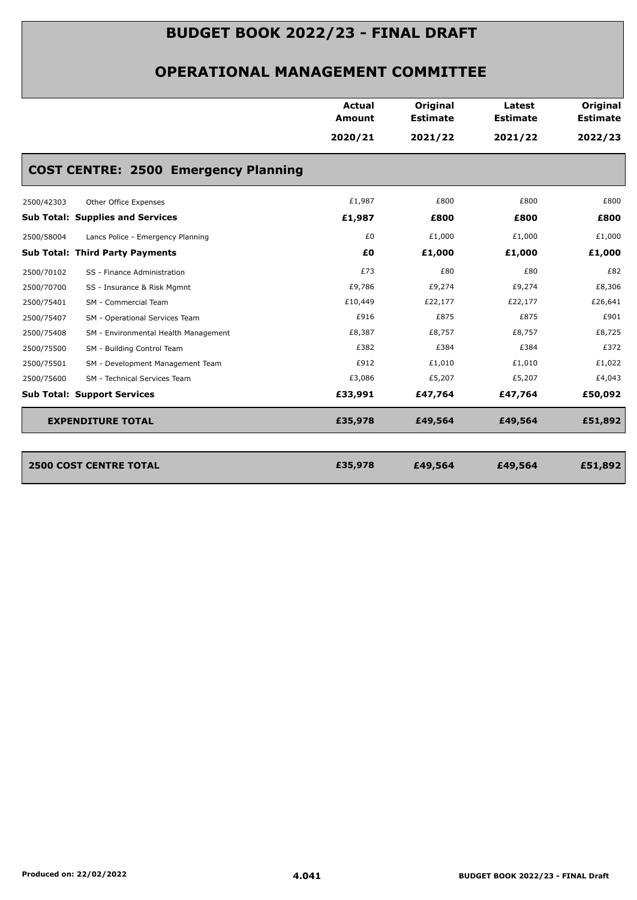# BUDGET BOOK 2022/23 - FINAL DRAFT

## OPERATIONAL MANAGEMENT COMMITTEE

| | | Actual Amount 2020/21 | Original Estimate 2021/22 | Latest Estimate 2021/22 | Original Estimate 2022/23 |
|---|---|---|---|---|---|
| **COST CENTRE: 2500 Emergency Planning** | | | | | |
| 2500/42303 | Other Office Expenses | £1,987 | £800 | £800 | £800 |
| **Sub Total: Supplies and Services** | | **£1,987** | **£800** | **£800** | **£800** |
| 2500/58004 | Lancs Police - Emergency Planning | £0 | £1,000 | £1,000 | £1,000 |
| **Sub Total: Third Party Payments** | | **£0** | **£1,000** | **£1,000** | **£1,000** |
| 2500/70102 | SS - Finance Administration | £73 | £80 | £80 | £82 |
| 2500/70700 | SS - Insurance & Risk Mgmnt | £9,786 | £9,274 | £9,274 | £8,306 |
| 2500/75401 | SM - Commercial Team | £10,449 | £22,177 | £22,177 | £26,641 |
| 2500/75407 | SM - Operational Services Team | £916 | £875 | £875 | £901 |
| 2500/75408 | SM - Environmental Health Management | £8,387 | £8,757 | £8,757 | £8,725 |
| 2500/75500 | SM - Building Control Team | £382 | £384 | £384 | £372 |
| 2500/75501 | SM - Development Management Team | £912 | £1,010 | £1,010 | £1,022 |
| 2500/75600 | SM - Technical Services Team | £3,086 | £5,207 | £5,207 | £4,043 |
| **Sub Total: Support Services** | | **£33,991** | **£47,764** | **£47,764** | **£50,092** |
| **EXPENDITURE TOTAL** | | **£35,978** | **£49,564** | **£49,564** | **£51,892** |
| **2500 COST CENTRE TOTAL** | | **£35,978** | **£49,564** | **£49,564** | **£51,892** |

Produced on: 22/02/2022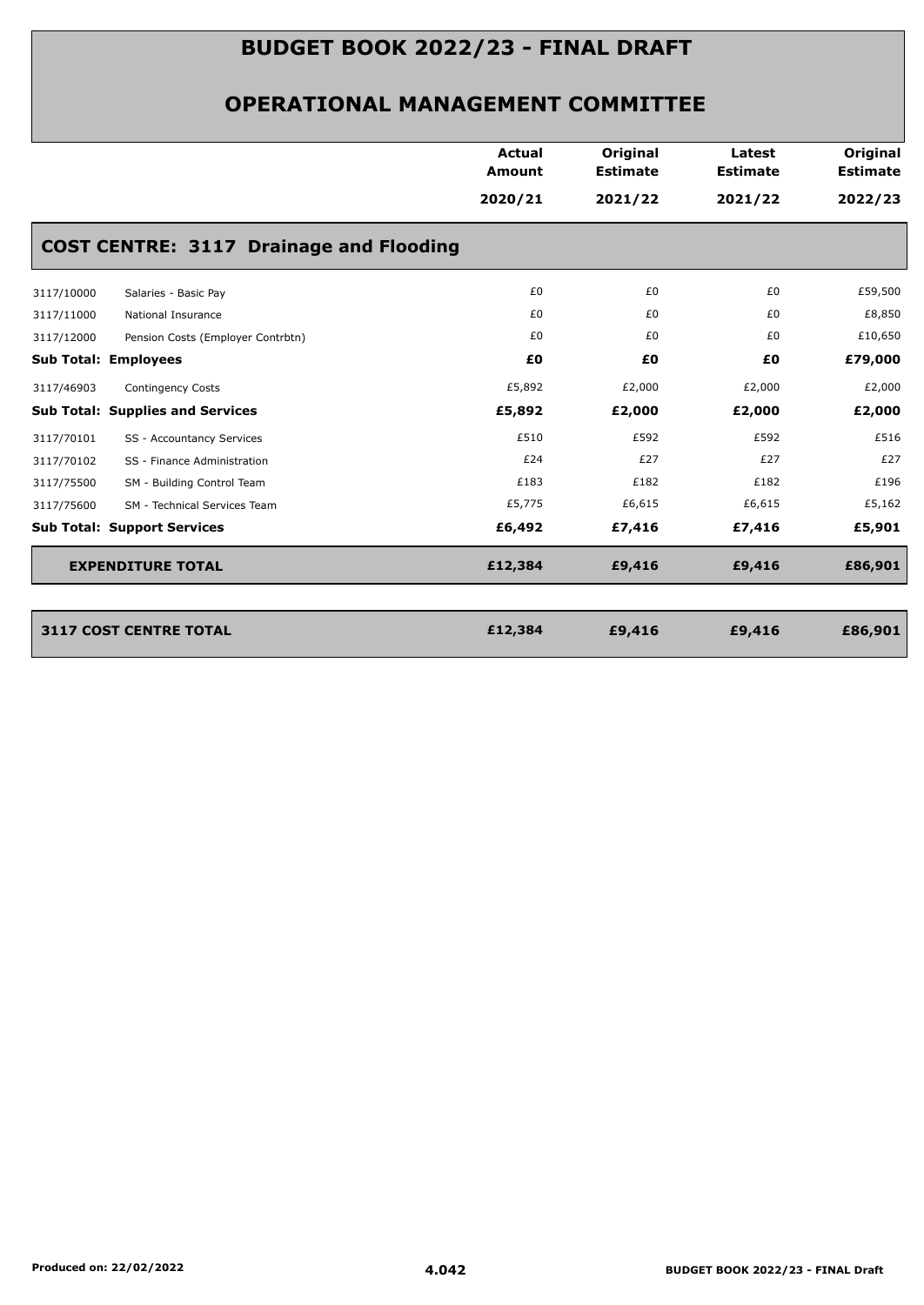# BUDGET BOOK 2022/23 - FINAL DRAFT

## OPERATIONAL MANAGEMENT COMMITTEE

| | | Actual Amount 2020/21 | Original Estimate 2021/22 | Latest Estimate 2021/22 | Original Estimate 2022/23 |
|---|---|---|---|---|---|
| **COST CENTRE: 3117 Drainage and Flooding** | | | | | |
| 3117/10000 | Salaries - Basic Pay | £0 | £0 | £0 | £59,500 |
| 3117/11000 | National Insurance | £0 | £0 | £0 | £8,850 |
| 3117/12000 | Pension Costs (Employer Contrbtn) | £0 | £0 | £0 | £10,650 |
| **Sub Total: Employees** | | **£0** | **£0** | **£0** | **£79,000** |
| 3117/46903 | Contingency Costs | £5,892 | £2,000 | £2,000 | £2,000 |
| **Sub Total: Supplies and Services** | | **£5,892** | **£2,000** | **£2,000** | **£2,000** |
| 3117/70101 | SS - Accountancy Services | £510 | £592 | £592 | £516 |
| 3117/70102 | SS - Finance Administration | £24 | £27 | £27 | £27 |
| 3117/75500 | SM - Building Control Team | £183 | £182 | £182 | £196 |
| 3117/75600 | SM - Technical Services Team | £5,775 | £6,615 | £6,615 | £5,162 |
| **Sub Total: Support Services** | | **£6,492** | **£7,416** | **£7,416** | **£5,901** |
| **EXPENDITURE TOTAL** | | **£12,384** | **£9,416** | **£9,416** | **£86,901** |
| **3117 COST CENTRE TOTAL** | | **£12,384** | **£9,416** | **£9,416** | **£86,901** |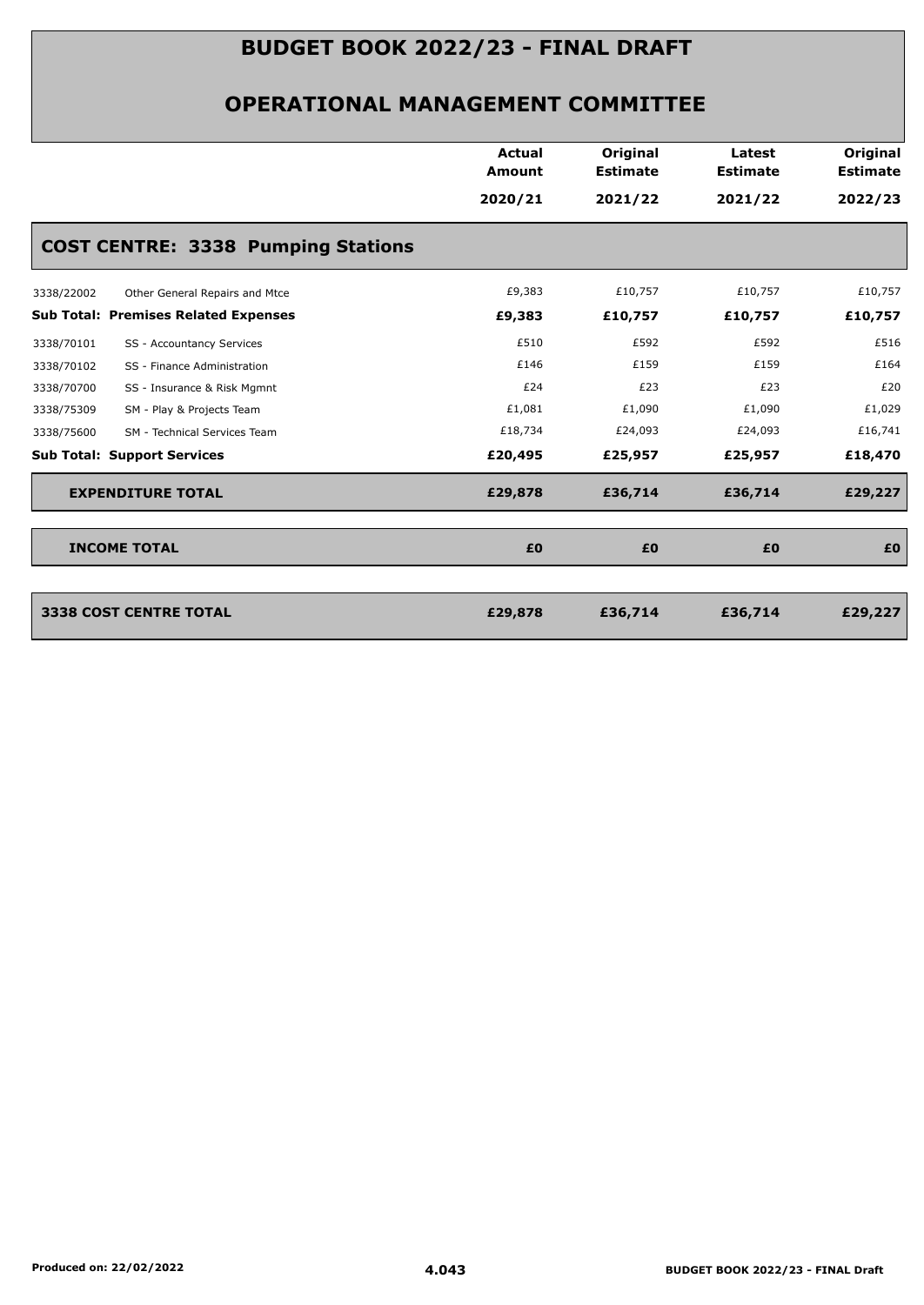# BUDGET BOOK 2022/23 - FINAL DRAFT

## OPERATIONAL MANAGEMENT COMMITTEE

| | | Actual Amount 2020/21 | Original Estimate 2021/22 | Latest Estimate 2021/22 | Original Estimate 2022/23 |
|---|---|---|---|---|---|
| **COST CENTRE: 3338 Pumping Stations** | | | | | |
| 3338/22002 | Other General Repairs and Mtce | £9,383 | £10,757 | £10,757 | £10,757 |
| **Sub Total: Premises Related Expenses** | | **£9,383** | **£10,757** | **£10,757** | **£10,757** |
| 3338/70101 | SS - Accountancy Services | £510 | £592 | £592 | £516 |
| 3338/70102 | SS - Finance Administration | £146 | £159 | £159 | £164 |
| 3338/70700 | SS - Insurance & Risk Mgmnt | £24 | £23 | £23 | £20 |
| 3338/75309 | SM - Play & Projects Team | £1,081 | £1,090 | £1,090 | £1,029 |
| 3338/75600 | SM - Technical Services Team | £18,734 | £24,093 | £24,093 | £16,741 |
| **Sub Total: Support Services** | | **£20,495** | **£25,957** | **£25,957** | **£18,470** |
| **EXPENDITURE TOTAL** | | **£29,878** | **£36,714** | **£36,714** | **£29,227** |
| **INCOME TOTAL** | | **£0** | **£0** | **£0** | **£0** |
| **3338 COST CENTRE TOTAL** | | **£29,878** | **£36,714** | **£36,714** | **£29,227** |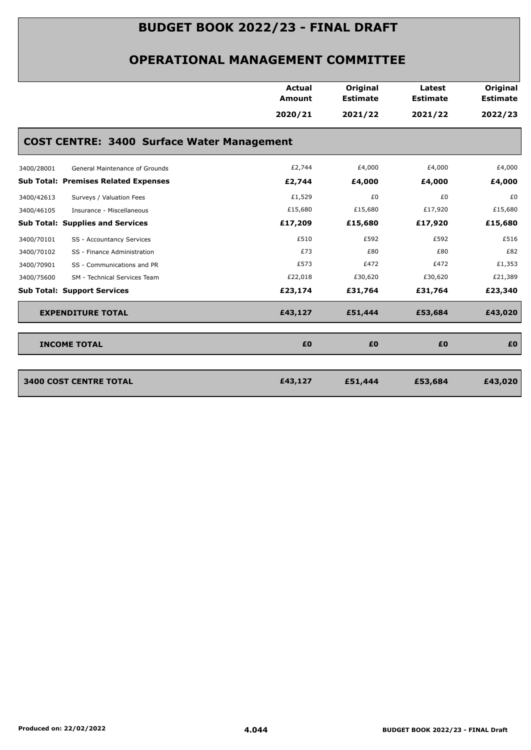# BUDGET BOOK 2022/23 - FINAL DRAFT

## OPERATIONAL MANAGEMENT COMMITTEE

| | | Actual Amount 2020/21 | Original Estimate 2021/22 | Latest Estimate 2021/22 | Original Estimate 2022/23 |
|---|---|---|---|---|---|
| **COST CENTRE: 3400 Surface Water Management** | | | | | |
| 3400/28001 | General Maintenance of Grounds | £2,744 | £4,000 | £4,000 | £4,000 |
| **Sub Total: Premises Related Expenses** | | **£2,744** | **£4,000** | **£4,000** | **£4,000** |
| 3400/42613 | Surveys / Valuation Fees | £1,529 | £0 | £0 | £0 |
| 3400/46105 | Insurance - Miscellaneous | £15,680 | £15,680 | £17,920 | £15,680 |
| **Sub Total: Supplies and Services** | | **£17,209** | **£15,680** | **£17,920** | **£15,680** |
| 3400/70101 | SS - Accountancy Services | £510 | £592 | £592 | £516 |
| 3400/70102 | SS - Finance Administration | £73 | £80 | £80 | £82 |
| 3400/70901 | SS - Communications and PR | £573 | £472 | £472 | £1,353 |
| 3400/75600 | SM - Technical Services Team | £22,018 | £30,620 | £30,620 | £21,389 |
| **Sub Total: Support Services** | | **£23,174** | **£31,764** | **£31,764** | **£23,340** |
| **EXPENDITURE TOTAL** | | **£43,127** | **£51,444** | **£53,684** | **£43,020** |
| **INCOME TOTAL** | | **£0** | **£0** | **£0** | **£0** |
| **3400 COST CENTRE TOTAL** | | **£43,127** | **£51,444** | **£53,684** | **£43,020** |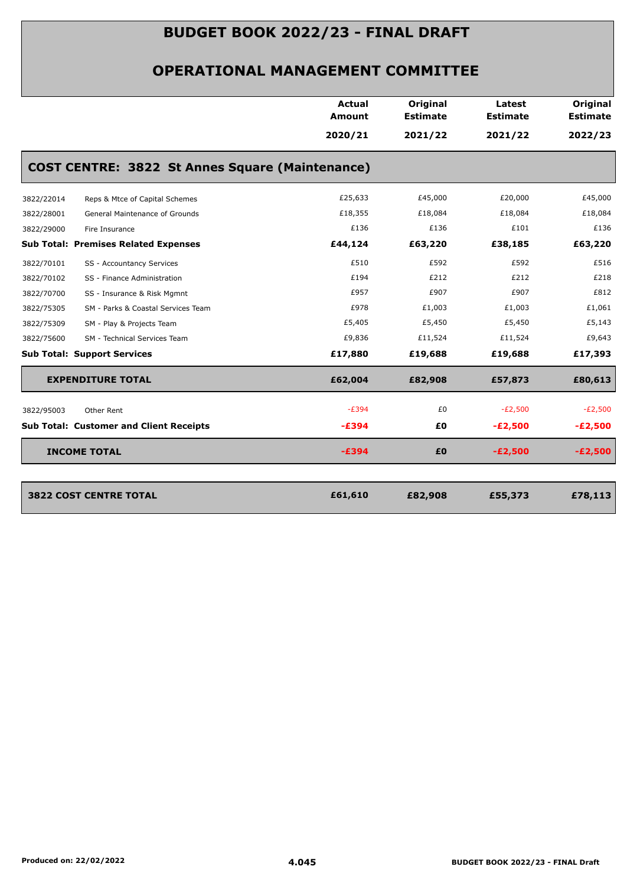# BUDGET BOOK 2022/23 - FINAL DRAFT

## OPERATIONAL MANAGEMENT COMMITTEE

| | | Actual Amount 2020/21 | Original Estimate 2021/22 | Latest Estimate 2021/22 | Original Estimate 2022/23 |
|---|---|---|---|---|---|
| **COST CENTRE: 3822 St Annes Square (Maintenance)** | | | | | |
| 3822/22014 | Reps & Mtce of Capital Schemes | £25,633 | £45,000 | £20,000 | £45,000 |
| 3822/28001 | General Maintenance of Grounds | £18,355 | £18,084 | £18,084 | £18,084 |
| 3822/29000 | Fire Insurance | £136 | £136 | £101 | £136 |
| **Sub Total: Premises Related Expenses** | | **£44,124** | **£63,220** | **£38,185** | **£63,220** |
| 3822/70101 | SS - Accountancy Services | £510 | £592 | £592 | £516 |
| 3822/70102 | SS - Finance Administration | £194 | £212 | £212 | £218 |
| 3822/70700 | SS - Insurance & Risk Mgmnt | £957 | £907 | £907 | £812 |
| 3822/75305 | SM - Parks & Coastal Services Team | £978 | £1,003 | £1,003 | £1,061 |
| 3822/75309 | SM - Play & Projects Team | £5,405 | £5,450 | £5,450 | £5,143 |
| 3822/75600 | SM - Technical Services Team | £9,836 | £11,524 | £11,524 | £9,643 |
| **Sub Total: Support Services** | | **£17,880** | **£19,688** | **£19,688** | **£17,393** |
| **EXPENDITURE TOTAL** | | **£62,004** | **£82,908** | **£57,873** | **£80,613** |
| 3822/95003 | Other Rent | -£394 | £0 | -£2,500 | -£2,500 |
| **Sub Total: Customer and Client Receipts** | | **-£394** | **£0** | **-£2,500** | **-£2,500** |
| **INCOME TOTAL** | | **-£394** | **£0** | **-£2,500** | **-£2,500** |
| **3822 COST CENTRE TOTAL** | | **£61,610** | **£82,908** | **£55,373** | **£78,113** |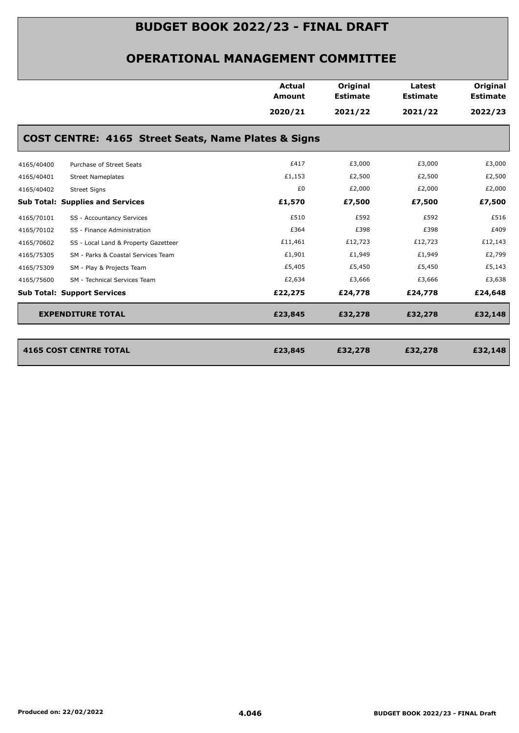# BUDGET BOOK 2022/23 - FINAL DRAFT

## OPERATIONAL MANAGEMENT COMMITTEE

### COST CENTRE: 4165 Street Seats, Name Plates & Signs

| | | Actual Amount 2020/21 | Original Estimate 2021/22 | Latest Estimate 2021/22 | Original Estimate 2022/23 |
|---|---|---|---|---|---|
| 4165/40400 | Purchase of Street Seats | £417 | £3,000 | £3,000 | £3,000 |
| 4165/40401 | Street Nameplates | £1,153 | £2,500 | £2,500 | £2,500 |
| 4165/40402 | Street Signs | £0 | £2,000 | £2,000 | £2,000 |
| **Sub Total: Supplies and Services** | | **£1,570** | **£7,500** | **£7,500** | **£7,500** |
| 4165/70101 | SS - Accountancy Services | £510 | £592 | £592 | £516 |
| 4165/70102 | SS - Finance Administration | £364 | £398 | £398 | £409 |
| 4165/70602 | SS - Local Land & Property Gazetteer | £11,461 | £12,723 | £12,723 | £12,143 |
| 4165/75305 | SM - Parks & Coastal Services Team | £1,901 | £1,949 | £1,949 | £2,799 |
| 4165/75309 | SM - Play & Projects Team | £5,405 | £5,450 | £5,450 | £5,143 |
| 4165/75600 | SM - Technical Services Team | £2,634 | £3,666 | £3,666 | £3,638 |
| **Sub Total: Support Services** | | **£22,275** | **£24,778** | **£24,778** | **£24,648** |
| **EXPENDITURE TOTAL** | | **£23,845** | **£32,278** | **£32,278** | **£32,148** |
| **4165 COST CENTRE TOTAL** | | **£23,845** | **£32,278** | **£32,278** | **£32,148** |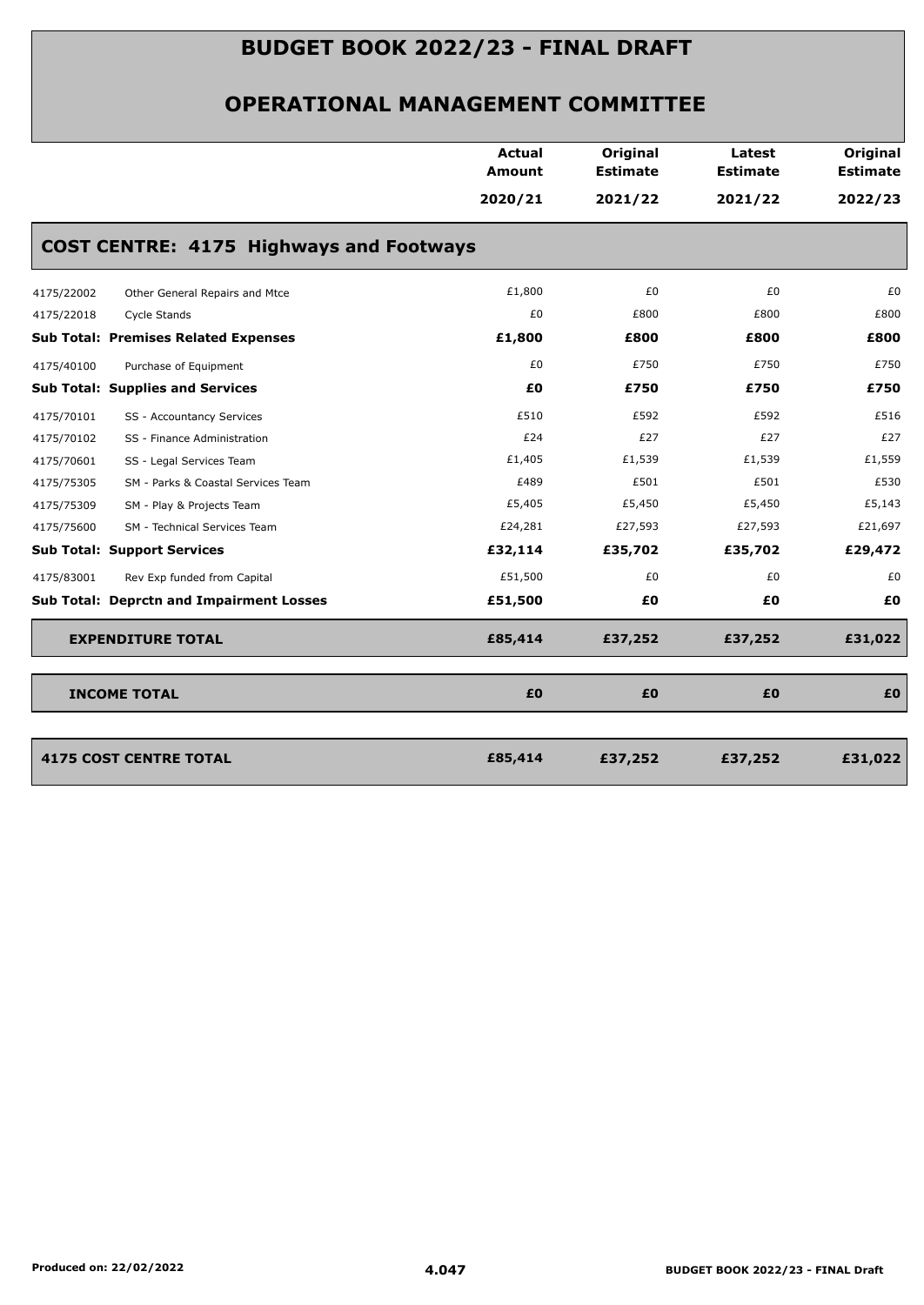# BUDGET BOOK 2022/23 - FINAL DRAFT

## OPERATIONAL MANAGEMENT COMMITTEE

| | | Actual Amount 2020/21 | Original Estimate 2021/22 | Latest Estimate 2021/22 | Original Estimate 2022/23 |
|---|---|---|---|---|---|
| **COST CENTRE: 4175 Highways and Footways** | | | | | |
| 4175/22002 | Other General Repairs and Mtce | £1,800 | £0 | £0 | £0 |
| 4175/22018 | Cycle Stands | £0 | £800 | £800 | £800 |
| **Sub Total: Premises Related Expenses** | | **£1,800** | **£800** | **£800** | **£800** |
| 4175/40100 | Purchase of Equipment | £0 | £750 | £750 | £750 |
| **Sub Total: Supplies and Services** | | **£0** | **£750** | **£750** | **£750** |
| 4175/70101 | SS - Accountancy Services | £510 | £592 | £592 | £516 |
| 4175/70102 | SS - Finance Administration | £24 | £27 | £27 | £27 |
| 4175/70601 | SS - Legal Services Team | £1,405 | £1,539 | £1,539 | £1,559 |
| 4175/75305 | SM - Parks & Coastal Services Team | £489 | £501 | £501 | £530 |
| 4175/75309 | SM - Play & Projects Team | £5,405 | £5,450 | £5,450 | £5,143 |
| 4175/75600 | SM - Technical Services Team | £24,281 | £27,593 | £27,593 | £21,697 |
| **Sub Total: Support Services** | | **£32,114** | **£35,702** | **£35,702** | **£29,472** |
| 4175/83001 | Rev Exp funded from Capital | £51,500 | £0 | £0 | £0 |
| **Sub Total: Deprctn and Impairment Losses** | | **£51,500** | **£0** | **£0** | **£0** |
| **EXPENDITURE TOTAL** | | **£85,414** | **£37,252** | **£37,252** | **£31,022** |
| **INCOME TOTAL** | | **£0** | **£0** | **£0** | **£0** |
| **4175 COST CENTRE TOTAL** | | **£85,414** | **£37,252** | **£37,252** | **£31,022** |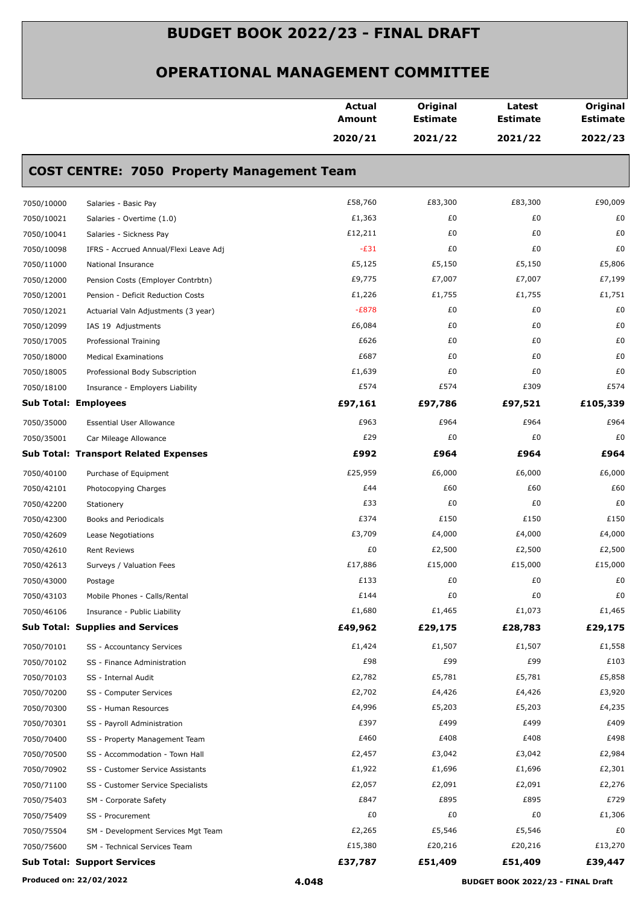# BUDGET BOOK 2022/23 - FINAL DRAFT

## OPERATIONAL MANAGEMENT COMMITTEE

### COST CENTRE: 7050 Property Management Team

| | | Actual Amount 2020/21 | Original Estimate 2021/22 | Latest Estimate 2021/22 | Original Estimate 2022/23 |
|---|---|---|---|---|---|
| 7050/10000 | Salaries - Basic Pay | £58,760 | £83,300 | £83,300 | £90,009 |
| 7050/10021 | Salaries - Overtime (1.0) | £1,363 | £0 | £0 | £0 |
| 7050/10041 | Salaries - Sickness Pay | £12,211 | £0 | £0 | £0 |
| 7050/10098 | IFRS - Accrued Annual/Flexi Leave Adj | -£31 | £0 | £0 | £0 |
| 7050/11000 | National Insurance | £5,125 | £5,150 | £5,150 | £5,806 |
| 7050/12000 | Pension Costs (Employer Contrbtn) | £9,775 | £7,007 | £7,007 | £7,199 |
| 7050/12001 | Pension - Deficit Reduction Costs | £1,226 | £1,755 | £1,755 | £1,751 |
| 7050/12021 | Actuarial Valn Adjustments (3 year) | -£878 | £0 | £0 | £0 |
| 7050/12099 | IAS 19 Adjustments | £6,084 | £0 | £0 | £0 |
| 7050/17005 | Professional Training | £626 | £0 | £0 | £0 |
| 7050/18000 | Medical Examinations | £687 | £0 | £0 | £0 |
| 7050/18005 | Professional Body Subscription | £1,639 | £0 | £0 | £0 |
| 7050/18100 | Insurance - Employers Liability | £574 | £574 | £309 | £574 |
| **Sub Total: Employees** | | **£97,161** | **£97,786** | **£97,521** | **£105,339** |
| 7050/35000 | Essential User Allowance | £963 | £964 | £964 | £964 |
| 7050/35001 | Car Mileage Allowance | £29 | £0 | £0 | £0 |
| **Sub Total: Transport Related Expenses** | | **£992** | **£964** | **£964** | **£964** |
| 7050/40100 | Purchase of Equipment | £25,959 | £6,000 | £6,000 | £6,000 |
| 7050/42101 | Photocopying Charges | £44 | £60 | £60 | £60 |
| 7050/42200 | Stationery | £33 | £0 | £0 | £0 |
| 7050/42300 | Books and Periodicals | £374 | £150 | £150 | £150 |
| 7050/42609 | Lease Negotiations | £3,709 | £4,000 | £4,000 | £4,000 |
| 7050/42610 | Rent Reviews | £0 | £2,500 | £2,500 | £2,500 |
| 7050/42613 | Surveys / Valuation Fees | £17,886 | £15,000 | £15,000 | £15,000 |
| 7050/43000 | Postage | £133 | £0 | £0 | £0 |
| 7050/43103 | Mobile Phones - Calls/Rental | £144 | £0 | £0 | £0 |
| 7050/46106 | Insurance - Public Liability | £1,680 | £1,465 | £1,073 | £1,465 |
| **Sub Total: Supplies and Services** | | **£49,962** | **£29,175** | **£28,783** | **£29,175** |
| 7050/70101 | SS - Accountancy Services | £1,424 | £1,507 | £1,507 | £1,558 |
| 7050/70102 | SS - Finance Administration | £98 | £99 | £99 | £103 |
| 7050/70103 | SS - Internal Audit | £2,782 | £5,781 | £5,781 | £5,858 |
| 7050/70200 | SS - Computer Services | £2,702 | £4,426 | £4,426 | £3,920 |
| 7050/70300 | SS - Human Resources | £4,996 | £5,203 | £5,203 | £4,235 |
| 7050/70301 | SS - Payroll Administration | £397 | £499 | £499 | £409 |
| 7050/70400 | SS - Property Management Team | £460 | £408 | £408 | £498 |
| 7050/70500 | SS - Accommodation - Town Hall | £2,457 | £3,042 | £3,042 | £2,984 |
| 7050/70902 | SS - Customer Service Assistants | £1,922 | £1,696 | £1,696 | £2,301 |
| 7050/71100 | SS - Customer Service Specialists | £2,057 | £2,091 | £2,091 | £2,276 |
| 7050/75403 | SM - Corporate Safety | £847 | £895 | £895 | £729 |
| 7050/75409 | SS - Procurement | £0 | £0 | £0 | £1,306 |
| 7050/75504 | SM - Development Services Mgt Team | £2,265 | £5,546 | £5,546 | £0 |
| 7050/75600 | SM - Technical Services Team | £15,380 | £20,216 | £20,216 | £13,270 |
| **Sub Total: Support Services** | | **£37,787** | **£51,409** | **£51,409** | **£39,447** |

Produced on: 22/02/2022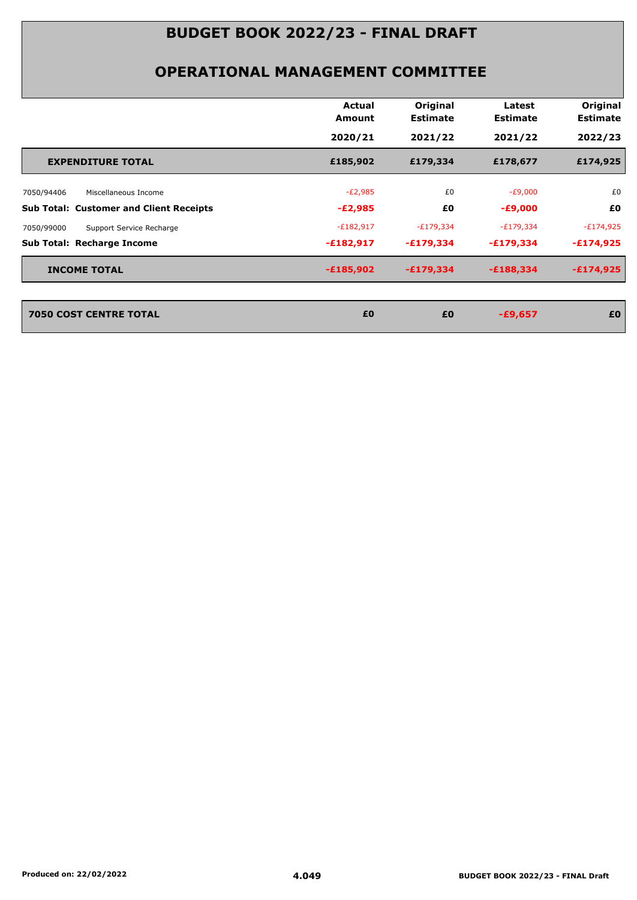# BUDGET BOOK 2022/23 - FINAL DRAFT

## OPERATIONAL MANAGEMENT COMMITTEE

| | | Actual Amount 2020/21 | Original Estimate 2021/22 | Latest Estimate 2021/22 | Original Estimate 2022/23 |
|---|---|---|---|---|---|
| **EXPENDITURE TOTAL** | | **£185,902** | **£179,334** | **£178,677** | **£174,925** |
| 7050/94406 | Miscellaneous Income | -£2,985 | £0 | -£9,000 | £0 |
| **Sub Total: Customer and Client Receipts** | | **-£2,985** | **£0** | **-£9,000** | **£0** |
| 7050/99000 | Support Service Recharge | -£182,917 | -£179,334 | -£179,334 | -£174,925 |
| **Sub Total: Recharge Income** | | **-£182,917** | **-£179,334** | **-£179,334** | **-£174,925** |
| **INCOME TOTAL** | | **-£185,902** | **-£179,334** | **-£188,334** | **-£174,925** |
| **7050 COST CENTRE TOTAL** | | **£0** | **£0** | **-£9,657** | **£0** |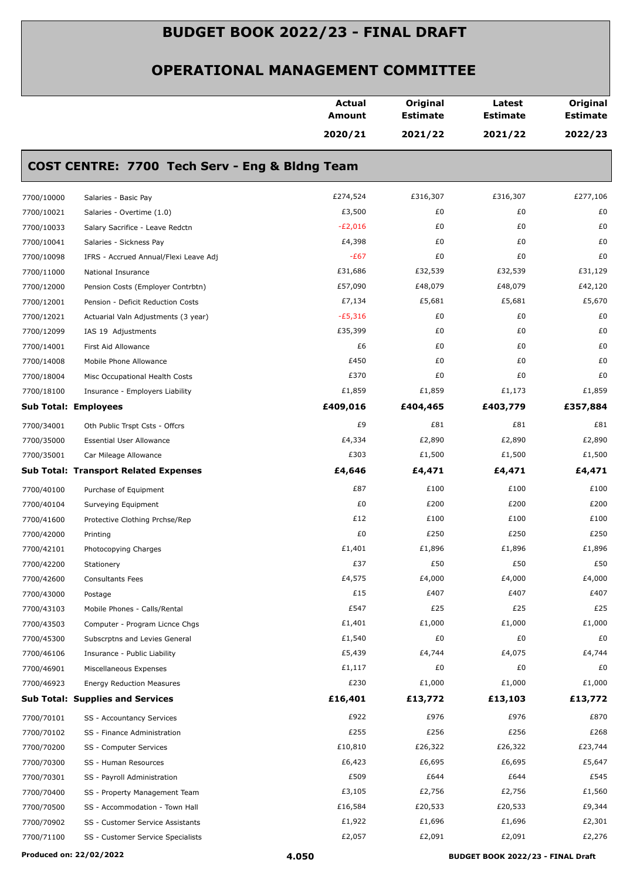# BUDGET BOOK 2022/23 - FINAL DRAFT

## OPERATIONAL MANAGEMENT COMMITTEE

## COST CENTRE: 7700 Tech Serv - Eng & Bldng Team

| | | Actual Amount 2020/21 | Original Estimate 2021/22 | Latest Estimate 2021/22 | Original Estimate 2022/23 |
|---|---|---|---|---|---|
| 7700/10000 | Salaries - Basic Pay | £274,524 | £316,307 | £316,307 | £277,106 |
| 7700/10021 | Salaries - Overtime (1.0) | £3,500 | £0 | £0 | £0 |
| 7700/10033 | Salary Sacrifice - Leave Redctn | -£2,016 | £0 | £0 | £0 |
| 7700/10041 | Salaries - Sickness Pay | £4,398 | £0 | £0 | £0 |
| 7700/10098 | IFRS - Accrued Annual/Flexi Leave Adj | -£67 | £0 | £0 | £0 |
| 7700/11000 | National Insurance | £31,686 | £32,539 | £32,539 | £31,129 |
| 7700/12000 | Pension Costs (Employer Contrbtn) | £57,090 | £48,079 | £48,079 | £42,120 |
| 7700/12001 | Pension - Deficit Reduction Costs | £7,134 | £5,681 | £5,681 | £5,670 |
| 7700/12021 | Actuarial Valn Adjustments (3 year) | -£5,316 | £0 | £0 | £0 |
| 7700/12099 | IAS 19 Adjustments | £35,399 | £0 | £0 | £0 |
| 7700/14001 | First Aid Allowance | £6 | £0 | £0 | £0 |
| 7700/14008 | Mobile Phone Allowance | £450 | £0 | £0 | £0 |
| 7700/18004 | Misc Occupational Health Costs | £370 | £0 | £0 | £0 |
| 7700/18100 | Insurance - Employers Liability | £1,859 | £1,859 | £1,173 | £1,859 |
| **Sub Total: Employees** | | **£409,016** | **£404,465** | **£403,779** | **£357,884** |
| 7700/34001 | Oth Public Trspt Csts - Offcrs | £9 | £81 | £81 | £81 |
| 7700/35000 | Essential User Allowance | £4,334 | £2,890 | £2,890 | £2,890 |
| 7700/35001 | Car Mileage Allowance | £303 | £1,500 | £1,500 | £1,500 |
| **Sub Total: Transport Related Expenses** | | **£4,646** | **£4,471** | **£4,471** | **£4,471** |
| 7700/40100 | Purchase of Equipment | £87 | £100 | £100 | £100 |
| 7700/40104 | Surveying Equipment | £0 | £200 | £200 | £200 |
| 7700/41600 | Protective Clothing Prchse/Rep | £12 | £100 | £100 | £100 |
| 7700/42000 | Printing | £0 | £250 | £250 | £250 |
| 7700/42101 | Photocopying Charges | £1,401 | £1,896 | £1,896 | £1,896 |
| 7700/42200 | Stationery | £37 | £50 | £50 | £50 |
| 7700/42600 | Consultants Fees | £4,575 | £4,000 | £4,000 | £4,000 |
| 7700/43000 | Postage | £15 | £407 | £407 | £407 |
| 7700/43103 | Mobile Phones - Calls/Rental | £547 | £25 | £25 | £25 |
| 7700/43503 | Computer - Program Licnce Chgs | £1,401 | £1,000 | £1,000 | £1,000 |
| 7700/45300 | Subscrptns and Levies General | £1,540 | £0 | £0 | £0 |
| 7700/46106 | Insurance - Public Liability | £5,439 | £4,744 | £4,075 | £4,744 |
| 7700/46901 | Miscellaneous Expenses | £1,117 | £0 | £0 | £0 |
| 7700/46923 | Energy Reduction Measures | £230 | £1,000 | £1,000 | £1,000 |
| **Sub Total: Supplies and Services** | | **£16,401** | **£13,772** | **£13,103** | **£13,772** |
| 7700/70101 | SS - Accountancy Services | £922 | £976 | £976 | £870 |
| 7700/70102 | SS - Finance Administration | £255 | £256 | £256 | £268 |
| 7700/70200 | SS - Computer Services | £10,810 | £26,322 | £26,322 | £23,744 |
| 7700/70300 | SS - Human Resources | £6,423 | £6,695 | £6,695 | £5,647 |
| 7700/70301 | SS - Payroll Administration | £509 | £644 | £644 | £545 |
| 7700/70400 | SS - Property Management Team | £3,105 | £2,756 | £2,756 | £1,560 |
| 7700/70500 | SS - Accommodation - Town Hall | £16,584 | £20,533 | £20,533 | £9,344 |
| 7700/70902 | SS - Customer Service Assistants | £1,922 | £1,696 | £1,696 | £2,301 |
| 7700/71100 | SS - Customer Service Specialists | £2,057 | £2,091 | £2,091 | £2,276 |

Produced on: 22/02/2022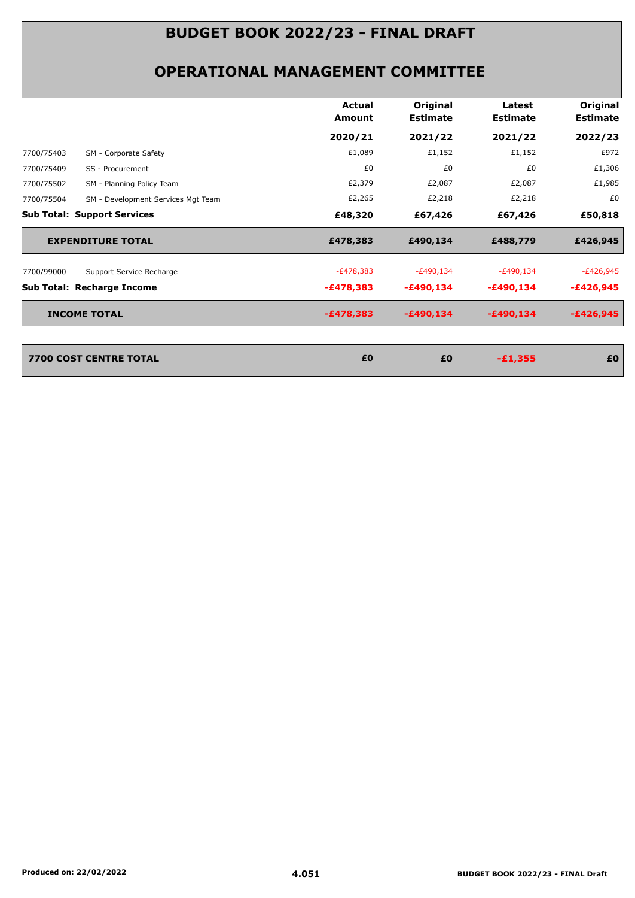# BUDGET BOOK 2022/23 - FINAL DRAFT

## OPERATIONAL MANAGEMENT COMMITTEE

| | | Actual Amount | Original Estimate | Latest Estimate | Original Estimate |
|---|---|---|---|---|---|
| | | 2020/21 | 2021/22 | 2021/22 | 2022/23 |
| 7700/75403 | SM - Corporate Safety | £1,089 | £1,152 | £1,152 | £972 |
| 7700/75409 | SS - Procurement | £0 | £0 | £0 | £1,306 |
| 7700/75502 | SM - Planning Policy Team | £2,379 | £2,087 | £2,087 | £1,985 |
| 7700/75504 | SM - Development Services Mgt Team | £2,265 | £2,218 | £2,218 | £0 |
| **Sub Total: Support Services** | | **£48,320** | **£67,426** | **£67,426** | **£50,818** |
| **EXPENDITURE TOTAL** | | **£478,383** | **£490,134** | **£488,779** | **£426,945** |
| 7700/99000 | Support Service Recharge | -£478,383 | -£490,134 | -£490,134 | -£426,945 |
| **Sub Total: Recharge Income** | | **-£478,383** | **-£490,134** | **-£490,134** | **-£426,945** |
| **INCOME TOTAL** | | **-£478,383** | **-£490,134** | **-£490,134** | **-£426,945** |
| **7700 COST CENTRE TOTAL** | | **£0** | **£0** | **-£1,355** | **£0** |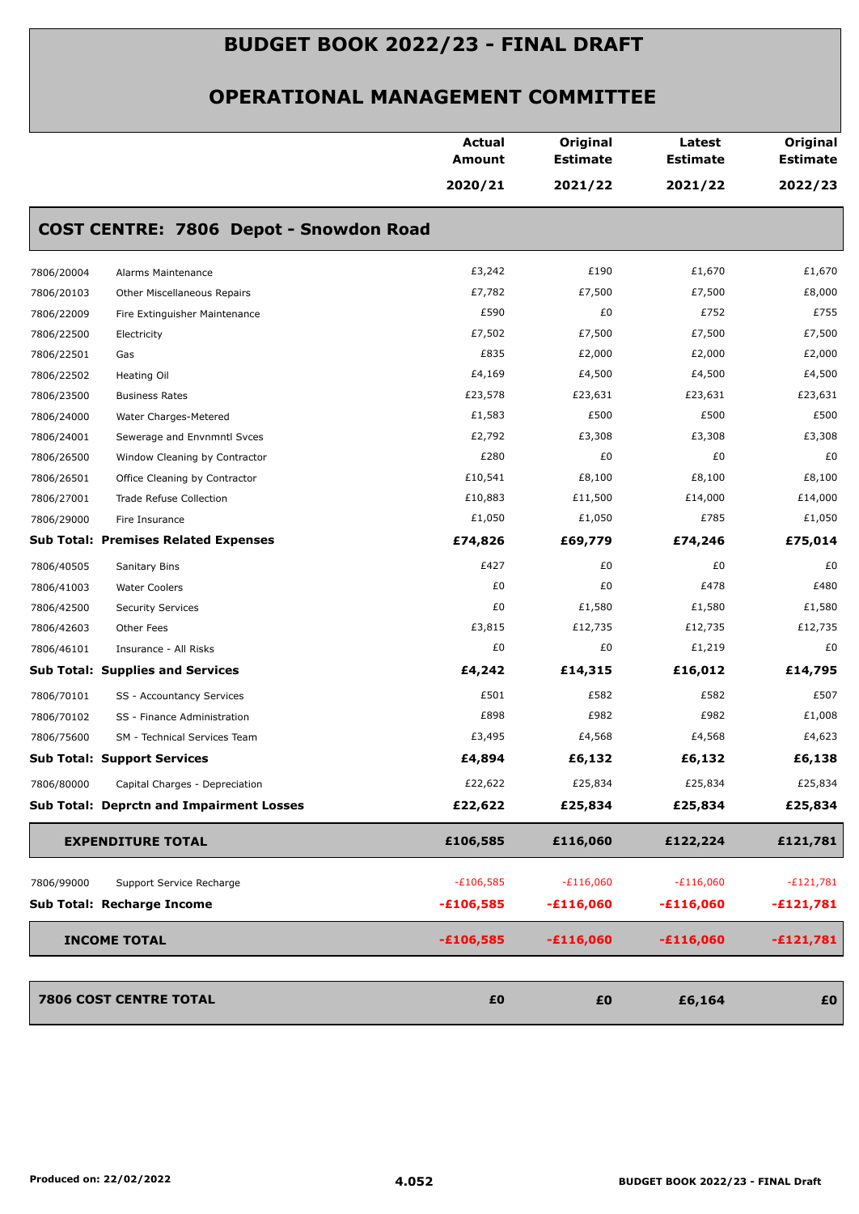# BUDGET BOOK 2022/23 - FINAL DRAFT

## OPERATIONAL MANAGEMENT COMMITTEE

### COST CENTRE: 7806 Depot - Snowdon Road

| | | Actual Amount 2020/21 | Original Estimate 2021/22 | Latest Estimate 2021/22 | Original Estimate 2022/23 |
|---|---|---|---|---|---|
| 7806/20004 | Alarms Maintenance | £3,242 | £190 | £1,670 | £1,670 |
| 7806/20103 | Other Miscellaneous Repairs | £7,782 | £7,500 | £7,500 | £8,000 |
| 7806/22009 | Fire Extinguisher Maintenance | £590 | £0 | £752 | £755 |
| 7806/22500 | Electricity | £7,502 | £7,500 | £7,500 | £7,500 |
| 7806/22501 | Gas | £835 | £2,000 | £2,000 | £2,000 |
| 7806/22502 | Heating Oil | £4,169 | £4,500 | £4,500 | £4,500 |
| 7806/23500 | Business Rates | £23,578 | £23,631 | £23,631 | £23,631 |
| 7806/24000 | Water Charges-Metered | £1,583 | £500 | £500 | £500 |
| 7806/24001 | Sewerage and Envnmntl Svces | £2,792 | £3,308 | £3,308 | £3,308 |
| 7806/26500 | Window Cleaning by Contractor | £280 | £0 | £0 | £0 |
| 7806/26501 | Office Cleaning by Contractor | £10,541 | £8,100 | £8,100 | £8,100 |
| 7806/27001 | Trade Refuse Collection | £10,883 | £11,500 | £14,000 | £14,000 |
| 7806/29000 | Fire Insurance | £1,050 | £1,050 | £785 | £1,050 |
| **Sub Total: Premises Related Expenses** | | **£74,826** | **£69,779** | **£74,246** | **£75,014** |
| 7806/40505 | Sanitary Bins | £427 | £0 | £0 | £0 |
| 7806/41003 | Water Coolers | £0 | £0 | £478 | £480 |
| 7806/42500 | Security Services | £0 | £1,580 | £1,580 | £1,580 |
| 7806/42603 | Other Fees | £3,815 | £12,735 | £12,735 | £12,735 |
| 7806/46101 | Insurance - All Risks | £0 | £0 | £1,219 | £0 |
| **Sub Total: Supplies and Services** | | **£4,242** | **£14,315** | **£16,012** | **£14,795** |
| 7806/70101 | SS - Accountancy Services | £501 | £582 | £582 | £507 |
| 7806/70102 | SS - Finance Administration | £898 | £982 | £982 | £1,008 |
| 7806/75600 | SM - Technical Services Team | £3,495 | £4,568 | £4,568 | £4,623 |
| **Sub Total: Support Services** | | **£4,894** | **£6,132** | **£6,132** | **£6,138** |
| 7806/80000 | Capital Charges - Depreciation | £22,622 | £25,834 | £25,834 | £25,834 |
| **Sub Total: Deprctn and Impairment Losses** | | **£22,622** | **£25,834** | **£25,834** | **£25,834** |
| **EXPENDITURE TOTAL** | | **£106,585** | **£116,060** | **£122,224** | **£121,781** |
| 7806/99000 | Support Service Recharge | -£106,585 | -£116,060 | -£116,060 | -£121,781 |
| **Sub Total: Recharge Income** | | **-£106,585** | **-£116,060** | **-£116,060** | **-£121,781** |
| **INCOME TOTAL** | | **-£106,585** | **-£116,060** | **-£116,060** | **-£121,781** |
| **7806 COST CENTRE TOTAL** | | **£0** | **£0** | **£6,164** | **£0** |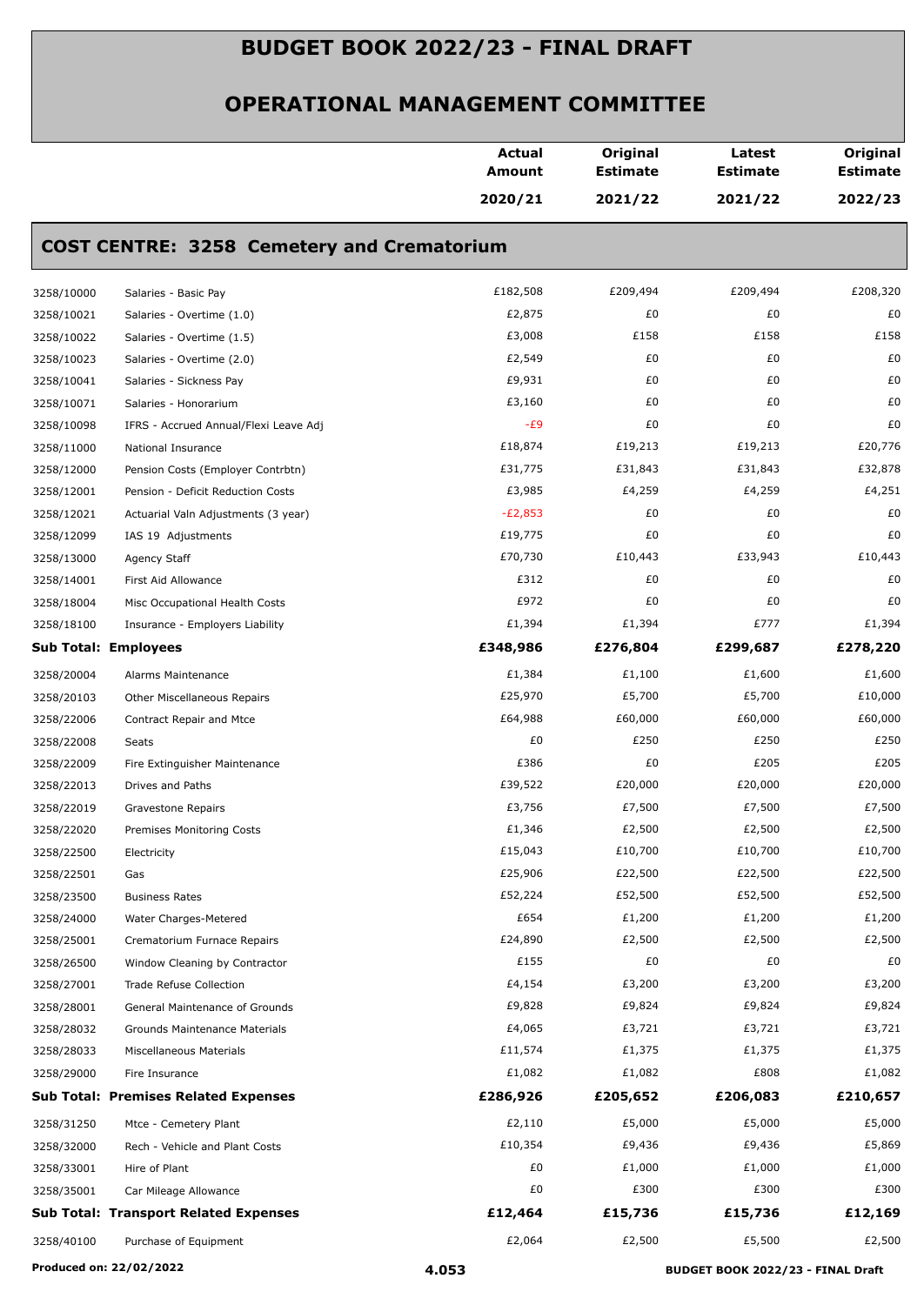# BUDGET BOOK 2022/23 - FINAL DRAFT

## OPERATIONAL MANAGEMENT COMMITTEE

| | | Actual Amount 2020/21 | Original Estimate 2021/22 | Latest Estimate 2021/22 | Original Estimate 2022/23 |
|---|---|---|---|---|---|

### COST CENTRE: 3258 Cemetery and Crematorium

| | | Actual Amount 2020/21 | Original Estimate 2021/22 | Latest Estimate 2021/22 | Original Estimate 2022/23 |
|---|---|---|---|---|---|
| 3258/10000 | Salaries - Basic Pay | £182,508 | £209,494 | £209,494 | £208,320 |
| 3258/10021 | Salaries - Overtime (1.0) | £2,875 | £0 | £0 | £0 |
| 3258/10022 | Salaries - Overtime (1.5) | £3,008 | £158 | £158 | £158 |
| 3258/10023 | Salaries - Overtime (2.0) | £2,549 | £0 | £0 | £0 |
| 3258/10041 | Salaries - Sickness Pay | £9,931 | £0 | £0 | £0 |
| 3258/10071 | Salaries - Honorarium | £3,160 | £0 | £0 | £0 |
| 3258/10098 | IFRS - Accrued Annual/Flexi Leave Adj | -£9 | £0 | £0 | £0 |
| 3258/11000 | National Insurance | £18,874 | £19,213 | £19,213 | £20,776 |
| 3258/12000 | Pension Costs (Employer Contrbtn) | £31,775 | £31,843 | £31,843 | £32,878 |
| 3258/12001 | Pension - Deficit Reduction Costs | £3,985 | £4,259 | £4,259 | £4,251 |
| 3258/12021 | Actuarial Valn Adjustments (3 year) | -£2,853 | £0 | £0 | £0 |
| 3258/12099 | IAS 19 Adjustments | £19,775 | £0 | £0 | £0 |
| 3258/13000 | Agency Staff | £70,730 | £10,443 | £33,943 | £10,443 |
| 3258/14001 | First Aid Allowance | £312 | £0 | £0 | £0 |
| 3258/18004 | Misc Occupational Health Costs | £972 | £0 | £0 | £0 |
| 3258/18100 | Insurance - Employers Liability | £1,394 | £1,394 | £777 | £1,394 |
| **Sub Total: Employees** | | **£348,986** | **£276,804** | **£299,687** | **£278,220** |
| 3258/20004 | Alarms Maintenance | £1,384 | £1,100 | £1,600 | £1,600 |
| 3258/20103 | Other Miscellaneous Repairs | £25,970 | £5,700 | £5,700 | £10,000 |
| 3258/22006 | Contract Repair and Mtce | £64,988 | £60,000 | £60,000 | £60,000 |
| 3258/22008 | Seats | £0 | £250 | £250 | £250 |
| 3258/22009 | Fire Extinguisher Maintenance | £386 | £0 | £205 | £205 |
| 3258/22013 | Drives and Paths | £39,522 | £20,000 | £20,000 | £20,000 |
| 3258/22019 | Gravestone Repairs | £3,756 | £7,500 | £7,500 | £7,500 |
| 3258/22020 | Premises Monitoring Costs | £1,346 | £2,500 | £2,500 | £2,500 |
| 3258/22500 | Electricity | £15,043 | £10,700 | £10,700 | £10,700 |
| 3258/22501 | Gas | £25,906 | £22,500 | £22,500 | £22,500 |
| 3258/23500 | Business Rates | £52,224 | £52,500 | £52,500 | £52,500 |
| 3258/24000 | Water Charges-Metered | £654 | £1,200 | £1,200 | £1,200 |
| 3258/25001 | Crematorium Furnace Repairs | £24,890 | £2,500 | £2,500 | £2,500 |
| 3258/26500 | Window Cleaning by Contractor | £155 | £0 | £0 | £0 |
| 3258/27001 | Trade Refuse Collection | £4,154 | £3,200 | £3,200 | £3,200 |
| 3258/28001 | General Maintenance of Grounds | £9,828 | £9,824 | £9,824 | £9,824 |
| 3258/28032 | Grounds Maintenance Materials | £4,065 | £3,721 | £3,721 | £3,721 |
| 3258/28033 | Miscellaneous Materials | £11,574 | £1,375 | £1,375 | £1,375 |
| 3258/29000 | Fire Insurance | £1,082 | £1,082 | £808 | £1,082 |
| **Sub Total: Premises Related Expenses** | | **£286,926** | **£205,652** | **£206,083** | **£210,657** |
| 3258/31250 | Mtce - Cemetery Plant | £2,110 | £5,000 | £5,000 | £5,000 |
| 3258/32000 | Rech - Vehicle and Plant Costs | £10,354 | £9,436 | £9,436 | £5,869 |
| 3258/33001 | Hire of Plant | £0 | £1,000 | £1,000 | £1,000 |
| 3258/35001 | Car Mileage Allowance | £0 | £300 | £300 | £300 |
| **Sub Total: Transport Related Expenses** | | **£12,464** | **£15,736** | **£15,736** | **£12,169** |
| 3258/40100 | Purchase of Equipment | £2,064 | £2,500 | £5,500 | £2,500 |

**Produced on: 22/02/2022**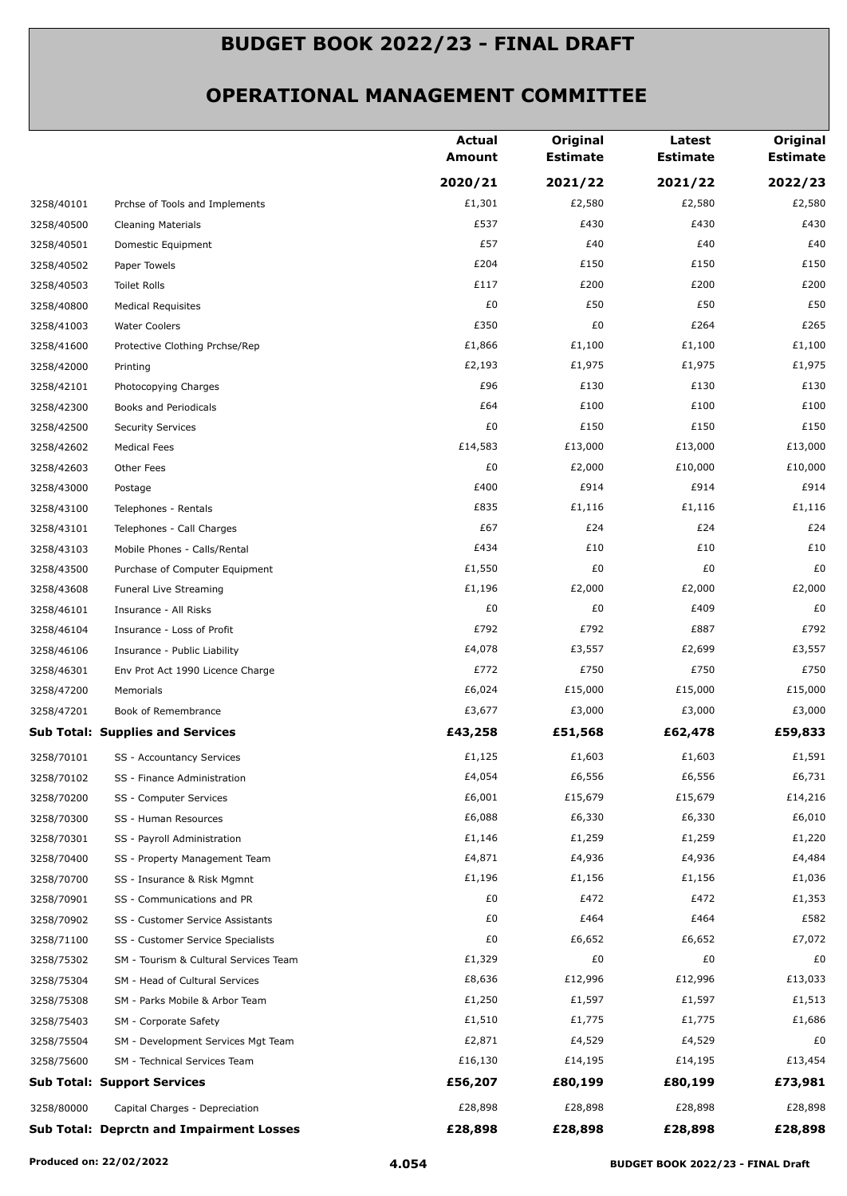# BUDGET BOOK 2022/23 - FINAL DRAFT

## OPERATIONAL MANAGEMENT COMMITTEE

| | | Actual Amount | Original Estimate | Latest Estimate | Original Estimate |
|---|---|---|---|---|---|
| | | 2020/21 | 2021/22 | 2021/22 | 2022/23 |
| 3258/40101 | Prchse of Tools and Implements | £1,301 | £2,580 | £2,580 | £2,580 |
| 3258/40500 | Cleaning Materials | £537 | £430 | £430 | £430 |
| 3258/40501 | Domestic Equipment | £57 | £40 | £40 | £40 |
| 3258/40502 | Paper Towels | £204 | £150 | £150 | £150 |
| 3258/40503 | Toilet Rolls | £117 | £200 | £200 | £200 |
| 3258/40800 | Medical Requisites | £0 | £50 | £50 | £50 |
| 3258/41003 | Water Coolers | £350 | £0 | £264 | £265 |
| 3258/41600 | Protective Clothing Prchse/Rep | £1,866 | £1,100 | £1,100 | £1,100 |
| 3258/42000 | Printing | £2,193 | £1,975 | £1,975 | £1,975 |
| 3258/42101 | Photocopying Charges | £96 | £130 | £130 | £130 |
| 3258/42300 | Books and Periodicals | £64 | £100 | £100 | £100 |
| 3258/42500 | Security Services | £0 | £150 | £150 | £150 |
| 3258/42602 | Medical Fees | £14,583 | £13,000 | £13,000 | £13,000 |
| 3258/42603 | Other Fees | £0 | £2,000 | £10,000 | £10,000 |
| 3258/43000 | Postage | £400 | £914 | £914 | £914 |
| 3258/43100 | Telephones - Rentals | £835 | £1,116 | £1,116 | £1,116 |
| 3258/43101 | Telephones - Call Charges | £67 | £24 | £24 | £24 |
| 3258/43103 | Mobile Phones - Calls/Rental | £434 | £10 | £10 | £10 |
| 3258/43500 | Purchase of Computer Equipment | £1,550 | £0 | £0 | £0 |
| 3258/43608 | Funeral Live Streaming | £1,196 | £2,000 | £2,000 | £2,000 |
| 3258/46101 | Insurance - All Risks | £0 | £0 | £409 | £0 |
| 3258/46104 | Insurance - Loss of Profit | £792 | £792 | £887 | £792 |
| 3258/46106 | Insurance - Public Liability | £4,078 | £3,557 | £2,699 | £3,557 |
| 3258/46301 | Env Prot Act 1990 Licence Charge | £772 | £750 | £750 | £750 |
| 3258/47200 | Memorials | £6,024 | £15,000 | £15,000 | £15,000 |
| 3258/47201 | Book of Remembrance | £3,677 | £3,000 | £3,000 | £3,000 |
| **Sub Total: Supplies and Services** | | **£43,258** | **£51,568** | **£62,478** | **£59,833** |
| 3258/70101 | SS - Accountancy Services | £1,125 | £1,603 | £1,603 | £1,591 |
| 3258/70102 | SS - Finance Administration | £4,054 | £6,556 | £6,556 | £6,731 |
| 3258/70200 | SS - Computer Services | £6,001 | £15,679 | £15,679 | £14,216 |
| 3258/70300 | SS - Human Resources | £6,088 | £6,330 | £6,330 | £6,010 |
| 3258/70301 | SS - Payroll Administration | £1,146 | £1,259 | £1,259 | £1,220 |
| 3258/70400 | SS - Property Management Team | £4,871 | £4,936 | £4,936 | £4,484 |
| 3258/70700 | SS - Insurance & Risk Mgmnt | £1,196 | £1,156 | £1,156 | £1,036 |
| 3258/70901 | SS - Communications and PR | £0 | £472 | £472 | £1,353 |
| 3258/70902 | SS - Customer Service Assistants | £0 | £464 | £464 | £582 |
| 3258/71100 | SS - Customer Service Specialists | £0 | £6,652 | £6,652 | £7,072 |
| 3258/75302 | SM - Tourism & Cultural Services Team | £1,329 | £0 | £0 | £0 |
| 3258/75304 | SM - Head of Cultural Services | £8,636 | £12,996 | £12,996 | £13,033 |
| 3258/75308 | SM - Parks Mobile & Arbor Team | £1,250 | £1,597 | £1,597 | £1,513 |
| 3258/75403 | SM - Corporate Safety | £1,510 | £1,775 | £1,775 | £1,686 |
| 3258/75504 | SM - Development Services Mgt Team | £2,871 | £4,529 | £4,529 | £0 |
| 3258/75600 | SM - Technical Services Team | £16,130 | £14,195 | £14,195 | £13,454 |
| **Sub Total: Support Services** | | **£56,207** | **£80,199** | **£80,199** | **£73,981** |
| 3258/80000 | Capital Charges - Depreciation | £28,898 | £28,898 | £28,898 | £28,898 |
| **Sub Total: Deprctn and Impairment Losses** | | **£28,898** | **£28,898** | **£28,898** | **£28,898** |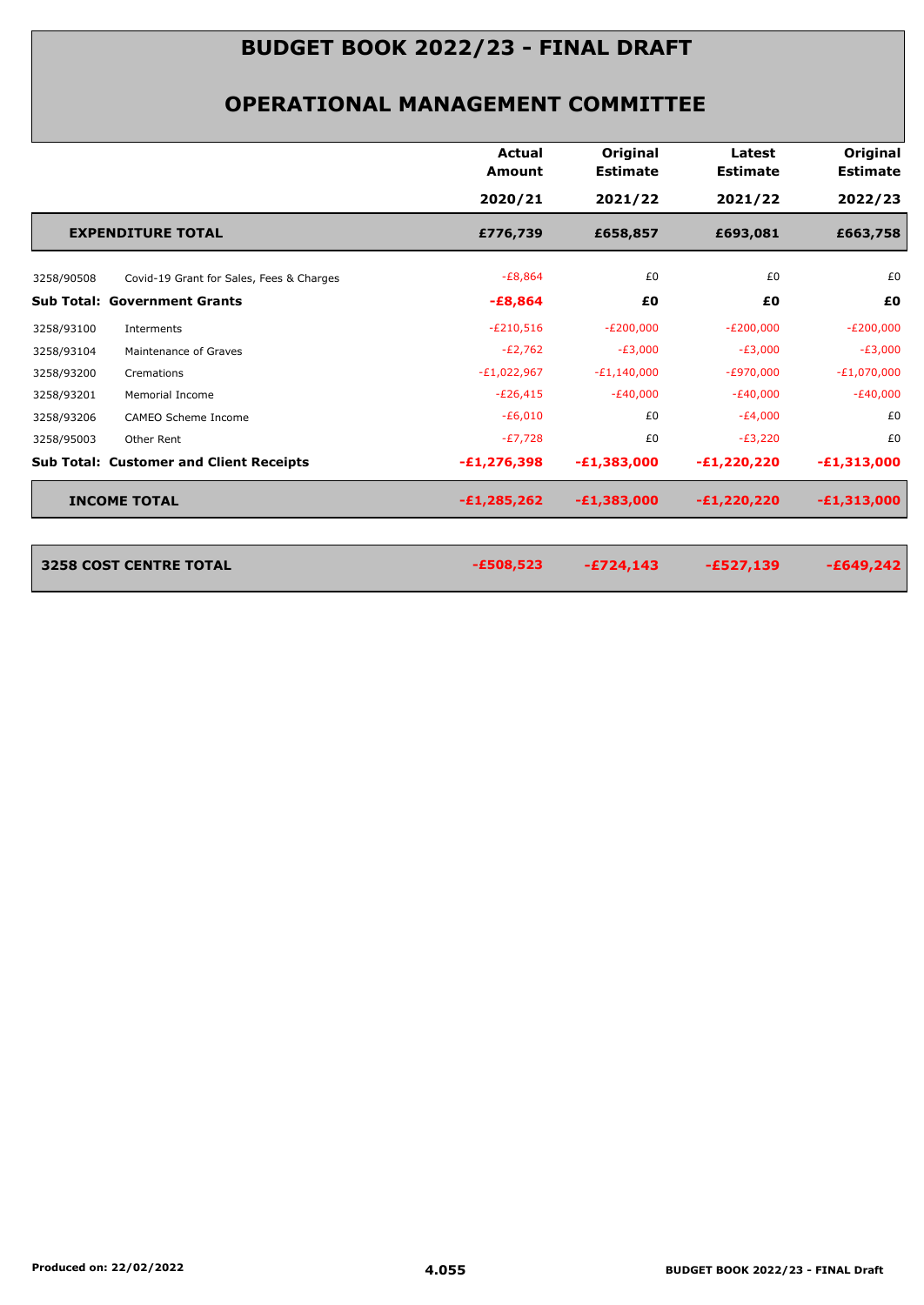# BUDGET BOOK 2022/23 - FINAL DRAFT

## OPERATIONAL MANAGEMENT COMMITTEE

| | | Actual Amount 2020/21 | Original Estimate 2021/22 | Latest Estimate 2021/22 | Original Estimate 2022/23 |
|---|---|---|---|---|---|
| | **EXPENDITURE TOTAL** | **£776,739** | **£658,857** | **£693,081** | **£663,758** |
| 3258/90508 | Covid-19 Grant for Sales, Fees & Charges | -£8,864 | £0 | £0 | £0 |
| **Sub Total:** | **Government Grants** | **-£8,864** | **£0** | **£0** | **£0** |
| 3258/93100 | Interments | -£210,516 | -£200,000 | -£200,000 | -£200,000 |
| 3258/93104 | Maintenance of Graves | -£2,762 | -£3,000 | -£3,000 | -£3,000 |
| 3258/93200 | Cremations | -£1,022,967 | -£1,140,000 | -£970,000 | -£1,070,000 |
| 3258/93201 | Memorial Income | -£26,415 | -£40,000 | -£40,000 | -£40,000 |
| 3258/93206 | CAMEO Scheme Income | -£6,010 | £0 | -£4,000 | £0 |
| 3258/95003 | Other Rent | -£7,728 | £0 | -£3,220 | £0 |
| **Sub Total:** | **Customer and Client Receipts** | **-£1,276,398** | **-£1,383,000** | **-£1,220,220** | **-£1,313,000** |
| | **INCOME TOTAL** | **-£1,285,262** | **-£1,383,000** | **-£1,220,220** | **-£1,313,000** |
| | **3258 COST CENTRE TOTAL** | **-£508,523** | **-£724,143** | **-£527,139** | **-£649,242** |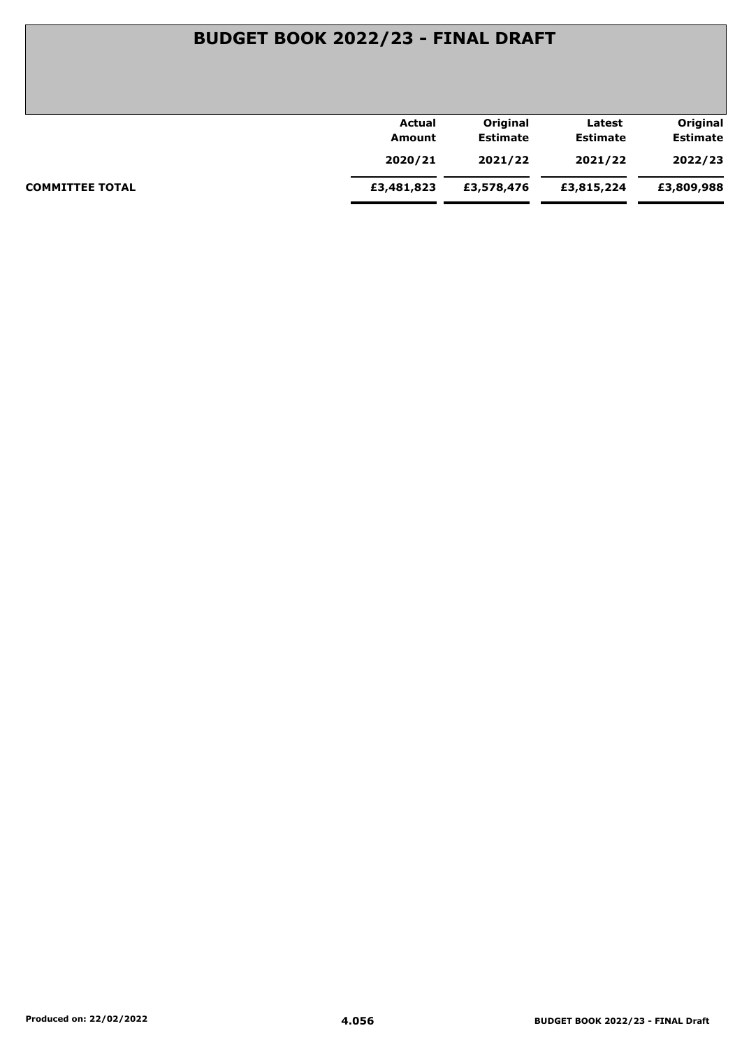# BUDGET BOOK 2022/23 - FINAL DRAFT

| | Actual Amount 2020/21 | Original Estimate 2021/22 | Latest Estimate 2021/22 | Original Estimate 2022/23 |
|---|---|---|---|---|
| **COMMITTEE TOTAL** | **£3,481,823** | **£3,578,476** | **£3,815,224** | **£3,809,988** |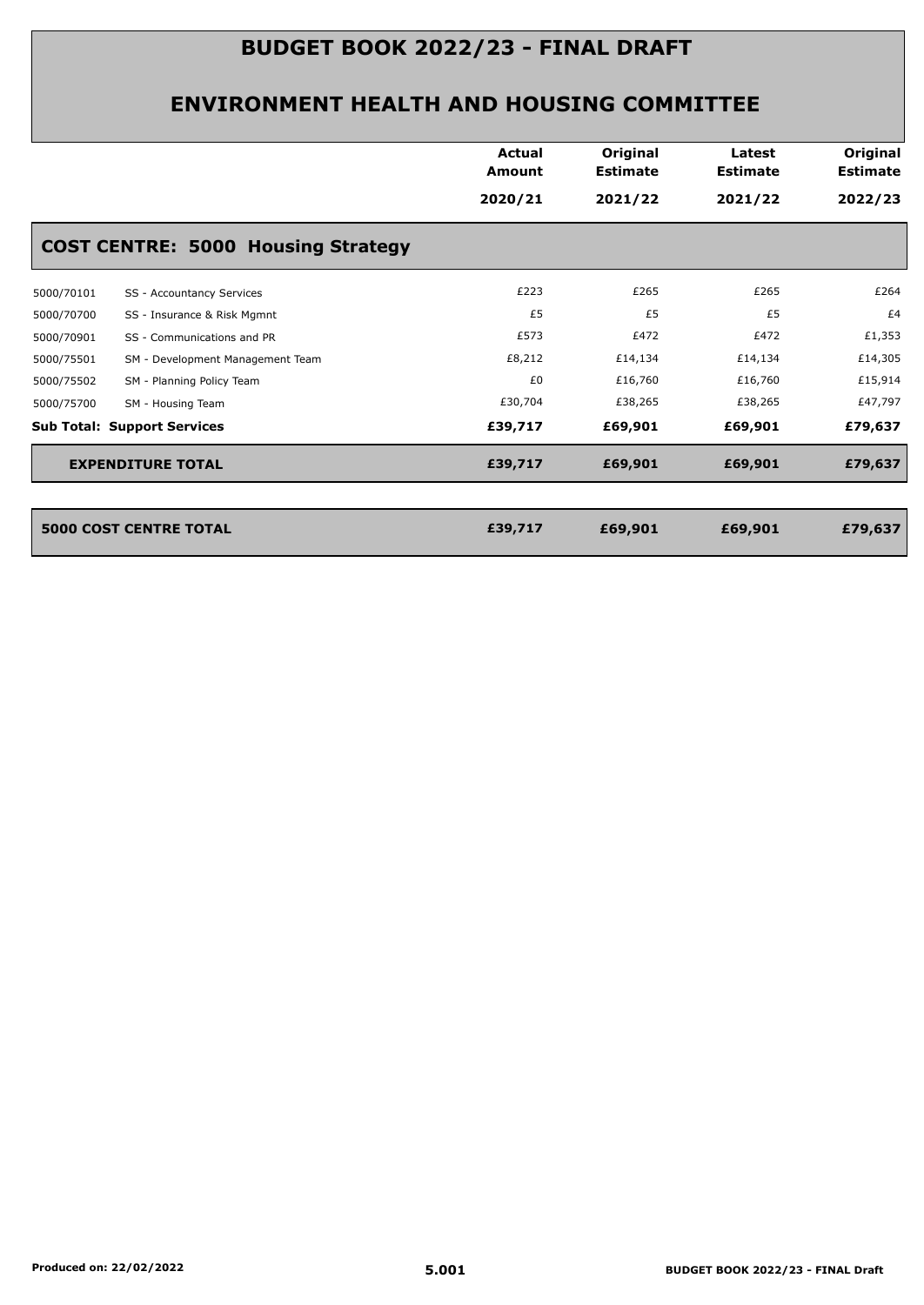# BUDGET BOOK 2022/23 - FINAL DRAFT

## ENVIRONMENT HEALTH AND HOUSING COMMITTEE

| | | Actual Amount 2020/21 | Original Estimate 2021/22 | Latest Estimate 2021/22 | Original Estimate 2022/23 |
|---|---|---|---|---|---|
| **COST CENTRE: 5000 Housing Strategy** | | | | | |
| 5000/70101 | SS - Accountancy Services | £223 | £265 | £265 | £264 |
| 5000/70700 | SS - Insurance & Risk Mgmnt | £5 | £5 | £5 | £4 |
| 5000/70901 | SS - Communications and PR | £573 | £472 | £472 | £1,353 |
| 5000/75501 | SM - Development Management Team | £8,212 | £14,134 | £14,134 | £14,305 |
| 5000/75502 | SM - Planning Policy Team | £0 | £16,760 | £16,760 | £15,914 |
| 5000/75700 | SM - Housing Team | £30,704 | £38,265 | £38,265 | £47,797 |
| **Sub Total: Support Services** | | **£39,717** | **£69,901** | **£69,901** | **£79,637** |
| **EXPENDITURE TOTAL** | | **£39,717** | **£69,901** | **£69,901** | **£79,637** |
| **5000 COST CENTRE TOTAL** | | **£39,717** | **£69,901** | **£69,901** | **£79,637** |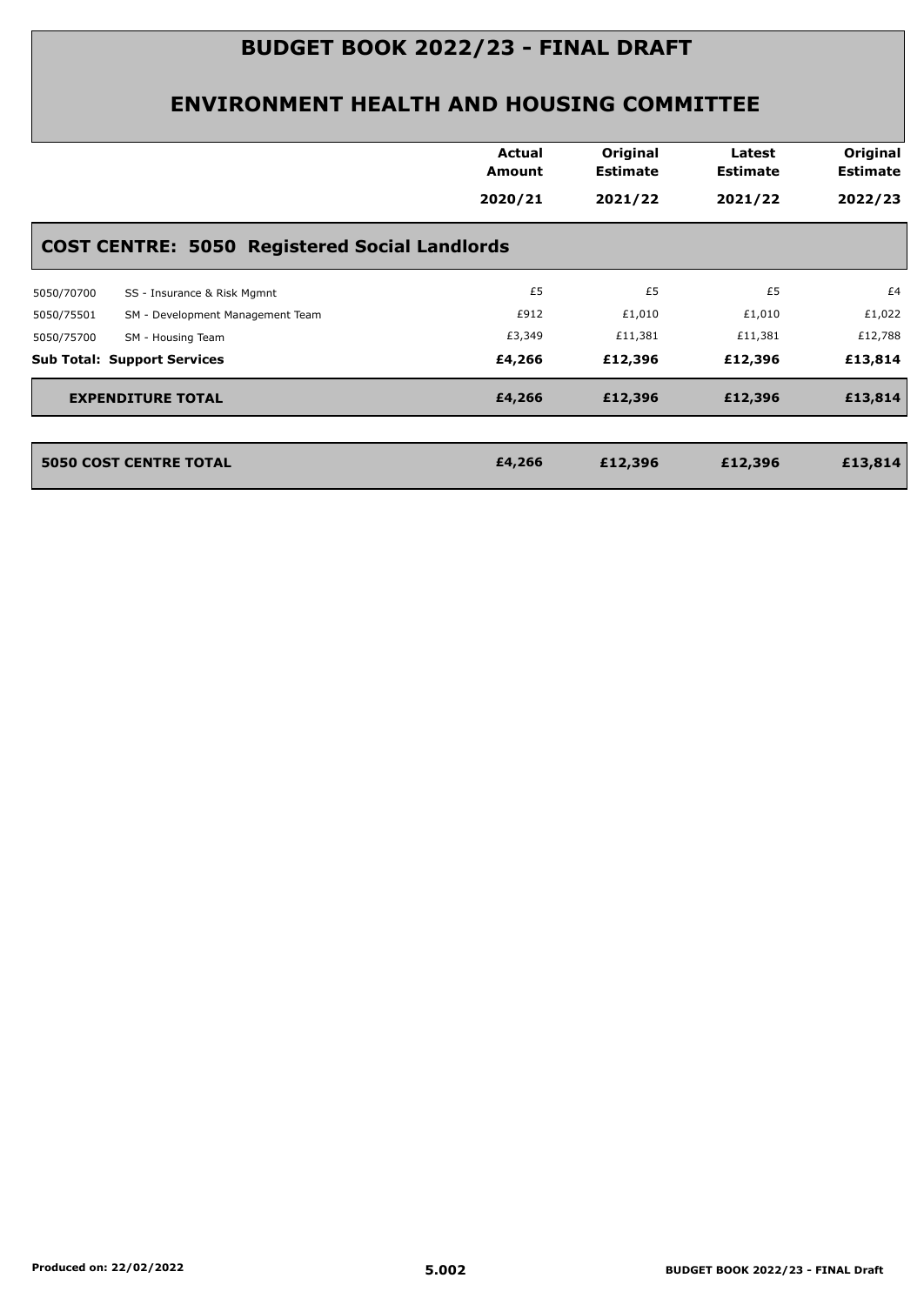# BUDGET BOOK 2022/23 - FINAL DRAFT

## ENVIRONMENT HEALTH AND HOUSING COMMITTEE

| | | Actual Amount 2020/21 | Original Estimate 2021/22 | Latest Estimate 2021/22 | Original Estimate 2022/23 |
|---|---|---|---|---|---|
| **COST CENTRE: 5050 Registered Social Landlords** | | | | | |
| 5050/70700 | SS - Insurance & Risk Mgmnt | £5 | £5 | £5 | £4 |
| 5050/75501 | SM - Development Management Team | £912 | £1,010 | £1,010 | £1,022 |
| 5050/75700 | SM - Housing Team | £3,349 | £11,381 | £11,381 | £12,788 |
| **Sub Total: Support Services** | | **£4,266** | **£12,396** | **£12,396** | **£13,814** |
| **EXPENDITURE TOTAL** | | **£4,266** | **£12,396** | **£12,396** | **£13,814** |
| **5050 COST CENTRE TOTAL** | | **£4,266** | **£12,396** | **£12,396** | **£13,814** |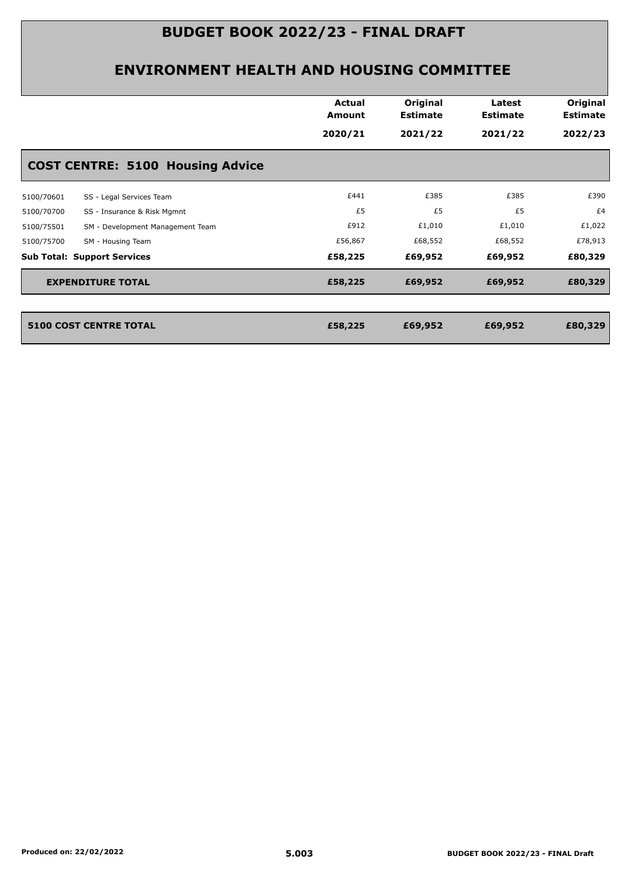# BUDGET BOOK 2022/23 - FINAL DRAFT

## ENVIRONMENT HEALTH AND HOUSING COMMITTEE

| | | Actual Amount 2020/21 | Original Estimate 2021/22 | Latest Estimate 2021/22 | Original Estimate 2022/23 |
|---|---|---|---|---|---|
| **COST CENTRE: 5100 Housing Advice** | | | | | |
| 5100/70601 | SS - Legal Services Team | £441 | £385 | £385 | £390 |
| 5100/70700 | SS - Insurance & Risk Mgmnt | £5 | £5 | £5 | £4 |
| 5100/75501 | SM - Development Management Team | £912 | £1,010 | £1,010 | £1,022 |
| 5100/75700 | SM - Housing Team | £56,867 | £68,552 | £68,552 | £78,913 |
| **Sub Total: Support Services** | | **£58,225** | **£69,952** | **£69,952** | **£80,329** |
| **EXPENDITURE TOTAL** | | **£58,225** | **£69,952** | **£69,952** | **£80,329** |
| **5100 COST CENTRE TOTAL** | | **£58,225** | **£69,952** | **£69,952** | **£80,329** |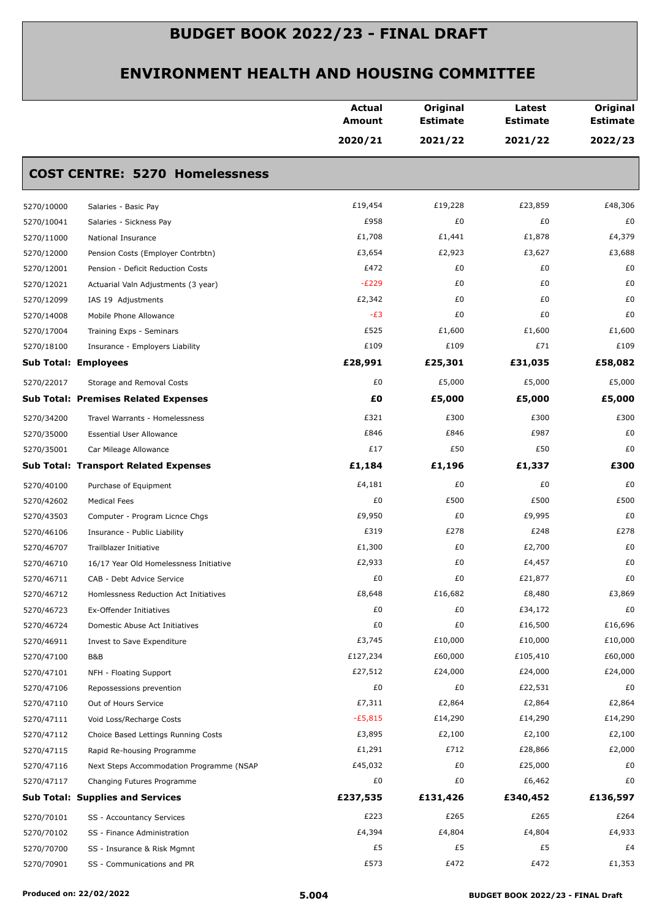# BUDGET BOOK 2022/23 - FINAL DRAFT

## ENVIRONMENT HEALTH AND HOUSING COMMITTEE

| | | Actual Amount 2020/21 | Original Estimate 2021/22 | Latest Estimate 2021/22 | Original Estimate 2022/23 |
|---|---|---|---|---|---|
| **COST CENTRE: 5270 Homelessness** | | | | | |
| 5270/10000 | Salaries - Basic Pay | £19,454 | £19,228 | £23,859 | £48,306 |
| 5270/10041 | Salaries - Sickness Pay | £958 | £0 | £0 | £0 |
| 5270/11000 | National Insurance | £1,708 | £1,441 | £1,878 | £4,379 |
| 5270/12000 | Pension Costs (Employer Contrbtn) | £3,654 | £2,923 | £3,627 | £3,688 |
| 5270/12001 | Pension - Deficit Reduction Costs | £472 | £0 | £0 | £0 |
| 5270/12021 | Actuarial Valn Adjustments (3 year) | -£229 | £0 | £0 | £0 |
| 5270/12099 | IAS 19 Adjustments | £2,342 | £0 | £0 | £0 |
| 5270/14008 | Mobile Phone Allowance | -£3 | £0 | £0 | £0 |
| 5270/17004 | Training Exps - Seminars | £525 | £1,600 | £1,600 | £1,600 |
| 5270/18100 | Insurance - Employers Liability | £109 | £109 | £71 | £109 |
| **Sub Total: Employees** | | **£28,991** | **£25,301** | **£31,035** | **£58,082** |
| 5270/22017 | Storage and Removal Costs | £0 | £5,000 | £5,000 | £5,000 |
| **Sub Total: Premises Related Expenses** | | **£0** | **£5,000** | **£5,000** | **£5,000** |
| 5270/34200 | Travel Warrants - Homelessness | £321 | £300 | £300 | £300 |
| 5270/35000 | Essential User Allowance | £846 | £846 | £987 | £0 |
| 5270/35001 | Car Mileage Allowance | £17 | £50 | £50 | £0 |
| **Sub Total: Transport Related Expenses** | | **£1,184** | **£1,196** | **£1,337** | **£300** |
| 5270/40100 | Purchase of Equipment | £4,181 | £0 | £0 | £0 |
| 5270/42602 | Medical Fees | £0 | £500 | £500 | £500 |
| 5270/43503 | Computer - Program Licnce Chgs | £9,950 | £0 | £9,995 | £0 |
| 5270/46106 | Insurance - Public Liability | £319 | £278 | £248 | £278 |
| 5270/46707 | Trailblazer Initiative | £1,300 | £0 | £2,700 | £0 |
| 5270/46710 | 16/17 Year Old Homelessness Initiative | £2,933 | £0 | £4,457 | £0 |
| 5270/46711 | CAB - Debt Advice Service | £0 | £0 | £21,877 | £0 |
| 5270/46712 | Homlessness Reduction Act Initiatives | £8,648 | £16,682 | £8,480 | £3,869 |
| 5270/46723 | Ex-Offender Initiatives | £0 | £0 | £34,172 | £0 |
| 5270/46724 | Domestic Abuse Act Initiatives | £0 | £0 | £16,500 | £16,696 |
| 5270/46911 | Invest to Save Expenditure | £3,745 | £10,000 | £10,000 | £10,000 |
| 5270/47100 | B&B | £127,234 | £60,000 | £105,410 | £60,000 |
| 5270/47101 | NFH - Floating Support | £27,512 | £24,000 | £24,000 | £24,000 |
| 5270/47106 | Repossessions prevention | £0 | £0 | £22,531 | £0 |
| 5270/47110 | Out of Hours Service | £7,311 | £2,864 | £2,864 | £2,864 |
| 5270/47111 | Void Loss/Recharge Costs | -£5,815 | £14,290 | £14,290 | £14,290 |
| 5270/47112 | Choice Based Lettings Running Costs | £3,895 | £2,100 | £2,100 | £2,100 |
| 5270/47115 | Rapid Re-housing Programme | £1,291 | £712 | £28,866 | £2,000 |
| 5270/47116 | Next Steps Accommodation Programme (NSAP | £45,032 | £0 | £25,000 | £0 |
| 5270/47117 | Changing Futures Programme | £0 | £0 | £6,462 | £0 |
| **Sub Total: Supplies and Services** | | **£237,535** | **£131,426** | **£340,452** | **£136,597** |
| 5270/70101 | SS - Accountancy Services | £223 | £265 | £265 | £264 |
| 5270/70102 | SS - Finance Administration | £4,394 | £4,804 | £4,804 | £4,933 |
| 5270/70700 | SS - Insurance & Risk Mgmnt | £5 | £5 | £5 | £4 |
| 5270/70901 | SS - Communications and PR | £573 | £472 | £472 | £1,353 |

Produced on: 22/02/2022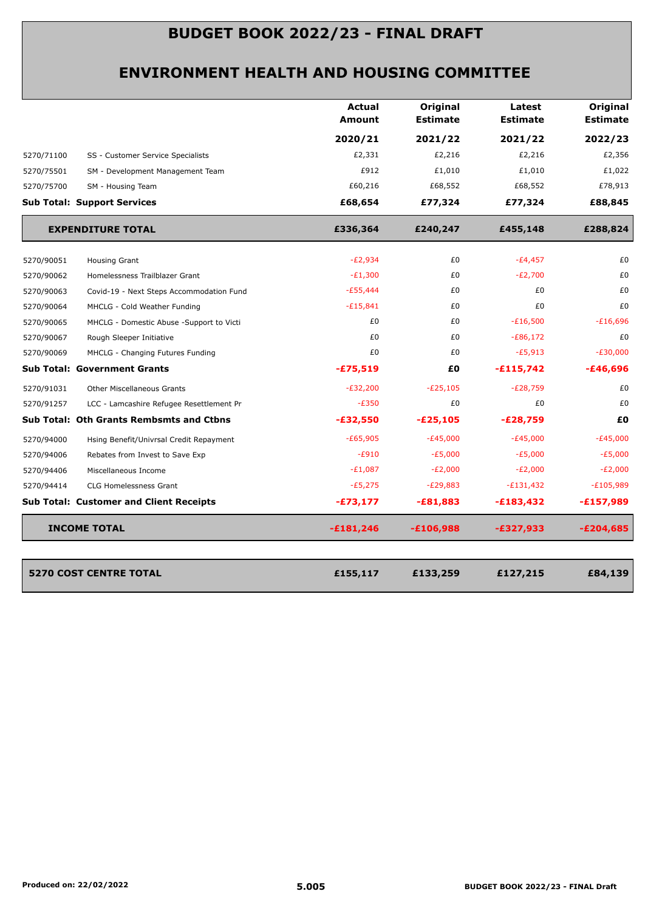# BUDGET BOOK 2022/23 - FINAL DRAFT

## ENVIRONMENT HEALTH AND HOUSING COMMITTEE

| | | Actual Amount | Original Estimate | Latest Estimate | Original Estimate |
|---|---|---|---|---|---|
| | | **2020/21** | **2021/22** | **2021/22** | **2022/23** |
| 5270/71100 | SS - Customer Service Specialists | £2,331 | £2,216 | £2,216 | £2,356 |
| 5270/75501 | SM - Development Management Team | £912 | £1,010 | £1,010 | £1,022 |
| 5270/75700 | SM - Housing Team | £60,216 | £68,552 | £68,552 | £78,913 |
| **Sub Total: Support Services** | | **£68,654** | **£77,324** | **£77,324** | **£88,845** |
| **EXPENDITURE TOTAL** | | **£336,364** | **£240,247** | **£455,148** | **£288,824** |
| 5270/90051 | Housing Grant | -£2,934 | £0 | -£4,457 | £0 |
| 5270/90062 | Homelessness Trailblazer Grant | -£1,300 | £0 | -£2,700 | £0 |
| 5270/90063 | Covid-19 - Next Steps Accommodation Fund | -£55,444 | £0 | £0 | £0 |
| 5270/90064 | MHCLG - Cold Weather Funding | -£15,841 | £0 | £0 | £0 |
| 5270/90065 | MHCLG - Domestic Abuse -Support to Victi | £0 | £0 | -£16,500 | -£16,696 |
| 5270/90067 | Rough Sleeper Initiative | £0 | £0 | -£86,172 | £0 |
| 5270/90069 | MHCLG - Changing Futures Funding | £0 | £0 | -£5,913 | -£30,000 |
| **Sub Total: Government Grants** | | **-£75,519** | **£0** | **-£115,742** | **-£46,696** |
| 5270/91031 | Other Miscellaneous Grants | -£32,200 | -£25,105 | -£28,759 | £0 |
| 5270/91257 | LCC - Lamcashire Refugee Resettlement Pr | -£350 | £0 | £0 | £0 |
| **Sub Total: Oth Grants Rembsmts and Ctbns** | | **-£32,550** | **-£25,105** | **-£28,759** | **£0** |
| 5270/94000 | Hsing Benefit/Univrsal Credit Repayment | -£65,905 | -£45,000 | -£45,000 | -£45,000 |
| 5270/94006 | Rebates from Invest to Save Exp | -£910 | -£5,000 | -£5,000 | -£5,000 |
| 5270/94406 | Miscellaneous Income | -£1,087 | -£2,000 | -£2,000 | -£2,000 |
| 5270/94414 | CLG Homelessness Grant | -£5,275 | -£29,883 | -£131,432 | -£105,989 |
| **Sub Total: Customer and Client Receipts** | | **-£73,177** | **-£81,883** | **-£183,432** | **-£157,989** |
| **INCOME TOTAL** | | **-£181,246** | **-£106,988** | **-£327,933** | **-£204,685** |
| **5270 COST CENTRE TOTAL** | | **£155,117** | **£133,259** | **£127,215** | **£84,139** |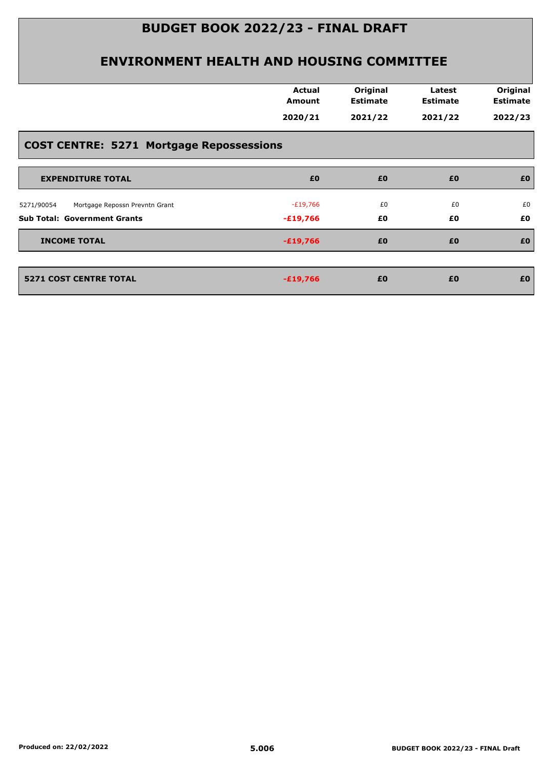# BUDGET BOOK 2022/23 - FINAL DRAFT

## ENVIRONMENT HEALTH AND HOUSING COMMITTEE

### COST CENTRE: 5271 Mortgage Repossessions

| | Actual Amount 2020/21 | Original Estimate 2021/22 | Latest Estimate 2021/22 | Original Estimate 2022/23 |
|---|---|---|---|---|
| **EXPENDITURE TOTAL** | **£0** | **£0** | **£0** | **£0** |
| 5271/90054 Mortgage Repossn Prevntn Grant | -£19,766 | £0 | £0 | £0 |
| **Sub Total: Government Grants** | **-£19,766** | **£0** | **£0** | **£0** |
| **INCOME TOTAL** | **-£19,766** | **£0** | **£0** | **£0** |
| **5271 COST CENTRE TOTAL** | **-£19,766** | **£0** | **£0** | **£0** |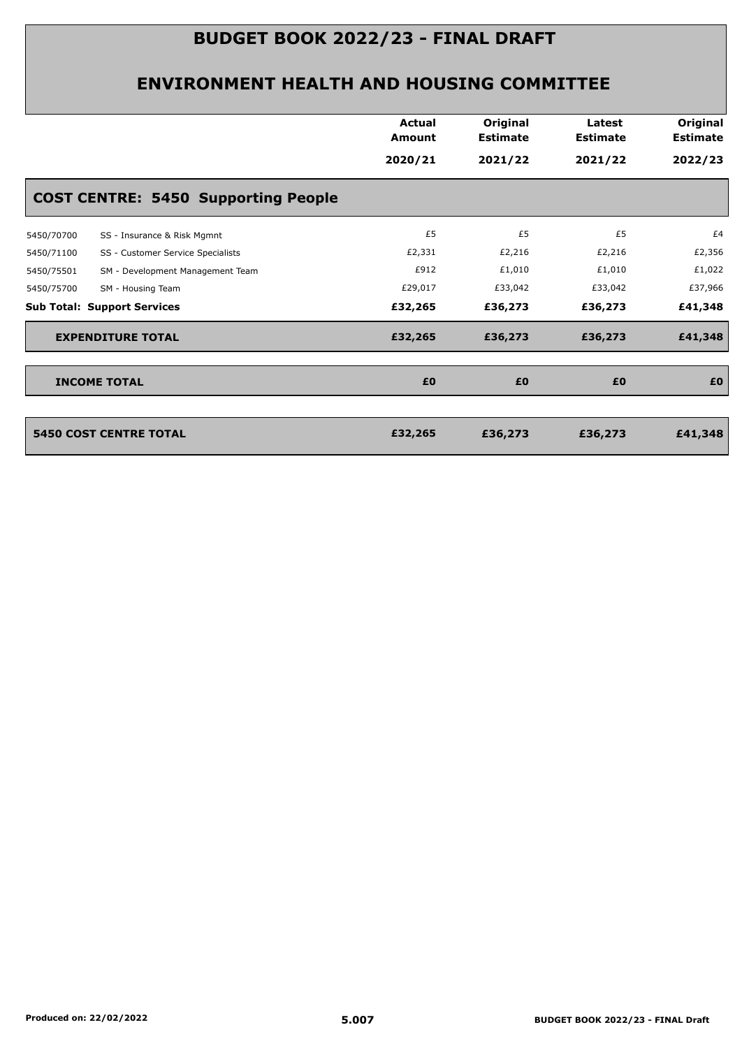# BUDGET BOOK 2022/23 - FINAL DRAFT

## ENVIRONMENT HEALTH AND HOUSING COMMITTEE

| | | Actual Amount 2020/21 | Original Estimate 2021/22 | Latest Estimate 2021/22 | Original Estimate 2022/23 |
|---|---|---|---|---|---|
| **COST CENTRE: 5450 Supporting People** | | | | | |
| 5450/70700 | SS - Insurance & Risk Mgmnt | £5 | £5 | £5 | £4 |
| 5450/71100 | SS - Customer Service Specialists | £2,331 | £2,216 | £2,216 | £2,356 |
| 5450/75501 | SM - Development Management Team | £912 | £1,010 | £1,010 | £1,022 |
| 5450/75700 | SM - Housing Team | £29,017 | £33,042 | £33,042 | £37,966 |
| **Sub Total: Support Services** | | **£32,265** | **£36,273** | **£36,273** | **£41,348** |
| **EXPENDITURE TOTAL** | | **£32,265** | **£36,273** | **£36,273** | **£41,348** |
| **INCOME TOTAL** | | **£0** | **£0** | **£0** | **£0** |
| **5450 COST CENTRE TOTAL** | | **£32,265** | **£36,273** | **£36,273** | **£41,348** |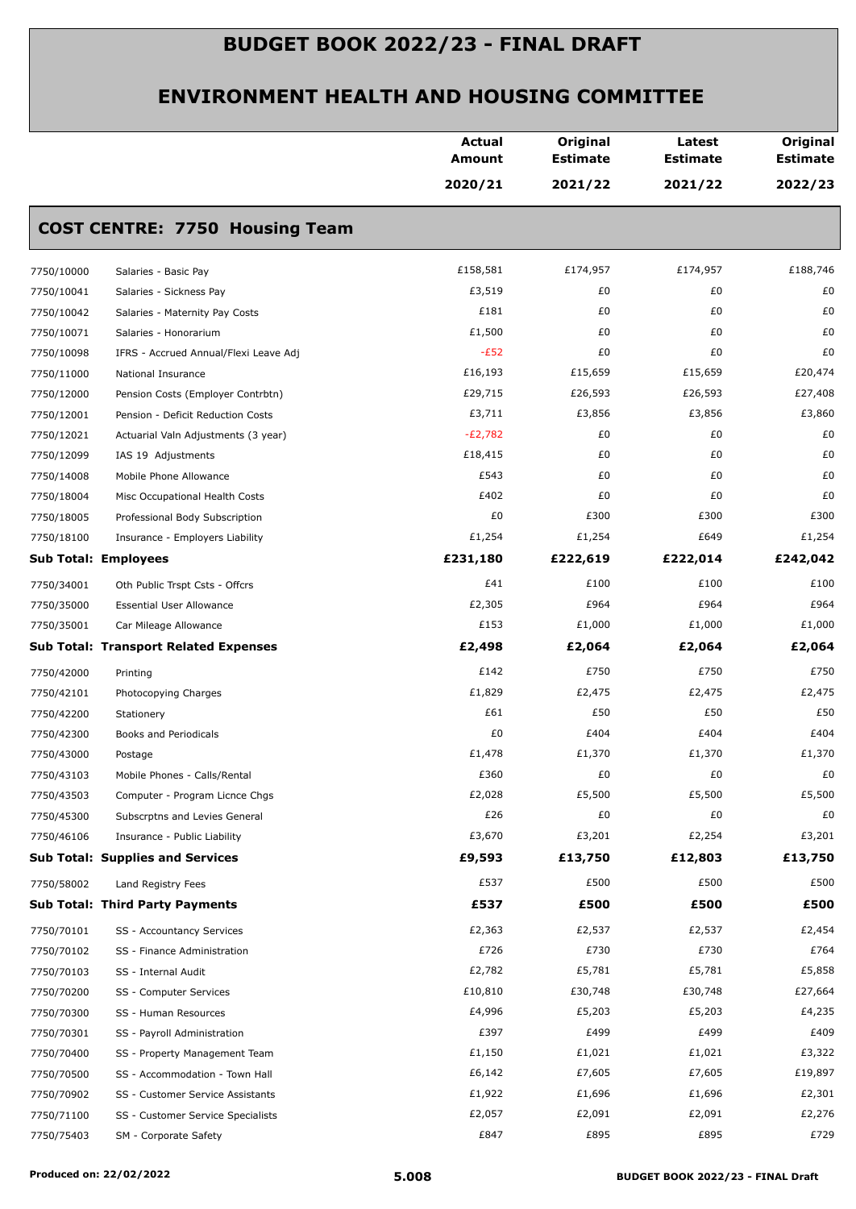# BUDGET BOOK 2022/23 - FINAL DRAFT

## ENVIRONMENT HEALTH AND HOUSING COMMITTEE

| | | Actual Amount 2020/21 | Original Estimate 2021/22 | Latest Estimate 2021/22 | Original Estimate 2022/23 |
|---|---|---|---|---|---|
| **COST CENTRE: 7750 Housing Team** | | | | | |
| 7750/10000 | Salaries - Basic Pay | £158,581 | £174,957 | £174,957 | £188,746 |
| 7750/10041 | Salaries - Sickness Pay | £3,519 | £0 | £0 | £0 |
| 7750/10042 | Salaries - Maternity Pay Costs | £181 | £0 | £0 | £0 |
| 7750/10071 | Salaries - Honorarium | £1,500 | £0 | £0 | £0 |
| 7750/10098 | IFRS - Accrued Annual/Flexi Leave Adj | -£52 | £0 | £0 | £0 |
| 7750/11000 | National Insurance | £16,193 | £15,659 | £15,659 | £20,474 |
| 7750/12000 | Pension Costs (Employer Contrbtn) | £29,715 | £26,593 | £26,593 | £27,408 |
| 7750/12001 | Pension - Deficit Reduction Costs | £3,711 | £3,856 | £3,856 | £3,860 |
| 7750/12021 | Actuarial Valn Adjustments (3 year) | -£2,782 | £0 | £0 | £0 |
| 7750/12099 | IAS 19 Adjustments | £18,415 | £0 | £0 | £0 |
| 7750/14008 | Mobile Phone Allowance | £543 | £0 | £0 | £0 |
| 7750/18004 | Misc Occupational Health Costs | £402 | £0 | £0 | £0 |
| 7750/18005 | Professional Body Subscription | £0 | £300 | £300 | £300 |
| 7750/18100 | Insurance - Employers Liability | £1,254 | £1,254 | £649 | £1,254 |
| **Sub Total: Employees** | | **£231,180** | **£222,619** | **£222,014** | **£242,042** |
| 7750/34001 | Oth Public Trspt Csts - Offcrs | £41 | £100 | £100 | £100 |
| 7750/35000 | Essential User Allowance | £2,305 | £964 | £964 | £964 |
| 7750/35001 | Car Mileage Allowance | £153 | £1,000 | £1,000 | £1,000 |
| **Sub Total: Transport Related Expenses** | | **£2,498** | **£2,064** | **£2,064** | **£2,064** |
| 7750/42000 | Printing | £142 | £750 | £750 | £750 |
| 7750/42101 | Photocopying Charges | £1,829 | £2,475 | £2,475 | £2,475 |
| 7750/42200 | Stationery | £61 | £50 | £50 | £50 |
| 7750/42300 | Books and Periodicals | £0 | £404 | £404 | £404 |
| 7750/43000 | Postage | £1,478 | £1,370 | £1,370 | £1,370 |
| 7750/43103 | Mobile Phones - Calls/Rental | £360 | £0 | £0 | £0 |
| 7750/43503 | Computer - Program Licnce Chgs | £2,028 | £5,500 | £5,500 | £5,500 |
| 7750/45300 | Subscrptns and Levies General | £26 | £0 | £0 | £0 |
| 7750/46106 | Insurance - Public Liability | £3,670 | £3,201 | £2,254 | £3,201 |
| **Sub Total: Supplies and Services** | | **£9,593** | **£13,750** | **£12,803** | **£13,750** |
| 7750/58002 | Land Registry Fees | £537 | £500 | £500 | £500 |
| **Sub Total: Third Party Payments** | | **£537** | **£500** | **£500** | **£500** |
| 7750/70101 | SS - Accountancy Services | £2,363 | £2,537 | £2,537 | £2,454 |
| 7750/70102 | SS - Finance Administration | £726 | £730 | £730 | £764 |
| 7750/70103 | SS - Internal Audit | £2,782 | £5,781 | £5,781 | £5,858 |
| 7750/70200 | SS - Computer Services | £10,810 | £30,748 | £30,748 | £27,664 |
| 7750/70300 | SS - Human Resources | £4,996 | £5,203 | £5,203 | £4,235 |
| 7750/70301 | SS - Payroll Administration | £397 | £499 | £499 | £409 |
| 7750/70400 | SS - Property Management Team | £1,150 | £1,021 | £1,021 | £3,322 |
| 7750/70500 | SS - Accommodation - Town Hall | £6,142 | £7,605 | £7,605 | £19,897 |
| 7750/70902 | SS - Customer Service Assistants | £1,922 | £1,696 | £1,696 | £2,301 |
| 7750/71100 | SS - Customer Service Specialists | £2,057 | £2,091 | £2,091 | £2,276 |
| 7750/75403 | SM - Corporate Safety | £847 | £895 | £895 | £729 |

Produced on: 22/02/2022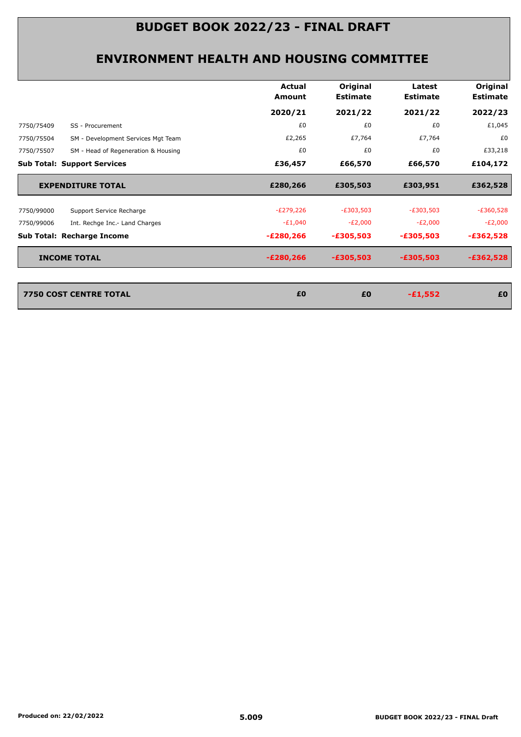# BUDGET BOOK 2022/23 - FINAL DRAFT

## ENVIRONMENT HEALTH AND HOUSING COMMITTEE

| | | Actual Amount 2020/21 | Original Estimate 2021/22 | Latest Estimate 2021/22 | Original Estimate 2022/23 |
|---|---|---|---|---|---|
| 7750/75409 | SS - Procurement | £0 | £0 | £0 | £1,045 |
| 7750/75504 | SM - Development Services Mgt Team | £2,265 | £7,764 | £7,764 | £0 |
| 7750/75507 | SM - Head of Regeneration & Housing | £0 | £0 | £0 | £33,218 |
| **Sub Total: Support Services** | | **£36,457** | **£66,570** | **£66,570** | **£104,172** |
| **EXPENDITURE TOTAL** | | **£280,266** | **£305,503** | **£303,951** | **£362,528** |
| 7750/99000 | Support Service Recharge | -£279,226 | -£303,503 | -£303,503 | -£360,528 |
| 7750/99006 | Int. Rechge Inc.- Land Charges | -£1,040 | -£2,000 | -£2,000 | -£2,000 |
| **Sub Total: Recharge Income** | | **-£280,266** | **-£305,503** | **-£305,503** | **-£362,528** |
| **INCOME TOTAL** | | **-£280,266** | **-£305,503** | **-£305,503** | **-£362,528** |
| **7750 COST CENTRE TOTAL** | | **£0** | **£0** | **-£1,552** | **£0** |

Produced on: 22/02/2022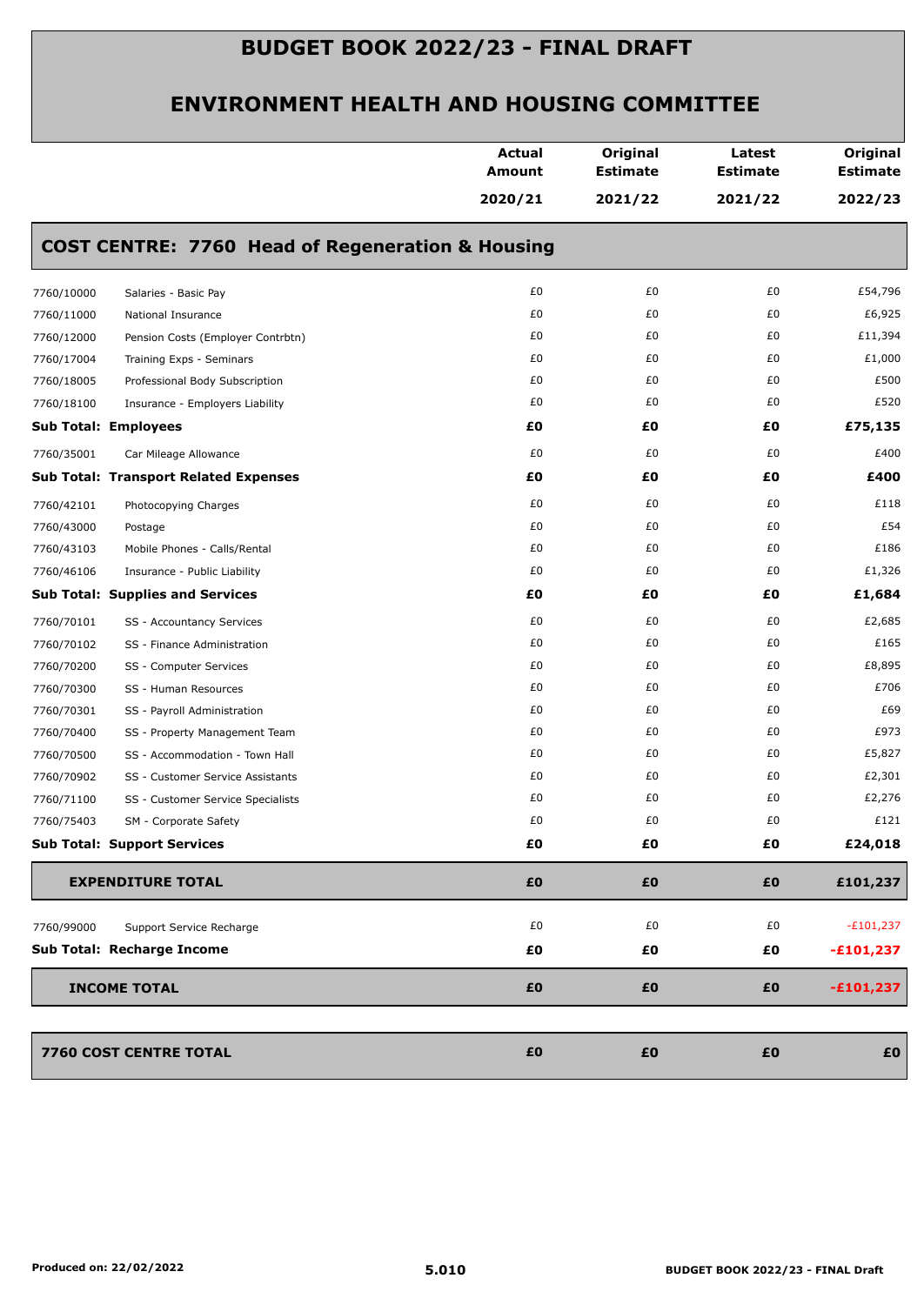# BUDGET BOOK 2022/23 - FINAL DRAFT

## ENVIRONMENT HEALTH AND HOUSING COMMITTEE

### COST CENTRE: 7760 Head of Regeneration & Housing

| | | Actual Amount 2020/21 | Original Estimate 2021/22 | Latest Estimate 2021/22 | Original Estimate 2022/23 |
|---|---|---|---|---|---|
| 7760/10000 | Salaries - Basic Pay | £0 | £0 | £0 | £54,796 |
| 7760/11000 | National Insurance | £0 | £0 | £0 | £6,925 |
| 7760/12000 | Pension Costs (Employer Contrbtn) | £0 | £0 | £0 | £11,394 |
| 7760/17004 | Training Exps - Seminars | £0 | £0 | £0 | £1,000 |
| 7760/18005 | Professional Body Subscription | £0 | £0 | £0 | £500 |
| 7760/18100 | Insurance - Employers Liability | £0 | £0 | £0 | £520 |
| **Sub Total: Employees** | | **£0** | **£0** | **£0** | **£75,135** |
| 7760/35001 | Car Mileage Allowance | £0 | £0 | £0 | £400 |
| **Sub Total: Transport Related Expenses** | | **£0** | **£0** | **£0** | **£400** |
| 7760/42101 | Photocopying Charges | £0 | £0 | £0 | £118 |
| 7760/43000 | Postage | £0 | £0 | £0 | £54 |
| 7760/43103 | Mobile Phones - Calls/Rental | £0 | £0 | £0 | £186 |
| 7760/46106 | Insurance - Public Liability | £0 | £0 | £0 | £1,326 |
| **Sub Total: Supplies and Services** | | **£0** | **£0** | **£0** | **£1,684** |
| 7760/70101 | SS - Accountancy Services | £0 | £0 | £0 | £2,685 |
| 7760/70102 | SS - Finance Administration | £0 | £0 | £0 | £165 |
| 7760/70200 | SS - Computer Services | £0 | £0 | £0 | £8,895 |
| 7760/70300 | SS - Human Resources | £0 | £0 | £0 | £706 |
| 7760/70301 | SS - Payroll Administration | £0 | £0 | £0 | £69 |
| 7760/70400 | SS - Property Management Team | £0 | £0 | £0 | £973 |
| 7760/70500 | SS - Accommodation - Town Hall | £0 | £0 | £0 | £5,827 |
| 7760/70902 | SS - Customer Service Assistants | £0 | £0 | £0 | £2,301 |
| 7760/71100 | SS - Customer Service Specialists | £0 | £0 | £0 | £2,276 |
| 7760/75403 | SM - Corporate Safety | £0 | £0 | £0 | £121 |
| **Sub Total: Support Services** | | **£0** | **£0** | **£0** | **£24,018** |
| **EXPENDITURE TOTAL** | | **£0** | **£0** | **£0** | **£101,237** |
| 7760/99000 | Support Service Recharge | £0 | £0 | £0 | -£101,237 |
| **Sub Total: Recharge Income** | | **£0** | **£0** | **£0** | **-£101,237** |
| **INCOME TOTAL** | | **£0** | **£0** | **£0** | **-£101,237** |
| **7760 COST CENTRE TOTAL** | | **£0** | **£0** | **£0** | **£0** |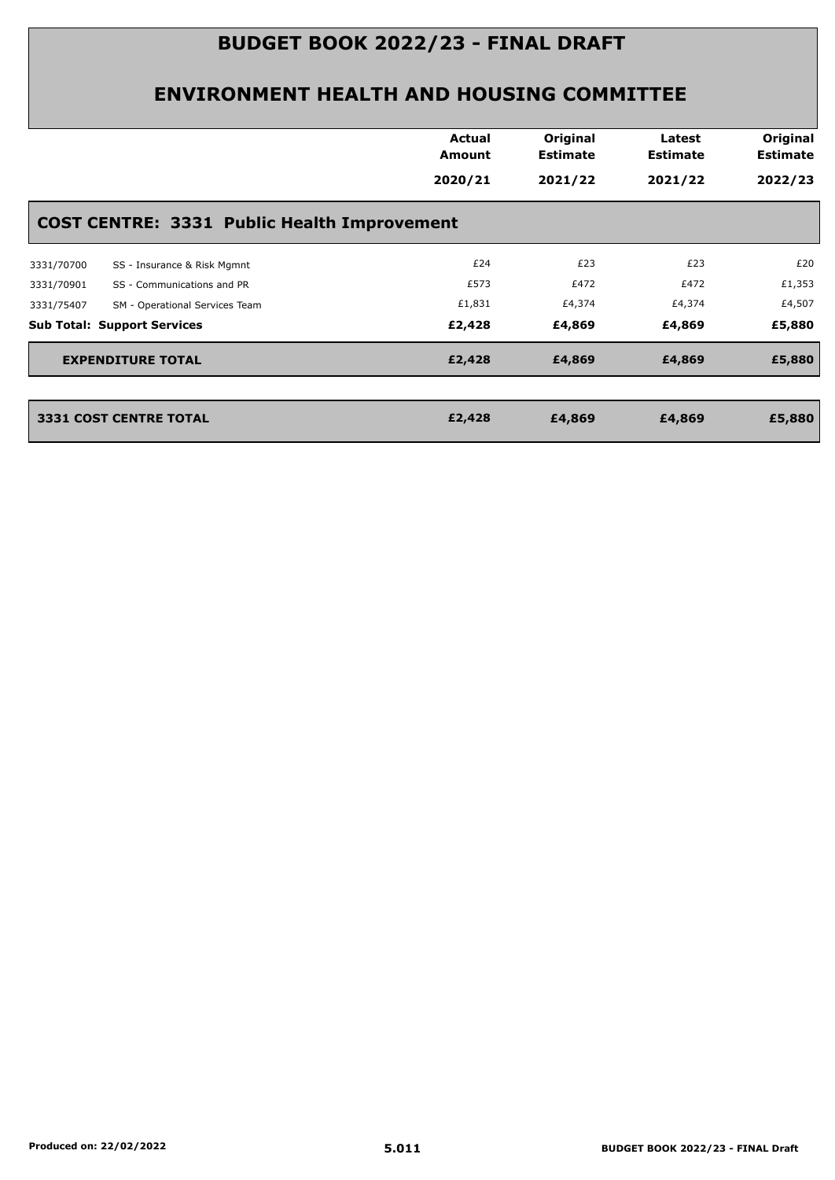# BUDGET BOOK 2022/23 - FINAL DRAFT

## ENVIRONMENT HEALTH AND HOUSING COMMITTEE

| | | Actual Amount 2020/21 | Original Estimate 2021/22 | Latest Estimate 2021/22 | Original Estimate 2022/23 |
|---|---|---|---|---|---|
| **COST CENTRE: 3331 Public Health Improvement** | | | | | |
| 3331/70700 | SS - Insurance & Risk Mgmnt | £24 | £23 | £23 | £20 |
| 3331/70901 | SS - Communications and PR | £573 | £472 | £472 | £1,353 |
| 3331/75407 | SM - Operational Services Team | £1,831 | £4,374 | £4,374 | £4,507 |
| **Sub Total: Support Services** | | **£2,428** | **£4,869** | **£4,869** | **£5,880** |
| **EXPENDITURE TOTAL** | | **£2,428** | **£4,869** | **£4,869** | **£5,880** |
| **3331 COST CENTRE TOTAL** | | **£2,428** | **£4,869** | **£4,869** | **£5,880** |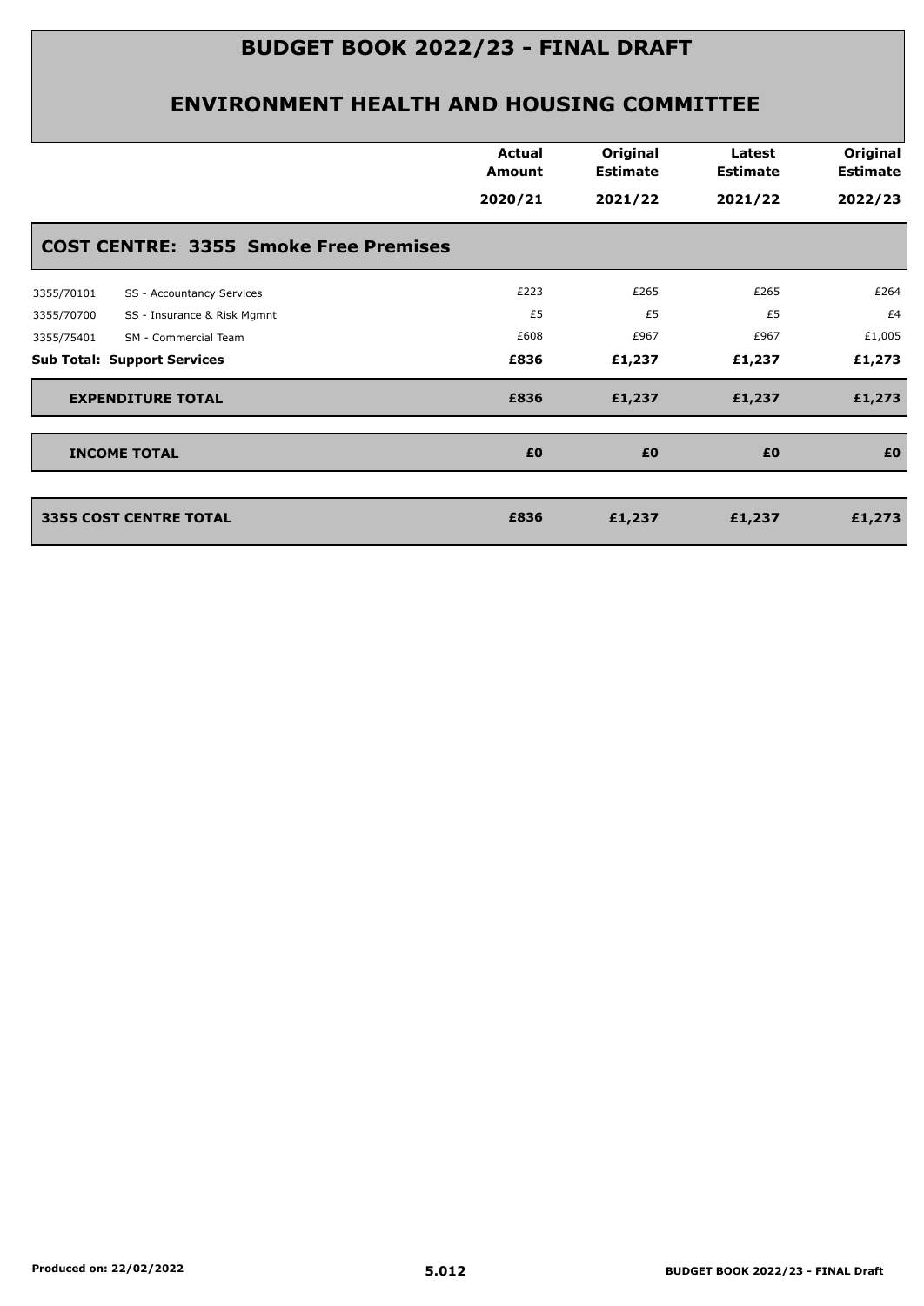# BUDGET BOOK 2022/23 - FINAL DRAFT

## ENVIRONMENT HEALTH AND HOUSING COMMITTEE

| | | Actual Amount 2020/21 | Original Estimate 2021/22 | Latest Estimate 2021/22 | Original Estimate 2022/23 |
|---|---|---|---|---|---|
| **COST CENTRE: 3355 Smoke Free Premises** | | | | | |
| 3355/70101 | SS - Accountancy Services | £223 | £265 | £265 | £264 |
| 3355/70700 | SS - Insurance & Risk Mgmnt | £5 | £5 | £5 | £4 |
| 3355/75401 | SM - Commercial Team | £608 | £967 | £967 | £1,005 |
| **Sub Total: Support Services** | | **£836** | **£1,237** | **£1,237** | **£1,273** |
| **EXPENDITURE TOTAL** | | **£836** | **£1,237** | **£1,237** | **£1,273** |
| **INCOME TOTAL** | | **£0** | **£0** | **£0** | **£0** |
| **3355 COST CENTRE TOTAL** | | **£836** | **£1,237** | **£1,237** | **£1,273** |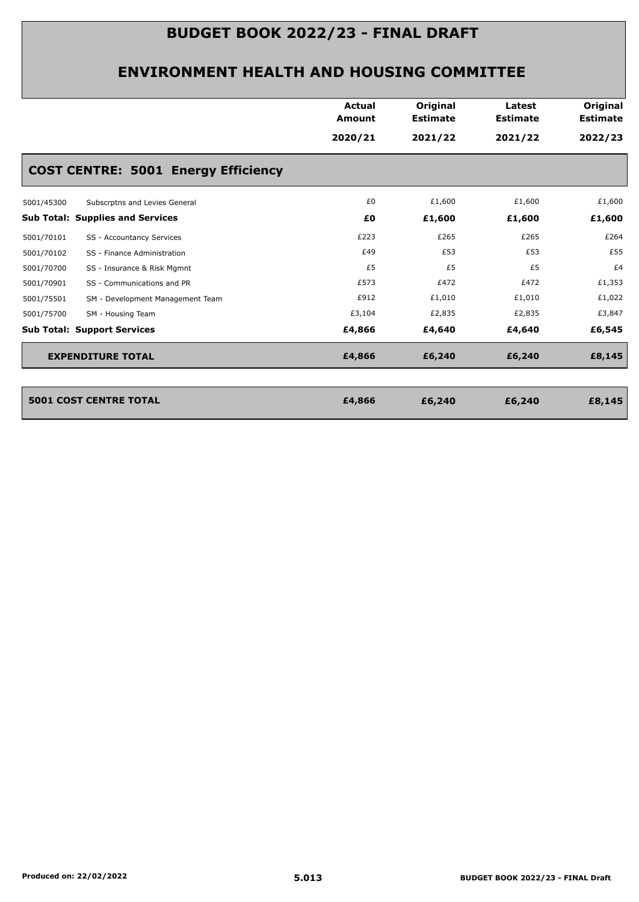# BUDGET BOOK 2022/23 - FINAL DRAFT

## ENVIRONMENT HEALTH AND HOUSING COMMITTEE

| | | Actual Amount 2020/21 | Original Estimate 2021/22 | Latest Estimate 2021/22 | Original Estimate 2022/23 |
|---|---|---|---|---|---|
| **COST CENTRE: 5001 Energy Efficiency** | | | | | |
| 5001/45300 | Subscrptns and Levies General | £0 | £1,600 | £1,600 | £1,600 |
| **Sub Total: Supplies and Services** | | **£0** | **£1,600** | **£1,600** | **£1,600** |
| 5001/70101 | SS - Accountancy Services | £223 | £265 | £265 | £264 |
| 5001/70102 | SS - Finance Administration | £49 | £53 | £53 | £55 |
| 5001/70700 | SS - Insurance & Risk Mgmnt | £5 | £5 | £5 | £4 |
| 5001/70901 | SS - Communications and PR | £573 | £472 | £472 | £1,353 |
| 5001/75501 | SM - Development Management Team | £912 | £1,010 | £1,010 | £1,022 |
| 5001/75700 | SM - Housing Team | £3,104 | £2,835 | £2,835 | £3,847 |
| **Sub Total: Support Services** | | **£4,866** | **£4,640** | **£4,640** | **£6,545** |
| **EXPENDITURE TOTAL** | | **£4,866** | **£6,240** | **£6,240** | **£8,145** |
| **5001 COST CENTRE TOTAL** | | **£4,866** | **£6,240** | **£6,240** | **£8,145** |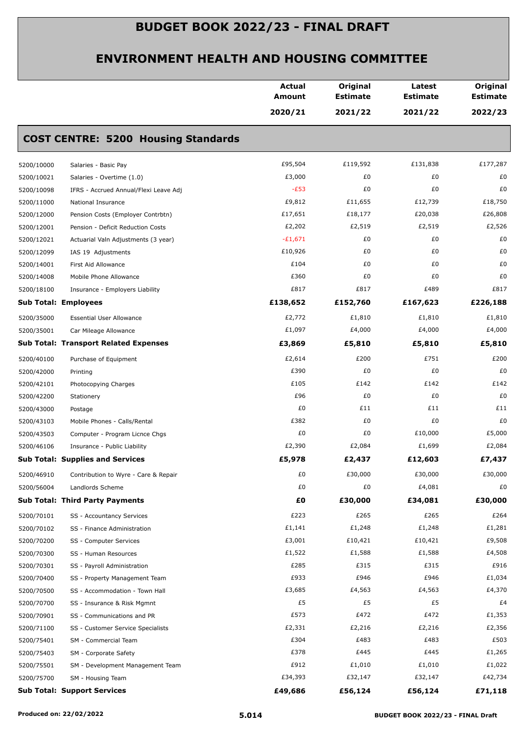# BUDGET BOOK 2022/23 - FINAL DRAFT

## ENVIRONMENT HEALTH AND HOUSING COMMITTEE

### COST CENTRE: 5200 Housing Standards

| | | Actual Amount 2020/21 | Original Estimate 2021/22 | Latest Estimate 2021/22 | Original Estimate 2022/23 |
|---|---|---|---|---|---|
| 5200/10000 | Salaries - Basic Pay | £95,504 | £119,592 | £131,838 | £177,287 |
| 5200/10021 | Salaries - Overtime (1.0) | £3,000 | £0 | £0 | £0 |
| 5200/10098 | IFRS - Accrued Annual/Flexi Leave Adj | -£53 | £0 | £0 | £0 |
| 5200/11000 | National Insurance | £9,812 | £11,655 | £12,739 | £18,750 |
| 5200/12000 | Pension Costs (Employer Contrbtn) | £17,651 | £18,177 | £20,038 | £26,808 |
| 5200/12001 | Pension - Deficit Reduction Costs | £2,202 | £2,519 | £2,519 | £2,526 |
| 5200/12021 | Actuarial Valn Adjustments (3 year) | -£1,671 | £0 | £0 | £0 |
| 5200/12099 | IAS 19 Adjustments | £10,926 | £0 | £0 | £0 |
| 5200/14001 | First Aid Allowance | £104 | £0 | £0 | £0 |
| 5200/14008 | Mobile Phone Allowance | £360 | £0 | £0 | £0 |
| 5200/18100 | Insurance - Employers Liability | £817 | £817 | £489 | £817 |
| **Sub Total: Employees** | | **£138,652** | **£152,760** | **£167,623** | **£226,188** |
| 5200/35000 | Essential User Allowance | £2,772 | £1,810 | £1,810 | £1,810 |
| 5200/35001 | Car Mileage Allowance | £1,097 | £4,000 | £4,000 | £4,000 |
| **Sub Total: Transport Related Expenses** | | **£3,869** | **£5,810** | **£5,810** | **£5,810** |
| 5200/40100 | Purchase of Equipment | £2,614 | £200 | £751 | £200 |
| 5200/42000 | Printing | £390 | £0 | £0 | £0 |
| 5200/42101 | Photocopying Charges | £105 | £142 | £142 | £142 |
| 5200/42200 | Stationery | £96 | £0 | £0 | £0 |
| 5200/43000 | Postage | £0 | £11 | £11 | £11 |
| 5200/43103 | Mobile Phones - Calls/Rental | £382 | £0 | £0 | £0 |
| 5200/43503 | Computer - Program Licnce Chgs | £0 | £0 | £10,000 | £5,000 |
| 5200/46106 | Insurance - Public Liability | £2,390 | £2,084 | £1,699 | £2,084 |
| **Sub Total: Supplies and Services** | | **£5,978** | **£2,437** | **£12,603** | **£7,437** |
| 5200/46910 | Contribution to Wyre - Care & Repair | £0 | £30,000 | £30,000 | £30,000 |
| 5200/56004 | Landlords Scheme | £0 | £0 | £4,081 | £0 |
| **Sub Total: Third Party Payments** | | **£0** | **£30,000** | **£34,081** | **£30,000** |
| 5200/70101 | SS - Accountancy Services | £223 | £265 | £265 | £264 |
| 5200/70102 | SS - Finance Administration | £1,141 | £1,248 | £1,248 | £1,281 |
| 5200/70200 | SS - Computer Services | £3,001 | £10,421 | £10,421 | £9,508 |
| 5200/70300 | SS - Human Resources | £1,522 | £1,588 | £1,588 | £4,508 |
| 5200/70301 | SS - Payroll Administration | £285 | £315 | £315 | £916 |
| 5200/70400 | SS - Property Management Team | £933 | £946 | £946 | £1,034 |
| 5200/70500 | SS - Accommodation - Town Hall | £3,685 | £4,563 | £4,563 | £4,370 |
| 5200/70700 | SS - Insurance & Risk Mgmnt | £5 | £5 | £5 | £4 |
| 5200/70901 | SS - Communications and PR | £573 | £472 | £472 | £1,353 |
| 5200/71100 | SS - Customer Service Specialists | £2,331 | £2,216 | £2,216 | £2,356 |
| 5200/75401 | SM - Commercial Team | £304 | £483 | £483 | £503 |
| 5200/75403 | SM - Corporate Safety | £378 | £445 | £445 | £1,265 |
| 5200/75501 | SM - Development Management Team | £912 | £1,010 | £1,010 | £1,022 |
| 5200/75700 | SM - Housing Team | £34,393 | £32,147 | £32,147 | £42,734 |
| **Sub Total: Support Services** | | **£49,686** | **£56,124** | **£56,124** | **£71,118** |

Produced on: 22/02/2022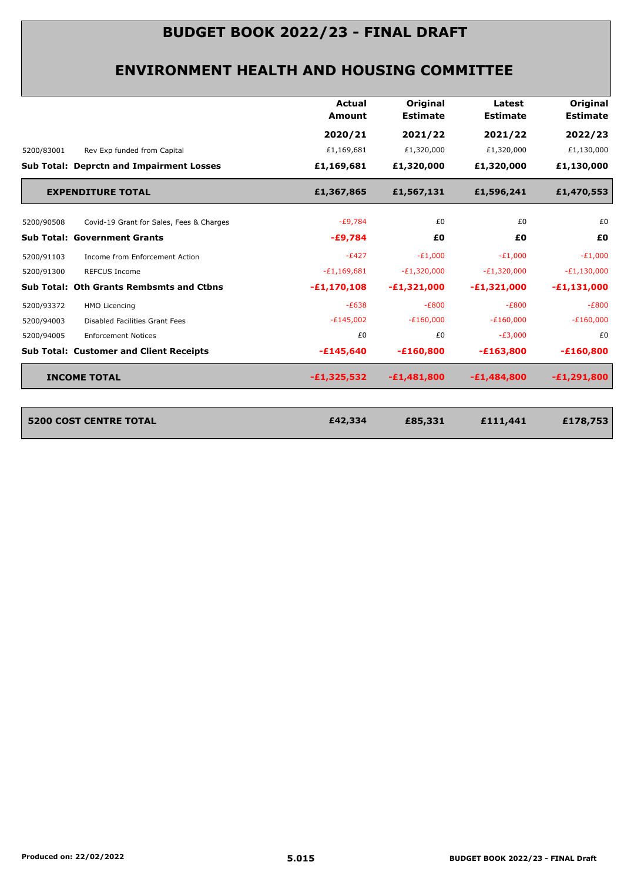# BUDGET BOOK 2022/23 - FINAL DRAFT

## ENVIRONMENT HEALTH AND HOUSING COMMITTEE

| | | Actual Amount | Original Estimate | Latest Estimate | Original Estimate |
|---|---|---|---|---|---|
| | | 2020/21 | 2021/22 | 2021/22 | 2022/23 |
| 5200/83001 | Rev Exp funded from Capital | £1,169,681 | £1,320,000 | £1,320,000 | £1,130,000 |
| **Sub Total: Deprctn and Impairment Losses** | | **£1,169,681** | **£1,320,000** | **£1,320,000** | **£1,130,000** |
| **EXPENDITURE TOTAL** | | **£1,367,865** | **£1,567,131** | **£1,596,241** | **£1,470,553** |
| 5200/90508 | Covid-19 Grant for Sales, Fees & Charges | -£9,784 | £0 | £0 | £0 |
| **Sub Total: Government Grants** | | **-£9,784** | **£0** | **£0** | **£0** |
| 5200/91103 | Income from Enforcement Action | -£427 | -£1,000 | -£1,000 | -£1,000 |
| 5200/91300 | REFCUS Income | -£1,169,681 | -£1,320,000 | -£1,320,000 | -£1,130,000 |
| **Sub Total: Oth Grants Rembsmts and Ctbns** | | **-£1,170,108** | **-£1,321,000** | **-£1,321,000** | **-£1,131,000** |
| 5200/93372 | HMO Licencing | -£638 | -£800 | -£800 | -£800 |
| 5200/94003 | Disabled Facilities Grant Fees | -£145,002 | -£160,000 | -£160,000 | -£160,000 |
| 5200/94005 | Enforcement Notices | £0 | £0 | -£3,000 | £0 |
| **Sub Total: Customer and Client Receipts** | | **-£145,640** | **-£160,800** | **-£163,800** | **-£160,800** |
| **INCOME TOTAL** | | **-£1,325,532** | **-£1,481,800** | **-£1,484,800** | **-£1,291,800** |
| **5200 COST CENTRE TOTAL** | | **£42,334** | **£85,331** | **£111,441** | **£178,753** |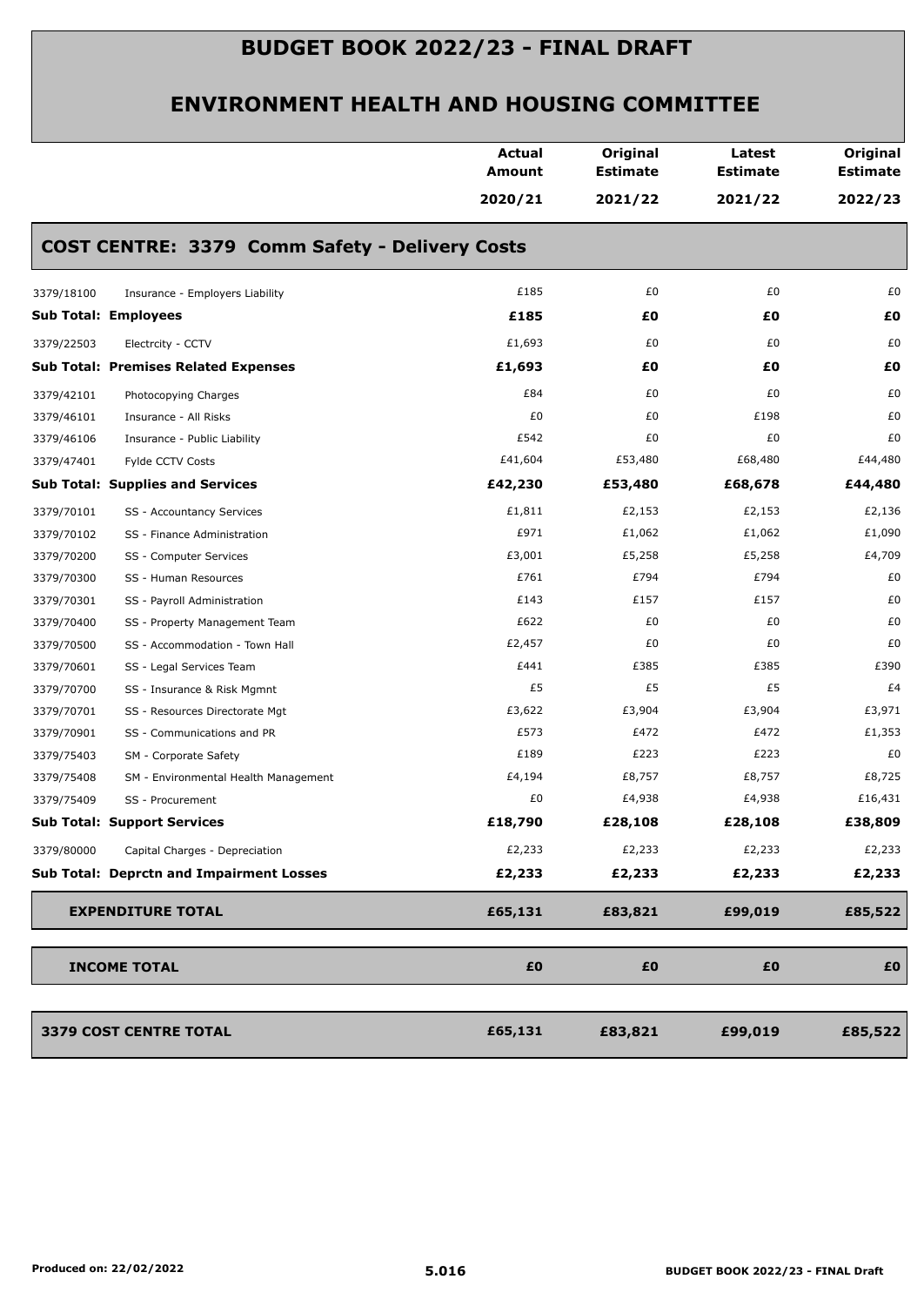# BUDGET BOOK 2022/23 - FINAL DRAFT

## ENVIRONMENT HEALTH AND HOUSING COMMITTEE

| | | Actual Amount 2020/21 | Original Estimate 2021/22 | Latest Estimate 2021/22 | Original Estimate 2022/23 |
|---|---|---|---|---|---|

### COST CENTRE: 3379 Comm Safety - Delivery Costs

| Code | Description | Actual Amount 2020/21 | Original Estimate 2021/22 | Latest Estimate 2021/22 | Original Estimate 2022/23 |
|---|---|---|---|---|---|
| 3379/18100 | Insurance - Employers Liability | £185 | £0 | £0 | £0 |
| **Sub Total: Employees** | | **£185** | **£0** | **£0** | **£0** |
| 3379/22503 | Electrcity - CCTV | £1,693 | £0 | £0 | £0 |
| **Sub Total: Premises Related Expenses** | | **£1,693** | **£0** | **£0** | **£0** |
| 3379/42101 | Photocopying Charges | £84 | £0 | £0 | £0 |
| 3379/46101 | Insurance - All Risks | £0 | £0 | £198 | £0 |
| 3379/46106 | Insurance - Public Liability | £542 | £0 | £0 | £0 |
| 3379/47401 | Fylde CCTV Costs | £41,604 | £53,480 | £68,480 | £44,480 |
| **Sub Total: Supplies and Services** | | **£42,230** | **£53,480** | **£68,678** | **£44,480** |
| 3379/70101 | SS - Accountancy Services | £1,811 | £2,153 | £2,153 | £2,136 |
| 3379/70102 | SS - Finance Administration | £971 | £1,062 | £1,062 | £1,090 |
| 3379/70200 | SS - Computer Services | £3,001 | £5,258 | £5,258 | £4,709 |
| 3379/70300 | SS - Human Resources | £761 | £794 | £794 | £0 |
| 3379/70301 | SS - Payroll Administration | £143 | £157 | £157 | £0 |
| 3379/70400 | SS - Property Management Team | £622 | £0 | £0 | £0 |
| 3379/70500 | SS - Accommodation - Town Hall | £2,457 | £0 | £0 | £0 |
| 3379/70601 | SS - Legal Services Team | £441 | £385 | £385 | £390 |
| 3379/70700 | SS - Insurance & Risk Mgmnt | £5 | £5 | £5 | £4 |
| 3379/70701 | SS - Resources Directorate Mgt | £3,622 | £3,904 | £3,904 | £3,971 |
| 3379/70901 | SS - Communications and PR | £573 | £472 | £472 | £1,353 |
| 3379/75403 | SM - Corporate Safety | £189 | £223 | £223 | £0 |
| 3379/75408 | SM - Environmental Health Management | £4,194 | £8,757 | £8,757 | £8,725 |
| 3379/75409 | SS - Procurement | £0 | £4,938 | £4,938 | £16,431 |
| **Sub Total: Support Services** | | **£18,790** | **£28,108** | **£28,108** | **£38,809** |
| 3379/80000 | Capital Charges - Depreciation | £2,233 | £2,233 | £2,233 | £2,233 |
| **Sub Total: Deprctn and Impairment Losses** | | **£2,233** | **£2,233** | **£2,233** | **£2,233** |
| **EXPENDITURE TOTAL** | | **£65,131** | **£83,821** | **£99,019** | **£85,522** |
| **INCOME TOTAL** | | **£0** | **£0** | **£0** | **£0** |
| **3379 COST CENTRE TOTAL** | | **£65,131** | **£83,821** | **£99,019** | **£85,522** |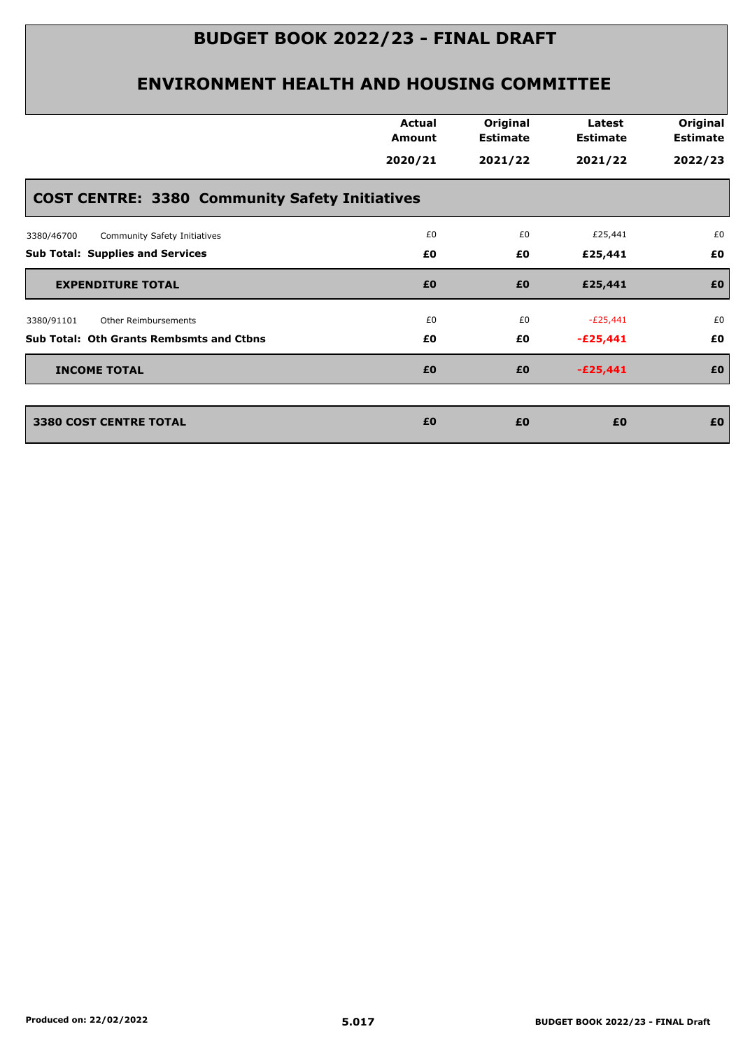# BUDGET BOOK 2022/23 - FINAL DRAFT

## ENVIRONMENT HEALTH AND HOUSING COMMITTEE

| | Actual Amount 2020/21 | Original Estimate 2021/22 | Latest Estimate 2021/22 | Original Estimate 2022/23 |
|---|---|---|---|---|
| **COST CENTRE: 3380 Community Safety Initiatives** | | | | |
| 3380/46700 Community Safety Initiatives | £0 | £0 | £25,441 | £0 |
| **Sub Total: Supplies and Services** | **£0** | **£0** | **£25,441** | **£0** |
| **EXPENDITURE TOTAL** | **£0** | **£0** | **£25,441** | **£0** |
| 3380/91101 Other Reimbursements | £0 | £0 | -£25,441 | £0 |
| **Sub Total: Oth Grants Rembsmts and Ctbns** | **£0** | **£0** | **-£25,441** | **£0** |
| **INCOME TOTAL** | **£0** | **£0** | **-£25,441** | **£0** |
| **3380 COST CENTRE TOTAL** | **£0** | **£0** | **£0** | **£0** |

Produced on: 22/02/2022

5.017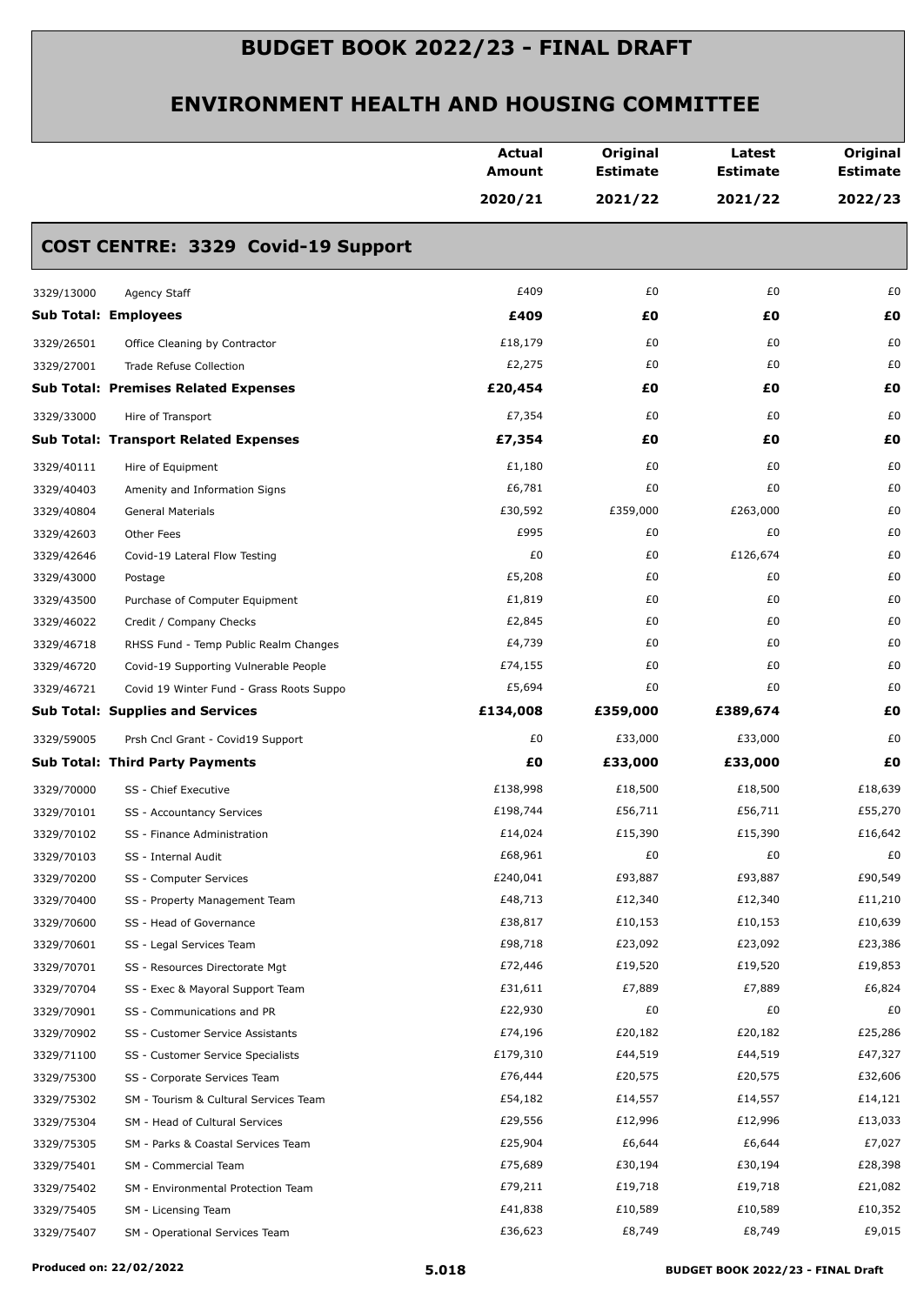# BUDGET BOOK 2022/23 - FINAL DRAFT

## ENVIRONMENT HEALTH AND HOUSING COMMITTEE

| | | Actual Amount 2020/21 | Original Estimate 2021/22 | Latest Estimate 2021/22 | Original Estimate 2022/23 |
|---|---|---|---|---|---|
| **COST CENTRE: 3329 Covid-19 Support** | | | | | |
| 3329/13000 | Agency Staff | £409 | £0 | £0 | £0 |
| **Sub Total: Employees** | | **£409** | **£0** | **£0** | **£0** |
| 3329/26501 | Office Cleaning by Contractor | £18,179 | £0 | £0 | £0 |
| 3329/27001 | Trade Refuse Collection | £2,275 | £0 | £0 | £0 |
| **Sub Total: Premises Related Expenses** | | **£20,454** | **£0** | **£0** | **£0** |
| 3329/33000 | Hire of Transport | £7,354 | £0 | £0 | £0 |
| **Sub Total: Transport Related Expenses** | | **£7,354** | **£0** | **£0** | **£0** |
| 3329/40111 | Hire of Equipment | £1,180 | £0 | £0 | £0 |
| 3329/40403 | Amenity and Information Signs | £6,781 | £0 | £0 | £0 |
| 3329/40804 | General Materials | £30,592 | £359,000 | £263,000 | £0 |
| 3329/42603 | Other Fees | £995 | £0 | £0 | £0 |
| 3329/42646 | Covid-19 Lateral Flow Testing | £0 | £0 | £126,674 | £0 |
| 3329/43000 | Postage | £5,208 | £0 | £0 | £0 |
| 3329/43500 | Purchase of Computer Equipment | £1,819 | £0 | £0 | £0 |
| 3329/46022 | Credit / Company Checks | £2,845 | £0 | £0 | £0 |
| 3329/46718 | RHSS Fund - Temp Public Realm Changes | £4,739 | £0 | £0 | £0 |
| 3329/46720 | Covid-19 Supporting Vulnerable People | £74,155 | £0 | £0 | £0 |
| 3329/46721 | Covid 19 Winter Fund - Grass Roots Suppo | £5,694 | £0 | £0 | £0 |
| **Sub Total: Supplies and Services** | | **£134,008** | **£359,000** | **£389,674** | **£0** |
| 3329/59005 | Prsh Cncl Grant - Covid19 Support | £0 | £33,000 | £33,000 | £0 |
| **Sub Total: Third Party Payments** | | **£0** | **£33,000** | **£33,000** | **£0** |
| 3329/70000 | SS - Chief Executive | £138,998 | £18,500 | £18,500 | £18,639 |
| 3329/70101 | SS - Accountancy Services | £198,744 | £56,711 | £56,711 | £55,270 |
| 3329/70102 | SS - Finance Administration | £14,024 | £15,390 | £15,390 | £16,642 |
| 3329/70103 | SS - Internal Audit | £68,961 | £0 | £0 | £0 |
| 3329/70200 | SS - Computer Services | £240,041 | £93,887 | £93,887 | £90,549 |
| 3329/70400 | SS - Property Management Team | £48,713 | £12,340 | £12,340 | £11,210 |
| 3329/70600 | SS - Head of Governance | £38,817 | £10,153 | £10,153 | £10,639 |
| 3329/70601 | SS - Legal Services Team | £98,718 | £23,092 | £23,092 | £23,386 |
| 3329/70701 | SS - Resources Directorate Mgt | £72,446 | £19,520 | £19,520 | £19,853 |
| 3329/70704 | SS - Exec & Mayoral Support Team | £31,611 | £7,889 | £7,889 | £6,824 |
| 3329/70901 | SS - Communications and PR | £22,930 | £0 | £0 | £0 |
| 3329/70902 | SS - Customer Service Assistants | £74,196 | £20,182 | £20,182 | £25,286 |
| 3329/71100 | SS - Customer Service Specialists | £179,310 | £44,519 | £44,519 | £47,327 |
| 3329/75300 | SS - Corporate Services Team | £76,444 | £20,575 | £20,575 | £32,606 |
| 3329/75302 | SM - Tourism & Cultural Services Team | £54,182 | £14,557 | £14,557 | £14,121 |
| 3329/75304 | SM - Head of Cultural Services | £29,556 | £12,996 | £12,996 | £13,033 |
| 3329/75305 | SM - Parks & Coastal Services Team | £25,904 | £6,644 | £6,644 | £7,027 |
| 3329/75401 | SM - Commercial Team | £75,689 | £30,194 | £30,194 | £28,398 |
| 3329/75402 | SM - Environmental Protection Team | £79,211 | £19,718 | £19,718 | £21,082 |
| 3329/75405 | SM - Licensing Team | £41,838 | £10,589 | £10,589 | £10,352 |
| 3329/75407 | SM - Operational Services Team | £36,623 | £8,749 | £8,749 | £9,015 |

Produced on: 22/02/2022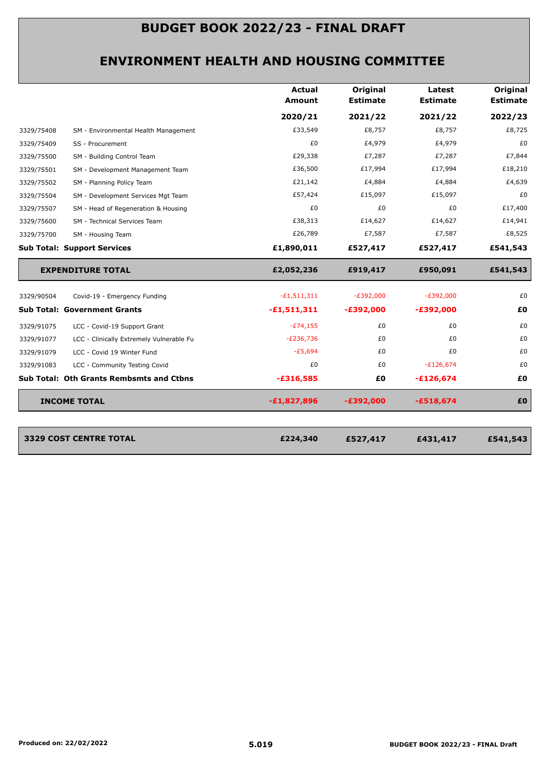# BUDGET BOOK 2022/23 - FINAL DRAFT

## ENVIRONMENT HEALTH AND HOUSING COMMITTEE

| | | Actual Amount 2020/21 | Original Estimate 2021/22 | Latest Estimate 2021/22 | Original Estimate 2022/23 |
|---|---|---|---|---|---|
| 3329/75408 | SM - Environmental Health Management | £33,549 | £8,757 | £8,757 | £8,725 |
| 3329/75409 | SS - Procurement | £0 | £4,979 | £4,979 | £0 |
| 3329/75500 | SM - Building Control Team | £29,338 | £7,287 | £7,287 | £7,844 |
| 3329/75501 | SM - Development Management Team | £36,500 | £17,994 | £17,994 | £18,210 |
| 3329/75502 | SM - Planning Policy Team | £21,142 | £4,884 | £4,884 | £4,639 |
| 3329/75504 | SM - Development Services Mgt Team | £57,424 | £15,097 | £15,097 | £0 |
| 3329/75507 | SM - Head of Regeneration & Housing | £0 | £0 | £0 | £17,400 |
| 3329/75600 | SM - Technical Services Team | £38,313 | £14,627 | £14,627 | £14,941 |
| 3329/75700 | SM - Housing Team | £26,789 | £7,587 | £7,587 | £8,525 |
| **Sub Total: Support Services** | | **£1,890,011** | **£527,417** | **£527,417** | **£541,543** |
| **EXPENDITURE TOTAL** | | **£2,052,236** | **£919,417** | **£950,091** | **£541,543** |
| 3329/90504 | Covid-19 - Emergency Funding | -£1,511,311 | -£392,000 | -£392,000 | £0 |
| **Sub Total: Government Grants** | | **-£1,511,311** | **-£392,000** | **-£392,000** | **£0** |
| 3329/91075 | LCC - Covid-19 Support Grant | -£74,155 | £0 | £0 | £0 |
| 3329/91077 | LCC - Clinically Extremely Vulnerable Fu | -£236,736 | £0 | £0 | £0 |
| 3329/91079 | LCC - Covid 19 Winter Fund | -£5,694 | £0 | £0 | £0 |
| 3329/91083 | LCC - Community Testing Covid | £0 | £0 | -£126,674 | £0 |
| **Sub Total: Oth Grants Rembsmts and Ctbns** | | **-£316,585** | **£0** | **-£126,674** | **£0** |
| **INCOME TOTAL** | | **-£1,827,896** | **-£392,000** | **-£518,674** | **£0** |
| **3329 COST CENTRE TOTAL** | | **£224,340** | **£527,417** | **£431,417** | **£541,543** |

Produced on: 22/02/2022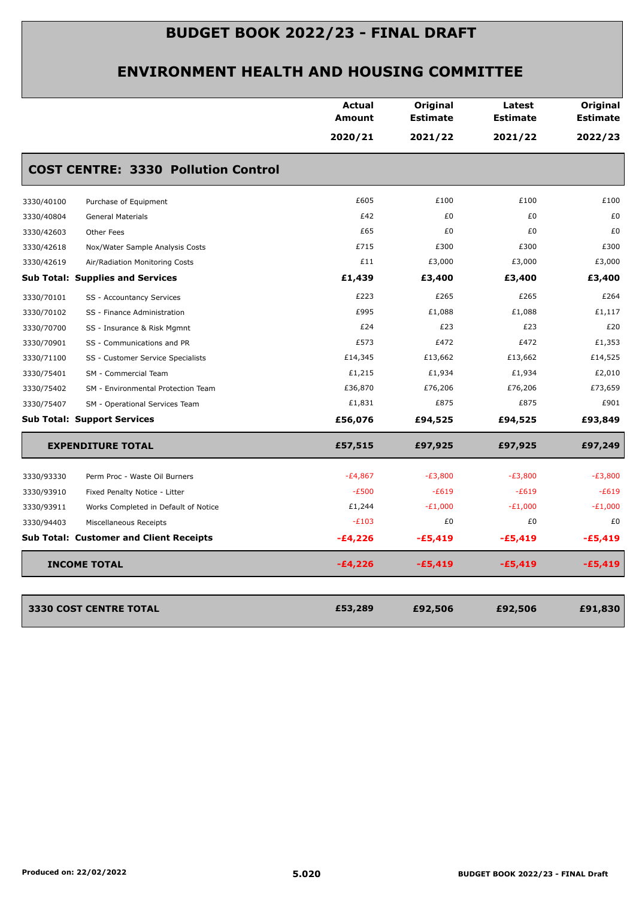# BUDGET BOOK 2022/23 - FINAL DRAFT

## ENVIRONMENT HEALTH AND HOUSING COMMITTEE

| | | Actual Amount 2020/21 | Original Estimate 2021/22 | Latest Estimate 2021/22 | Original Estimate 2022/23 |
|---|---|---|---|---|---|
| **COST CENTRE: 3330 Pollution Control** | | | | | |
| 3330/40100 | Purchase of Equipment | £605 | £100 | £100 | £100 |
| 3330/40804 | General Materials | £42 | £0 | £0 | £0 |
| 3330/42603 | Other Fees | £65 | £0 | £0 | £0 |
| 3330/42618 | Nox/Water Sample Analysis Costs | £715 | £300 | £300 | £300 |
| 3330/42619 | Air/Radiation Monitoring Costs | £11 | £3,000 | £3,000 | £3,000 |
| **Sub Total: Supplies and Services** | | **£1,439** | **£3,400** | **£3,400** | **£3,400** |
| 3330/70101 | SS - Accountancy Services | £223 | £265 | £265 | £264 |
| 3330/70102 | SS - Finance Administration | £995 | £1,088 | £1,088 | £1,117 |
| 3330/70700 | SS - Insurance & Risk Mgmnt | £24 | £23 | £23 | £20 |
| 3330/70901 | SS - Communications and PR | £573 | £472 | £472 | £1,353 |
| 3330/71100 | SS - Customer Service Specialists | £14,345 | £13,662 | £13,662 | £14,525 |
| 3330/75401 | SM - Commercial Team | £1,215 | £1,934 | £1,934 | £2,010 |
| 3330/75402 | SM - Environmental Protection Team | £36,870 | £76,206 | £76,206 | £73,659 |
| 3330/75407 | SM - Operational Services Team | £1,831 | £875 | £875 | £901 |
| **Sub Total: Support Services** | | **£56,076** | **£94,525** | **£94,525** | **£93,849** |
| **EXPENDITURE TOTAL** | | **£57,515** | **£97,925** | **£97,925** | **£97,249** |
| 3330/93330 | Perm Proc - Waste Oil Burners | -£4,867 | -£3,800 | -£3,800 | -£3,800 |
| 3330/93910 | Fixed Penalty Notice - Litter | -£500 | -£619 | -£619 | -£619 |
| 3330/93911 | Works Completed in Default of Notice | £1,244 | -£1,000 | -£1,000 | -£1,000 |
| 3330/94403 | Miscellaneous Receipts | -£103 | £0 | £0 | £0 |
| **Sub Total: Customer and Client Receipts** | | **-£4,226** | **-£5,419** | **-£5,419** | **-£5,419** |
| **INCOME TOTAL** | | **-£4,226** | **-£5,419** | **-£5,419** | **-£5,419** |
| **3330 COST CENTRE TOTAL** | | **£53,289** | **£92,506** | **£92,506** | **£91,830** |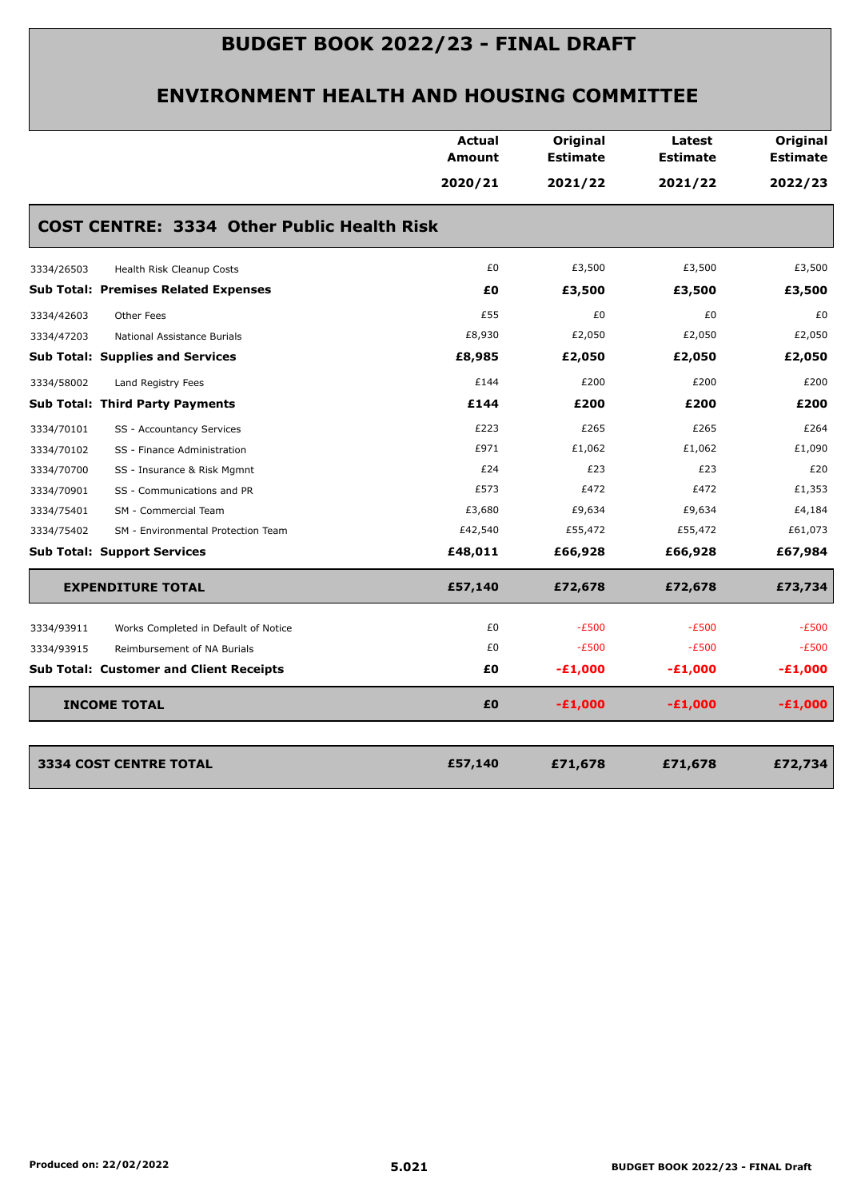# BUDGET BOOK 2022/23 - FINAL DRAFT

## ENVIRONMENT HEALTH AND HOUSING COMMITTEE

| | | Actual Amount 2020/21 | Original Estimate 2021/22 | Latest Estimate 2021/22 | Original Estimate 2022/23 |
|---|---|---|---|---|---|
| **COST CENTRE: 3334 Other Public Health Risk** | | | | | |
| 3334/26503 | Health Risk Cleanup Costs | £0 | £3,500 | £3,500 | £3,500 |
| **Sub Total: Premises Related Expenses** | | **£0** | **£3,500** | **£3,500** | **£3,500** |
| 3334/42603 | Other Fees | £55 | £0 | £0 | £0 |
| 3334/47203 | National Assistance Burials | £8,930 | £2,050 | £2,050 | £2,050 |
| **Sub Total: Supplies and Services** | | **£8,985** | **£2,050** | **£2,050** | **£2,050** |
| 3334/58002 | Land Registry Fees | £144 | £200 | £200 | £200 |
| **Sub Total: Third Party Payments** | | **£144** | **£200** | **£200** | **£200** |
| 3334/70101 | SS - Accountancy Services | £223 | £265 | £265 | £264 |
| 3334/70102 | SS - Finance Administration | £971 | £1,062 | £1,062 | £1,090 |
| 3334/70700 | SS - Insurance & Risk Mgmnt | £24 | £23 | £23 | £20 |
| 3334/70901 | SS - Communications and PR | £573 | £472 | £472 | £1,353 |
| 3334/75401 | SM - Commercial Team | £3,680 | £9,634 | £9,634 | £4,184 |
| 3334/75402 | SM - Environmental Protection Team | £42,540 | £55,472 | £55,472 | £61,073 |
| **Sub Total: Support Services** | | **£48,011** | **£66,928** | **£66,928** | **£67,984** |
| **EXPENDITURE TOTAL** | | **£57,140** | **£72,678** | **£72,678** | **£73,734** |
| 3334/93911 | Works Completed in Default of Notice | £0 | -£500 | -£500 | -£500 |
| 3334/93915 | Reimbursement of NA Burials | £0 | -£500 | -£500 | -£500 |
| **Sub Total: Customer and Client Receipts** | | **£0** | **-£1,000** | **-£1,000** | **-£1,000** |
| **INCOME TOTAL** | | **£0** | **-£1,000** | **-£1,000** | **-£1,000** |
| **3334 COST CENTRE TOTAL** | | **£57,140** | **£71,678** | **£71,678** | **£72,734** |

Produced on: 22/02/2022

5.021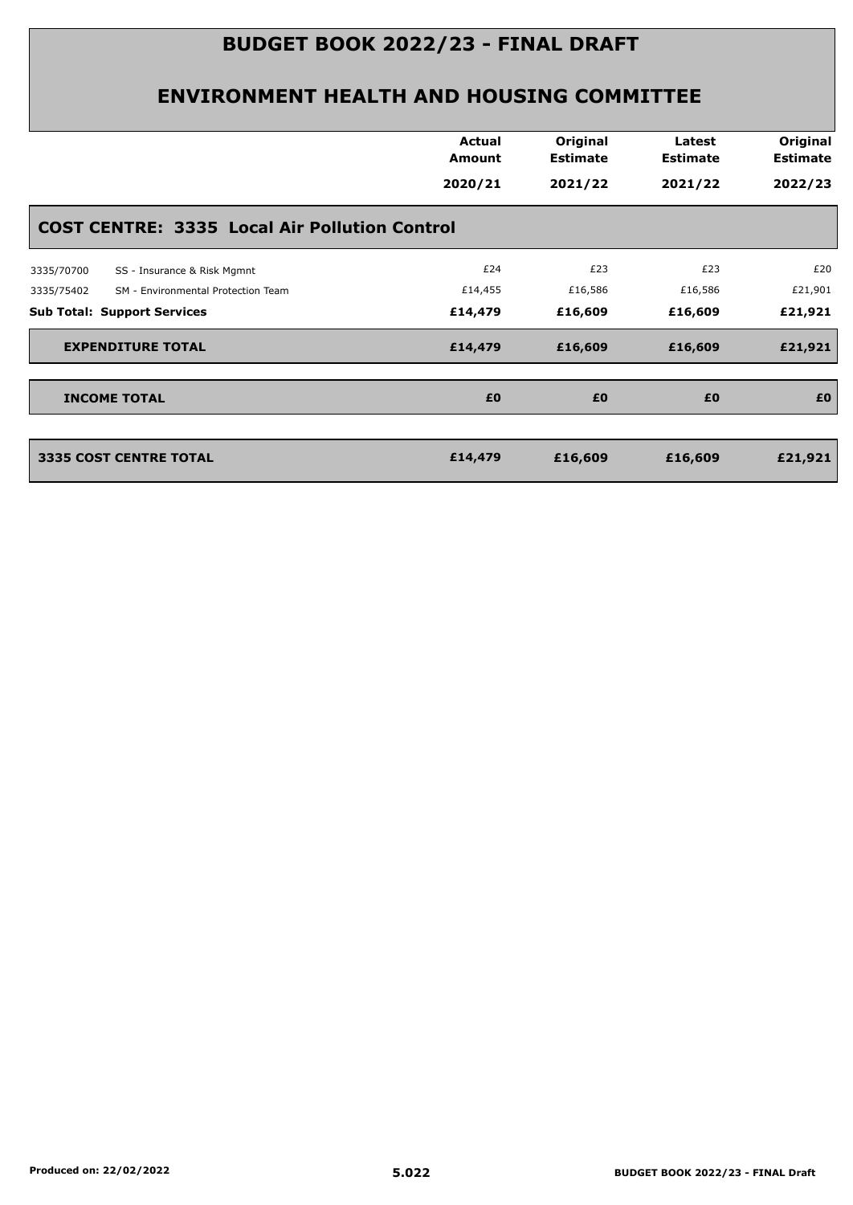# BUDGET BOOK 2022/23 - FINAL DRAFT

## ENVIRONMENT HEALTH AND HOUSING COMMITTEE

| | | Actual Amount 2020/21 | Original Estimate 2021/22 | Latest Estimate 2021/22 | Original Estimate 2022/23 |
|---|---|---|---|---|---|
| **COST CENTRE: 3335 Local Air Pollution Control** | | | | | |
| 3335/70700 | SS - Insurance & Risk Mgmnt | £24 | £23 | £23 | £20 |
| 3335/75402 | SM - Environmental Protection Team | £14,455 | £16,586 | £16,586 | £21,901 |
| **Sub Total: Support Services** | | **£14,479** | **£16,609** | **£16,609** | **£21,921** |
| **EXPENDITURE TOTAL** | | **£14,479** | **£16,609** | **£16,609** | **£21,921** |
| **INCOME TOTAL** | | **£0** | **£0** | **£0** | **£0** |
| **3335 COST CENTRE TOTAL** | | **£14,479** | **£16,609** | **£16,609** | **£21,921** |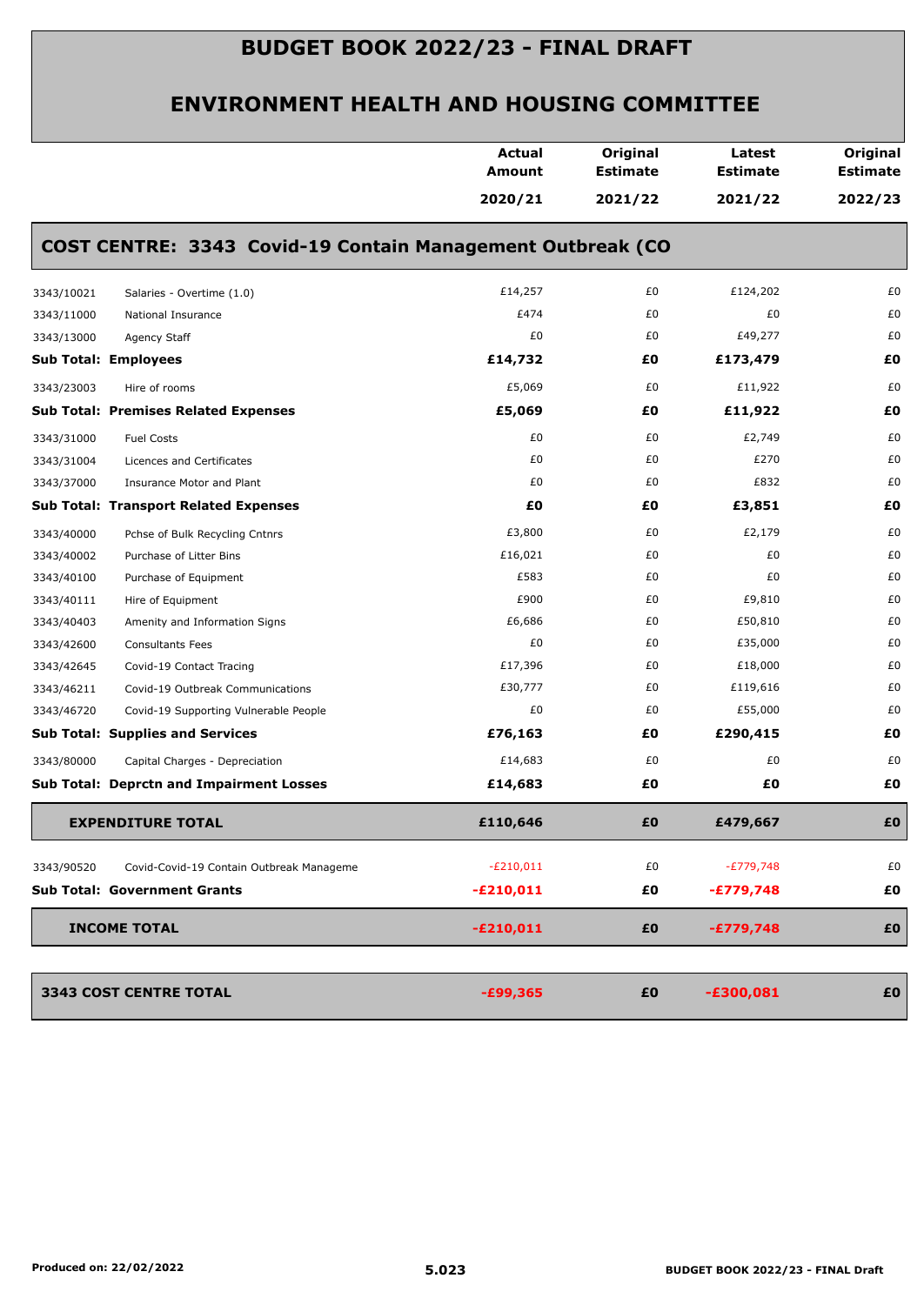# BUDGET BOOK 2022/23 - FINAL DRAFT

## ENVIRONMENT HEALTH AND HOUSING COMMITTEE

### COST CENTRE: 3343 Covid-19 Contain Management Outbreak (CO

| | | Actual Amount 2020/21 | Original Estimate 2021/22 | Latest Estimate 2021/22 | Original Estimate 2022/23 |
|---|---|---|---|---|---|
| 3343/10021 | Salaries - Overtime (1.0) | £14,257 | £0 | £124,202 | £0 |
| 3343/11000 | National Insurance | £474 | £0 | £0 | £0 |
| 3343/13000 | Agency Staff | £0 | £0 | £49,277 | £0 |
| **Sub Total: Employees** | | **£14,732** | **£0** | **£173,479** | **£0** |
| 3343/23003 | Hire of rooms | £5,069 | £0 | £11,922 | £0 |
| **Sub Total: Premises Related Expenses** | | **£5,069** | **£0** | **£11,922** | **£0** |
| 3343/31000 | Fuel Costs | £0 | £0 | £2,749 | £0 |
| 3343/31004 | Licences and Certificates | £0 | £0 | £270 | £0 |
| 3343/37000 | Insurance Motor and Plant | £0 | £0 | £832 | £0 |
| **Sub Total: Transport Related Expenses** | | **£0** | **£0** | **£3,851** | **£0** |
| 3343/40000 | Pchse of Bulk Recycling Cntnrs | £3,800 | £0 | £2,179 | £0 |
| 3343/40002 | Purchase of Litter Bins | £16,021 | £0 | £0 | £0 |
| 3343/40100 | Purchase of Equipment | £583 | £0 | £0 | £0 |
| 3343/40111 | Hire of Equipment | £900 | £0 | £9,810 | £0 |
| 3343/40403 | Amenity and Information Signs | £6,686 | £0 | £50,810 | £0 |
| 3343/42600 | Consultants Fees | £0 | £0 | £35,000 | £0 |
| 3343/42645 | Covid-19 Contact Tracing | £17,396 | £0 | £18,000 | £0 |
| 3343/46211 | Covid-19 Outbreak Communications | £30,777 | £0 | £119,616 | £0 |
| 3343/46720 | Covid-19 Supporting Vulnerable People | £0 | £0 | £55,000 | £0 |
| **Sub Total: Supplies and Services** | | **£76,163** | **£0** | **£290,415** | **£0** |
| 3343/80000 | Capital Charges - Depreciation | £14,683 | £0 | £0 | £0 |
| **Sub Total: Deprctn and Impairment Losses** | | **£14,683** | **£0** | **£0** | **£0** |
| **EXPENDITURE TOTAL** | | **£110,646** | **£0** | **£479,667** | **£0** |
| 3343/90520 | Covid-Covid-19 Contain Outbreak Manageme | -£210,011 | £0 | -£779,748 | £0 |
| **Sub Total: Government Grants** | | **-£210,011** | **£0** | **-£779,748** | **£0** |
| **INCOME TOTAL** | | **-£210,011** | **£0** | **-£779,748** | **£0** |
| **3343 COST CENTRE TOTAL** | | **-£99,365** | **£0** | **-£300,081** | **£0** |

Produced on: 22/02/2022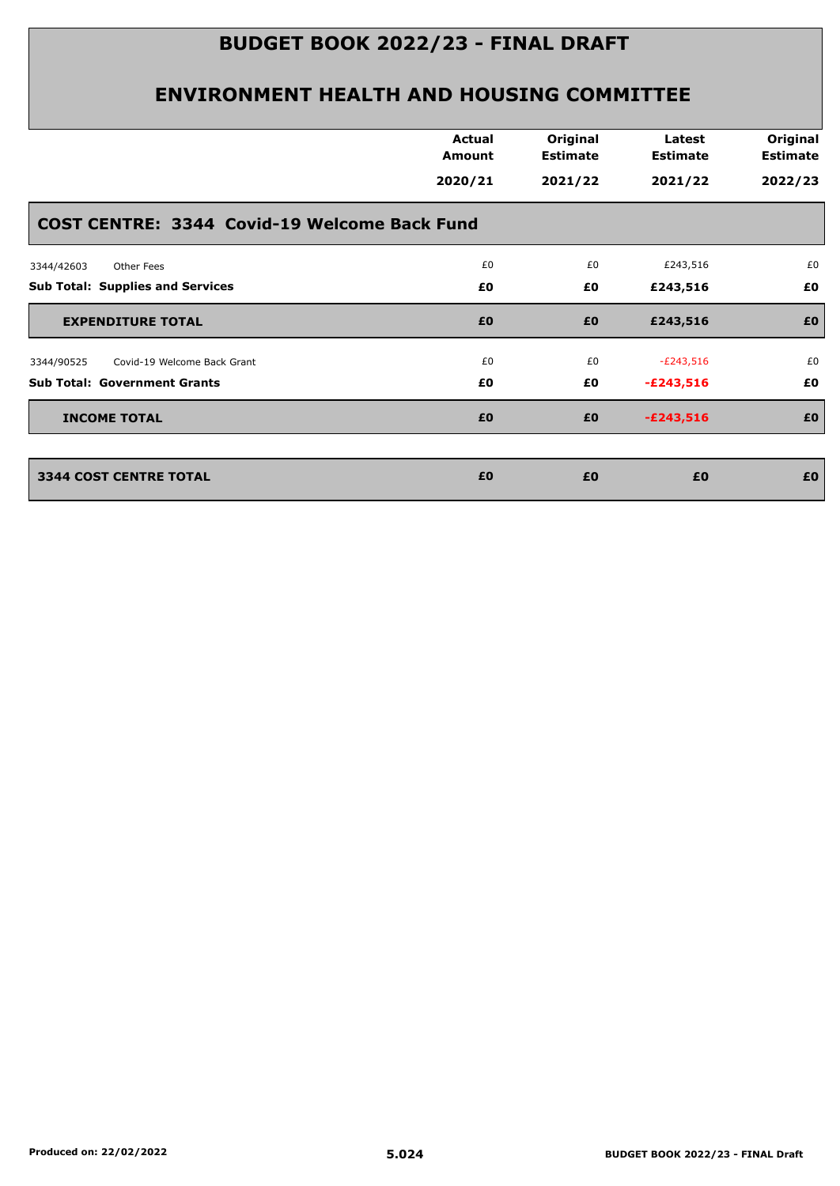# BUDGET BOOK 2022/23 - FINAL DRAFT

## ENVIRONMENT HEALTH AND HOUSING COMMITTEE

| | | Actual Amount 2020/21 | Original Estimate 2021/22 | Latest Estimate 2021/22 | Original Estimate 2022/23 |
|---|---|---|---|---|---|
| **COST CENTRE: 3344 Covid-19 Welcome Back Fund** | | | | | |
| 3344/42603 | Other Fees | £0 | £0 | £243,516 | £0 |
| **Sub Total: Supplies and Services** | | **£0** | **£0** | **£243,516** | **£0** |
| **EXPENDITURE TOTAL** | | **£0** | **£0** | **£243,516** | **£0** |
| 3344/90525 | Covid-19 Welcome Back Grant | £0 | £0 | -£243,516 | £0 |
| **Sub Total: Government Grants** | | **£0** | **£0** | **-£243,516** | **£0** |
| **INCOME TOTAL** | | **£0** | **£0** | **-£243,516** | **£0** |
| **3344 COST CENTRE TOTAL** | | **£0** | **£0** | **£0** | **£0** |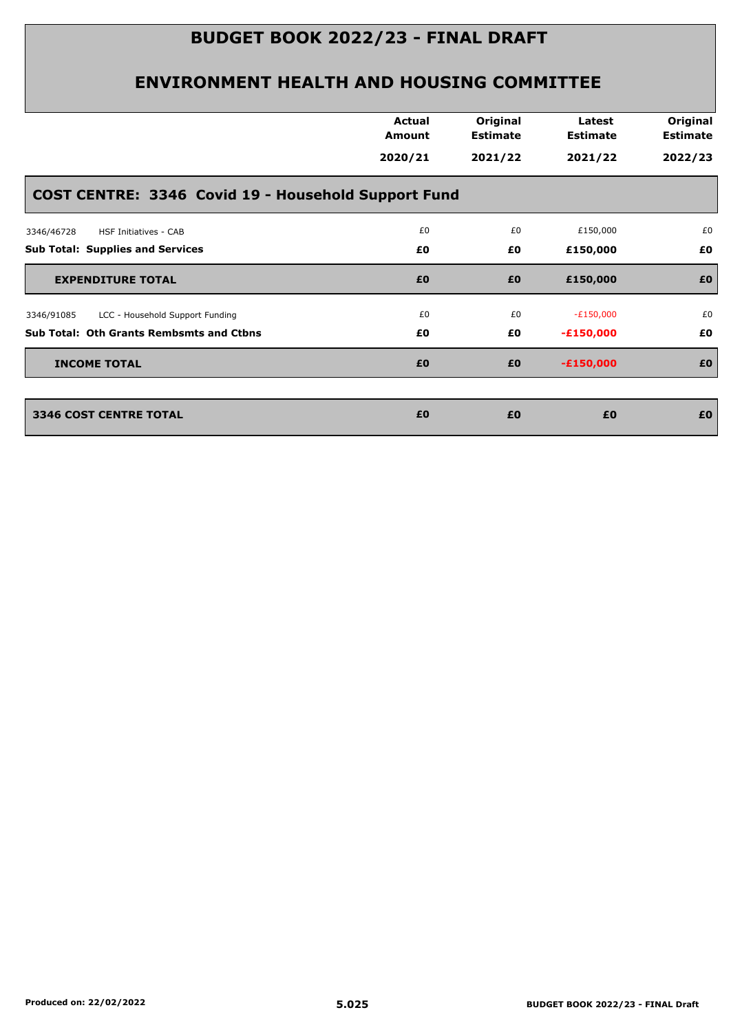# BUDGET BOOK 2022/23 - FINAL DRAFT

## ENVIRONMENT HEALTH AND HOUSING COMMITTEE

| | Actual Amount 2020/21 | Original Estimate 2021/22 | Latest Estimate 2021/22 | Original Estimate 2022/23 |
|---|---|---|---|---|
| **COST CENTRE: 3346 Covid 19 - Household Support Fund** | | | | |
| 3346/46728 HSF Initiatives - CAB | £0 | £0 | £150,000 | £0 |
| **Sub Total: Supplies and Services** | **£0** | **£0** | **£150,000** | **£0** |
| **EXPENDITURE TOTAL** | **£0** | **£0** | **£150,000** | **£0** |
| 3346/91085 LCC - Household Support Funding | £0 | £0 | -£150,000 | £0 |
| **Sub Total: Oth Grants Rembsmts and Ctbns** | **£0** | **£0** | **-£150,000** | **£0** |
| **INCOME TOTAL** | **£0** | **£0** | **-£150,000** | **£0** |
| **3346 COST CENTRE TOTAL** | **£0** | **£0** | **£0** | **£0** |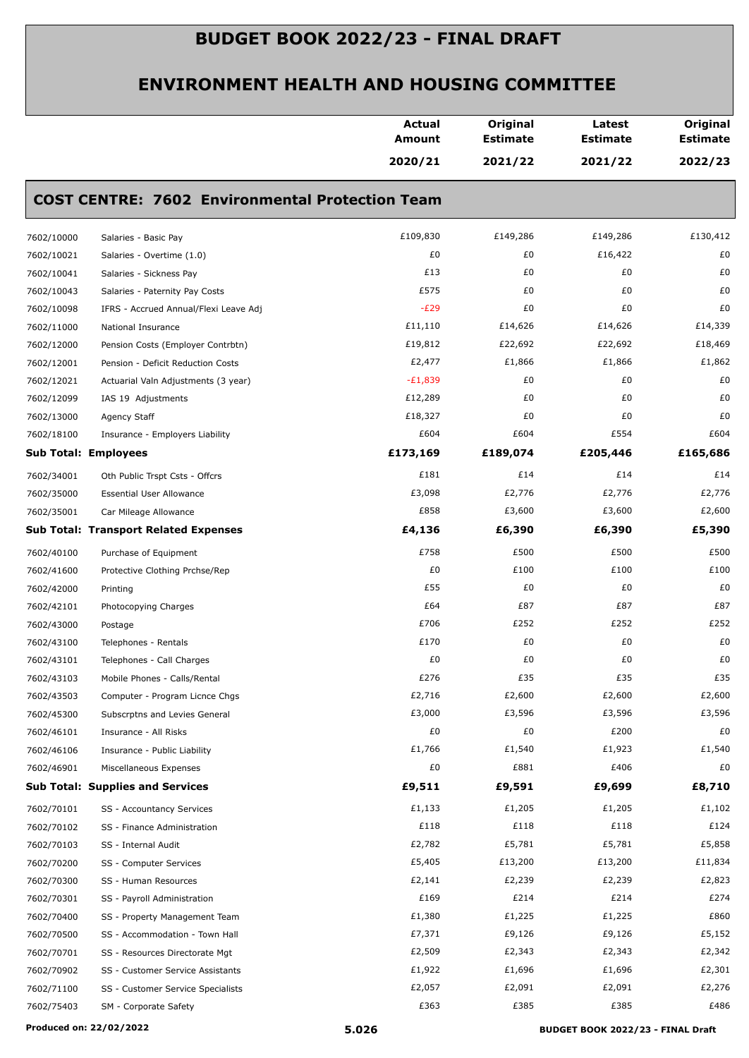# BUDGET BOOK 2022/23 - FINAL DRAFT

## ENVIRONMENT HEALTH AND HOUSING COMMITTEE

| | | Actual Amount 2020/21 | Original Estimate 2021/22 | Latest Estimate 2021/22 | Original Estimate 2022/23 |
|---|---|---|---|---|---|

### COST CENTRE: 7602 Environmental Protection Team

| | | Actual Amount 2020/21 | Original Estimate 2021/22 | Latest Estimate 2021/22 | Original Estimate 2022/23 |
|---|---|---|---|---|---|
| 7602/10000 | Salaries - Basic Pay | £109,830 | £149,286 | £149,286 | £130,412 |
| 7602/10021 | Salaries - Overtime (1.0) | £0 | £0 | £16,422 | £0 |
| 7602/10041 | Salaries - Sickness Pay | £13 | £0 | £0 | £0 |
| 7602/10043 | Salaries - Paternity Pay Costs | £575 | £0 | £0 | £0 |
| 7602/10098 | IFRS - Accrued Annual/Flexi Leave Adj | -£29 | £0 | £0 | £0 |
| 7602/11000 | National Insurance | £11,110 | £14,626 | £14,626 | £14,339 |
| 7602/12000 | Pension Costs (Employer Contrbtn) | £19,812 | £22,692 | £22,692 | £18,469 |
| 7602/12001 | Pension - Deficit Reduction Costs | £2,477 | £1,866 | £1,866 | £1,862 |
| 7602/12021 | Actuarial Valn Adjustments (3 year) | -£1,839 | £0 | £0 | £0 |
| 7602/12099 | IAS 19 Adjustments | £12,289 | £0 | £0 | £0 |
| 7602/13000 | Agency Staff | £18,327 | £0 | £0 | £0 |
| 7602/18100 | Insurance - Employers Liability | £604 | £604 | £554 | £604 |
| **Sub Total: Employees** | | **£173,169** | **£189,074** | **£205,446** | **£165,686** |
| 7602/34001 | Oth Public Trspt Csts - Offcrs | £181 | £14 | £14 | £14 |
| 7602/35000 | Essential User Allowance | £3,098 | £2,776 | £2,776 | £2,776 |
| 7602/35001 | Car Mileage Allowance | £858 | £3,600 | £3,600 | £2,600 |
| **Sub Total: Transport Related Expenses** | | **£4,136** | **£6,390** | **£6,390** | **£5,390** |
| 7602/40100 | Purchase of Equipment | £758 | £500 | £500 | £500 |
| 7602/41600 | Protective Clothing Prchse/Rep | £0 | £100 | £100 | £100 |
| 7602/42000 | Printing | £55 | £0 | £0 | £0 |
| 7602/42101 | Photocopying Charges | £64 | £87 | £87 | £87 |
| 7602/43000 | Postage | £706 | £252 | £252 | £252 |
| 7602/43100 | Telephones - Rentals | £170 | £0 | £0 | £0 |
| 7602/43101 | Telephones - Call Charges | £0 | £0 | £0 | £0 |
| 7602/43103 | Mobile Phones - Calls/Rental | £276 | £35 | £35 | £35 |
| 7602/43503 | Computer - Program Licnce Chgs | £2,716 | £2,600 | £2,600 | £2,600 |
| 7602/45300 | Subscrptns and Levies General | £3,000 | £3,596 | £3,596 | £3,596 |
| 7602/46101 | Insurance - All Risks | £0 | £0 | £200 | £0 |
| 7602/46106 | Insurance - Public Liability | £1,766 | £1,540 | £1,923 | £1,540 |
| 7602/46901 | Miscellaneous Expenses | £0 | £881 | £406 | £0 |
| **Sub Total: Supplies and Services** | | **£9,511** | **£9,591** | **£9,699** | **£8,710** |
| 7602/70101 | SS - Accountancy Services | £1,133 | £1,205 | £1,205 | £1,102 |
| 7602/70102 | SS - Finance Administration | £118 | £118 | £118 | £124 |
| 7602/70103 | SS - Internal Audit | £2,782 | £5,781 | £5,781 | £5,858 |
| 7602/70200 | SS - Computer Services | £5,405 | £13,200 | £13,200 | £11,834 |
| 7602/70300 | SS - Human Resources | £2,141 | £2,239 | £2,239 | £2,823 |
| 7602/70301 | SS - Payroll Administration | £169 | £214 | £214 | £274 |
| 7602/70400 | SS - Property Management Team | £1,380 | £1,225 | £1,225 | £860 |
| 7602/70500 | SS - Accommodation - Town Hall | £7,371 | £9,126 | £9,126 | £5,152 |
| 7602/70701 | SS - Resources Directorate Mgt | £2,509 | £2,343 | £2,343 | £2,342 |
| 7602/70902 | SS - Customer Service Assistants | £1,922 | £1,696 | £1,696 | £2,301 |
| 7602/71100 | SS - Customer Service Specialists | £2,057 | £2,091 | £2,091 | £2,276 |
| 7602/75403 | SM - Corporate Safety | £363 | £385 | £385 | £486 |

Produced on: 22/02/2022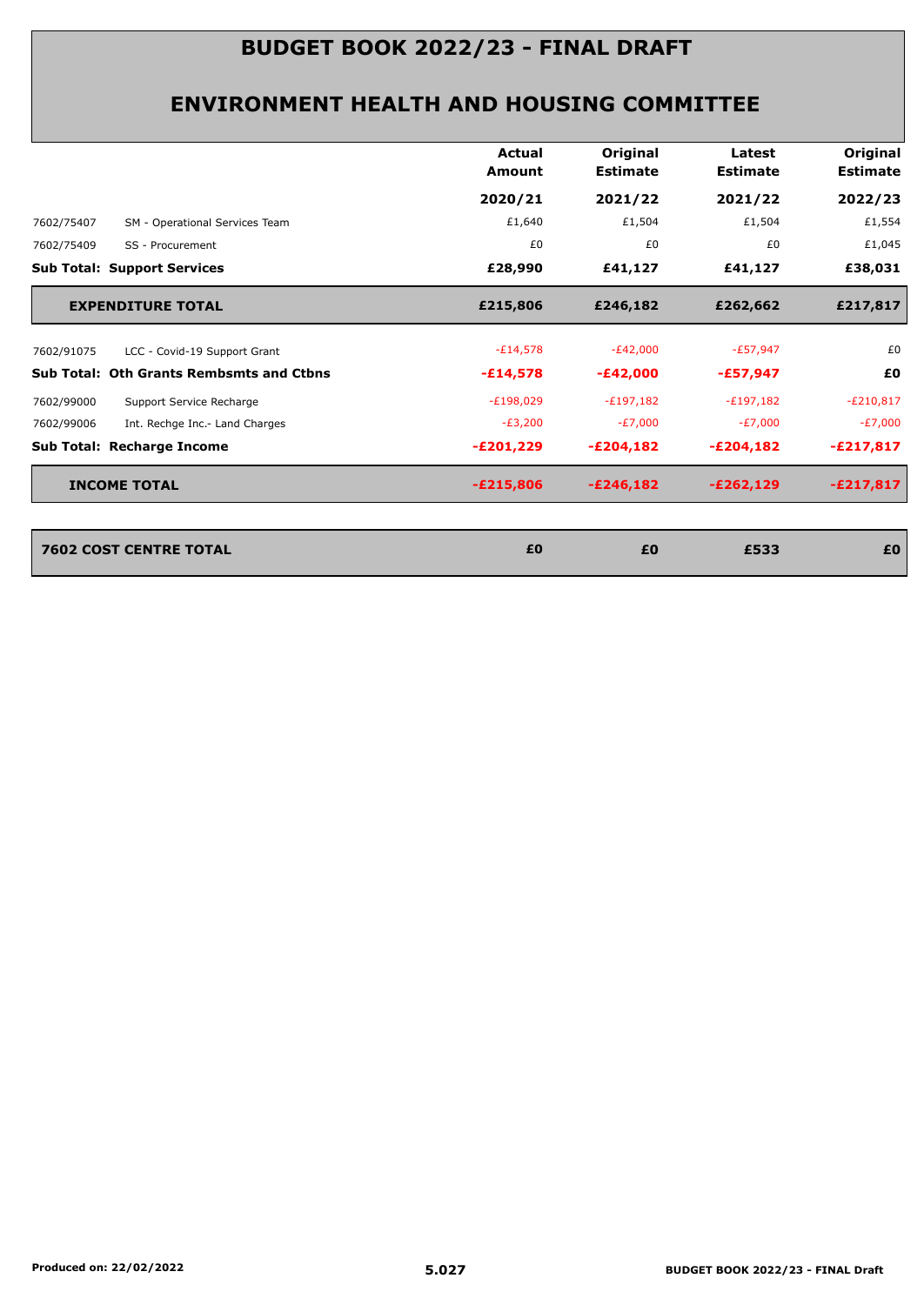# BUDGET BOOK 2022/23 - FINAL DRAFT

## ENVIRONMENT HEALTH AND HOUSING COMMITTEE

| | | Actual Amount 2020/21 | Original Estimate 2021/22 | Latest Estimate 2021/22 | Original Estimate 2022/23 |
|---|---|---|---|---|---|
| 7602/75407 | SM - Operational Services Team | £1,640 | £1,504 | £1,504 | £1,554 |
| 7602/75409 | SS - Procurement | £0 | £0 | £0 | £1,045 |
| **Sub Total: Support Services** | | **£28,990** | **£41,127** | **£41,127** | **£38,031** |
| **EXPENDITURE TOTAL** | | **£215,806** | **£246,182** | **£262,662** | **£217,817** |
| 7602/91075 | LCC - Covid-19 Support Grant | -£14,578 | -£42,000 | -£57,947 | £0 |
| **Sub Total: Oth Grants Rembsmts and Ctbns** | | **-£14,578** | **-£42,000** | **-£57,947** | **£0** |
| 7602/99000 | Support Service Recharge | -£198,029 | -£197,182 | -£197,182 | -£210,817 |
| 7602/99006 | Int. Rechge Inc.- Land Charges | -£3,200 | -£7,000 | -£7,000 | -£7,000 |
| **Sub Total: Recharge Income** | | **-£201,229** | **-£204,182** | **-£204,182** | **-£217,817** |
| **INCOME TOTAL** | | **-£215,806** | **-£246,182** | **-£262,129** | **-£217,817** |
| **7602 COST CENTRE TOTAL** | | **£0** | **£0** | **£533** | **£0** |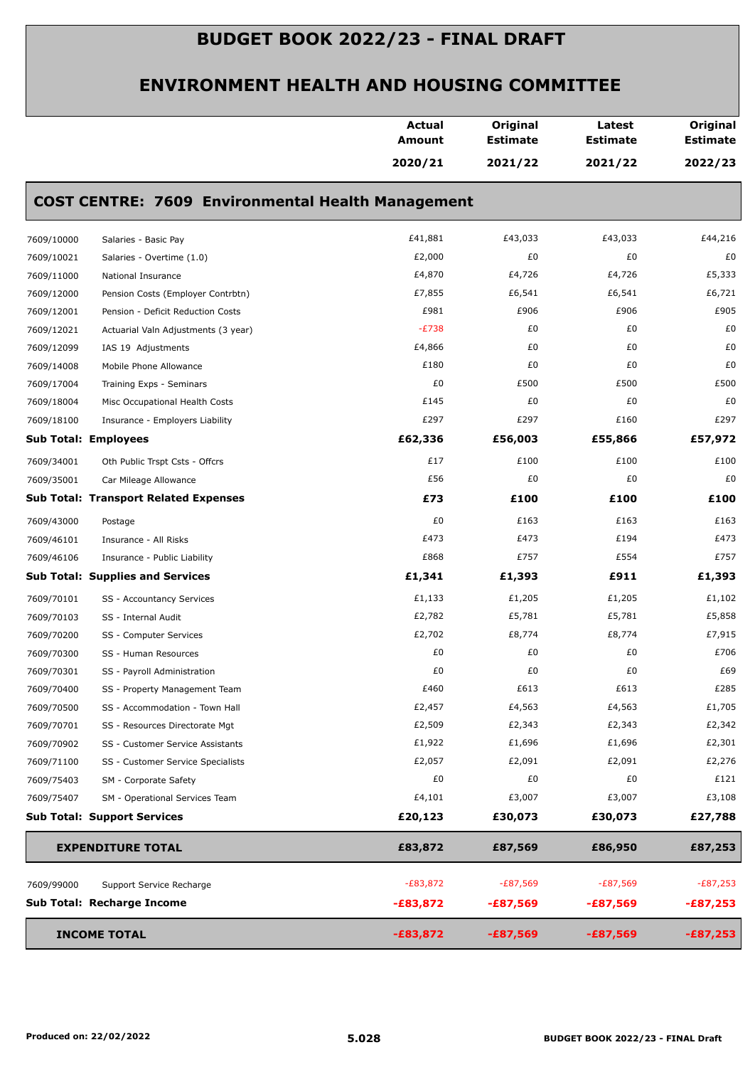# BUDGET BOOK 2022/23 - FINAL DRAFT

## ENVIRONMENT HEALTH AND HOUSING COMMITTEE

| | | Actual Amount 2020/21 | Original Estimate 2021/22 | Latest Estimate 2021/22 | Original Estimate 2022/23 |
|---|---|---|---|---|---|
| **COST CENTRE: 7609 Environmental Health Management** | | | | | |
| 7609/10000 | Salaries - Basic Pay | £41,881 | £43,033 | £43,033 | £44,216 |
| 7609/10021 | Salaries - Overtime (1.0) | £2,000 | £0 | £0 | £0 |
| 7609/11000 | National Insurance | £4,870 | £4,726 | £4,726 | £5,333 |
| 7609/12000 | Pension Costs (Employer Contrbtn) | £7,855 | £6,541 | £6,541 | £6,721 |
| 7609/12001 | Pension - Deficit Reduction Costs | £981 | £906 | £906 | £905 |
| 7609/12021 | Actuarial Valn Adjustments (3 year) | -£738 | £0 | £0 | £0 |
| 7609/12099 | IAS 19 Adjustments | £4,866 | £0 | £0 | £0 |
| 7609/14008 | Mobile Phone Allowance | £180 | £0 | £0 | £0 |
| 7609/17004 | Training Exps - Seminars | £0 | £500 | £500 | £500 |
| 7609/18004 | Misc Occupational Health Costs | £145 | £0 | £0 | £0 |
| 7609/18100 | Insurance - Employers Liability | £297 | £297 | £160 | £297 |
| **Sub Total: Employees** | | **£62,336** | **£56,003** | **£55,866** | **£57,972** |
| 7609/34001 | Oth Public Trspt Csts - Offcrs | £17 | £100 | £100 | £100 |
| 7609/35001 | Car Mileage Allowance | £56 | £0 | £0 | £0 |
| **Sub Total: Transport Related Expenses** | | **£73** | **£100** | **£100** | **£100** |
| 7609/43000 | Postage | £0 | £163 | £163 | £163 |
| 7609/46101 | Insurance - All Risks | £473 | £473 | £194 | £473 |
| 7609/46106 | Insurance - Public Liability | £868 | £757 | £554 | £757 |
| **Sub Total: Supplies and Services** | | **£1,341** | **£1,393** | **£911** | **£1,393** |
| 7609/70101 | SS - Accountancy Services | £1,133 | £1,205 | £1,205 | £1,102 |
| 7609/70103 | SS - Internal Audit | £2,782 | £5,781 | £5,781 | £5,858 |
| 7609/70200 | SS - Computer Services | £2,702 | £8,774 | £8,774 | £7,915 |
| 7609/70300 | SS - Human Resources | £0 | £0 | £0 | £706 |
| 7609/70301 | SS - Payroll Administration | £0 | £0 | £0 | £69 |
| 7609/70400 | SS - Property Management Team | £460 | £613 | £613 | £285 |
| 7609/70500 | SS - Accommodation - Town Hall | £2,457 | £4,563 | £4,563 | £1,705 |
| 7609/70701 | SS - Resources Directorate Mgt | £2,509 | £2,343 | £2,343 | £2,342 |
| 7609/70902 | SS - Customer Service Assistants | £1,922 | £1,696 | £1,696 | £2,301 |
| 7609/71100 | SS - Customer Service Specialists | £2,057 | £2,091 | £2,091 | £2,276 |
| 7609/75403 | SM - Corporate Safety | £0 | £0 | £0 | £121 |
| 7609/75407 | SM - Operational Services Team | £4,101 | £3,007 | £3,007 | £3,108 |
| **Sub Total: Support Services** | | **£20,123** | **£30,073** | **£30,073** | **£27,788** |
| **EXPENDITURE TOTAL** | | **£83,872** | **£87,569** | **£86,950** | **£87,253** |
| 7609/99000 | Support Service Recharge | -£83,872 | -£87,569 | -£87,569 | -£87,253 |
| **Sub Total: Recharge Income** | | **-£83,872** | **-£87,569** | **-£87,569** | **-£87,253** |
| **INCOME TOTAL** | | **-£83,872** | **-£87,569** | **-£87,569** | **-£87,253** |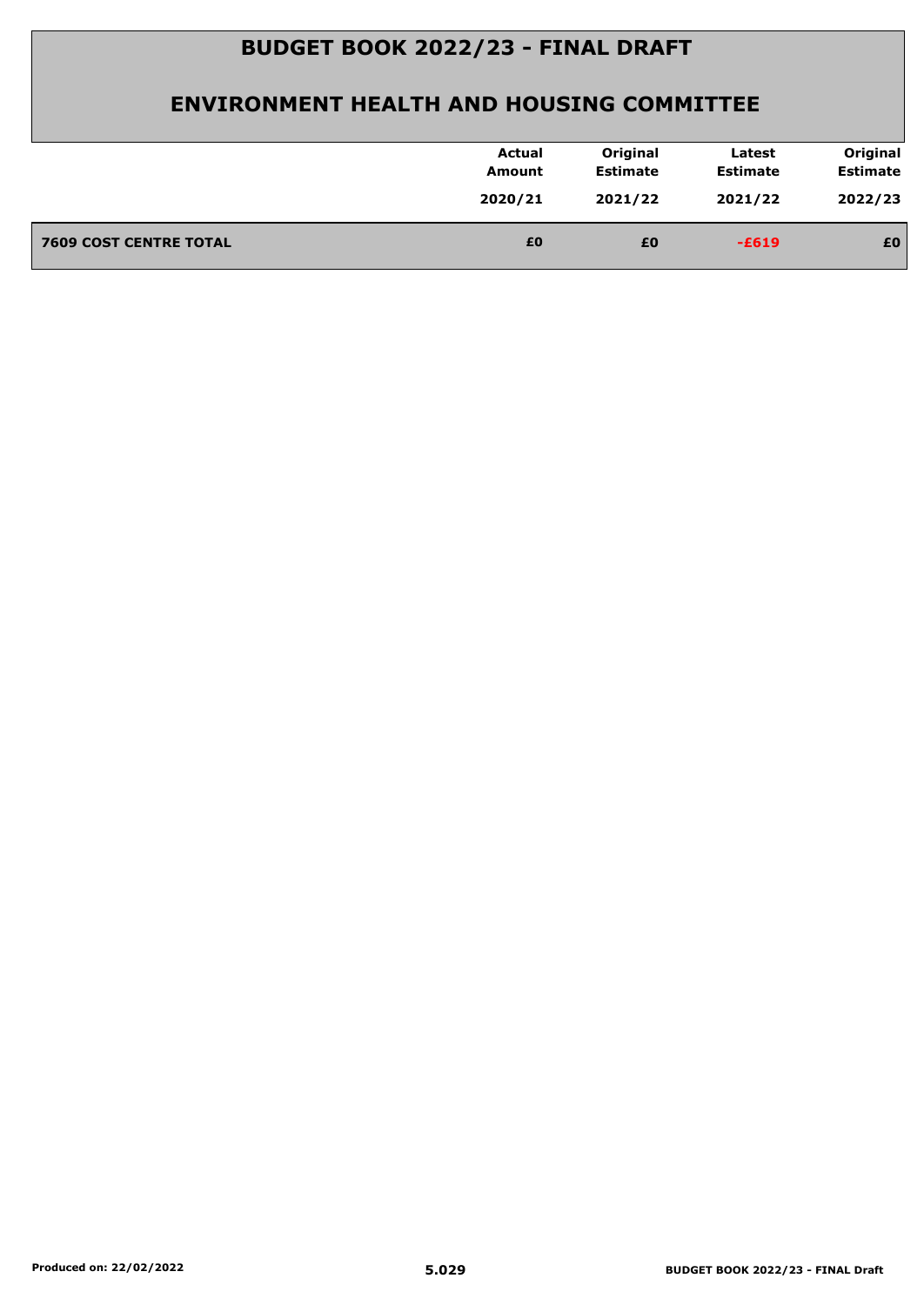| | Actual Amount 2020/21 | Original Estimate 2021/22 | Latest Estimate 2021/22 | Original Estimate 2022/23 |
|---|---|---|---|---|
| **7609 COST CENTRE TOTAL** | **£0** | **£0** | **-£619** | **£0** |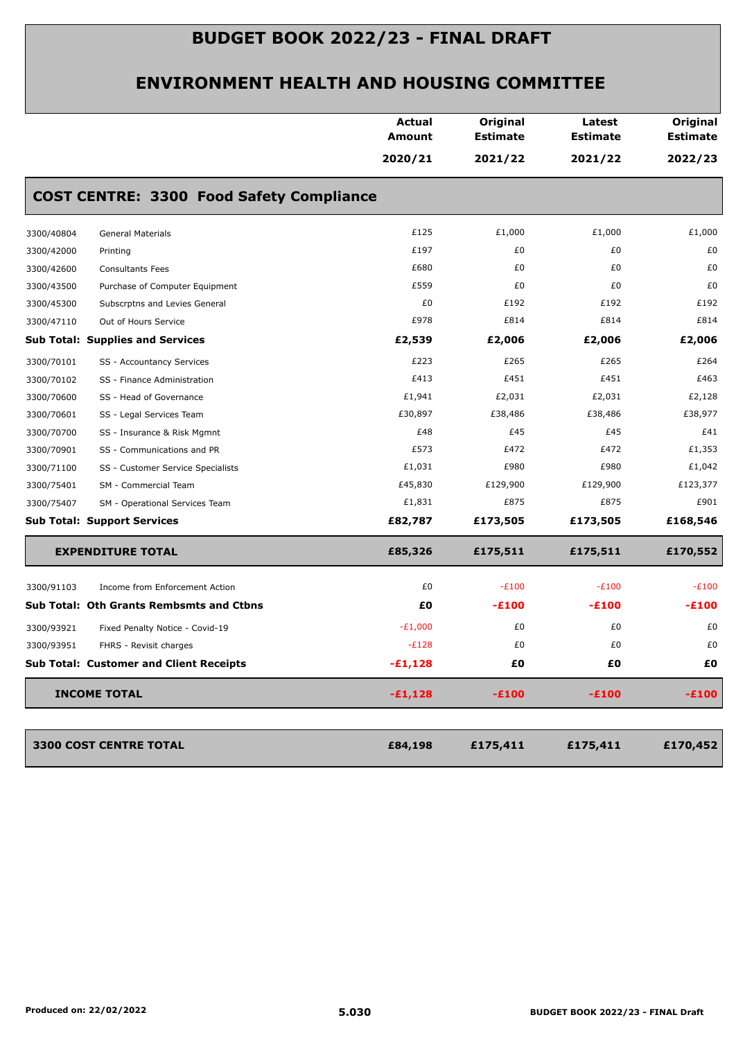# BUDGET BOOK 2022/23 - FINAL DRAFT

## ENVIRONMENT HEALTH AND HOUSING COMMITTEE

| | | Actual Amount 2020/21 | Original Estimate 2021/22 | Latest Estimate 2021/22 | Original Estimate 2022/23 |
|---|---|---|---|---|---|
| **COST CENTRE: 3300 Food Safety Compliance** | | | | | |
| 3300/40804 | General Materials | £125 | £1,000 | £1,000 | £1,000 |
| 3300/42000 | Printing | £197 | £0 | £0 | £0 |
| 3300/42600 | Consultants Fees | £680 | £0 | £0 | £0 |
| 3300/43500 | Purchase of Computer Equipment | £559 | £0 | £0 | £0 |
| 3300/45300 | Subscrptns and Levies General | £0 | £192 | £192 | £192 |
| 3300/47110 | Out of Hours Service | £978 | £814 | £814 | £814 |
| **Sub Total: Supplies and Services** | | **£2,539** | **£2,006** | **£2,006** | **£2,006** |
| 3300/70101 | SS - Accountancy Services | £223 | £265 | £265 | £264 |
| 3300/70102 | SS - Finance Administration | £413 | £451 | £451 | £463 |
| 3300/70600 | SS - Head of Governance | £1,941 | £2,031 | £2,031 | £2,128 |
| 3300/70601 | SS - Legal Services Team | £30,897 | £38,486 | £38,486 | £38,977 |
| 3300/70700 | SS - Insurance & Risk Mgmnt | £48 | £45 | £45 | £41 |
| 3300/70901 | SS - Communications and PR | £573 | £472 | £472 | £1,353 |
| 3300/71100 | SS - Customer Service Specialists | £1,031 | £980 | £980 | £1,042 |
| 3300/75401 | SM - Commercial Team | £45,830 | £129,900 | £129,900 | £123,377 |
| 3300/75407 | SM - Operational Services Team | £1,831 | £875 | £875 | £901 |
| **Sub Total: Support Services** | | **£82,787** | **£173,505** | **£173,505** | **£168,546** |
| **EXPENDITURE TOTAL** | | **£85,326** | **£175,511** | **£175,511** | **£170,552** |
| 3300/91103 | Income from Enforcement Action | £0 | -£100 | -£100 | -£100 |
| **Sub Total: Oth Grants Rembsmts and Ctbns** | | **£0** | **-£100** | **-£100** | **-£100** |
| 3300/93921 | Fixed Penalty Notice - Covid-19 | -£1,000 | £0 | £0 | £0 |
| 3300/93951 | FHRS - Revisit charges | -£128 | £0 | £0 | £0 |
| **Sub Total: Customer and Client Receipts** | | **-£1,128** | **£0** | **£0** | **£0** |
| **INCOME TOTAL** | | **-£1,128** | **-£100** | **-£100** | **-£100** |
| **3300 COST CENTRE TOTAL** | | **£84,198** | **£175,411** | **£175,411** | **£170,452** |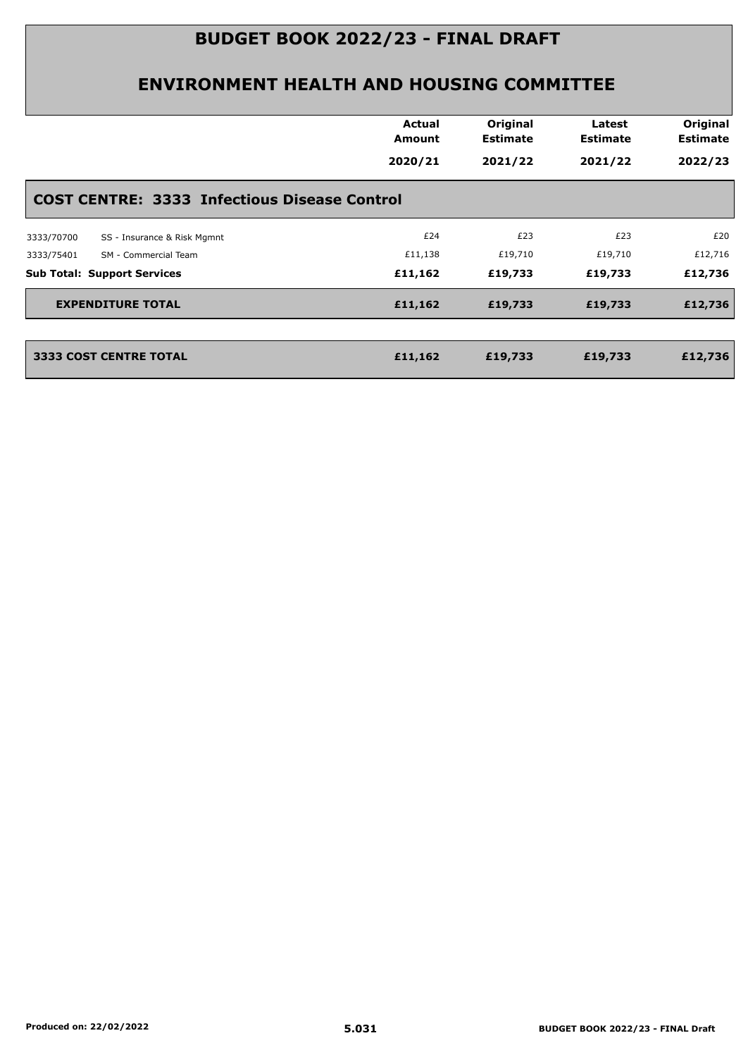# BUDGET BOOK 2022/23 - FINAL DRAFT

## ENVIRONMENT HEALTH AND HOUSING COMMITTEE

| | | Actual Amount 2020/21 | Original Estimate 2021/22 | Latest Estimate 2021/22 | Original Estimate 2022/23 |
|---|---|---|---|---|---|
| **COST CENTRE: 3333 Infectious Disease Control** | | | | | |
| 3333/70700 | SS - Insurance & Risk Mgmnt | £24 | £23 | £23 | £20 |
| 3333/75401 | SM - Commercial Team | £11,138 | £19,710 | £19,710 | £12,716 |
| **Sub Total: Support Services** | | **£11,162** | **£19,733** | **£19,733** | **£12,736** |
| **EXPENDITURE TOTAL** | | **£11,162** | **£19,733** | **£19,733** | **£12,736** |
| **3333 COST CENTRE TOTAL** | | **£11,162** | **£19,733** | **£19,733** | **£12,736** |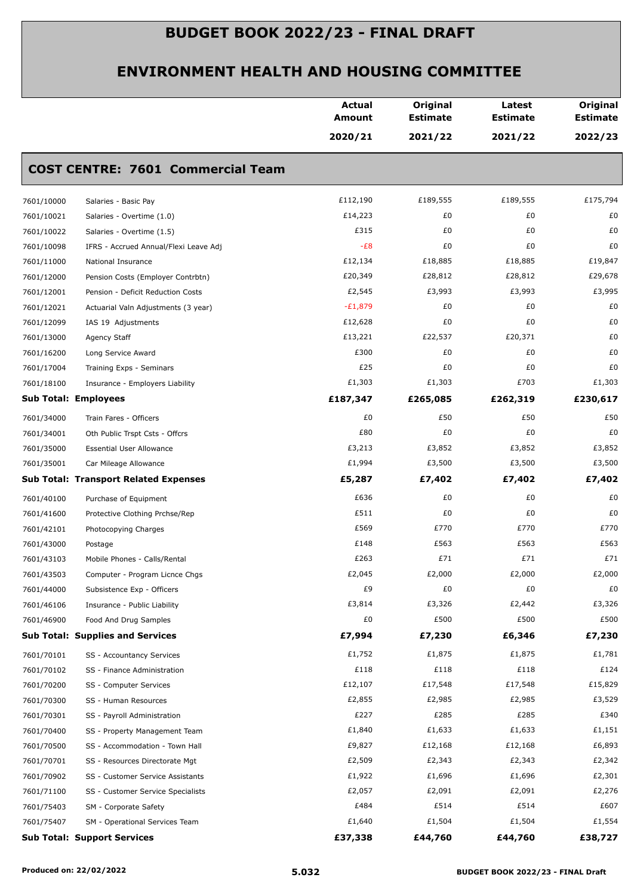# BUDGET BOOK 2022/23 - FINAL DRAFT

## ENVIRONMENT HEALTH AND HOUSING COMMITTEE

| | | Actual Amount 2020/21 | Original Estimate 2021/22 | Latest Estimate 2021/22 | Original Estimate 2022/23 |
|---|---|---|---|---|---|

### COST CENTRE: 7601 Commercial Team

| | | Actual Amount 2020/21 | Original Estimate 2021/22 | Latest Estimate 2021/22 | Original Estimate 2022/23 |
|---|---|---|---|---|---|
| 7601/10000 | Salaries - Basic Pay | £112,190 | £189,555 | £189,555 | £175,794 |
| 7601/10021 | Salaries - Overtime (1.0) | £14,223 | £0 | £0 | £0 |
| 7601/10022 | Salaries - Overtime (1.5) | £315 | £0 | £0 | £0 |
| 7601/10098 | IFRS - Accrued Annual/Flexi Leave Adj | -£8 | £0 | £0 | £0 |
| 7601/11000 | National Insurance | £12,134 | £18,885 | £18,885 | £19,847 |
| 7601/12000 | Pension Costs (Employer Contrbtn) | £20,349 | £28,812 | £28,812 | £29,678 |
| 7601/12001 | Pension - Deficit Reduction Costs | £2,545 | £3,993 | £3,993 | £3,995 |
| 7601/12021 | Actuarial Valn Adjustments (3 year) | -£1,879 | £0 | £0 | £0 |
| 7601/12099 | IAS 19 Adjustments | £12,628 | £0 | £0 | £0 |
| 7601/13000 | Agency Staff | £13,221 | £22,537 | £20,371 | £0 |
| 7601/16200 | Long Service Award | £300 | £0 | £0 | £0 |
| 7601/17004 | Training Exps - Seminars | £25 | £0 | £0 | £0 |
| 7601/18100 | Insurance - Employers Liability | £1,303 | £1,303 | £703 | £1,303 |
| **Sub Total: Employees** | | **£187,347** | **£265,085** | **£262,319** | **£230,617** |
| 7601/34000 | Train Fares - Officers | £0 | £50 | £50 | £50 |
| 7601/34001 | Oth Public Trspt Csts - Offcrs | £80 | £0 | £0 | £0 |
| 7601/35000 | Essential User Allowance | £3,213 | £3,852 | £3,852 | £3,852 |
| 7601/35001 | Car Mileage Allowance | £1,994 | £3,500 | £3,500 | £3,500 |
| **Sub Total: Transport Related Expenses** | | **£5,287** | **£7,402** | **£7,402** | **£7,402** |
| 7601/40100 | Purchase of Equipment | £636 | £0 | £0 | £0 |
| 7601/41600 | Protective Clothing Prchse/Rep | £511 | £0 | £0 | £0 |
| 7601/42101 | Photocopying Charges | £569 | £770 | £770 | £770 |
| 7601/43000 | Postage | £148 | £563 | £563 | £563 |
| 7601/43103 | Mobile Phones - Calls/Rental | £263 | £71 | £71 | £71 |
| 7601/43503 | Computer - Program Licnce Chgs | £2,045 | £2,000 | £2,000 | £2,000 |
| 7601/44000 | Subsistence Exp - Officers | £9 | £0 | £0 | £0 |
| 7601/46106 | Insurance - Public Liability | £3,814 | £3,326 | £2,442 | £3,326 |
| 7601/46900 | Food And Drug Samples | £0 | £500 | £500 | £500 |
| **Sub Total: Supplies and Services** | | **£7,994** | **£7,230** | **£6,346** | **£7,230** |
| 7601/70101 | SS - Accountancy Services | £1,752 | £1,875 | £1,875 | £1,781 |
| 7601/70102 | SS - Finance Administration | £118 | £118 | £118 | £124 |
| 7601/70200 | SS - Computer Services | £12,107 | £17,548 | £17,548 | £15,829 |
| 7601/70300 | SS - Human Resources | £2,855 | £2,985 | £2,985 | £3,529 |
| 7601/70301 | SS - Payroll Administration | £227 | £285 | £285 | £340 |
| 7601/70400 | SS - Property Management Team | £1,840 | £1,633 | £1,633 | £1,151 |
| 7601/70500 | SS - Accommodation - Town Hall | £9,827 | £12,168 | £12,168 | £6,893 |
| 7601/70701 | SS - Resources Directorate Mgt | £2,509 | £2,343 | £2,343 | £2,342 |
| 7601/70902 | SS - Customer Service Assistants | £1,922 | £1,696 | £1,696 | £2,301 |
| 7601/71100 | SS - Customer Service Specialists | £2,057 | £2,091 | £2,091 | £2,276 |
| 7601/75403 | SM - Corporate Safety | £484 | £514 | £514 | £607 |
| 7601/75407 | SM - Operational Services Team | £1,640 | £1,504 | £1,504 | £1,554 |
| **Sub Total: Support Services** | | **£37,338** | **£44,760** | **£44,760** | **£38,727** |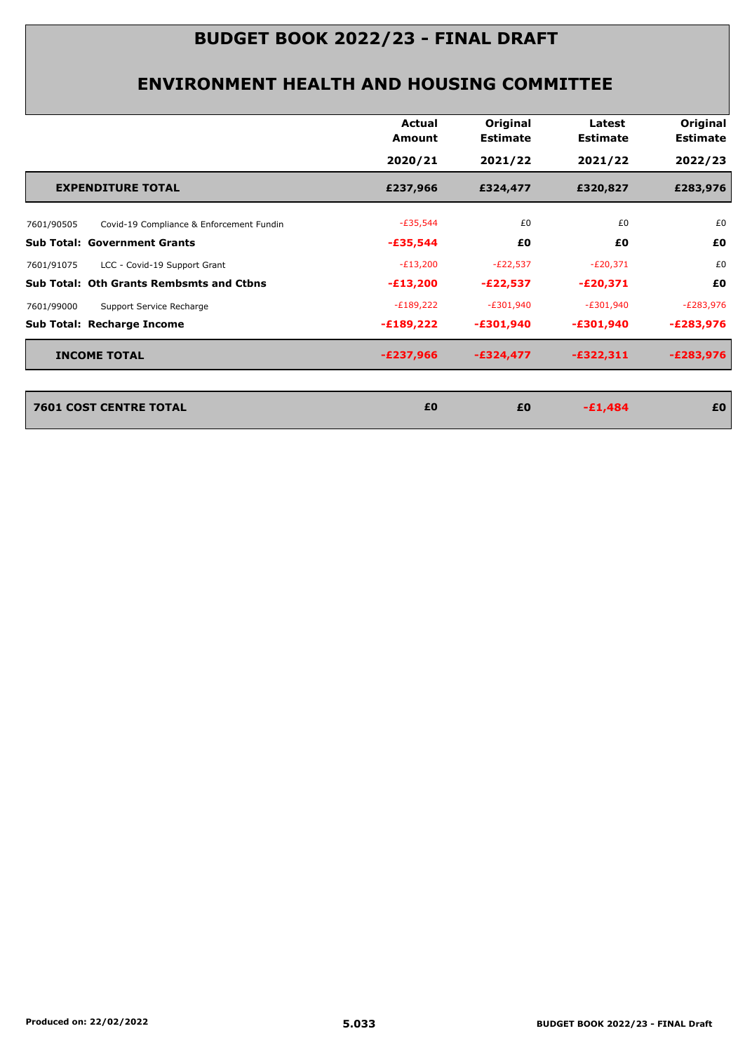# BUDGET BOOK 2022/23 - FINAL DRAFT

## ENVIRONMENT HEALTH AND HOUSING COMMITTEE

| | | Actual Amount 2020/21 | Original Estimate 2021/22 | Latest Estimate 2021/22 | Original Estimate 2022/23 |
|---|---|---|---|---|---|
| **EXPENDITURE TOTAL** | | **£237,966** | **£324,477** | **£320,827** | **£283,976** |
| 7601/90505 | Covid-19 Compliance & Enforcement Fundin | -£35,544 | £0 | £0 | £0 |
| **Sub Total: Government Grants** | | **-£35,544** | **£0** | **£0** | **£0** |
| 7601/91075 | LCC - Covid-19 Support Grant | -£13,200 | -£22,537 | -£20,371 | £0 |
| **Sub Total: Oth Grants Rembsmts and Ctbns** | | **-£13,200** | **-£22,537** | **-£20,371** | **£0** |
| 7601/99000 | Support Service Recharge | -£189,222 | -£301,940 | -£301,940 | -£283,976 |
| **Sub Total: Recharge Income** | | **-£189,222** | **-£301,940** | **-£301,940** | **-£283,976** |
| **INCOME TOTAL** | | **-£237,966** | **-£324,477** | **-£322,311** | **-£283,976** |

| | Actual Amount 2020/21 | Original Estimate 2021/22 | Latest Estimate 2021/22 | Original Estimate 2022/23 |
|---|---|---|---|---|
| **7601 COST CENTRE TOTAL** | **£0** | **£0** | **-£1,484** | **£0** |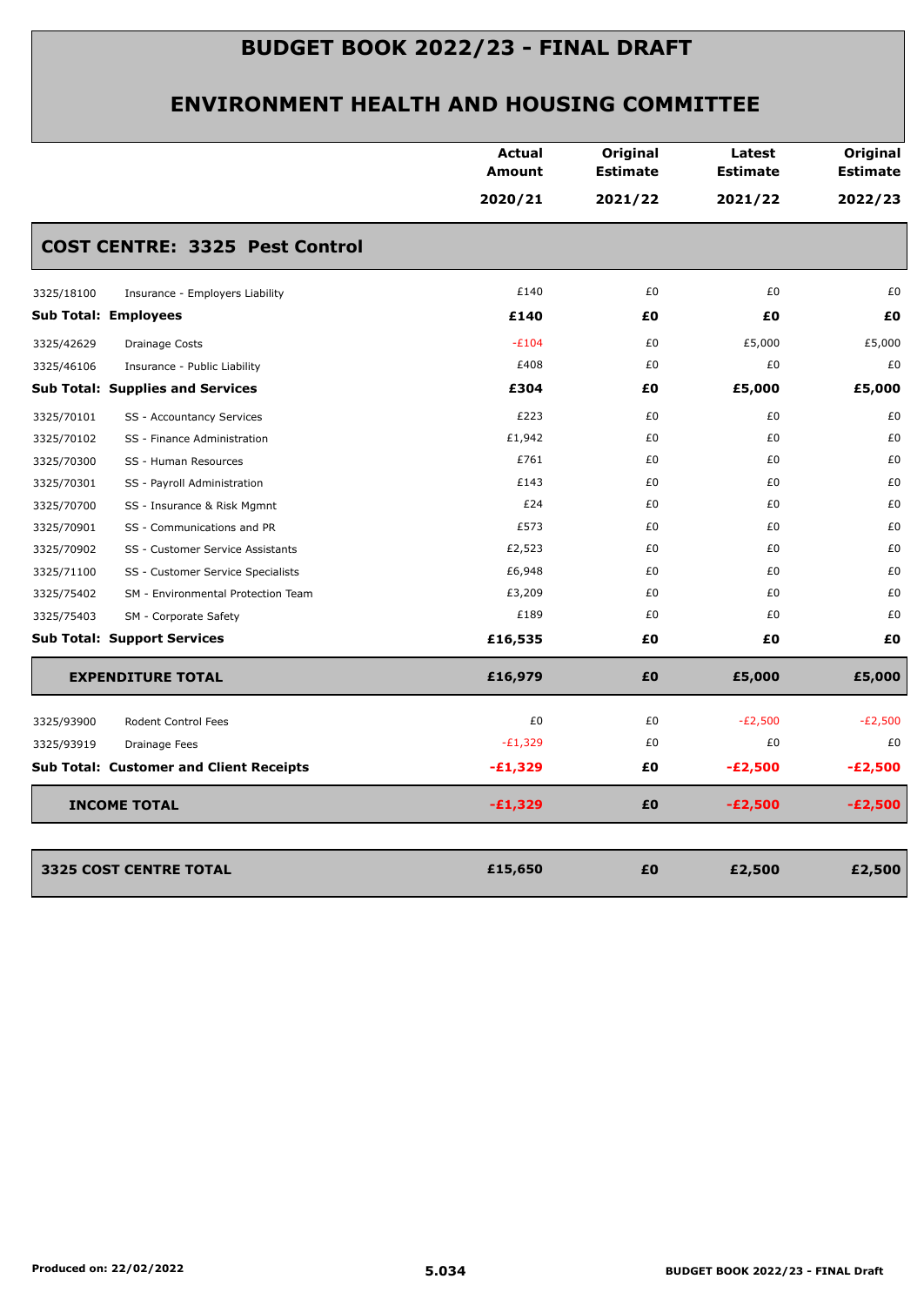# BUDGET BOOK 2022/23 - FINAL DRAFT

## ENVIRONMENT HEALTH AND HOUSING COMMITTEE

| | | Actual Amount 2020/21 | Original Estimate 2021/22 | Latest Estimate 2021/22 | Original Estimate 2022/23 |
|---|---|---|---|---|---|
| **COST CENTRE: 3325 Pest Control** | | | | | |
| 3325/18100 | Insurance - Employers Liability | £140 | £0 | £0 | £0 |
| **Sub Total: Employees** | | **£140** | **£0** | **£0** | **£0** |
| 3325/42629 | Drainage Costs | -£104 | £0 | £5,000 | £5,000 |
| 3325/46106 | Insurance - Public Liability | £408 | £0 | £0 | £0 |
| **Sub Total: Supplies and Services** | | **£304** | **£0** | **£5,000** | **£5,000** |
| 3325/70101 | SS - Accountancy Services | £223 | £0 | £0 | £0 |
| 3325/70102 | SS - Finance Administration | £1,942 | £0 | £0 | £0 |
| 3325/70300 | SS - Human Resources | £761 | £0 | £0 | £0 |
| 3325/70301 | SS - Payroll Administration | £143 | £0 | £0 | £0 |
| 3325/70700 | SS - Insurance & Risk Mgmnt | £24 | £0 | £0 | £0 |
| 3325/70901 | SS - Communications and PR | £573 | £0 | £0 | £0 |
| 3325/70902 | SS - Customer Service Assistants | £2,523 | £0 | £0 | £0 |
| 3325/71100 | SS - Customer Service Specialists | £6,948 | £0 | £0 | £0 |
| 3325/75402 | SM - Environmental Protection Team | £3,209 | £0 | £0 | £0 |
| 3325/75403 | SM - Corporate Safety | £189 | £0 | £0 | £0 |
| **Sub Total: Support Services** | | **£16,535** | **£0** | **£0** | **£0** |
| **EXPENDITURE TOTAL** | | **£16,979** | **£0** | **£5,000** | **£5,000** |
| 3325/93900 | Rodent Control Fees | £0 | £0 | -£2,500 | -£2,500 |
| 3325/93919 | Drainage Fees | -£1,329 | £0 | £0 | £0 |
| **Sub Total: Customer and Client Receipts** | | **-£1,329** | **£0** | **-£2,500** | **-£2,500** |
| **INCOME TOTAL** | | **-£1,329** | **£0** | **-£2,500** | **-£2,500** |
| **3325 COST CENTRE TOTAL** | | **£15,650** | **£0** | **£2,500** | **£2,500** |

Produced on: 22/02/2022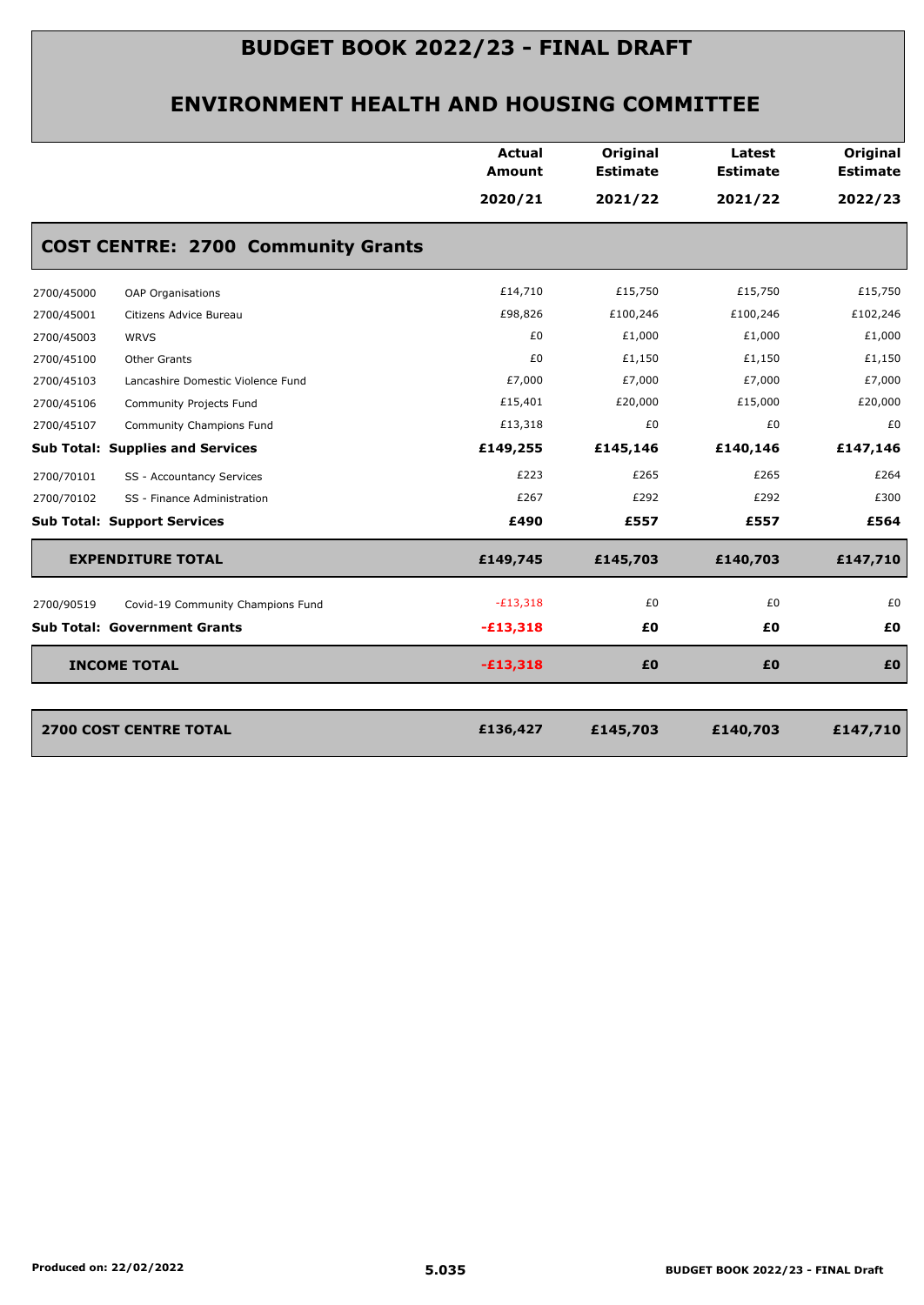# BUDGET BOOK 2022/23 - FINAL DRAFT

## ENVIRONMENT HEALTH AND HOUSING COMMITTEE

| | | Actual Amount 2020/21 | Original Estimate 2021/22 | Latest Estimate 2021/22 | Original Estimate 2022/23 |
|---|---|---|---|---|---|
| **COST CENTRE: 2700 Community Grants** | | | | | |
| 2700/45000 | OAP Organisations | £14,710 | £15,750 | £15,750 | £15,750 |
| 2700/45001 | Citizens Advice Bureau | £98,826 | £100,246 | £100,246 | £102,246 |
| 2700/45003 | WRVS | £0 | £1,000 | £1,000 | £1,000 |
| 2700/45100 | Other Grants | £0 | £1,150 | £1,150 | £1,150 |
| 2700/45103 | Lancashire Domestic Violence Fund | £7,000 | £7,000 | £7,000 | £7,000 |
| 2700/45106 | Community Projects Fund | £15,401 | £20,000 | £15,000 | £20,000 |
| 2700/45107 | Community Champions Fund | £13,318 | £0 | £0 | £0 |
| **Sub Total: Supplies and Services** | | **£149,255** | **£145,146** | **£140,146** | **£147,146** |
| 2700/70101 | SS - Accountancy Services | £223 | £265 | £265 | £264 |
| 2700/70102 | SS - Finance Administration | £267 | £292 | £292 | £300 |
| **Sub Total: Support Services** | | **£490** | **£557** | **£557** | **£564** |
| **EXPENDITURE TOTAL** | | **£149,745** | **£145,703** | **£140,703** | **£147,710** |
| 2700/90519 | Covid-19 Community Champions Fund | -£13,318 | £0 | £0 | £0 |
| **Sub Total: Government Grants** | | **-£13,318** | **£0** | **£0** | **£0** |
| **INCOME TOTAL** | | **-£13,318** | **£0** | **£0** | **£0** |
| **2700 COST CENTRE TOTAL** | | **£136,427** | **£145,703** | **£140,703** | **£147,710** |

Produced on: 22/02/2022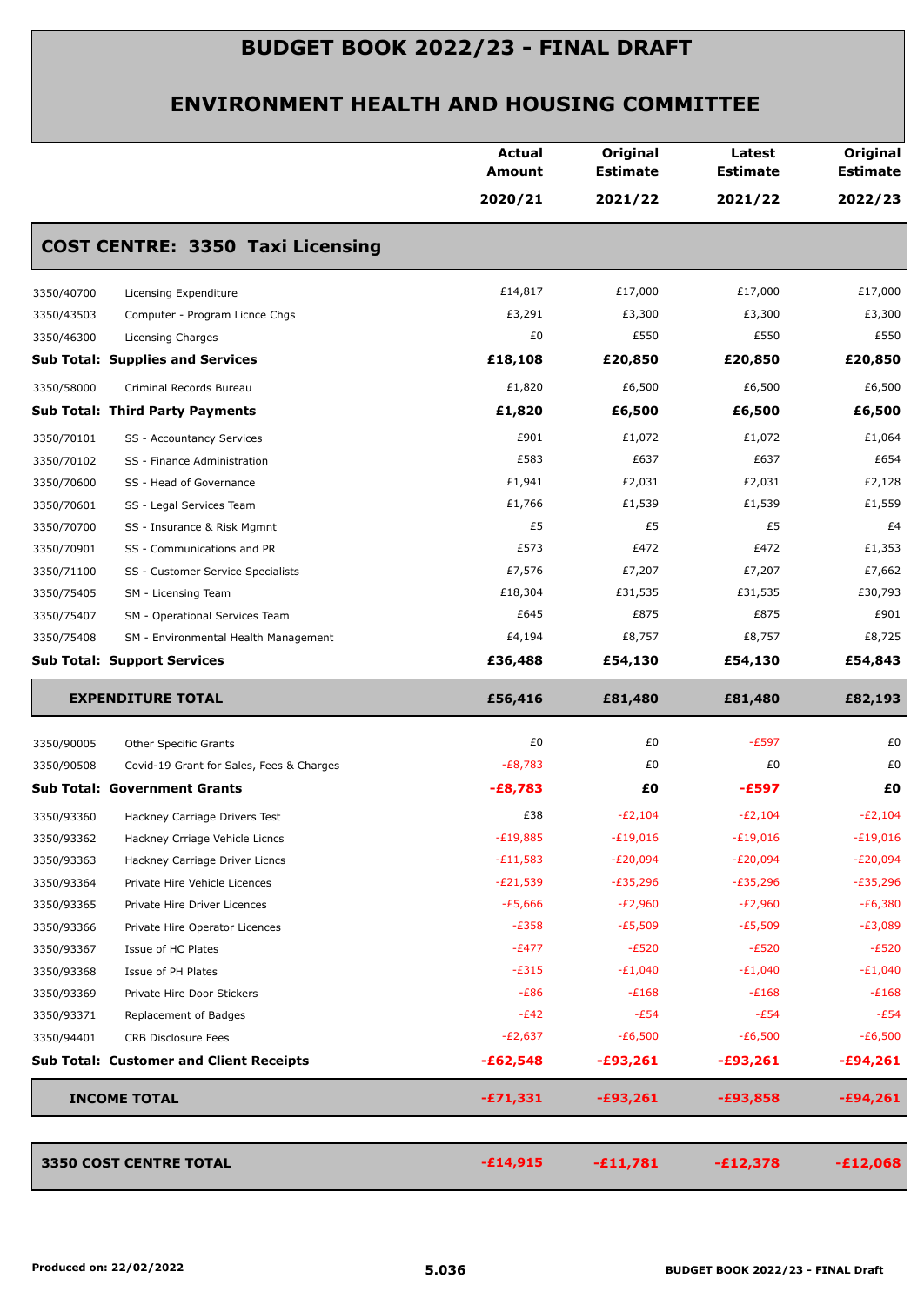# BUDGET BOOK 2022/23 - FINAL DRAFT

## ENVIRONMENT HEALTH AND HOUSING COMMITTEE

| | | Actual Amount 2020/21 | Original Estimate 2021/22 | Latest Estimate 2021/22 | Original Estimate 2022/23 |
|---|---|---|---|---|---|
| **COST CENTRE: 3350 Taxi Licensing** | | | | | |
| 3350/40700 | Licensing Expenditure | £14,817 | £17,000 | £17,000 | £17,000 |
| 3350/43503 | Computer - Program Licnce Chgs | £3,291 | £3,300 | £3,300 | £3,300 |
| 3350/46300 | Licensing Charges | £0 | £550 | £550 | £550 |
| **Sub Total: Supplies and Services** | | **£18,108** | **£20,850** | **£20,850** | **£20,850** |
| 3350/58000 | Criminal Records Bureau | £1,820 | £6,500 | £6,500 | £6,500 |
| **Sub Total: Third Party Payments** | | **£1,820** | **£6,500** | **£6,500** | **£6,500** |
| 3350/70101 | SS - Accountancy Services | £901 | £1,072 | £1,072 | £1,064 |
| 3350/70102 | SS - Finance Administration | £583 | £637 | £637 | £654 |
| 3350/70600 | SS - Head of Governance | £1,941 | £2,031 | £2,031 | £2,128 |
| 3350/70601 | SS - Legal Services Team | £1,766 | £1,539 | £1,539 | £1,559 |
| 3350/70700 | SS - Insurance & Risk Mgmnt | £5 | £5 | £5 | £4 |
| 3350/70901 | SS - Communications and PR | £573 | £472 | £472 | £1,353 |
| 3350/71100 | SS - Customer Service Specialists | £7,576 | £7,207 | £7,207 | £7,662 |
| 3350/75405 | SM - Licensing Team | £18,304 | £31,535 | £31,535 | £30,793 |
| 3350/75407 | SM - Operational Services Team | £645 | £875 | £875 | £901 |
| 3350/75408 | SM - Environmental Health Management | £4,194 | £8,757 | £8,757 | £8,725 |
| **Sub Total: Support Services** | | **£36,488** | **£54,130** | **£54,130** | **£54,843** |
| **EXPENDITURE TOTAL** | | **£56,416** | **£81,480** | **£81,480** | **£82,193** |
| 3350/90005 | Other Specific Grants | £0 | £0 | -£597 | £0 |
| 3350/90508 | Covid-19 Grant for Sales, Fees & Charges | -£8,783 | £0 | £0 | £0 |
| **Sub Total: Government Grants** | | **-£8,783** | **£0** | **-£597** | **£0** |
| 3350/93360 | Hackney Carriage Drivers Test | £38 | -£2,104 | -£2,104 | -£2,104 |
| 3350/93362 | Hackney Crriage Vehicle Licncs | -£19,885 | -£19,016 | -£19,016 | -£19,016 |
| 3350/93363 | Hackney Carriage Driver Licncs | -£11,583 | -£20,094 | -£20,094 | -£20,094 |
| 3350/93364 | Private Hire Vehicle Licences | -£21,539 | -£35,296 | -£35,296 | -£35,296 |
| 3350/93365 | Private Hire Driver Licences | -£5,666 | -£2,960 | -£2,960 | -£6,380 |
| 3350/93366 | Private Hire Operator Licences | -£358 | -£5,509 | -£5,509 | -£3,089 |
| 3350/93367 | Issue of HC Plates | -£477 | -£520 | -£520 | -£520 |
| 3350/93368 | Issue of PH Plates | -£315 | -£1,040 | -£1,040 | -£1,040 |
| 3350/93369 | Private Hire Door Stickers | -£86 | -£168 | -£168 | -£168 |
| 3350/93371 | Replacement of Badges | -£42 | -£54 | -£54 | -£54 |
| 3350/94401 | CRB Disclosure Fees | -£2,637 | -£6,500 | -£6,500 | -£6,500 |
| **Sub Total: Customer and Client Receipts** | | **-£62,548** | **-£93,261** | **-£93,261** | **-£94,261** |
| **INCOME TOTAL** | | **-£71,331** | **-£93,261** | **-£93,858** | **-£94,261** |
| **3350 COST CENTRE TOTAL** | | **-£14,915** | **-£11,781** | **-£12,378** | **-£12,068** |

**Produced on: 22/02/2022** 5.036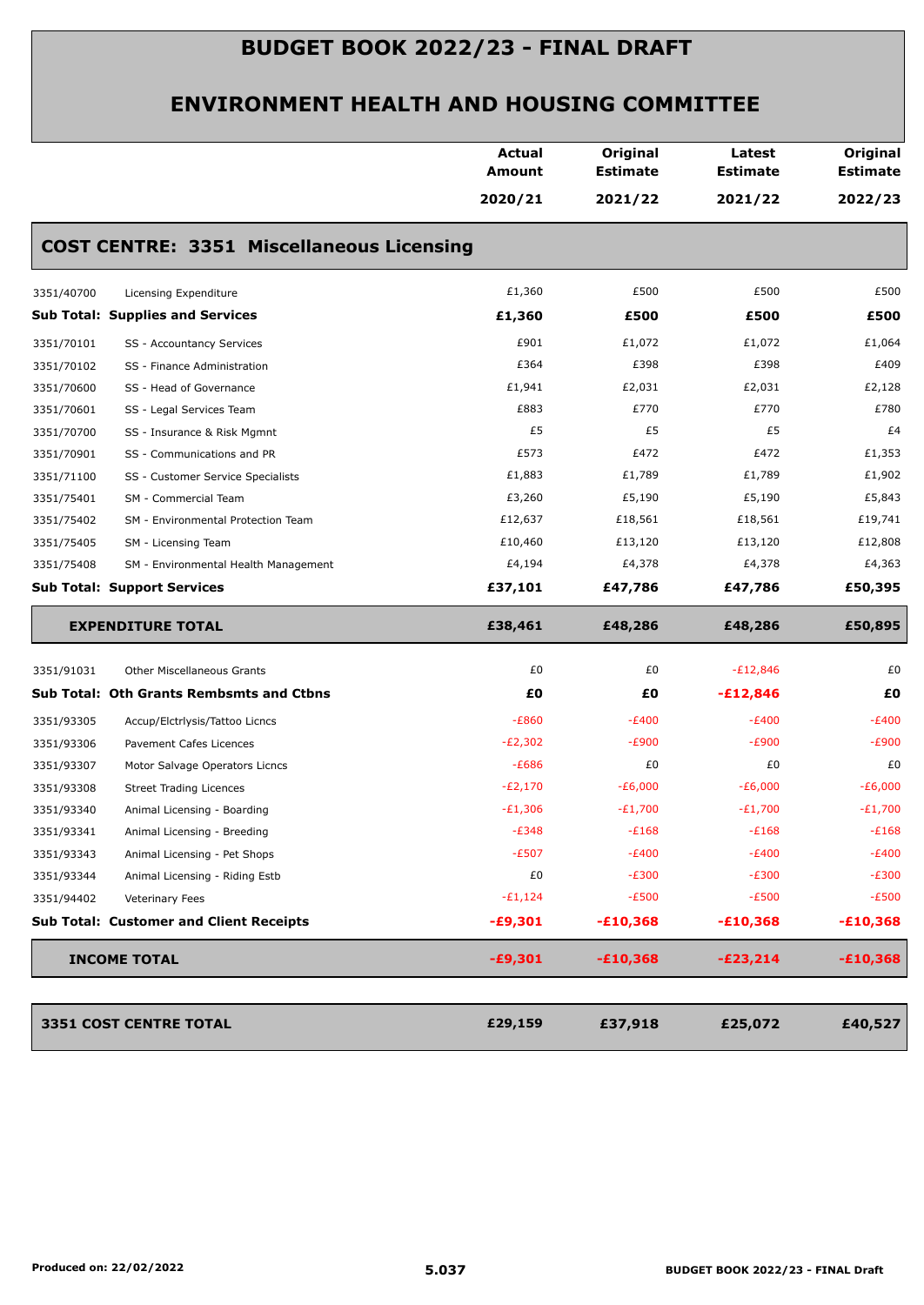# BUDGET BOOK 2022/23 - FINAL DRAFT

## ENVIRONMENT HEALTH AND HOUSING COMMITTEE

| | | Actual Amount 2020/21 | Original Estimate 2021/22 | Latest Estimate 2021/22 | Original Estimate 2022/23 |
|---|---|---|---|---|---|
| **COST CENTRE: 3351 Miscellaneous Licensing** | | | | | |
| 3351/40700 | Licensing Expenditure | £1,360 | £500 | £500 | £500 |
| **Sub Total: Supplies and Services** | | **£1,360** | **£500** | **£500** | **£500** |
| 3351/70101 | SS - Accountancy Services | £901 | £1,072 | £1,072 | £1,064 |
| 3351/70102 | SS - Finance Administration | £364 | £398 | £398 | £409 |
| 3351/70600 | SS - Head of Governance | £1,941 | £2,031 | £2,031 | £2,128 |
| 3351/70601 | SS - Legal Services Team | £883 | £770 | £770 | £780 |
| 3351/70700 | SS - Insurance & Risk Mgmnt | £5 | £5 | £5 | £4 |
| 3351/70901 | SS - Communications and PR | £573 | £472 | £472 | £1,353 |
| 3351/71100 | SS - Customer Service Specialists | £1,883 | £1,789 | £1,789 | £1,902 |
| 3351/75401 | SM - Commercial Team | £3,260 | £5,190 | £5,190 | £5,843 |
| 3351/75402 | SM - Environmental Protection Team | £12,637 | £18,561 | £18,561 | £19,741 |
| 3351/75405 | SM - Licensing Team | £10,460 | £13,120 | £13,120 | £12,808 |
| 3351/75408 | SM - Environmental Health Management | £4,194 | £4,378 | £4,378 | £4,363 |
| **Sub Total: Support Services** | | **£37,101** | **£47,786** | **£47,786** | **£50,395** |
| **EXPENDITURE TOTAL** | | **£38,461** | **£48,286** | **£48,286** | **£50,895** |
| 3351/91031 | Other Miscellaneous Grants | £0 | £0 | -£12,846 | £0 |
| **Sub Total: Oth Grants Rembsmts and Ctbns** | | **£0** | **£0** | **-£12,846** | **£0** |
| 3351/93305 | Accup/Elctrlysis/Tattoo Licncs | -£860 | -£400 | -£400 | -£400 |
| 3351/93306 | Pavement Cafes Licences | -£2,302 | -£900 | -£900 | -£900 |
| 3351/93307 | Motor Salvage Operators Licncs | -£686 | £0 | £0 | £0 |
| 3351/93308 | Street Trading Licences | -£2,170 | -£6,000 | -£6,000 | -£6,000 |
| 3351/93340 | Animal Licensing - Boarding | -£1,306 | -£1,700 | -£1,700 | -£1,700 |
| 3351/93341 | Animal Licensing - Breeding | -£348 | -£168 | -£168 | -£168 |
| 3351/93343 | Animal Licensing - Pet Shops | -£507 | -£400 | -£400 | -£400 |
| 3351/93344 | Animal Licensing - Riding Estb | £0 | -£300 | -£300 | -£300 |
| 3351/94402 | Veterinary Fees | -£1,124 | -£500 | -£500 | -£500 |
| **Sub Total: Customer and Client Receipts** | | **-£9,301** | **-£10,368** | **-£10,368** | **-£10,368** |
| **INCOME TOTAL** | | **-£9,301** | **-£10,368** | **-£23,214** | **-£10,368** |
| **3351 COST CENTRE TOTAL** | | **£29,159** | **£37,918** | **£25,072** | **£40,527** |

Produced on: 22/02/2022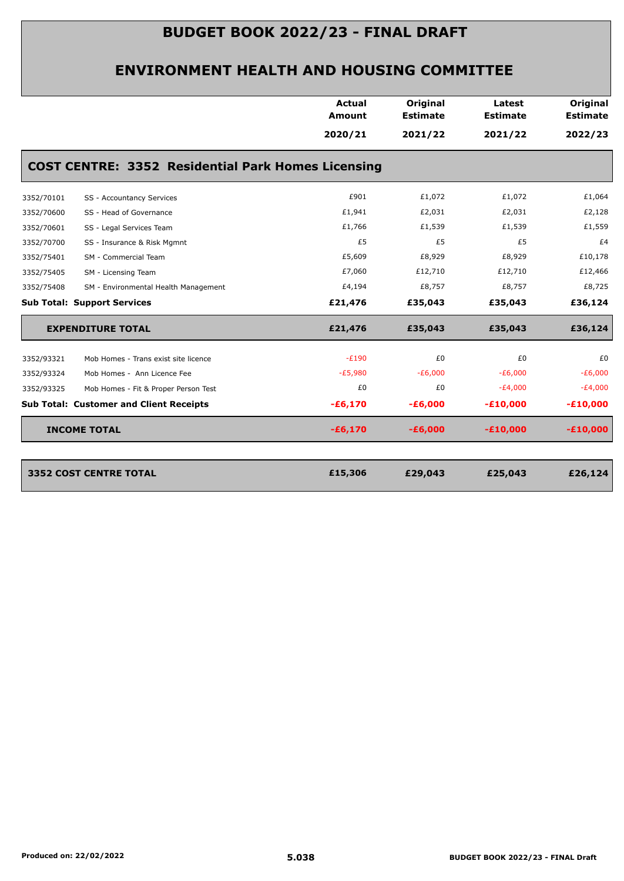# BUDGET BOOK 2022/23 - FINAL DRAFT

## ENVIRONMENT HEALTH AND HOUSING COMMITTEE

### COST CENTRE: 3352 Residential Park Homes Licensing

| | | Actual Amount 2020/21 | Original Estimate 2021/22 | Latest Estimate 2021/22 | Original Estimate 2022/23 |
|---|---|---|---|---|---|
| 3352/70101 | SS - Accountancy Services | £901 | £1,072 | £1,072 | £1,064 |
| 3352/70600 | SS - Head of Governance | £1,941 | £2,031 | £2,031 | £2,128 |
| 3352/70601 | SS - Legal Services Team | £1,766 | £1,539 | £1,539 | £1,559 |
| 3352/70700 | SS - Insurance & Risk Mgmnt | £5 | £5 | £5 | £4 |
| 3352/75401 | SM - Commercial Team | £5,609 | £8,929 | £8,929 | £10,178 |
| 3352/75405 | SM - Licensing Team | £7,060 | £12,710 | £12,710 | £12,466 |
| 3352/75408 | SM - Environmental Health Management | £4,194 | £8,757 | £8,757 | £8,725 |
| **Sub Total: Support Services** | | **£21,476** | **£35,043** | **£35,043** | **£36,124** |
| **EXPENDITURE TOTAL** | | **£21,476** | **£35,043** | **£35,043** | **£36,124** |
| 3352/93321 | Mob Homes - Trans exist site licence | -£190 | £0 | £0 | £0 |
| 3352/93324 | Mob Homes - Ann Licence Fee | -£5,980 | -£6,000 | -£6,000 | -£6,000 |
| 3352/93325 | Mob Homes - Fit & Proper Person Test | £0 | £0 | -£4,000 | -£4,000 |
| **Sub Total: Customer and Client Receipts** | | **-£6,170** | **-£6,000** | **-£10,000** | **-£10,000** |
| **INCOME TOTAL** | | **-£6,170** | **-£6,000** | **-£10,000** | **-£10,000** |
| **3352 COST CENTRE TOTAL** | | **£15,306** | **£29,043** | **£25,043** | **£26,124** |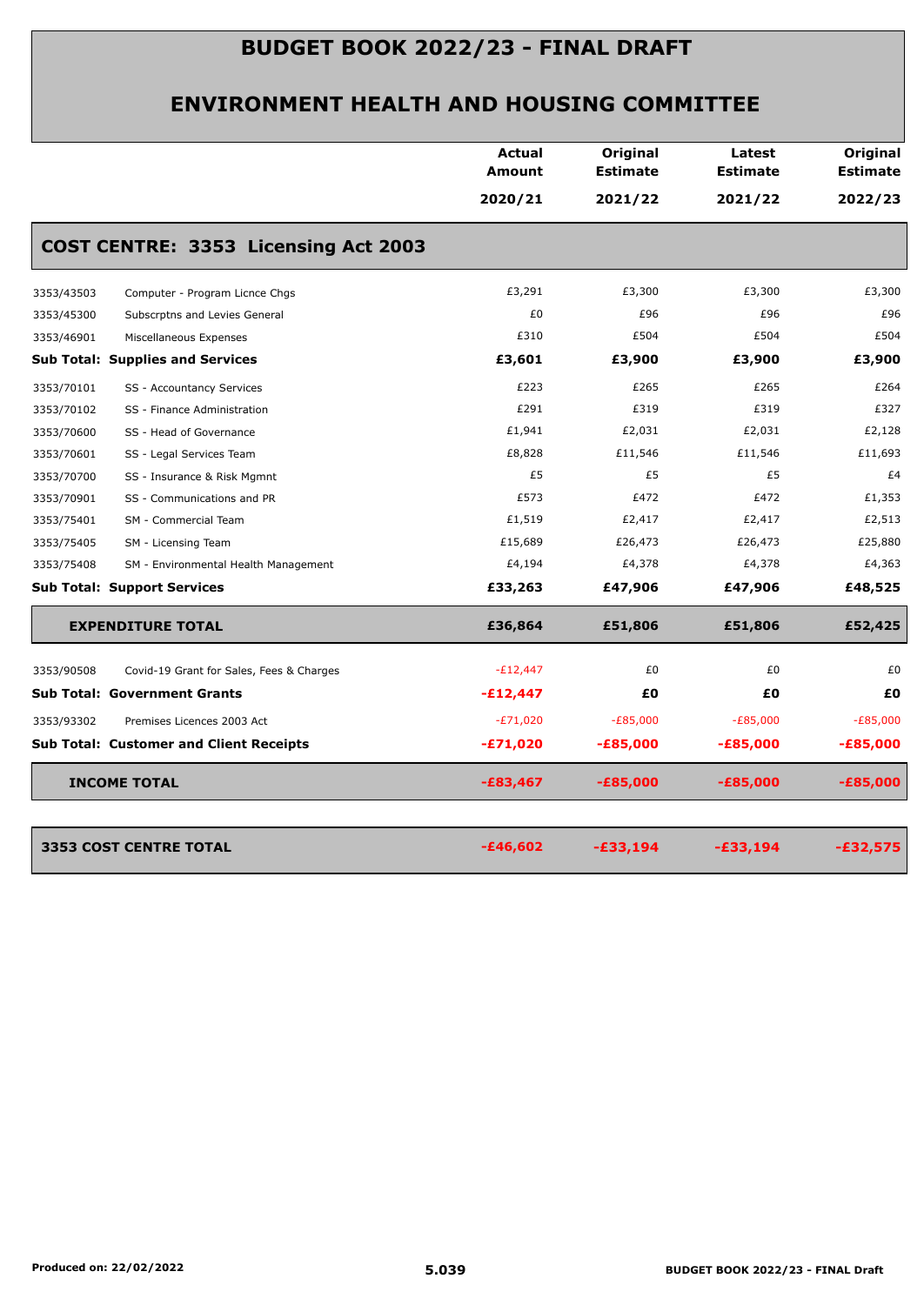# BUDGET BOOK 2022/23 - FINAL DRAFT

## ENVIRONMENT HEALTH AND HOUSING COMMITTEE

| | | Actual Amount 2020/21 | Original Estimate 2021/22 | Latest Estimate 2021/22 | Original Estimate 2022/23 |
|---|---|---|---|---|---|
| **COST CENTRE: 3353 Licensing Act 2003** | | | | | |
| 3353/43503 | Computer - Program Licnce Chgs | £3,291 | £3,300 | £3,300 | £3,300 |
| 3353/45300 | Subscrptns and Levies General | £0 | £96 | £96 | £96 |
| 3353/46901 | Miscellaneous Expenses | £310 | £504 | £504 | £504 |
| **Sub Total: Supplies and Services** | | **£3,601** | **£3,900** | **£3,900** | **£3,900** |
| 3353/70101 | SS - Accountancy Services | £223 | £265 | £265 | £264 |
| 3353/70102 | SS - Finance Administration | £291 | £319 | £319 | £327 |
| 3353/70600 | SS - Head of Governance | £1,941 | £2,031 | £2,031 | £2,128 |
| 3353/70601 | SS - Legal Services Team | £8,828 | £11,546 | £11,546 | £11,693 |
| 3353/70700 | SS - Insurance & Risk Mgmnt | £5 | £5 | £5 | £4 |
| 3353/70901 | SS - Communications and PR | £573 | £472 | £472 | £1,353 |
| 3353/75401 | SM - Commercial Team | £1,519 | £2,417 | £2,417 | £2,513 |
| 3353/75405 | SM - Licensing Team | £15,689 | £26,473 | £26,473 | £25,880 |
| 3353/75408 | SM - Environmental Health Management | £4,194 | £4,378 | £4,378 | £4,363 |
| **Sub Total: Support Services** | | **£33,263** | **£47,906** | **£47,906** | **£48,525** |
| **EXPENDITURE TOTAL** | | **£36,864** | **£51,806** | **£51,806** | **£52,425** |
| 3353/90508 | Covid-19 Grant for Sales, Fees & Charges | -£12,447 | £0 | £0 | £0 |
| **Sub Total: Government Grants** | | **-£12,447** | **£0** | **£0** | **£0** |
| 3353/93302 | Premises Licences 2003 Act | -£71,020 | -£85,000 | -£85,000 | -£85,000 |
| **Sub Total: Customer and Client Receipts** | | **-£71,020** | **-£85,000** | **-£85,000** | **-£85,000** |
| **INCOME TOTAL** | | **-£83,467** | **-£85,000** | **-£85,000** | **-£85,000** |
| **3353 COST CENTRE TOTAL** | | **-£46,602** | **-£33,194** | **-£33,194** | **-£32,575** |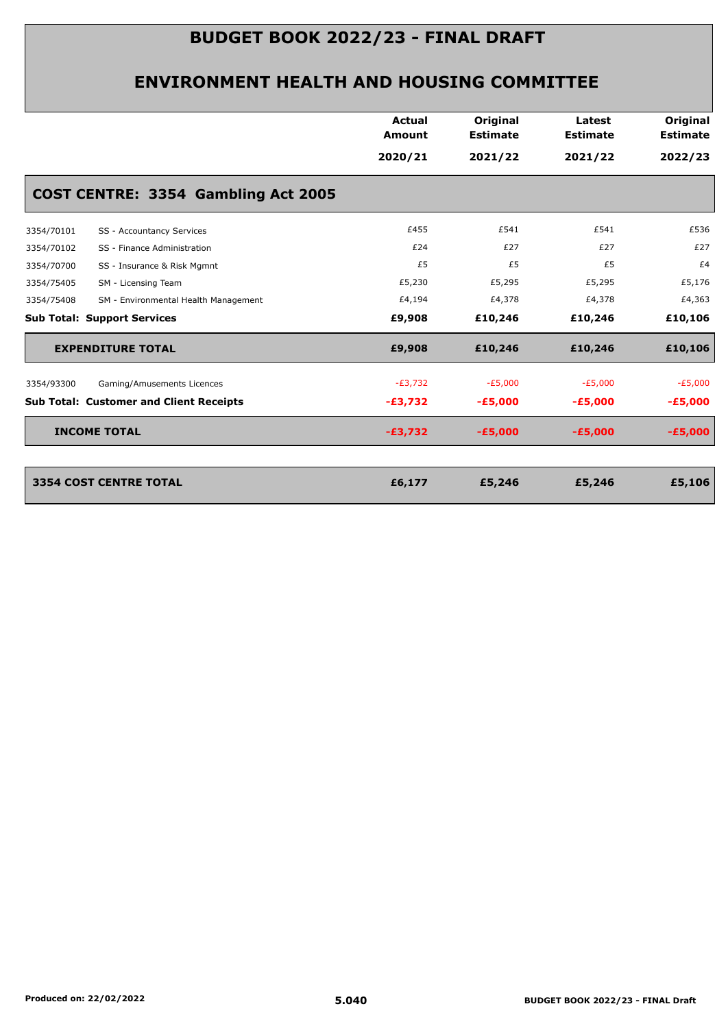# BUDGET BOOK 2022/23 - FINAL DRAFT

## ENVIRONMENT HEALTH AND HOUSING COMMITTEE

| | | Actual Amount 2020/21 | Original Estimate 2021/22 | Latest Estimate 2021/22 | Original Estimate 2022/23 |
|---|---|---|---|---|---|
| **COST CENTRE: 3354 Gambling Act 2005** | | | | | |
| 3354/70101 | SS - Accountancy Services | £455 | £541 | £541 | £536 |
| 3354/70102 | SS - Finance Administration | £24 | £27 | £27 | £27 |
| 3354/70700 | SS - Insurance & Risk Mgmnt | £5 | £5 | £5 | £4 |
| 3354/75405 | SM - Licensing Team | £5,230 | £5,295 | £5,295 | £5,176 |
| 3354/75408 | SM - Environmental Health Management | £4,194 | £4,378 | £4,378 | £4,363 |
| **Sub Total: Support Services** | | **£9,908** | **£10,246** | **£10,246** | **£10,106** |
| **EXPENDITURE TOTAL** | | **£9,908** | **£10,246** | **£10,246** | **£10,106** |
| 3354/93300 | Gaming/Amusements Licences | -£3,732 | -£5,000 | -£5,000 | -£5,000 |
| **Sub Total: Customer and Client Receipts** | | **-£3,732** | **-£5,000** | **-£5,000** | **-£5,000** |
| **INCOME TOTAL** | | **-£3,732** | **-£5,000** | **-£5,000** | **-£5,000** |
| **3354 COST CENTRE TOTAL** | | **£6,177** | **£5,246** | **£5,246** | **£5,106** |

Produced on: 22/02/2022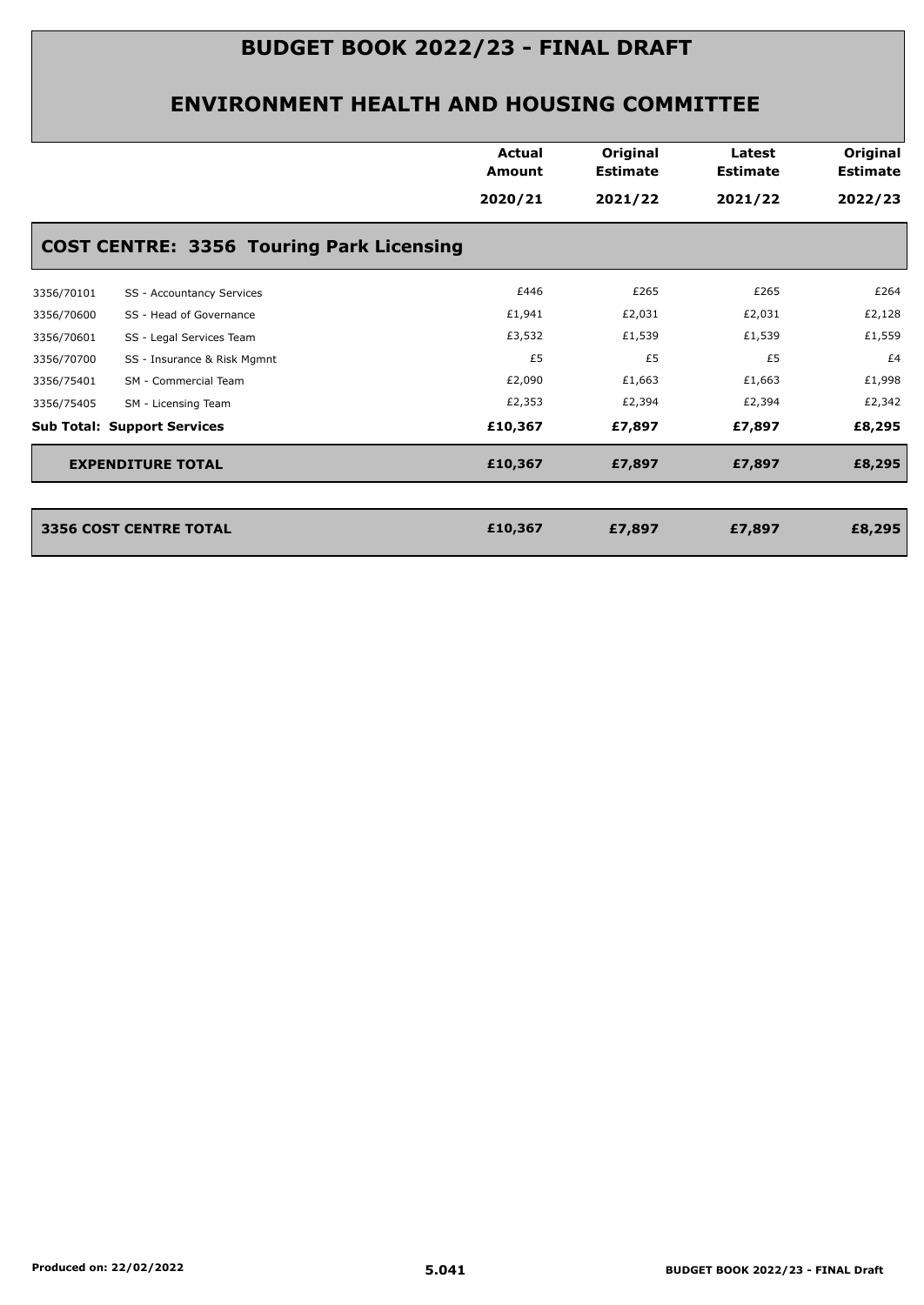# BUDGET BOOK 2022/23 - FINAL DRAFT

## ENVIRONMENT HEALTH AND HOUSING COMMITTEE

| | | Actual Amount 2020/21 | Original Estimate 2021/22 | Latest Estimate 2021/22 | Original Estimate 2022/23 |
|---|---|---|---|---|---|
| **COST CENTRE: 3356 Touring Park Licensing** | | | | | |
| 3356/70101 | SS - Accountancy Services | £446 | £265 | £265 | £264 |
| 3356/70600 | SS - Head of Governance | £1,941 | £2,031 | £2,031 | £2,128 |
| 3356/70601 | SS - Legal Services Team | £3,532 | £1,539 | £1,539 | £1,559 |
| 3356/70700 | SS - Insurance & Risk Mgmnt | £5 | £5 | £5 | £4 |
| 3356/75401 | SM - Commercial Team | £2,090 | £1,663 | £1,663 | £1,998 |
| 3356/75405 | SM - Licensing Team | £2,353 | £2,394 | £2,394 | £2,342 |
| **Sub Total: Support Services** | | **£10,367** | **£7,897** | **£7,897** | **£8,295** |
| **EXPENDITURE TOTAL** | | **£10,367** | **£7,897** | **£7,897** | **£8,295** |
| **3356 COST CENTRE TOTAL** | | **£10,367** | **£7,897** | **£7,897** | **£8,295** |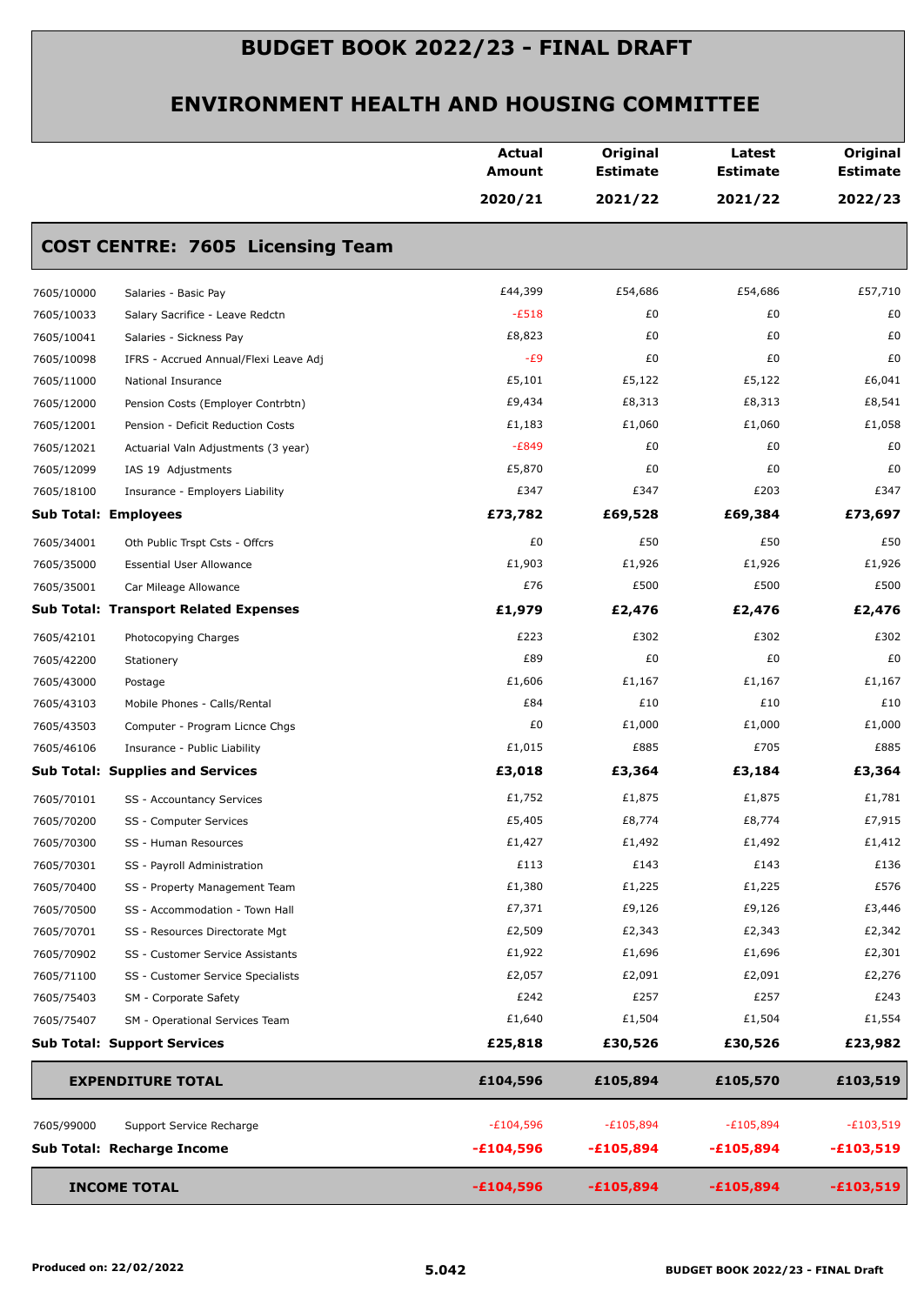# BUDGET BOOK 2022/23 - FINAL DRAFT

## ENVIRONMENT HEALTH AND HOUSING COMMITTEE

| | | Actual Amount 2020/21 | Original Estimate 2021/22 | Latest Estimate 2021/22 | Original Estimate 2022/23 |
|---|---|---|---|---|---|
| **COST CENTRE: 7605 Licensing Team** | | | | | |
| 7605/10000 | Salaries - Basic Pay | £44,399 | £54,686 | £54,686 | £57,710 |
| 7605/10033 | Salary Sacrifice - Leave Redctn | -£518 | £0 | £0 | £0 |
| 7605/10041 | Salaries - Sickness Pay | £8,823 | £0 | £0 | £0 |
| 7605/10098 | IFRS - Accrued Annual/Flexi Leave Adj | -£9 | £0 | £0 | £0 |
| 7605/11000 | National Insurance | £5,101 | £5,122 | £5,122 | £6,041 |
| 7605/12000 | Pension Costs (Employer Contrbtn) | £9,434 | £8,313 | £8,313 | £8,541 |
| 7605/12001 | Pension - Deficit Reduction Costs | £1,183 | £1,060 | £1,060 | £1,058 |
| 7605/12021 | Actuarial Valn Adjustments (3 year) | -£849 | £0 | £0 | £0 |
| 7605/12099 | IAS 19 Adjustments | £5,870 | £0 | £0 | £0 |
| 7605/18100 | Insurance - Employers Liability | £347 | £347 | £203 | £347 |
| **Sub Total: Employees** | | **£73,782** | **£69,528** | **£69,384** | **£73,697** |
| 7605/34001 | Oth Public Trspt Csts - Offcrs | £0 | £50 | £50 | £50 |
| 7605/35000 | Essential User Allowance | £1,903 | £1,926 | £1,926 | £1,926 |
| 7605/35001 | Car Mileage Allowance | £76 | £500 | £500 | £500 |
| **Sub Total: Transport Related Expenses** | | **£1,979** | **£2,476** | **£2,476** | **£2,476** |
| 7605/42101 | Photocopying Charges | £223 | £302 | £302 | £302 |
| 7605/42200 | Stationery | £89 | £0 | £0 | £0 |
| 7605/43000 | Postage | £1,606 | £1,167 | £1,167 | £1,167 |
| 7605/43103 | Mobile Phones - Calls/Rental | £84 | £10 | £10 | £10 |
| 7605/43503 | Computer - Program Licnce Chgs | £0 | £1,000 | £1,000 | £1,000 |
| 7605/46106 | Insurance - Public Liability | £1,015 | £885 | £705 | £885 |
| **Sub Total: Supplies and Services** | | **£3,018** | **£3,364** | **£3,184** | **£3,364** |
| 7605/70101 | SS - Accountancy Services | £1,752 | £1,875 | £1,875 | £1,781 |
| 7605/70200 | SS - Computer Services | £5,405 | £8,774 | £8,774 | £7,915 |
| 7605/70300 | SS - Human Resources | £1,427 | £1,492 | £1,492 | £1,412 |
| 7605/70301 | SS - Payroll Administration | £113 | £143 | £143 | £136 |
| 7605/70400 | SS - Property Management Team | £1,380 | £1,225 | £1,225 | £576 |
| 7605/70500 | SS - Accommodation - Town Hall | £7,371 | £9,126 | £9,126 | £3,446 |
| 7605/70701 | SS - Resources Directorate Mgt | £2,509 | £2,343 | £2,343 | £2,342 |
| 7605/70902 | SS - Customer Service Assistants | £1,922 | £1,696 | £1,696 | £2,301 |
| 7605/71100 | SS - Customer Service Specialists | £2,057 | £2,091 | £2,091 | £2,276 |
| 7605/75403 | SM - Corporate Safety | £242 | £257 | £257 | £243 |
| 7605/75407 | SM - Operational Services Team | £1,640 | £1,504 | £1,504 | £1,554 |
| **Sub Total: Support Services** | | **£25,818** | **£30,526** | **£30,526** | **£23,982** |
| **EXPENDITURE TOTAL** | | **£104,596** | **£105,894** | **£105,570** | **£103,519** |
| 7605/99000 | Support Service Recharge | -£104,596 | -£105,894 | -£105,894 | -£103,519 |
| **Sub Total: Recharge Income** | | **-£104,596** | **-£105,894** | **-£105,894** | **-£103,519** |
| **INCOME TOTAL** | | **-£104,596** | **-£105,894** | **-£105,894** | **-£103,519** |

Produced on: 22/02/2022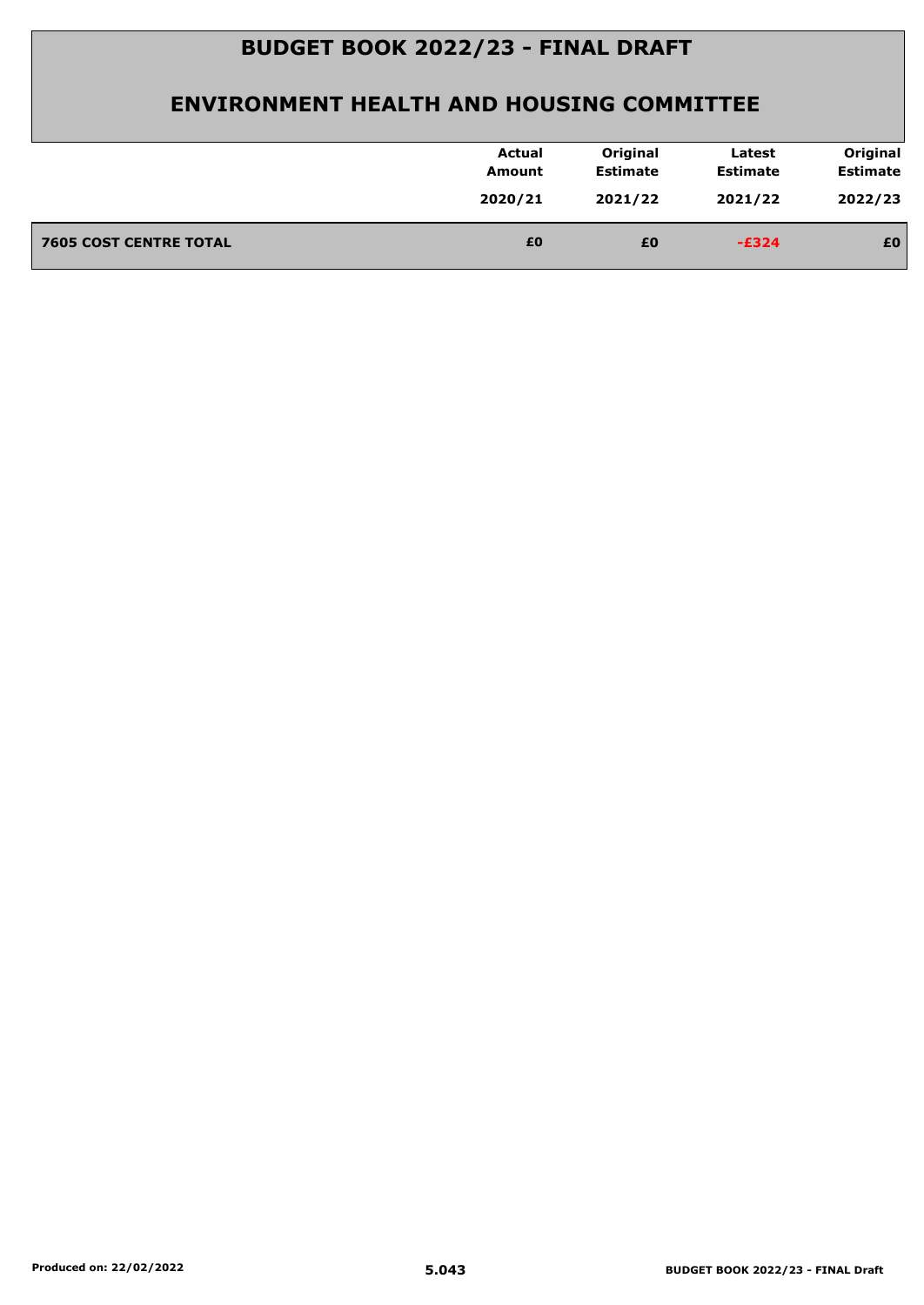# BUDGET BOOK 2022/23 - FINAL DRAFT

## ENVIRONMENT HEALTH AND HOUSING COMMITTEE

| | Actual Amount 2020/21 | Original Estimate 2021/22 | Latest Estimate 2021/22 | Original Estimate 2022/23 |
|---|---|---|---|---|
| **7605 COST CENTRE TOTAL** | **£0** | **£0** | **-£324** | **£0** |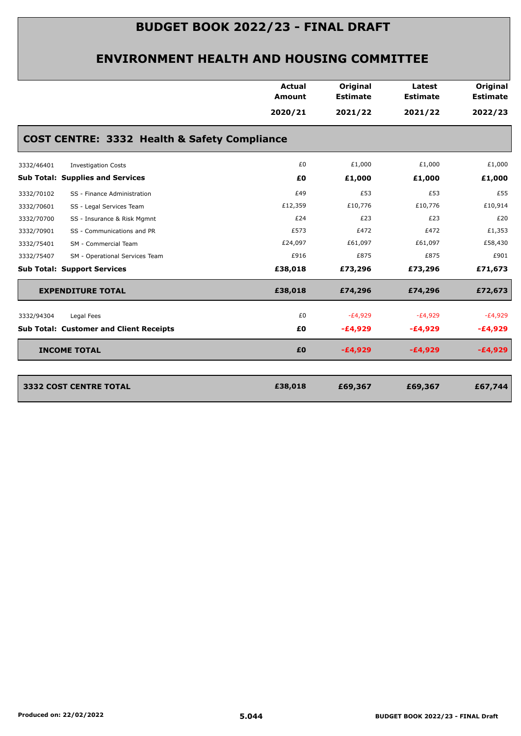# BUDGET BOOK 2022/23 - FINAL DRAFT

## ENVIRONMENT HEALTH AND HOUSING COMMITTEE

| | | Actual Amount 2020/21 | Original Estimate 2021/22 | Latest Estimate 2021/22 | Original Estimate 2022/23 |
|---|---|---|---|---|---|
| **COST CENTRE: 3332 Health & Safety Compliance** | | | | | |
| 3332/46401 | Investigation Costs | £0 | £1,000 | £1,000 | £1,000 |
| **Sub Total: Supplies and Services** | | **£0** | **£1,000** | **£1,000** | **£1,000** |
| 3332/70102 | SS - Finance Administration | £49 | £53 | £53 | £55 |
| 3332/70601 | SS - Legal Services Team | £12,359 | £10,776 | £10,776 | £10,914 |
| 3332/70700 | SS - Insurance & Risk Mgmnt | £24 | £23 | £23 | £20 |
| 3332/70901 | SS - Communications and PR | £573 | £472 | £472 | £1,353 |
| 3332/75401 | SM - Commercial Team | £24,097 | £61,097 | £61,097 | £58,430 |
| 3332/75407 | SM - Operational Services Team | £916 | £875 | £875 | £901 |
| **Sub Total: Support Services** | | **£38,018** | **£73,296** | **£73,296** | **£71,673** |
| **EXPENDITURE TOTAL** | | **£38,018** | **£74,296** | **£74,296** | **£72,673** |
| 3332/94304 | Legal Fees | £0 | -£4,929 | -£4,929 | -£4,929 |
| **Sub Total: Customer and Client Receipts** | | **£0** | **-£4,929** | **-£4,929** | **-£4,929** |
| **INCOME TOTAL** | | **£0** | **-£4,929** | **-£4,929** | **-£4,929** |
| **3332 COST CENTRE TOTAL** | | **£38,018** | **£69,367** | **£69,367** | **£67,744** |

Produced on: 22/02/2022

5.044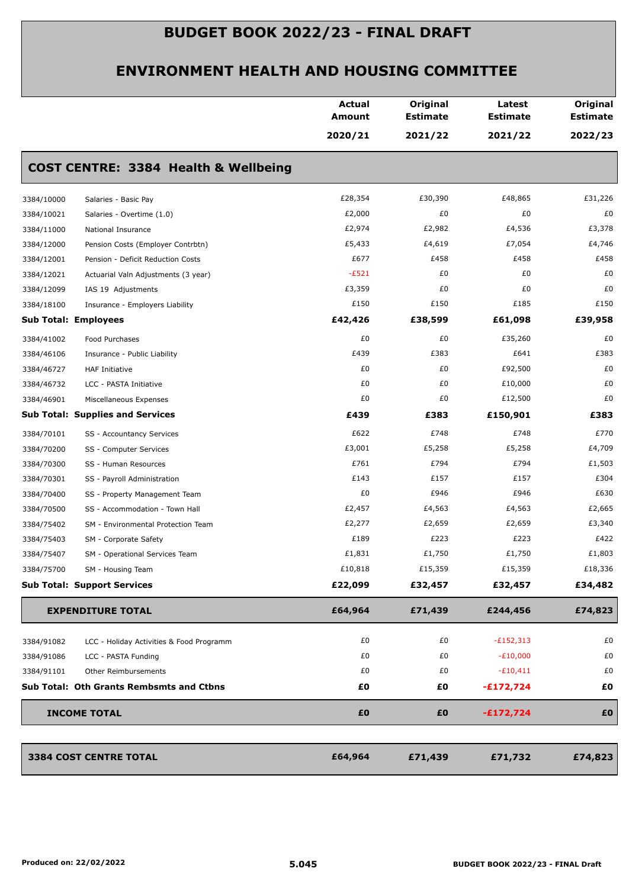# BUDGET BOOK 2022/23 - FINAL DRAFT

## ENVIRONMENT HEALTH AND HOUSING COMMITTEE

| | | Actual Amount 2020/21 | Original Estimate 2021/22 | Latest Estimate 2021/22 | Original Estimate 2022/23 |
|---|---|---|---|---|---|
| **COST CENTRE: 3384 Health & Wellbeing** | | | | | |
| 3384/10000 | Salaries - Basic Pay | £28,354 | £30,390 | £48,865 | £31,226 |
| 3384/10021 | Salaries - Overtime (1.0) | £2,000 | £0 | £0 | £0 |
| 3384/11000 | National Insurance | £2,974 | £2,982 | £4,536 | £3,378 |
| 3384/12000 | Pension Costs (Employer Contrbtn) | £5,433 | £4,619 | £7,054 | £4,746 |
| 3384/12001 | Pension - Deficit Reduction Costs | £677 | £458 | £458 | £458 |
| 3384/12021 | Actuarial Valn Adjustments (3 year) | -£521 | £0 | £0 | £0 |
| 3384/12099 | IAS 19 Adjustments | £3,359 | £0 | £0 | £0 |
| 3384/18100 | Insurance - Employers Liability | £150 | £150 | £185 | £150 |
| **Sub Total: Employees** | | **£42,426** | **£38,599** | **£61,098** | **£39,958** |
| 3384/41002 | Food Purchases | £0 | £0 | £35,260 | £0 |
| 3384/46106 | Insurance - Public Liability | £439 | £383 | £641 | £383 |
| 3384/46727 | HAF Initiative | £0 | £0 | £92,500 | £0 |
| 3384/46732 | LCC - PASTA Initiative | £0 | £0 | £10,000 | £0 |
| 3384/46901 | Miscellaneous Expenses | £0 | £0 | £12,500 | £0 |
| **Sub Total: Supplies and Services** | | **£439** | **£383** | **£150,901** | **£383** |
| 3384/70101 | SS - Accountancy Services | £622 | £748 | £748 | £770 |
| 3384/70200 | SS - Computer Services | £3,001 | £5,258 | £5,258 | £4,709 |
| 3384/70300 | SS - Human Resources | £761 | £794 | £794 | £1,503 |
| 3384/70301 | SS - Payroll Administration | £143 | £157 | £157 | £304 |
| 3384/70400 | SS - Property Management Team | £0 | £946 | £946 | £630 |
| 3384/70500 | SS - Accommodation - Town Hall | £2,457 | £4,563 | £4,563 | £2,665 |
| 3384/75402 | SM - Environmental Protection Team | £2,277 | £2,659 | £2,659 | £3,340 |
| 3384/75403 | SM - Corporate Safety | £189 | £223 | £223 | £422 |
| 3384/75407 | SM - Operational Services Team | £1,831 | £1,750 | £1,750 | £1,803 |
| 3384/75700 | SM - Housing Team | £10,818 | £15,359 | £15,359 | £18,336 |
| **Sub Total: Support Services** | | **£22,099** | **£32,457** | **£32,457** | **£34,482** |
| **EXPENDITURE TOTAL** | | **£64,964** | **£71,439** | **£244,456** | **£74,823** |
| 3384/91082 | LCC - Holiday Activities & Food Programm | £0 | £0 | -£152,313 | £0 |
| 3384/91086 | LCC - PASTA Funding | £0 | £0 | -£10,000 | £0 |
| 3384/91101 | Other Reimbursements | £0 | £0 | -£10,411 | £0 |
| **Sub Total: Oth Grants Rembsmts and Ctbns** | | **£0** | **£0** | **-£172,724** | **£0** |
| **INCOME TOTAL** | | **£0** | **£0** | **-£172,724** | **£0** |
| **3384 COST CENTRE TOTAL** | | **£64,964** | **£71,439** | **£71,732** | **£74,823** |

Produced on: 22/02/2022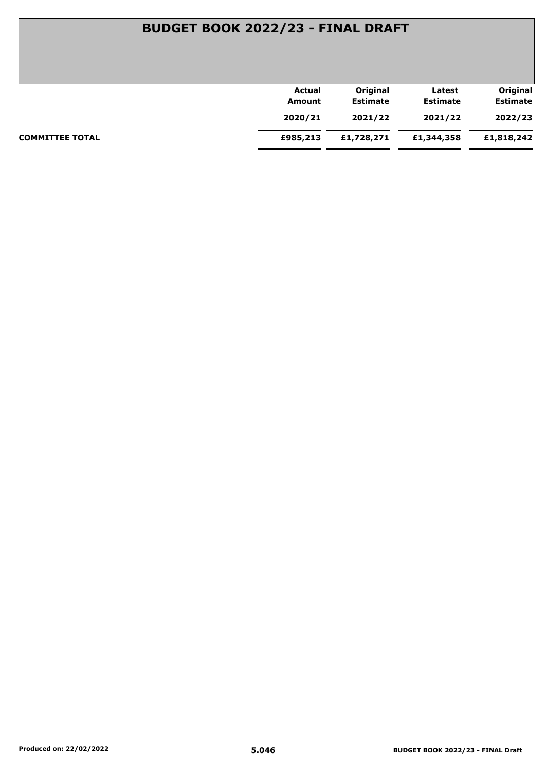# BUDGET BOOK 2022/23 - FINAL DRAFT

| | Actual Amount 2020/21 | Original Estimate 2021/22 | Latest Estimate 2021/22 | Original Estimate 2022/23 |
|---|---|---|---|---|
| **COMMITTEE TOTAL** | **£985,213** | **£1,728,271** | **£1,344,358** | **£1,818,242** |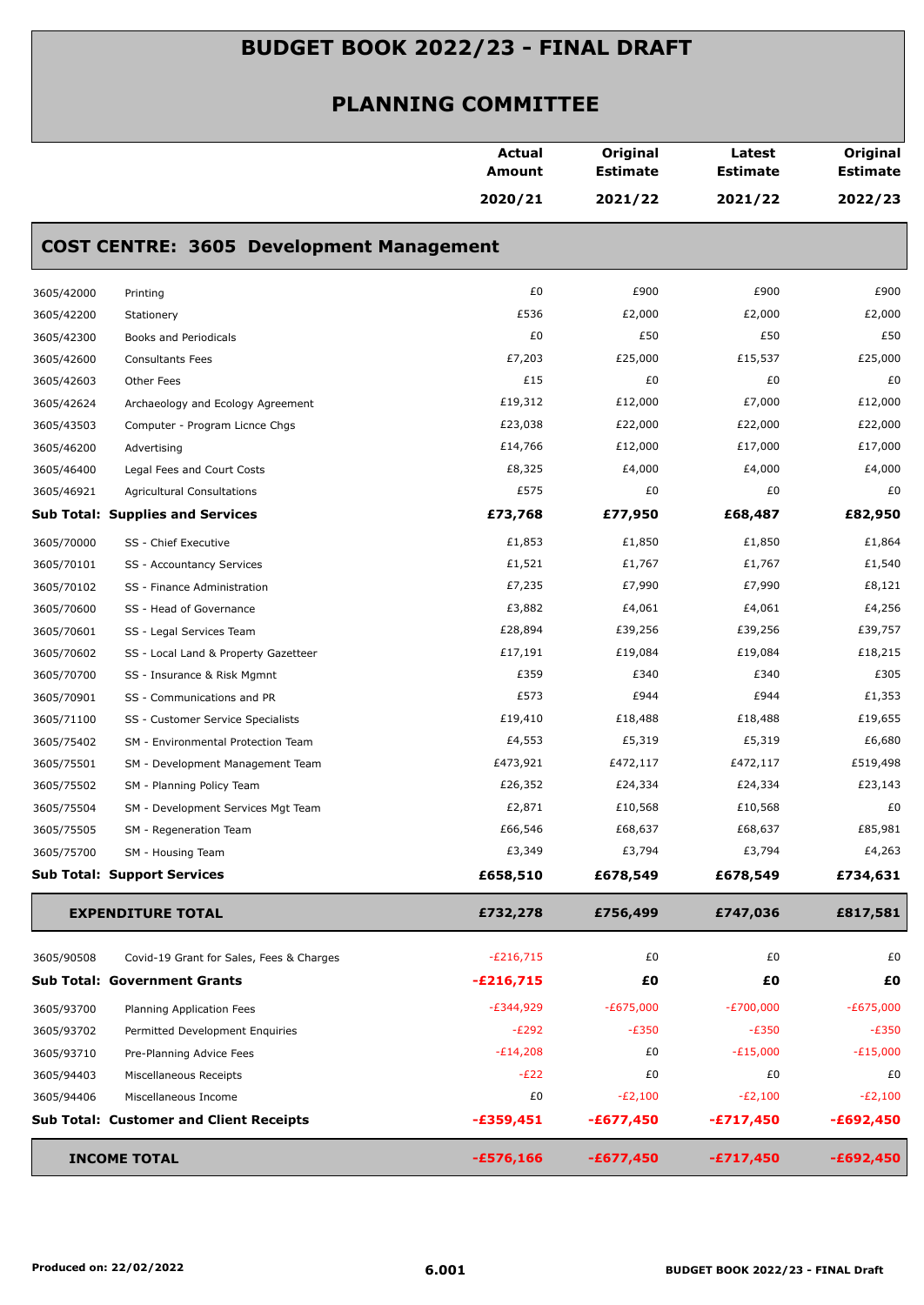# BUDGET BOOK 2022/23 - FINAL DRAFT

## PLANNING COMMITTEE

| | | Actual Amount 2020/21 | Original Estimate 2021/22 | Latest Estimate 2021/22 | Original Estimate 2022/23 |
|---|---|---|---|---|---|
| **COST CENTRE: 3605 Development Management** | | | | | |
| 3605/42000 | Printing | £0 | £900 | £900 | £900 |
| 3605/42200 | Stationery | £536 | £2,000 | £2,000 | £2,000 |
| 3605/42300 | Books and Periodicals | £0 | £50 | £50 | £50 |
| 3605/42600 | Consultants Fees | £7,203 | £25,000 | £15,537 | £25,000 |
| 3605/42603 | Other Fees | £15 | £0 | £0 | £0 |
| 3605/42624 | Archaeology and Ecology Agreement | £19,312 | £12,000 | £7,000 | £12,000 |
| 3605/43503 | Computer - Program Licnce Chgs | £23,038 | £22,000 | £22,000 | £22,000 |
| 3605/46200 | Advertising | £14,766 | £12,000 | £17,000 | £17,000 |
| 3605/46400 | Legal Fees and Court Costs | £8,325 | £4,000 | £4,000 | £4,000 |
| 3605/46921 | Agricultural Consultations | £575 | £0 | £0 | £0 |
| **Sub Total: Supplies and Services** | | **£73,768** | **£77,950** | **£68,487** | **£82,950** |
| 3605/70000 | SS - Chief Executive | £1,853 | £1,850 | £1,850 | £1,864 |
| 3605/70101 | SS - Accountancy Services | £1,521 | £1,767 | £1,767 | £1,540 |
| 3605/70102 | SS - Finance Administration | £7,235 | £7,990 | £7,990 | £8,121 |
| 3605/70600 | SS - Head of Governance | £3,882 | £4,061 | £4,061 | £4,256 |
| 3605/70601 | SS - Legal Services Team | £28,894 | £39,256 | £39,256 | £39,757 |
| 3605/70602 | SS - Local Land & Property Gazetteer | £17,191 | £19,084 | £19,084 | £18,215 |
| 3605/70700 | SS - Insurance & Risk Mgmnt | £359 | £340 | £340 | £305 |
| 3605/70901 | SS - Communications and PR | £573 | £944 | £944 | £1,353 |
| 3605/71100 | SS - Customer Service Specialists | £19,410 | £18,488 | £18,488 | £19,655 |
| 3605/75402 | SM - Environmental Protection Team | £4,553 | £5,319 | £5,319 | £6,680 |
| 3605/75501 | SM - Development Management Team | £473,921 | £472,117 | £472,117 | £519,498 |
| 3605/75502 | SM - Planning Policy Team | £26,352 | £24,334 | £24,334 | £23,143 |
| 3605/75504 | SM - Development Services Mgt Team | £2,871 | £10,568 | £10,568 | £0 |
| 3605/75505 | SM - Regeneration Team | £66,546 | £68,637 | £68,637 | £85,981 |
| 3605/75700 | SM - Housing Team | £3,349 | £3,794 | £3,794 | £4,263 |
| **Sub Total: Support Services** | | **£658,510** | **£678,549** | **£678,549** | **£734,631** |
| **EXPENDITURE TOTAL** | | **£732,278** | **£756,499** | **£747,036** | **£817,581** |
| 3605/90508 | Covid-19 Grant for Sales, Fees & Charges | -£216,715 | £0 | £0 | £0 |
| **Sub Total: Government Grants** | | **-£216,715** | **£0** | **£0** | **£0** |
| 3605/93700 | Planning Application Fees | -£344,929 | -£675,000 | -£700,000 | -£675,000 |
| 3605/93702 | Permitted Development Enquiries | -£292 | -£350 | -£350 | -£350 |
| 3605/93710 | Pre-Planning Advice Fees | -£14,208 | £0 | -£15,000 | -£15,000 |
| 3605/94403 | Miscellaneous Receipts | -£22 | £0 | £0 | £0 |
| 3605/94406 | Miscellaneous Income | £0 | -£2,100 | -£2,100 | -£2,100 |
| **Sub Total: Customer and Client Receipts** | | **-£359,451** | **-£677,450** | **-£717,450** | **-£692,450** |
| **INCOME TOTAL** | | **-£576,166** | **-£677,450** | **-£717,450** | **-£692,450** |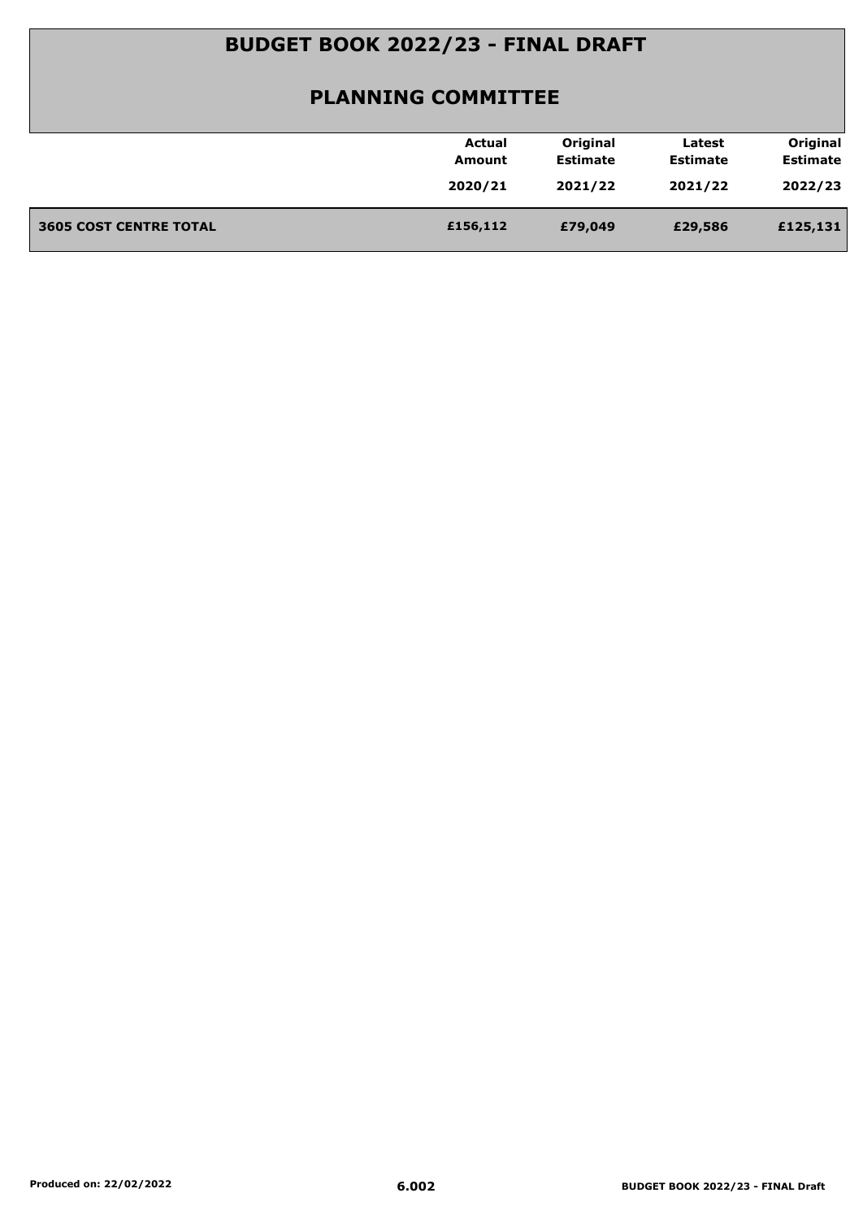# BUDGET BOOK 2022/23 - FINAL DRAFT

## PLANNING COMMITTEE

| | Actual Amount 2020/21 | Original Estimate 2021/22 | Latest Estimate 2021/22 | Original Estimate 2022/23 |
|---|---|---|---|---|
| **3605 COST CENTRE TOTAL** | **£156,112** | **£79,049** | **£29,586** | **£125,131** |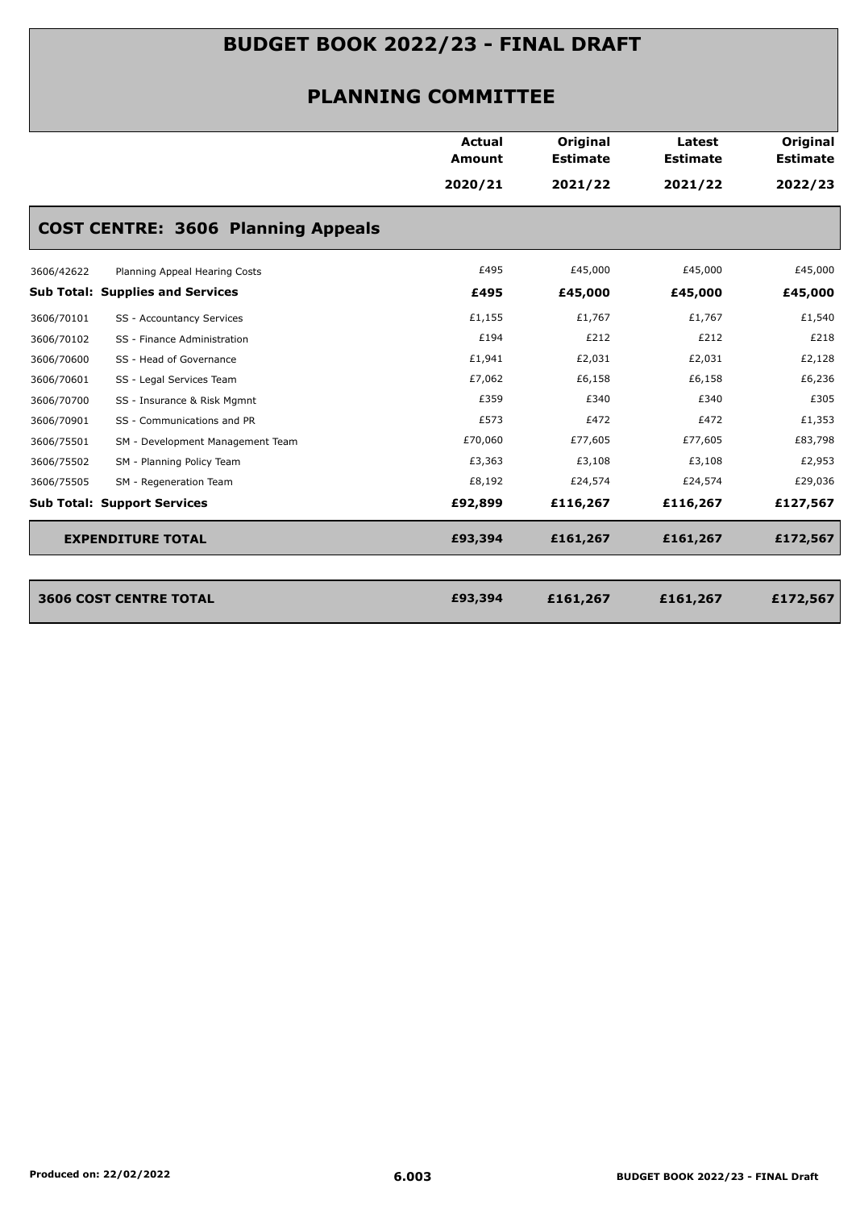# BUDGET BOOK 2022/23 - FINAL DRAFT

## PLANNING COMMITTEE

| | | Actual Amount 2020/21 | Original Estimate 2021/22 | Latest Estimate 2021/22 | Original Estimate 2022/23 |
|---|---|---|---|---|---|
| **COST CENTRE: 3606 Planning Appeals** | | | | | |
| 3606/42622 | Planning Appeal Hearing Costs | £495 | £45,000 | £45,000 | £45,000 |
| **Sub Total: Supplies and Services** | | **£495** | **£45,000** | **£45,000** | **£45,000** |
| 3606/70101 | SS - Accountancy Services | £1,155 | £1,767 | £1,767 | £1,540 |
| 3606/70102 | SS - Finance Administration | £194 | £212 | £212 | £218 |
| 3606/70600 | SS - Head of Governance | £1,941 | £2,031 | £2,031 | £2,128 |
| 3606/70601 | SS - Legal Services Team | £7,062 | £6,158 | £6,158 | £6,236 |
| 3606/70700 | SS - Insurance & Risk Mgmnt | £359 | £340 | £340 | £305 |
| 3606/70901 | SS - Communications and PR | £573 | £472 | £472 | £1,353 |
| 3606/75501 | SM - Development Management Team | £70,060 | £77,605 | £77,605 | £83,798 |
| 3606/75502 | SM - Planning Policy Team | £3,363 | £3,108 | £3,108 | £2,953 |
| 3606/75505 | SM - Regeneration Team | £8,192 | £24,574 | £24,574 | £29,036 |
| **Sub Total: Support Services** | | **£92,899** | **£116,267** | **£116,267** | **£127,567** |
| **EXPENDITURE TOTAL** | | **£93,394** | **£161,267** | **£161,267** | **£172,567** |
| **3606 COST CENTRE TOTAL** | | **£93,394** | **£161,267** | **£161,267** | **£172,567** |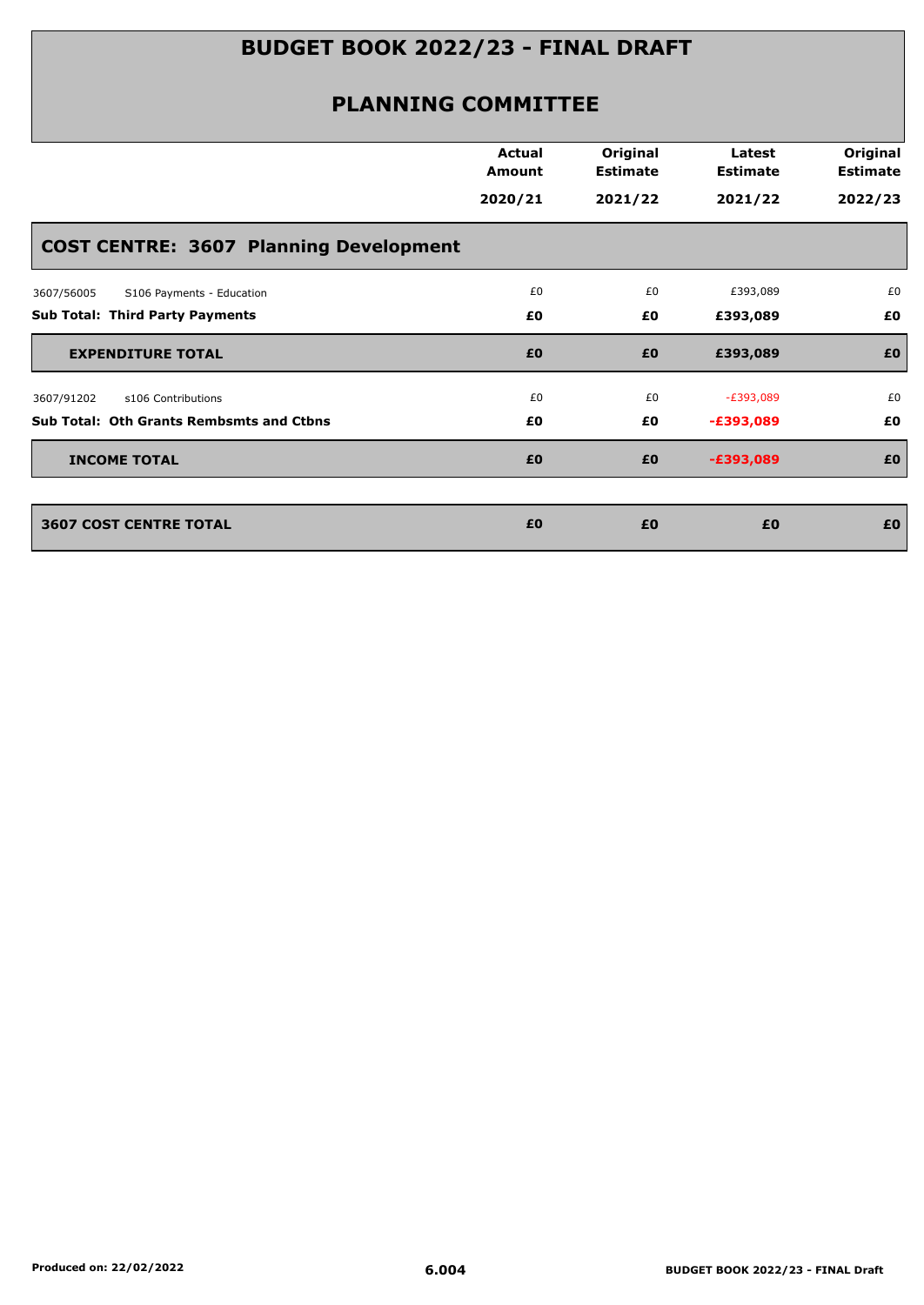# BUDGET BOOK 2022/23 - FINAL DRAFT

## PLANNING COMMITTEE

| | Actual Amount 2020/21 | Original Estimate 2021/22 | Latest Estimate 2021/22 | Original Estimate 2022/23 |
|---|---|---|---|---|
| **COST CENTRE: 3607 Planning Development** | | | | |
| 3607/56005 S106 Payments - Education | £0 | £0 | £393,089 | £0 |
| **Sub Total: Third Party Payments** | **£0** | **£0** | **£393,089** | **£0** |
| **EXPENDITURE TOTAL** | **£0** | **£0** | **£393,089** | **£0** |
| 3607/91202 s106 Contributions | £0 | £0 | -£393,089 | £0 |
| **Sub Total: Oth Grants Rembsmts and Ctbns** | **£0** | **£0** | **-£393,089** | **£0** |
| **INCOME TOTAL** | **£0** | **£0** | **-£393,089** | **£0** |
| **3607 COST CENTRE TOTAL** | **£0** | **£0** | **£0** | **£0** |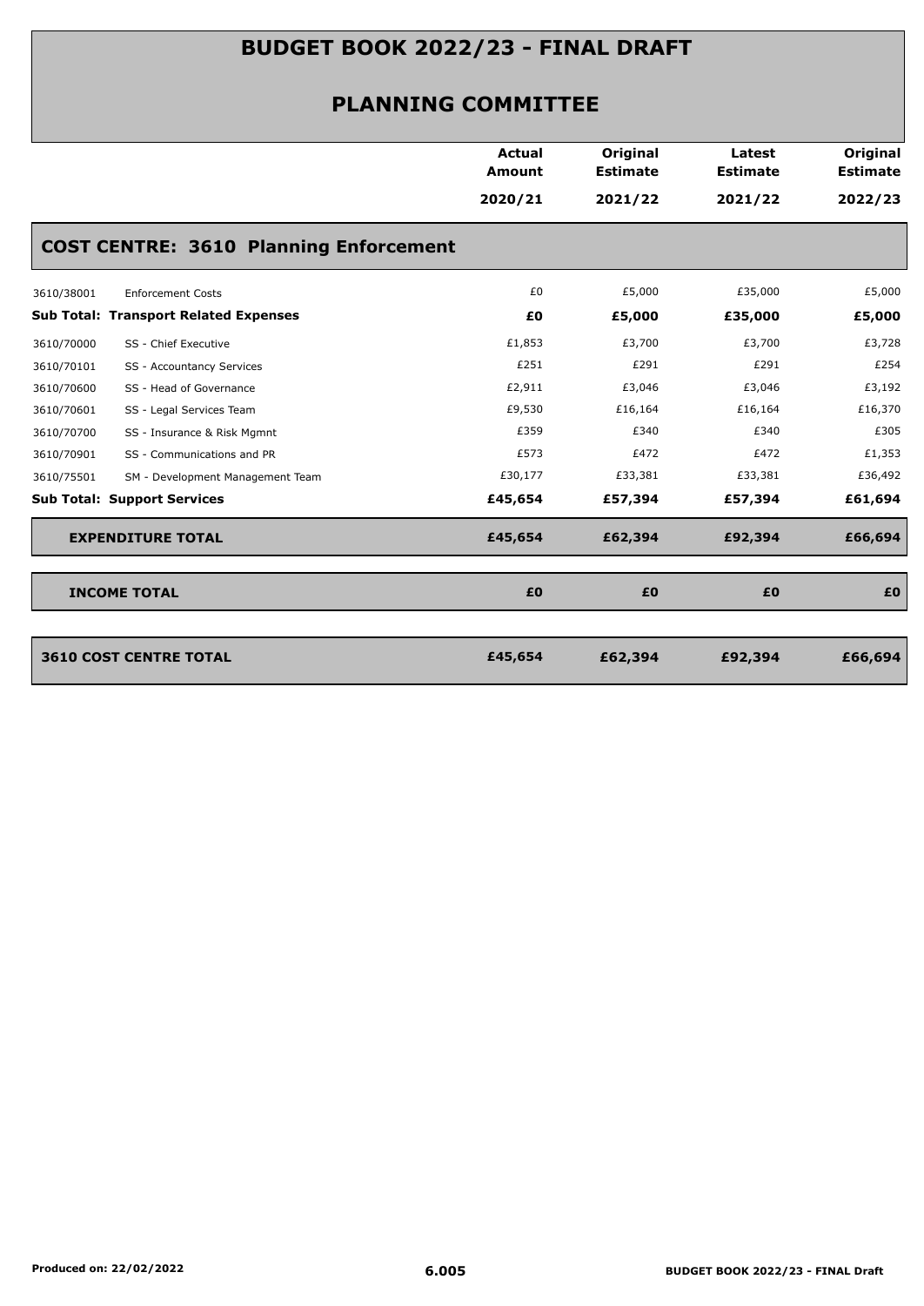# BUDGET BOOK 2022/23 - FINAL DRAFT

## PLANNING COMMITTEE

| | | Actual Amount 2020/21 | Original Estimate 2021/22 | Latest Estimate 2021/22 | Original Estimate 2022/23 |
|---|---|---|---|---|---|
| **COST CENTRE: 3610 Planning Enforcement** | | | | | |
| 3610/38001 | Enforcement Costs | £0 | £5,000 | £35,000 | £5,000 |
| **Sub Total: Transport Related Expenses** | | **£0** | **£5,000** | **£35,000** | **£5,000** |
| 3610/70000 | SS - Chief Executive | £1,853 | £3,700 | £3,700 | £3,728 |
| 3610/70101 | SS - Accountancy Services | £251 | £291 | £291 | £254 |
| 3610/70600 | SS - Head of Governance | £2,911 | £3,046 | £3,046 | £3,192 |
| 3610/70601 | SS - Legal Services Team | £9,530 | £16,164 | £16,164 | £16,370 |
| 3610/70700 | SS - Insurance & Risk Mgmnt | £359 | £340 | £340 | £305 |
| 3610/70901 | SS - Communications and PR | £573 | £472 | £472 | £1,353 |
| 3610/75501 | SM - Development Management Team | £30,177 | £33,381 | £33,381 | £36,492 |
| **Sub Total: Support Services** | | **£45,654** | **£57,394** | **£57,394** | **£61,694** |
| **EXPENDITURE TOTAL** | | **£45,654** | **£62,394** | **£92,394** | **£66,694** |
| **INCOME TOTAL** | | **£0** | **£0** | **£0** | **£0** |
| **3610 COST CENTRE TOTAL** | | **£45,654** | **£62,394** | **£92,394** | **£66,694** |

Produced on: 22/02/2022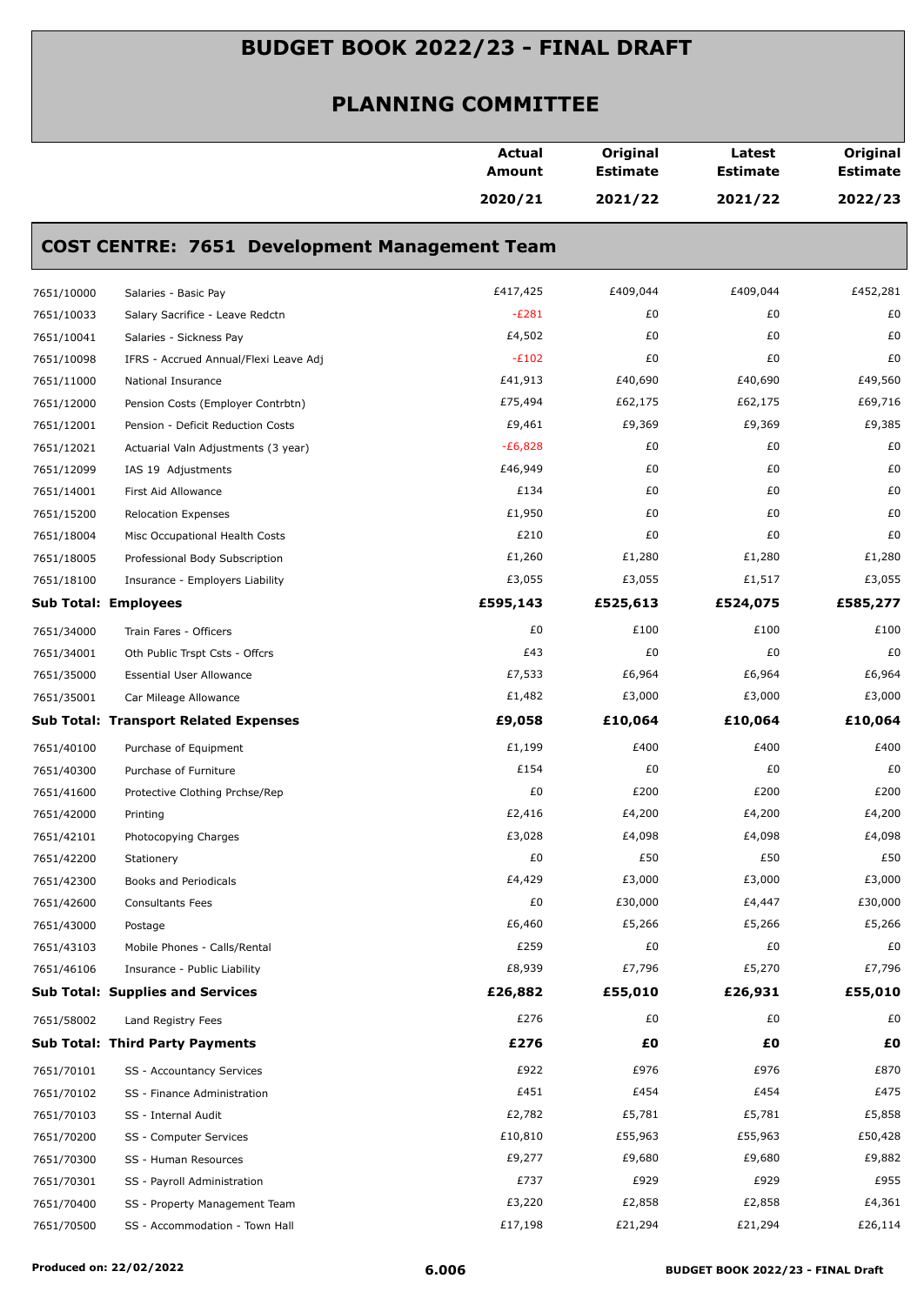# BUDGET BOOK 2022/23 - FINAL DRAFT

## PLANNING COMMITTEE

| | | Actual Amount 2020/21 | Original Estimate 2021/22 | Latest Estimate 2021/22 | Original Estimate 2022/23 |
|---|---|---|---|---|---|

### COST CENTRE: 7651 Development Management Team

| | | Actual Amount 2020/21 | Original Estimate 2021/22 | Latest Estimate 2021/22 | Original Estimate 2022/23 |
|---|---|---|---|---|---|
| 7651/10000 | Salaries - Basic Pay | £417,425 | £409,044 | £409,044 | £452,281 |
| 7651/10033 | Salary Sacrifice - Leave Redctn | -£281 | £0 | £0 | £0 |
| 7651/10041 | Salaries - Sickness Pay | £4,502 | £0 | £0 | £0 |
| 7651/10098 | IFRS - Accrued Annual/Flexi Leave Adj | -£102 | £0 | £0 | £0 |
| 7651/11000 | National Insurance | £41,913 | £40,690 | £40,690 | £49,560 |
| 7651/12000 | Pension Costs (Employer Contrbtn) | £75,494 | £62,175 | £62,175 | £69,716 |
| 7651/12001 | Pension - Deficit Reduction Costs | £9,461 | £9,369 | £9,369 | £9,385 |
| 7651/12021 | Actuarial Valn Adjustments (3 year) | -£6,828 | £0 | £0 | £0 |
| 7651/12099 | IAS 19 Adjustments | £46,949 | £0 | £0 | £0 |
| 7651/14001 | First Aid Allowance | £134 | £0 | £0 | £0 |
| 7651/15200 | Relocation Expenses | £1,950 | £0 | £0 | £0 |
| 7651/18004 | Misc Occupational Health Costs | £210 | £0 | £0 | £0 |
| 7651/18005 | Professional Body Subscription | £1,260 | £1,280 | £1,280 | £1,280 |
| 7651/18100 | Insurance - Employers Liability | £3,055 | £3,055 | £1,517 | £3,055 |
| **Sub Total: Employees** | | **£595,143** | **£525,613** | **£524,075** | **£585,277** |
| 7651/34000 | Train Fares - Officers | £0 | £100 | £100 | £100 |
| 7651/34001 | Oth Public Trspt Csts - Offcrs | £43 | £0 | £0 | £0 |
| 7651/35000 | Essential User Allowance | £7,533 | £6,964 | £6,964 | £6,964 |
| 7651/35001 | Car Mileage Allowance | £1,482 | £3,000 | £3,000 | £3,000 |
| **Sub Total: Transport Related Expenses** | | **£9,058** | **£10,064** | **£10,064** | **£10,064** |
| 7651/40100 | Purchase of Equipment | £1,199 | £400 | £400 | £400 |
| 7651/40300 | Purchase of Furniture | £154 | £0 | £0 | £0 |
| 7651/41600 | Protective Clothing Prchse/Rep | £0 | £200 | £200 | £200 |
| 7651/42000 | Printing | £2,416 | £4,200 | £4,200 | £4,200 |
| 7651/42101 | Photocopying Charges | £3,028 | £4,098 | £4,098 | £4,098 |
| 7651/42200 | Stationery | £0 | £50 | £50 | £50 |
| 7651/42300 | Books and Periodicals | £4,429 | £3,000 | £3,000 | £3,000 |
| 7651/42600 | Consultants Fees | £0 | £30,000 | £4,447 | £30,000 |
| 7651/43000 | Postage | £6,460 | £5,266 | £5,266 | £5,266 |
| 7651/43103 | Mobile Phones - Calls/Rental | £259 | £0 | £0 | £0 |
| 7651/46106 | Insurance - Public Liability | £8,939 | £7,796 | £5,270 | £7,796 |
| **Sub Total: Supplies and Services** | | **£26,882** | **£55,010** | **£26,931** | **£55,010** |
| 7651/58002 | Land Registry Fees | £276 | £0 | £0 | £0 |
| **Sub Total: Third Party Payments** | | **£276** | **£0** | **£0** | **£0** |
| 7651/70101 | SS - Accountancy Services | £922 | £976 | £976 | £870 |
| 7651/70102 | SS - Finance Administration | £451 | £454 | £454 | £475 |
| 7651/70103 | SS - Internal Audit | £2,782 | £5,781 | £5,781 | £5,858 |
| 7651/70200 | SS - Computer Services | £10,810 | £55,963 | £55,963 | £50,428 |
| 7651/70300 | SS - Human Resources | £9,277 | £9,680 | £9,680 | £9,882 |
| 7651/70301 | SS - Payroll Administration | £737 | £929 | £929 | £955 |
| 7651/70400 | SS - Property Management Team | £3,220 | £2,858 | £2,858 | £4,361 |
| 7651/70500 | SS - Accommodation - Town Hall | £17,198 | £21,294 | £21,294 | £26,114 |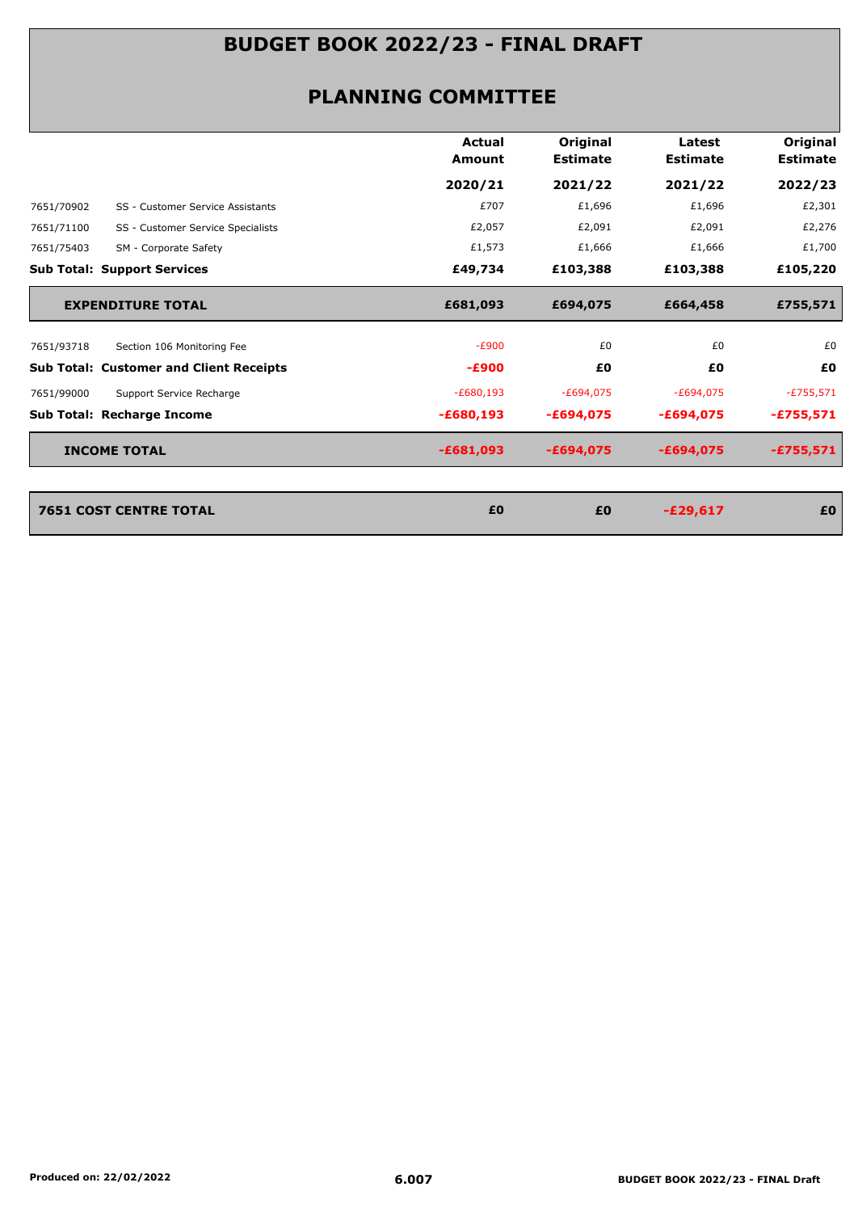# BUDGET BOOK 2022/23 - FINAL DRAFT

## PLANNING COMMITTEE

| | | Actual Amount | Original Estimate | Latest Estimate | Original Estimate |
|---|---|---|---|---|---|
| | | **2020/21** | **2021/22** | **2021/22** | **2022/23** |
| 7651/70902 | SS - Customer Service Assistants | £707 | £1,696 | £1,696 | £2,301 |
| 7651/71100 | SS - Customer Service Specialists | £2,057 | £2,091 | £2,091 | £2,276 |
| 7651/75403 | SM - Corporate Safety | £1,573 | £1,666 | £1,666 | £1,700 |
| **Sub Total: Support Services** | | **£49,734** | **£103,388** | **£103,388** | **£105,220** |
| **EXPENDITURE TOTAL** | | **£681,093** | **£694,075** | **£664,458** | **£755,571** |
| 7651/93718 | Section 106 Monitoring Fee | -£900 | £0 | £0 | £0 |
| **Sub Total: Customer and Client Receipts** | | **-£900** | **£0** | **£0** | **£0** |
| 7651/99000 | Support Service Recharge | -£680,193 | -£694,075 | -£694,075 | -£755,571 |
| **Sub Total: Recharge Income** | | **-£680,193** | **-£694,075** | **-£694,075** | **-£755,571** |
| **INCOME TOTAL** | | **-£681,093** | **-£694,075** | **-£694,075** | **-£755,571** |
| **7651 COST CENTRE TOTAL** | | **£0** | **£0** | **-£29,617** | **£0** |

Produced on: 22/02/2022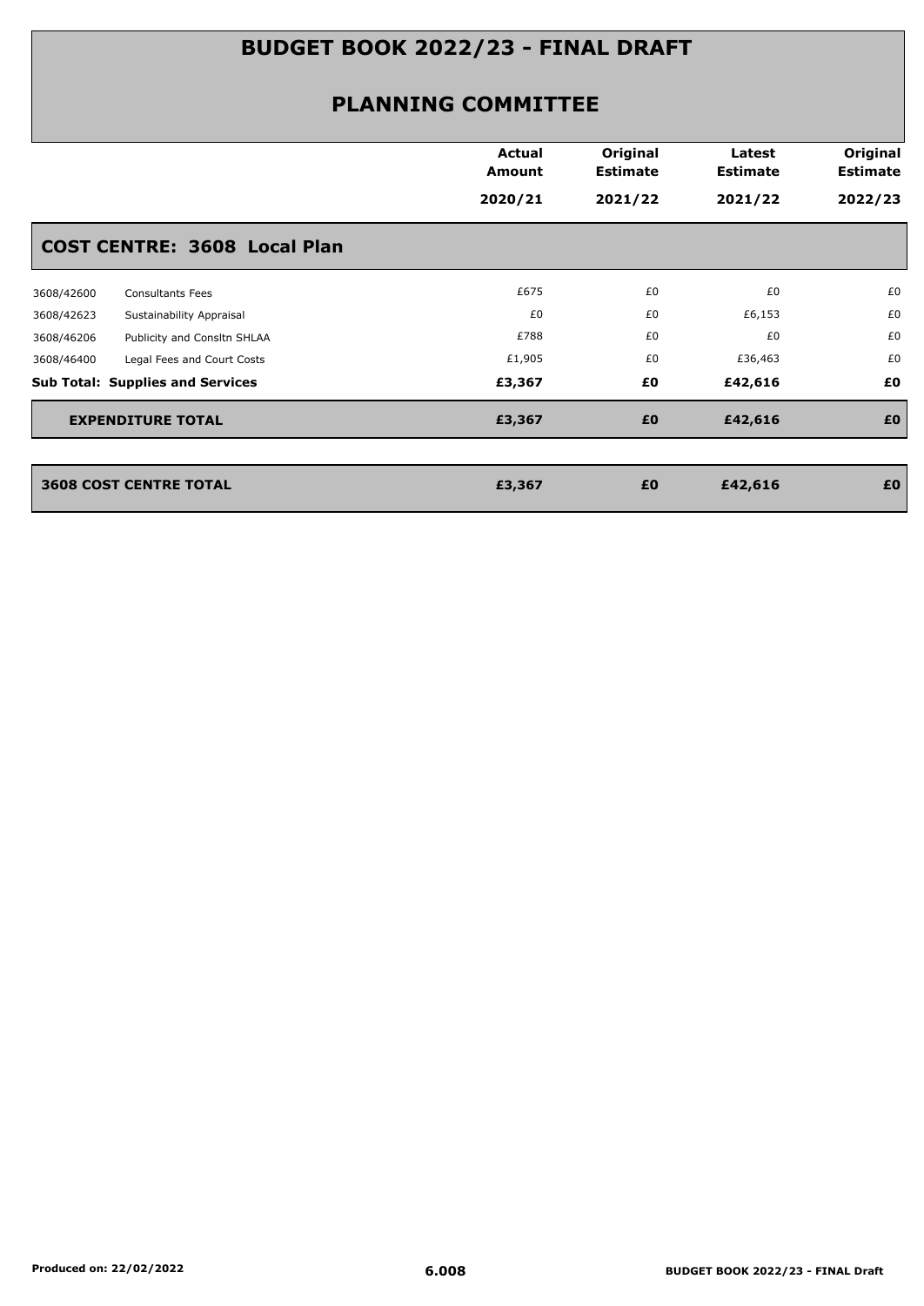# BUDGET BOOK 2022/23 - FINAL DRAFT

## PLANNING COMMITTEE

| | | Actual Amount 2020/21 | Original Estimate 2021/22 | Latest Estimate 2021/22 | Original Estimate 2022/23 |
|---|---|---|---|---|---|
| **COST CENTRE: 3608 Local Plan** | | | | | |
| 3608/42600 | Consultants Fees | £675 | £0 | £0 | £0 |
| 3608/42623 | Sustainability Appraisal | £0 | £0 | £6,153 | £0 |
| 3608/46206 | Publicity and Consltn SHLAA | £788 | £0 | £0 | £0 |
| 3608/46400 | Legal Fees and Court Costs | £1,905 | £0 | £36,463 | £0 |
| **Sub Total: Supplies and Services** | | **£3,367** | **£0** | **£42,616** | **£0** |
| **EXPENDITURE TOTAL** | | **£3,367** | **£0** | **£42,616** | **£0** |
| **3608 COST CENTRE TOTAL** | | **£3,367** | **£0** | **£42,616** | **£0** |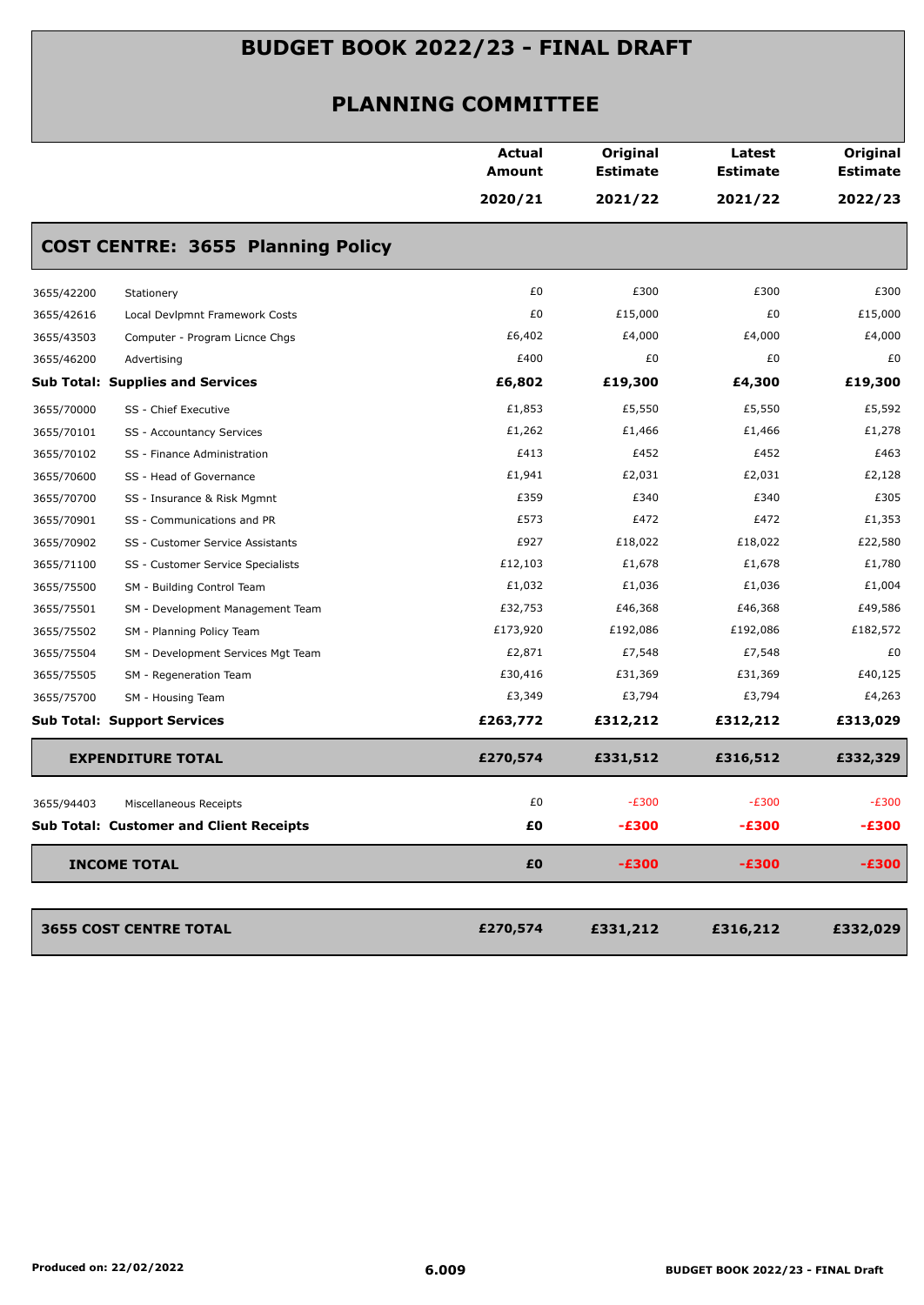# BUDGET BOOK 2022/23 - FINAL DRAFT

## PLANNING COMMITTEE

| | | Actual Amount 2020/21 | Original Estimate 2021/22 | Latest Estimate 2021/22 | Original Estimate 2022/23 |
|---|---|---|---|---|---|
| **COST CENTRE: 3655 Planning Policy** | | | | | |
| 3655/42200 | Stationery | £0 | £300 | £300 | £300 |
| 3655/42616 | Local Devlpmnt Framework Costs | £0 | £15,000 | £0 | £15,000 |
| 3655/43503 | Computer - Program Licnce Chgs | £6,402 | £4,000 | £4,000 | £4,000 |
| 3655/46200 | Advertising | £400 | £0 | £0 | £0 |
| **Sub Total: Supplies and Services** | | **£6,802** | **£19,300** | **£4,300** | **£19,300** |
| 3655/70000 | SS - Chief Executive | £1,853 | £5,550 | £5,550 | £5,592 |
| 3655/70101 | SS - Accountancy Services | £1,262 | £1,466 | £1,466 | £1,278 |
| 3655/70102 | SS - Finance Administration | £413 | £452 | £452 | £463 |
| 3655/70600 | SS - Head of Governance | £1,941 | £2,031 | £2,031 | £2,128 |
| 3655/70700 | SS - Insurance & Risk Mgmnt | £359 | £340 | £340 | £305 |
| 3655/70901 | SS - Communications and PR | £573 | £472 | £472 | £1,353 |
| 3655/70902 | SS - Customer Service Assistants | £927 | £18,022 | £18,022 | £22,580 |
| 3655/71100 | SS - Customer Service Specialists | £12,103 | £1,678 | £1,678 | £1,780 |
| 3655/75500 | SM - Building Control Team | £1,032 | £1,036 | £1,036 | £1,004 |
| 3655/75501 | SM - Development Management Team | £32,753 | £46,368 | £46,368 | £49,586 |
| 3655/75502 | SM - Planning Policy Team | £173,920 | £192,086 | £192,086 | £182,572 |
| 3655/75504 | SM - Development Services Mgt Team | £2,871 | £7,548 | £7,548 | £0 |
| 3655/75505 | SM - Regeneration Team | £30,416 | £31,369 | £31,369 | £40,125 |
| 3655/75700 | SM - Housing Team | £3,349 | £3,794 | £3,794 | £4,263 |
| **Sub Total: Support Services** | | **£263,772** | **£312,212** | **£312,212** | **£313,029** |
| **EXPENDITURE TOTAL** | | **£270,574** | **£331,512** | **£316,512** | **£332,329** |
| 3655/94403 | Miscellaneous Receipts | £0 | -£300 | -£300 | -£300 |
| **Sub Total: Customer and Client Receipts** | | **£0** | **-£300** | **-£300** | **-£300** |
| **INCOME TOTAL** | | **£0** | **-£300** | **-£300** | **-£300** |
| **3655 COST CENTRE TOTAL** | | **£270,574** | **£331,212** | **£316,212** | **£332,029** |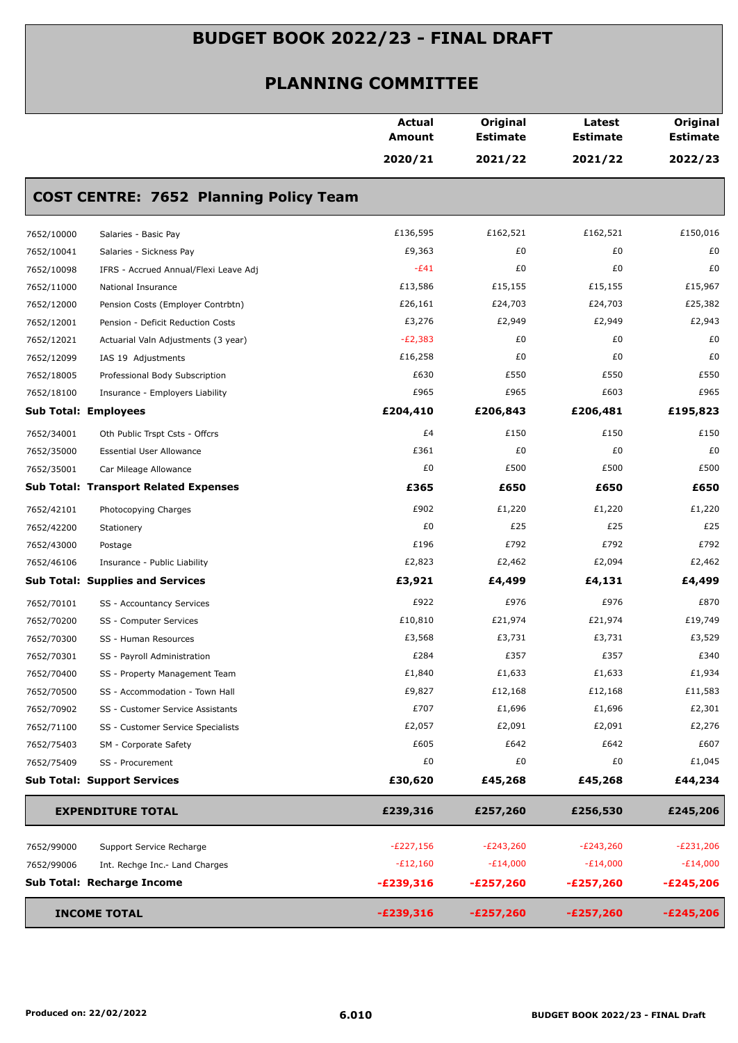# BUDGET BOOK 2022/23 - FINAL DRAFT

## PLANNING COMMITTEE

| | | Actual Amount 2020/21 | Original Estimate 2021/22 | Latest Estimate 2021/22 | Original Estimate 2022/23 |
|---|---|---|---|---|---|
| **COST CENTRE: 7652 Planning Policy Team** | | | | | |
| 7652/10000 | Salaries - Basic Pay | £136,595 | £162,521 | £162,521 | £150,016 |
| 7652/10041 | Salaries - Sickness Pay | £9,363 | £0 | £0 | £0 |
| 7652/10098 | IFRS - Accrued Annual/Flexi Leave Adj | -£41 | £0 | £0 | £0 |
| 7652/11000 | National Insurance | £13,586 | £15,155 | £15,155 | £15,967 |
| 7652/12000 | Pension Costs (Employer Contrbtn) | £26,161 | £24,703 | £24,703 | £25,382 |
| 7652/12001 | Pension - Deficit Reduction Costs | £3,276 | £2,949 | £2,949 | £2,943 |
| 7652/12021 | Actuarial Valn Adjustments (3 year) | -£2,383 | £0 | £0 | £0 |
| 7652/12099 | IAS 19 Adjustments | £16,258 | £0 | £0 | £0 |
| 7652/18005 | Professional Body Subscription | £630 | £550 | £550 | £550 |
| 7652/18100 | Insurance - Employers Liability | £965 | £965 | £603 | £965 |
| **Sub Total: Employees** | | **£204,410** | **£206,843** | **£206,481** | **£195,823** |
| 7652/34001 | Oth Public Trspt Csts - Offcrs | £4 | £150 | £150 | £150 |
| 7652/35000 | Essential User Allowance | £361 | £0 | £0 | £0 |
| 7652/35001 | Car Mileage Allowance | £0 | £500 | £500 | £500 |
| **Sub Total: Transport Related Expenses** | | **£365** | **£650** | **£650** | **£650** |
| 7652/42101 | Photocopying Charges | £902 | £1,220 | £1,220 | £1,220 |
| 7652/42200 | Stationery | £0 | £25 | £25 | £25 |
| 7652/43000 | Postage | £196 | £792 | £792 | £792 |
| 7652/46106 | Insurance - Public Liability | £2,823 | £2,462 | £2,094 | £2,462 |
| **Sub Total: Supplies and Services** | | **£3,921** | **£4,499** | **£4,131** | **£4,499** |
| 7652/70101 | SS - Accountancy Services | £922 | £976 | £976 | £870 |
| 7652/70200 | SS - Computer Services | £10,810 | £21,974 | £21,974 | £19,749 |
| 7652/70300 | SS - Human Resources | £3,568 | £3,731 | £3,731 | £3,529 |
| 7652/70301 | SS - Payroll Administration | £284 | £357 | £357 | £340 |
| 7652/70400 | SS - Property Management Team | £1,840 | £1,633 | £1,633 | £1,934 |
| 7652/70500 | SS - Accommodation - Town Hall | £9,827 | £12,168 | £12,168 | £11,583 |
| 7652/70902 | SS - Customer Service Assistants | £707 | £1,696 | £1,696 | £2,301 |
| 7652/71100 | SS - Customer Service Specialists | £2,057 | £2,091 | £2,091 | £2,276 |
| 7652/75403 | SM - Corporate Safety | £605 | £642 | £642 | £607 |
| 7652/75409 | SS - Procurement | £0 | £0 | £0 | £1,045 |
| **Sub Total: Support Services** | | **£30,620** | **£45,268** | **£45,268** | **£44,234** |
| **EXPENDITURE TOTAL** | | **£239,316** | **£257,260** | **£256,530** | **£245,206** |
| 7652/99000 | Support Service Recharge | -£227,156 | -£243,260 | -£243,260 | -£231,206 |
| 7652/99006 | Int. Rechge Inc.- Land Charges | -£12,160 | -£14,000 | -£14,000 | -£14,000 |
| **Sub Total: Recharge Income** | | **-£239,316** | **-£257,260** | **-£257,260** | **-£245,206** |
| **INCOME TOTAL** | | **-£239,316** | **-£257,260** | **-£257,260** | **-£245,206** |

Produced on: 22/02/2022

6.010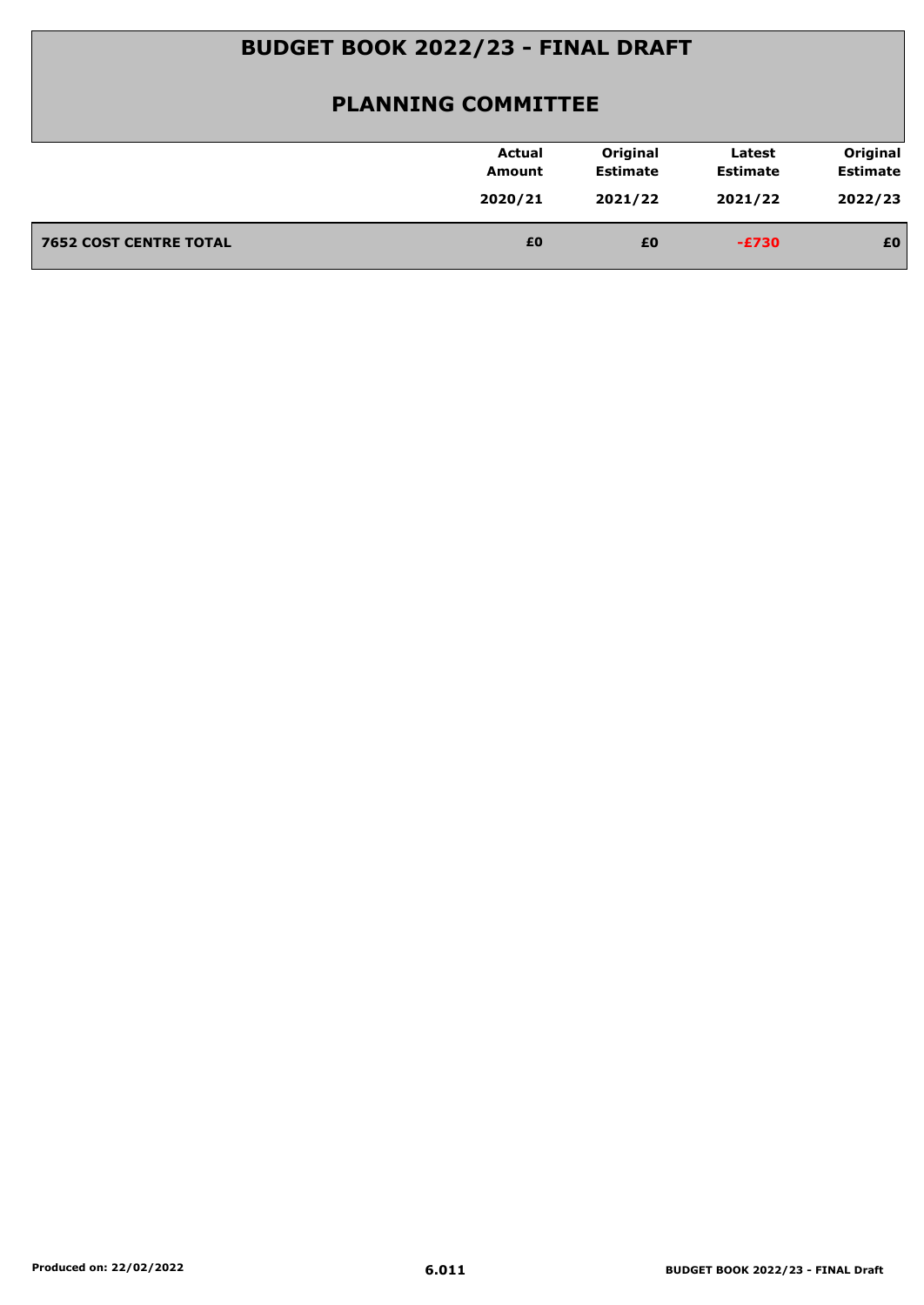# BUDGET BOOK 2022/23 - FINAL DRAFT

## PLANNING COMMITTEE

| | Actual Amount 2020/21 | Original Estimate 2021/22 | Latest Estimate 2021/22 | Original Estimate 2022/23 |
|---|---|---|---|---|
| **7652 COST CENTRE TOTAL** | **£0** | **£0** | **-£730** | **£0** |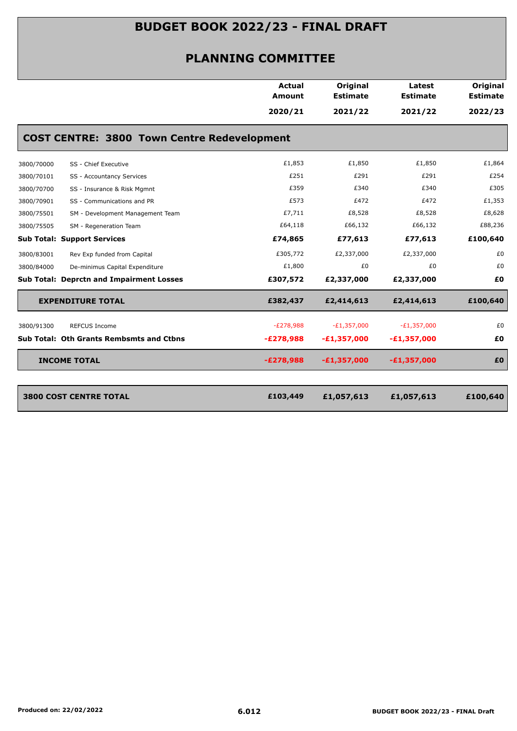# BUDGET BOOK 2022/23 - FINAL DRAFT

## PLANNING COMMITTEE

| | | Actual Amount 2020/21 | Original Estimate 2021/22 | Latest Estimate 2021/22 | Original Estimate 2022/23 |
|---|---|---|---|---|---|
| **COST CENTRE: 3800 Town Centre Redevelopment** | | | | | |
| 3800/70000 | SS - Chief Executive | £1,853 | £1,850 | £1,850 | £1,864 |
| 3800/70101 | SS - Accountancy Services | £251 | £291 | £291 | £254 |
| 3800/70700 | SS - Insurance & Risk Mgmnt | £359 | £340 | £340 | £305 |
| 3800/70901 | SS - Communications and PR | £573 | £472 | £472 | £1,353 |
| 3800/75501 | SM - Development Management Team | £7,711 | £8,528 | £8,528 | £8,628 |
| 3800/75505 | SM - Regeneration Team | £64,118 | £66,132 | £66,132 | £88,236 |
| **Sub Total: Support Services** | | **£74,865** | **£77,613** | **£77,613** | **£100,640** |
| 3800/83001 | Rev Exp funded from Capital | £305,772 | £2,337,000 | £2,337,000 | £0 |
| 3800/84000 | De-minimus Capital Expenditure | £1,800 | £0 | £0 | £0 |
| **Sub Total: Deprctn and Impairment Losses** | | **£307,572** | **£2,337,000** | **£2,337,000** | **£0** |
| **EXPENDITURE TOTAL** | | **£382,437** | **£2,414,613** | **£2,414,613** | **£100,640** |
| 3800/91300 | REFCUS Income | -£278,988 | -£1,357,000 | -£1,357,000 | £0 |
| **Sub Total: Oth Grants Rembsmts and Ctbns** | | **-£278,988** | **-£1,357,000** | **-£1,357,000** | **£0** |
| **INCOME TOTAL** | | **-£278,988** | **-£1,357,000** | **-£1,357,000** | **£0** |
| **3800 COST CENTRE TOTAL** | | **£103,449** | **£1,057,613** | **£1,057,613** | **£100,640** |

Produced on: 22/02/2022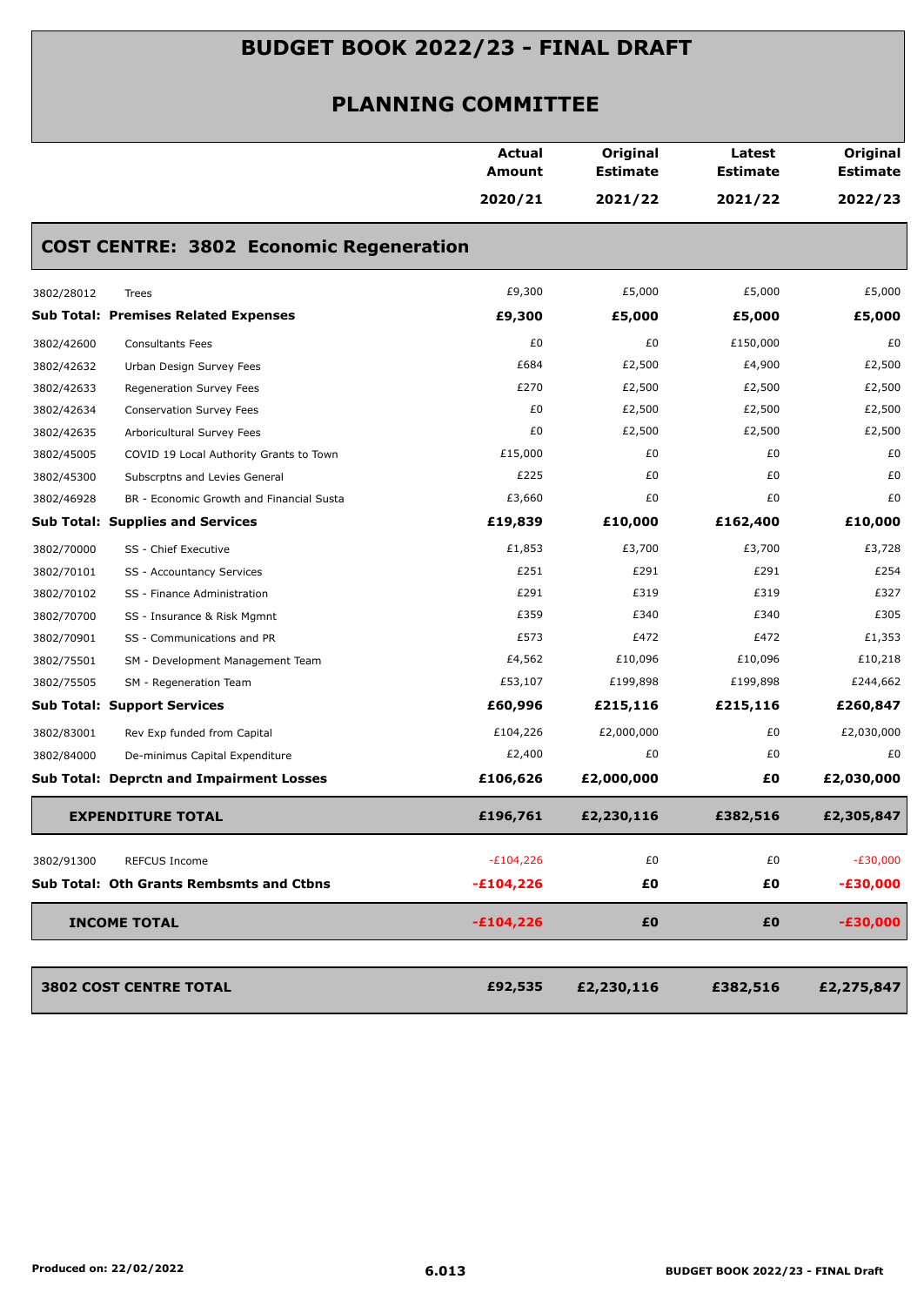# BUDGET BOOK 2022/23 - FINAL DRAFT

## PLANNING COMMITTEE

### COST CENTRE: 3802 Economic Regeneration

| | | Actual Amount 2020/21 | Original Estimate 2021/22 | Latest Estimate 2021/22 | Original Estimate 2022/23 |
|---|---|---|---|---|---|
| 3802/28012 | Trees | £9,300 | £5,000 | £5,000 | £5,000 |
| **Sub Total: Premises Related Expenses** | | **£9,300** | **£5,000** | **£5,000** | **£5,000** |
| 3802/42600 | Consultants Fees | £0 | £0 | £150,000 | £0 |
| 3802/42632 | Urban Design Survey Fees | £684 | £2,500 | £4,900 | £2,500 |
| 3802/42633 | Regeneration Survey Fees | £270 | £2,500 | £2,500 | £2,500 |
| 3802/42634 | Conservation Survey Fees | £0 | £2,500 | £2,500 | £2,500 |
| 3802/42635 | Arboricultural Survey Fees | £0 | £2,500 | £2,500 | £2,500 |
| 3802/45005 | COVID 19 Local Authority Grants to Town | £15,000 | £0 | £0 | £0 |
| 3802/45300 | Subscrptns and Levies General | £225 | £0 | £0 | £0 |
| 3802/46928 | BR - Economic Growth and Financial Susta | £3,660 | £0 | £0 | £0 |
| **Sub Total: Supplies and Services** | | **£19,839** | **£10,000** | **£162,400** | **£10,000** |
| 3802/70000 | SS - Chief Executive | £1,853 | £3,700 | £3,700 | £3,728 |
| 3802/70101 | SS - Accountancy Services | £251 | £291 | £291 | £254 |
| 3802/70102 | SS - Finance Administration | £291 | £319 | £319 | £327 |
| 3802/70700 | SS - Insurance & Risk Mgmnt | £359 | £340 | £340 | £305 |
| 3802/70901 | SS - Communications and PR | £573 | £472 | £472 | £1,353 |
| 3802/75501 | SM - Development Management Team | £4,562 | £10,096 | £10,096 | £10,218 |
| 3802/75505 | SM - Regeneration Team | £53,107 | £199,898 | £199,898 | £244,662 |
| **Sub Total: Support Services** | | **£60,996** | **£215,116** | **£215,116** | **£260,847** |
| 3802/83001 | Rev Exp funded from Capital | £104,226 | £2,000,000 | £0 | £2,030,000 |
| 3802/84000 | De-minimus Capital Expenditure | £2,400 | £0 | £0 | £0 |
| **Sub Total: Deprctn and Impairment Losses** | | **£106,626** | **£2,000,000** | **£0** | **£2,030,000** |
| **EXPENDITURE TOTAL** | | **£196,761** | **£2,230,116** | **£382,516** | **£2,305,847** |
| 3802/91300 | REFCUS Income | -£104,226 | £0 | £0 | -£30,000 |
| **Sub Total: Oth Grants Rembsmts and Ctbns** | | **-£104,226** | **£0** | **£0** | **-£30,000** |
| **INCOME TOTAL** | | **-£104,226** | **£0** | **£0** | **-£30,000** |
| **3802 COST CENTRE TOTAL** | | **£92,535** | **£2,230,116** | **£382,516** | **£2,275,847** |

Produced on: 22/02/2022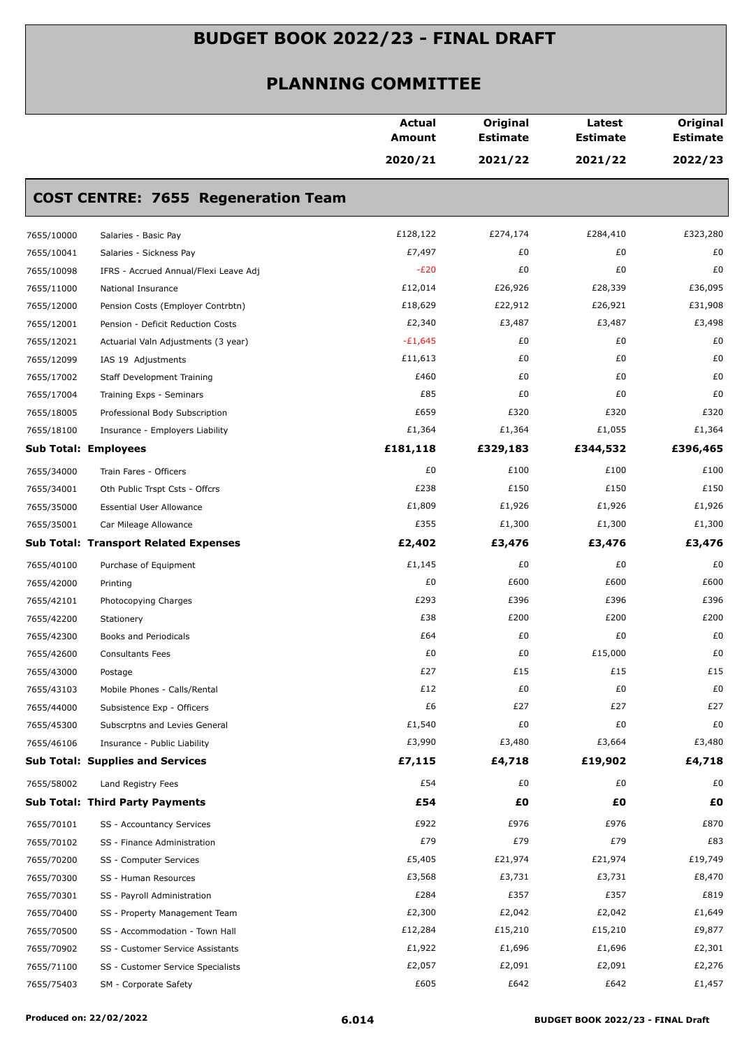# BUDGET BOOK 2022/23 - FINAL DRAFT

## PLANNING COMMITTEE

### COST CENTRE: 7655 Regeneration Team

| | | Actual Amount 2020/21 | Original Estimate 2021/22 | Latest Estimate 2021/22 | Original Estimate 2022/23 |
|---|---|---|---|---|---|
| 7655/10000 | Salaries - Basic Pay | £128,122 | £274,174 | £284,410 | £323,280 |
| 7655/10041 | Salaries - Sickness Pay | £7,497 | £0 | £0 | £0 |
| 7655/10098 | IFRS - Accrued Annual/Flexi Leave Adj | -£20 | £0 | £0 | £0 |
| 7655/11000 | National Insurance | £12,014 | £26,926 | £28,339 | £36,095 |
| 7655/12000 | Pension Costs (Employer Contrbtn) | £18,629 | £22,912 | £26,921 | £31,908 |
| 7655/12001 | Pension - Deficit Reduction Costs | £2,340 | £3,487 | £3,487 | £3,498 |
| 7655/12021 | Actuarial Valn Adjustments (3 year) | -£1,645 | £0 | £0 | £0 |
| 7655/12099 | IAS 19 Adjustments | £11,613 | £0 | £0 | £0 |
| 7655/17002 | Staff Development Training | £460 | £0 | £0 | £0 |
| 7655/17004 | Training Exps - Seminars | £85 | £0 | £0 | £0 |
| 7655/18005 | Professional Body Subscription | £659 | £320 | £320 | £320 |
| 7655/18100 | Insurance - Employers Liability | £1,364 | £1,364 | £1,055 | £1,364 |
| **Sub Total: Employees** | | **£181,118** | **£329,183** | **£344,532** | **£396,465** |
| 7655/34000 | Train Fares - Officers | £0 | £100 | £100 | £100 |
| 7655/34001 | Oth Public Trspt Csts - Offcrs | £238 | £150 | £150 | £150 |
| 7655/35000 | Essential User Allowance | £1,809 | £1,926 | £1,926 | £1,926 |
| 7655/35001 | Car Mileage Allowance | £355 | £1,300 | £1,300 | £1,300 |
| **Sub Total: Transport Related Expenses** | | **£2,402** | **£3,476** | **£3,476** | **£3,476** |
| 7655/40100 | Purchase of Equipment | £1,145 | £0 | £0 | £0 |
| 7655/42000 | Printing | £0 | £600 | £600 | £600 |
| 7655/42101 | Photocopying Charges | £293 | £396 | £396 | £396 |
| 7655/42200 | Stationery | £38 | £200 | £200 | £200 |
| 7655/42300 | Books and Periodicals | £64 | £0 | £0 | £0 |
| 7655/42600 | Consultants Fees | £0 | £0 | £15,000 | £0 |
| 7655/43000 | Postage | £27 | £15 | £15 | £15 |
| 7655/43103 | Mobile Phones - Calls/Rental | £12 | £0 | £0 | £0 |
| 7655/44000 | Subsistence Exp - Officers | £6 | £27 | £27 | £27 |
| 7655/45300 | Subscrptns and Levies General | £1,540 | £0 | £0 | £0 |
| 7655/46106 | Insurance - Public Liability | £3,990 | £3,480 | £3,664 | £3,480 |
| **Sub Total: Supplies and Services** | | **£7,115** | **£4,718** | **£19,902** | **£4,718** |
| 7655/58002 | Land Registry Fees | £54 | £0 | £0 | £0 |
| **Sub Total: Third Party Payments** | | **£54** | **£0** | **£0** | **£0** |
| 7655/70101 | SS - Accountancy Services | £922 | £976 | £976 | £870 |
| 7655/70102 | SS - Finance Administration | £79 | £79 | £79 | £83 |
| 7655/70200 | SS - Computer Services | £5,405 | £21,974 | £21,974 | £19,749 |
| 7655/70300 | SS - Human Resources | £3,568 | £3,731 | £3,731 | £8,470 |
| 7655/70301 | SS - Payroll Administration | £284 | £357 | £357 | £819 |
| 7655/70400 | SS - Property Management Team | £2,300 | £2,042 | £2,042 | £1,649 |
| 7655/70500 | SS - Accommodation - Town Hall | £12,284 | £15,210 | £15,210 | £9,877 |
| 7655/70902 | SS - Customer Service Assistants | £1,922 | £1,696 | £1,696 | £2,301 |
| 7655/71100 | SS - Customer Service Specialists | £2,057 | £2,091 | £2,091 | £2,276 |
| 7655/75403 | SM - Corporate Safety | £605 | £642 | £642 | £1,457 |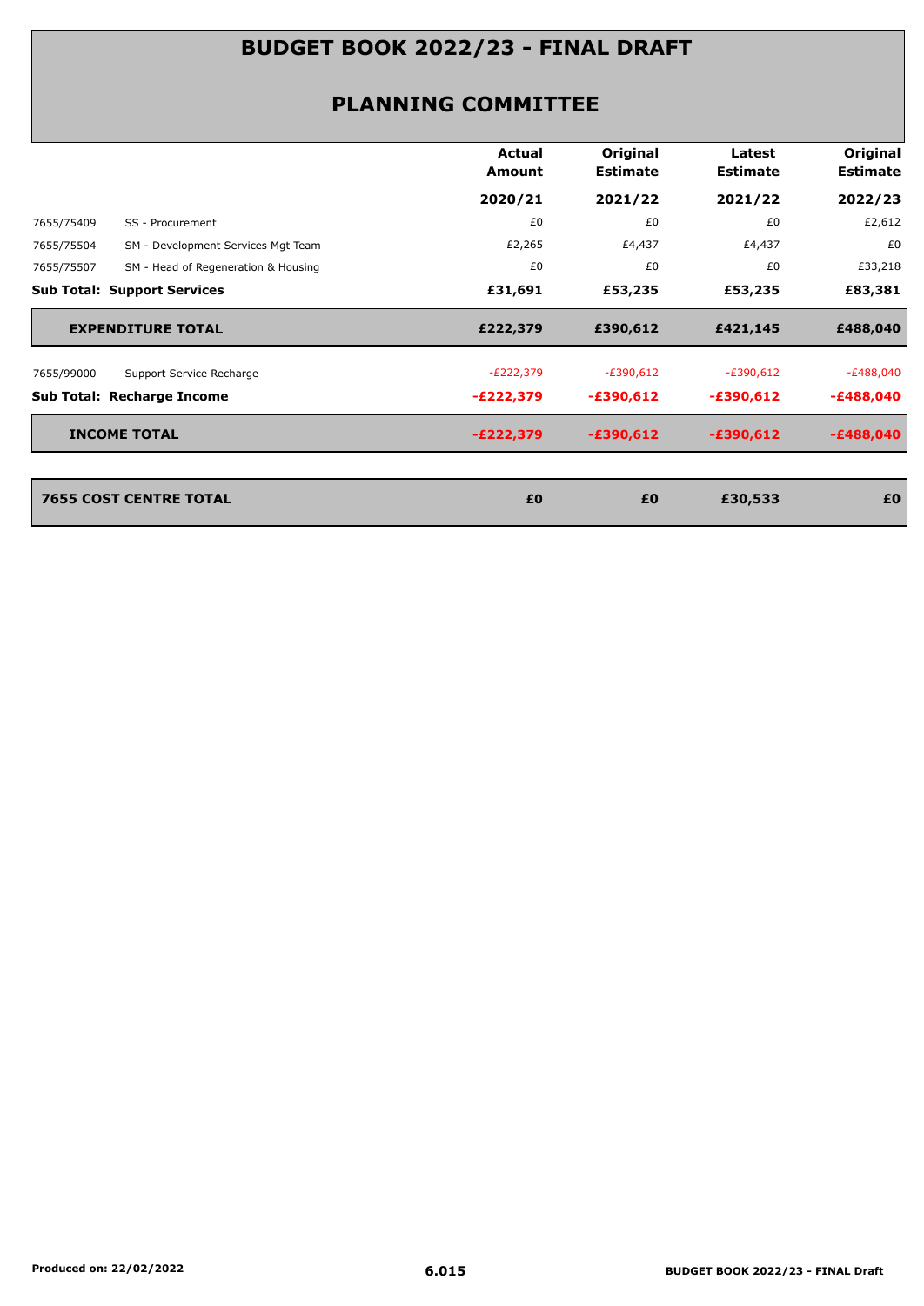# BUDGET BOOK 2022/23 - FINAL DRAFT

## PLANNING COMMITTEE

| | | Actual Amount 2020/21 | Original Estimate 2021/22 | Latest Estimate 2021/22 | Original Estimate 2022/23 |
|---|---|---|---|---|---|
| 7655/75409 | SS - Procurement | £0 | £0 | £0 | £2,612 |
| 7655/75504 | SM - Development Services Mgt Team | £2,265 | £4,437 | £4,437 | £0 |
| 7655/75507 | SM - Head of Regeneration & Housing | £0 | £0 | £0 | £33,218 |
| **Sub Total: Support Services** | | **£31,691** | **£53,235** | **£53,235** | **£83,381** |
| **EXPENDITURE TOTAL** | | **£222,379** | **£390,612** | **£421,145** | **£488,040** |
| 7655/99000 | Support Service Recharge | -£222,379 | -£390,612 | -£390,612 | -£488,040 |
| **Sub Total: Recharge Income** | | **-£222,379** | **-£390,612** | **-£390,612** | **-£488,040** |
| **INCOME TOTAL** | | **-£222,379** | **-£390,612** | **-£390,612** | **-£488,040** |
| **7655 COST CENTRE TOTAL** | | **£0** | **£0** | **£30,533** | **£0** |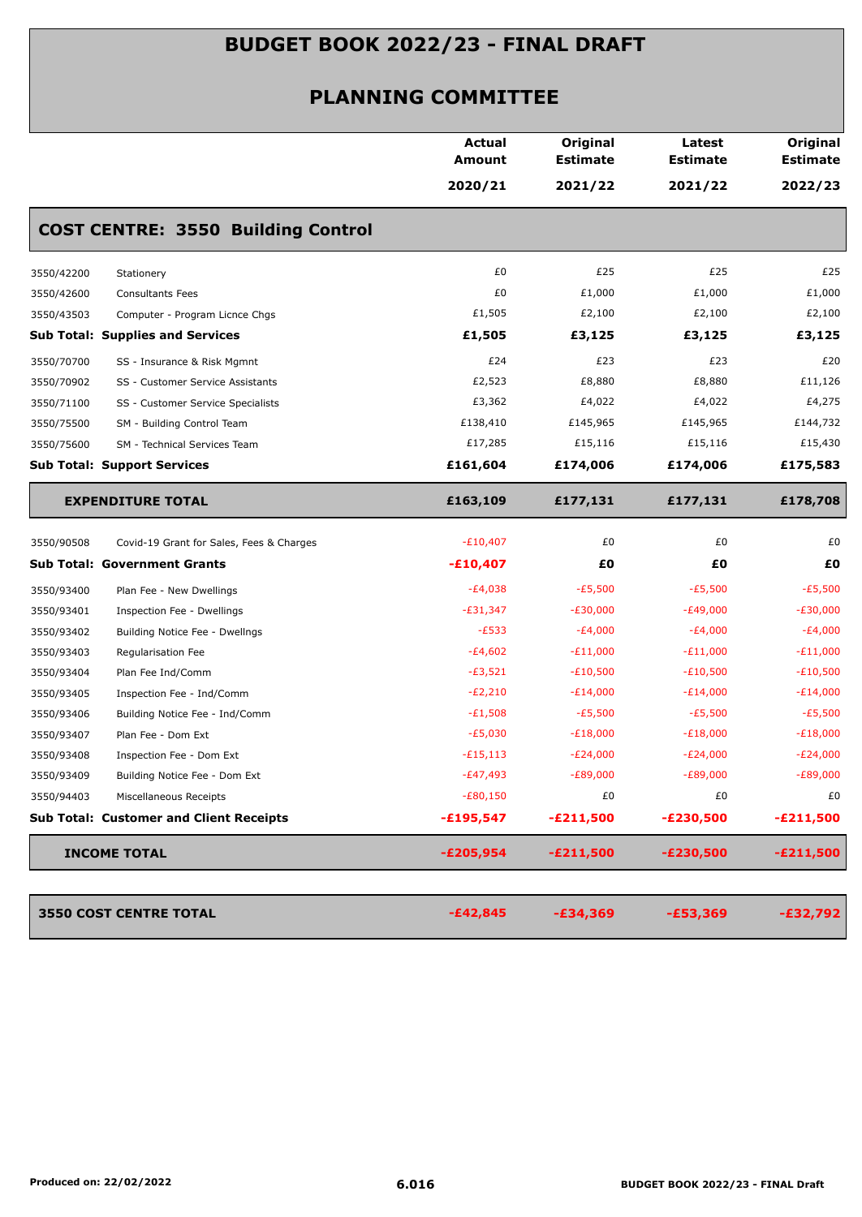# BUDGET BOOK 2022/23 - FINAL DRAFT

## PLANNING COMMITTEE

| | | Actual Amount 2020/21 | Original Estimate 2021/22 | Latest Estimate 2021/22 | Original Estimate 2022/23 |
|---|---|---|---|---|---|
| **COST CENTRE: 3550 Building Control** | | | | | |
| 3550/42200 | Stationery | £0 | £25 | £25 | £25 |
| 3550/42600 | Consultants Fees | £0 | £1,000 | £1,000 | £1,000 |
| 3550/43503 | Computer - Program Licnce Chgs | £1,505 | £2,100 | £2,100 | £2,100 |
| **Sub Total: Supplies and Services** | | **£1,505** | **£3,125** | **£3,125** | **£3,125** |
| 3550/70700 | SS - Insurance & Risk Mgmnt | £24 | £23 | £23 | £20 |
| 3550/70902 | SS - Customer Service Assistants | £2,523 | £8,880 | £8,880 | £11,126 |
| 3550/71100 | SS - Customer Service Specialists | £3,362 | £4,022 | £4,022 | £4,275 |
| 3550/75500 | SM - Building Control Team | £138,410 | £145,965 | £145,965 | £144,732 |
| 3550/75600 | SM - Technical Services Team | £17,285 | £15,116 | £15,116 | £15,430 |
| **Sub Total: Support Services** | | **£161,604** | **£174,006** | **£174,006** | **£175,583** |
| **EXPENDITURE TOTAL** | | **£163,109** | **£177,131** | **£177,131** | **£178,708** |
| 3550/90508 | Covid-19 Grant for Sales, Fees & Charges | -£10,407 | £0 | £0 | £0 |
| **Sub Total: Government Grants** | | **-£10,407** | **£0** | **£0** | **£0** |
| 3550/93400 | Plan Fee - New Dwellings | -£4,038 | -£5,500 | -£5,500 | -£5,500 |
| 3550/93401 | Inspection Fee - Dwellings | -£31,347 | -£30,000 | -£49,000 | -£30,000 |
| 3550/93402 | Building Notice Fee - Dwellngs | -£533 | -£4,000 | -£4,000 | -£4,000 |
| 3550/93403 | Regularisation Fee | -£4,602 | -£11,000 | -£11,000 | -£11,000 |
| 3550/93404 | Plan Fee Ind/Comm | -£3,521 | -£10,500 | -£10,500 | -£10,500 |
| 3550/93405 | Inspection Fee - Ind/Comm | -£2,210 | -£14,000 | -£14,000 | -£14,000 |
| 3550/93406 | Building Notice Fee - Ind/Comm | -£1,508 | -£5,500 | -£5,500 | -£5,500 |
| 3550/93407 | Plan Fee - Dom Ext | -£5,030 | -£18,000 | -£18,000 | -£18,000 |
| 3550/93408 | Inspection Fee - Dom Ext | -£15,113 | -£24,000 | -£24,000 | -£24,000 |
| 3550/93409 | Building Notice Fee - Dom Ext | -£47,493 | -£89,000 | -£89,000 | -£89,000 |
| 3550/94403 | Miscellaneous Receipts | -£80,150 | £0 | £0 | £0 |
| **Sub Total: Customer and Client Receipts** | | **-£195,547** | **-£211,500** | **-£230,500** | **-£211,500** |
| **INCOME TOTAL** | | **-£205,954** | **-£211,500** | **-£230,500** | **-£211,500** |
| **3550 COST CENTRE TOTAL** | | **-£42,845** | **-£34,369** | **-£53,369** | **-£32,792** |

Produced on: 22/02/2022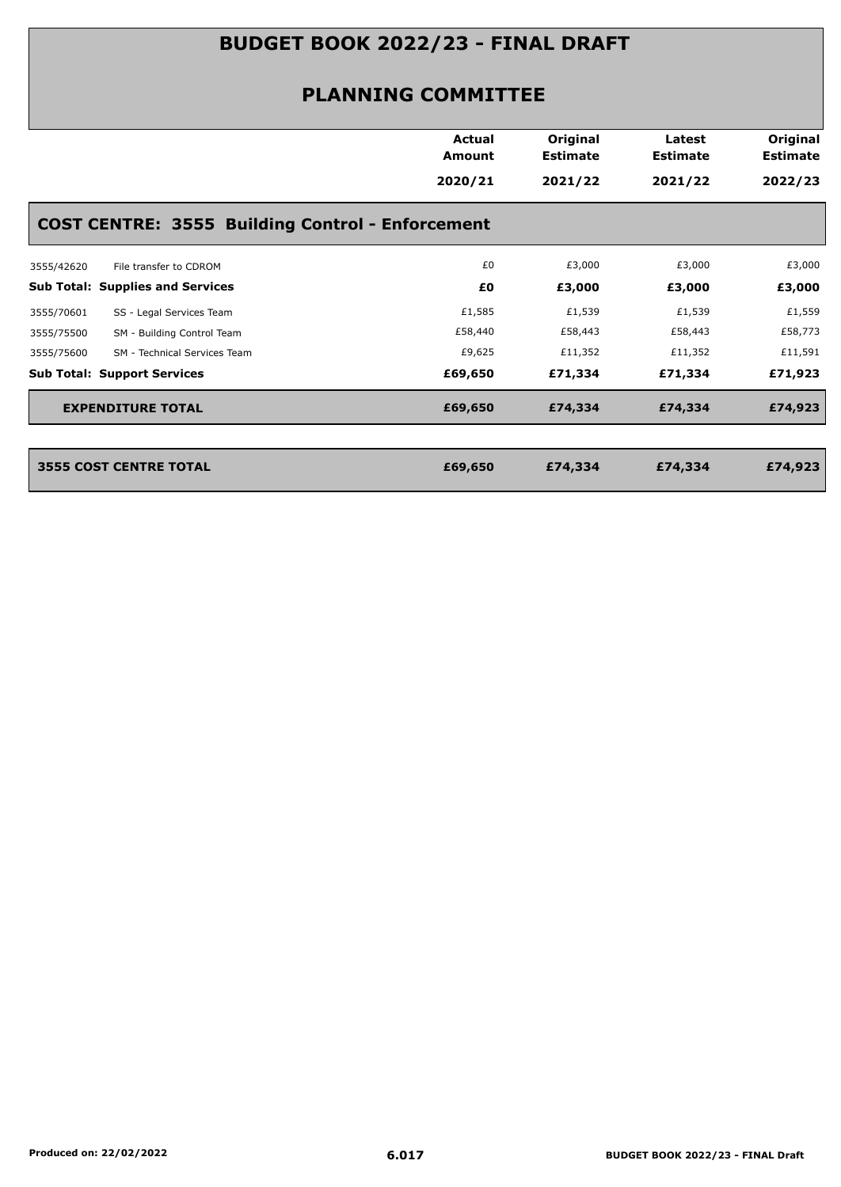# BUDGET BOOK 2022/23 - FINAL DRAFT

## PLANNING COMMITTEE

| | | Actual Amount 2020/21 | Original Estimate 2021/22 | Latest Estimate 2021/22 | Original Estimate 2022/23 |
|---|---|---|---|---|---|
| **COST CENTRE: 3555 Building Control - Enforcement** | | | | | |
| 3555/42620 | File transfer to CDROM | £0 | £3,000 | £3,000 | £3,000 |
| **Sub Total: Supplies and Services** | | **£0** | **£3,000** | **£3,000** | **£3,000** |
| 3555/70601 | SS - Legal Services Team | £1,585 | £1,539 | £1,539 | £1,559 |
| 3555/75500 | SM - Building Control Team | £58,440 | £58,443 | £58,443 | £58,773 |
| 3555/75600 | SM - Technical Services Team | £9,625 | £11,352 | £11,352 | £11,591 |
| **Sub Total: Support Services** | | **£69,650** | **£71,334** | **£71,334** | **£71,923** |
| **EXPENDITURE TOTAL** | | **£69,650** | **£74,334** | **£74,334** | **£74,923** |
| **3555 COST CENTRE TOTAL** | | **£69,650** | **£74,334** | **£74,334** | **£74,923** |

Produced on: 22/02/2022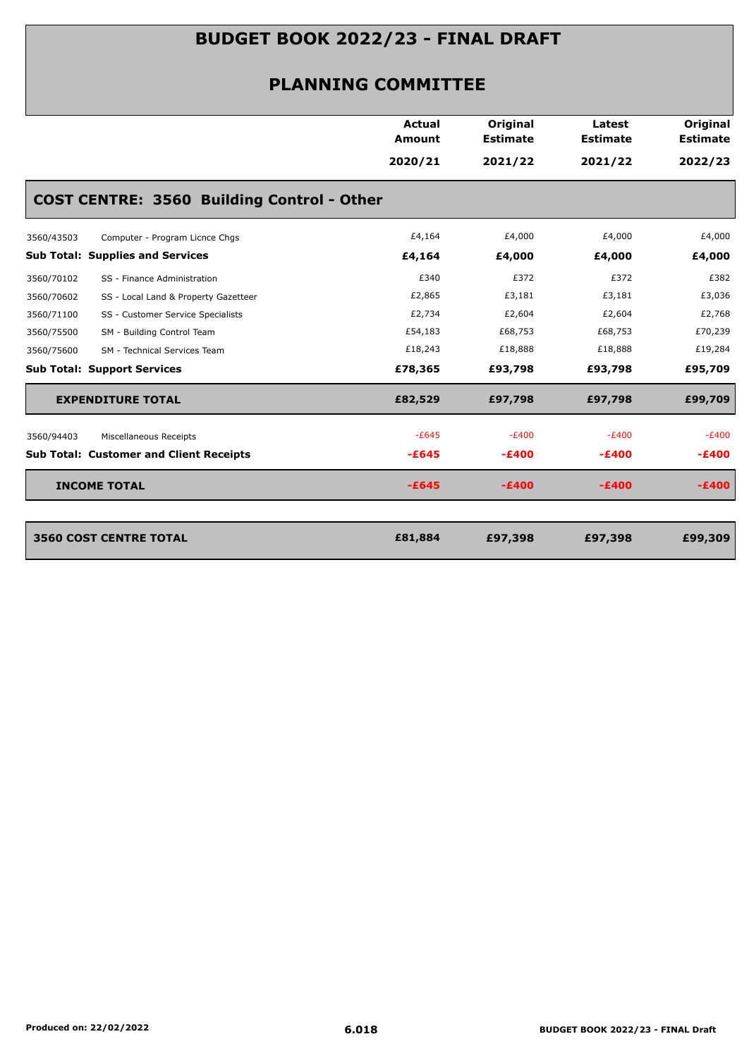# BUDGET BOOK 2022/23 - FINAL DRAFT

## PLANNING COMMITTEE

| | | Actual Amount 2020/21 | Original Estimate 2021/22 | Latest Estimate 2021/22 | Original Estimate 2022/23 |
|---|---|---|---|---|---|
| **COST CENTRE: 3560 Building Control - Other** | | | | | |
| 3560/43503 | Computer - Program Licnce Chgs | £4,164 | £4,000 | £4,000 | £4,000 |
| **Sub Total: Supplies and Services** | | **£4,164** | **£4,000** | **£4,000** | **£4,000** |
| 3560/70102 | SS - Finance Administration | £340 | £372 | £372 | £382 |
| 3560/70602 | SS - Local Land & Property Gazetteer | £2,865 | £3,181 | £3,181 | £3,036 |
| 3560/71100 | SS - Customer Service Specialists | £2,734 | £2,604 | £2,604 | £2,768 |
| 3560/75500 | SM - Building Control Team | £54,183 | £68,753 | £68,753 | £70,239 |
| 3560/75600 | SM - Technical Services Team | £18,243 | £18,888 | £18,888 | £19,284 |
| **Sub Total: Support Services** | | **£78,365** | **£93,798** | **£93,798** | **£95,709** |
| **EXPENDITURE TOTAL** | | **£82,529** | **£97,798** | **£97,798** | **£99,709** |
| 3560/94403 | Miscellaneous Receipts | -£645 | -£400 | -£400 | -£400 |
| **Sub Total: Customer and Client Receipts** | | **-£645** | **-£400** | **-£400** | **-£400** |
| **INCOME TOTAL** | | **-£645** | **-£400** | **-£400** | **-£400** |
| **3560 COST CENTRE TOTAL** | | **£81,884** | **£97,398** | **£97,398** | **£99,309** |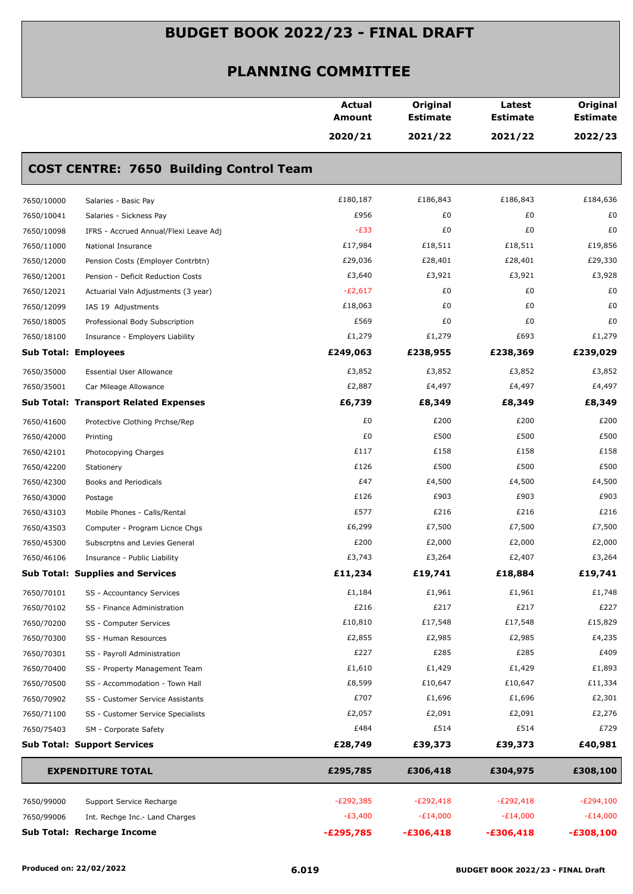# BUDGET BOOK 2022/23 - FINAL DRAFT

## PLANNING COMMITTEE

| | | Actual Amount 2020/21 | Original Estimate 2021/22 | Latest Estimate 2021/22 | Original Estimate 2022/23 |
|---|---|---|---|---|---|
| **COST CENTRE: 7650 Building Control Team** | | | | | |
| 7650/10000 | Salaries - Basic Pay | £180,187 | £186,843 | £186,843 | £184,636 |
| 7650/10041 | Salaries - Sickness Pay | £956 | £0 | £0 | £0 |
| 7650/10098 | IFRS - Accrued Annual/Flexi Leave Adj | -£33 | £0 | £0 | £0 |
| 7650/11000 | National Insurance | £17,984 | £18,511 | £18,511 | £19,856 |
| 7650/12000 | Pension Costs (Employer Contrbtn) | £29,036 | £28,401 | £28,401 | £29,330 |
| 7650/12001 | Pension - Deficit Reduction Costs | £3,640 | £3,921 | £3,921 | £3,928 |
| 7650/12021 | Actuarial Valn Adjustments (3 year) | -£2,617 | £0 | £0 | £0 |
| 7650/12099 | IAS 19 Adjustments | £18,063 | £0 | £0 | £0 |
| 7650/18005 | Professional Body Subscription | £569 | £0 | £0 | £0 |
| 7650/18100 | Insurance - Employers Liability | £1,279 | £1,279 | £693 | £1,279 |
| **Sub Total: Employees** | | **£249,063** | **£238,955** | **£238,369** | **£239,029** |
| 7650/35000 | Essential User Allowance | £3,852 | £3,852 | £3,852 | £3,852 |
| 7650/35001 | Car Mileage Allowance | £2,887 | £4,497 | £4,497 | £4,497 |
| **Sub Total: Transport Related Expenses** | | **£6,739** | **£8,349** | **£8,349** | **£8,349** |
| 7650/41600 | Protective Clothing Prchse/Rep | £0 | £200 | £200 | £200 |
| 7650/42000 | Printing | £0 | £500 | £500 | £500 |
| 7650/42101 | Photocopying Charges | £117 | £158 | £158 | £158 |
| 7650/42200 | Stationery | £126 | £500 | £500 | £500 |
| 7650/42300 | Books and Periodicals | £47 | £4,500 | £4,500 | £4,500 |
| 7650/43000 | Postage | £126 | £903 | £903 | £903 |
| 7650/43103 | Mobile Phones - Calls/Rental | £577 | £216 | £216 | £216 |
| 7650/43503 | Computer - Program Licnce Chgs | £6,299 | £7,500 | £7,500 | £7,500 |
| 7650/45300 | Subscrptns and Levies General | £200 | £2,000 | £2,000 | £2,000 |
| 7650/46106 | Insurance - Public Liability | £3,743 | £3,264 | £2,407 | £3,264 |
| **Sub Total: Supplies and Services** | | **£11,234** | **£19,741** | **£18,884** | **£19,741** |
| 7650/70101 | SS - Accountancy Services | £1,184 | £1,961 | £1,961 | £1,748 |
| 7650/70102 | SS - Finance Administration | £216 | £217 | £217 | £227 |
| 7650/70200 | SS - Computer Services | £10,810 | £17,548 | £17,548 | £15,829 |
| 7650/70300 | SS - Human Resources | £2,855 | £2,985 | £2,985 | £4,235 |
| 7650/70301 | SS - Payroll Administration | £227 | £285 | £285 | £409 |
| 7650/70400 | SS - Property Management Team | £1,610 | £1,429 | £1,429 | £1,893 |
| 7650/70500 | SS - Accommodation - Town Hall | £8,599 | £10,647 | £10,647 | £11,334 |
| 7650/70902 | SS - Customer Service Assistants | £707 | £1,696 | £1,696 | £2,301 |
| 7650/71100 | SS - Customer Service Specialists | £2,057 | £2,091 | £2,091 | £2,276 |
| 7650/75403 | SM - Corporate Safety | £484 | £514 | £514 | £729 |
| **Sub Total: Support Services** | | **£28,749** | **£39,373** | **£39,373** | **£40,981** |
| **EXPENDITURE TOTAL** | | **£295,785** | **£306,418** | **£304,975** | **£308,100** |
| 7650/99000 | Support Service Recharge | -£292,385 | -£292,418 | -£292,418 | -£294,100 |
| 7650/99006 | Int. Rechge Inc.- Land Charges | -£3,400 | -£14,000 | -£14,000 | -£14,000 |
| **Sub Total: Recharge Income** | | **-£295,785** | **-£306,418** | **-£306,418** | **-£308,100** |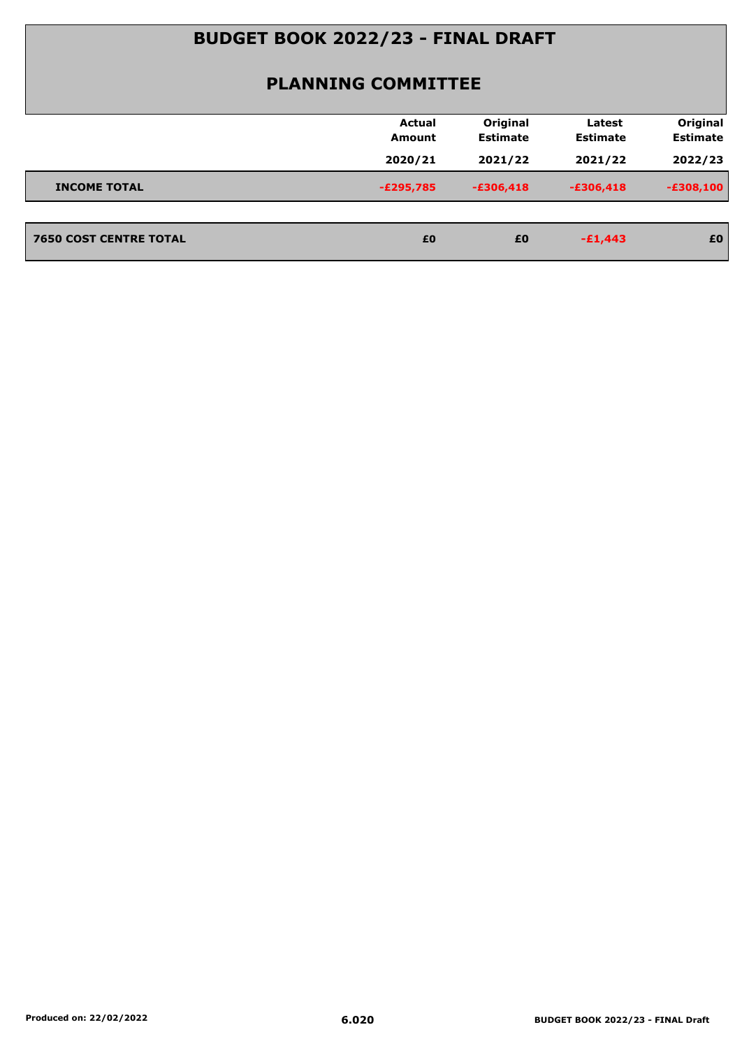# BUDGET BOOK 2022/23 - FINAL DRAFT

## PLANNING COMMITTEE

| | Actual Amount 2020/21 | Original Estimate 2021/22 | Latest Estimate 2021/22 | Original Estimate 2022/23 |
|---|---|---|---|---|
| **INCOME TOTAL** | -£295,785 | -£306,418 | -£306,418 | -£308,100 |
| **7650 COST CENTRE TOTAL** | £0 | £0 | -£1,443 | £0 |

Produced on: 22/02/2022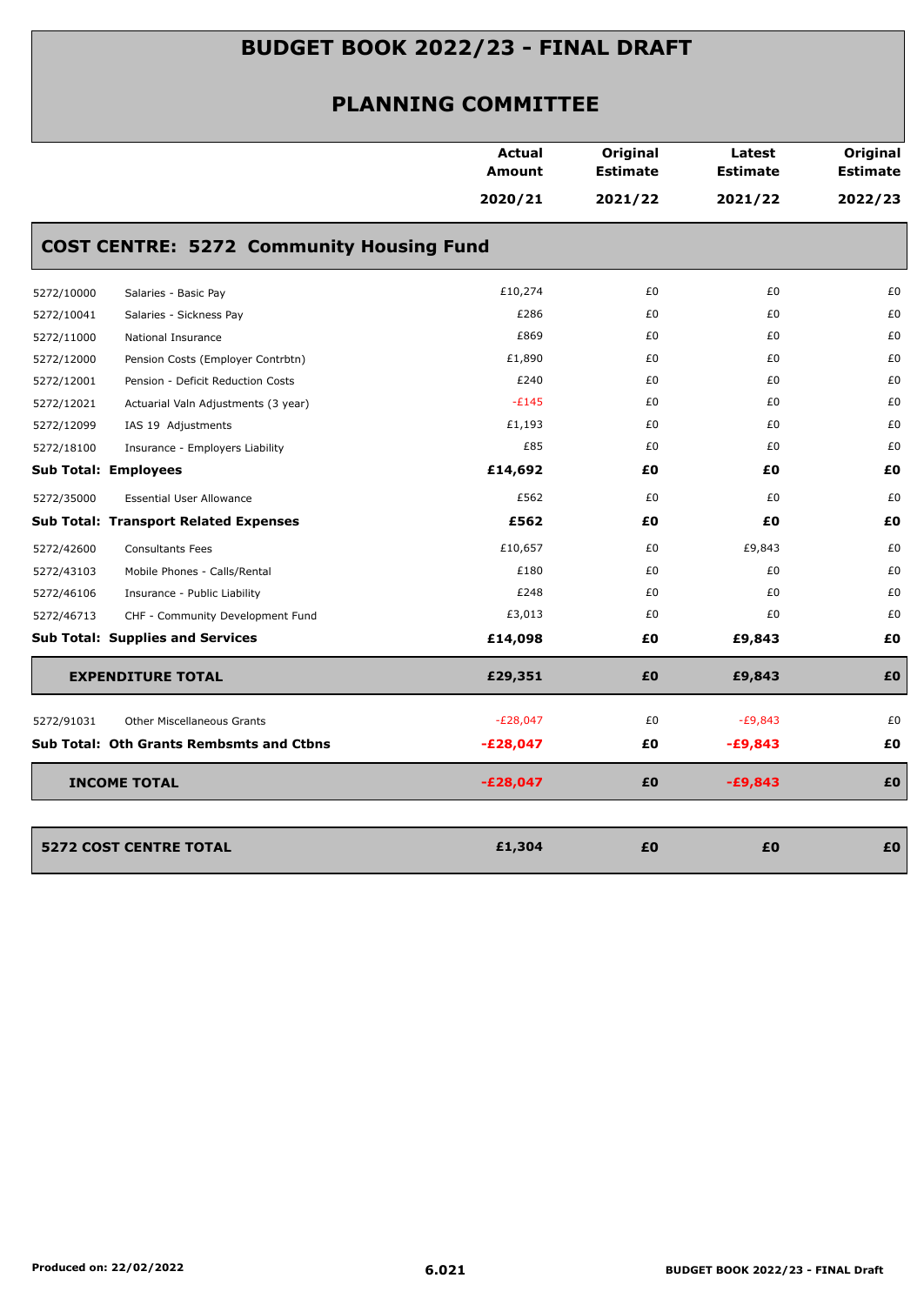# BUDGET BOOK 2022/23 - FINAL DRAFT

## PLANNING COMMITTEE

| | | Actual Amount 2020/21 | Original Estimate 2021/22 | Latest Estimate 2021/22 | Original Estimate 2022/23 |
|---|---|---|---|---|---|
| **COST CENTRE: 5272 Community Housing Fund** | | | | | |
| 5272/10000 | Salaries - Basic Pay | £10,274 | £0 | £0 | £0 |
| 5272/10041 | Salaries - Sickness Pay | £286 | £0 | £0 | £0 |
| 5272/11000 | National Insurance | £869 | £0 | £0 | £0 |
| 5272/12000 | Pension Costs (Employer Contrbtn) | £1,890 | £0 | £0 | £0 |
| 5272/12001 | Pension - Deficit Reduction Costs | £240 | £0 | £0 | £0 |
| 5272/12021 | Actuarial Valn Adjustments (3 year) | -£145 | £0 | £0 | £0 |
| 5272/12099 | IAS 19 Adjustments | £1,193 | £0 | £0 | £0 |
| 5272/18100 | Insurance - Employers Liability | £85 | £0 | £0 | £0 |
| **Sub Total: Employees** | | **£14,692** | **£0** | **£0** | **£0** |
| 5272/35000 | Essential User Allowance | £562 | £0 | £0 | £0 |
| **Sub Total: Transport Related Expenses** | | **£562** | **£0** | **£0** | **£0** |
| 5272/42600 | Consultants Fees | £10,657 | £0 | £9,843 | £0 |
| 5272/43103 | Mobile Phones - Calls/Rental | £180 | £0 | £0 | £0 |
| 5272/46106 | Insurance - Public Liability | £248 | £0 | £0 | £0 |
| 5272/46713 | CHF - Community Development Fund | £3,013 | £0 | £0 | £0 |
| **Sub Total: Supplies and Services** | | **£14,098** | **£0** | **£9,843** | **£0** |
| **EXPENDITURE TOTAL** | | **£29,351** | **£0** | **£9,843** | **£0** |
| 5272/91031 | Other Miscellaneous Grants | -£28,047 | £0 | -£9,843 | £0 |
| **Sub Total: Oth Grants Rembsmts and Ctbns** | | **-£28,047** | **£0** | **-£9,843** | **£0** |
| **INCOME TOTAL** | | **-£28,047** | **£0** | **-£9,843** | **£0** |
| **5272 COST CENTRE TOTAL** | | **£1,304** | **£0** | **£0** | **£0** |

Produced on: 22/02/2022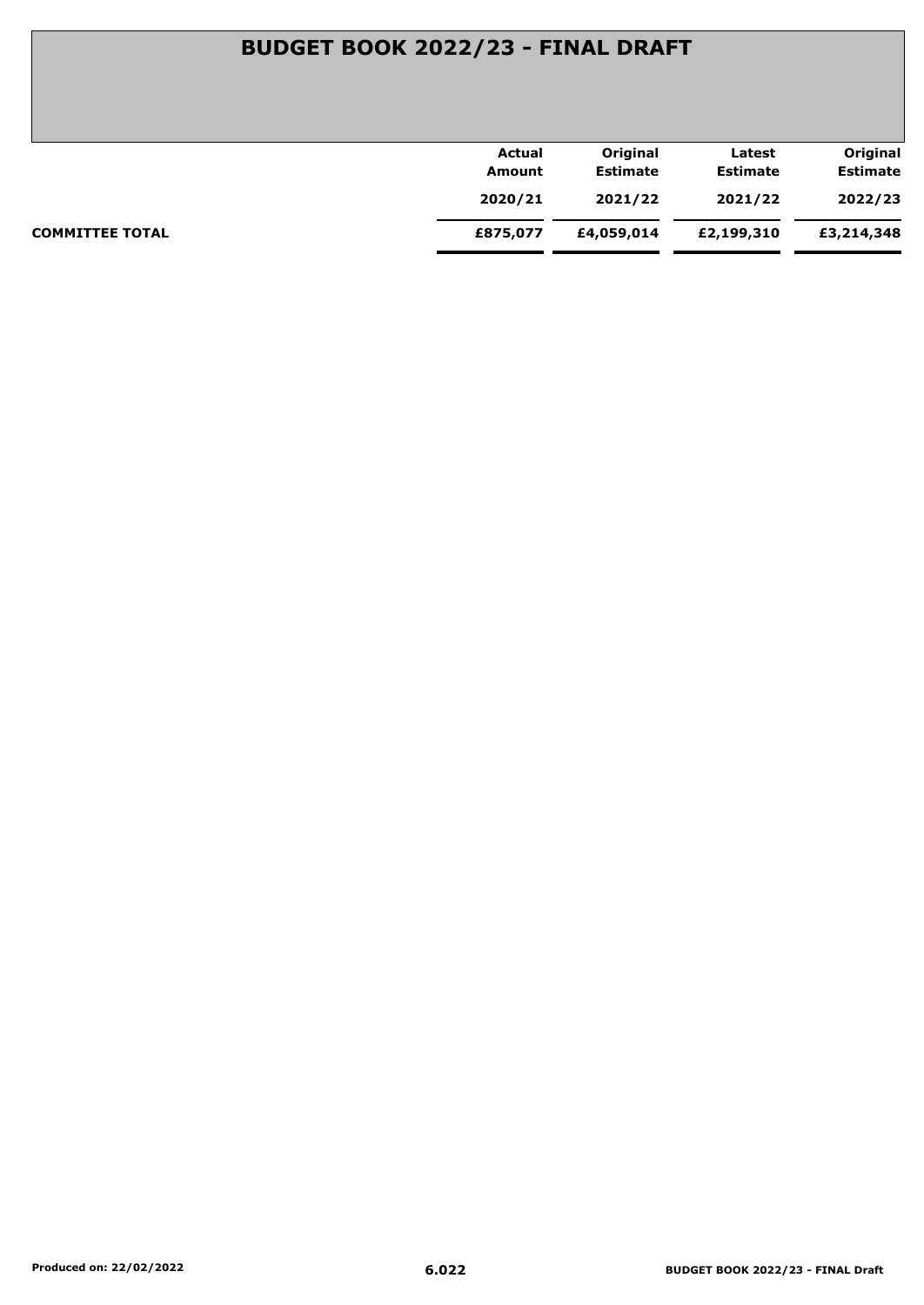| | Actual Amount 2020/21 | Original Estimate 2021/22 | Latest Estimate 2021/22 | Original Estimate 2022/23 |
|---|---|---|---|---|
| **COMMITTEE TOTAL** | **£875,077** | **£4,059,014** | **£2,199,310** | **£3,214,348** |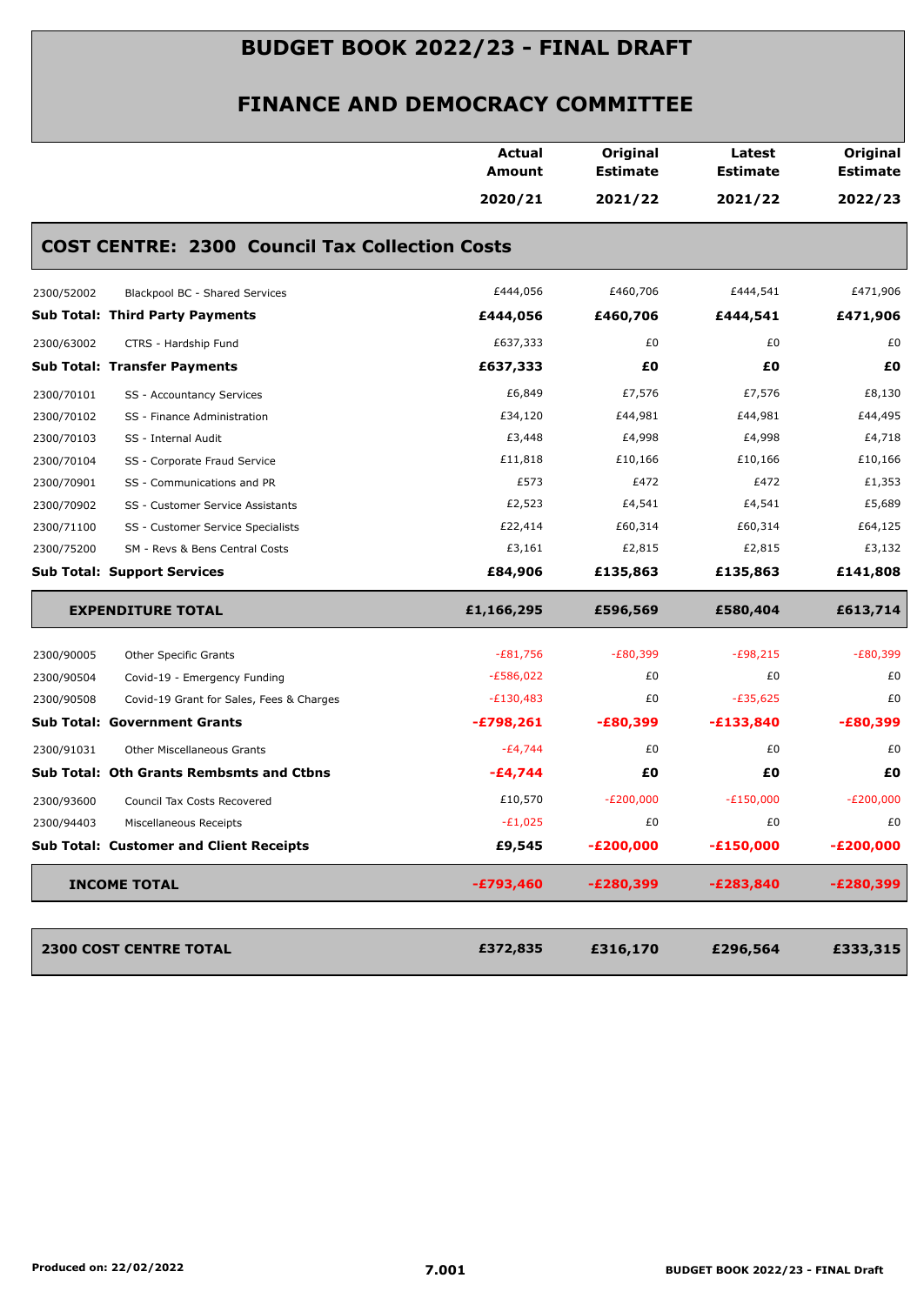# BUDGET BOOK 2022/23 - FINAL DRAFT

## FINANCE AND DEMOCRACY COMMITTEE

| | | Actual Amount 2020/21 | Original Estimate 2021/22 | Latest Estimate 2021/22 | Original Estimate 2022/23 |
|---|---|---|---|---|---|
| **COST CENTRE: 2300 Council Tax Collection Costs** | | | | | |
| 2300/52002 | Blackpool BC - Shared Services | £444,056 | £460,706 | £444,541 | £471,906 |
| **Sub Total: Third Party Payments** | | **£444,056** | **£460,706** | **£444,541** | **£471,906** |
| 2300/63002 | CTRS - Hardship Fund | £637,333 | £0 | £0 | £0 |
| **Sub Total: Transfer Payments** | | **£637,333** | **£0** | **£0** | **£0** |
| 2300/70101 | SS - Accountancy Services | £6,849 | £7,576 | £7,576 | £8,130 |
| 2300/70102 | SS - Finance Administration | £34,120 | £44,981 | £44,981 | £44,495 |
| 2300/70103 | SS - Internal Audit | £3,448 | £4,998 | £4,998 | £4,718 |
| 2300/70104 | SS - Corporate Fraud Service | £11,818 | £10,166 | £10,166 | £10,166 |
| 2300/70901 | SS - Communications and PR | £573 | £472 | £472 | £1,353 |
| 2300/70902 | SS - Customer Service Assistants | £2,523 | £4,541 | £4,541 | £5,689 |
| 2300/71100 | SS - Customer Service Specialists | £22,414 | £60,314 | £60,314 | £64,125 |
| 2300/75200 | SM - Revs & Bens Central Costs | £3,161 | £2,815 | £2,815 | £3,132 |
| **Sub Total: Support Services** | | **£84,906** | **£135,863** | **£135,863** | **£141,808** |
| **EXPENDITURE TOTAL** | | **£1,166,295** | **£596,569** | **£580,404** | **£613,714** |
| 2300/90005 | Other Specific Grants | -£81,756 | -£80,399 | -£98,215 | -£80,399 |
| 2300/90504 | Covid-19 - Emergency Funding | -£586,022 | £0 | £0 | £0 |
| 2300/90508 | Covid-19 Grant for Sales, Fees & Charges | -£130,483 | £0 | -£35,625 | £0 |
| **Sub Total: Government Grants** | | **-£798,261** | **-£80,399** | **-£133,840** | **-£80,399** |
| 2300/91031 | Other Miscellaneous Grants | -£4,744 | £0 | £0 | £0 |
| **Sub Total: Oth Grants Rembsmts and Ctbns** | | **-£4,744** | **£0** | **£0** | **£0** |
| 2300/93600 | Council Tax Costs Recovered | £10,570 | -£200,000 | -£150,000 | -£200,000 |
| 2300/94403 | Miscellaneous Receipts | -£1,025 | £0 | £0 | £0 |
| **Sub Total: Customer and Client Receipts** | | **£9,545** | **-£200,000** | **-£150,000** | **-£200,000** |
| **INCOME TOTAL** | | **-£793,460** | **-£280,399** | **-£283,840** | **-£280,399** |
| **2300 COST CENTRE TOTAL** | | **£372,835** | **£316,170** | **£296,564** | **£333,315** |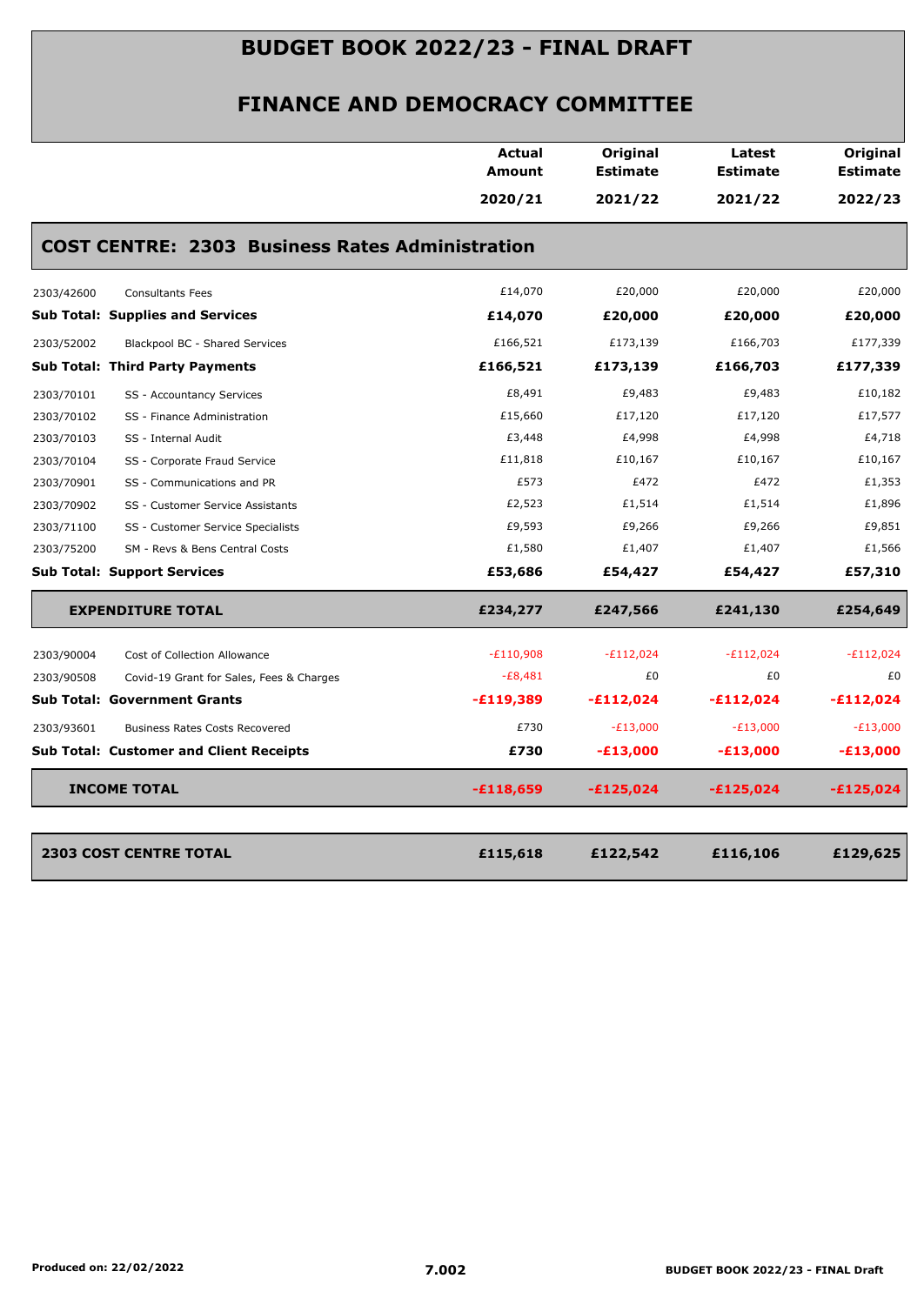# BUDGET BOOK 2022/23 - FINAL DRAFT

## FINANCE AND DEMOCRACY COMMITTEE

| | | Actual Amount 2020/21 | Original Estimate 2021/22 | Latest Estimate 2021/22 | Original Estimate 2022/23 |
|---|---|---|---|---|---|
| **COST CENTRE: 2303 Business Rates Administration** | | | | | |
| 2303/42600 | Consultants Fees | £14,070 | £20,000 | £20,000 | £20,000 |
| **Sub Total: Supplies and Services** | | **£14,070** | **£20,000** | **£20,000** | **£20,000** |
| 2303/52002 | Blackpool BC - Shared Services | £166,521 | £173,139 | £166,703 | £177,339 |
| **Sub Total: Third Party Payments** | | **£166,521** | **£173,139** | **£166,703** | **£177,339** |
| 2303/70101 | SS - Accountancy Services | £8,491 | £9,483 | £9,483 | £10,182 |
| 2303/70102 | SS - Finance Administration | £15,660 | £17,120 | £17,120 | £17,577 |
| 2303/70103 | SS - Internal Audit | £3,448 | £4,998 | £4,998 | £4,718 |
| 2303/70104 | SS - Corporate Fraud Service | £11,818 | £10,167 | £10,167 | £10,167 |
| 2303/70901 | SS - Communications and PR | £573 | £472 | £472 | £1,353 |
| 2303/70902 | SS - Customer Service Assistants | £2,523 | £1,514 | £1,514 | £1,896 |
| 2303/71100 | SS - Customer Service Specialists | £9,593 | £9,266 | £9,266 | £9,851 |
| 2303/75200 | SM - Revs & Bens Central Costs | £1,580 | £1,407 | £1,407 | £1,566 |
| **Sub Total: Support Services** | | **£53,686** | **£54,427** | **£54,427** | **£57,310** |
| **EXPENDITURE TOTAL** | | **£234,277** | **£247,566** | **£241,130** | **£254,649** |
| 2303/90004 | Cost of Collection Allowance | -£110,908 | -£112,024 | -£112,024 | -£112,024 |
| 2303/90508 | Covid-19 Grant for Sales, Fees & Charges | -£8,481 | £0 | £0 | £0 |
| **Sub Total: Government Grants** | | **-£119,389** | **-£112,024** | **-£112,024** | **-£112,024** |
| 2303/93601 | Business Rates Costs Recovered | £730 | -£13,000 | -£13,000 | -£13,000 |
| **Sub Total: Customer and Client Receipts** | | **£730** | **-£13,000** | **-£13,000** | **-£13,000** |
| **INCOME TOTAL** | | **-£118,659** | **-£125,024** | **-£125,024** | **-£125,024** |
| **2303 COST CENTRE TOTAL** | | **£115,618** | **£122,542** | **£116,106** | **£129,625** |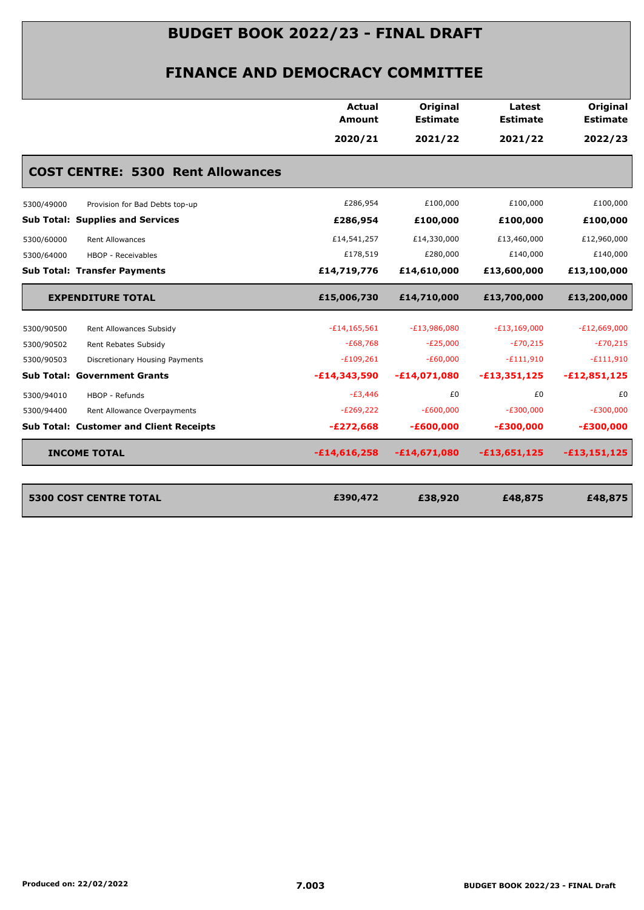# BUDGET BOOK 2022/23 - FINAL DRAFT

## FINANCE AND DEMOCRACY COMMITTEE

| | | Actual Amount 2020/21 | Original Estimate 2021/22 | Latest Estimate 2021/22 | Original Estimate 2022/23 |
|---|---|---|---|---|---|
| **COST CENTRE: 5300 Rent Allowances** | | | | | |
| 5300/49000 | Provision for Bad Debts top-up | £286,954 | £100,000 | £100,000 | £100,000 |
| **Sub Total: Supplies and Services** | | **£286,954** | **£100,000** | **£100,000** | **£100,000** |
| 5300/60000 | Rent Allowances | £14,541,257 | £14,330,000 | £13,460,000 | £12,960,000 |
| 5300/64000 | HBOP - Receivables | £178,519 | £280,000 | £140,000 | £140,000 |
| **Sub Total: Transfer Payments** | | **£14,719,776** | **£14,610,000** | **£13,600,000** | **£13,100,000** |
| **EXPENDITURE TOTAL** | | **£15,006,730** | **£14,710,000** | **£13,700,000** | **£13,200,000** |
| 5300/90500 | Rent Allowances Subsidy | -£14,165,561 | -£13,986,080 | -£13,169,000 | -£12,669,000 |
| 5300/90502 | Rent Rebates Subsidy | -£68,768 | -£25,000 | -£70,215 | -£70,215 |
| 5300/90503 | Discretionary Housing Payments | -£109,261 | -£60,000 | -£111,910 | -£111,910 |
| **Sub Total: Government Grants** | | **-£14,343,590** | **-£14,071,080** | **-£13,351,125** | **-£12,851,125** |
| 5300/94010 | HBOP - Refunds | -£3,446 | £0 | £0 | £0 |
| 5300/94400 | Rent Allowance Overpayments | -£269,222 | -£600,000 | -£300,000 | -£300,000 |
| **Sub Total: Customer and Client Receipts** | | **-£272,668** | **-£600,000** | **-£300,000** | **-£300,000** |
| **INCOME TOTAL** | | **-£14,616,258** | **-£14,671,080** | **-£13,651,125** | **-£13,151,125** |
| **5300 COST CENTRE TOTAL** | | **£390,472** | **£38,920** | **£48,875** | **£48,875** |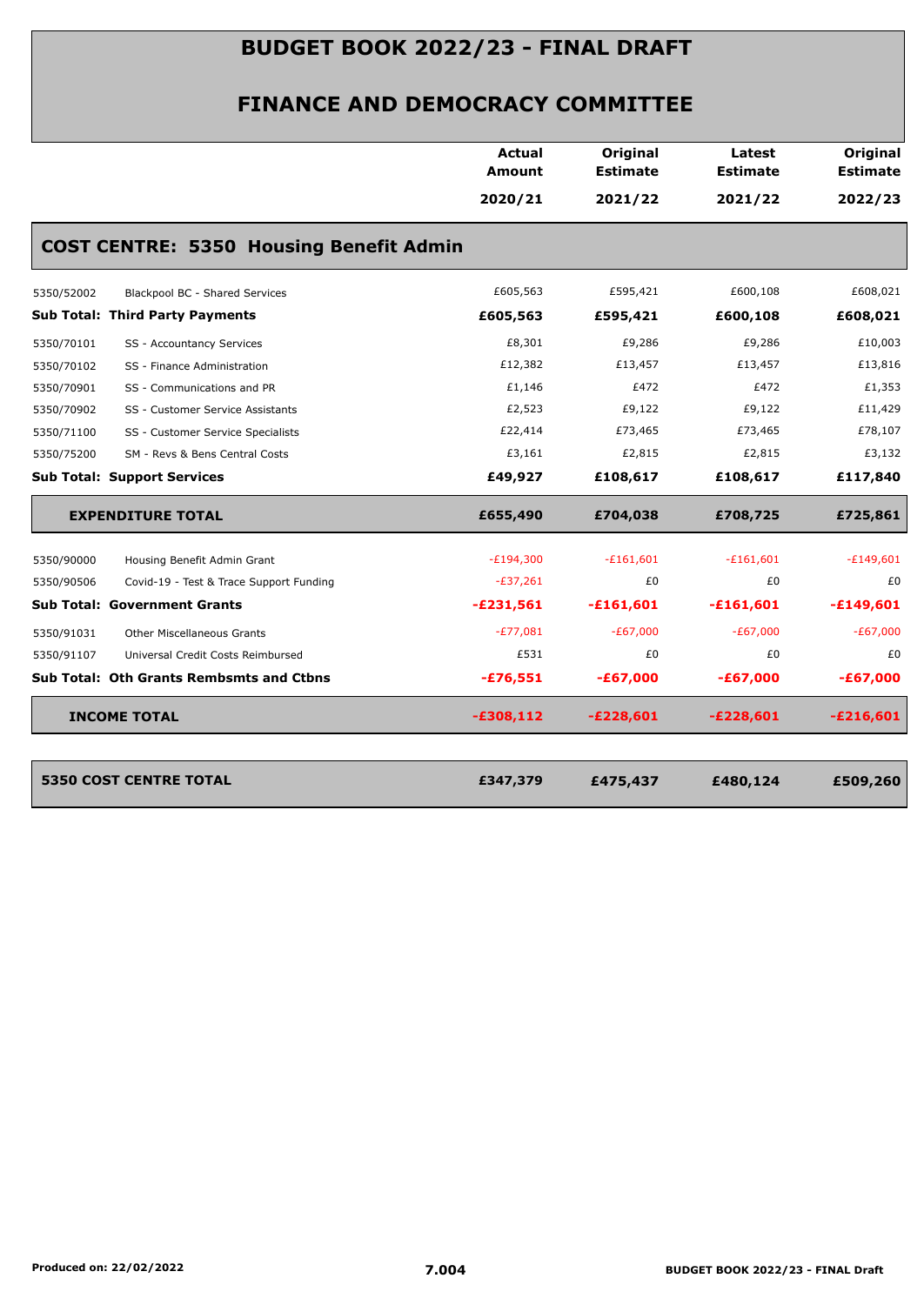# BUDGET BOOK 2022/23 - FINAL DRAFT

## FINANCE AND DEMOCRACY COMMITTEE

| | | Actual Amount 2020/21 | Original Estimate 2021/22 | Latest Estimate 2021/22 | Original Estimate 2022/23 |
|---|---|---|---|---|---|
| **COST CENTRE: 5350 Housing Benefit Admin** | | | | | |
| 5350/52002 | Blackpool BC - Shared Services | £605,563 | £595,421 | £600,108 | £608,021 |
| **Sub Total: Third Party Payments** | | **£605,563** | **£595,421** | **£600,108** | **£608,021** |
| 5350/70101 | SS - Accountancy Services | £8,301 | £9,286 | £9,286 | £10,003 |
| 5350/70102 | SS - Finance Administration | £12,382 | £13,457 | £13,457 | £13,816 |
| 5350/70901 | SS - Communications and PR | £1,146 | £472 | £472 | £1,353 |
| 5350/70902 | SS - Customer Service Assistants | £2,523 | £9,122 | £9,122 | £11,429 |
| 5350/71100 | SS - Customer Service Specialists | £22,414 | £73,465 | £73,465 | £78,107 |
| 5350/75200 | SM - Revs & Bens Central Costs | £3,161 | £2,815 | £2,815 | £3,132 |
| **Sub Total: Support Services** | | **£49,927** | **£108,617** | **£108,617** | **£117,840** |
| **EXPENDITURE TOTAL** | | **£655,490** | **£704,038** | **£708,725** | **£725,861** |
| 5350/90000 | Housing Benefit Admin Grant | -£194,300 | -£161,601 | -£161,601 | -£149,601 |
| 5350/90506 | Covid-19 - Test & Trace Support Funding | -£37,261 | £0 | £0 | £0 |
| **Sub Total: Government Grants** | | **-£231,561** | **-£161,601** | **-£161,601** | **-£149,601** |
| 5350/91031 | Other Miscellaneous Grants | -£77,081 | -£67,000 | -£67,000 | -£67,000 |
| 5350/91107 | Universal Credit Costs Reimbursed | £531 | £0 | £0 | £0 |
| **Sub Total: Oth Grants Rembsmts and Ctbns** | | **-£76,551** | **-£67,000** | **-£67,000** | **-£67,000** |
| **INCOME TOTAL** | | **-£308,112** | **-£228,601** | **-£228,601** | **-£216,601** |
| **5350 COST CENTRE TOTAL** | | **£347,379** | **£475,437** | **£480,124** | **£509,260** |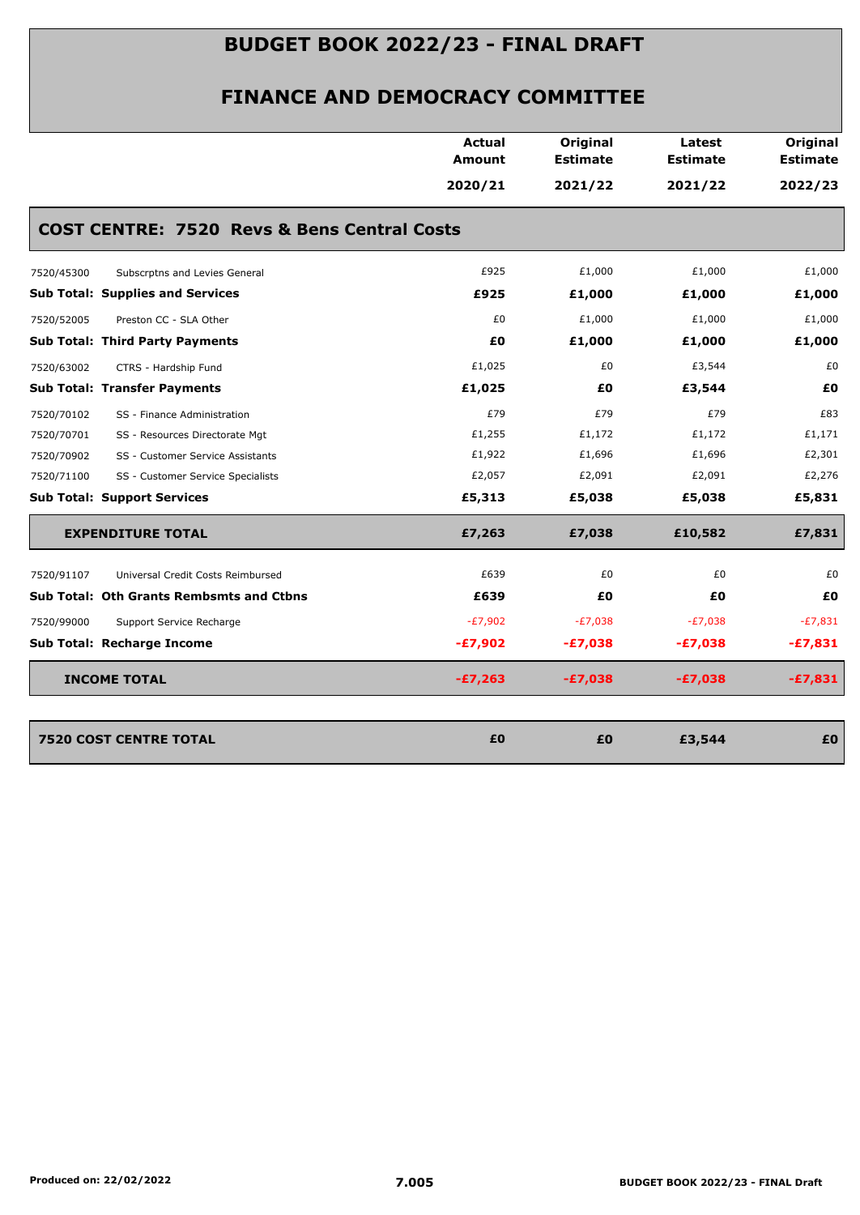# BUDGET BOOK 2022/23 - FINAL DRAFT

## FINANCE AND DEMOCRACY COMMITTEE

### COST CENTRE: 7520 Revs & Bens Central Costs

| | | Actual Amount 2020/21 | Original Estimate 2021/22 | Latest Estimate 2021/22 | Original Estimate 2022/23 |
|---|---|---|---|---|---|
| 7520/45300 | Subscrptns and Levies General | £925 | £1,000 | £1,000 | £1,000 |
| **Sub Total: Supplies and Services** | | **£925** | **£1,000** | **£1,000** | **£1,000** |
| 7520/52005 | Preston CC - SLA Other | £0 | £1,000 | £1,000 | £1,000 |
| **Sub Total: Third Party Payments** | | **£0** | **£1,000** | **£1,000** | **£1,000** |
| 7520/63002 | CTRS - Hardship Fund | £1,025 | £0 | £3,544 | £0 |
| **Sub Total: Transfer Payments** | | **£1,025** | **£0** | **£3,544** | **£0** |
| 7520/70102 | SS - Finance Administration | £79 | £79 | £79 | £83 |
| 7520/70701 | SS - Resources Directorate Mgt | £1,255 | £1,172 | £1,172 | £1,171 |
| 7520/70902 | SS - Customer Service Assistants | £1,922 | £1,696 | £1,696 | £2,301 |
| 7520/71100 | SS - Customer Service Specialists | £2,057 | £2,091 | £2,091 | £2,276 |
| **Sub Total: Support Services** | | **£5,313** | **£5,038** | **£5,038** | **£5,831** |
| **EXPENDITURE TOTAL** | | **£7,263** | **£7,038** | **£10,582** | **£7,831** |
| 7520/91107 | Universal Credit Costs Reimbursed | £639 | £0 | £0 | £0 |
| **Sub Total: Oth Grants Rembsmts and Ctbns** | | **£639** | **£0** | **£0** | **£0** |
| 7520/99000 | Support Service Recharge | -£7,902 | -£7,038 | -£7,038 | -£7,831 |
| **Sub Total: Recharge Income** | | **-£7,902** | **-£7,038** | **-£7,038** | **-£7,831** |
| **INCOME TOTAL** | | **-£7,263** | **-£7,038** | **-£7,038** | **-£7,831** |
| **7520 COST CENTRE TOTAL** | | **£0** | **£0** | **£3,544** | **£0** |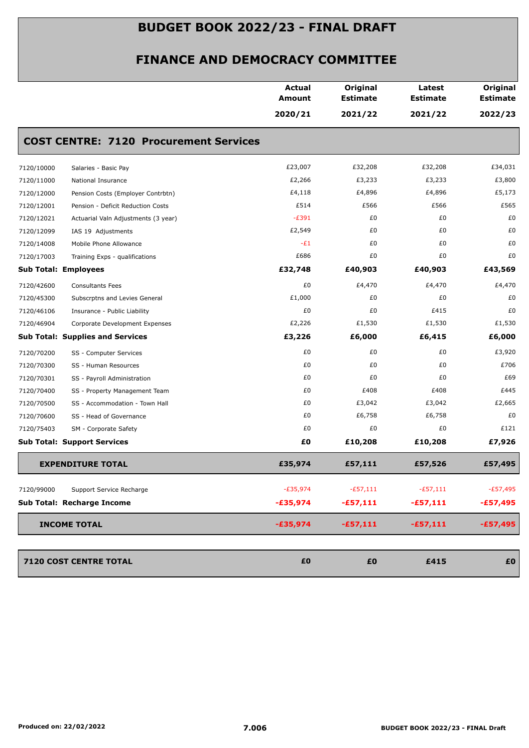# BUDGET BOOK 2022/23 - FINAL DRAFT

## FINANCE AND DEMOCRACY COMMITTEE

| | | Actual Amount 2020/21 | Original Estimate 2021/22 | Latest Estimate 2021/22 | Original Estimate 2022/23 |
|---|---|---|---|---|---|
| **COST CENTRE: 7120 Procurement Services** | | | | | |
| 7120/10000 | Salaries - Basic Pay | £23,007 | £32,208 | £32,208 | £34,031 |
| 7120/11000 | National Insurance | £2,266 | £3,233 | £3,233 | £3,800 |
| 7120/12000 | Pension Costs (Employer Contrbtn) | £4,118 | £4,896 | £4,896 | £5,173 |
| 7120/12001 | Pension - Deficit Reduction Costs | £514 | £566 | £566 | £565 |
| 7120/12021 | Actuarial Valn Adjustments (3 year) | -£391 | £0 | £0 | £0 |
| 7120/12099 | IAS 19 Adjustments | £2,549 | £0 | £0 | £0 |
| 7120/14008 | Mobile Phone Allowance | -£1 | £0 | £0 | £0 |
| 7120/17003 | Training Exps - qualifications | £686 | £0 | £0 | £0 |
| **Sub Total: Employees** | | **£32,748** | **£40,903** | **£40,903** | **£43,569** |
| 7120/42600 | Consultants Fees | £0 | £4,470 | £4,470 | £4,470 |
| 7120/45300 | Subscrptns and Levies General | £1,000 | £0 | £0 | £0 |
| 7120/46106 | Insurance - Public Liability | £0 | £0 | £415 | £0 |
| 7120/46904 | Corporate Development Expenses | £2,226 | £1,530 | £1,530 | £1,530 |
| **Sub Total: Supplies and Services** | | **£3,226** | **£6,000** | **£6,415** | **£6,000** |
| 7120/70200 | SS - Computer Services | £0 | £0 | £0 | £3,920 |
| 7120/70300 | SS - Human Resources | £0 | £0 | £0 | £706 |
| 7120/70301 | SS - Payroll Administration | £0 | £0 | £0 | £69 |
| 7120/70400 | SS - Property Management Team | £0 | £408 | £408 | £445 |
| 7120/70500 | SS - Accommodation - Town Hall | £0 | £3,042 | £3,042 | £2,665 |
| 7120/70600 | SS - Head of Governance | £0 | £6,758 | £6,758 | £0 |
| 7120/75403 | SM - Corporate Safety | £0 | £0 | £0 | £121 |
| **Sub Total: Support Services** | | **£0** | **£10,208** | **£10,208** | **£7,926** |
| **EXPENDITURE TOTAL** | | **£35,974** | **£57,111** | **£57,526** | **£57,495** |
| 7120/99000 | Support Service Recharge | -£35,974 | -£57,111 | -£57,111 | -£57,495 |
| **Sub Total: Recharge Income** | | **-£35,974** | **-£57,111** | **-£57,111** | **-£57,495** |
| **INCOME TOTAL** | | **-£35,974** | **-£57,111** | **-£57,111** | **-£57,495** |
| **7120 COST CENTRE TOTAL** | | **£0** | **£0** | **£415** | **£0** |

Produced on: 22/02/2022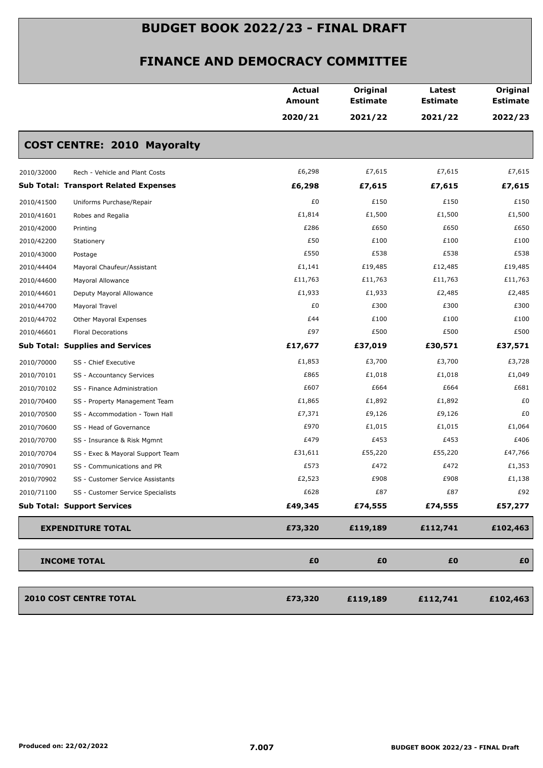# BUDGET BOOK 2022/23 - FINAL DRAFT

## FINANCE AND DEMOCRACY COMMITTEE

| | | Actual Amount 2020/21 | Original Estimate 2021/22 | Latest Estimate 2021/22 | Original Estimate 2022/23 |
|---|---|---|---|---|---|
| **COST CENTRE: 2010 Mayoralty** | | | | | |
| 2010/32000 | Rech - Vehicle and Plant Costs | £6,298 | £7,615 | £7,615 | £7,615 |
| **Sub Total: Transport Related Expenses** | | **£6,298** | **£7,615** | **£7,615** | **£7,615** |
| 2010/41500 | Uniforms Purchase/Repair | £0 | £150 | £150 | £150 |
| 2010/41601 | Robes and Regalia | £1,814 | £1,500 | £1,500 | £1,500 |
| 2010/42000 | Printing | £286 | £650 | £650 | £650 |
| 2010/42200 | Stationery | £50 | £100 | £100 | £100 |
| 2010/43000 | Postage | £550 | £538 | £538 | £538 |
| 2010/44404 | Mayoral Chaufeur/Assistant | £1,141 | £19,485 | £12,485 | £19,485 |
| 2010/44600 | Mayoral Allowance | £11,763 | £11,763 | £11,763 | £11,763 |
| 2010/44601 | Deputy Mayoral Allowance | £1,933 | £1,933 | £2,485 | £2,485 |
| 2010/44700 | Mayoral Travel | £0 | £300 | £300 | £300 |
| 2010/44702 | Other Mayoral Expenses | £44 | £100 | £100 | £100 |
| 2010/46601 | Floral Decorations | £97 | £500 | £500 | £500 |
| **Sub Total: Supplies and Services** | | **£17,677** | **£37,019** | **£30,571** | **£37,571** |
| 2010/70000 | SS - Chief Executive | £1,853 | £3,700 | £3,700 | £3,728 |
| 2010/70101 | SS - Accountancy Services | £865 | £1,018 | £1,018 | £1,049 |
| 2010/70102 | SS - Finance Administration | £607 | £664 | £664 | £681 |
| 2010/70400 | SS - Property Management Team | £1,865 | £1,892 | £1,892 | £0 |
| 2010/70500 | SS - Accommodation - Town Hall | £7,371 | £9,126 | £9,126 | £0 |
| 2010/70600 | SS - Head of Governance | £970 | £1,015 | £1,015 | £1,064 |
| 2010/70700 | SS - Insurance & Risk Mgmnt | £479 | £453 | £453 | £406 |
| 2010/70704 | SS - Exec & Mayoral Support Team | £31,611 | £55,220 | £55,220 | £47,766 |
| 2010/70901 | SS - Communications and PR | £573 | £472 | £472 | £1,353 |
| 2010/70902 | SS - Customer Service Assistants | £2,523 | £908 | £908 | £1,138 |
| 2010/71100 | SS - Customer Service Specialists | £628 | £87 | £87 | £92 |
| **Sub Total: Support Services** | | **£49,345** | **£74,555** | **£74,555** | **£57,277** |
| **EXPENDITURE TOTAL** | | **£73,320** | **£119,189** | **£112,741** | **£102,463** |
| **INCOME TOTAL** | | **£0** | **£0** | **£0** | **£0** |
| **2010 COST CENTRE TOTAL** | | **£73,320** | **£119,189** | **£112,741** | **£102,463** |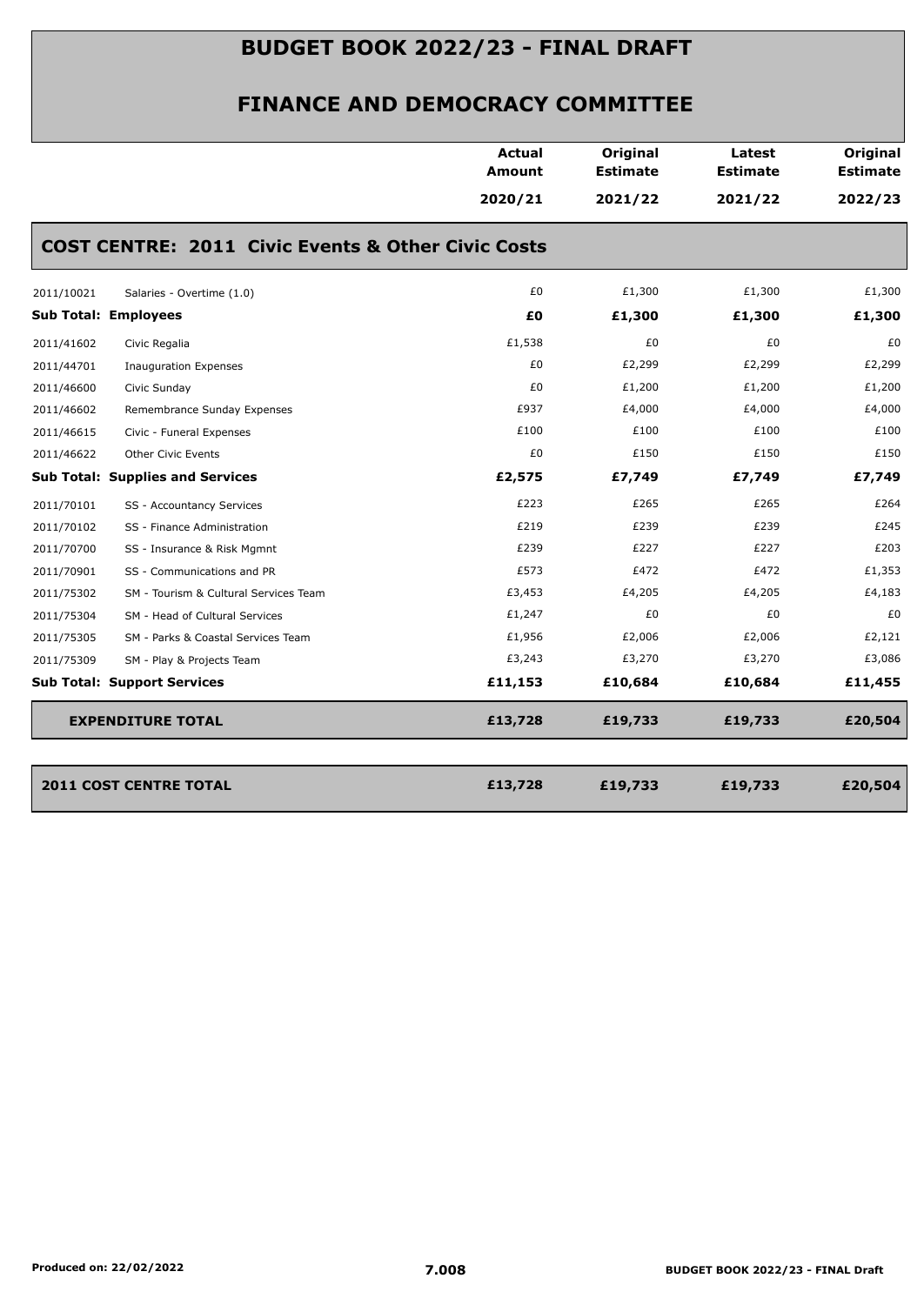# BUDGET BOOK 2022/23 - FINAL DRAFT

## FINANCE AND DEMOCRACY COMMITTEE

| | | Actual Amount 2020/21 | Original Estimate 2021/22 | Latest Estimate 2021/22 | Original Estimate 2022/23 |
|---|---|---|---|---|---|
| **COST CENTRE: 2011 Civic Events & Other Civic Costs** | | | | | |
| 2011/10021 | Salaries - Overtime (1.0) | £0 | £1,300 | £1,300 | £1,300 |
| **Sub Total: Employees** | | **£0** | **£1,300** | **£1,300** | **£1,300** |
| 2011/41602 | Civic Regalia | £1,538 | £0 | £0 | £0 |
| 2011/44701 | Inauguration Expenses | £0 | £2,299 | £2,299 | £2,299 |
| 2011/46600 | Civic Sunday | £0 | £1,200 | £1,200 | £1,200 |
| 2011/46602 | Remembrance Sunday Expenses | £937 | £4,000 | £4,000 | £4,000 |
| 2011/46615 | Civic - Funeral Expenses | £100 | £100 | £100 | £100 |
| 2011/46622 | Other Civic Events | £0 | £150 | £150 | £150 |
| **Sub Total: Supplies and Services** | | **£2,575** | **£7,749** | **£7,749** | **£7,749** |
| 2011/70101 | SS - Accountancy Services | £223 | £265 | £265 | £264 |
| 2011/70102 | SS - Finance Administration | £219 | £239 | £239 | £245 |
| 2011/70700 | SS - Insurance & Risk Mgmnt | £239 | £227 | £227 | £203 |
| 2011/70901 | SS - Communications and PR | £573 | £472 | £472 | £1,353 |
| 2011/75302 | SM - Tourism & Cultural Services Team | £3,453 | £4,205 | £4,205 | £4,183 |
| 2011/75304 | SM - Head of Cultural Services | £1,247 | £0 | £0 | £0 |
| 2011/75305 | SM - Parks & Coastal Services Team | £1,956 | £2,006 | £2,006 | £2,121 |
| 2011/75309 | SM - Play & Projects Team | £3,243 | £3,270 | £3,270 | £3,086 |
| **Sub Total: Support Services** | | **£11,153** | **£10,684** | **£10,684** | **£11,455** |
| **EXPENDITURE TOTAL** | | **£13,728** | **£19,733** | **£19,733** | **£20,504** |
| **2011 COST CENTRE TOTAL** | | **£13,728** | **£19,733** | **£19,733** | **£20,504** |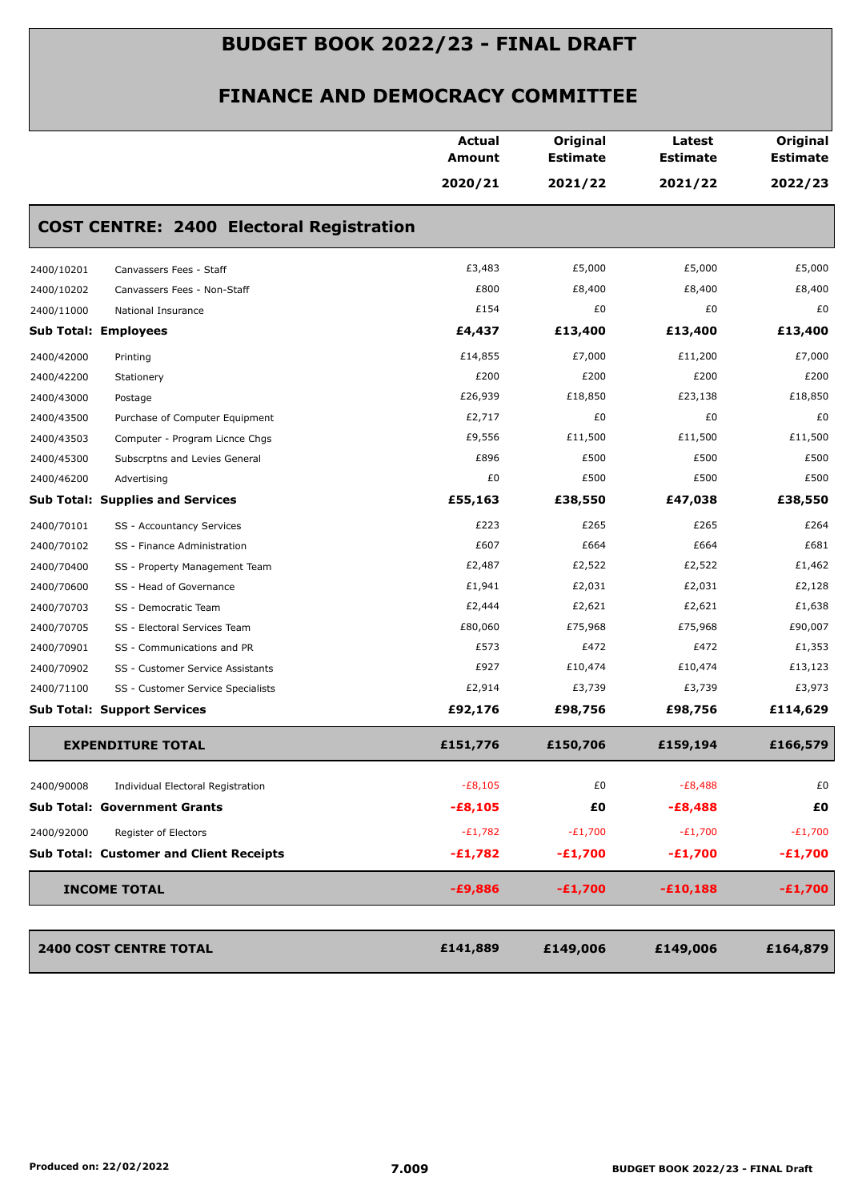# BUDGET BOOK 2022/23 - FINAL DRAFT

## FINANCE AND DEMOCRACY COMMITTEE

| | | Actual Amount 2020/21 | Original Estimate 2021/22 | Latest Estimate 2021/22 | Original Estimate 2022/23 |
|---|---|---|---|---|---|
| **COST CENTRE: 2400 Electoral Registration** | | | | | |
| 2400/10201 | Canvassers Fees - Staff | £3,483 | £5,000 | £5,000 | £5,000 |
| 2400/10202 | Canvassers Fees - Non-Staff | £800 | £8,400 | £8,400 | £8,400 |
| 2400/11000 | National Insurance | £154 | £0 | £0 | £0 |
| **Sub Total: Employees** | | **£4,437** | **£13,400** | **£13,400** | **£13,400** |
| 2400/42000 | Printing | £14,855 | £7,000 | £11,200 | £7,000 |
| 2400/42200 | Stationery | £200 | £200 | £200 | £200 |
| 2400/43000 | Postage | £26,939 | £18,850 | £23,138 | £18,850 |
| 2400/43500 | Purchase of Computer Equipment | £2,717 | £0 | £0 | £0 |
| 2400/43503 | Computer - Program Licnce Chgs | £9,556 | £11,500 | £11,500 | £11,500 |
| 2400/45300 | Subscrptns and Levies General | £896 | £500 | £500 | £500 |
| 2400/46200 | Advertising | £0 | £500 | £500 | £500 |
| **Sub Total: Supplies and Services** | | **£55,163** | **£38,550** | **£47,038** | **£38,550** |
| 2400/70101 | SS - Accountancy Services | £223 | £265 | £265 | £264 |
| 2400/70102 | SS - Finance Administration | £607 | £664 | £664 | £681 |
| 2400/70400 | SS - Property Management Team | £2,487 | £2,522 | £2,522 | £1,462 |
| 2400/70600 | SS - Head of Governance | £1,941 | £2,031 | £2,031 | £2,128 |
| 2400/70703 | SS - Democratic Team | £2,444 | £2,621 | £2,621 | £1,638 |
| 2400/70705 | SS - Electoral Services Team | £80,060 | £75,968 | £75,968 | £90,007 |
| 2400/70901 | SS - Communications and PR | £573 | £472 | £472 | £1,353 |
| 2400/70902 | SS - Customer Service Assistants | £927 | £10,474 | £10,474 | £13,123 |
| 2400/71100 | SS - Customer Service Specialists | £2,914 | £3,739 | £3,739 | £3,973 |
| **Sub Total: Support Services** | | **£92,176** | **£98,756** | **£98,756** | **£114,629** |
| **EXPENDITURE TOTAL** | | **£151,776** | **£150,706** | **£159,194** | **£166,579** |
| 2400/90008 | Individual Electoral Registration | -£8,105 | £0 | -£8,488 | £0 |
| **Sub Total: Government Grants** | | **-£8,105** | **£0** | **-£8,488** | **£0** |
| 2400/92000 | Register of Electors | -£1,782 | -£1,700 | -£1,700 | -£1,700 |
| **Sub Total: Customer and Client Receipts** | | **-£1,782** | **-£1,700** | **-£1,700** | **-£1,700** |
| **INCOME TOTAL** | | **-£9,886** | **-£1,700** | **-£10,188** | **-£1,700** |
| **2400 COST CENTRE TOTAL** | | **£141,889** | **£149,006** | **£149,006** | **£164,879** |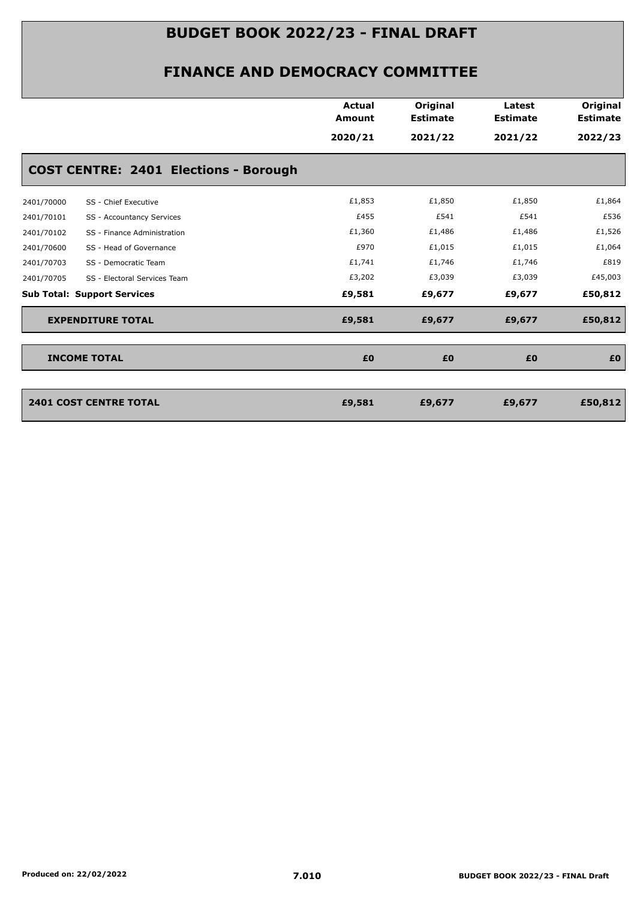# BUDGET BOOK 2022/23 - FINAL DRAFT

## FINANCE AND DEMOCRACY COMMITTEE

| | | Actual Amount 2020/21 | Original Estimate 2021/22 | Latest Estimate 2021/22 | Original Estimate 2022/23 |
|---|---|---|---|---|---|
| **COST CENTRE: 2401 Elections - Borough** | | | | | |
| 2401/70000 | SS - Chief Executive | £1,853 | £1,850 | £1,850 | £1,864 |
| 2401/70101 | SS - Accountancy Services | £455 | £541 | £541 | £536 |
| 2401/70102 | SS - Finance Administration | £1,360 | £1,486 | £1,486 | £1,526 |
| 2401/70600 | SS - Head of Governance | £970 | £1,015 | £1,015 | £1,064 |
| 2401/70703 | SS - Democratic Team | £1,741 | £1,746 | £1,746 | £819 |
| 2401/70705 | SS - Electoral Services Team | £3,202 | £3,039 | £3,039 | £45,003 |
| **Sub Total: Support Services** | | **£9,581** | **£9,677** | **£9,677** | **£50,812** |
| **EXPENDITURE TOTAL** | | **£9,581** | **£9,677** | **£9,677** | **£50,812** |
| **INCOME TOTAL** | | **£0** | **£0** | **£0** | **£0** |
| **2401 COST CENTRE TOTAL** | | **£9,581** | **£9,677** | **£9,677** | **£50,812** |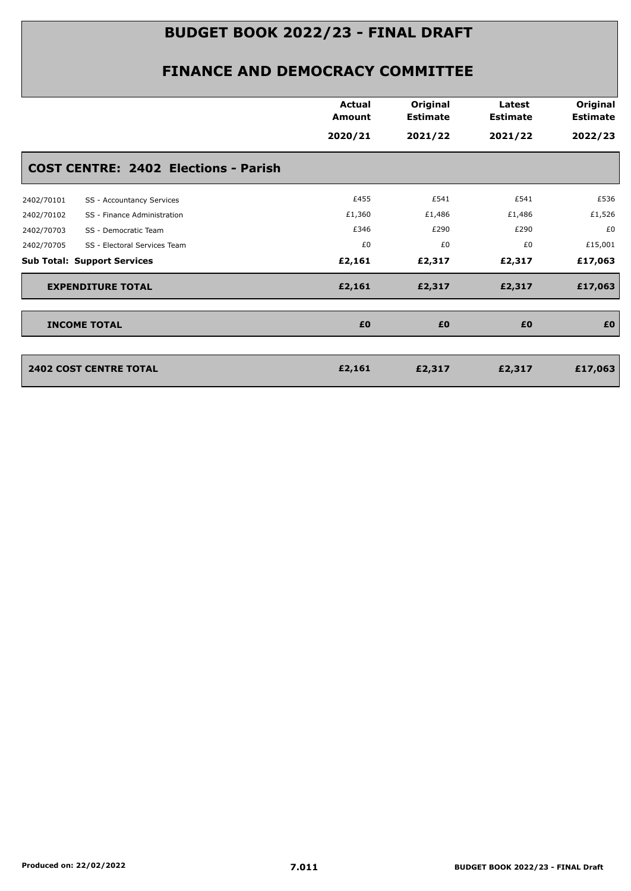# BUDGET BOOK 2022/23 - FINAL DRAFT

## FINANCE AND DEMOCRACY COMMITTEE

| | | Actual Amount 2020/21 | Original Estimate 2021/22 | Latest Estimate 2021/22 | Original Estimate 2022/23 |
|---|---|---|---|---|---|
| **COST CENTRE: 2402 Elections - Parish** | | | | | |
| 2402/70101 | SS - Accountancy Services | £455 | £541 | £541 | £536 |
| 2402/70102 | SS - Finance Administration | £1,360 | £1,486 | £1,486 | £1,526 |
| 2402/70703 | SS - Democratic Team | £346 | £290 | £290 | £0 |
| 2402/70705 | SS - Electoral Services Team | £0 | £0 | £0 | £15,001 |
| **Sub Total: Support Services** | | **£2,161** | **£2,317** | **£2,317** | **£17,063** |
| **EXPENDITURE TOTAL** | | **£2,161** | **£2,317** | **£2,317** | **£17,063** |
| **INCOME TOTAL** | | **£0** | **£0** | **£0** | **£0** |
| **2402 COST CENTRE TOTAL** | | **£2,161** | **£2,317** | **£2,317** | **£17,063** |

Produced on: 22/02/2022

7.011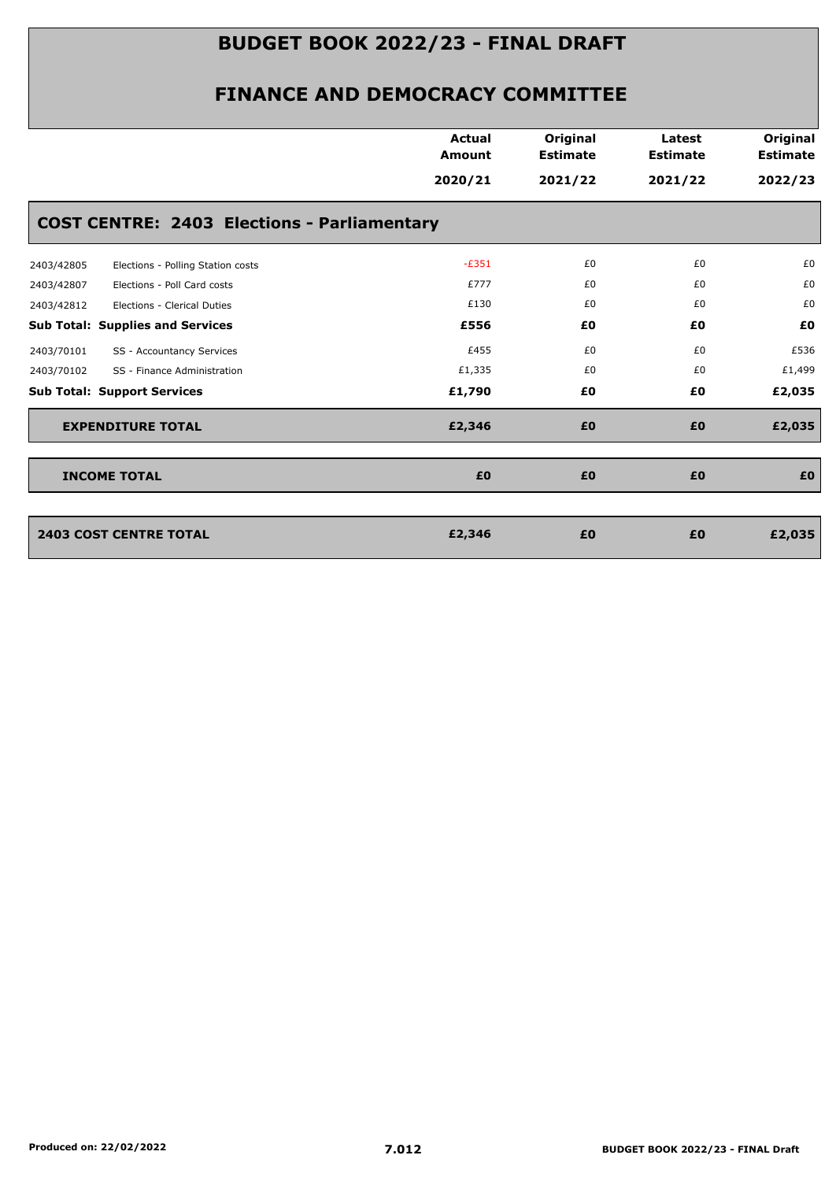# BUDGET BOOK 2022/23 - FINAL DRAFT

## FINANCE AND DEMOCRACY COMMITTEE

| | | Actual Amount 2020/21 | Original Estimate 2021/22 | Latest Estimate 2021/22 | Original Estimate 2022/23 |
|---|---|---|---|---|---|
| **COST CENTRE: 2403 Elections - Parliamentary** | | | | | |
| 2403/42805 | Elections - Polling Station costs | -£351 | £0 | £0 | £0 |
| 2403/42807 | Elections - Poll Card costs | £777 | £0 | £0 | £0 |
| 2403/42812 | Elections - Clerical Duties | £130 | £0 | £0 | £0 |
| **Sub Total: Supplies and Services** | | **£556** | **£0** | **£0** | **£0** |
| 2403/70101 | SS - Accountancy Services | £455 | £0 | £0 | £536 |
| 2403/70102 | SS - Finance Administration | £1,335 | £0 | £0 | £1,499 |
| **Sub Total: Support Services** | | **£1,790** | **£0** | **£0** | **£2,035** |
| **EXPENDITURE TOTAL** | | **£2,346** | **£0** | **£0** | **£2,035** |
| **INCOME TOTAL** | | **£0** | **£0** | **£0** | **£0** |
| **2403 COST CENTRE TOTAL** | | **£2,346** | **£0** | **£0** | **£2,035** |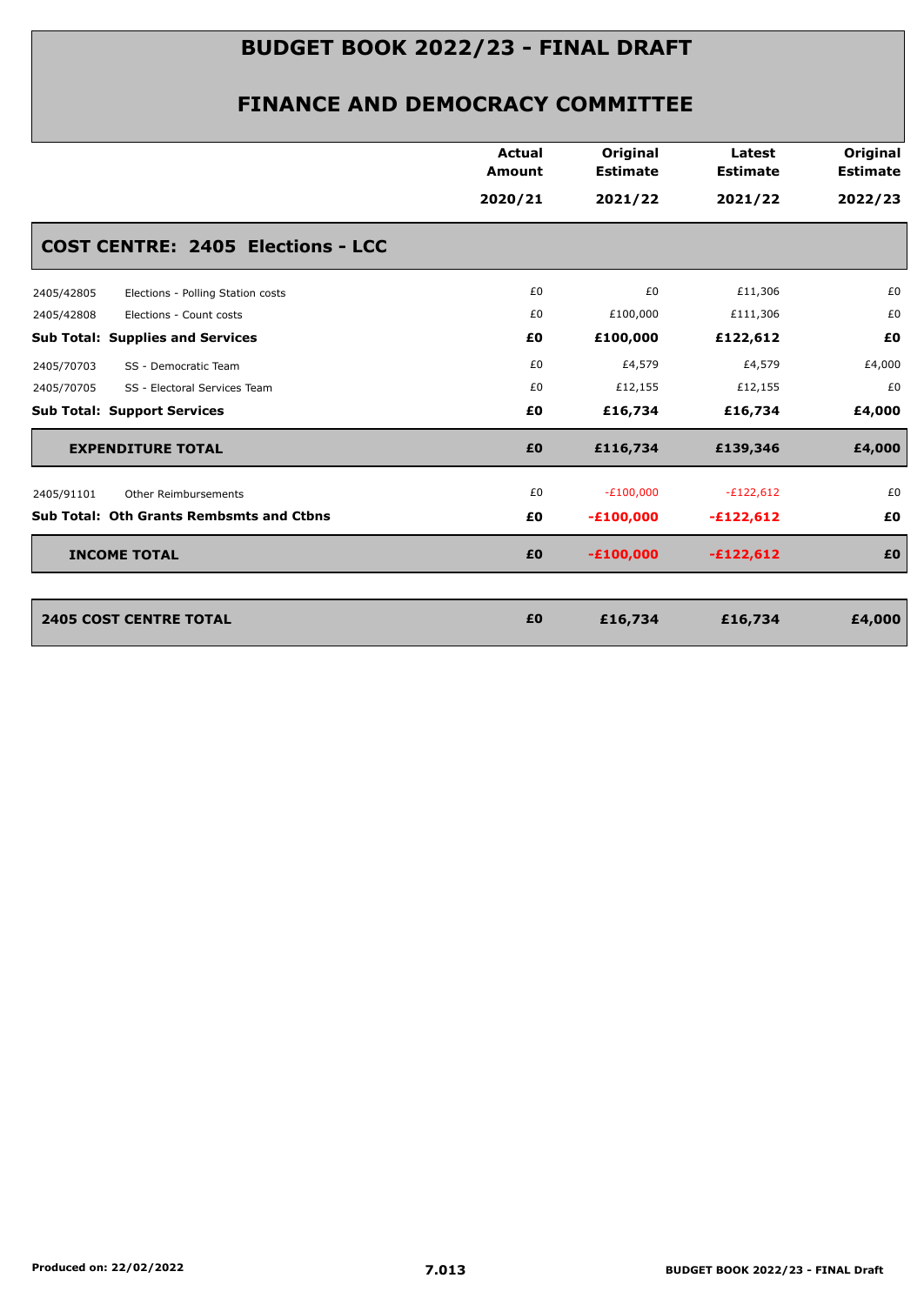# BUDGET BOOK 2022/23 - FINAL DRAFT

## FINANCE AND DEMOCRACY COMMITTEE

| | | Actual Amount 2020/21 | Original Estimate 2021/22 | Latest Estimate 2021/22 | Original Estimate 2022/23 |
|---|---|---|---|---|---|
| **COST CENTRE: 2405 Elections - LCC** | | | | | |
| 2405/42805 | Elections - Polling Station costs | £0 | £0 | £11,306 | £0 |
| 2405/42808 | Elections - Count costs | £0 | £100,000 | £111,306 | £0 |
| **Sub Total: Supplies and Services** | | **£0** | **£100,000** | **£122,612** | **£0** |
| 2405/70703 | SS - Democratic Team | £0 | £4,579 | £4,579 | £4,000 |
| 2405/70705 | SS - Electoral Services Team | £0 | £12,155 | £12,155 | £0 |
| **Sub Total: Support Services** | | **£0** | **£16,734** | **£16,734** | **£4,000** |
| **EXPENDITURE TOTAL** | | **£0** | **£116,734** | **£139,346** | **£4,000** |
| 2405/91101 | Other Reimbursements | £0 | -£100,000 | -£122,612 | £0 |
| **Sub Total: Oth Grants Rembsmts and Ctbns** | | **£0** | **-£100,000** | **-£122,612** | **£0** |
| **INCOME TOTAL** | | **£0** | **-£100,000** | **-£122,612** | **£0** |
| **2405 COST CENTRE TOTAL** | | **£0** | **£16,734** | **£16,734** | **£4,000** |

Produced on: 22/02/2022

7.013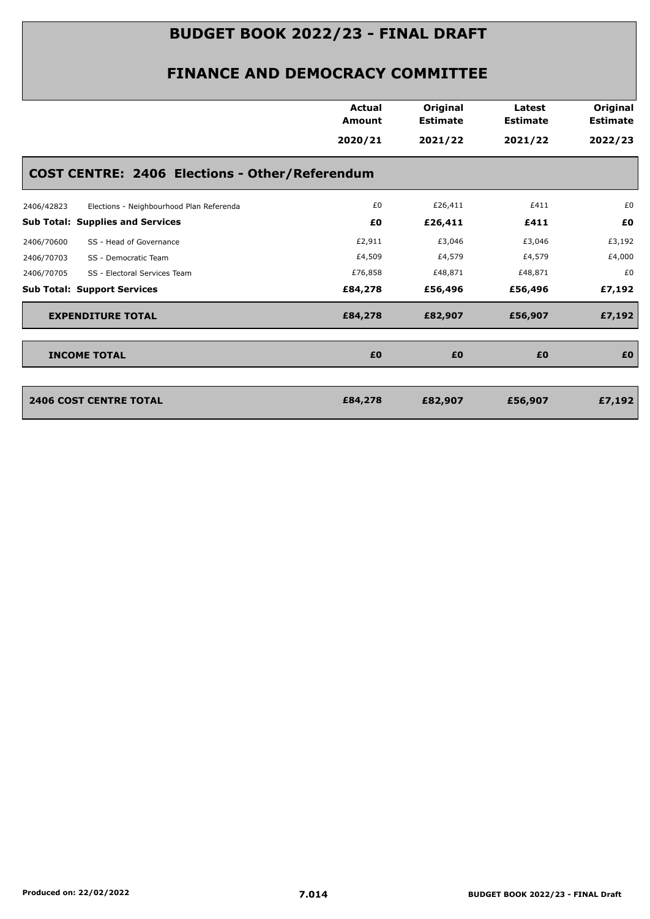# BUDGET BOOK 2022/23 - FINAL DRAFT

## FINANCE AND DEMOCRACY COMMITTEE

| | | Actual Amount 2020/21 | Original Estimate 2021/22 | Latest Estimate 2021/22 | Original Estimate 2022/23 |
|---|---|---|---|---|---|
| **COST CENTRE: 2406 Elections - Other/Referendum** | | | | | |
| 2406/42823 | Elections - Neighbourhood Plan Referenda | £0 | £26,411 | £411 | £0 |
| **Sub Total: Supplies and Services** | | **£0** | **£26,411** | **£411** | **£0** |
| 2406/70600 | SS - Head of Governance | £2,911 | £3,046 | £3,046 | £3,192 |
| 2406/70703 | SS - Democratic Team | £4,509 | £4,579 | £4,579 | £4,000 |
| 2406/70705 | SS - Electoral Services Team | £76,858 | £48,871 | £48,871 | £0 |
| **Sub Total: Support Services** | | **£84,278** | **£56,496** | **£56,496** | **£7,192** |
| **EXPENDITURE TOTAL** | | **£84,278** | **£82,907** | **£56,907** | **£7,192** |
| **INCOME TOTAL** | | **£0** | **£0** | **£0** | **£0** |
| **2406 COST CENTRE TOTAL** | | **£84,278** | **£82,907** | **£56,907** | **£7,192** |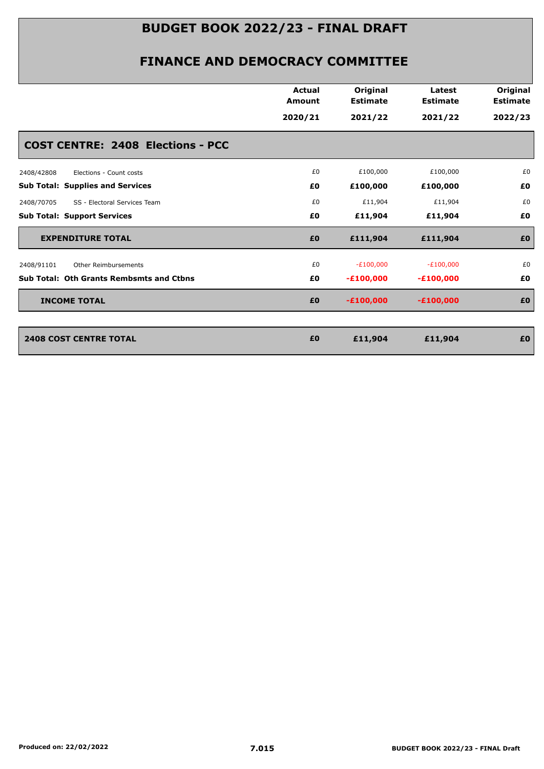# BUDGET BOOK 2022/23 - FINAL DRAFT

## FINANCE AND DEMOCRACY COMMITTEE

| | Actual Amount 2020/21 | Original Estimate 2021/22 | Latest Estimate 2021/22 | Original Estimate 2022/23 |
|---|---|---|---|---|
| **COST CENTRE: 2408 Elections - PCC** | | | | |
| 2408/42808 Elections - Count costs | £0 | £100,000 | £100,000 | £0 |
| **Sub Total: Supplies and Services** | **£0** | **£100,000** | **£100,000** | **£0** |
| 2408/70705 SS - Electoral Services Team | £0 | £11,904 | £11,904 | £0 |
| **Sub Total: Support Services** | **£0** | **£11,904** | **£11,904** | **£0** |
| **EXPENDITURE TOTAL** | **£0** | **£111,904** | **£111,904** | **£0** |
| 2408/91101 Other Reimbursements | £0 | -£100,000 | -£100,000 | £0 |
| **Sub Total: Oth Grants Rembsmts and Ctbns** | **£0** | **-£100,000** | **-£100,000** | **£0** |
| **INCOME TOTAL** | **£0** | **-£100,000** | **-£100,000** | **£0** |
| **2408 COST CENTRE TOTAL** | **£0** | **£11,904** | **£11,904** | **£0** |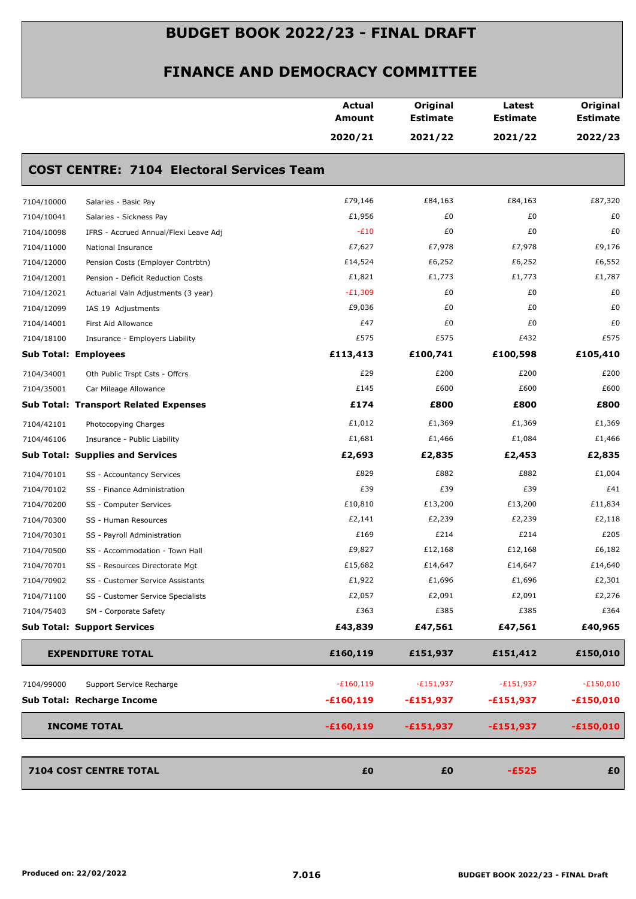# BUDGET BOOK 2022/23 - FINAL DRAFT

## FINANCE AND DEMOCRACY COMMITTEE

| | | Actual Amount 2020/21 | Original Estimate 2021/22 | Latest Estimate 2021/22 | Original Estimate 2022/23 |
|---|---|---|---|---|---|
| **COST CENTRE: 7104 Electoral Services Team** | | | | | |
| 7104/10000 | Salaries - Basic Pay | £79,146 | £84,163 | £84,163 | £87,320 |
| 7104/10041 | Salaries - Sickness Pay | £1,956 | £0 | £0 | £0 |
| 7104/10098 | IFRS - Accrued Annual/Flexi Leave Adj | -£10 | £0 | £0 | £0 |
| 7104/11000 | National Insurance | £7,627 | £7,978 | £7,978 | £9,176 |
| 7104/12000 | Pension Costs (Employer Contrbtn) | £14,524 | £6,252 | £6,252 | £6,552 |
| 7104/12001 | Pension - Deficit Reduction Costs | £1,821 | £1,773 | £1,773 | £1,787 |
| 7104/12021 | Actuarial Valn Adjustments (3 year) | -£1,309 | £0 | £0 | £0 |
| 7104/12099 | IAS 19 Adjustments | £9,036 | £0 | £0 | £0 |
| 7104/14001 | First Aid Allowance | £47 | £0 | £0 | £0 |
| 7104/18100 | Insurance - Employers Liability | £575 | £575 | £432 | £575 |
| **Sub Total: Employees** | | **£113,413** | **£100,741** | **£100,598** | **£105,410** |
| 7104/34001 | Oth Public Trspt Csts - Offcrs | £29 | £200 | £200 | £200 |
| 7104/35001 | Car Mileage Allowance | £145 | £600 | £600 | £600 |
| **Sub Total: Transport Related Expenses** | | **£174** | **£800** | **£800** | **£800** |
| 7104/42101 | Photocopying Charges | £1,012 | £1,369 | £1,369 | £1,369 |
| 7104/46106 | Insurance - Public Liability | £1,681 | £1,466 | £1,084 | £1,466 |
| **Sub Total: Supplies and Services** | | **£2,693** | **£2,835** | **£2,453** | **£2,835** |
| 7104/70101 | SS - Accountancy Services | £829 | £882 | £882 | £1,004 |
| 7104/70102 | SS - Finance Administration | £39 | £39 | £39 | £41 |
| 7104/70200 | SS - Computer Services | £10,810 | £13,200 | £13,200 | £11,834 |
| 7104/70300 | SS - Human Resources | £2,141 | £2,239 | £2,239 | £2,118 |
| 7104/70301 | SS - Payroll Administration | £169 | £214 | £214 | £205 |
| 7104/70500 | SS - Accommodation - Town Hall | £9,827 | £12,168 | £12,168 | £6,182 |
| 7104/70701 | SS - Resources Directorate Mgt | £15,682 | £14,647 | £14,647 | £14,640 |
| 7104/70902 | SS - Customer Service Assistants | £1,922 | £1,696 | £1,696 | £2,301 |
| 7104/71100 | SS - Customer Service Specialists | £2,057 | £2,091 | £2,091 | £2,276 |
| 7104/75403 | SM - Corporate Safety | £363 | £385 | £385 | £364 |
| **Sub Total: Support Services** | | **£43,839** | **£47,561** | **£47,561** | **£40,965** |
| **EXPENDITURE TOTAL** | | **£160,119** | **£151,937** | **£151,412** | **£150,010** |
| 7104/99000 | Support Service Recharge | -£160,119 | -£151,937 | -£151,937 | -£150,010 |
| **Sub Total: Recharge Income** | | **-£160,119** | **-£151,937** | **-£151,937** | **-£150,010** |
| **INCOME TOTAL** | | **-£160,119** | **-£151,937** | **-£151,937** | **-£150,010** |
| **7104 COST CENTRE TOTAL** | | **£0** | **£0** | **-£525** | **£0** |

Produced on: 22/02/2022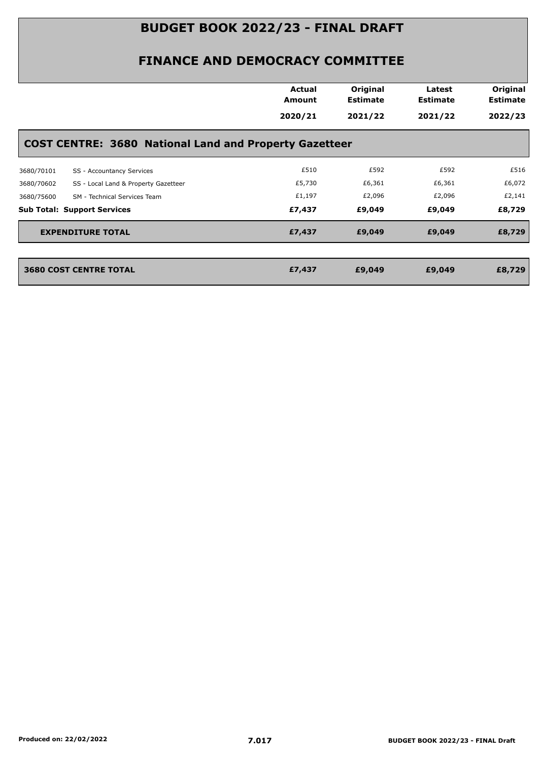# BUDGET BOOK 2022/23 - FINAL DRAFT

## FINANCE AND DEMOCRACY COMMITTEE

| | | Actual Amount 2020/21 | Original Estimate 2021/22 | Latest Estimate 2021/22 | Original Estimate 2022/23 |
|---|---|---|---|---|---|
| **COST CENTRE: 3680 National Land and Property Gazetteer** | | | | | |
| 3680/70101 | SS - Accountancy Services | £510 | £592 | £592 | £516 |
| 3680/70602 | SS - Local Land & Property Gazetteer | £5,730 | £6,361 | £6,361 | £6,072 |
| 3680/75600 | SM - Technical Services Team | £1,197 | £2,096 | £2,096 | £2,141 |
| **Sub Total: Support Services** | | **£7,437** | **£9,049** | **£9,049** | **£8,729** |
| **EXPENDITURE TOTAL** | | **£7,437** | **£9,049** | **£9,049** | **£8,729** |
| **3680 COST CENTRE TOTAL** | | **£7,437** | **£9,049** | **£9,049** | **£8,729** |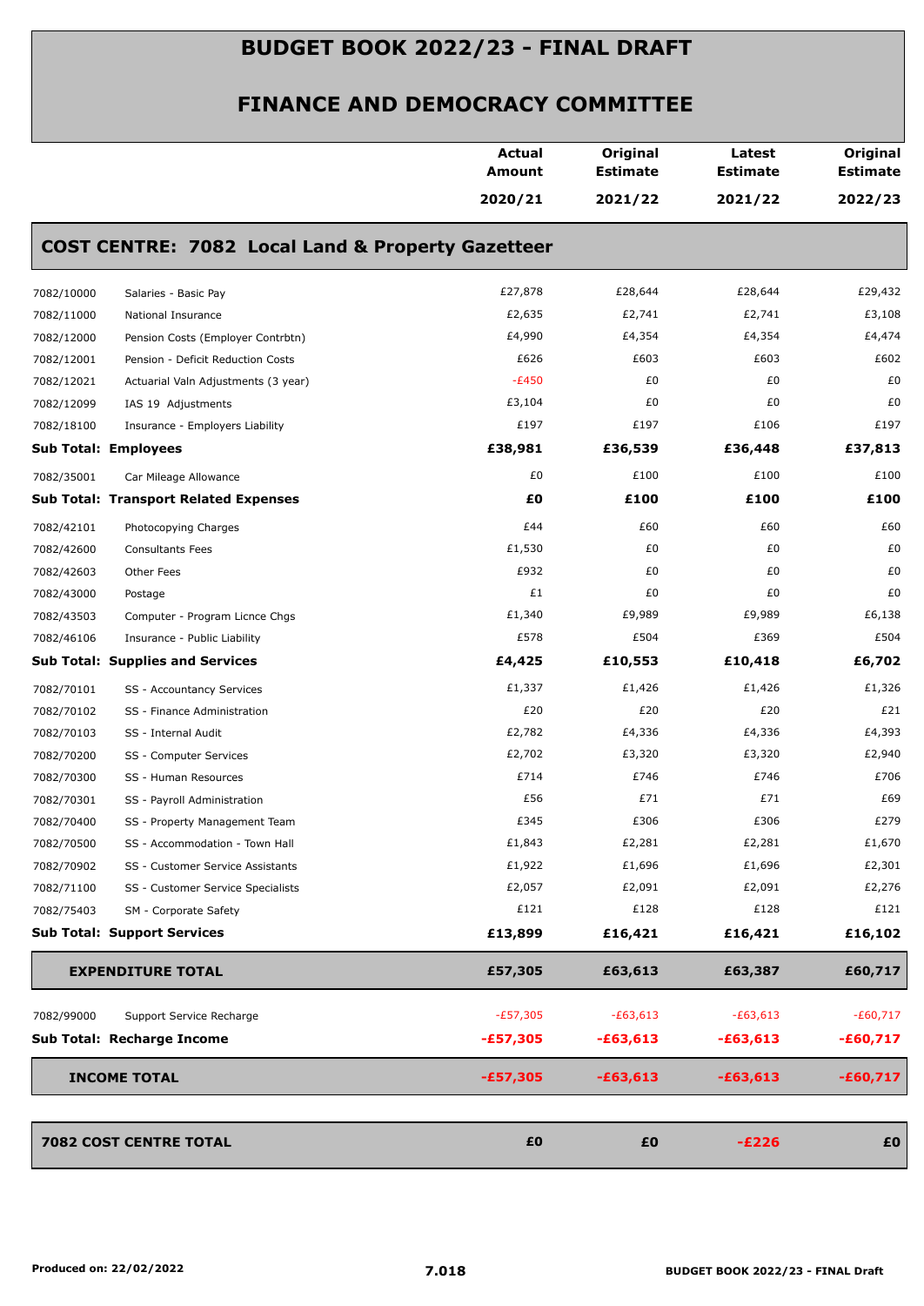# BUDGET BOOK 2022/23 - FINAL DRAFT

## FINANCE AND DEMOCRACY COMMITTEE

### COST CENTRE: 7082 Local Land & Property Gazetteer

| | | Actual Amount 2020/21 | Original Estimate 2021/22 | Latest Estimate 2021/22 | Original Estimate 2022/23 |
|---|---|---|---|---|---|
| 7082/10000 | Salaries - Basic Pay | £27,878 | £28,644 | £28,644 | £29,432 |
| 7082/11000 | National Insurance | £2,635 | £2,741 | £2,741 | £3,108 |
| 7082/12000 | Pension Costs (Employer Contrbtn) | £4,990 | £4,354 | £4,354 | £4,474 |
| 7082/12001 | Pension - Deficit Reduction Costs | £626 | £603 | £603 | £602 |
| 7082/12021 | Actuarial Valn Adjustments (3 year) | -£450 | £0 | £0 | £0 |
| 7082/12099 | IAS 19 Adjustments | £3,104 | £0 | £0 | £0 |
| 7082/18100 | Insurance - Employers Liability | £197 | £197 | £106 | £197 |
| **Sub Total: Employees** | | **£38,981** | **£36,539** | **£36,448** | **£37,813** |
| 7082/35001 | Car Mileage Allowance | £0 | £100 | £100 | £100 |
| **Sub Total: Transport Related Expenses** | | **£0** | **£100** | **£100** | **£100** |
| 7082/42101 | Photocopying Charges | £44 | £60 | £60 | £60 |
| 7082/42600 | Consultants Fees | £1,530 | £0 | £0 | £0 |
| 7082/42603 | Other Fees | £932 | £0 | £0 | £0 |
| 7082/43000 | Postage | £1 | £0 | £0 | £0 |
| 7082/43503 | Computer - Program Licnce Chgs | £1,340 | £9,989 | £9,989 | £6,138 |
| 7082/46106 | Insurance - Public Liability | £578 | £504 | £369 | £504 |
| **Sub Total: Supplies and Services** | | **£4,425** | **£10,553** | **£10,418** | **£6,702** |
| 7082/70101 | SS - Accountancy Services | £1,337 | £1,426 | £1,426 | £1,326 |
| 7082/70102 | SS - Finance Administration | £20 | £20 | £20 | £21 |
| 7082/70103 | SS - Internal Audit | £2,782 | £4,336 | £4,336 | £4,393 |
| 7082/70200 | SS - Computer Services | £2,702 | £3,320 | £3,320 | £2,940 |
| 7082/70300 | SS - Human Resources | £714 | £746 | £746 | £706 |
| 7082/70301 | SS - Payroll Administration | £56 | £71 | £71 | £69 |
| 7082/70400 | SS - Property Management Team | £345 | £306 | £306 | £279 |
| 7082/70500 | SS - Accommodation - Town Hall | £1,843 | £2,281 | £2,281 | £1,670 |
| 7082/70902 | SS - Customer Service Assistants | £1,922 | £1,696 | £1,696 | £2,301 |
| 7082/71100 | SS - Customer Service Specialists | £2,057 | £2,091 | £2,091 | £2,276 |
| 7082/75403 | SM - Corporate Safety | £121 | £128 | £128 | £121 |
| **Sub Total: Support Services** | | **£13,899** | **£16,421** | **£16,421** | **£16,102** |
| **EXPENDITURE TOTAL** | | **£57,305** | **£63,613** | **£63,387** | **£60,717** |
| 7082/99000 | Support Service Recharge | -£57,305 | -£63,613 | -£63,613 | -£60,717 |
| **Sub Total: Recharge Income** | | **-£57,305** | **-£63,613** | **-£63,613** | **-£60,717** |
| **INCOME TOTAL** | | **-£57,305** | **-£63,613** | **-£63,613** | **-£60,717** |
| **7082 COST CENTRE TOTAL** | | **£0** | **£0** | **-£226** | **£0** |

Produced on: 22/02/2022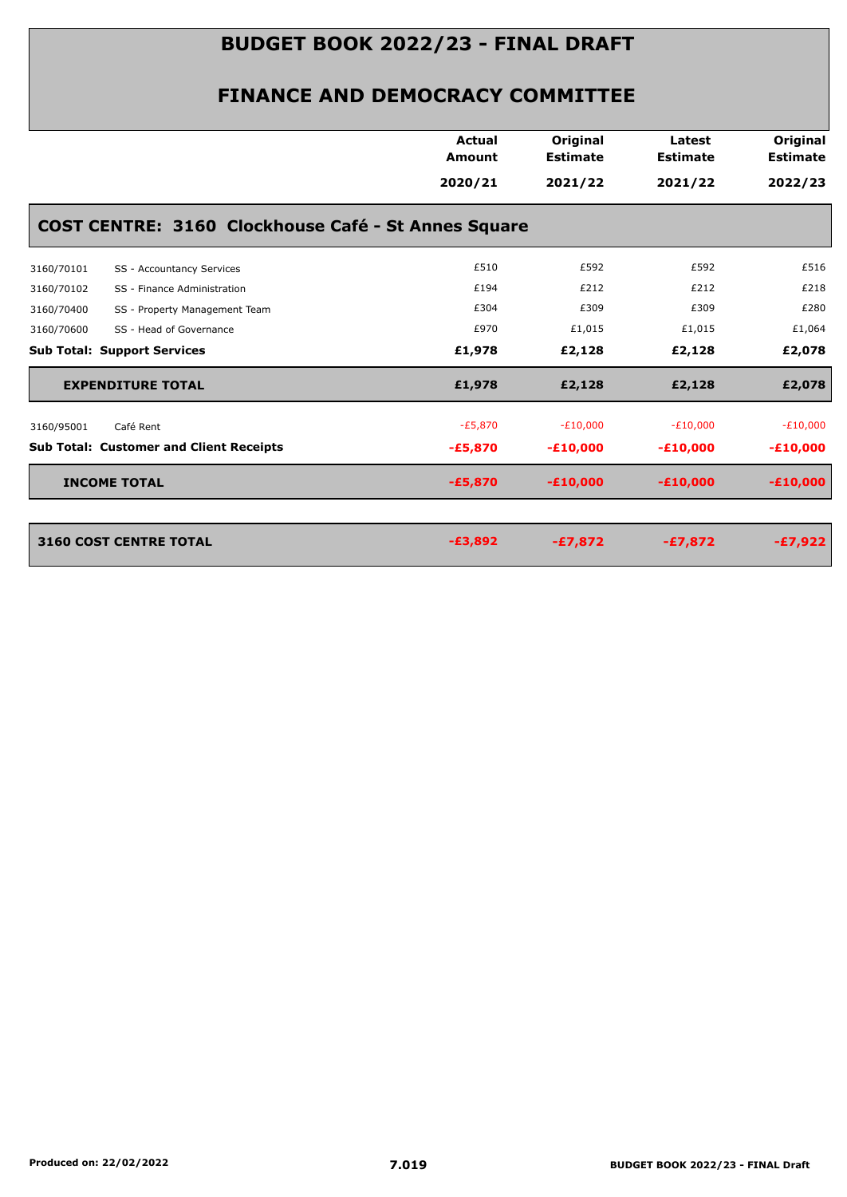# BUDGET BOOK 2022/23 - FINAL DRAFT

## FINANCE AND DEMOCRACY COMMITTEE

| | | Actual Amount 2020/21 | Original Estimate 2021/22 | Latest Estimate 2021/22 | Original Estimate 2022/23 |
|---|---|---|---|---|---|
| **COST CENTRE: 3160 Clockhouse Café - St Annes Square** | | | | | |
| 3160/70101 | SS - Accountancy Services | £510 | £592 | £592 | £516 |
| 3160/70102 | SS - Finance Administration | £194 | £212 | £212 | £218 |
| 3160/70400 | SS - Property Management Team | £304 | £309 | £309 | £280 |
| 3160/70600 | SS - Head of Governance | £970 | £1,015 | £1,015 | £1,064 |
| **Sub Total: Support Services** | | **£1,978** | **£2,128** | **£2,128** | **£2,078** |
| **EXPENDITURE TOTAL** | | **£1,978** | **£2,128** | **£2,128** | **£2,078** |
| 3160/95001 | Café Rent | -£5,870 | -£10,000 | -£10,000 | -£10,000 |
| **Sub Total: Customer and Client Receipts** | | **-£5,870** | **-£10,000** | **-£10,000** | **-£10,000** |
| **INCOME TOTAL** | | **-£5,870** | **-£10,000** | **-£10,000** | **-£10,000** |
| **3160 COST CENTRE TOTAL** | | **-£3,892** | **-£7,872** | **-£7,872** | **-£7,922** |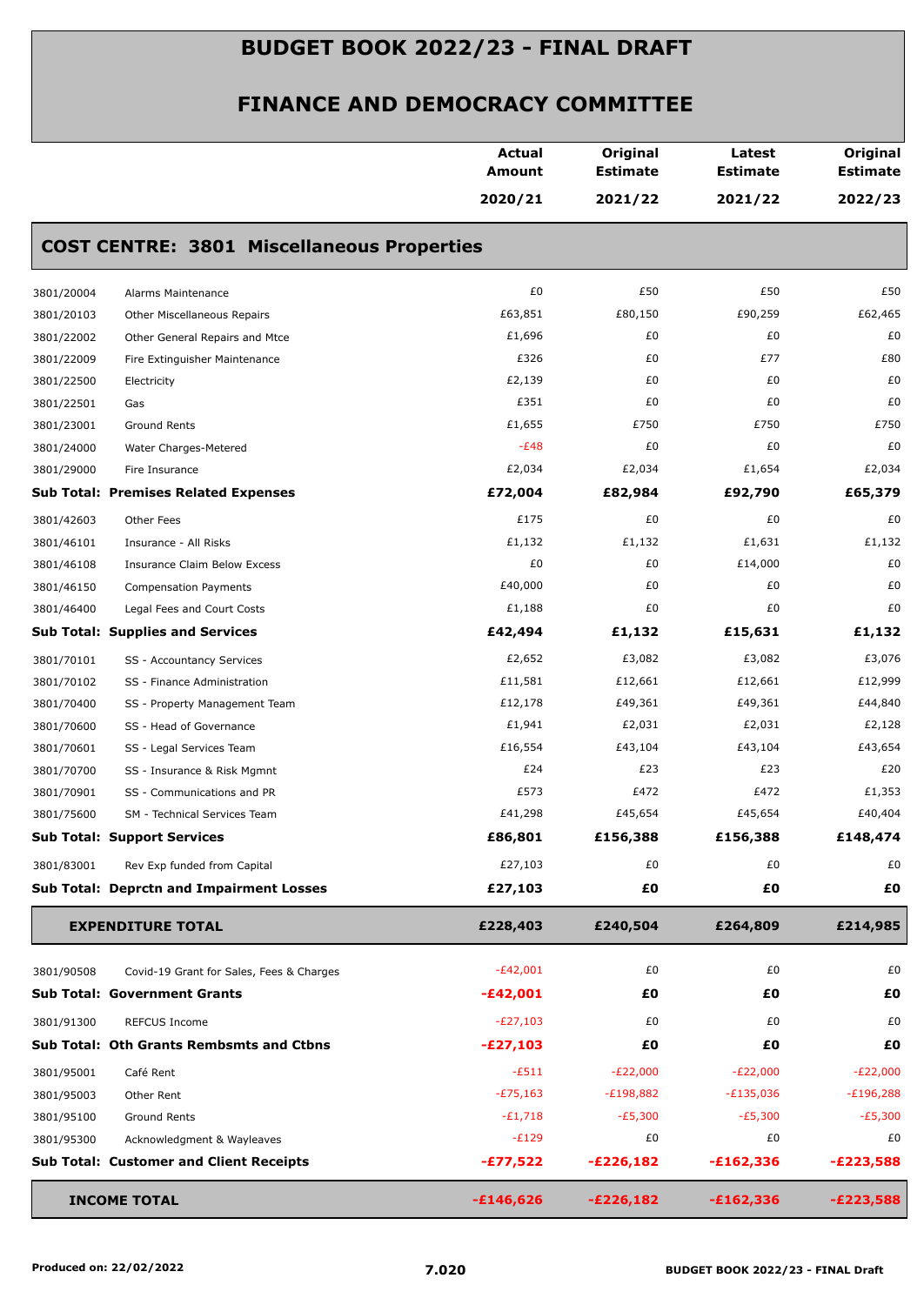# BUDGET BOOK 2022/23 - FINAL DRAFT

## FINANCE AND DEMOCRACY COMMITTEE

| | | Actual Amount 2020/21 | Original Estimate 2021/22 | Latest Estimate 2021/22 | Original Estimate 2022/23 |
|---|---|---|---|---|---|
| **COST CENTRE: 3801 Miscellaneous Properties** | | | | | |
| 3801/20004 | Alarms Maintenance | £0 | £50 | £50 | £50 |
| 3801/20103 | Other Miscellaneous Repairs | £63,851 | £80,150 | £90,259 | £62,465 |
| 3801/22002 | Other General Repairs and Mtce | £1,696 | £0 | £0 | £0 |
| 3801/22009 | Fire Extinguisher Maintenance | £326 | £0 | £77 | £80 |
| 3801/22500 | Electricity | £2,139 | £0 | £0 | £0 |
| 3801/22501 | Gas | £351 | £0 | £0 | £0 |
| 3801/23001 | Ground Rents | £1,655 | £750 | £750 | £750 |
| 3801/24000 | Water Charges-Metered | -£48 | £0 | £0 | £0 |
| 3801/29000 | Fire Insurance | £2,034 | £2,034 | £1,654 | £2,034 |
| **Sub Total: Premises Related Expenses** | | **£72,004** | **£82,984** | **£92,790** | **£65,379** |
| 3801/42603 | Other Fees | £175 | £0 | £0 | £0 |
| 3801/46101 | Insurance - All Risks | £1,132 | £1,132 | £1,631 | £1,132 |
| 3801/46108 | Insurance Claim Below Excess | £0 | £0 | £14,000 | £0 |
| 3801/46150 | Compensation Payments | £40,000 | £0 | £0 | £0 |
| 3801/46400 | Legal Fees and Court Costs | £1,188 | £0 | £0 | £0 |
| **Sub Total: Supplies and Services** | | **£42,494** | **£1,132** | **£15,631** | **£1,132** |
| 3801/70101 | SS - Accountancy Services | £2,652 | £3,082 | £3,082 | £3,076 |
| 3801/70102 | SS - Finance Administration | £11,581 | £12,661 | £12,661 | £12,999 |
| 3801/70400 | SS - Property Management Team | £12,178 | £49,361 | £49,361 | £44,840 |
| 3801/70600 | SS - Head of Governance | £1,941 | £2,031 | £2,031 | £2,128 |
| 3801/70601 | SS - Legal Services Team | £16,554 | £43,104 | £43,104 | £43,654 |
| 3801/70700 | SS - Insurance & Risk Mgmnt | £24 | £23 | £23 | £20 |
| 3801/70901 | SS - Communications and PR | £573 | £472 | £472 | £1,353 |
| 3801/75600 | SM - Technical Services Team | £41,298 | £45,654 | £45,654 | £40,404 |
| **Sub Total: Support Services** | | **£86,801** | **£156,388** | **£156,388** | **£148,474** |
| 3801/83001 | Rev Exp funded from Capital | £27,103 | £0 | £0 | £0 |
| **Sub Total: Deprctn and Impairment Losses** | | **£27,103** | **£0** | **£0** | **£0** |
| **EXPENDITURE TOTAL** | | **£228,403** | **£240,504** | **£264,809** | **£214,985** |
| 3801/90508 | Covid-19 Grant for Sales, Fees & Charges | -£42,001 | £0 | £0 | £0 |
| **Sub Total: Government Grants** | | **-£42,001** | **£0** | **£0** | **£0** |
| 3801/91300 | REFCUS Income | -£27,103 | £0 | £0 | £0 |
| **Sub Total: Oth Grants Rembsmts and Ctbns** | | **-£27,103** | **£0** | **£0** | **£0** |
| 3801/95001 | Café Rent | -£511 | -£22,000 | -£22,000 | -£22,000 |
| 3801/95003 | Other Rent | -£75,163 | -£198,882 | -£135,036 | -£196,288 |
| 3801/95100 | Ground Rents | -£1,718 | -£5,300 | -£5,300 | -£5,300 |
| 3801/95300 | Acknowledgment & Wayleaves | -£129 | £0 | £0 | £0 |
| **Sub Total: Customer and Client Receipts** | | **-£77,522** | **-£226,182** | **-£162,336** | **-£223,588** |
| **INCOME TOTAL** | | **-£146,626** | **-£226,182** | **-£162,336** | **-£223,588** |

Produced on: 22/02/2022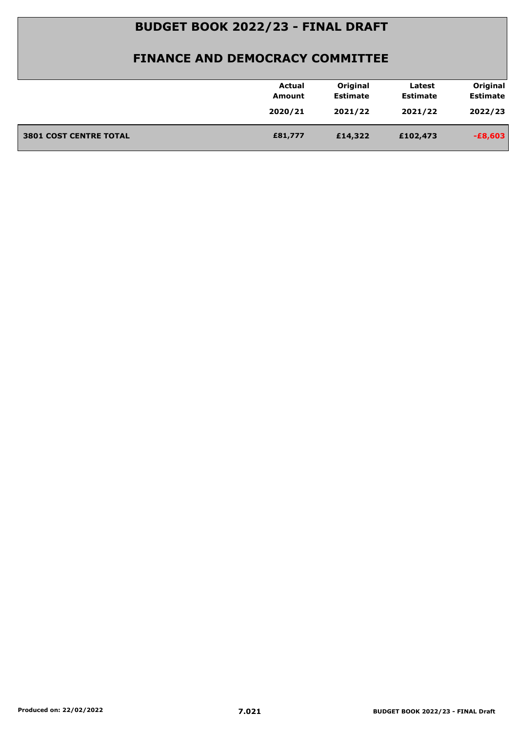# BUDGET BOOK 2022/23 - FINAL DRAFT

## FINANCE AND DEMOCRACY COMMITTEE

| | Actual Amount 2020/21 | Original Estimate 2021/22 | Latest Estimate 2021/22 | Original Estimate 2022/23 |
|---|---|---|---|---|
| **3801 COST CENTRE TOTAL** | **£81,777** | **£14,322** | **£102,473** | **-£8,603** |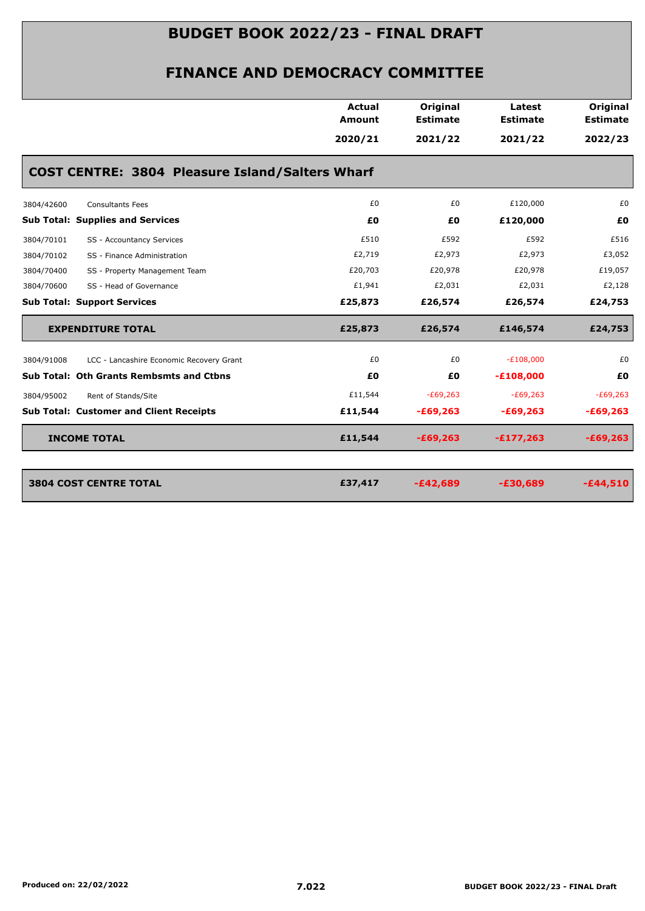# BUDGET BOOK 2022/23 - FINAL DRAFT

## FINANCE AND DEMOCRACY COMMITTEE

| | | Actual Amount 2020/21 | Original Estimate 2021/22 | Latest Estimate 2021/22 | Original Estimate 2022/23 |
|---|---|---|---|---|---|
| **COST CENTRE: 3804 Pleasure Island/Salters Wharf** | | | | | |
| 3804/42600 | Consultants Fees | £0 | £0 | £120,000 | £0 |
| **Sub Total: Supplies and Services** | | **£0** | **£0** | **£120,000** | **£0** |
| 3804/70101 | SS - Accountancy Services | £510 | £592 | £592 | £516 |
| 3804/70102 | SS - Finance Administration | £2,719 | £2,973 | £2,973 | £3,052 |
| 3804/70400 | SS - Property Management Team | £20,703 | £20,978 | £20,978 | £19,057 |
| 3804/70600 | SS - Head of Governance | £1,941 | £2,031 | £2,031 | £2,128 |
| **Sub Total: Support Services** | | **£25,873** | **£26,574** | **£26,574** | **£24,753** |
| **EXPENDITURE TOTAL** | | **£25,873** | **£26,574** | **£146,574** | **£24,753** |
| 3804/91008 | LCC - Lancashire Economic Recovery Grant | £0 | £0 | -£108,000 | £0 |
| **Sub Total: Oth Grants Rembsmts and Ctbns** | | **£0** | **£0** | **-£108,000** | **£0** |
| 3804/95002 | Rent of Stands/Site | £11,544 | -£69,263 | -£69,263 | -£69,263 |
| **Sub Total: Customer and Client Receipts** | | **£11,544** | **-£69,263** | **-£69,263** | **-£69,263** |
| **INCOME TOTAL** | | **£11,544** | **-£69,263** | **-£177,263** | **-£69,263** |
| **3804 COST CENTRE TOTAL** | | **£37,417** | **-£42,689** | **-£30,689** | **-£44,510** |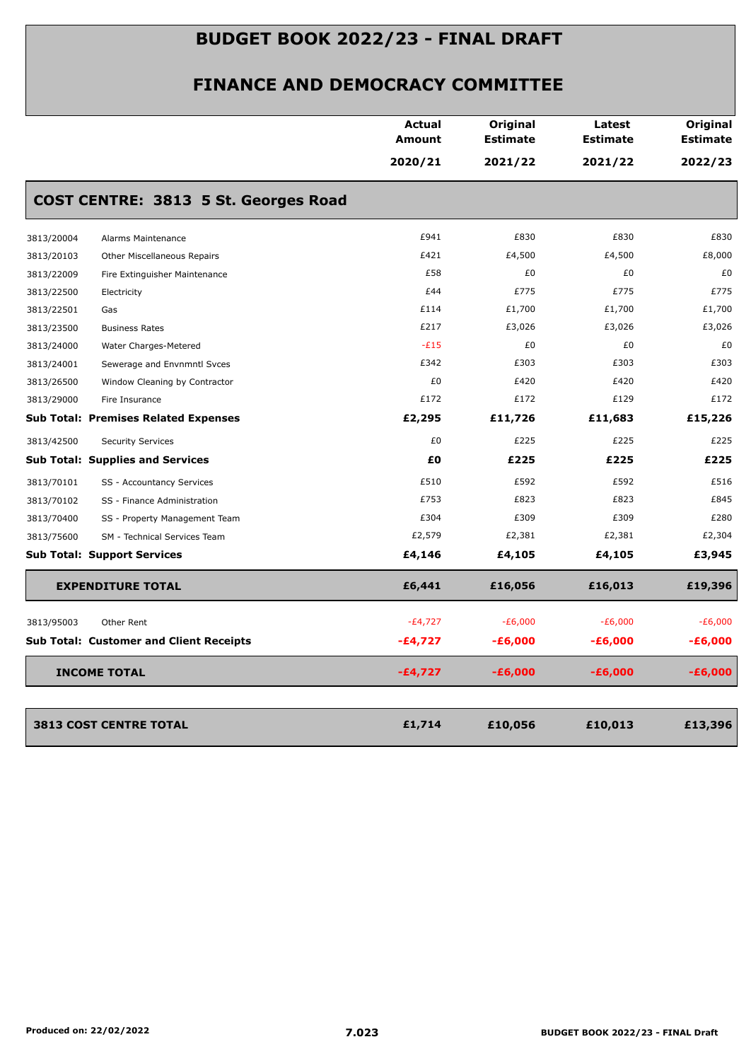# BUDGET BOOK 2022/23 - FINAL DRAFT

## FINANCE AND DEMOCRACY COMMITTEE

| | | Actual Amount 2020/21 | Original Estimate 2021/22 | Latest Estimate 2021/22 | Original Estimate 2022/23 |
|---|---|---|---|---|---|
| **COST CENTRE: 3813 5 St. Georges Road** | | | | | |
| 3813/20004 | Alarms Maintenance | £941 | £830 | £830 | £830 |
| 3813/20103 | Other Miscellaneous Repairs | £421 | £4,500 | £4,500 | £8,000 |
| 3813/22009 | Fire Extinguisher Maintenance | £58 | £0 | £0 | £0 |
| 3813/22500 | Electricity | £44 | £775 | £775 | £775 |
| 3813/22501 | Gas | £114 | £1,700 | £1,700 | £1,700 |
| 3813/23500 | Business Rates | £217 | £3,026 | £3,026 | £3,026 |
| 3813/24000 | Water Charges-Metered | -£15 | £0 | £0 | £0 |
| 3813/24001 | Sewerage and Envnmntl Svces | £342 | £303 | £303 | £303 |
| 3813/26500 | Window Cleaning by Contractor | £0 | £420 | £420 | £420 |
| 3813/29000 | Fire Insurance | £172 | £172 | £129 | £172 |
| **Sub Total: Premises Related Expenses** | | **£2,295** | **£11,726** | **£11,683** | **£15,226** |
| 3813/42500 | Security Services | £0 | £225 | £225 | £225 |
| **Sub Total: Supplies and Services** | | **£0** | **£225** | **£225** | **£225** |
| 3813/70101 | SS - Accountancy Services | £510 | £592 | £592 | £516 |
| 3813/70102 | SS - Finance Administration | £753 | £823 | £823 | £845 |
| 3813/70400 | SS - Property Management Team | £304 | £309 | £309 | £280 |
| 3813/75600 | SM - Technical Services Team | £2,579 | £2,381 | £2,381 | £2,304 |
| **Sub Total: Support Services** | | **£4,146** | **£4,105** | **£4,105** | **£3,945** |
| **EXPENDITURE TOTAL** | | **£6,441** | **£16,056** | **£16,013** | **£19,396** |
| 3813/95003 | Other Rent | -£4,727 | -£6,000 | -£6,000 | -£6,000 |
| **Sub Total: Customer and Client Receipts** | | **-£4,727** | **-£6,000** | **-£6,000** | **-£6,000** |
| **INCOME TOTAL** | | **-£4,727** | **-£6,000** | **-£6,000** | **-£6,000** |
| **3813 COST CENTRE TOTAL** | | **£1,714** | **£10,056** | **£10,013** | **£13,396** |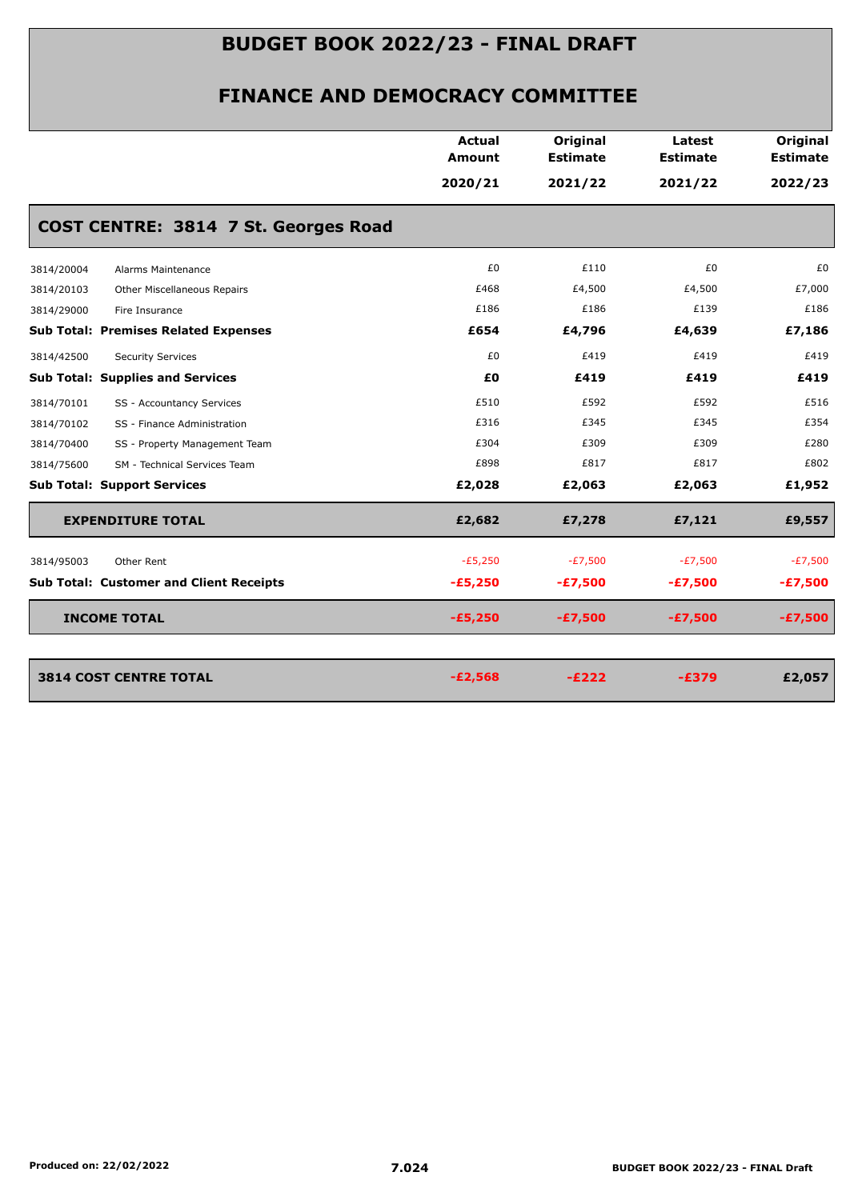# BUDGET BOOK 2022/23 - FINAL DRAFT

## FINANCE AND DEMOCRACY COMMITTEE

| | | Actual Amount 2020/21 | Original Estimate 2021/22 | Latest Estimate 2021/22 | Original Estimate 2022/23 |
|---|---|---|---|---|---|
| **COST CENTRE: 3814 7 St. Georges Road** | | | | | |
| 3814/20004 | Alarms Maintenance | £0 | £110 | £0 | £0 |
| 3814/20103 | Other Miscellaneous Repairs | £468 | £4,500 | £4,500 | £7,000 |
| 3814/29000 | Fire Insurance | £186 | £186 | £139 | £186 |
| **Sub Total: Premises Related Expenses** | | **£654** | **£4,796** | **£4,639** | **£7,186** |
| 3814/42500 | Security Services | £0 | £419 | £419 | £419 |
| **Sub Total: Supplies and Services** | | **£0** | **£419** | **£419** | **£419** |
| 3814/70101 | SS - Accountancy Services | £510 | £592 | £592 | £516 |
| 3814/70102 | SS - Finance Administration | £316 | £345 | £345 | £354 |
| 3814/70400 | SS - Property Management Team | £304 | £309 | £309 | £280 |
| 3814/75600 | SM - Technical Services Team | £898 | £817 | £817 | £802 |
| **Sub Total: Support Services** | | **£2,028** | **£2,063** | **£2,063** | **£1,952** |
| **EXPENDITURE TOTAL** | | **£2,682** | **£7,278** | **£7,121** | **£9,557** |
| 3814/95003 | Other Rent | -£5,250 | -£7,500 | -£7,500 | -£7,500 |
| **Sub Total: Customer and Client Receipts** | | **-£5,250** | **-£7,500** | **-£7,500** | **-£7,500** |
| **INCOME TOTAL** | | **-£5,250** | **-£7,500** | **-£7,500** | **-£7,500** |
| **3814 COST CENTRE TOTAL** | | **-£2,568** | **-£222** | **-£379** | **£2,057** |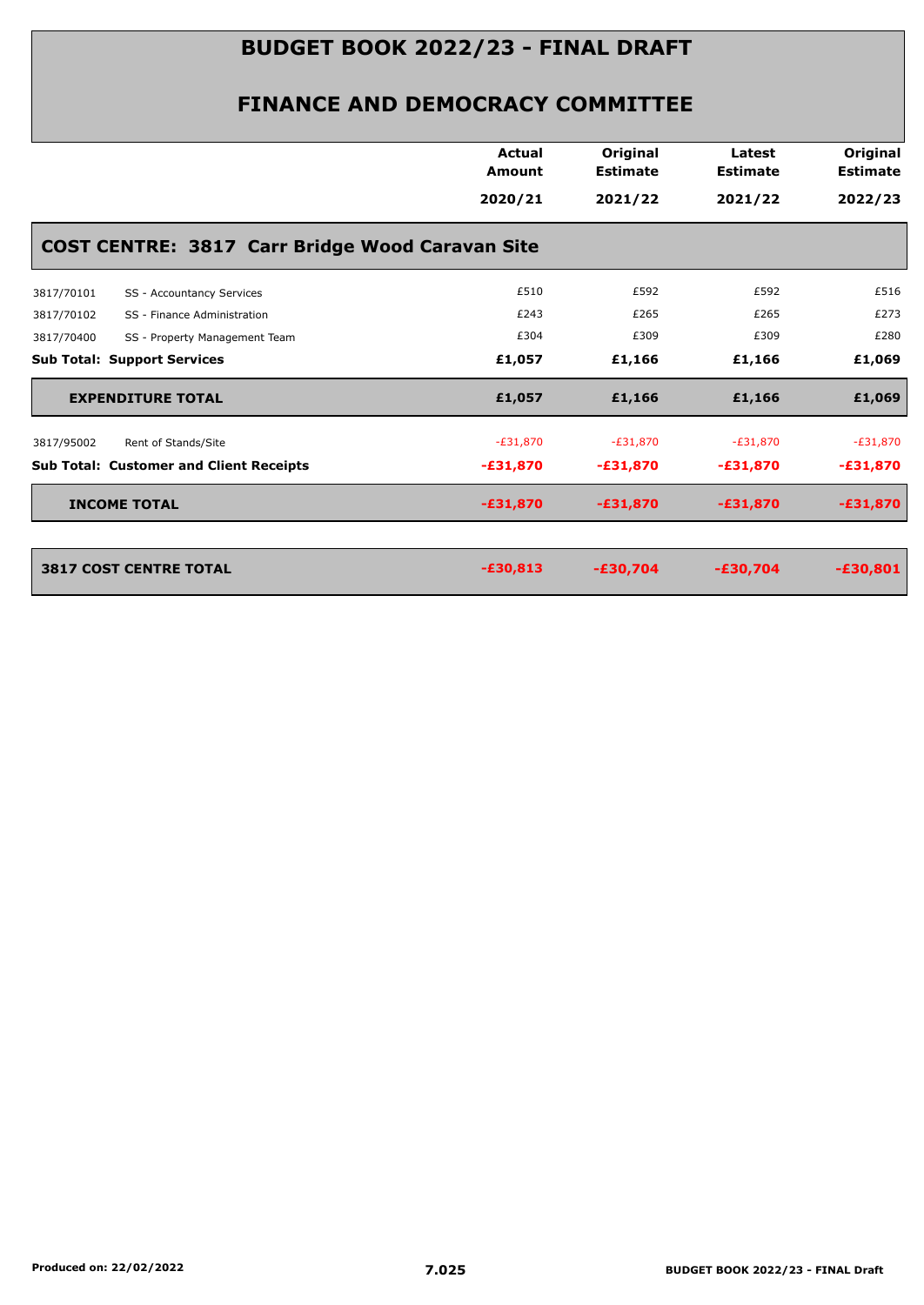# BUDGET BOOK 2022/23 - FINAL DRAFT

## FINANCE AND DEMOCRACY COMMITTEE

| | | Actual Amount 2020/21 | Original Estimate 2021/22 | Latest Estimate 2021/22 | Original Estimate 2022/23 |
|---|---|---|---|---|---|
| **COST CENTRE: 3817 Carr Bridge Wood Caravan Site** | | | | | |
| 3817/70101 | SS - Accountancy Services | £510 | £592 | £592 | £516 |
| 3817/70102 | SS - Finance Administration | £243 | £265 | £265 | £273 |
| 3817/70400 | SS - Property Management Team | £304 | £309 | £309 | £280 |
| **Sub Total: Support Services** | | **£1,057** | **£1,166** | **£1,166** | **£1,069** |
| **EXPENDITURE TOTAL** | | **£1,057** | **£1,166** | **£1,166** | **£1,069** |
| 3817/95002 | Rent of Stands/Site | -£31,870 | -£31,870 | -£31,870 | -£31,870 |
| **Sub Total: Customer and Client Receipts** | | **-£31,870** | **-£31,870** | **-£31,870** | **-£31,870** |
| **INCOME TOTAL** | | **-£31,870** | **-£31,870** | **-£31,870** | **-£31,870** |
| **3817 COST CENTRE TOTAL** | | **-£30,813** | **-£30,704** | **-£30,704** | **-£30,801** |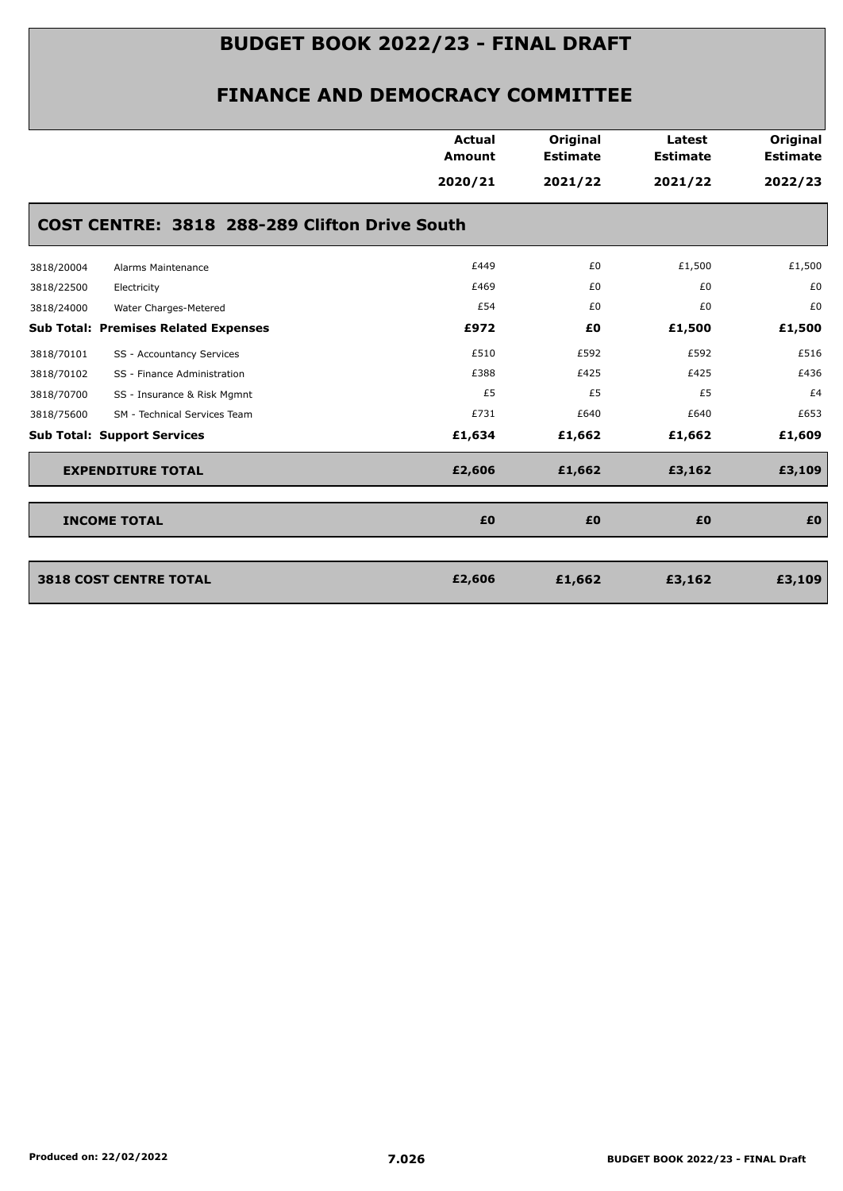# BUDGET BOOK 2022/23 - FINAL DRAFT

## FINANCE AND DEMOCRACY COMMITTEE

| | | Actual Amount 2020/21 | Original Estimate 2021/22 | Latest Estimate 2021/22 | Original Estimate 2022/23 |
|---|---|---|---|---|---|
| **COST CENTRE: 3818 288-289 Clifton Drive South** | | | | | |
| 3818/20004 | Alarms Maintenance | £449 | £0 | £1,500 | £1,500 |
| 3818/22500 | Electricity | £469 | £0 | £0 | £0 |
| 3818/24000 | Water Charges-Metered | £54 | £0 | £0 | £0 |
| **Sub Total: Premises Related Expenses** | | **£972** | **£0** | **£1,500** | **£1,500** |
| 3818/70101 | SS - Accountancy Services | £510 | £592 | £592 | £516 |
| 3818/70102 | SS - Finance Administration | £388 | £425 | £425 | £436 |
| 3818/70700 | SS - Insurance & Risk Mgmnt | £5 | £5 | £5 | £4 |
| 3818/75600 | SM - Technical Services Team | £731 | £640 | £640 | £653 |
| **Sub Total: Support Services** | | **£1,634** | **£1,662** | **£1,662** | **£1,609** |
| **EXPENDITURE TOTAL** | | **£2,606** | **£1,662** | **£3,162** | **£3,109** |
| **INCOME TOTAL** | | **£0** | **£0** | **£0** | **£0** |
| **3818 COST CENTRE TOTAL** | | **£2,606** | **£1,662** | **£3,162** | **£3,109** |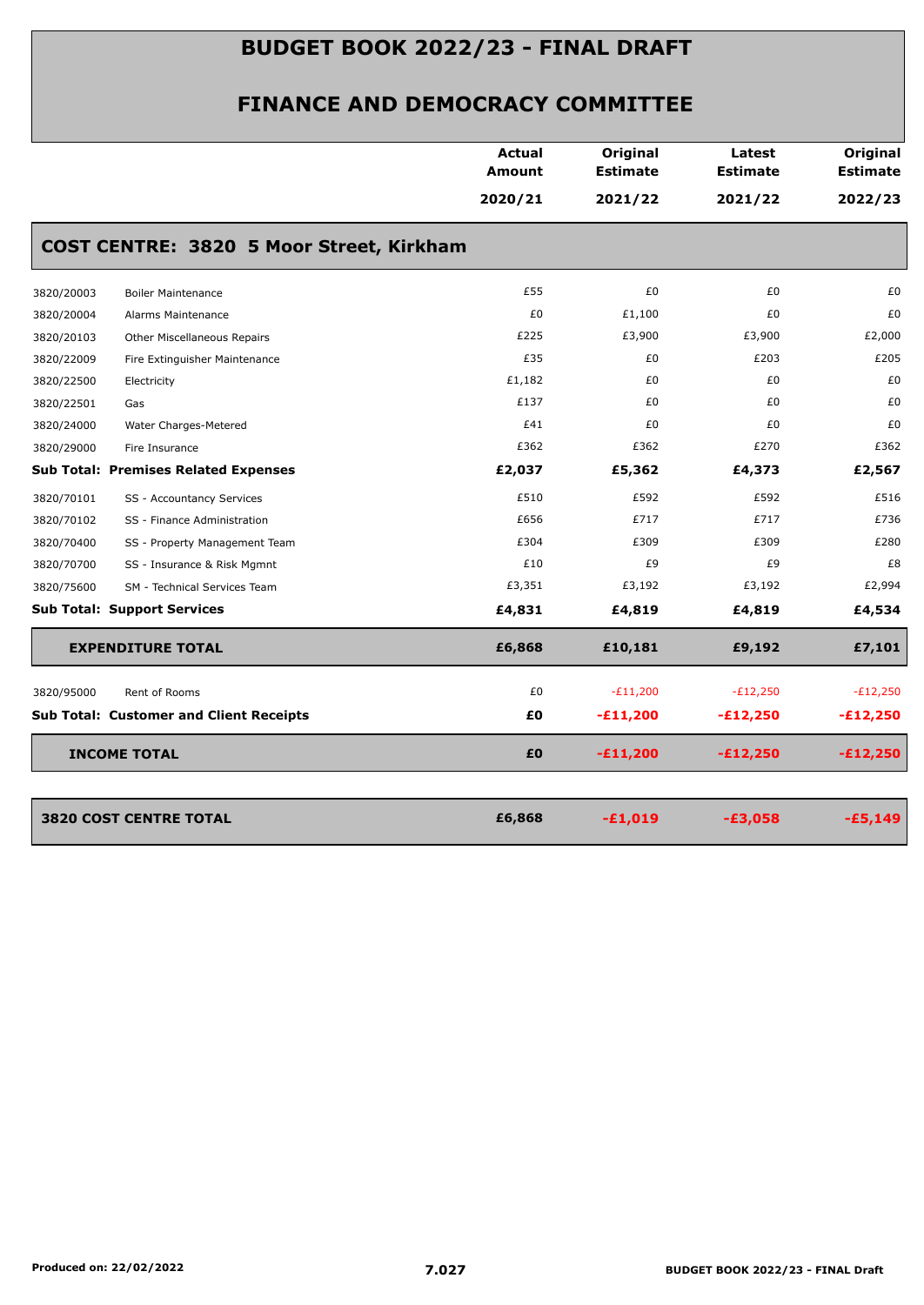# BUDGET BOOK 2022/23 - FINAL DRAFT

## FINANCE AND DEMOCRACY COMMITTEE

| | | Actual Amount 2020/21 | Original Estimate 2021/22 | Latest Estimate 2021/22 | Original Estimate 2022/23 |
|---|---|---|---|---|---|
| **COST CENTRE: 3820 5 Moor Street, Kirkham** | | | | | |
| 3820/20003 | Boiler Maintenance | £55 | £0 | £0 | £0 |
| 3820/20004 | Alarms Maintenance | £0 | £1,100 | £0 | £0 |
| 3820/20103 | Other Miscellaneous Repairs | £225 | £3,900 | £3,900 | £2,000 |
| 3820/22009 | Fire Extinguisher Maintenance | £35 | £0 | £203 | £205 |
| 3820/22500 | Electricity | £1,182 | £0 | £0 | £0 |
| 3820/22501 | Gas | £137 | £0 | £0 | £0 |
| 3820/24000 | Water Charges-Metered | £41 | £0 | £0 | £0 |
| 3820/29000 | Fire Insurance | £362 | £362 | £270 | £362 |
| **Sub Total: Premises Related Expenses** | | **£2,037** | **£5,362** | **£4,373** | **£2,567** |
| 3820/70101 | SS - Accountancy Services | £510 | £592 | £592 | £516 |
| 3820/70102 | SS - Finance Administration | £656 | £717 | £717 | £736 |
| 3820/70400 | SS - Property Management Team | £304 | £309 | £309 | £280 |
| 3820/70700 | SS - Insurance & Risk Mgmnt | £10 | £9 | £9 | £8 |
| 3820/75600 | SM - Technical Services Team | £3,351 | £3,192 | £3,192 | £2,994 |
| **Sub Total: Support Services** | | **£4,831** | **£4,819** | **£4,819** | **£4,534** |
| **EXPENDITURE TOTAL** | | **£6,868** | **£10,181** | **£9,192** | **£7,101** |
| 3820/95000 | Rent of Rooms | £0 | -£11,200 | -£12,250 | -£12,250 |
| **Sub Total: Customer and Client Receipts** | | **£0** | **-£11,200** | **-£12,250** | **-£12,250** |
| **INCOME TOTAL** | | **£0** | **-£11,200** | **-£12,250** | **-£12,250** |
| **3820 COST CENTRE TOTAL** | | **£6,868** | **-£1,019** | **-£3,058** | **-£5,149** |

Produced on: 22/02/2022

7.027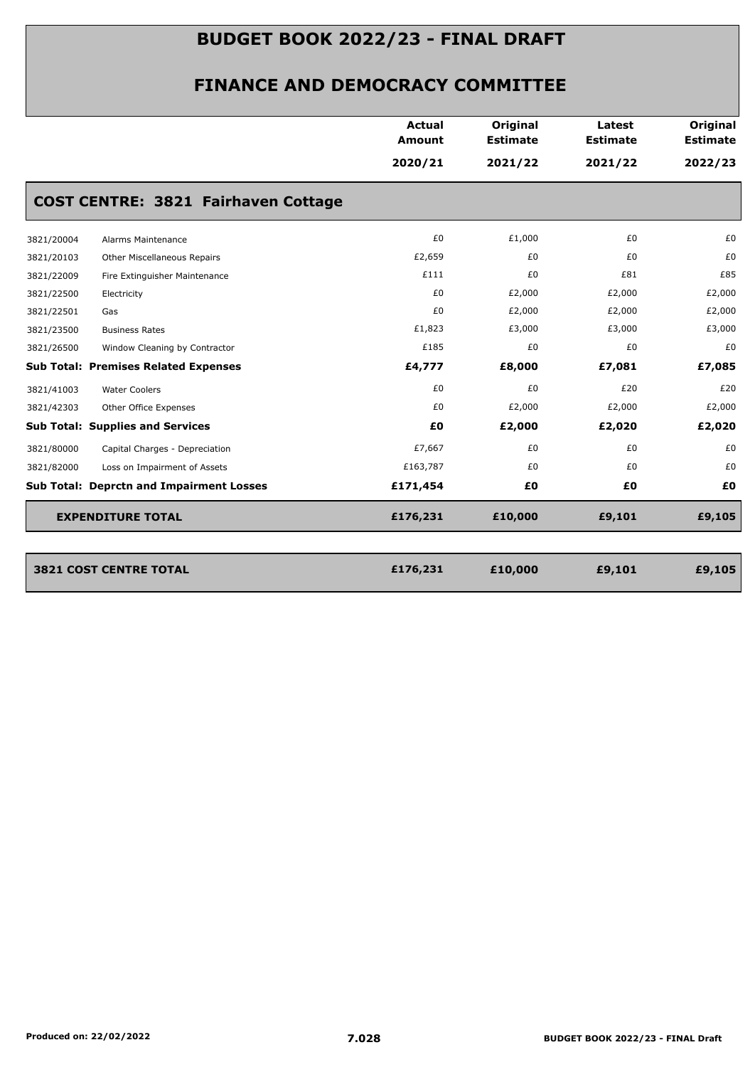# BUDGET BOOK 2022/23 - FINAL DRAFT

## FINANCE AND DEMOCRACY COMMITTEE

| | | Actual Amount 2020/21 | Original Estimate 2021/22 | Latest Estimate 2021/22 | Original Estimate 2022/23 |
|---|---|---|---|---|---|
| **COST CENTRE: 3821 Fairhaven Cottage** | | | | | |
| 3821/20004 | Alarms Maintenance | £0 | £1,000 | £0 | £0 |
| 3821/20103 | Other Miscellaneous Repairs | £2,659 | £0 | £0 | £0 |
| 3821/22009 | Fire Extinguisher Maintenance | £111 | £0 | £81 | £85 |
| 3821/22500 | Electricity | £0 | £2,000 | £2,000 | £2,000 |
| 3821/22501 | Gas | £0 | £2,000 | £2,000 | £2,000 |
| 3821/23500 | Business Rates | £1,823 | £3,000 | £3,000 | £3,000 |
| 3821/26500 | Window Cleaning by Contractor | £185 | £0 | £0 | £0 |
| **Sub Total: Premises Related Expenses** | | **£4,777** | **£8,000** | **£7,081** | **£7,085** |
| 3821/41003 | Water Coolers | £0 | £0 | £20 | £20 |
| 3821/42303 | Other Office Expenses | £0 | £2,000 | £2,000 | £2,000 |
| **Sub Total: Supplies and Services** | | **£0** | **£2,000** | **£2,020** | **£2,020** |
| 3821/80000 | Capital Charges - Depreciation | £7,667 | £0 | £0 | £0 |
| 3821/82000 | Loss on Impairment of Assets | £163,787 | £0 | £0 | £0 |
| **Sub Total: Deprctn and Impairment Losses** | | **£171,454** | **£0** | **£0** | **£0** |
| **EXPENDITURE TOTAL** | | **£176,231** | **£10,000** | **£9,101** | **£9,105** |
| **3821 COST CENTRE TOTAL** | | **£176,231** | **£10,000** | **£9,101** | **£9,105** |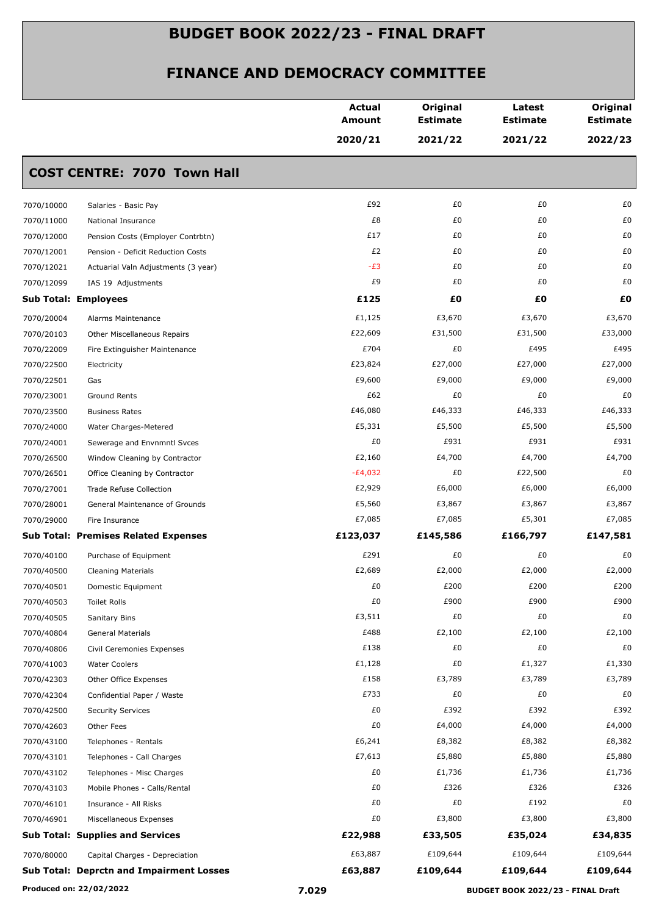# BUDGET BOOK 2022/23 - FINAL DRAFT

## FINANCE AND DEMOCRACY COMMITTEE

| | | Actual Amount 2020/21 | Original Estimate 2021/22 | Latest Estimate 2021/22 | Original Estimate 2022/23 |
|---|---|---|---|---|---|

### COST CENTRE: 7070 Town Hall

| | | Actual Amount 2020/21 | Original Estimate 2021/22 | Latest Estimate 2021/22 | Original Estimate 2022/23 |
|---|---|---|---|---|---|
| 7070/10000 | Salaries - Basic Pay | £92 | £0 | £0 | £0 |
| 7070/11000 | National Insurance | £8 | £0 | £0 | £0 |
| 7070/12000 | Pension Costs (Employer Contrbtn) | £17 | £0 | £0 | £0 |
| 7070/12001 | Pension - Deficit Reduction Costs | £2 | £0 | £0 | £0 |
| 7070/12021 | Actuarial Valn Adjustments (3 year) | -£3 | £0 | £0 | £0 |
| 7070/12099 | IAS 19 Adjustments | £9 | £0 | £0 | £0 |
| **Sub Total: Employees** | | **£125** | **£0** | **£0** | **£0** |
| 7070/20004 | Alarms Maintenance | £1,125 | £3,670 | £3,670 | £3,670 |
| 7070/20103 | Other Miscellaneous Repairs | £22,609 | £31,500 | £31,500 | £33,000 |
| 7070/22009 | Fire Extinguisher Maintenance | £704 | £0 | £495 | £495 |
| 7070/22500 | Electricity | £23,824 | £27,000 | £27,000 | £27,000 |
| 7070/22501 | Gas | £9,600 | £9,000 | £9,000 | £9,000 |
| 7070/23001 | Ground Rents | £62 | £0 | £0 | £0 |
| 7070/23500 | Business Rates | £46,080 | £46,333 | £46,333 | £46,333 |
| 7070/24000 | Water Charges-Metered | £5,331 | £5,500 | £5,500 | £5,500 |
| 7070/24001 | Sewerage and Envnmntl Svces | £0 | £931 | £931 | £931 |
| 7070/26500 | Window Cleaning by Contractor | £2,160 | £4,700 | £4,700 | £4,700 |
| 7070/26501 | Office Cleaning by Contractor | -£4,032 | £0 | £22,500 | £0 |
| 7070/27001 | Trade Refuse Collection | £2,929 | £6,000 | £6,000 | £6,000 |
| 7070/28001 | General Maintenance of Grounds | £5,560 | £3,867 | £3,867 | £3,867 |
| 7070/29000 | Fire Insurance | £7,085 | £7,085 | £5,301 | £7,085 |
| **Sub Total: Premises Related Expenses** | | **£123,037** | **£145,586** | **£166,797** | **£147,581** |
| 7070/40100 | Purchase of Equipment | £291 | £0 | £0 | £0 |
| 7070/40500 | Cleaning Materials | £2,689 | £2,000 | £2,000 | £2,000 |
| 7070/40501 | Domestic Equipment | £0 | £200 | £200 | £200 |
| 7070/40503 | Toilet Rolls | £0 | £900 | £900 | £900 |
| 7070/40505 | Sanitary Bins | £3,511 | £0 | £0 | £0 |
| 7070/40804 | General Materials | £488 | £2,100 | £2,100 | £2,100 |
| 7070/40806 | Civil Ceremonies Expenses | £138 | £0 | £0 | £0 |
| 7070/41003 | Water Coolers | £1,128 | £0 | £1,327 | £1,330 |
| 7070/42303 | Other Office Expenses | £158 | £3,789 | £3,789 | £3,789 |
| 7070/42304 | Confidential Paper / Waste | £733 | £0 | £0 | £0 |
| 7070/42500 | Security Services | £0 | £392 | £392 | £392 |
| 7070/42603 | Other Fees | £0 | £4,000 | £4,000 | £4,000 |
| 7070/43100 | Telephones - Rentals | £6,241 | £8,382 | £8,382 | £8,382 |
| 7070/43101 | Telephones - Call Charges | £7,613 | £5,880 | £5,880 | £5,880 |
| 7070/43102 | Telephones - Misc Charges | £0 | £1,736 | £1,736 | £1,736 |
| 7070/43103 | Mobile Phones - Calls/Rental | £0 | £326 | £326 | £326 |
| 7070/46101 | Insurance - All Risks | £0 | £0 | £192 | £0 |
| 7070/46901 | Miscellaneous Expenses | £0 | £3,800 | £3,800 | £3,800 |
| **Sub Total: Supplies and Services** | | **£22,988** | **£33,505** | **£35,024** | **£34,835** |
| 7070/80000 | Capital Charges - Depreciation | £63,887 | £109,644 | £109,644 | £109,644 |
| **Sub Total: Deprctn and Impairment Losses** | | **£63,887** | **£109,644** | **£109,644** | **£109,644** |

**Produced on: 22/02/2022**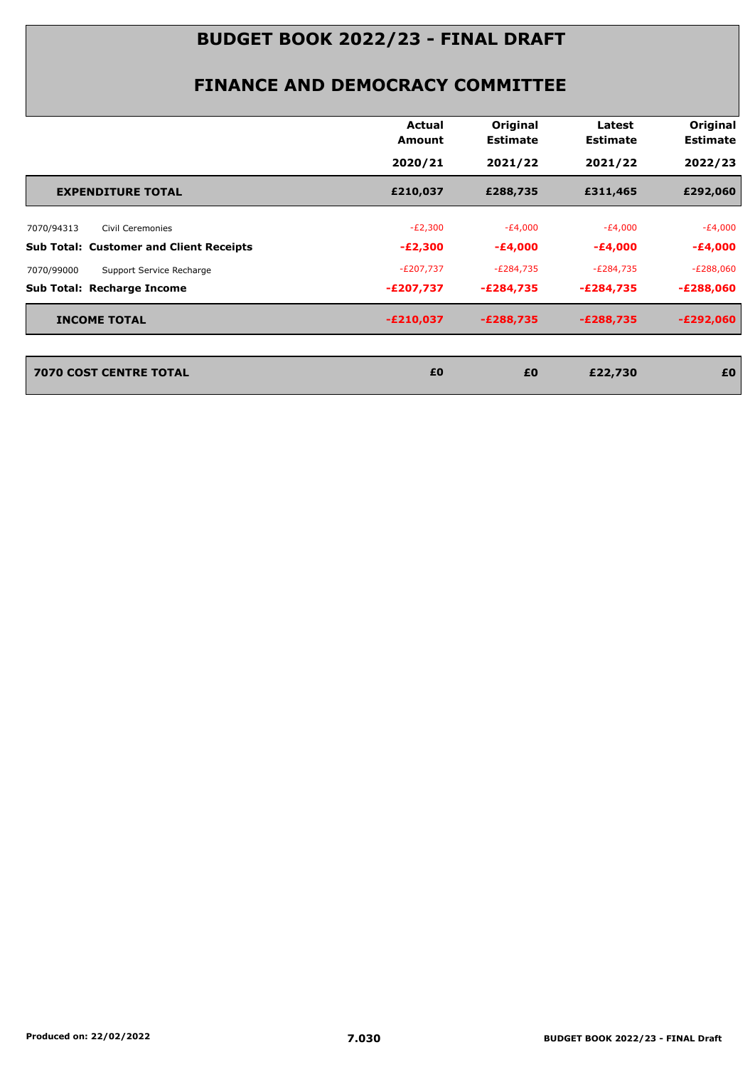# BUDGET BOOK 2022/23 - FINAL DRAFT

## FINANCE AND DEMOCRACY COMMITTEE

| | Actual Amount 2020/21 | Original Estimate 2021/22 | Latest Estimate 2021/22 | Original Estimate 2022/23 |
|---|---|---|---|---|
| **EXPENDITURE TOTAL** | **£210,037** | **£288,735** | **£311,465** | **£292,060** |
| 7070/94313 Civil Ceremonies | -£2,300 | -£4,000 | -£4,000 | -£4,000 |
| **Sub Total: Customer and Client Receipts** | **-£2,300** | **-£4,000** | **-£4,000** | **-£4,000** |
| 7070/99000 Support Service Recharge | -£207,737 | -£284,735 | -£284,735 | -£288,060 |
| **Sub Total: Recharge Income** | **-£207,737** | **-£284,735** | **-£284,735** | **-£288,060** |
| **INCOME TOTAL** | **-£210,037** | **-£288,735** | **-£288,735** | **-£292,060** |
| **7070 COST CENTRE TOTAL** | **£0** | **£0** | **£22,730** | **£0** |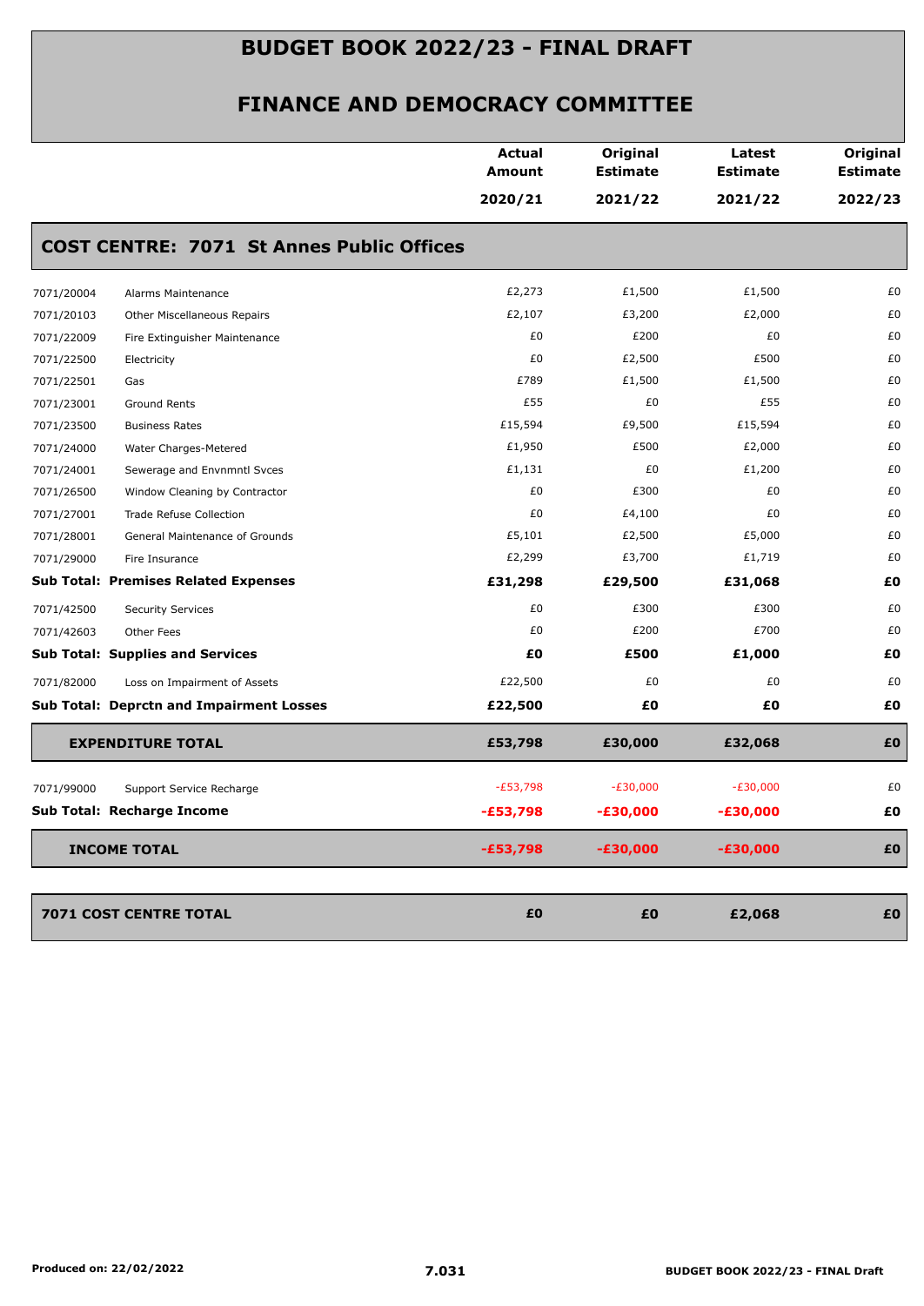# BUDGET BOOK 2022/23 - FINAL DRAFT

## FINANCE AND DEMOCRACY COMMITTEE

| | | Actual Amount 2020/21 | Original Estimate 2021/22 | Latest Estimate 2021/22 | Original Estimate 2022/23 |
|---|---|---|---|---|---|
| **COST CENTRE: 7071 St Annes Public Offices** | | | | | |
| 7071/20004 | Alarms Maintenance | £2,273 | £1,500 | £1,500 | £0 |
| 7071/20103 | Other Miscellaneous Repairs | £2,107 | £3,200 | £2,000 | £0 |
| 7071/22009 | Fire Extinguisher Maintenance | £0 | £200 | £0 | £0 |
| 7071/22500 | Electricity | £0 | £2,500 | £500 | £0 |
| 7071/22501 | Gas | £789 | £1,500 | £1,500 | £0 |
| 7071/23001 | Ground Rents | £55 | £0 | £55 | £0 |
| 7071/23500 | Business Rates | £15,594 | £9,500 | £15,594 | £0 |
| 7071/24000 | Water Charges-Metered | £1,950 | £500 | £2,000 | £0 |
| 7071/24001 | Sewerage and Envnmntl Svces | £1,131 | £0 | £1,200 | £0 |
| 7071/26500 | Window Cleaning by Contractor | £0 | £300 | £0 | £0 |
| 7071/27001 | Trade Refuse Collection | £0 | £4,100 | £0 | £0 |
| 7071/28001 | General Maintenance of Grounds | £5,101 | £2,500 | £5,000 | £0 |
| 7071/29000 | Fire Insurance | £2,299 | £3,700 | £1,719 | £0 |
| **Sub Total: Premises Related Expenses** | | **£31,298** | **£29,500** | **£31,068** | **£0** |
| 7071/42500 | Security Services | £0 | £300 | £300 | £0 |
| 7071/42603 | Other Fees | £0 | £200 | £700 | £0 |
| **Sub Total: Supplies and Services** | | **£0** | **£500** | **£1,000** | **£0** |
| 7071/82000 | Loss on Impairment of Assets | £22,500 | £0 | £0 | £0 |
| **Sub Total: Deprctn and Impairment Losses** | | **£22,500** | **£0** | **£0** | **£0** |
| **EXPENDITURE TOTAL** | | **£53,798** | **£30,000** | **£32,068** | **£0** |
| 7071/99000 | Support Service Recharge | -£53,798 | -£30,000 | -£30,000 | £0 |
| **Sub Total: Recharge Income** | | **-£53,798** | **-£30,000** | **-£30,000** | **£0** |
| **INCOME TOTAL** | | **-£53,798** | **-£30,000** | **-£30,000** | **£0** |
| **7071 COST CENTRE TOTAL** | | **£0** | **£0** | **£2,068** | **£0** |

Produced on: 22/02/2022

7.031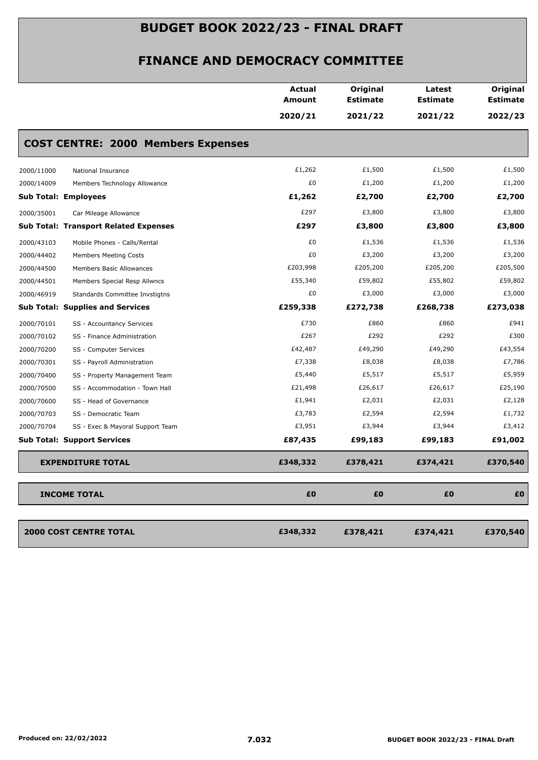# BUDGET BOOK 2022/23 - FINAL DRAFT

## FINANCE AND DEMOCRACY COMMITTEE

| | | Actual Amount 2020/21 | Original Estimate 2021/22 | Latest Estimate 2021/22 | Original Estimate 2022/23 |
|---|---|---|---|---|---|
| **COST CENTRE: 2000 Members Expenses** | | | | | |
| 2000/11000 | National Insurance | £1,262 | £1,500 | £1,500 | £1,500 |
| 2000/14009 | Members Technology Allowance | £0 | £1,200 | £1,200 | £1,200 |
| **Sub Total: Employees** | | **£1,262** | **£2,700** | **£2,700** | **£2,700** |
| 2000/35001 | Car Mileage Allowance | £297 | £3,800 | £3,800 | £3,800 |
| **Sub Total: Transport Related Expenses** | | **£297** | **£3,800** | **£3,800** | **£3,800** |
| 2000/43103 | Mobile Phones - Calls/Rental | £0 | £1,536 | £1,536 | £1,536 |
| 2000/44402 | Members Meeting Costs | £0 | £3,200 | £3,200 | £3,200 |
| 2000/44500 | Members Basic Allowances | £203,998 | £205,200 | £205,200 | £205,500 |
| 2000/44501 | Members Special Resp Allwncs | £55,340 | £59,802 | £55,802 | £59,802 |
| 2000/46919 | Standards Committee Invstigtns | £0 | £3,000 | £3,000 | £3,000 |
| **Sub Total: Supplies and Services** | | **£259,338** | **£272,738** | **£268,738** | **£273,038** |
| 2000/70101 | SS - Accountancy Services | £730 | £860 | £860 | £941 |
| 2000/70102 | SS - Finance Administration | £267 | £292 | £292 | £300 |
| 2000/70200 | SS - Computer Services | £42,487 | £49,290 | £49,290 | £43,554 |
| 2000/70301 | SS - Payroll Administration | £7,338 | £8,038 | £8,038 | £7,786 |
| 2000/70400 | SS - Property Management Team | £5,440 | £5,517 | £5,517 | £5,959 |
| 2000/70500 | SS - Accommodation - Town Hall | £21,498 | £26,617 | £26,617 | £25,190 |
| 2000/70600 | SS - Head of Governance | £1,941 | £2,031 | £2,031 | £2,128 |
| 2000/70703 | SS - Democratic Team | £3,783 | £2,594 | £2,594 | £1,732 |
| 2000/70704 | SS - Exec & Mayoral Support Team | £3,951 | £3,944 | £3,944 | £3,412 |
| **Sub Total: Support Services** | | **£87,435** | **£99,183** | **£99,183** | **£91,002** |
| **EXPENDITURE TOTAL** | | **£348,332** | **£378,421** | **£374,421** | **£370,540** |
| **INCOME TOTAL** | | **£0** | **£0** | **£0** | **£0** |
| **2000 COST CENTRE TOTAL** | | **£348,332** | **£378,421** | **£374,421** | **£370,540** |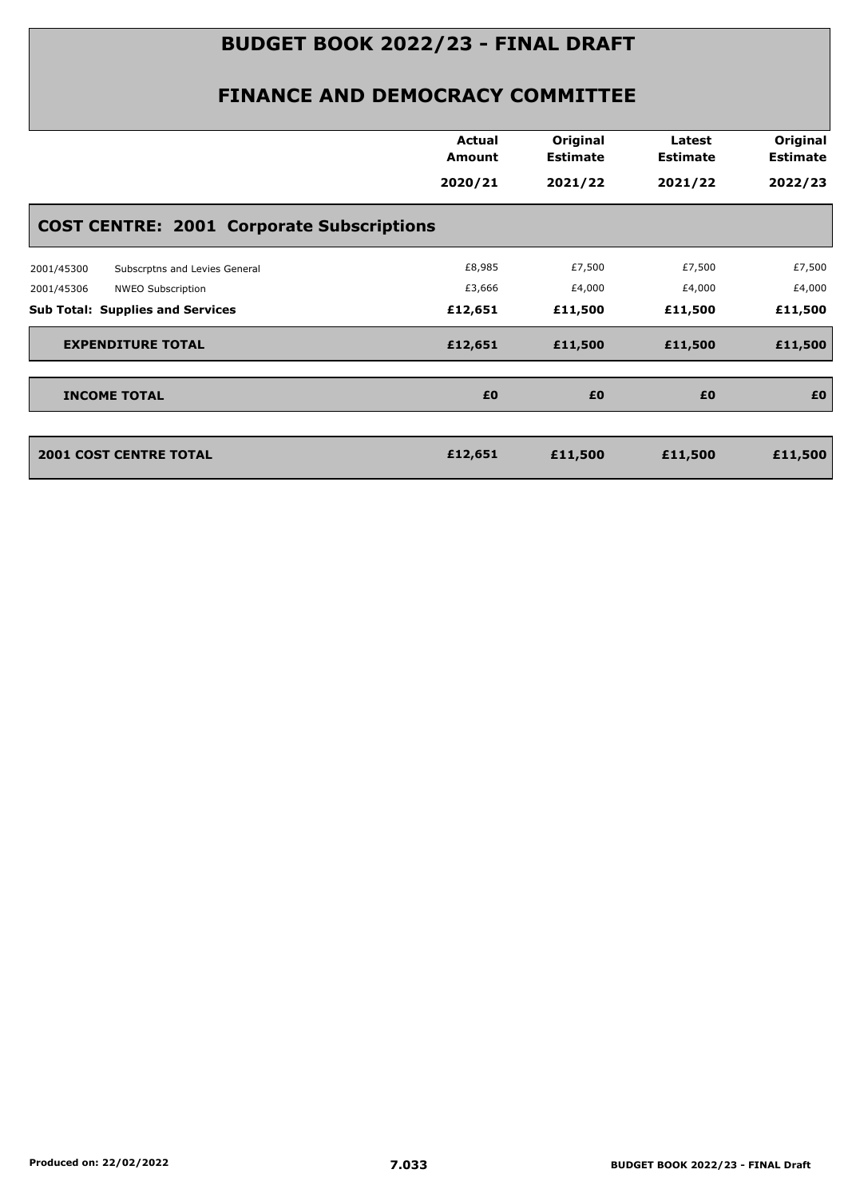# BUDGET BOOK 2022/23 - FINAL DRAFT

## FINANCE AND DEMOCRACY COMMITTEE

| | | Actual Amount 2020/21 | Original Estimate 2021/22 | Latest Estimate 2021/22 | Original Estimate 2022/23 |
|---|---|---|---|---|---|
| **COST CENTRE: 2001 Corporate Subscriptions** | | | | | |
| 2001/45300 | Subscrptns and Levies General | £8,985 | £7,500 | £7,500 | £7,500 |
| 2001/45306 | NWEO Subscription | £3,666 | £4,000 | £4,000 | £4,000 |
| **Sub Total: Supplies and Services** | | **£12,651** | **£11,500** | **£11,500** | **£11,500** |
| **EXPENDITURE TOTAL** | | **£12,651** | **£11,500** | **£11,500** | **£11,500** |
| **INCOME TOTAL** | | **£0** | **£0** | **£0** | **£0** |
| **2001 COST CENTRE TOTAL** | | **£12,651** | **£11,500** | **£11,500** | **£11,500** |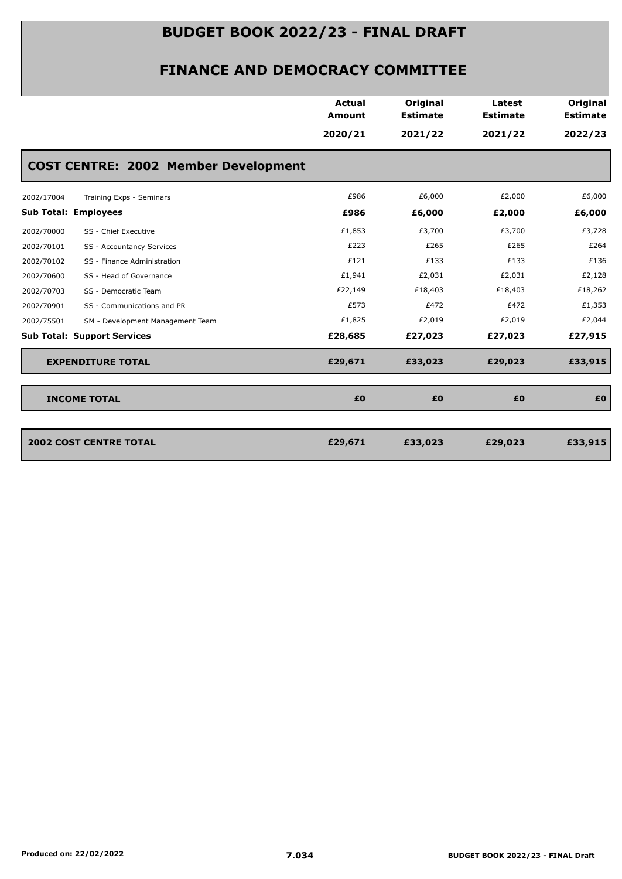# BUDGET BOOK 2022/23 - FINAL DRAFT

## FINANCE AND DEMOCRACY COMMITTEE

| | | Actual Amount 2020/21 | Original Estimate 2021/22 | Latest Estimate 2021/22 | Original Estimate 2022/23 |
|---|---|---|---|---|---|
| **COST CENTRE: 2002 Member Development** | | | | | |
| 2002/17004 | Training Exps - Seminars | £986 | £6,000 | £2,000 | £6,000 |
| **Sub Total: Employees** | | **£986** | **£6,000** | **£2,000** | **£6,000** |
| 2002/70000 | SS - Chief Executive | £1,853 | £3,700 | £3,700 | £3,728 |
| 2002/70101 | SS - Accountancy Services | £223 | £265 | £265 | £264 |
| 2002/70102 | SS - Finance Administration | £121 | £133 | £133 | £136 |
| 2002/70600 | SS - Head of Governance | £1,941 | £2,031 | £2,031 | £2,128 |
| 2002/70703 | SS - Democratic Team | £22,149 | £18,403 | £18,403 | £18,262 |
| 2002/70901 | SS - Communications and PR | £573 | £472 | £472 | £1,353 |
| 2002/75501 | SM - Development Management Team | £1,825 | £2,019 | £2,019 | £2,044 |
| **Sub Total: Support Services** | | **£28,685** | **£27,023** | **£27,023** | **£27,915** |
| **EXPENDITURE TOTAL** | | **£29,671** | **£33,023** | **£29,023** | **£33,915** |
| **INCOME TOTAL** | | **£0** | **£0** | **£0** | **£0** |
| **2002 COST CENTRE TOTAL** | | **£29,671** | **£33,023** | **£29,023** | **£33,915** |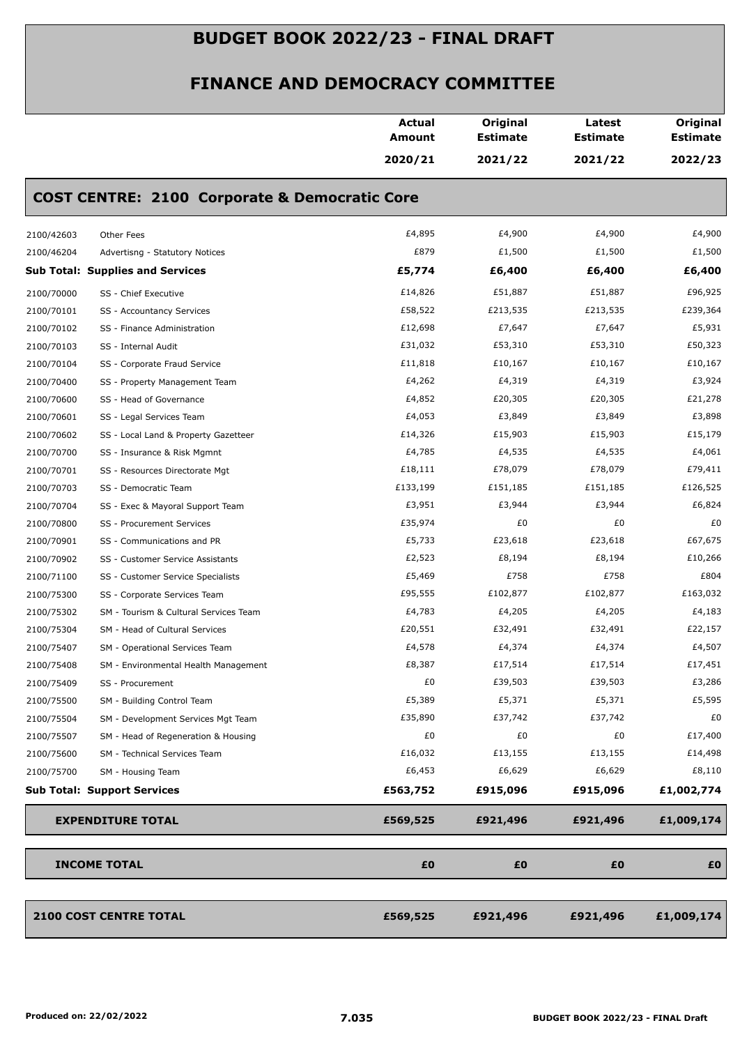# BUDGET BOOK 2022/23 - FINAL DRAFT

## FINANCE AND DEMOCRACY COMMITTEE

| | | Actual Amount 2020/21 | Original Estimate 2021/22 | Latest Estimate 2021/22 | Original Estimate 2022/23 |
|---|---|---|---|---|---|
| **COST CENTRE: 2100 Corporate & Democratic Core** | | | | | |
| 2100/42603 | Other Fees | £4,895 | £4,900 | £4,900 | £4,900 |
| 2100/46204 | Advertisng - Statutory Notices | £879 | £1,500 | £1,500 | £1,500 |
| **Sub Total: Supplies and Services** | | **£5,774** | **£6,400** | **£6,400** | **£6,400** |
| 2100/70000 | SS - Chief Executive | £14,826 | £51,887 | £51,887 | £96,925 |
| 2100/70101 | SS - Accountancy Services | £58,522 | £213,535 | £213,535 | £239,364 |
| 2100/70102 | SS - Finance Administration | £12,698 | £7,647 | £7,647 | £5,931 |
| 2100/70103 | SS - Internal Audit | £31,032 | £53,310 | £53,310 | £50,323 |
| 2100/70104 | SS - Corporate Fraud Service | £11,818 | £10,167 | £10,167 | £10,167 |
| 2100/70400 | SS - Property Management Team | £4,262 | £4,319 | £4,319 | £3,924 |
| 2100/70600 | SS - Head of Governance | £4,852 | £20,305 | £20,305 | £21,278 |
| 2100/70601 | SS - Legal Services Team | £4,053 | £3,849 | £3,849 | £3,898 |
| 2100/70602 | SS - Local Land & Property Gazetteer | £14,326 | £15,903 | £15,903 | £15,179 |
| 2100/70700 | SS - Insurance & Risk Mgmnt | £4,785 | £4,535 | £4,535 | £4,061 |
| 2100/70701 | SS - Resources Directorate Mgt | £18,111 | £78,079 | £78,079 | £79,411 |
| 2100/70703 | SS - Democratic Team | £133,199 | £151,185 | £151,185 | £126,525 |
| 2100/70704 | SS - Exec & Mayoral Support Team | £3,951 | £3,944 | £3,944 | £6,824 |
| 2100/70800 | SS - Procurement Services | £35,974 | £0 | £0 | £0 |
| 2100/70901 | SS - Communications and PR | £5,733 | £23,618 | £23,618 | £67,675 |
| 2100/70902 | SS - Customer Service Assistants | £2,523 | £8,194 | £8,194 | £10,266 |
| 2100/71100 | SS - Customer Service Specialists | £5,469 | £758 | £758 | £804 |
| 2100/75300 | SS - Corporate Services Team | £95,555 | £102,877 | £102,877 | £163,032 |
| 2100/75302 | SM - Tourism & Cultural Services Team | £4,783 | £4,205 | £4,205 | £4,183 |
| 2100/75304 | SM - Head of Cultural Services | £20,551 | £32,491 | £32,491 | £22,157 |
| 2100/75407 | SM - Operational Services Team | £4,578 | £4,374 | £4,374 | £4,507 |
| 2100/75408 | SM - Environmental Health Management | £8,387 | £17,514 | £17,514 | £17,451 |
| 2100/75409 | SS - Procurement | £0 | £39,503 | £39,503 | £3,286 |
| 2100/75500 | SM - Building Control Team | £5,389 | £5,371 | £5,371 | £5,595 |
| 2100/75504 | SM - Development Services Mgt Team | £35,890 | £37,742 | £37,742 | £0 |
| 2100/75507 | SM - Head of Regeneration & Housing | £0 | £0 | £0 | £17,400 |
| 2100/75600 | SM - Technical Services Team | £16,032 | £13,155 | £13,155 | £14,498 |
| 2100/75700 | SM - Housing Team | £6,453 | £6,629 | £6,629 | £8,110 |
| **Sub Total: Support Services** | | **£563,752** | **£915,096** | **£915,096** | **£1,002,774** |
| **EXPENDITURE TOTAL** | | **£569,525** | **£921,496** | **£921,496** | **£1,009,174** |
| **INCOME TOTAL** | | **£0** | **£0** | **£0** | **£0** |
| **2100 COST CENTRE TOTAL** | | **£569,525** | **£921,496** | **£921,496** | **£1,009,174** |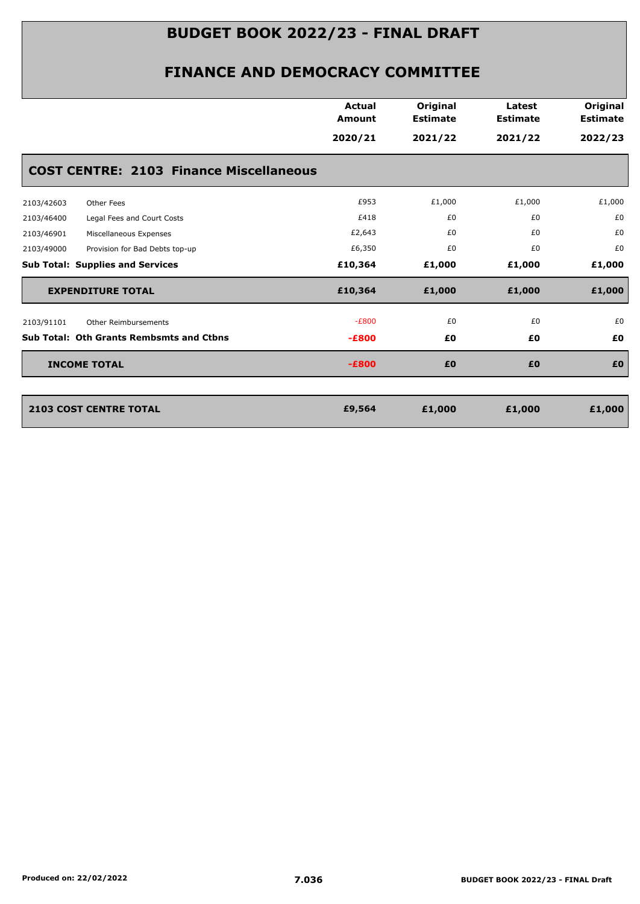# BUDGET BOOK 2022/23 - FINAL DRAFT

## FINANCE AND DEMOCRACY COMMITTEE

| | | Actual Amount 2020/21 | Original Estimate 2021/22 | Latest Estimate 2021/22 | Original Estimate 2022/23 |
|---|---|---|---|---|---|
| **COST CENTRE: 2103 Finance Miscellaneous** | | | | | |
| 2103/42603 | Other Fees | £953 | £1,000 | £1,000 | £1,000 |
| 2103/46400 | Legal Fees and Court Costs | £418 | £0 | £0 | £0 |
| 2103/46901 | Miscellaneous Expenses | £2,643 | £0 | £0 | £0 |
| 2103/49000 | Provision for Bad Debts top-up | £6,350 | £0 | £0 | £0 |
| **Sub Total: Supplies and Services** | | **£10,364** | **£1,000** | **£1,000** | **£1,000** |
| **EXPENDITURE TOTAL** | | **£10,364** | **£1,000** | **£1,000** | **£1,000** |
| 2103/91101 | Other Reimbursements | -£800 | £0 | £0 | £0 |
| **Sub Total: Oth Grants Rembsmts and Ctbns** | | **-£800** | **£0** | **£0** | **£0** |
| **INCOME TOTAL** | | **-£800** | **£0** | **£0** | **£0** |
| **2103 COST CENTRE TOTAL** | | **£9,564** | **£1,000** | **£1,000** | **£1,000** |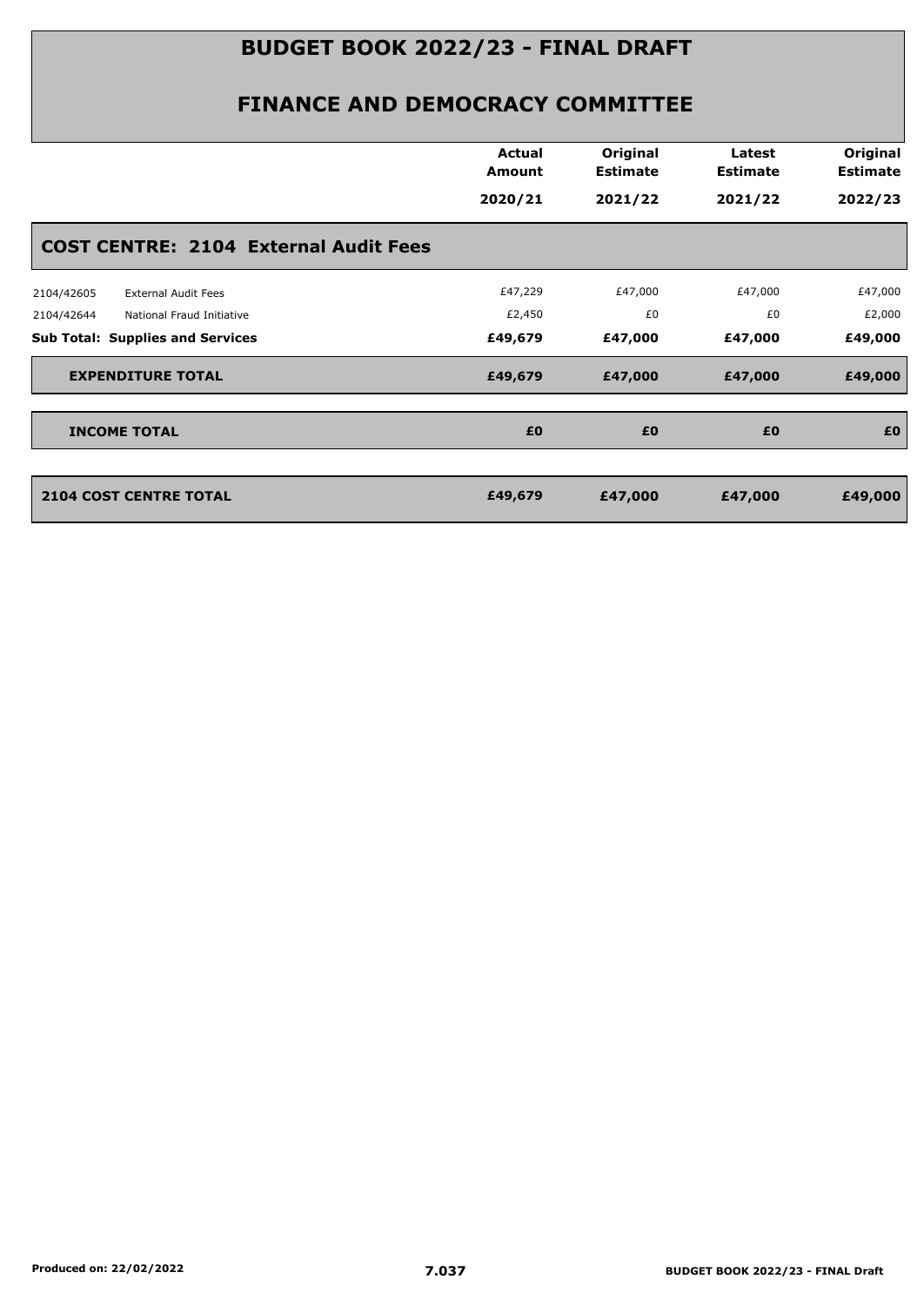# BUDGET BOOK 2022/23 - FINAL DRAFT

## FINANCE AND DEMOCRACY COMMITTEE

| | | Actual Amount 2020/21 | Original Estimate 2021/22 | Latest Estimate 2021/22 | Original Estimate 2022/23 |
|---|---|---|---|---|---|
| **COST CENTRE: 2104 External Audit Fees** | | | | | |
| 2104/42605 | External Audit Fees | £47,229 | £47,000 | £47,000 | £47,000 |
| 2104/42644 | National Fraud Initiative | £2,450 | £0 | £0 | £2,000 |
| **Sub Total: Supplies and Services** | | **£49,679** | **£47,000** | **£47,000** | **£49,000** |
| **EXPENDITURE TOTAL** | | **£49,679** | **£47,000** | **£47,000** | **£49,000** |
| **INCOME TOTAL** | | **£0** | **£0** | **£0** | **£0** |
| **2104 COST CENTRE TOTAL** | | **£49,679** | **£47,000** | **£47,000** | **£49,000** |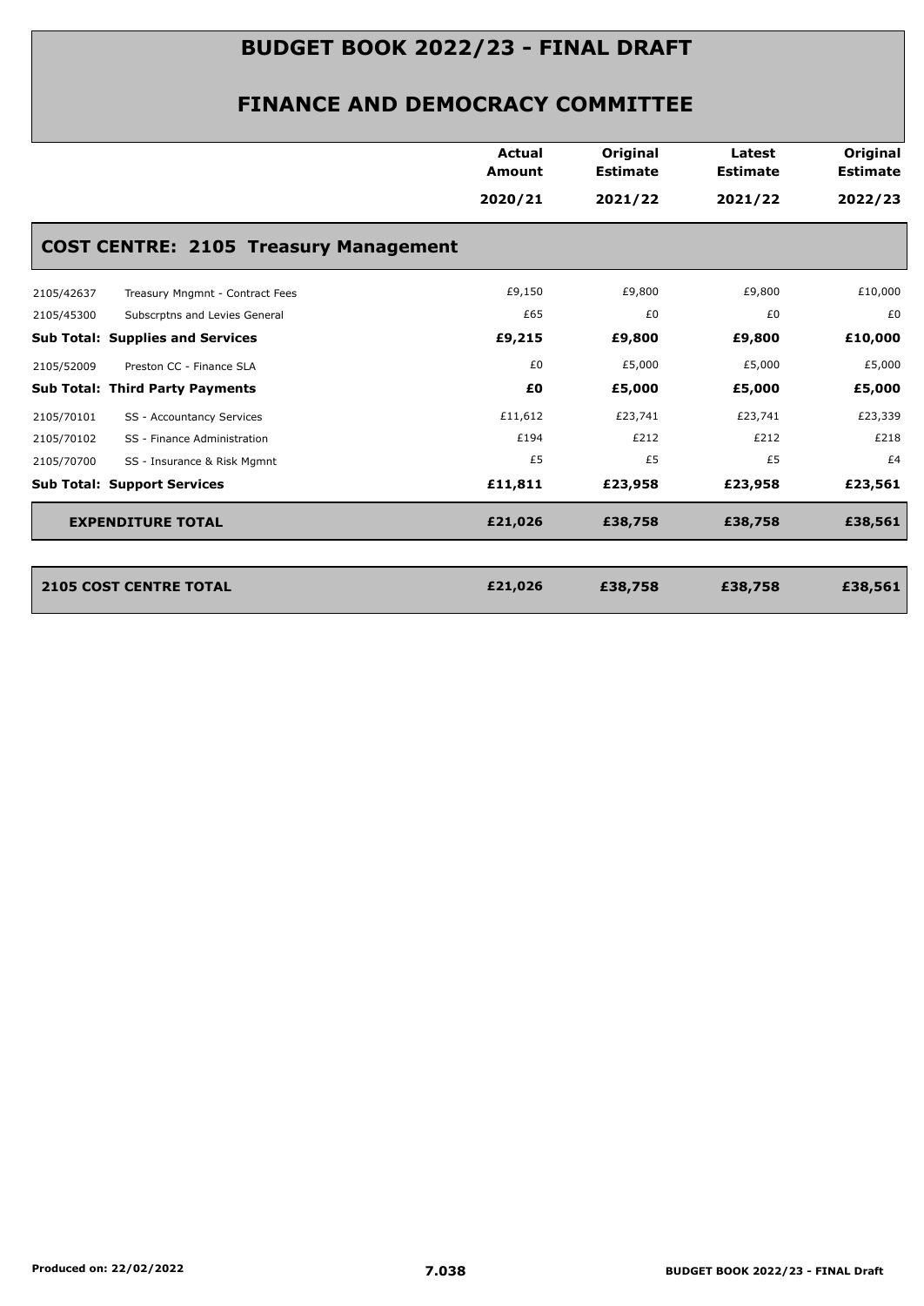# BUDGET BOOK 2022/23 - FINAL DRAFT

## FINANCE AND DEMOCRACY COMMITTEE

| | | Actual Amount 2020/21 | Original Estimate 2021/22 | Latest Estimate 2021/22 | Original Estimate 2022/23 |
|---|---|---|---|---|---|
| **COST CENTRE: 2105 Treasury Management** | | | | | |
| 2105/42637 | Treasury Mngmnt - Contract Fees | £9,150 | £9,800 | £9,800 | £10,000 |
| 2105/45300 | Subscrptns and Levies General | £65 | £0 | £0 | £0 |
| **Sub Total: Supplies and Services** | | **£9,215** | **£9,800** | **£9,800** | **£10,000** |
| 2105/52009 | Preston CC - Finance SLA | £0 | £5,000 | £5,000 | £5,000 |
| **Sub Total: Third Party Payments** | | **£0** | **£5,000** | **£5,000** | **£5,000** |
| 2105/70101 | SS - Accountancy Services | £11,612 | £23,741 | £23,741 | £23,339 |
| 2105/70102 | SS - Finance Administration | £194 | £212 | £212 | £218 |
| 2105/70700 | SS - Insurance & Risk Mgmnt | £5 | £5 | £5 | £4 |
| **Sub Total: Support Services** | | **£11,811** | **£23,958** | **£23,958** | **£23,561** |
| **EXPENDITURE TOTAL** | | **£21,026** | **£38,758** | **£38,758** | **£38,561** |
| **2105 COST CENTRE TOTAL** | | **£21,026** | **£38,758** | **£38,758** | **£38,561** |

Produced on: 22/02/2022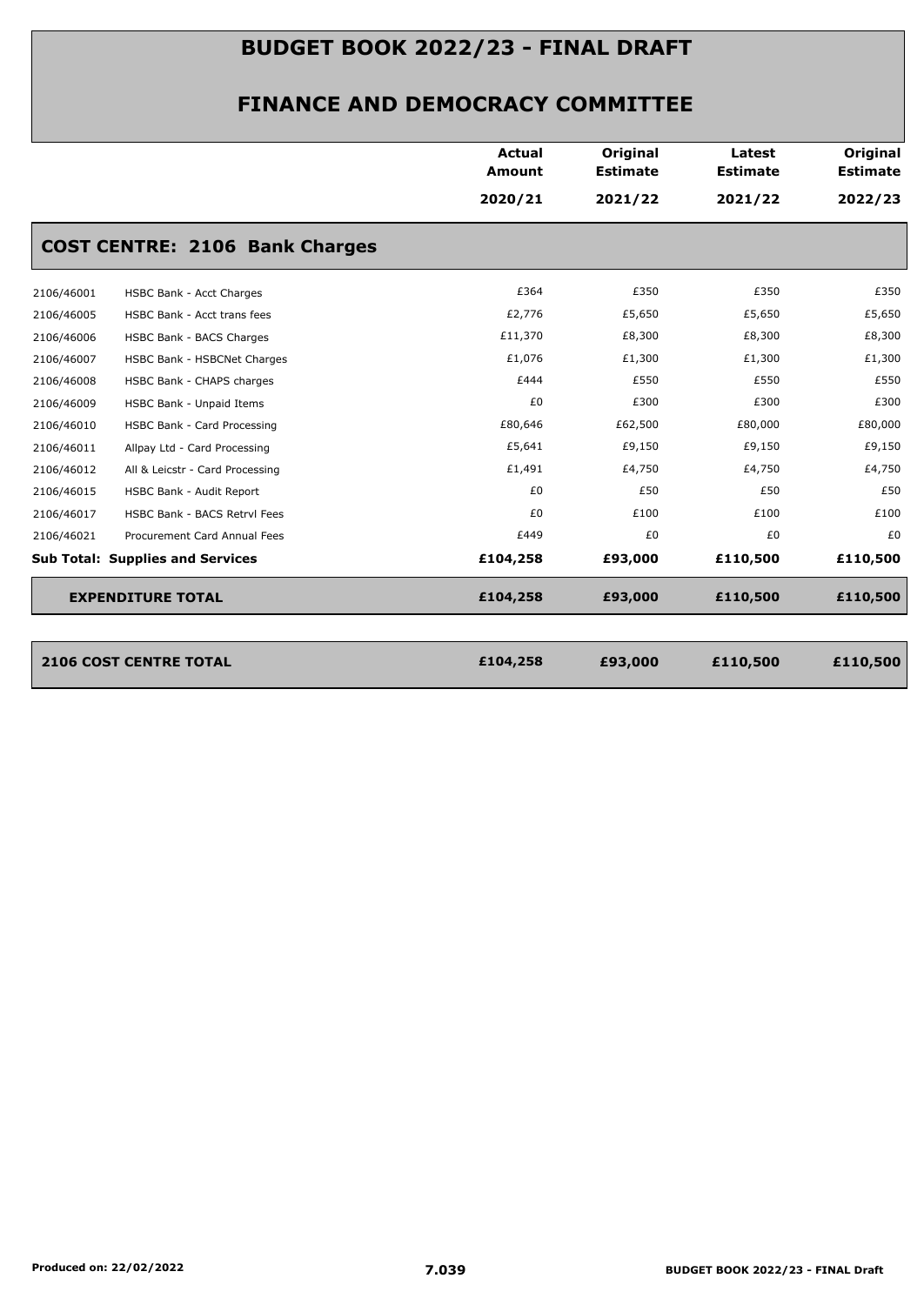# BUDGET BOOK 2022/23 - FINAL DRAFT

## FINANCE AND DEMOCRACY COMMITTEE

| | | Actual Amount 2020/21 | Original Estimate 2021/22 | Latest Estimate 2021/22 | Original Estimate 2022/23 |
|---|---|---|---|---|---|
| **COST CENTRE: 2106 Bank Charges** | | | | | |
| 2106/46001 | HSBC Bank - Acct Charges | £364 | £350 | £350 | £350 |
| 2106/46005 | HSBC Bank - Acct trans fees | £2,776 | £5,650 | £5,650 | £5,650 |
| 2106/46006 | HSBC Bank - BACS Charges | £11,370 | £8,300 | £8,300 | £8,300 |
| 2106/46007 | HSBC Bank - HSBCNet Charges | £1,076 | £1,300 | £1,300 | £1,300 |
| 2106/46008 | HSBC Bank - CHAPS charges | £444 | £550 | £550 | £550 |
| 2106/46009 | HSBC Bank - Unpaid Items | £0 | £300 | £300 | £300 |
| 2106/46010 | HSBC Bank - Card Processing | £80,646 | £62,500 | £80,000 | £80,000 |
| 2106/46011 | Allpay Ltd - Card Processing | £5,641 | £9,150 | £9,150 | £9,150 |
| 2106/46012 | All & Leicstr - Card Processing | £1,491 | £4,750 | £4,750 | £4,750 |
| 2106/46015 | HSBC Bank - Audit Report | £0 | £50 | £50 | £50 |
| 2106/46017 | HSBC Bank - BACS Retrvl Fees | £0 | £100 | £100 | £100 |
| 2106/46021 | Procurement Card Annual Fees | £449 | £0 | £0 | £0 |
| **Sub Total: Supplies and Services** | | **£104,258** | **£93,000** | **£110,500** | **£110,500** |
| **EXPENDITURE TOTAL** | | **£104,258** | **£93,000** | **£110,500** | **£110,500** |
| **2106 COST CENTRE TOTAL** | | **£104,258** | **£93,000** | **£110,500** | **£110,500** |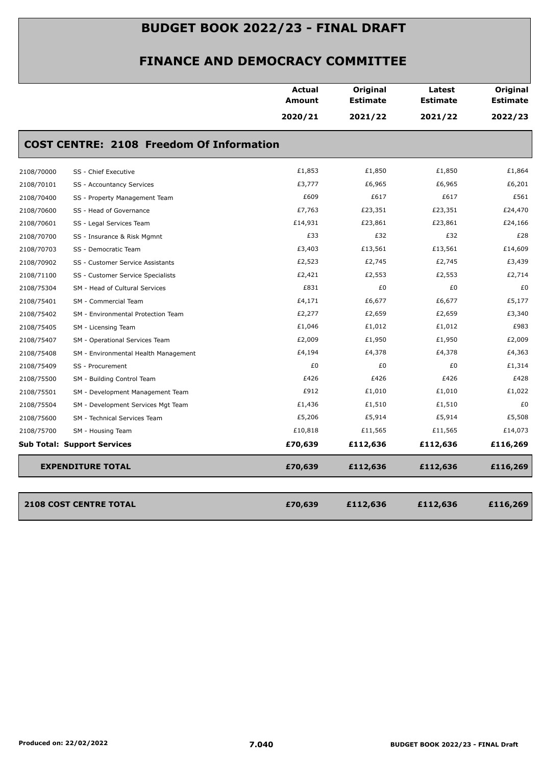# BUDGET BOOK 2022/23 - FINAL DRAFT

## FINANCE AND DEMOCRACY COMMITTEE

| | | Actual Amount 2020/21 | Original Estimate 2021/22 | Latest Estimate 2021/22 | Original Estimate 2022/23 |
|---|---|---|---|---|---|
| **COST CENTRE: 2108 Freedom Of Information** | | | | | |
| 2108/70000 | SS - Chief Executive | £1,853 | £1,850 | £1,850 | £1,864 |
| 2108/70101 | SS - Accountancy Services | £3,777 | £6,965 | £6,965 | £6,201 |
| 2108/70400 | SS - Property Management Team | £609 | £617 | £617 | £561 |
| 2108/70600 | SS - Head of Governance | £7,763 | £23,351 | £23,351 | £24,470 |
| 2108/70601 | SS - Legal Services Team | £14,931 | £23,861 | £23,861 | £24,166 |
| 2108/70700 | SS - Insurance & Risk Mgmnt | £33 | £32 | £32 | £28 |
| 2108/70703 | SS - Democratic Team | £3,403 | £13,561 | £13,561 | £14,609 |
| 2108/70902 | SS - Customer Service Assistants | £2,523 | £2,745 | £2,745 | £3,439 |
| 2108/71100 | SS - Customer Service Specialists | £2,421 | £2,553 | £2,553 | £2,714 |
| 2108/75304 | SM - Head of Cultural Services | £831 | £0 | £0 | £0 |
| 2108/75401 | SM - Commercial Team | £4,171 | £6,677 | £6,677 | £5,177 |
| 2108/75402 | SM - Environmental Protection Team | £2,277 | £2,659 | £2,659 | £3,340 |
| 2108/75405 | SM - Licensing Team | £1,046 | £1,012 | £1,012 | £983 |
| 2108/75407 | SM - Operational Services Team | £2,009 | £1,950 | £1,950 | £2,009 |
| 2108/75408 | SM - Environmental Health Management | £4,194 | £4,378 | £4,378 | £4,363 |
| 2108/75409 | SS - Procurement | £0 | £0 | £0 | £1,314 |
| 2108/75500 | SM - Building Control Team | £426 | £426 | £426 | £428 |
| 2108/75501 | SM - Development Management Team | £912 | £1,010 | £1,010 | £1,022 |
| 2108/75504 | SM - Development Services Mgt Team | £1,436 | £1,510 | £1,510 | £0 |
| 2108/75600 | SM - Technical Services Team | £5,206 | £5,914 | £5,914 | £5,508 |
| 2108/75700 | SM - Housing Team | £10,818 | £11,565 | £11,565 | £14,073 |
| **Sub Total: Support Services** | | **£70,639** | **£112,636** | **£112,636** | **£116,269** |
| **EXPENDITURE TOTAL** | | **£70,639** | **£112,636** | **£112,636** | **£116,269** |
| **2108 COST CENTRE TOTAL** | | **£70,639** | **£112,636** | **£112,636** | **£116,269** |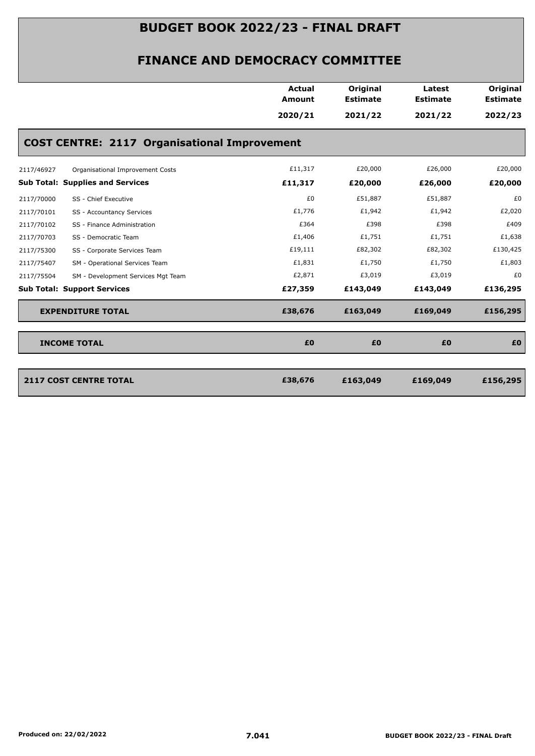# BUDGET BOOK 2022/23 - FINAL DRAFT

## FINANCE AND DEMOCRACY COMMITTEE

| | | Actual Amount 2020/21 | Original Estimate 2021/22 | Latest Estimate 2021/22 | Original Estimate 2022/23 |
|---|---|---|---|---|---|
| **COST CENTRE: 2117 Organisational Improvement** | | | | | |
| 2117/46927 | Organisational Improvement Costs | £11,317 | £20,000 | £26,000 | £20,000 |
| **Sub Total: Supplies and Services** | | **£11,317** | **£20,000** | **£26,000** | **£20,000** |
| 2117/70000 | SS - Chief Executive | £0 | £51,887 | £51,887 | £0 |
| 2117/70101 | SS - Accountancy Services | £1,776 | £1,942 | £1,942 | £2,020 |
| 2117/70102 | SS - Finance Administration | £364 | £398 | £398 | £409 |
| 2117/70703 | SS - Democratic Team | £1,406 | £1,751 | £1,751 | £1,638 |
| 2117/75300 | SS - Corporate Services Team | £19,111 | £82,302 | £82,302 | £130,425 |
| 2117/75407 | SM - Operational Services Team | £1,831 | £1,750 | £1,750 | £1,803 |
| 2117/75504 | SM - Development Services Mgt Team | £2,871 | £3,019 | £3,019 | £0 |
| **Sub Total: Support Services** | | **£27,359** | **£143,049** | **£143,049** | **£136,295** |
| **EXPENDITURE TOTAL** | | **£38,676** | **£163,049** | **£169,049** | **£156,295** |
| **INCOME TOTAL** | | **£0** | **£0** | **£0** | **£0** |
| **2117 COST CENTRE TOTAL** | | **£38,676** | **£163,049** | **£169,049** | **£156,295** |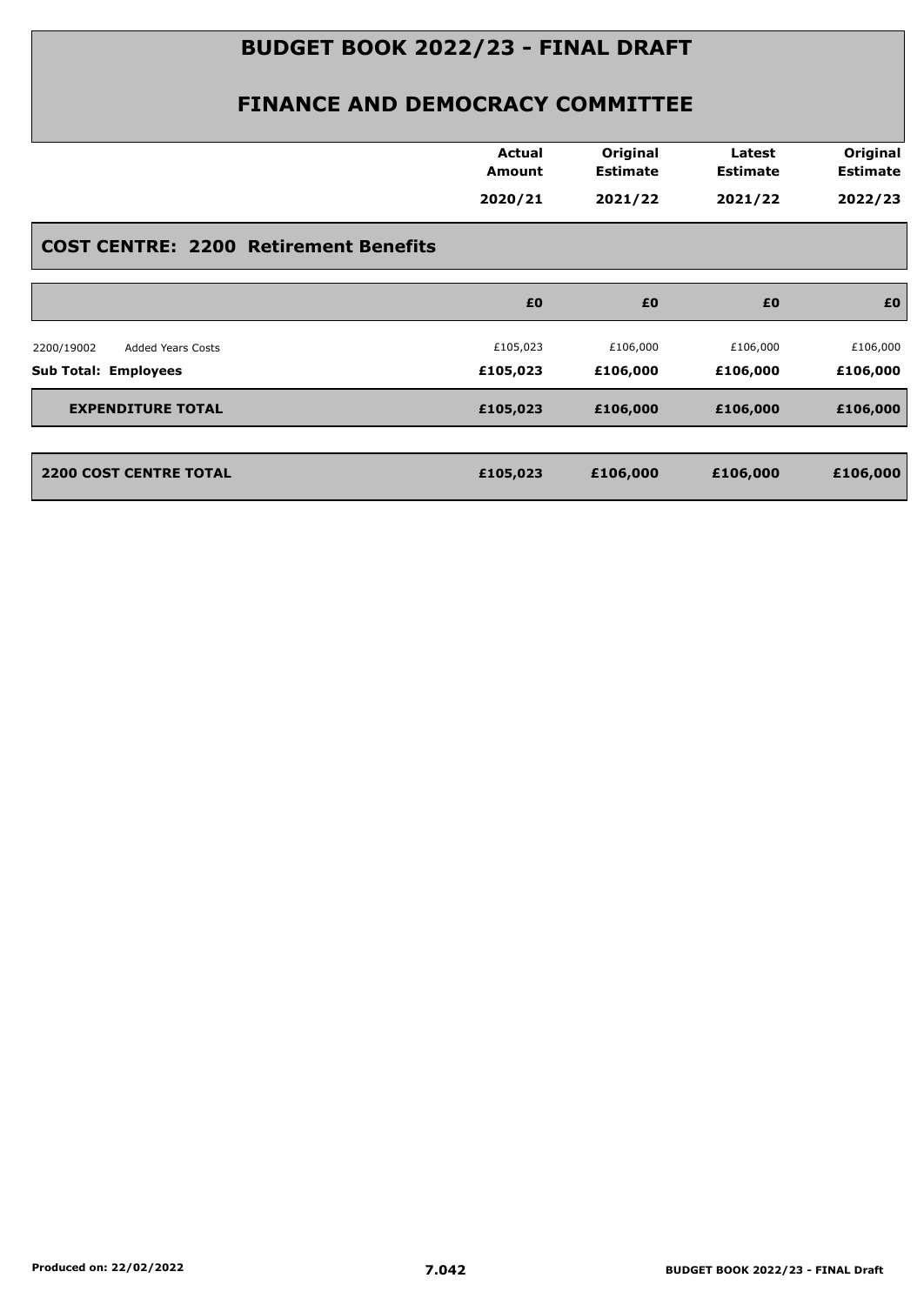# BUDGET BOOK 2022/23 - FINAL DRAFT

## FINANCE AND DEMOCRACY COMMITTEE

### COST CENTRE: 2200 Retirement Benefits

| | Actual Amount 2020/21 | Original Estimate 2021/22 | Latest Estimate 2021/22 | Original Estimate 2022/23 |
|---|---|---|---|---|
| | £0 | £0 | £0 | £0 |
| 2200/19002 Added Years Costs | £105,023 | £106,000 | £106,000 | £106,000 |
| **Sub Total: Employees** | **£105,023** | **£106,000** | **£106,000** | **£106,000** |
| **EXPENDITURE TOTAL** | **£105,023** | **£106,000** | **£106,000** | **£106,000** |
| **2200 COST CENTRE TOTAL** | **£105,023** | **£106,000** | **£106,000** | **£106,000** |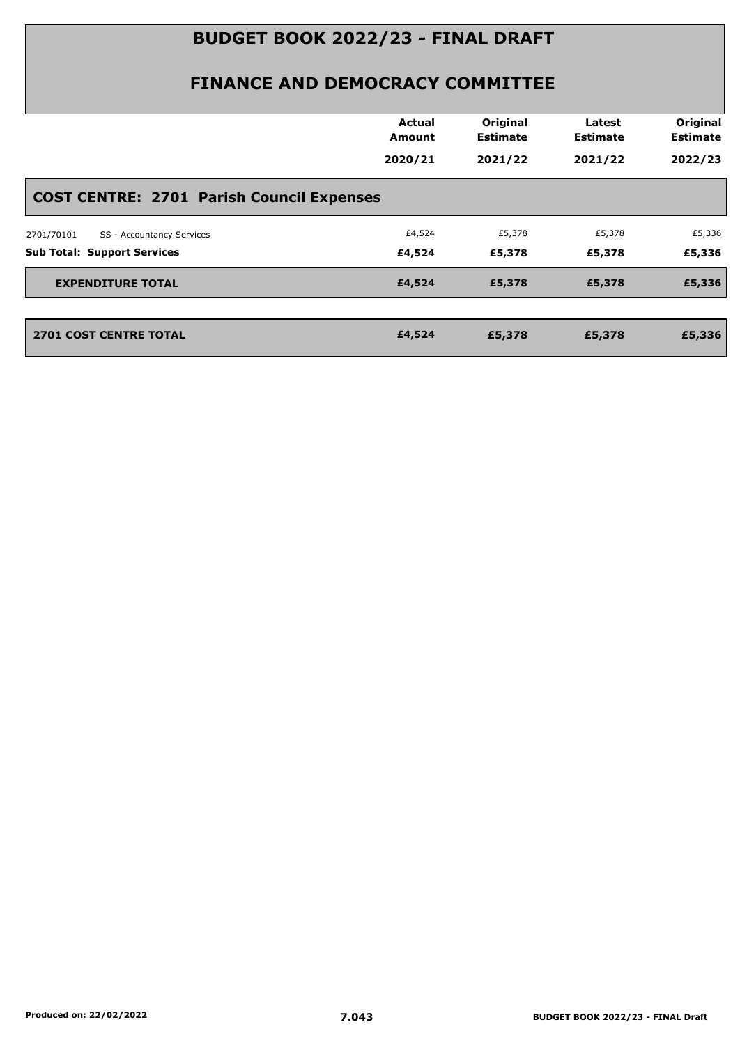# BUDGET BOOK 2022/23 - FINAL DRAFT

## FINANCE AND DEMOCRACY COMMITTEE

| | Actual Amount 2020/21 | Original Estimate 2021/22 | Latest Estimate 2021/22 | Original Estimate 2022/23 |
|---|---|---|---|---|
| **COST CENTRE: 2701 Parish Council Expenses** | | | | |
| 2701/70101 SS - Accountancy Services | £4,524 | £5,378 | £5,378 | £5,336 |
| **Sub Total: Support Services** | **£4,524** | **£5,378** | **£5,378** | **£5,336** |
| **EXPENDITURE TOTAL** | **£4,524** | **£5,378** | **£5,378** | **£5,336** |
| **2701 COST CENTRE TOTAL** | **£4,524** | **£5,378** | **£5,378** | **£5,336** |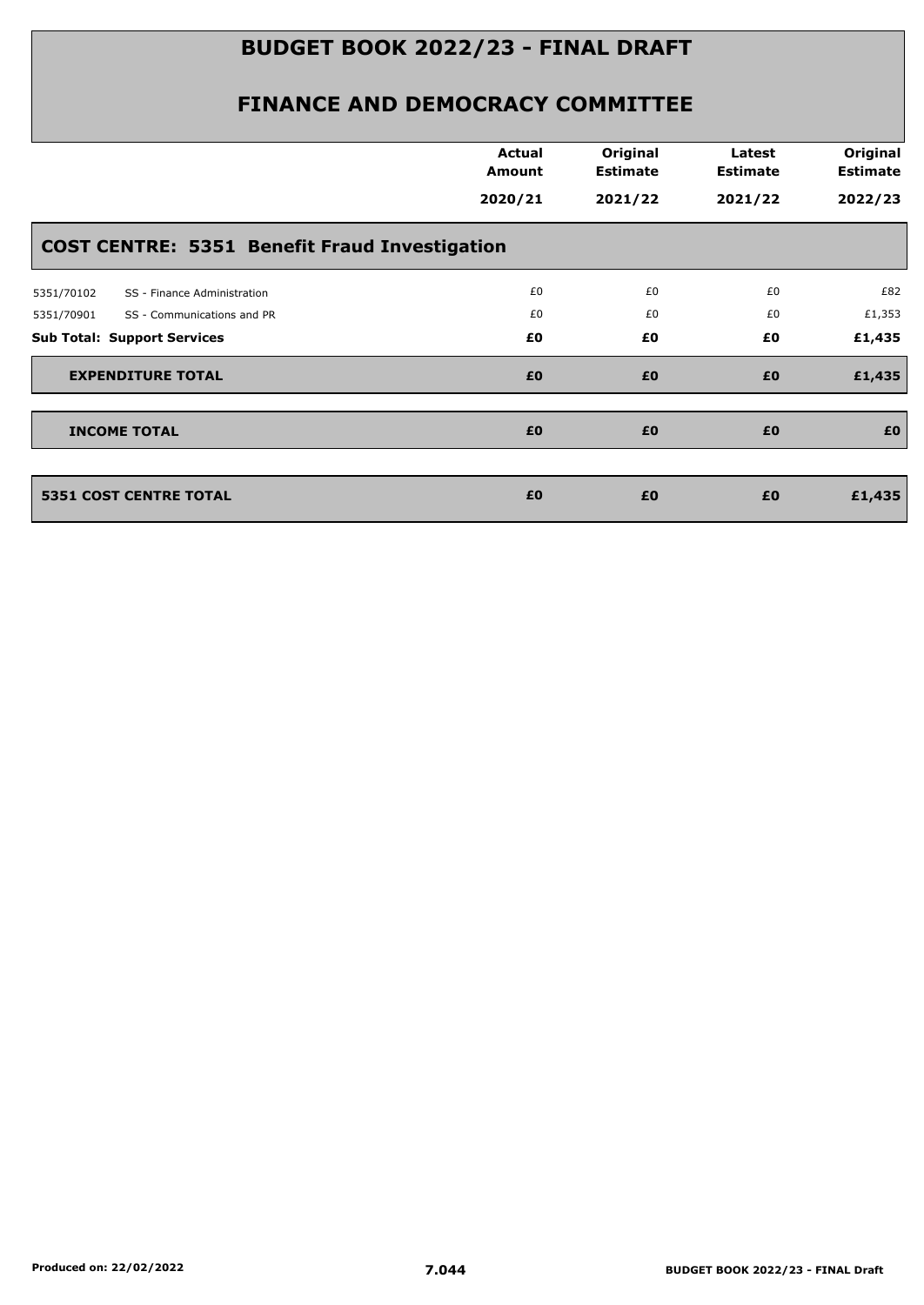# BUDGET BOOK 2022/23 - FINAL DRAFT

## FINANCE AND DEMOCRACY COMMITTEE

| | | Actual Amount 2020/21 | Original Estimate 2021/22 | Latest Estimate 2021/22 | Original Estimate 2022/23 |
|---|---|---|---|---|---|
| **COST CENTRE: 5351 Benefit Fraud Investigation** | | | | | |
| 5351/70102 | SS - Finance Administration | £0 | £0 | £0 | £82 |
| 5351/70901 | SS - Communications and PR | £0 | £0 | £0 | £1,353 |
| **Sub Total: Support Services** | | **£0** | **£0** | **£0** | **£1,435** |
| **EXPENDITURE TOTAL** | | **£0** | **£0** | **£0** | **£1,435** |
| **INCOME TOTAL** | | **£0** | **£0** | **£0** | **£0** |
| **5351 COST CENTRE TOTAL** | | **£0** | **£0** | **£0** | **£1,435** |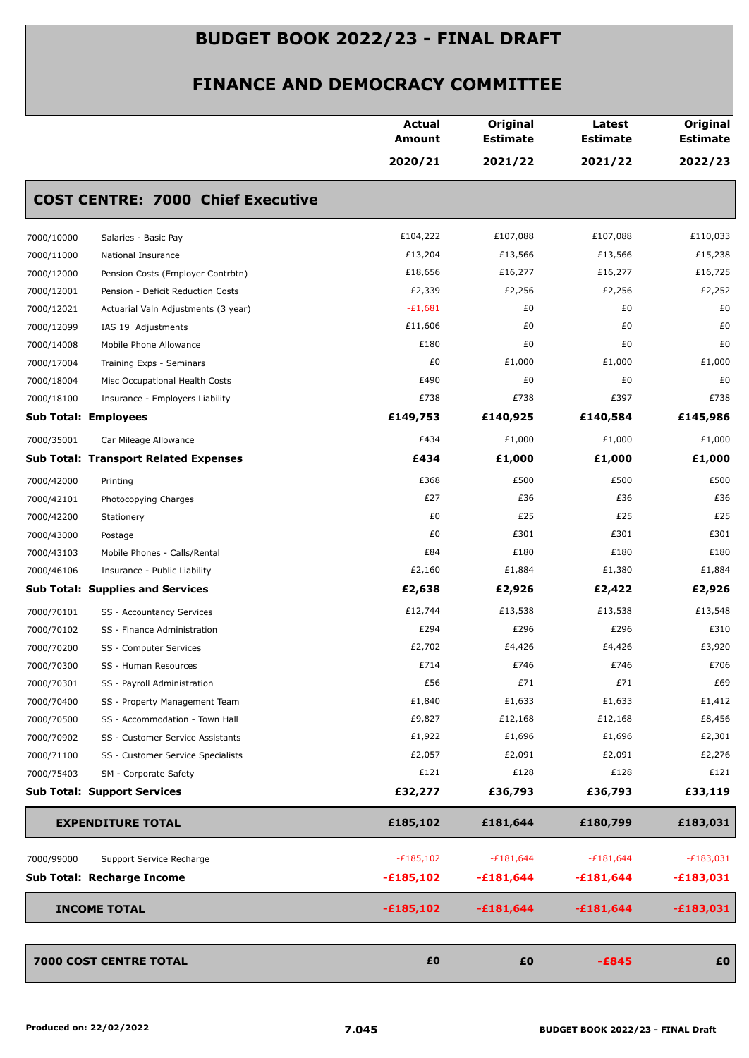# BUDGET BOOK 2022/23 - FINAL DRAFT

## FINANCE AND DEMOCRACY COMMITTEE

| | | Actual Amount 2020/21 | Original Estimate 2021/22 | Latest Estimate 2021/22 | Original Estimate 2022/23 |
|---|---|---|---|---|---|
| **COST CENTRE: 7000 Chief Executive** | | | | | |
| 7000/10000 | Salaries - Basic Pay | £104,222 | £107,088 | £107,088 | £110,033 |
| 7000/11000 | National Insurance | £13,204 | £13,566 | £13,566 | £15,238 |
| 7000/12000 | Pension Costs (Employer Contrbtn) | £18,656 | £16,277 | £16,277 | £16,725 |
| 7000/12001 | Pension - Deficit Reduction Costs | £2,339 | £2,256 | £2,256 | £2,252 |
| 7000/12021 | Actuarial Valn Adjustments (3 year) | -£1,681 | £0 | £0 | £0 |
| 7000/12099 | IAS 19 Adjustments | £11,606 | £0 | £0 | £0 |
| 7000/14008 | Mobile Phone Allowance | £180 | £0 | £0 | £0 |
| 7000/17004 | Training Exps - Seminars | £0 | £1,000 | £1,000 | £1,000 |
| 7000/18004 | Misc Occupational Health Costs | £490 | £0 | £0 | £0 |
| 7000/18100 | Insurance - Employers Liability | £738 | £738 | £397 | £738 |
| **Sub Total: Employees** | | **£149,753** | **£140,925** | **£140,584** | **£145,986** |
| 7000/35001 | Car Mileage Allowance | £434 | £1,000 | £1,000 | £1,000 |
| **Sub Total: Transport Related Expenses** | | **£434** | **£1,000** | **£1,000** | **£1,000** |
| 7000/42000 | Printing | £368 | £500 | £500 | £500 |
| 7000/42101 | Photocopying Charges | £27 | £36 | £36 | £36 |
| 7000/42200 | Stationery | £0 | £25 | £25 | £25 |
| 7000/43000 | Postage | £0 | £301 | £301 | £301 |
| 7000/43103 | Mobile Phones - Calls/Rental | £84 | £180 | £180 | £180 |
| 7000/46106 | Insurance - Public Liability | £2,160 | £1,884 | £1,380 | £1,884 |
| **Sub Total: Supplies and Services** | | **£2,638** | **£2,926** | **£2,422** | **£2,926** |
| 7000/70101 | SS - Accountancy Services | £12,744 | £13,538 | £13,538 | £13,548 |
| 7000/70102 | SS - Finance Administration | £294 | £296 | £296 | £310 |
| 7000/70200 | SS - Computer Services | £2,702 | £4,426 | £4,426 | £3,920 |
| 7000/70300 | SS - Human Resources | £714 | £746 | £746 | £706 |
| 7000/70301 | SS - Payroll Administration | £56 | £71 | £71 | £69 |
| 7000/70400 | SS - Property Management Team | £1,840 | £1,633 | £1,633 | £1,412 |
| 7000/70500 | SS - Accommodation - Town Hall | £9,827 | £12,168 | £12,168 | £8,456 |
| 7000/70902 | SS - Customer Service Assistants | £1,922 | £1,696 | £1,696 | £2,301 |
| 7000/71100 | SS - Customer Service Specialists | £2,057 | £2,091 | £2,091 | £2,276 |
| 7000/75403 | SM - Corporate Safety | £121 | £128 | £128 | £121 |
| **Sub Total: Support Services** | | **£32,277** | **£36,793** | **£36,793** | **£33,119** |
| **EXPENDITURE TOTAL** | | **£185,102** | **£181,644** | **£180,799** | **£183,031** |
| 7000/99000 | Support Service Recharge | -£185,102 | -£181,644 | -£181,644 | -£183,031 |
| **Sub Total: Recharge Income** | | **-£185,102** | **-£181,644** | **-£181,644** | **-£183,031** |
| **INCOME TOTAL** | | **-£185,102** | **-£181,644** | **-£181,644** | **-£183,031** |
| **7000 COST CENTRE TOTAL** | | **£0** | **£0** | **-£845** | **£0** |

Produced on: 22/02/2022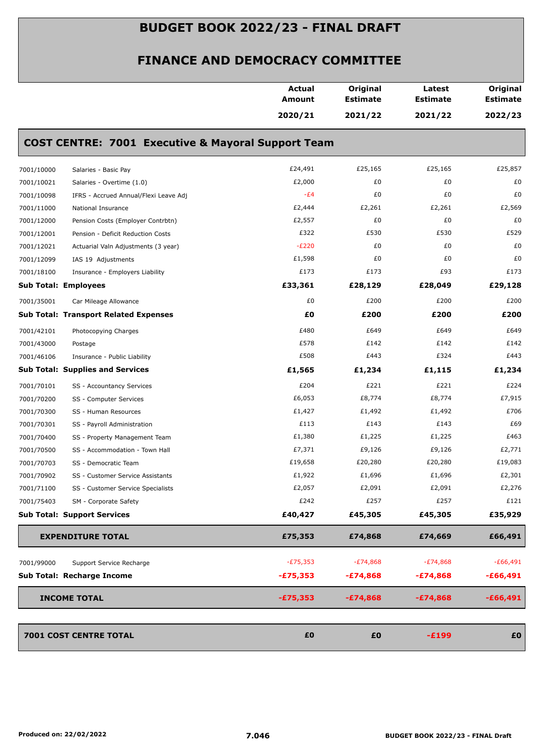# BUDGET BOOK 2022/23 - FINAL DRAFT

## FINANCE AND DEMOCRACY COMMITTEE

| | | Actual Amount 2020/21 | Original Estimate 2021/22 | Latest Estimate 2021/22 | Original Estimate 2022/23 |
|---|---|---|---|---|---|
| **COST CENTRE: 7001 Executive & Mayoral Support Team** | | | | | |
| 7001/10000 | Salaries - Basic Pay | £24,491 | £25,165 | £25,165 | £25,857 |
| 7001/10021 | Salaries - Overtime (1.0) | £2,000 | £0 | £0 | £0 |
| 7001/10098 | IFRS - Accrued Annual/Flexi Leave Adj | -£4 | £0 | £0 | £0 |
| 7001/11000 | National Insurance | £2,444 | £2,261 | £2,261 | £2,569 |
| 7001/12000 | Pension Costs (Employer Contrbtn) | £2,557 | £0 | £0 | £0 |
| 7001/12001 | Pension - Deficit Reduction Costs | £322 | £530 | £530 | £529 |
| 7001/12021 | Actuarial Valn Adjustments (3 year) | -£220 | £0 | £0 | £0 |
| 7001/12099 | IAS 19 Adjustments | £1,598 | £0 | £0 | £0 |
| 7001/18100 | Insurance - Employers Liability | £173 | £173 | £93 | £173 |
| **Sub Total: Employees** | | **£33,361** | **£28,129** | **£28,049** | **£29,128** |
| 7001/35001 | Car Mileage Allowance | £0 | £200 | £200 | £200 |
| **Sub Total: Transport Related Expenses** | | **£0** | **£200** | **£200** | **£200** |
| 7001/42101 | Photocopying Charges | £480 | £649 | £649 | £649 |
| 7001/43000 | Postage | £578 | £142 | £142 | £142 |
| 7001/46106 | Insurance - Public Liability | £508 | £443 | £324 | £443 |
| **Sub Total: Supplies and Services** | | **£1,565** | **£1,234** | **£1,115** | **£1,234** |
| 7001/70101 | SS - Accountancy Services | £204 | £221 | £221 | £224 |
| 7001/70200 | SS - Computer Services | £6,053 | £8,774 | £8,774 | £7,915 |
| 7001/70300 | SS - Human Resources | £1,427 | £1,492 | £1,492 | £706 |
| 7001/70301 | SS - Payroll Administration | £113 | £143 | £143 | £69 |
| 7001/70400 | SS - Property Management Team | £1,380 | £1,225 | £1,225 | £463 |
| 7001/70500 | SS - Accommodation - Town Hall | £7,371 | £9,126 | £9,126 | £2,771 |
| 7001/70703 | SS - Democratic Team | £19,658 | £20,280 | £20,280 | £19,083 |
| 7001/70902 | SS - Customer Service Assistants | £1,922 | £1,696 | £1,696 | £2,301 |
| 7001/71100 | SS - Customer Service Specialists | £2,057 | £2,091 | £2,091 | £2,276 |
| 7001/75403 | SM - Corporate Safety | £242 | £257 | £257 | £121 |
| **Sub Total: Support Services** | | **£40,427** | **£45,305** | **£45,305** | **£35,929** |
| **EXPENDITURE TOTAL** | | **£75,353** | **£74,868** | **£74,669** | **£66,491** |
| 7001/99000 | Support Service Recharge | -£75,353 | -£74,868 | -£74,868 | -£66,491 |
| **Sub Total: Recharge Income** | | **-£75,353** | **-£74,868** | **-£74,868** | **-£66,491** |
| **INCOME TOTAL** | | **-£75,353** | **-£74,868** | **-£74,868** | **-£66,491** |
| **7001 COST CENTRE TOTAL** | | **£0** | **£0** | **-£199** | **£0** |

Produced on: 22/02/2022

7.046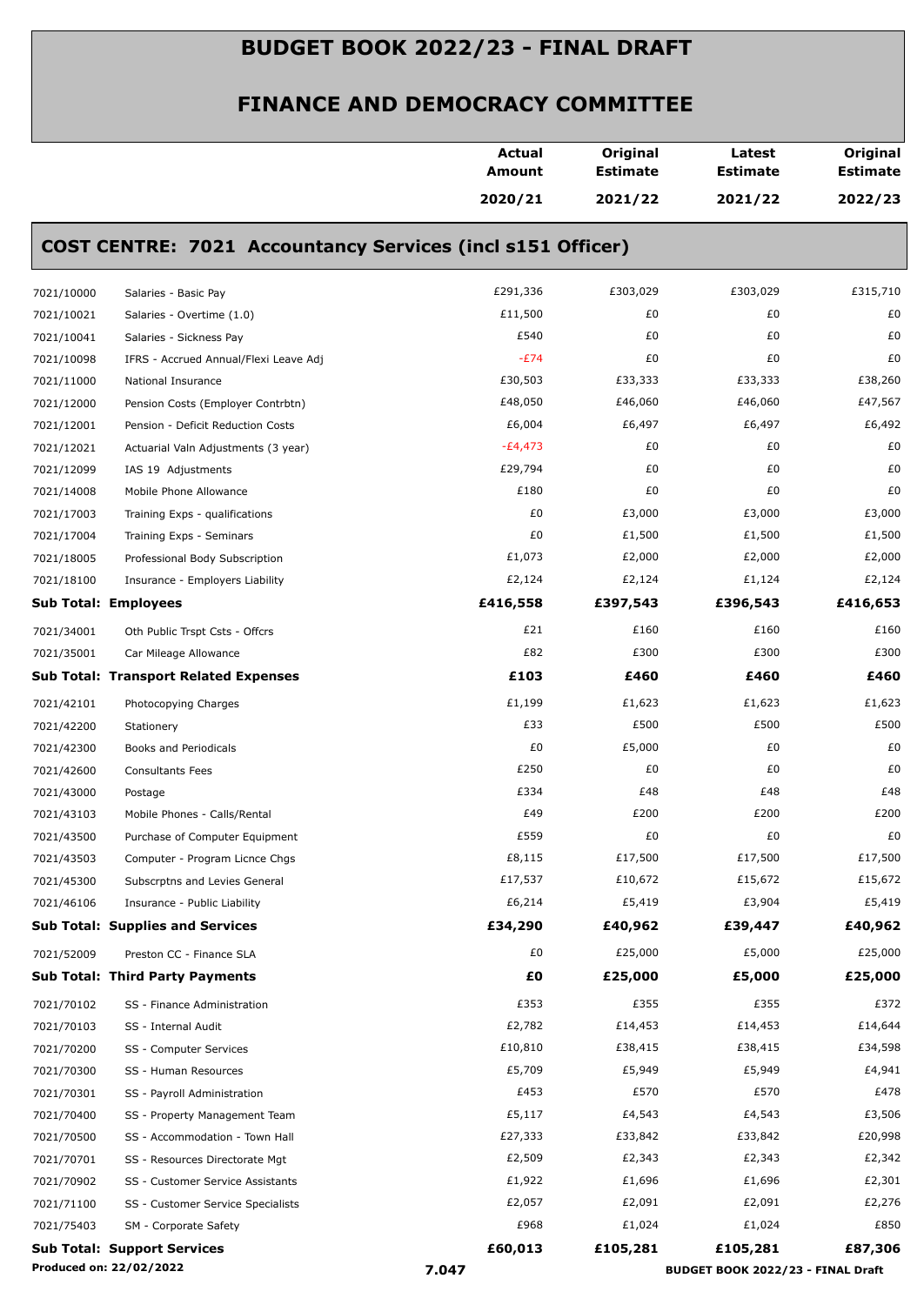# BUDGET BOOK 2022/23 - FINAL DRAFT

## FINANCE AND DEMOCRACY COMMITTEE

### COST CENTRE: 7021 Accountancy Services (incl s151 Officer)

| | | Actual Amount 2020/21 | Original Estimate 2021/22 | Latest Estimate 2021/22 | Original Estimate 2022/23 |
|---|---|---|---|---|---|
| 7021/10000 | Salaries - Basic Pay | £291,336 | £303,029 | £303,029 | £315,710 |
| 7021/10021 | Salaries - Overtime (1.0) | £11,500 | £0 | £0 | £0 |
| 7021/10041 | Salaries - Sickness Pay | £540 | £0 | £0 | £0 |
| 7021/10098 | IFRS - Accrued Annual/Flexi Leave Adj | -£74 | £0 | £0 | £0 |
| 7021/11000 | National Insurance | £30,503 | £33,333 | £33,333 | £38,260 |
| 7021/12000 | Pension Costs (Employer Contrbtn) | £48,050 | £46,060 | £46,060 | £47,567 |
| 7021/12001 | Pension - Deficit Reduction Costs | £6,004 | £6,497 | £6,497 | £6,492 |
| 7021/12021 | Actuarial Valn Adjustments (3 year) | -£4,473 | £0 | £0 | £0 |
| 7021/12099 | IAS 19 Adjustments | £29,794 | £0 | £0 | £0 |
| 7021/14008 | Mobile Phone Allowance | £180 | £0 | £0 | £0 |
| 7021/17003 | Training Exps - qualifications | £0 | £3,000 | £3,000 | £3,000 |
| 7021/17004 | Training Exps - Seminars | £0 | £1,500 | £1,500 | £1,500 |
| 7021/18005 | Professional Body Subscription | £1,073 | £2,000 | £2,000 | £2,000 |
| 7021/18100 | Insurance - Employers Liability | £2,124 | £2,124 | £1,124 | £2,124 |
| **Sub Total: Employees** | | **£416,558** | **£397,543** | **£396,543** | **£416,653** |
| 7021/34001 | Oth Public Trspt Csts - Offcrs | £21 | £160 | £160 | £160 |
| 7021/35001 | Car Mileage Allowance | £82 | £300 | £300 | £300 |
| **Sub Total: Transport Related Expenses** | | **£103** | **£460** | **£460** | **£460** |
| 7021/42101 | Photocopying Charges | £1,199 | £1,623 | £1,623 | £1,623 |
| 7021/42200 | Stationery | £33 | £500 | £500 | £500 |
| 7021/42300 | Books and Periodicals | £0 | £5,000 | £0 | £0 |
| 7021/42600 | Consultants Fees | £250 | £0 | £0 | £0 |
| 7021/43000 | Postage | £334 | £48 | £48 | £48 |
| 7021/43103 | Mobile Phones - Calls/Rental | £49 | £200 | £200 | £200 |
| 7021/43500 | Purchase of Computer Equipment | £559 | £0 | £0 | £0 |
| 7021/43503 | Computer - Program Licnce Chgs | £8,115 | £17,500 | £17,500 | £17,500 |
| 7021/45300 | Subscrptns and Levies General | £17,537 | £10,672 | £15,672 | £15,672 |
| 7021/46106 | Insurance - Public Liability | £6,214 | £5,419 | £3,904 | £5,419 |
| **Sub Total: Supplies and Services** | | **£34,290** | **£40,962** | **£39,447** | **£40,962** |
| 7021/52009 | Preston CC - Finance SLA | £0 | £25,000 | £5,000 | £25,000 |
| **Sub Total: Third Party Payments** | | **£0** | **£25,000** | **£5,000** | **£25,000** |
| 7021/70102 | SS - Finance Administration | £353 | £355 | £355 | £372 |
| 7021/70103 | SS - Internal Audit | £2,782 | £14,453 | £14,453 | £14,644 |
| 7021/70200 | SS - Computer Services | £10,810 | £38,415 | £38,415 | £34,598 |
| 7021/70300 | SS - Human Resources | £5,709 | £5,949 | £5,949 | £4,941 |
| 7021/70301 | SS - Payroll Administration | £453 | £570 | £570 | £478 |
| 7021/70400 | SS - Property Management Team | £5,117 | £4,543 | £4,543 | £3,506 |
| 7021/70500 | SS - Accommodation - Town Hall | £27,333 | £33,842 | £33,842 | £20,998 |
| 7021/70701 | SS - Resources Directorate Mgt | £2,509 | £2,343 | £2,343 | £2,342 |
| 7021/70902 | SS - Customer Service Assistants | £1,922 | £1,696 | £1,696 | £2,301 |
| 7021/71100 | SS - Customer Service Specialists | £2,057 | £2,091 | £2,091 | £2,276 |
| 7021/75403 | SM - Corporate Safety | £968 | £1,024 | £1,024 | £850 |
| **Sub Total: Support Services** | | **£60,013** | **£105,281** | **£105,281** | **£87,306** |

**Produced on: 22/02/2022**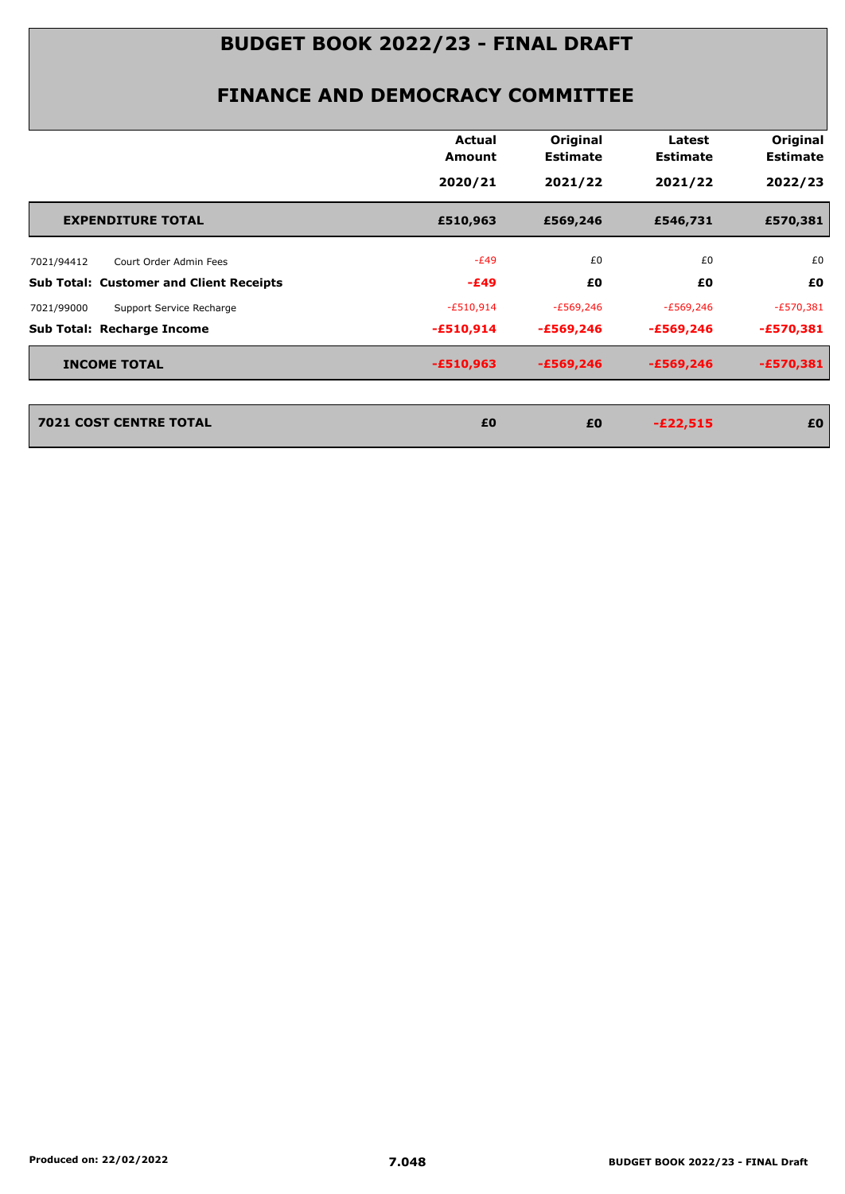# BUDGET BOOK 2022/23 - FINAL DRAFT

## FINANCE AND DEMOCRACY COMMITTEE

| | Actual Amount 2020/21 | Original Estimate 2021/22 | Latest Estimate 2021/22 | Original Estimate 2022/23 |
|---|---|---|---|---|
| **EXPENDITURE TOTAL** | **£510,963** | **£569,246** | **£546,731** | **£570,381** |
| 7021/94412 Court Order Admin Fees | -£49 | £0 | £0 | £0 |
| **Sub Total: Customer and Client Receipts** | **-£49** | **£0** | **£0** | **£0** |
| 7021/99000 Support Service Recharge | -£510,914 | -£569,246 | -£569,246 | -£570,381 |
| **Sub Total: Recharge Income** | **-£510,914** | **-£569,246** | **-£569,246** | **-£570,381** |
| **INCOME TOTAL** | **-£510,963** | **-£569,246** | **-£569,246** | **-£570,381** |
| **7021 COST CENTRE TOTAL** | **£0** | **£0** | **-£22,515** | **£0** |

Produced on: 22/02/2022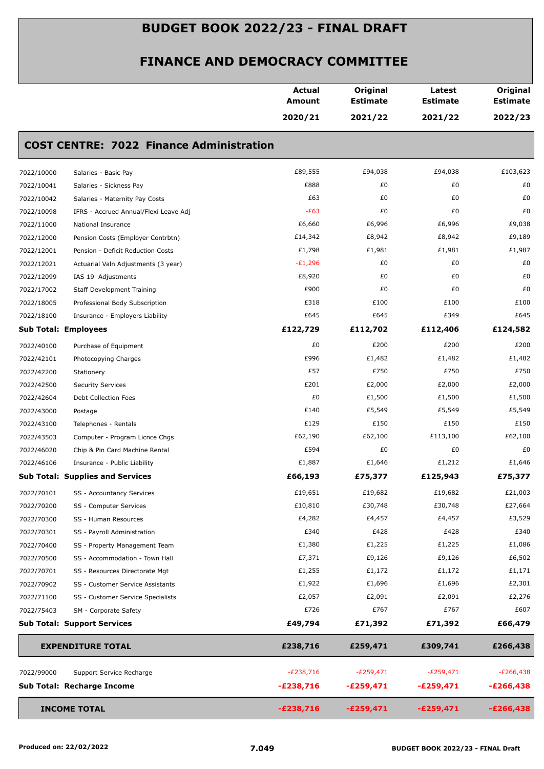# BUDGET BOOK 2022/23 - FINAL DRAFT

## FINANCE AND DEMOCRACY COMMITTEE

| | | Actual Amount 2020/21 | Original Estimate 2021/22 | Latest Estimate 2021/22 | Original Estimate 2022/23 |
|---|---|---|---|---|---|
| **COST CENTRE: 7022 Finance Administration** | | | | | |
| 7022/10000 | Salaries - Basic Pay | £89,555 | £94,038 | £94,038 | £103,623 |
| 7022/10041 | Salaries - Sickness Pay | £888 | £0 | £0 | £0 |
| 7022/10042 | Salaries - Maternity Pay Costs | £63 | £0 | £0 | £0 |
| 7022/10098 | IFRS - Accrued Annual/Flexi Leave Adj | -£63 | £0 | £0 | £0 |
| 7022/11000 | National Insurance | £6,660 | £6,996 | £6,996 | £9,038 |
| 7022/12000 | Pension Costs (Employer Contrbtn) | £14,342 | £8,942 | £8,942 | £9,189 |
| 7022/12001 | Pension - Deficit Reduction Costs | £1,798 | £1,981 | £1,981 | £1,987 |
| 7022/12021 | Actuarial Valn Adjustments (3 year) | -£1,296 | £0 | £0 | £0 |
| 7022/12099 | IAS 19 Adjustments | £8,920 | £0 | £0 | £0 |
| 7022/17002 | Staff Development Training | £900 | £0 | £0 | £0 |
| 7022/18005 | Professional Body Subscription | £318 | £100 | £100 | £100 |
| 7022/18100 | Insurance - Employers Liability | £645 | £645 | £349 | £645 |
| **Sub Total: Employees** | | **£122,729** | **£112,702** | **£112,406** | **£124,582** |
| 7022/40100 | Purchase of Equipment | £0 | £200 | £200 | £200 |
| 7022/42101 | Photocopying Charges | £996 | £1,482 | £1,482 | £1,482 |
| 7022/42200 | Stationery | £57 | £750 | £750 | £750 |
| 7022/42500 | Security Services | £201 | £2,000 | £2,000 | £2,000 |
| 7022/42604 | Debt Collection Fees | £0 | £1,500 | £1,500 | £1,500 |
| 7022/43000 | Postage | £140 | £5,549 | £5,549 | £5,549 |
| 7022/43100 | Telephones - Rentals | £129 | £150 | £150 | £150 |
| 7022/43503 | Computer - Program Licnce Chgs | £62,190 | £62,100 | £113,100 | £62,100 |
| 7022/46020 | Chip & Pin Card Machine Rental | £594 | £0 | £0 | £0 |
| 7022/46106 | Insurance - Public Liability | £1,887 | £1,646 | £1,212 | £1,646 |
| **Sub Total: Supplies and Services** | | **£66,193** | **£75,377** | **£125,943** | **£75,377** |
| 7022/70101 | SS - Accountancy Services | £19,651 | £19,682 | £19,682 | £21,003 |
| 7022/70200 | SS - Computer Services | £10,810 | £30,748 | £30,748 | £27,664 |
| 7022/70300 | SS - Human Resources | £4,282 | £4,457 | £4,457 | £3,529 |
| 7022/70301 | SS - Payroll Administration | £340 | £428 | £428 | £340 |
| 7022/70400 | SS - Property Management Team | £1,380 | £1,225 | £1,225 | £1,086 |
| 7022/70500 | SS - Accommodation - Town Hall | £7,371 | £9,126 | £9,126 | £6,502 |
| 7022/70701 | SS - Resources Directorate Mgt | £1,255 | £1,172 | £1,172 | £1,171 |
| 7022/70902 | SS - Customer Service Assistants | £1,922 | £1,696 | £1,696 | £2,301 |
| 7022/71100 | SS - Customer Service Specialists | £2,057 | £2,091 | £2,091 | £2,276 |
| 7022/75403 | SM - Corporate Safety | £726 | £767 | £767 | £607 |
| **Sub Total: Support Services** | | **£49,794** | **£71,392** | **£71,392** | **£66,479** |
| **EXPENDITURE TOTAL** | | **£238,716** | **£259,471** | **£309,741** | **£266,438** |
| 7022/99000 | Support Service Recharge | -£238,716 | -£259,471 | -£259,471 | -£266,438 |
| **Sub Total: Recharge Income** | | **-£238,716** | **-£259,471** | **-£259,471** | **-£266,438** |
| **INCOME TOTAL** | | **-£238,716** | **-£259,471** | **-£259,471** | **-£266,438** |

Produced on: 22/02/2022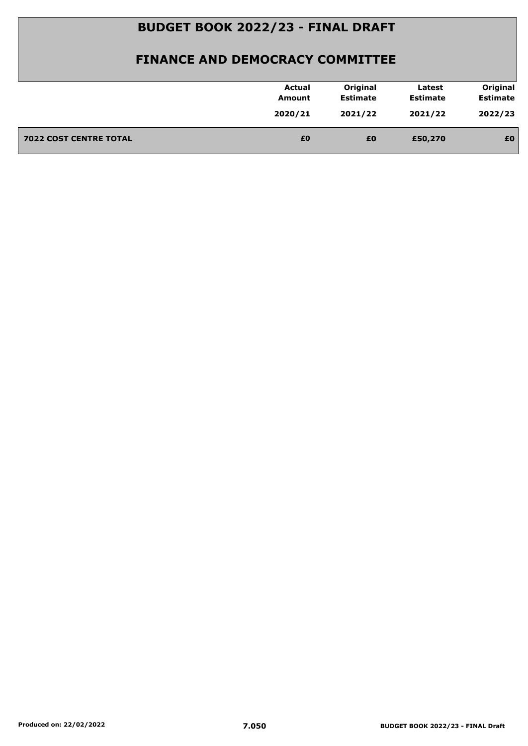# BUDGET BOOK 2022/23 - FINAL DRAFT

## FINANCE AND DEMOCRACY COMMITTEE

| | Actual Amount 2020/21 | Original Estimate 2021/22 | Latest Estimate 2021/22 | Original Estimate 2022/23 |
|---|---|---|---|---|
| **7022 COST CENTRE TOTAL** | **£0** | **£0** | **£50,270** | **£0** |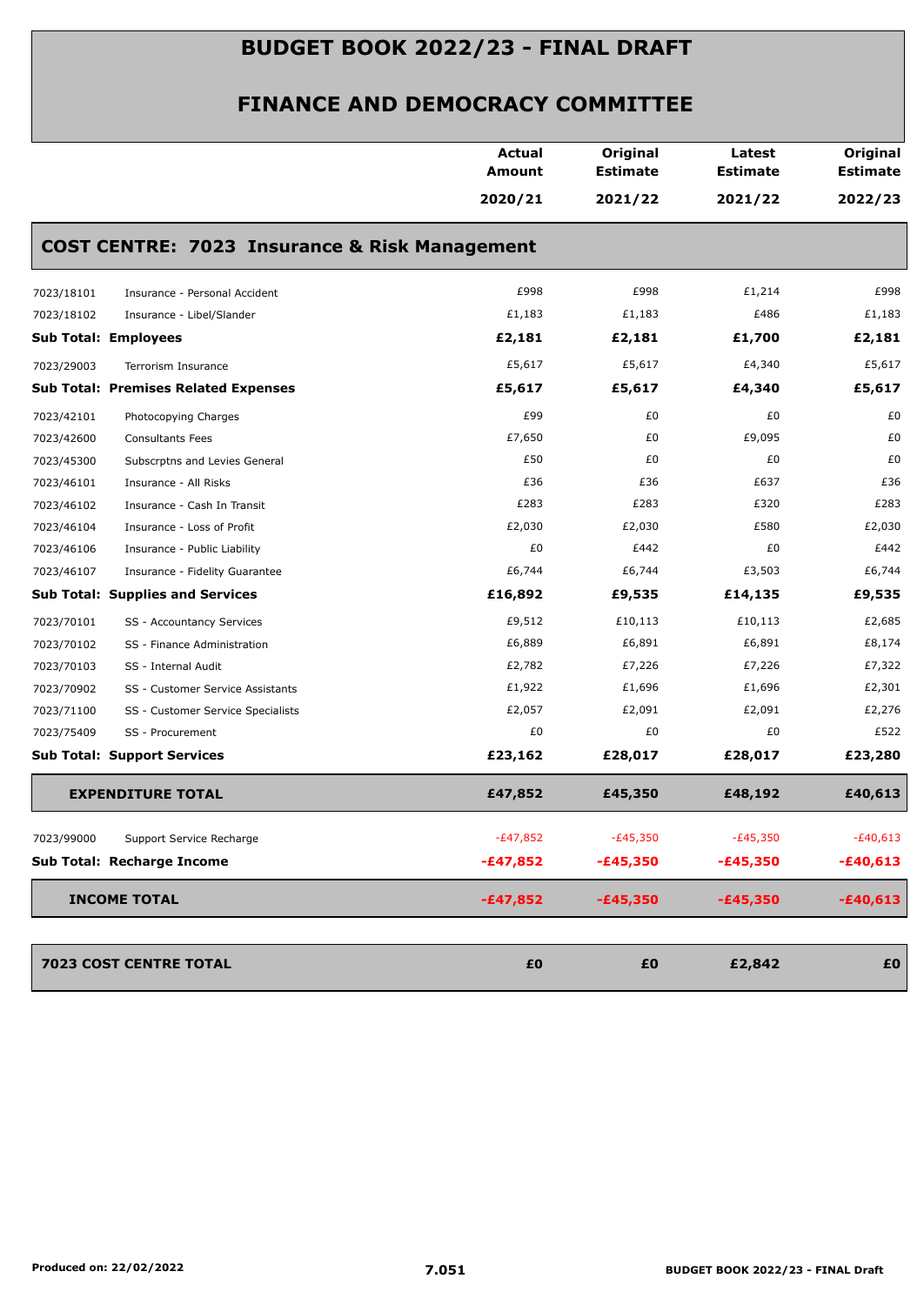# BUDGET BOOK 2022/23 - FINAL DRAFT

## FINANCE AND DEMOCRACY COMMITTEE

| | | Actual Amount 2020/21 | Original Estimate 2021/22 | Latest Estimate 2021/22 | Original Estimate 2022/23 |
|---|---|---|---|---|---|
| **COST CENTRE: 7023 Insurance & Risk Management** | | | | | |
| 7023/18101 | Insurance - Personal Accident | £998 | £998 | £1,214 | £998 |
| 7023/18102 | Insurance - Libel/Slander | £1,183 | £1,183 | £486 | £1,183 |
| **Sub Total: Employees** | | **£2,181** | **£2,181** | **£1,700** | **£2,181** |
| 7023/29003 | Terrorism Insurance | £5,617 | £5,617 | £4,340 | £5,617 |
| **Sub Total: Premises Related Expenses** | | **£5,617** | **£5,617** | **£4,340** | **£5,617** |
| 7023/42101 | Photocopying Charges | £99 | £0 | £0 | £0 |
| 7023/42600 | Consultants Fees | £7,650 | £0 | £9,095 | £0 |
| 7023/45300 | Subscrptns and Levies General | £50 | £0 | £0 | £0 |
| 7023/46101 | Insurance - All Risks | £36 | £36 | £637 | £36 |
| 7023/46102 | Insurance - Cash In Transit | £283 | £283 | £320 | £283 |
| 7023/46104 | Insurance - Loss of Profit | £2,030 | £2,030 | £580 | £2,030 |
| 7023/46106 | Insurance - Public Liability | £0 | £442 | £0 | £442 |
| 7023/46107 | Insurance - Fidelity Guarantee | £6,744 | £6,744 | £3,503 | £6,744 |
| **Sub Total: Supplies and Services** | | **£16,892** | **£9,535** | **£14,135** | **£9,535** |
| 7023/70101 | SS - Accountancy Services | £9,512 | £10,113 | £10,113 | £2,685 |
| 7023/70102 | SS - Finance Administration | £6,889 | £6,891 | £6,891 | £8,174 |
| 7023/70103 | SS - Internal Audit | £2,782 | £7,226 | £7,226 | £7,322 |
| 7023/70902 | SS - Customer Service Assistants | £1,922 | £1,696 | £1,696 | £2,301 |
| 7023/71100 | SS - Customer Service Specialists | £2,057 | £2,091 | £2,091 | £2,276 |
| 7023/75409 | SS - Procurement | £0 | £0 | £0 | £522 |
| **Sub Total: Support Services** | | **£23,162** | **£28,017** | **£28,017** | **£23,280** |
| **EXPENDITURE TOTAL** | | **£47,852** | **£45,350** | **£48,192** | **£40,613** |
| 7023/99000 | Support Service Recharge | -£47,852 | -£45,350 | -£45,350 | -£40,613 |
| **Sub Total: Recharge Income** | | **-£47,852** | **-£45,350** | **-£45,350** | **-£40,613** |
| **INCOME TOTAL** | | **-£47,852** | **-£45,350** | **-£45,350** | **-£40,613** |
| **7023 COST CENTRE TOTAL** | | **£0** | **£0** | **£2,842** | **£0** |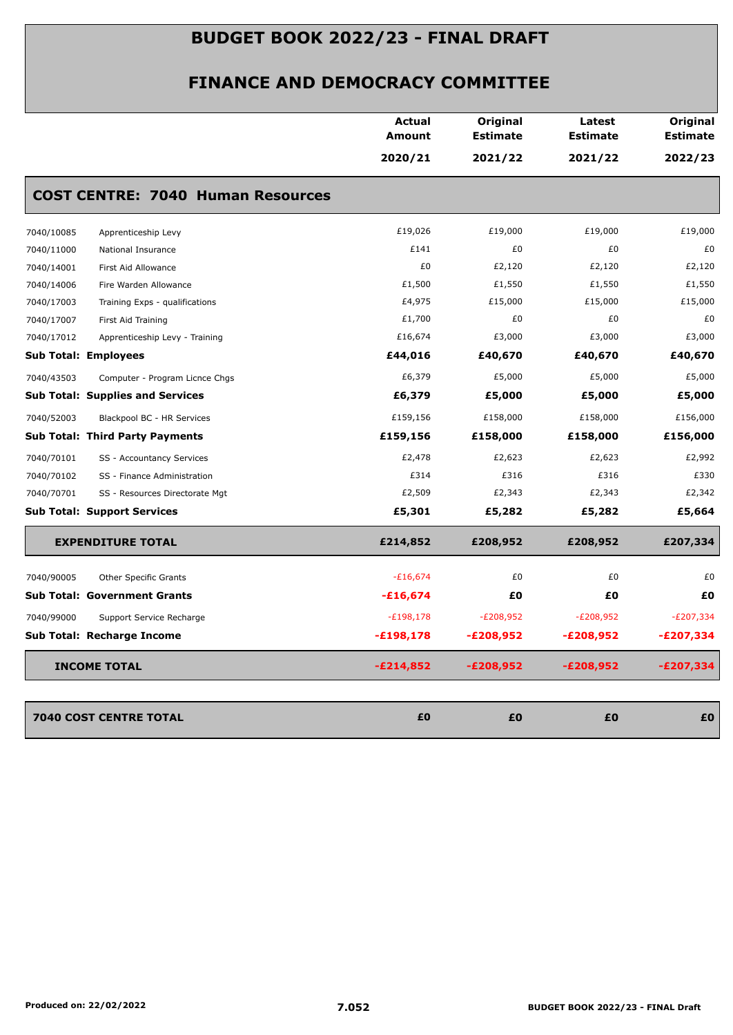# BUDGET BOOK 2022/23 - FINAL DRAFT

## FINANCE AND DEMOCRACY COMMITTEE

| | | Actual Amount 2020/21 | Original Estimate 2021/22 | Latest Estimate 2021/22 | Original Estimate 2022/23 |
|---|---|---|---|---|---|
| **COST CENTRE: 7040 Human Resources** | | | | | |
| 7040/10085 | Apprenticeship Levy | £19,026 | £19,000 | £19,000 | £19,000 |
| 7040/11000 | National Insurance | £141 | £0 | £0 | £0 |
| 7040/14001 | First Aid Allowance | £0 | £2,120 | £2,120 | £2,120 |
| 7040/14006 | Fire Warden Allowance | £1,500 | £1,550 | £1,550 | £1,550 |
| 7040/17003 | Training Exps - qualifications | £4,975 | £15,000 | £15,000 | £15,000 |
| 7040/17007 | First Aid Training | £1,700 | £0 | £0 | £0 |
| 7040/17012 | Apprenticeship Levy - Training | £16,674 | £3,000 | £3,000 | £3,000 |
| **Sub Total: Employees** | | **£44,016** | **£40,670** | **£40,670** | **£40,670** |
| 7040/43503 | Computer - Program Licnce Chgs | £6,379 | £5,000 | £5,000 | £5,000 |
| **Sub Total: Supplies and Services** | | **£6,379** | **£5,000** | **£5,000** | **£5,000** |
| 7040/52003 | Blackpool BC - HR Services | £159,156 | £158,000 | £158,000 | £156,000 |
| **Sub Total: Third Party Payments** | | **£159,156** | **£158,000** | **£158,000** | **£156,000** |
| 7040/70101 | SS - Accountancy Services | £2,478 | £2,623 | £2,623 | £2,992 |
| 7040/70102 | SS - Finance Administration | £314 | £316 | £316 | £330 |
| 7040/70701 | SS - Resources Directorate Mgt | £2,509 | £2,343 | £2,343 | £2,342 |
| **Sub Total: Support Services** | | **£5,301** | **£5,282** | **£5,282** | **£5,664** |
| **EXPENDITURE TOTAL** | | **£214,852** | **£208,952** | **£208,952** | **£207,334** |
| 7040/90005 | Other Specific Grants | -£16,674 | £0 | £0 | £0 |
| **Sub Total: Government Grants** | | **-£16,674** | **£0** | **£0** | **£0** |
| 7040/99000 | Support Service Recharge | -£198,178 | -£208,952 | -£208,952 | -£207,334 |
| **Sub Total: Recharge Income** | | **-£198,178** | **-£208,952** | **-£208,952** | **-£207,334** |
| **INCOME TOTAL** | | **-£214,852** | **-£208,952** | **-£208,952** | **-£207,334** |
| **7040 COST CENTRE TOTAL** | | **£0** | **£0** | **£0** | **£0** |

Produced on: 22/02/2022

7.052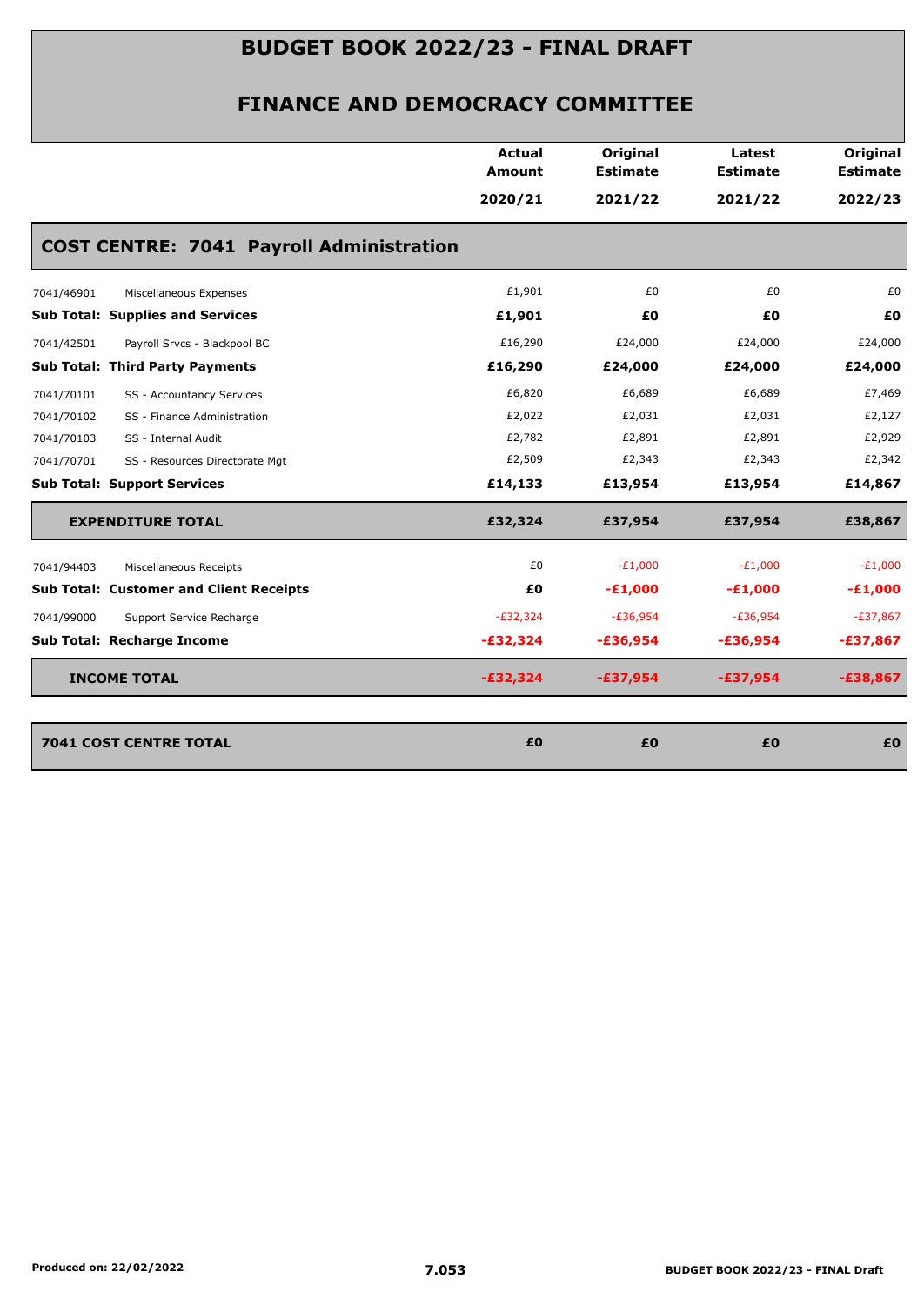# BUDGET BOOK 2022/23 - FINAL DRAFT

## FINANCE AND DEMOCRACY COMMITTEE

| | | Actual Amount 2020/21 | Original Estimate 2021/22 | Latest Estimate 2021/22 | Original Estimate 2022/23 |
|---|---|---|---|---|---|
| **COST CENTRE: 7041 Payroll Administration** | | | | | |
| 7041/46901 | Miscellaneous Expenses | £1,901 | £0 | £0 | £0 |
| **Sub Total: Supplies and Services** | | **£1,901** | **£0** | **£0** | **£0** |
| 7041/42501 | Payroll Srvcs - Blackpool BC | £16,290 | £24,000 | £24,000 | £24,000 |
| **Sub Total: Third Party Payments** | | **£16,290** | **£24,000** | **£24,000** | **£24,000** |
| 7041/70101 | SS - Accountancy Services | £6,820 | £6,689 | £6,689 | £7,469 |
| 7041/70102 | SS - Finance Administration | £2,022 | £2,031 | £2,031 | £2,127 |
| 7041/70103 | SS - Internal Audit | £2,782 | £2,891 | £2,891 | £2,929 |
| 7041/70701 | SS - Resources Directorate Mgt | £2,509 | £2,343 | £2,343 | £2,342 |
| **Sub Total: Support Services** | | **£14,133** | **£13,954** | **£13,954** | **£14,867** |
| **EXPENDITURE TOTAL** | | **£32,324** | **£37,954** | **£37,954** | **£38,867** |
| 7041/94403 | Miscellaneous Receipts | £0 | -£1,000 | -£1,000 | -£1,000 |
| **Sub Total: Customer and Client Receipts** | | **£0** | **-£1,000** | **-£1,000** | **-£1,000** |
| 7041/99000 | Support Service Recharge | -£32,324 | -£36,954 | -£36,954 | -£37,867 |
| **Sub Total: Recharge Income** | | **-£32,324** | **-£36,954** | **-£36,954** | **-£37,867** |
| **INCOME TOTAL** | | **-£32,324** | **-£37,954** | **-£37,954** | **-£38,867** |
| **7041 COST CENTRE TOTAL** | | **£0** | **£0** | **£0** | **£0** |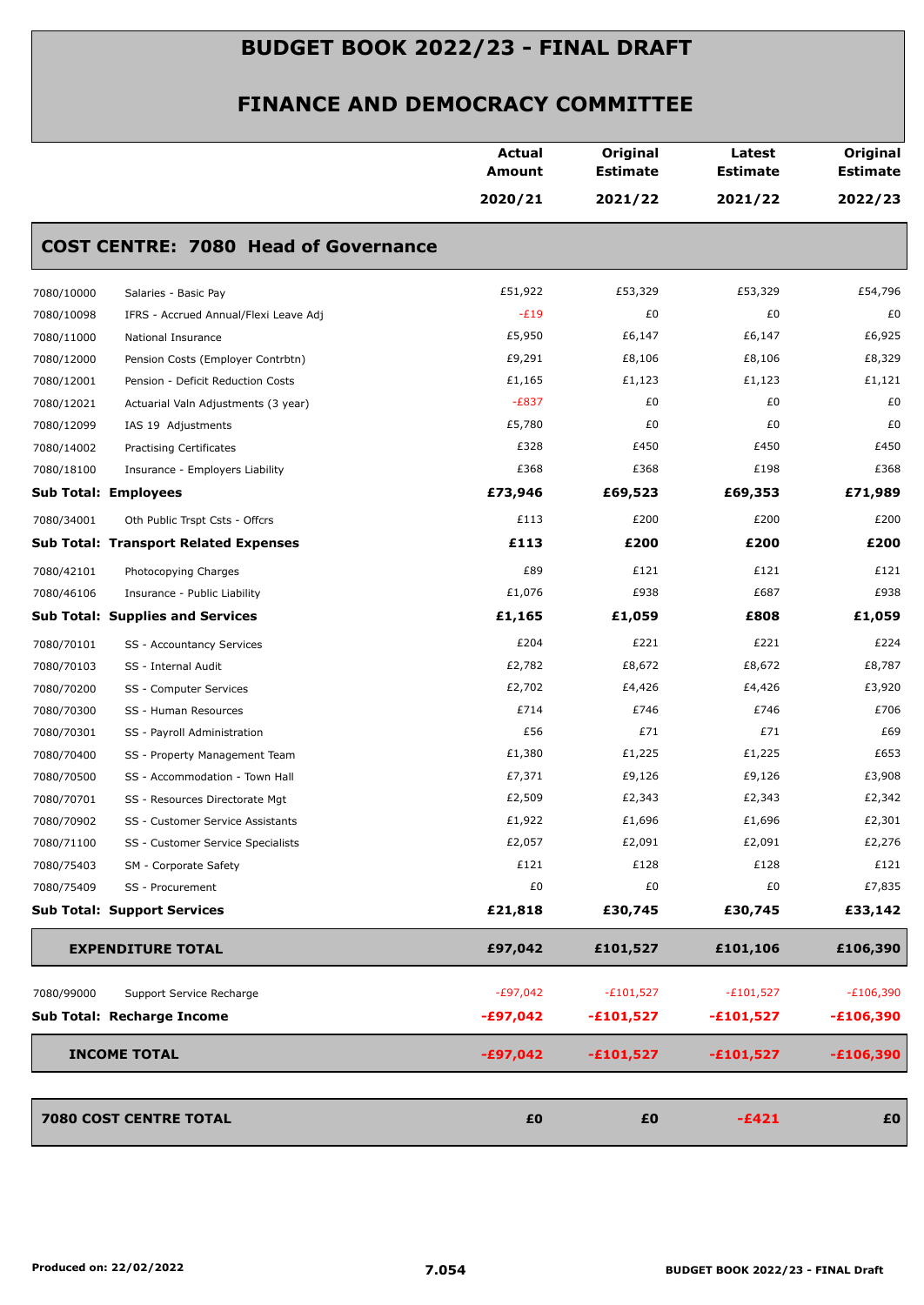# BUDGET BOOK 2022/23 - FINAL DRAFT

## FINANCE AND DEMOCRACY COMMITTEE

| | | Actual Amount 2020/21 | Original Estimate 2021/22 | Latest Estimate 2021/22 | Original Estimate 2022/23 |
|---|---|---|---|---|---|
| **COST CENTRE: 7080 Head of Governance** | | | | | |
| 7080/10000 | Salaries - Basic Pay | £51,922 | £53,329 | £53,329 | £54,796 |
| 7080/10098 | IFRS - Accrued Annual/Flexi Leave Adj | -£19 | £0 | £0 | £0 |
| 7080/11000 | National Insurance | £5,950 | £6,147 | £6,147 | £6,925 |
| 7080/12000 | Pension Costs (Employer Contrbtn) | £9,291 | £8,106 | £8,106 | £8,329 |
| 7080/12001 | Pension - Deficit Reduction Costs | £1,165 | £1,123 | £1,123 | £1,121 |
| 7080/12021 | Actuarial Valn Adjustments (3 year) | -£837 | £0 | £0 | £0 |
| 7080/12099 | IAS 19 Adjustments | £5,780 | £0 | £0 | £0 |
| 7080/14002 | Practising Certificates | £328 | £450 | £450 | £450 |
| 7080/18100 | Insurance - Employers Liability | £368 | £368 | £198 | £368 |
| **Sub Total: Employees** | | **£73,946** | **£69,523** | **£69,353** | **£71,989** |
| 7080/34001 | Oth Public Trspt Csts - Offcrs | £113 | £200 | £200 | £200 |
| **Sub Total: Transport Related Expenses** | | **£113** | **£200** | **£200** | **£200** |
| 7080/42101 | Photocopying Charges | £89 | £121 | £121 | £121 |
| 7080/46106 | Insurance - Public Liability | £1,076 | £938 | £687 | £938 |
| **Sub Total: Supplies and Services** | | **£1,165** | **£1,059** | **£808** | **£1,059** |
| 7080/70101 | SS - Accountancy Services | £204 | £221 | £221 | £224 |
| 7080/70103 | SS - Internal Audit | £2,782 | £8,672 | £8,672 | £8,787 |
| 7080/70200 | SS - Computer Services | £2,702 | £4,426 | £4,426 | £3,920 |
| 7080/70300 | SS - Human Resources | £714 | £746 | £746 | £706 |
| 7080/70301 | SS - Payroll Administration | £56 | £71 | £71 | £69 |
| 7080/70400 | SS - Property Management Team | £1,380 | £1,225 | £1,225 | £653 |
| 7080/70500 | SS - Accommodation - Town Hall | £7,371 | £9,126 | £9,126 | £3,908 |
| 7080/70701 | SS - Resources Directorate Mgt | £2,509 | £2,343 | £2,343 | £2,342 |
| 7080/70902 | SS - Customer Service Assistants | £1,922 | £1,696 | £1,696 | £2,301 |
| 7080/71100 | SS - Customer Service Specialists | £2,057 | £2,091 | £2,091 | £2,276 |
| 7080/75403 | SM - Corporate Safety | £121 | £128 | £128 | £121 |
| 7080/75409 | SS - Procurement | £0 | £0 | £0 | £7,835 |
| **Sub Total: Support Services** | | **£21,818** | **£30,745** | **£30,745** | **£33,142** |
| **EXPENDITURE TOTAL** | | **£97,042** | **£101,527** | **£101,106** | **£106,390** |
| 7080/99000 | Support Service Recharge | -£97,042 | -£101,527 | -£101,527 | -£106,390 |
| **Sub Total: Recharge Income** | | **-£97,042** | **-£101,527** | **-£101,527** | **-£106,390** |
| **INCOME TOTAL** | | **-£97,042** | **-£101,527** | **-£101,527** | **-£106,390** |
| **7080 COST CENTRE TOTAL** | | **£0** | **£0** | **-£421** | **£0** |

Produced on: 22/02/2022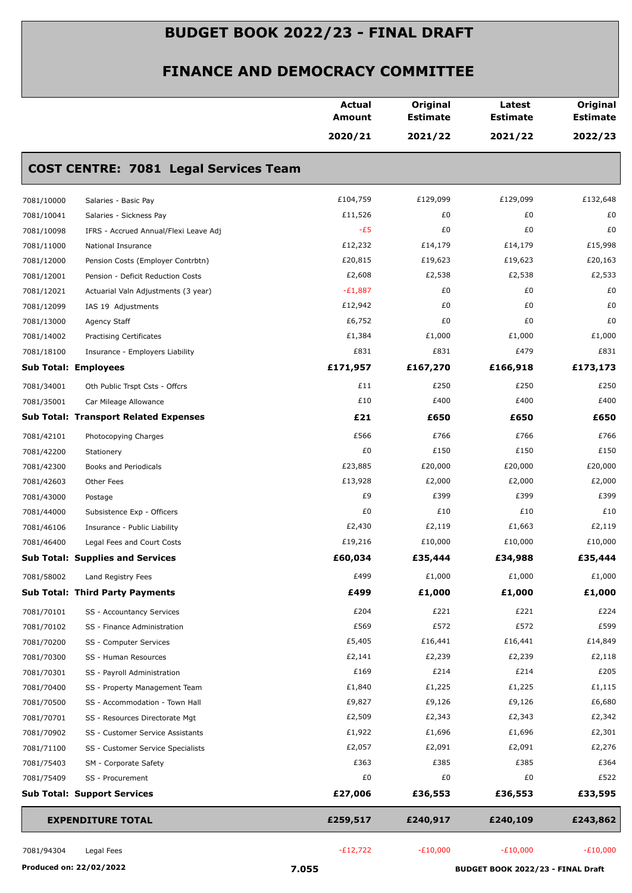# BUDGET BOOK 2022/23 - FINAL DRAFT

## FINANCE AND DEMOCRACY COMMITTEE

| | | Actual Amount 2020/21 | Original Estimate 2021/22 | Latest Estimate 2021/22 | Original Estimate 2022/23 |
|---|---|---|---|---|---|
| **COST CENTRE: 7081 Legal Services Team** | | | | | |
| 7081/10000 | Salaries - Basic Pay | £104,759 | £129,099 | £129,099 | £132,648 |
| 7081/10041 | Salaries - Sickness Pay | £11,526 | £0 | £0 | £0 |
| 7081/10098 | IFRS - Accrued Annual/Flexi Leave Adj | -£5 | £0 | £0 | £0 |
| 7081/11000 | National Insurance | £12,232 | £14,179 | £14,179 | £15,998 |
| 7081/12000 | Pension Costs (Employer Contrbtn) | £20,815 | £19,623 | £19,623 | £20,163 |
| 7081/12001 | Pension - Deficit Reduction Costs | £2,608 | £2,538 | £2,538 | £2,533 |
| 7081/12021 | Actuarial Valn Adjustments (3 year) | -£1,887 | £0 | £0 | £0 |
| 7081/12099 | IAS 19 Adjustments | £12,942 | £0 | £0 | £0 |
| 7081/13000 | Agency Staff | £6,752 | £0 | £0 | £0 |
| 7081/14002 | Practising Certificates | £1,384 | £1,000 | £1,000 | £1,000 |
| 7081/18100 | Insurance - Employers Liability | £831 | £831 | £479 | £831 |
| **Sub Total: Employees** | | **£171,957** | **£167,270** | **£166,918** | **£173,173** |
| 7081/34001 | Oth Public Trspt Csts - Offcrs | £11 | £250 | £250 | £250 |
| 7081/35001 | Car Mileage Allowance | £10 | £400 | £400 | £400 |
| **Sub Total: Transport Related Expenses** | | **£21** | **£650** | **£650** | **£650** |
| 7081/42101 | Photocopying Charges | £566 | £766 | £766 | £766 |
| 7081/42200 | Stationery | £0 | £150 | £150 | £150 |
| 7081/42300 | Books and Periodicals | £23,885 | £20,000 | £20,000 | £20,000 |
| 7081/42603 | Other Fees | £13,928 | £2,000 | £2,000 | £2,000 |
| 7081/43000 | Postage | £9 | £399 | £399 | £399 |
| 7081/44000 | Subsistence Exp - Officers | £0 | £10 | £10 | £10 |
| 7081/46106 | Insurance - Public Liability | £2,430 | £2,119 | £1,663 | £2,119 |
| 7081/46400 | Legal Fees and Court Costs | £19,216 | £10,000 | £10,000 | £10,000 |
| **Sub Total: Supplies and Services** | | **£60,034** | **£35,444** | **£34,988** | **£35,444** |
| 7081/58002 | Land Registry Fees | £499 | £1,000 | £1,000 | £1,000 |
| **Sub Total: Third Party Payments** | | **£499** | **£1,000** | **£1,000** | **£1,000** |
| 7081/70101 | SS - Accountancy Services | £204 | £221 | £221 | £224 |
| 7081/70102 | SS - Finance Administration | £569 | £572 | £572 | £599 |
| 7081/70200 | SS - Computer Services | £5,405 | £16,441 | £16,441 | £14,849 |
| 7081/70300 | SS - Human Resources | £2,141 | £2,239 | £2,239 | £2,118 |
| 7081/70301 | SS - Payroll Administration | £169 | £214 | £214 | £205 |
| 7081/70400 | SS - Property Management Team | £1,840 | £1,225 | £1,225 | £1,115 |
| 7081/70500 | SS - Accommodation - Town Hall | £9,827 | £9,126 | £9,126 | £6,680 |
| 7081/70701 | SS - Resources Directorate Mgt | £2,509 | £2,343 | £2,343 | £2,342 |
| 7081/70902 | SS - Customer Service Assistants | £1,922 | £1,696 | £1,696 | £2,301 |
| 7081/71100 | SS - Customer Service Specialists | £2,057 | £2,091 | £2,091 | £2,276 |
| 7081/75403 | SM - Corporate Safety | £363 | £385 | £385 | £364 |
| 7081/75409 | SS - Procurement | £0 | £0 | £0 | £522 |
| **Sub Total: Support Services** | | **£27,006** | **£36,553** | **£36,553** | **£33,595** |
| **EXPENDITURE TOTAL** | | **£259,517** | **£240,917** | **£240,109** | **£243,862** |
| 7081/94304 | Legal Fees | -£12,722 | -£10,000 | -£10,000 | -£10,000 |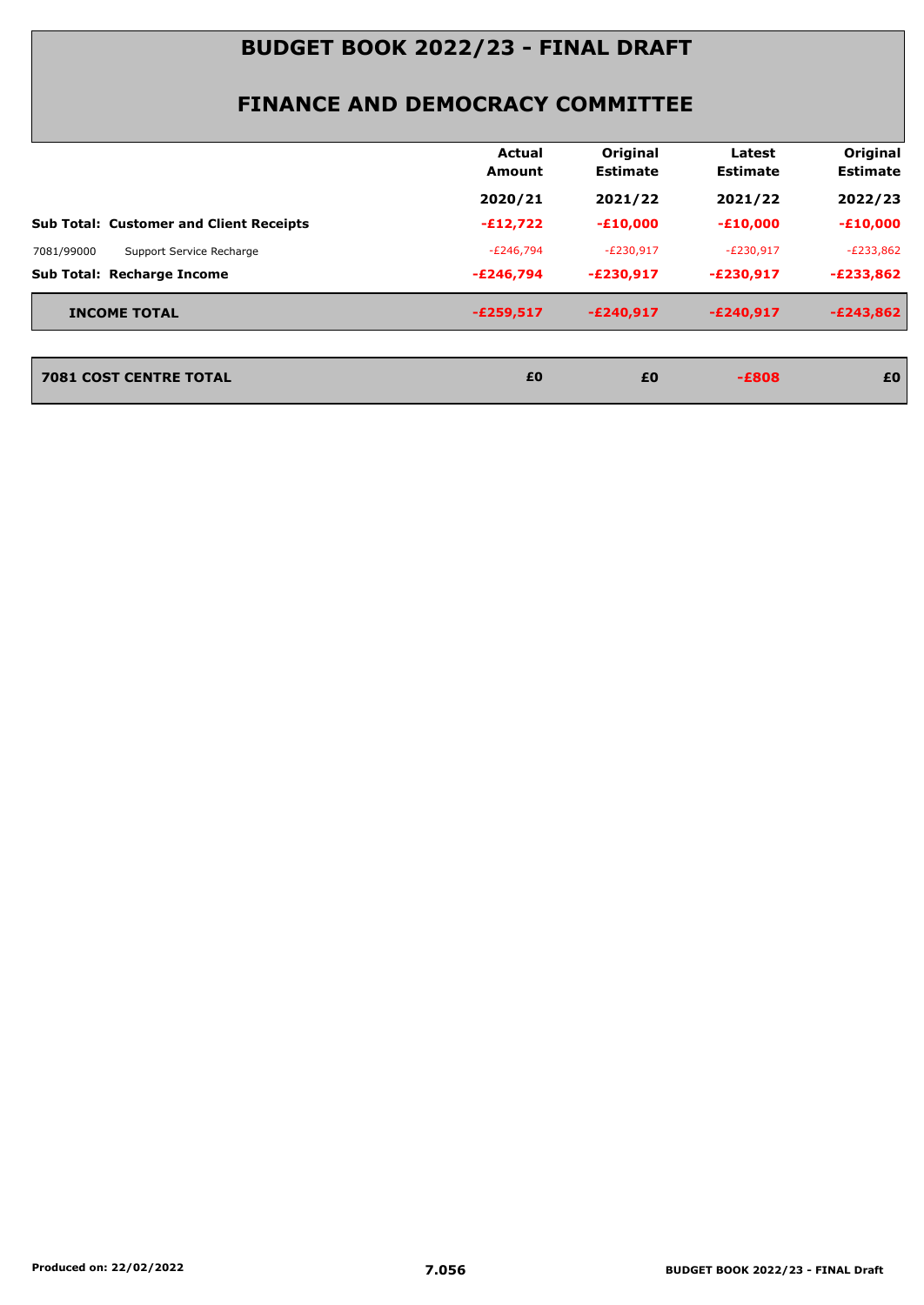# BUDGET BOOK 2022/23 - FINAL DRAFT

## FINANCE AND DEMOCRACY COMMITTEE

| | | Actual Amount | Original Estimate | Latest Estimate | Original Estimate |
|---|---|---|---|---|---|
| | | **2020/21** | **2021/22** | **2021/22** | **2022/23** |
| **Sub Total: Customer and Client Receipts** | | **-£12,722** | **-£10,000** | **-£10,000** | **-£10,000** |
| 7081/99000 | Support Service Recharge | -£246,794 | -£230,917 | -£230,917 | -£233,862 |
| **Sub Total: Recharge Income** | | **-£246,794** | **-£230,917** | **-£230,917** | **-£233,862** |
| **INCOME TOTAL** | | **-£259,517** | **-£240,917** | **-£240,917** | **-£243,862** |
| **7081 COST CENTRE TOTAL** | | **£0** | **£0** | **-£808** | **£0** |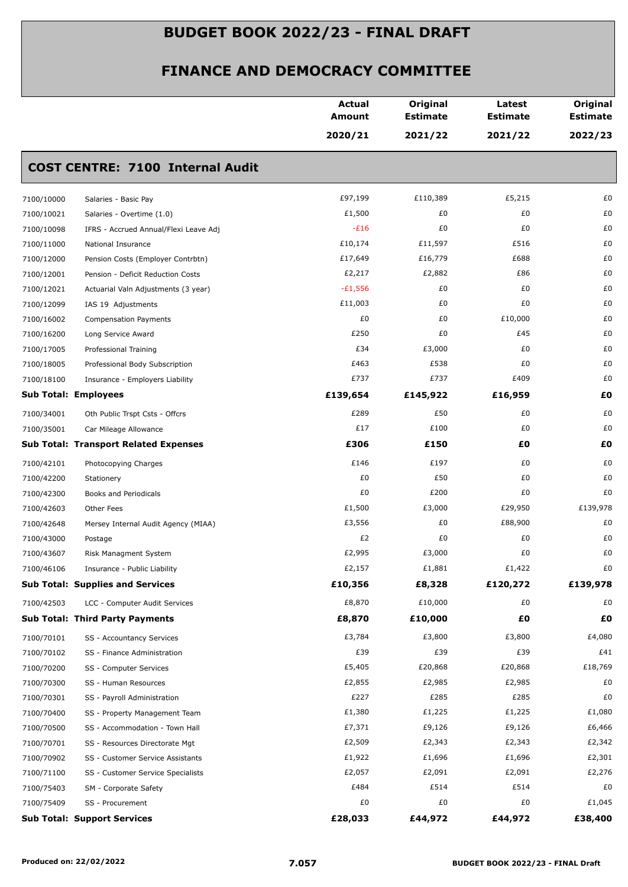# BUDGET BOOK 2022/23 - FINAL DRAFT

## FINANCE AND DEMOCRACY COMMITTEE

| | | Actual Amount 2020/21 | Original Estimate 2021/22 | Latest Estimate 2021/22 | Original Estimate 2022/23 |
|---|---|---|---|---|---|
| **COST CENTRE: 7100 Internal Audit** | | | | | |
| 7100/10000 | Salaries - Basic Pay | £97,199 | £110,389 | £5,215 | £0 |
| 7100/10021 | Salaries - Overtime (1.0) | £1,500 | £0 | £0 | £0 |
| 7100/10098 | IFRS - Accrued Annual/Flexi Leave Adj | -£16 | £0 | £0 | £0 |
| 7100/11000 | National Insurance | £10,174 | £11,597 | £516 | £0 |
| 7100/12000 | Pension Costs (Employer Contrbtn) | £17,649 | £16,779 | £688 | £0 |
| 7100/12001 | Pension - Deficit Reduction Costs | £2,217 | £2,882 | £86 | £0 |
| 7100/12021 | Actuarial Valn Adjustments (3 year) | -£1,556 | £0 | £0 | £0 |
| 7100/12099 | IAS 19 Adjustments | £11,003 | £0 | £0 | £0 |
| 7100/16002 | Compensation Payments | £0 | £0 | £10,000 | £0 |
| 7100/16200 | Long Service Award | £250 | £0 | £45 | £0 |
| 7100/17005 | Professional Training | £34 | £3,000 | £0 | £0 |
| 7100/18005 | Professional Body Subscription | £463 | £538 | £0 | £0 |
| 7100/18100 | Insurance - Employers Liability | £737 | £737 | £409 | £0 |
| **Sub Total: Employees** | | **£139,654** | **£145,922** | **£16,959** | **£0** |
| 7100/34001 | Oth Public Trspt Csts - Offcrs | £289 | £50 | £0 | £0 |
| 7100/35001 | Car Mileage Allowance | £17 | £100 | £0 | £0 |
| **Sub Total: Transport Related Expenses** | | **£306** | **£150** | **£0** | **£0** |
| 7100/42101 | Photocopying Charges | £146 | £197 | £0 | £0 |
| 7100/42200 | Stationery | £0 | £50 | £0 | £0 |
| 7100/42300 | Books and Periodicals | £0 | £200 | £0 | £0 |
| 7100/42603 | Other Fees | £1,500 | £3,000 | £29,950 | £139,978 |
| 7100/42648 | Mersey Internal Audit Agency (MIAA) | £3,556 | £0 | £88,900 | £0 |
| 7100/43000 | Postage | £2 | £0 | £0 | £0 |
| 7100/43607 | Risk Managment System | £2,995 | £3,000 | £0 | £0 |
| 7100/46106 | Insurance - Public Liability | £2,157 | £1,881 | £1,422 | £0 |
| **Sub Total: Supplies and Services** | | **£10,356** | **£8,328** | **£120,272** | **£139,978** |
| 7100/42503 | LCC - Computer Audit Services | £8,870 | £10,000 | £0 | £0 |
| **Sub Total: Third Party Payments** | | **£8,870** | **£10,000** | **£0** | **£0** |
| 7100/70101 | SS - Accountancy Services | £3,784 | £3,800 | £3,800 | £4,080 |
| 7100/70102 | SS - Finance Administration | £39 | £39 | £39 | £41 |
| 7100/70200 | SS - Computer Services | £5,405 | £20,868 | £20,868 | £18,769 |
| 7100/70300 | SS - Human Resources | £2,855 | £2,985 | £2,985 | £0 |
| 7100/70301 | SS - Payroll Administration | £227 | £285 | £285 | £0 |
| 7100/70400 | SS - Property Management Team | £1,380 | £1,225 | £1,225 | £1,080 |
| 7100/70500 | SS - Accommodation - Town Hall | £7,371 | £9,126 | £9,126 | £6,466 |
| 7100/70701 | SS - Resources Directorate Mgt | £2,509 | £2,343 | £2,343 | £2,342 |
| 7100/70902 | SS - Customer Service Assistants | £1,922 | £1,696 | £1,696 | £2,301 |
| 7100/71100 | SS - Customer Service Specialists | £2,057 | £2,091 | £2,091 | £2,276 |
| 7100/75403 | SM - Corporate Safety | £484 | £514 | £514 | £0 |
| 7100/75409 | SS - Procurement | £0 | £0 | £0 | £1,045 |
| **Sub Total: Support Services** | | **£28,033** | **£44,972** | **£44,972** | **£38,400** |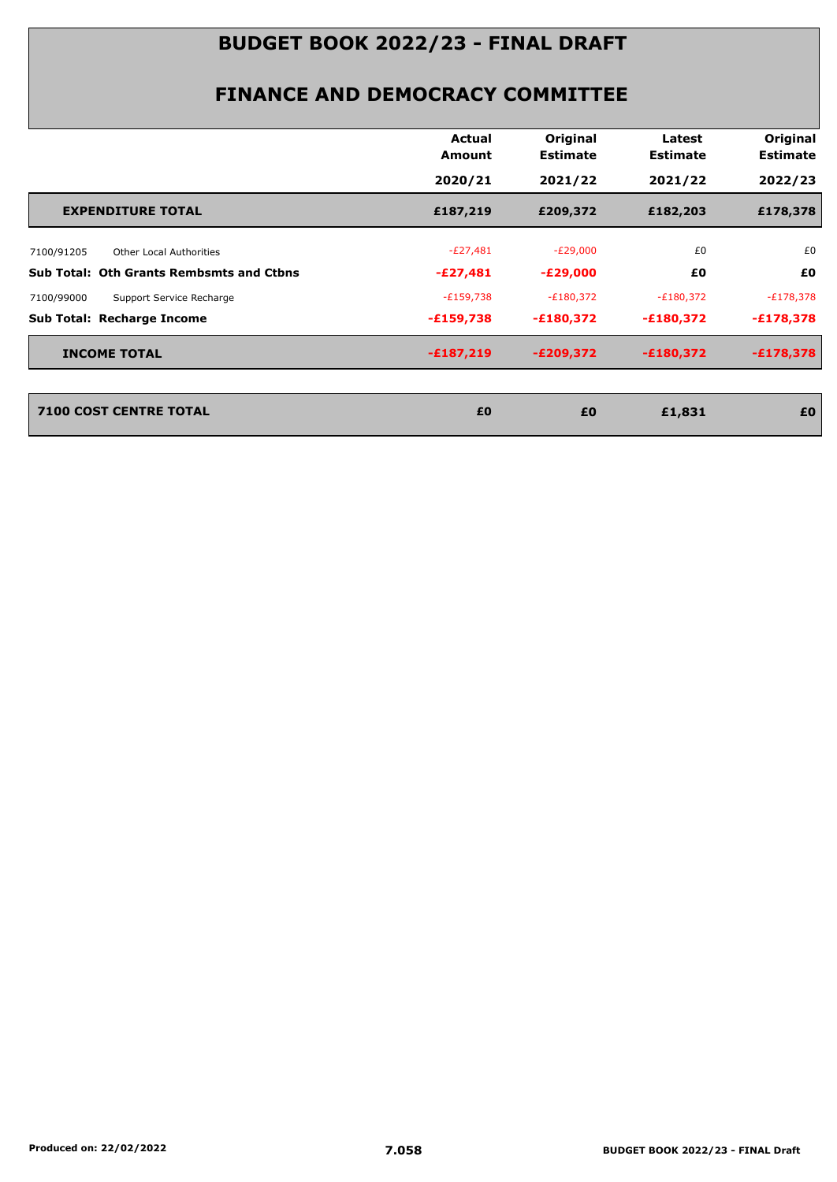# BUDGET BOOK 2022/23 - FINAL DRAFT

## FINANCE AND DEMOCRACY COMMITTEE

| | | Actual Amount 2020/21 | Original Estimate 2021/22 | Latest Estimate 2021/22 | Original Estimate 2022/23 |
|---|---|---|---|---|---|
| **EXPENDITURE TOTAL** | | **£187,219** | **£209,372** | **£182,203** | **£178,378** |
| 7100/91205 | Other Local Authorities | -£27,481 | -£29,000 | £0 | £0 |
| **Sub Total: Oth Grants Rembsmts and Ctbns** | | **-£27,481** | **-£29,000** | **£0** | **£0** |
| 7100/99000 | Support Service Recharge | -£159,738 | -£180,372 | -£180,372 | -£178,378 |
| **Sub Total: Recharge Income** | | **-£159,738** | **-£180,372** | **-£180,372** | **-£178,378** |
| **INCOME TOTAL** | | **-£187,219** | **-£209,372** | **-£180,372** | **-£178,378** |
| **7100 COST CENTRE TOTAL** | | **£0** | **£0** | **£1,831** | **£0** |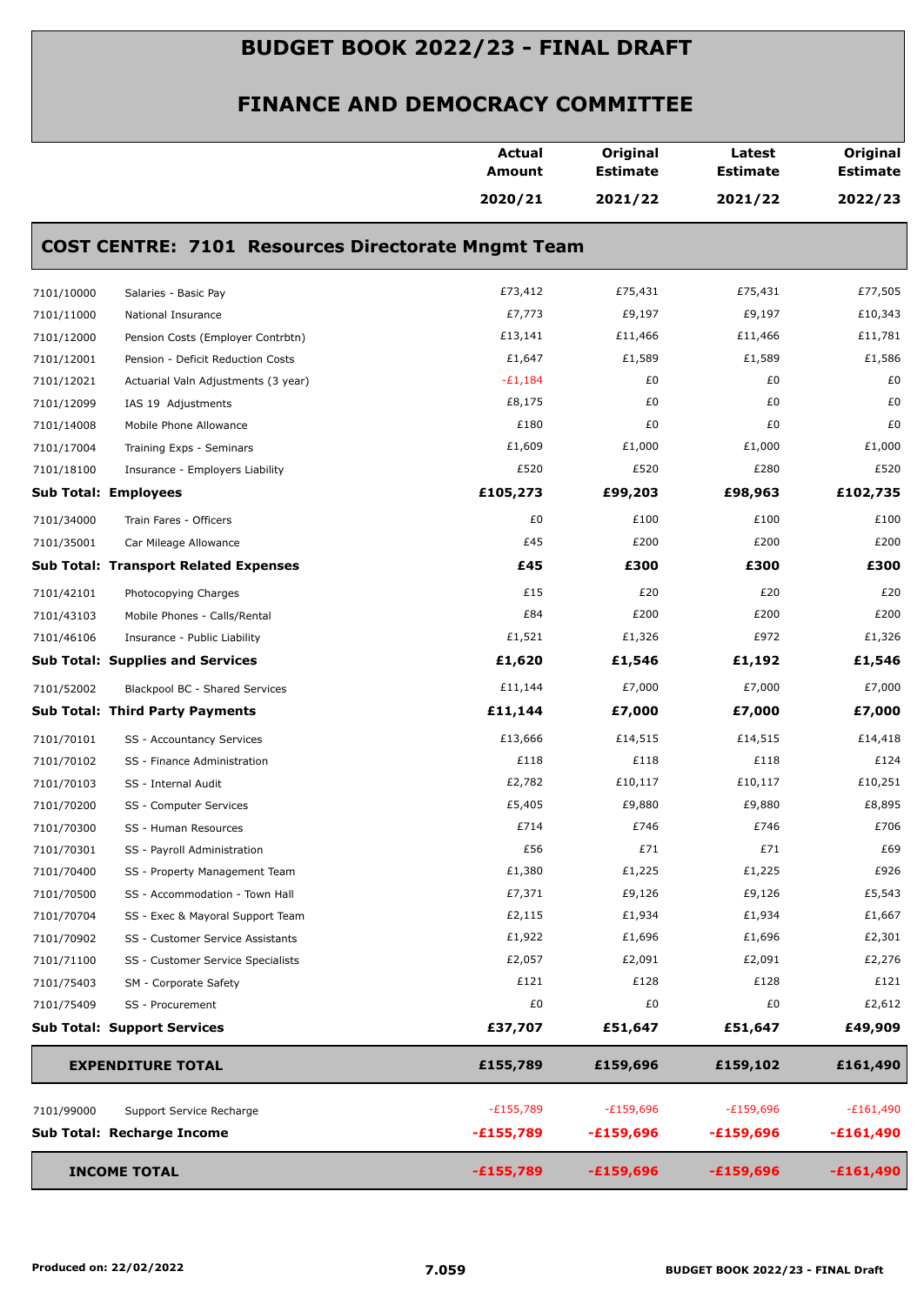# BUDGET BOOK 2022/23 - FINAL DRAFT

## FINANCE AND DEMOCRACY COMMITTEE

### COST CENTRE: 7101 Resources Directorate Mngmt Team

| | | Actual Amount 2020/21 | Original Estimate 2021/22 | Latest Estimate 2021/22 | Original Estimate 2022/23 |
|---|---|---|---|---|---|
| 7101/10000 | Salaries - Basic Pay | £73,412 | £75,431 | £75,431 | £77,505 |
| 7101/11000 | National Insurance | £7,773 | £9,197 | £9,197 | £10,343 |
| 7101/12000 | Pension Costs (Employer Contrbtn) | £13,141 | £11,466 | £11,466 | £11,781 |
| 7101/12001 | Pension - Deficit Reduction Costs | £1,647 | £1,589 | £1,589 | £1,586 |
| 7101/12021 | Actuarial Valn Adjustments (3 year) | -£1,184 | £0 | £0 | £0 |
| 7101/12099 | IAS 19 Adjustments | £8,175 | £0 | £0 | £0 |
| 7101/14008 | Mobile Phone Allowance | £180 | £0 | £0 | £0 |
| 7101/17004 | Training Exps - Seminars | £1,609 | £1,000 | £1,000 | £1,000 |
| 7101/18100 | Insurance - Employers Liability | £520 | £520 | £280 | £520 |
| **Sub Total: Employees** | | **£105,273** | **£99,203** | **£98,963** | **£102,735** |
| 7101/34000 | Train Fares - Officers | £0 | £100 | £100 | £100 |
| 7101/35001 | Car Mileage Allowance | £45 | £200 | £200 | £200 |
| **Sub Total: Transport Related Expenses** | | **£45** | **£300** | **£300** | **£300** |
| 7101/42101 | Photocopying Charges | £15 | £20 | £20 | £20 |
| 7101/43103 | Mobile Phones - Calls/Rental | £84 | £200 | £200 | £200 |
| 7101/46106 | Insurance - Public Liability | £1,521 | £1,326 | £972 | £1,326 |
| **Sub Total: Supplies and Services** | | **£1,620** | **£1,546** | **£1,192** | **£1,546** |
| 7101/52002 | Blackpool BC - Shared Services | £11,144 | £7,000 | £7,000 | £7,000 |
| **Sub Total: Third Party Payments** | | **£11,144** | **£7,000** | **£7,000** | **£7,000** |
| 7101/70101 | SS - Accountancy Services | £13,666 | £14,515 | £14,515 | £14,418 |
| 7101/70102 | SS - Finance Administration | £118 | £118 | £118 | £124 |
| 7101/70103 | SS - Internal Audit | £2,782 | £10,117 | £10,117 | £10,251 |
| 7101/70200 | SS - Computer Services | £5,405 | £9,880 | £9,880 | £8,895 |
| 7101/70300 | SS - Human Resources | £714 | £746 | £746 | £706 |
| 7101/70301 | SS - Payroll Administration | £56 | £71 | £71 | £69 |
| 7101/70400 | SS - Property Management Team | £1,380 | £1,225 | £1,225 | £926 |
| 7101/70500 | SS - Accommodation - Town Hall | £7,371 | £9,126 | £9,126 | £5,543 |
| 7101/70704 | SS - Exec & Mayoral Support Team | £2,115 | £1,934 | £1,934 | £1,667 |
| 7101/70902 | SS - Customer Service Assistants | £1,922 | £1,696 | £1,696 | £2,301 |
| 7101/71100 | SS - Customer Service Specialists | £2,057 | £2,091 | £2,091 | £2,276 |
| 7101/75403 | SM - Corporate Safety | £121 | £128 | £128 | £121 |
| 7101/75409 | SS - Procurement | £0 | £0 | £0 | £2,612 |
| **Sub Total: Support Services** | | **£37,707** | **£51,647** | **£51,647** | **£49,909** |
| **EXPENDITURE TOTAL** | | **£155,789** | **£159,696** | **£159,102** | **£161,490** |
| 7101/99000 | Support Service Recharge | -£155,789 | -£159,696 | -£159,696 | -£161,490 |
| **Sub Total: Recharge Income** | | **-£155,789** | **-£159,696** | **-£159,696** | **-£161,490** |
| **INCOME TOTAL** | | **-£155,789** | **-£159,696** | **-£159,696** | **-£161,490** |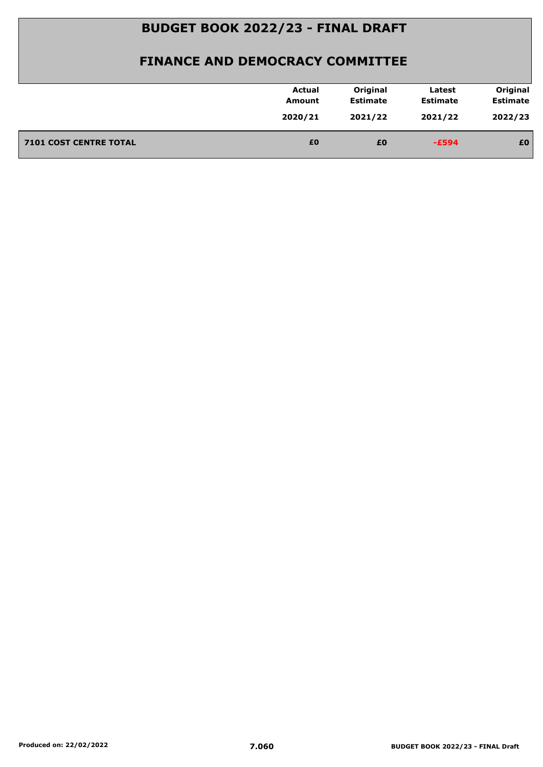# BUDGET BOOK 2022/23 - FINAL DRAFT

## FINANCE AND DEMOCRACY COMMITTEE

| | Actual Amount 2020/21 | Original Estimate 2021/22 | Latest Estimate 2021/22 | Original Estimate 2022/23 |
|---|---|---|---|---|
| **7101 COST CENTRE TOTAL** | **£0** | **£0** | **-£594** | **£0** |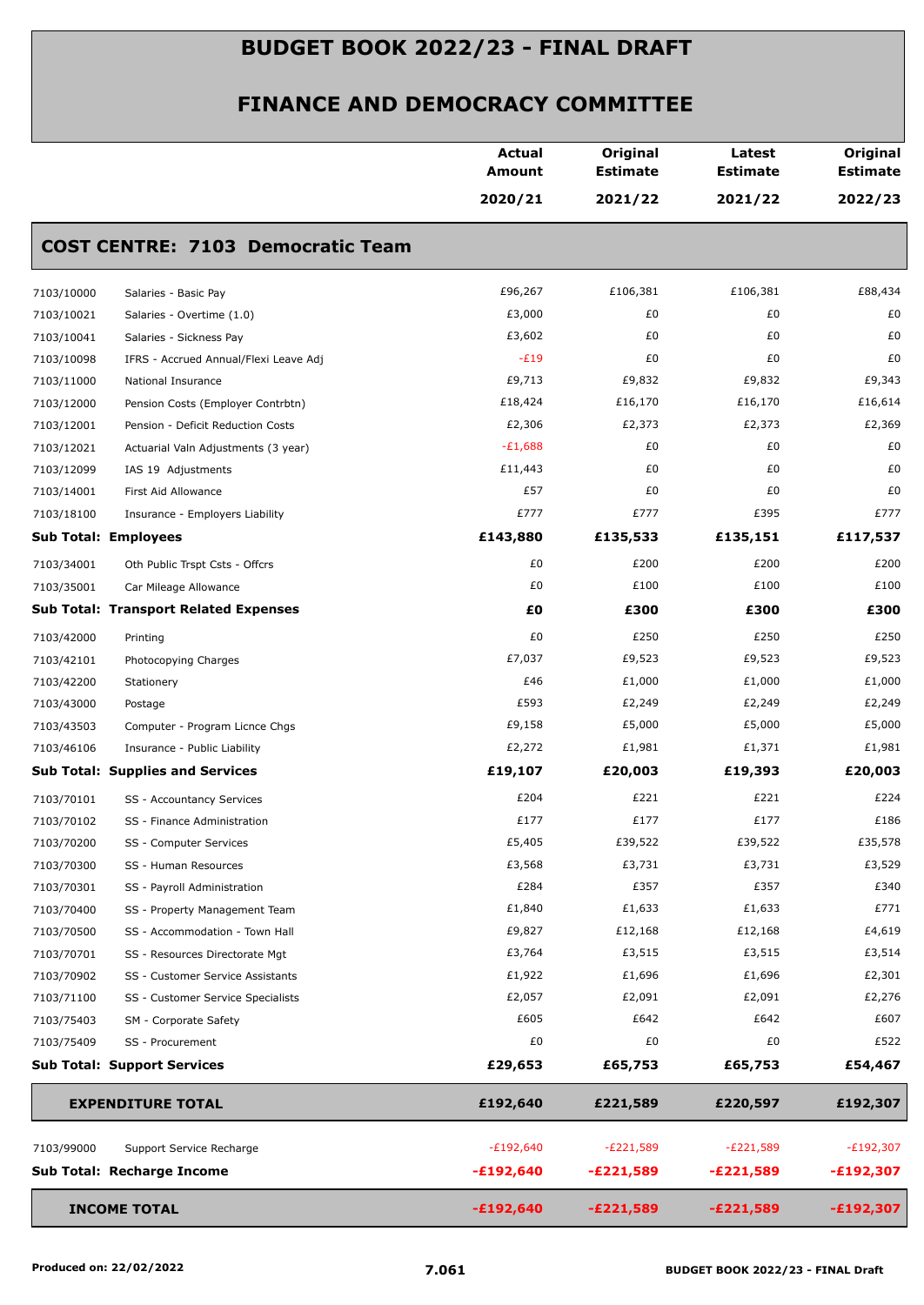# BUDGET BOOK 2022/23 - FINAL DRAFT

## FINANCE AND DEMOCRACY COMMITTEE

### COST CENTRE: 7103 Democratic Team

| | | Actual Amount 2020/21 | Original Estimate 2021/22 | Latest Estimate 2021/22 | Original Estimate 2022/23 |
|---|---|---|---|---|---|
| 7103/10000 | Salaries - Basic Pay | £96,267 | £106,381 | £106,381 | £88,434 |
| 7103/10021 | Salaries - Overtime (1.0) | £3,000 | £0 | £0 | £0 |
| 7103/10041 | Salaries - Sickness Pay | £3,602 | £0 | £0 | £0 |
| 7103/10098 | IFRS - Accrued Annual/Flexi Leave Adj | -£19 | £0 | £0 | £0 |
| 7103/11000 | National Insurance | £9,713 | £9,832 | £9,832 | £9,343 |
| 7103/12000 | Pension Costs (Employer Contrbtn) | £18,424 | £16,170 | £16,170 | £16,614 |
| 7103/12001 | Pension - Deficit Reduction Costs | £2,306 | £2,373 | £2,373 | £2,369 |
| 7103/12021 | Actuarial Valn Adjustments (3 year) | -£1,688 | £0 | £0 | £0 |
| 7103/12099 | IAS 19 Adjustments | £11,443 | £0 | £0 | £0 |
| 7103/14001 | First Aid Allowance | £57 | £0 | £0 | £0 |
| 7103/18100 | Insurance - Employers Liability | £777 | £777 | £395 | £777 |
| **Sub Total: Employees** | | **£143,880** | **£135,533** | **£135,151** | **£117,537** |
| 7103/34001 | Oth Public Trspt Csts - Offcrs | £0 | £200 | £200 | £200 |
| 7103/35001 | Car Mileage Allowance | £0 | £100 | £100 | £100 |
| **Sub Total: Transport Related Expenses** | | **£0** | **£300** | **£300** | **£300** |
| 7103/42000 | Printing | £0 | £250 | £250 | £250 |
| 7103/42101 | Photocopying Charges | £7,037 | £9,523 | £9,523 | £9,523 |
| 7103/42200 | Stationery | £46 | £1,000 | £1,000 | £1,000 |
| 7103/43000 | Postage | £593 | £2,249 | £2,249 | £2,249 |
| 7103/43503 | Computer - Program Licnce Chgs | £9,158 | £5,000 | £5,000 | £5,000 |
| 7103/46106 | Insurance - Public Liability | £2,272 | £1,981 | £1,371 | £1,981 |
| **Sub Total: Supplies and Services** | | **£19,107** | **£20,003** | **£19,393** | **£20,003** |
| 7103/70101 | SS - Accountancy Services | £204 | £221 | £221 | £224 |
| 7103/70102 | SS - Finance Administration | £177 | £177 | £177 | £186 |
| 7103/70200 | SS - Computer Services | £5,405 | £39,522 | £39,522 | £35,578 |
| 7103/70300 | SS - Human Resources | £3,568 | £3,731 | £3,731 | £3,529 |
| 7103/70301 | SS - Payroll Administration | £284 | £357 | £357 | £340 |
| 7103/70400 | SS - Property Management Team | £1,840 | £1,633 | £1,633 | £771 |
| 7103/70500 | SS - Accommodation - Town Hall | £9,827 | £12,168 | £12,168 | £4,619 |
| 7103/70701 | SS - Resources Directorate Mgt | £3,764 | £3,515 | £3,515 | £3,514 |
| 7103/70902 | SS - Customer Service Assistants | £1,922 | £1,696 | £1,696 | £2,301 |
| 7103/71100 | SS - Customer Service Specialists | £2,057 | £2,091 | £2,091 | £2,276 |
| 7103/75403 | SM - Corporate Safety | £605 | £642 | £642 | £607 |
| 7103/75409 | SS - Procurement | £0 | £0 | £0 | £522 |
| **Sub Total: Support Services** | | **£29,653** | **£65,753** | **£65,753** | **£54,467** |
| **EXPENDITURE TOTAL** | | **£192,640** | **£221,589** | **£220,597** | **£192,307** |
| 7103/99000 | Support Service Recharge | -£192,640 | -£221,589 | -£221,589 | -£192,307 |
| **Sub Total: Recharge Income** | | **-£192,640** | **-£221,589** | **-£221,589** | **-£192,307** |
| **INCOME TOTAL** | | **-£192,640** | **-£221,589** | **-£221,589** | **-£192,307** |

Produced on: 22/02/2022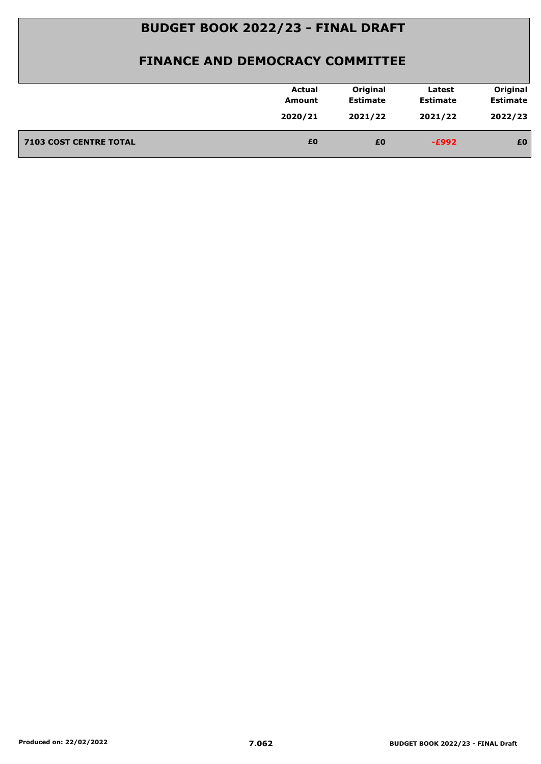# BUDGET BOOK 2022/23 - FINAL DRAFT

## FINANCE AND DEMOCRACY COMMITTEE

| | Actual Amount 2020/21 | Original Estimate 2021/22 | Latest Estimate 2021/22 | Original Estimate 2022/23 |
|---|---|---|---|---|
| **7103 COST CENTRE TOTAL** | **£0** | **£0** | **-£992** | **£0** |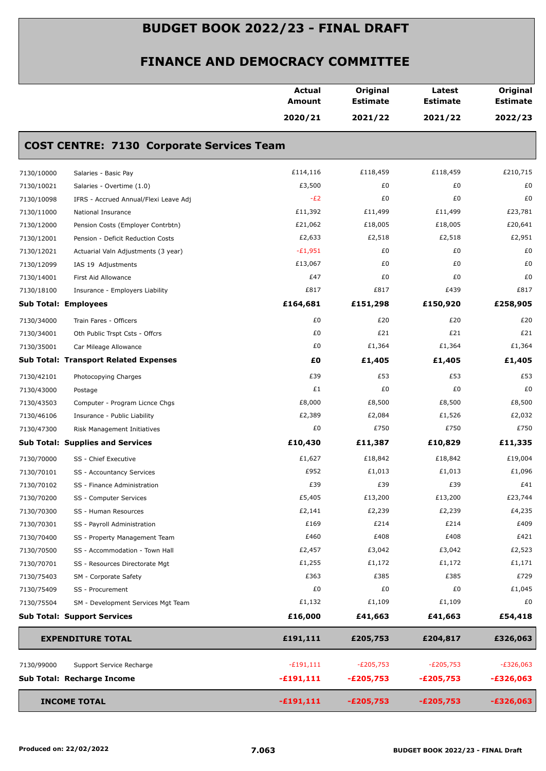# BUDGET BOOK 2022/23 - FINAL DRAFT

## FINANCE AND DEMOCRACY COMMITTEE

| | | Actual Amount 2020/21 | Original Estimate 2021/22 | Latest Estimate 2021/22 | Original Estimate 2022/23 |
|---|---|---|---|---|---|
| **COST CENTRE: 7130 Corporate Services Team** | | | | | |
| 7130/10000 | Salaries - Basic Pay | £114,116 | £118,459 | £118,459 | £210,715 |
| 7130/10021 | Salaries - Overtime (1.0) | £3,500 | £0 | £0 | £0 |
| 7130/10098 | IFRS - Accrued Annual/Flexi Leave Adj | -£2 | £0 | £0 | £0 |
| 7130/11000 | National Insurance | £11,392 | £11,499 | £11,499 | £23,781 |
| 7130/12000 | Pension Costs (Employer Contrbtn) | £21,062 | £18,005 | £18,005 | £20,641 |
| 7130/12001 | Pension - Deficit Reduction Costs | £2,633 | £2,518 | £2,518 | £2,951 |
| 7130/12021 | Actuarial Valn Adjustments (3 year) | -£1,951 | £0 | £0 | £0 |
| 7130/12099 | IAS 19 Adjustments | £13,067 | £0 | £0 | £0 |
| 7130/14001 | First Aid Allowance | £47 | £0 | £0 | £0 |
| 7130/18100 | Insurance - Employers Liability | £817 | £817 | £439 | £817 |
| **Sub Total: Employees** | | **£164,681** | **£151,298** | **£150,920** | **£258,905** |
| 7130/34000 | Train Fares - Officers | £0 | £20 | £20 | £20 |
| 7130/34001 | Oth Public Trspt Csts - Offcrs | £0 | £21 | £21 | £21 |
| 7130/35001 | Car Mileage Allowance | £0 | £1,364 | £1,364 | £1,364 |
| **Sub Total: Transport Related Expenses** | | **£0** | **£1,405** | **£1,405** | **£1,405** |
| 7130/42101 | Photocopying Charges | £39 | £53 | £53 | £53 |
| 7130/43000 | Postage | £1 | £0 | £0 | £0 |
| 7130/43503 | Computer - Program Licnce Chgs | £8,000 | £8,500 | £8,500 | £8,500 |
| 7130/46106 | Insurance - Public Liability | £2,389 | £2,084 | £1,526 | £2,032 |
| 7130/47300 | Risk Management Initiatives | £0 | £750 | £750 | £750 |
| **Sub Total: Supplies and Services** | | **£10,430** | **£11,387** | **£10,829** | **£11,335** |
| 7130/70000 | SS - Chief Executive | £1,627 | £18,842 | £18,842 | £19,004 |
| 7130/70101 | SS - Accountancy Services | £952 | £1,013 | £1,013 | £1,096 |
| 7130/70102 | SS - Finance Administration | £39 | £39 | £39 | £41 |
| 7130/70200 | SS - Computer Services | £5,405 | £13,200 | £13,200 | £23,744 |
| 7130/70300 | SS - Human Resources | £2,141 | £2,239 | £2,239 | £4,235 |
| 7130/70301 | SS - Payroll Administration | £169 | £214 | £214 | £409 |
| 7130/70400 | SS - Property Management Team | £460 | £408 | £408 | £421 |
| 7130/70500 | SS - Accommodation - Town Hall | £2,457 | £3,042 | £3,042 | £2,523 |
| 7130/70701 | SS - Resources Directorate Mgt | £1,255 | £1,172 | £1,172 | £1,171 |
| 7130/75403 | SM - Corporate Safety | £363 | £385 | £385 | £729 |
| 7130/75409 | SS - Procurement | £0 | £0 | £0 | £1,045 |
| 7130/75504 | SM - Development Services Mgt Team | £1,132 | £1,109 | £1,109 | £0 |
| **Sub Total: Support Services** | | **£16,000** | **£41,663** | **£41,663** | **£54,418** |
| **EXPENDITURE TOTAL** | | **£191,111** | **£205,753** | **£204,817** | **£326,063** |
| 7130/99000 | Support Service Recharge | -£191,111 | -£205,753 | -£205,753 | -£326,063 |
| **Sub Total: Recharge Income** | | **-£191,111** | **-£205,753** | **-£205,753** | **-£326,063** |
| **INCOME TOTAL** | | **-£191,111** | **-£205,753** | **-£205,753** | **-£326,063** |

Produced on: 22/02/2022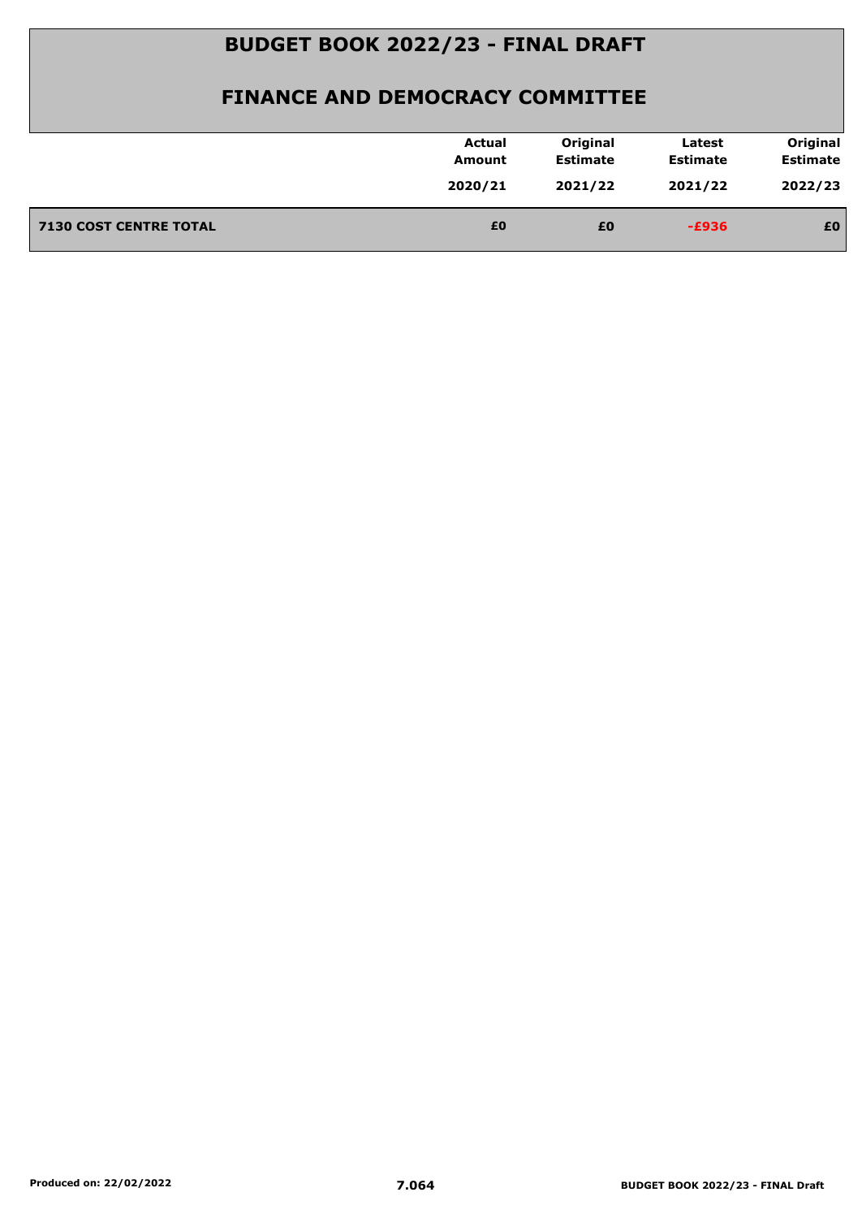# BUDGET BOOK 2022/23 - FINAL DRAFT

## FINANCE AND DEMOCRACY COMMITTEE

| | Actual Amount 2020/21 | Original Estimate 2021/22 | Latest Estimate 2021/22 | Original Estimate 2022/23 |
|---|---|---|---|---|
| **7130 COST CENTRE TOTAL** | **£0** | **£0** | **-£936** | **£0** |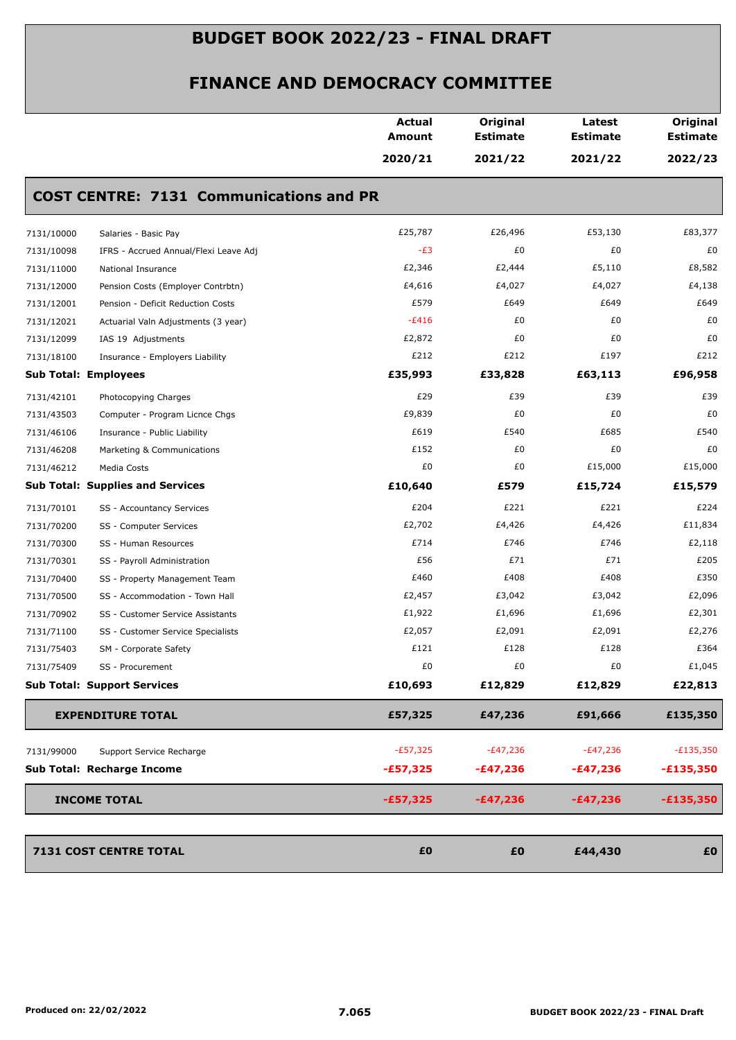# BUDGET BOOK 2022/23 - FINAL DRAFT

## FINANCE AND DEMOCRACY COMMITTEE

| | | Actual Amount 2020/21 | Original Estimate 2021/22 | Latest Estimate 2021/22 | Original Estimate 2022/23 |
|---|---|---|---|---|---|
| **COST CENTRE: 7131 Communications and PR** | | | | | |
| 7131/10000 | Salaries - Basic Pay | £25,787 | £26,496 | £53,130 | £83,377 |
| 7131/10098 | IFRS - Accrued Annual/Flexi Leave Adj | -£3 | £0 | £0 | £0 |
| 7131/11000 | National Insurance | £2,346 | £2,444 | £5,110 | £8,582 |
| 7131/12000 | Pension Costs (Employer Contrbtn) | £4,616 | £4,027 | £4,027 | £4,138 |
| 7131/12001 | Pension - Deficit Reduction Costs | £579 | £649 | £649 | £649 |
| 7131/12021 | Actuarial Valn Adjustments (3 year) | -£416 | £0 | £0 | £0 |
| 7131/12099 | IAS 19 Adjustments | £2,872 | £0 | £0 | £0 |
| 7131/18100 | Insurance - Employers Liability | £212 | £212 | £197 | £212 |
| **Sub Total: Employees** | | **£35,993** | **£33,828** | **£63,113** | **£96,958** |
| 7131/42101 | Photocopying Charges | £29 | £39 | £39 | £39 |
| 7131/43503 | Computer - Program Licnce Chgs | £9,839 | £0 | £0 | £0 |
| 7131/46106 | Insurance - Public Liability | £619 | £540 | £685 | £540 |
| 7131/46208 | Marketing & Communications | £152 | £0 | £0 | £0 |
| 7131/46212 | Media Costs | £0 | £0 | £15,000 | £15,000 |
| **Sub Total: Supplies and Services** | | **£10,640** | **£579** | **£15,724** | **£15,579** |
| 7131/70101 | SS - Accountancy Services | £204 | £221 | £221 | £224 |
| 7131/70200 | SS - Computer Services | £2,702 | £4,426 | £4,426 | £11,834 |
| 7131/70300 | SS - Human Resources | £714 | £746 | £746 | £2,118 |
| 7131/70301 | SS - Payroll Administration | £56 | £71 | £71 | £205 |
| 7131/70400 | SS - Property Management Team | £460 | £408 | £408 | £350 |
| 7131/70500 | SS - Accommodation - Town Hall | £2,457 | £3,042 | £3,042 | £2,096 |
| 7131/70902 | SS - Customer Service Assistants | £1,922 | £1,696 | £1,696 | £2,301 |
| 7131/71100 | SS - Customer Service Specialists | £2,057 | £2,091 | £2,091 | £2,276 |
| 7131/75403 | SM - Corporate Safety | £121 | £128 | £128 | £364 |
| 7131/75409 | SS - Procurement | £0 | £0 | £0 | £1,045 |
| **Sub Total: Support Services** | | **£10,693** | **£12,829** | **£12,829** | **£22,813** |
| **EXPENDITURE TOTAL** | | **£57,325** | **£47,236** | **£91,666** | **£135,350** |
| 7131/99000 | Support Service Recharge | -£57,325 | -£47,236 | -£47,236 | -£135,350 |
| **Sub Total: Recharge Income** | | **-£57,325** | **-£47,236** | **-£47,236** | **-£135,350** |
| **INCOME TOTAL** | | **-£57,325** | **-£47,236** | **-£47,236** | **-£135,350** |
| **7131 COST CENTRE TOTAL** | | **£0** | **£0** | **£44,430** | **£0** |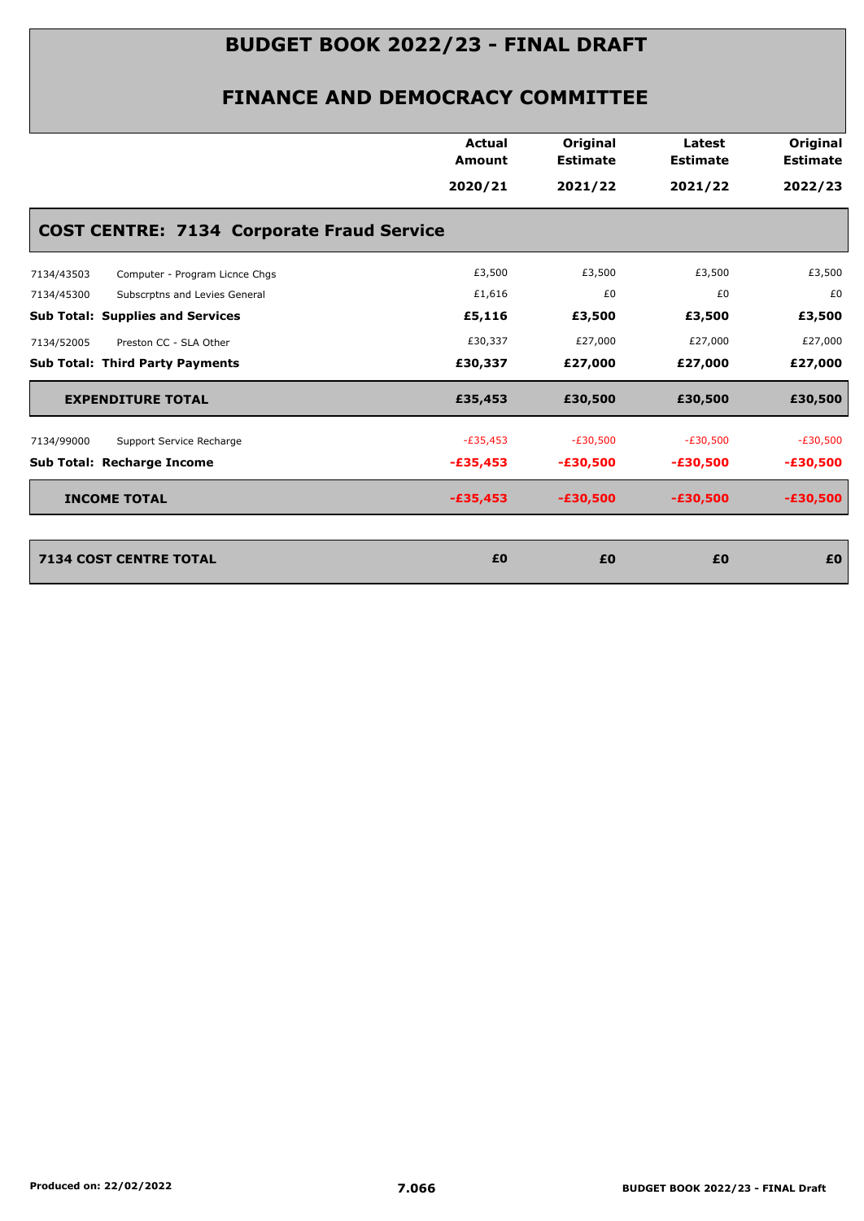# BUDGET BOOK 2022/23 - FINAL DRAFT

## FINANCE AND DEMOCRACY COMMITTEE

| | | Actual Amount 2020/21 | Original Estimate 2021/22 | Latest Estimate 2021/22 | Original Estimate 2022/23 |
|---|---|---|---|---|---|
| **COST CENTRE: 7134 Corporate Fraud Service** | | | | | |
| 7134/43503 | Computer - Program Licnce Chgs | £3,500 | £3,500 | £3,500 | £3,500 |
| 7134/45300 | Subscrptns and Levies General | £1,616 | £0 | £0 | £0 |
| **Sub Total: Supplies and Services** | | **£5,116** | **£3,500** | **£3,500** | **£3,500** |
| 7134/52005 | Preston CC - SLA Other | £30,337 | £27,000 | £27,000 | £27,000 |
| **Sub Total: Third Party Payments** | | **£30,337** | **£27,000** | **£27,000** | **£27,000** |
| **EXPENDITURE TOTAL** | | **£35,453** | **£30,500** | **£30,500** | **£30,500** |
| 7134/99000 | Support Service Recharge | -£35,453 | -£30,500 | -£30,500 | -£30,500 |
| **Sub Total: Recharge Income** | | **-£35,453** | **-£30,500** | **-£30,500** | **-£30,500** |
| **INCOME TOTAL** | | **-£35,453** | **-£30,500** | **-£30,500** | **-£30,500** |
| **7134 COST CENTRE TOTAL** | | **£0** | **£0** | **£0** | **£0** |

Produced on: 22/02/2022

7.066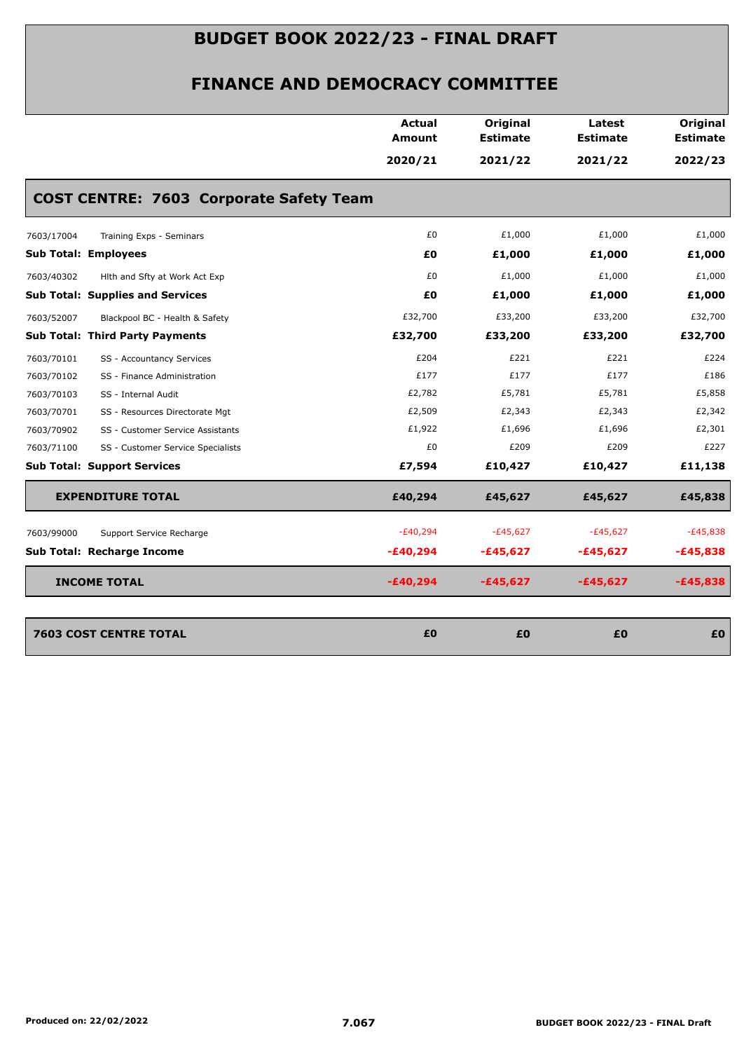# BUDGET BOOK 2022/23 - FINAL DRAFT

## FINANCE AND DEMOCRACY COMMITTEE

| | | Actual Amount 2020/21 | Original Estimate 2021/22 | Latest Estimate 2021/22 | Original Estimate 2022/23 |
|---|---|---|---|---|---|
| **COST CENTRE: 7603 Corporate Safety Team** | | | | | |
| 7603/17004 | Training Exps - Seminars | £0 | £1,000 | £1,000 | £1,000 |
| **Sub Total: Employees** | | **£0** | **£1,000** | **£1,000** | **£1,000** |
| 7603/40302 | Hlth and Sfty at Work Act Exp | £0 | £1,000 | £1,000 | £1,000 |
| **Sub Total: Supplies and Services** | | **£0** | **£1,000** | **£1,000** | **£1,000** |
| 7603/52007 | Blackpool BC - Health & Safety | £32,700 | £33,200 | £33,200 | £32,700 |
| **Sub Total: Third Party Payments** | | **£32,700** | **£33,200** | **£33,200** | **£32,700** |
| 7603/70101 | SS - Accountancy Services | £204 | £221 | £221 | £224 |
| 7603/70102 | SS - Finance Administration | £177 | £177 | £177 | £186 |
| 7603/70103 | SS - Internal Audit | £2,782 | £5,781 | £5,781 | £5,858 |
| 7603/70701 | SS - Resources Directorate Mgt | £2,509 | £2,343 | £2,343 | £2,342 |
| 7603/70902 | SS - Customer Service Assistants | £1,922 | £1,696 | £1,696 | £2,301 |
| 7603/71100 | SS - Customer Service Specialists | £0 | £209 | £209 | £227 |
| **Sub Total: Support Services** | | **£7,594** | **£10,427** | **£10,427** | **£11,138** |
| **EXPENDITURE TOTAL** | | **£40,294** | **£45,627** | **£45,627** | **£45,838** |
| 7603/99000 | Support Service Recharge | -£40,294 | -£45,627 | -£45,627 | -£45,838 |
| **Sub Total: Recharge Income** | | **-£40,294** | **-£45,627** | **-£45,627** | **-£45,838** |
| **INCOME TOTAL** | | **-£40,294** | **-£45,627** | **-£45,627** | **-£45,838** |
| **7603 COST CENTRE TOTAL** | | **£0** | **£0** | **£0** | **£0** |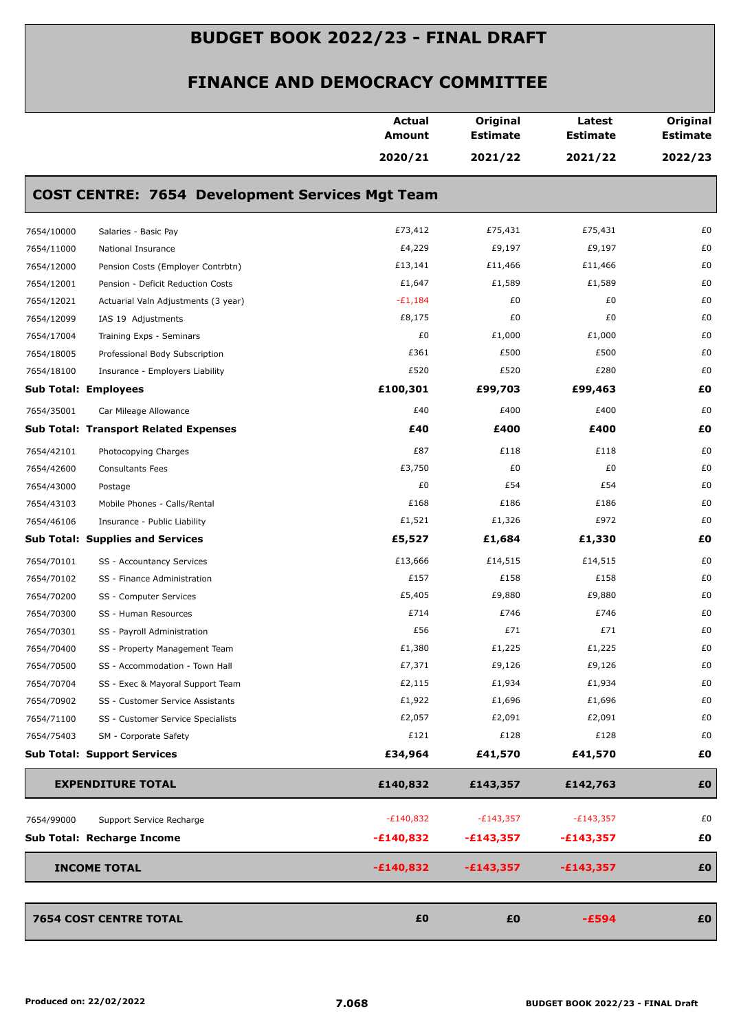# BUDGET BOOK 2022/23 - FINAL DRAFT

## FINANCE AND DEMOCRACY COMMITTEE

| | | Actual Amount 2020/21 | Original Estimate 2021/22 | Latest Estimate 2021/22 | Original Estimate 2022/23 |
|---|---|---|---|---|---|
| **COST CENTRE: 7654 Development Services Mgt Team** | | | | | |
| 7654/10000 | Salaries - Basic Pay | £73,412 | £75,431 | £75,431 | £0 |
| 7654/11000 | National Insurance | £4,229 | £9,197 | £9,197 | £0 |
| 7654/12000 | Pension Costs (Employer Contrbtn) | £13,141 | £11,466 | £11,466 | £0 |
| 7654/12001 | Pension - Deficit Reduction Costs | £1,647 | £1,589 | £1,589 | £0 |
| 7654/12021 | Actuarial Valn Adjustments (3 year) | -£1,184 | £0 | £0 | £0 |
| 7654/12099 | IAS 19 Adjustments | £8,175 | £0 | £0 | £0 |
| 7654/17004 | Training Exps - Seminars | £0 | £1,000 | £1,000 | £0 |
| 7654/18005 | Professional Body Subscription | £361 | £500 | £500 | £0 |
| 7654/18100 | Insurance - Employers Liability | £520 | £520 | £280 | £0 |
| **Sub Total: Employees** | | **£100,301** | **£99,703** | **£99,463** | **£0** |
| 7654/35001 | Car Mileage Allowance | £40 | £400 | £400 | £0 |
| **Sub Total: Transport Related Expenses** | | **£40** | **£400** | **£400** | **£0** |
| 7654/42101 | Photocopying Charges | £87 | £118 | £118 | £0 |
| 7654/42600 | Consultants Fees | £3,750 | £0 | £0 | £0 |
| 7654/43000 | Postage | £0 | £54 | £54 | £0 |
| 7654/43103 | Mobile Phones - Calls/Rental | £168 | £186 | £186 | £0 |
| 7654/46106 | Insurance - Public Liability | £1,521 | £1,326 | £972 | £0 |
| **Sub Total: Supplies and Services** | | **£5,527** | **£1,684** | **£1,330** | **£0** |
| 7654/70101 | SS - Accountancy Services | £13,666 | £14,515 | £14,515 | £0 |
| 7654/70102 | SS - Finance Administration | £157 | £158 | £158 | £0 |
| 7654/70200 | SS - Computer Services | £5,405 | £9,880 | £9,880 | £0 |
| 7654/70300 | SS - Human Resources | £714 | £746 | £746 | £0 |
| 7654/70301 | SS - Payroll Administration | £56 | £71 | £71 | £0 |
| 7654/70400 | SS - Property Management Team | £1,380 | £1,225 | £1,225 | £0 |
| 7654/70500 | SS - Accommodation - Town Hall | £7,371 | £9,126 | £9,126 | £0 |
| 7654/70704 | SS - Exec & Mayoral Support Team | £2,115 | £1,934 | £1,934 | £0 |
| 7654/70902 | SS - Customer Service Assistants | £1,922 | £1,696 | £1,696 | £0 |
| 7654/71100 | SS - Customer Service Specialists | £2,057 | £2,091 | £2,091 | £0 |
| 7654/75403 | SM - Corporate Safety | £121 | £128 | £128 | £0 |
| **Sub Total: Support Services** | | **£34,964** | **£41,570** | **£41,570** | **£0** |
| **EXPENDITURE TOTAL** | | **£140,832** | **£143,357** | **£142,763** | **£0** |
| 7654/99000 | Support Service Recharge | -£140,832 | -£143,357 | -£143,357 | £0 |
| **Sub Total: Recharge Income** | | **-£140,832** | **-£143,357** | **-£143,357** | **£0** |
| **INCOME TOTAL** | | **-£140,832** | **-£143,357** | **-£143,357** | **£0** |
| **7654 COST CENTRE TOTAL** | | **£0** | **£0** | **-£594** | **£0** |

Produced on: 22/02/2022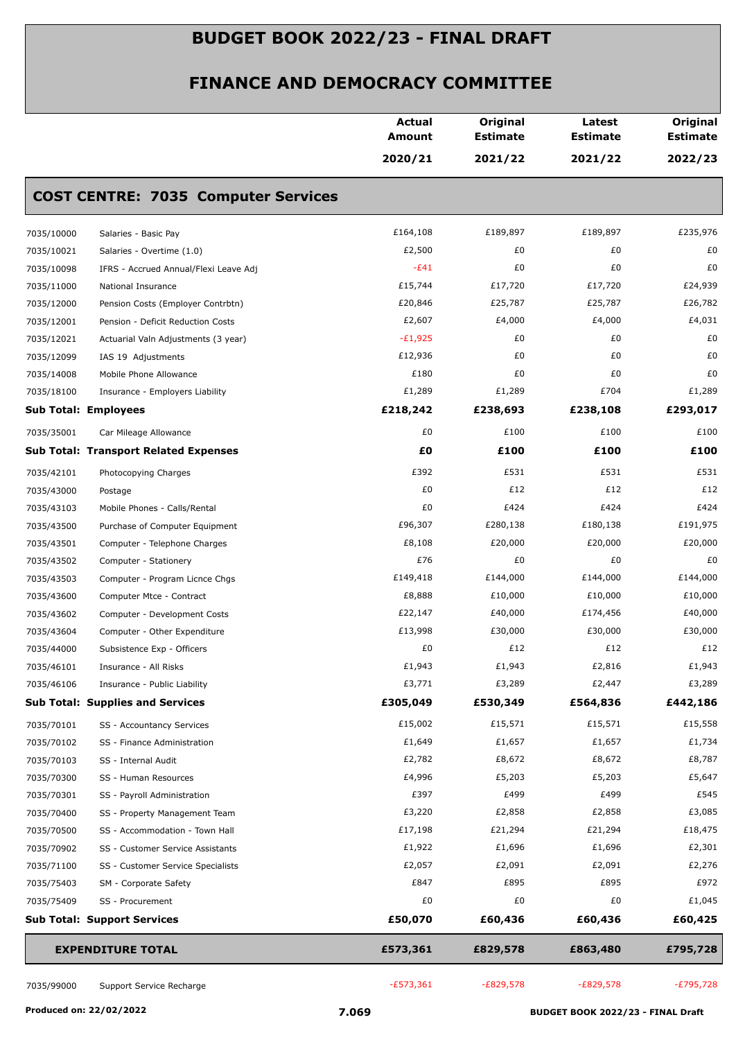# BUDGET BOOK 2022/23 - FINAL DRAFT

## FINANCE AND DEMOCRACY COMMITTEE

### COST CENTRE: 7035 Computer Services

| | | Actual Amount 2020/21 | Original Estimate 2021/22 | Latest Estimate 2021/22 | Original Estimate 2022/23 |
|---|---|---|---|---|---|
| 7035/10000 | Salaries - Basic Pay | £164,108 | £189,897 | £189,897 | £235,976 |
| 7035/10021 | Salaries - Overtime (1.0) | £2,500 | £0 | £0 | £0 |
| 7035/10098 | IFRS - Accrued Annual/Flexi Leave Adj | -£41 | £0 | £0 | £0 |
| 7035/11000 | National Insurance | £15,744 | £17,720 | £17,720 | £24,939 |
| 7035/12000 | Pension Costs (Employer Contrbtn) | £20,846 | £25,787 | £25,787 | £26,782 |
| 7035/12001 | Pension - Deficit Reduction Costs | £2,607 | £4,000 | £4,000 | £4,031 |
| 7035/12021 | Actuarial Valn Adjustments (3 year) | -£1,925 | £0 | £0 | £0 |
| 7035/12099 | IAS 19 Adjustments | £12,936 | £0 | £0 | £0 |
| 7035/14008 | Mobile Phone Allowance | £180 | £0 | £0 | £0 |
| 7035/18100 | Insurance - Employers Liability | £1,289 | £1,289 | £704 | £1,289 |
| **Sub Total: Employees** | | **£218,242** | **£238,693** | **£238,108** | **£293,017** |
| 7035/35001 | Car Mileage Allowance | £0 | £100 | £100 | £100 |
| **Sub Total: Transport Related Expenses** | | **£0** | **£100** | **£100** | **£100** |
| 7035/42101 | Photocopying Charges | £392 | £531 | £531 | £531 |
| 7035/43000 | Postage | £0 | £12 | £12 | £12 |
| 7035/43103 | Mobile Phones - Calls/Rental | £0 | £424 | £424 | £424 |
| 7035/43500 | Purchase of Computer Equipment | £96,307 | £280,138 | £180,138 | £191,975 |
| 7035/43501 | Computer - Telephone Charges | £8,108 | £20,000 | £20,000 | £20,000 |
| 7035/43502 | Computer - Stationery | £76 | £0 | £0 | £0 |
| 7035/43503 | Computer - Program Licnce Chgs | £149,418 | £144,000 | £144,000 | £144,000 |
| 7035/43600 | Computer Mtce - Contract | £8,888 | £10,000 | £10,000 | £10,000 |
| 7035/43602 | Computer - Development Costs | £22,147 | £40,000 | £174,456 | £40,000 |
| 7035/43604 | Computer - Other Expenditure | £13,998 | £30,000 | £30,000 | £30,000 |
| 7035/44000 | Subsistence Exp - Officers | £0 | £12 | £12 | £12 |
| 7035/46101 | Insurance - All Risks | £1,943 | £1,943 | £2,816 | £1,943 |
| 7035/46106 | Insurance - Public Liability | £3,771 | £3,289 | £2,447 | £3,289 |
| **Sub Total: Supplies and Services** | | **£305,049** | **£530,349** | **£564,836** | **£442,186** |
| 7035/70101 | SS - Accountancy Services | £15,002 | £15,571 | £15,571 | £15,558 |
| 7035/70102 | SS - Finance Administration | £1,649 | £1,657 | £1,657 | £1,734 |
| 7035/70103 | SS - Internal Audit | £2,782 | £8,672 | £8,672 | £8,787 |
| 7035/70300 | SS - Human Resources | £4,996 | £5,203 | £5,203 | £5,647 |
| 7035/70301 | SS - Payroll Administration | £397 | £499 | £499 | £545 |
| 7035/70400 | SS - Property Management Team | £3,220 | £2,858 | £2,858 | £3,085 |
| 7035/70500 | SS - Accommodation - Town Hall | £17,198 | £21,294 | £21,294 | £18,475 |
| 7035/70902 | SS - Customer Service Assistants | £1,922 | £1,696 | £1,696 | £2,301 |
| 7035/71100 | SS - Customer Service Specialists | £2,057 | £2,091 | £2,091 | £2,276 |
| 7035/75403 | SM - Corporate Safety | £847 | £895 | £895 | £972 |
| 7035/75409 | SS - Procurement | £0 | £0 | £0 | £1,045 |
| **Sub Total: Support Services** | | **£50,070** | **£60,436** | **£60,436** | **£60,425** |
| **EXPENDITURE TOTAL** | | **£573,361** | **£829,578** | **£863,480** | **£795,728** |
| 7035/99000 | Support Service Recharge | -£573,361 | -£829,578 | -£829,578 | -£795,728 |

Produced on: 22/02/2022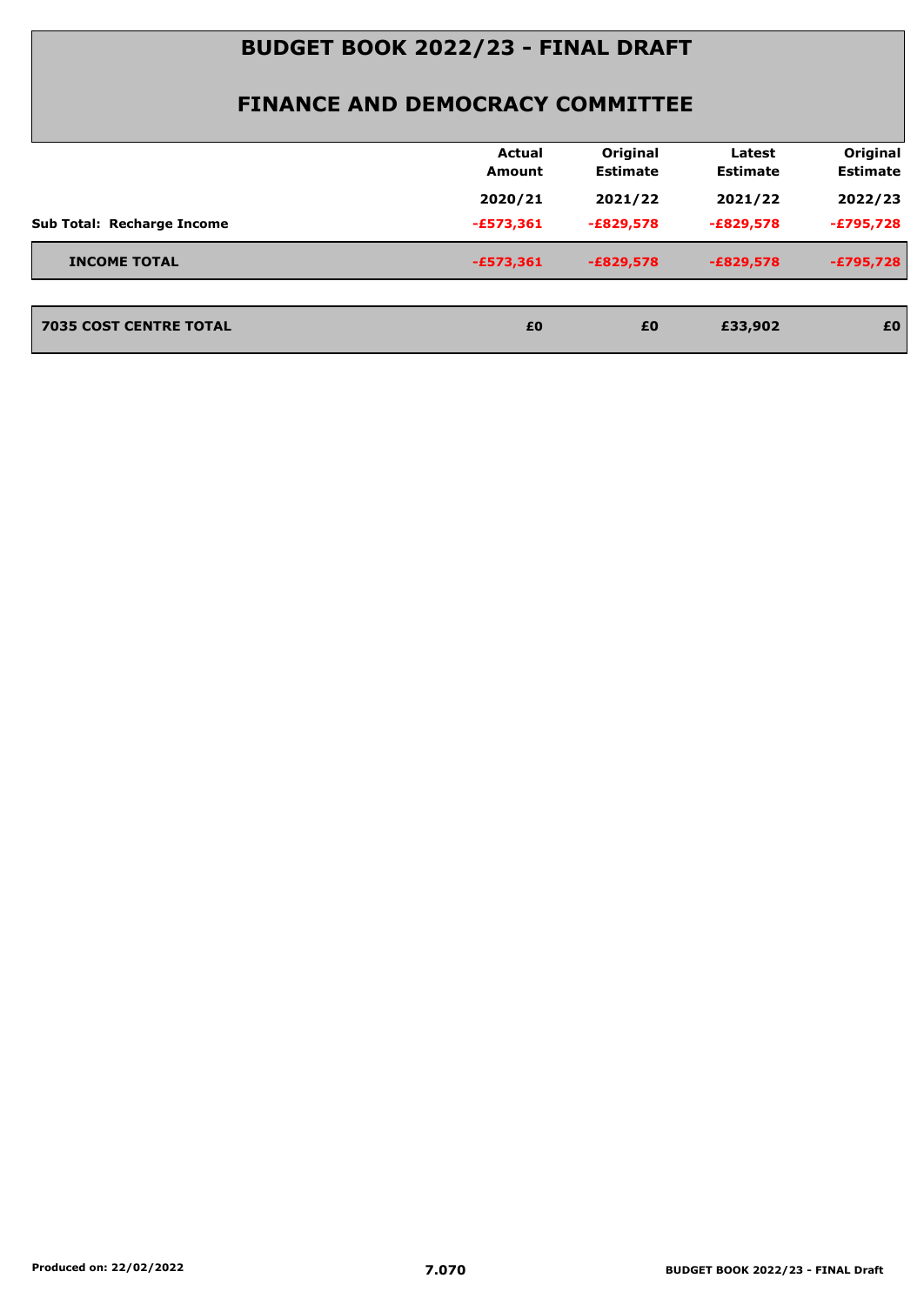# BUDGET BOOK 2022/23 - FINAL DRAFT

## FINANCE AND DEMOCRACY COMMITTEE

| | Actual Amount 2020/21 | Original Estimate 2021/22 | Latest Estimate 2021/22 | Original Estimate 2022/23 |
|---|---|---|---|---|
| **Sub Total: Recharge Income** | -£573,361 | -£829,578 | -£829,578 | -£795,728 |
| **INCOME TOTAL** | -£573,361 | -£829,578 | -£829,578 | -£795,728 |
| **7035 COST CENTRE TOTAL** | £0 | £0 | £33,902 | £0 |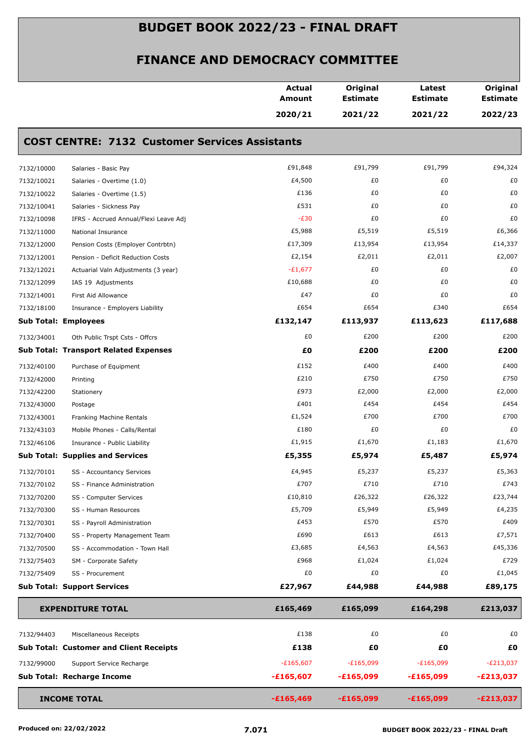# BUDGET BOOK 2022/23 - FINAL DRAFT

## FINANCE AND DEMOCRACY COMMITTEE

| | | Actual Amount 2020/21 | Original Estimate 2021/22 | Latest Estimate 2021/22 | Original Estimate 2022/23 |
|---|---|---|---|---|---|
| **COST CENTRE: 7132 Customer Services Assistants** | | | | | |
| 7132/10000 | Salaries - Basic Pay | £91,848 | £91,799 | £91,799 | £94,324 |
| 7132/10021 | Salaries - Overtime (1.0) | £4,500 | £0 | £0 | £0 |
| 7132/10022 | Salaries - Overtime (1.5) | £136 | £0 | £0 | £0 |
| 7132/10041 | Salaries - Sickness Pay | £531 | £0 | £0 | £0 |
| 7132/10098 | IFRS - Accrued Annual/Flexi Leave Adj | -£30 | £0 | £0 | £0 |
| 7132/11000 | National Insurance | £5,988 | £5,519 | £5,519 | £6,366 |
| 7132/12000 | Pension Costs (Employer Contrbtn) | £17,309 | £13,954 | £13,954 | £14,337 |
| 7132/12001 | Pension - Deficit Reduction Costs | £2,154 | £2,011 | £2,011 | £2,007 |
| 7132/12021 | Actuarial Valn Adjustments (3 year) | -£1,677 | £0 | £0 | £0 |
| 7132/12099 | IAS 19 Adjustments | £10,688 | £0 | £0 | £0 |
| 7132/14001 | First Aid Allowance | £47 | £0 | £0 | £0 |
| 7132/18100 | Insurance - Employers Liability | £654 | £654 | £340 | £654 |
| **Sub Total: Employees** | | **£132,147** | **£113,937** | **£113,623** | **£117,688** |
| 7132/34001 | Oth Public Trspt Csts - Offcrs | £0 | £200 | £200 | £200 |
| **Sub Total: Transport Related Expenses** | | **£0** | **£200** | **£200** | **£200** |
| 7132/40100 | Purchase of Equipment | £152 | £400 | £400 | £400 |
| 7132/42000 | Printing | £210 | £750 | £750 | £750 |
| 7132/42200 | Stationery | £973 | £2,000 | £2,000 | £2,000 |
| 7132/43000 | Postage | £401 | £454 | £454 | £454 |
| 7132/43001 | Franking Machine Rentals | £1,524 | £700 | £700 | £700 |
| 7132/43103 | Mobile Phones - Calls/Rental | £180 | £0 | £0 | £0 |
| 7132/46106 | Insurance - Public Liability | £1,915 | £1,670 | £1,183 | £1,670 |
| **Sub Total: Supplies and Services** | | **£5,355** | **£5,974** | **£5,487** | **£5,974** |
| 7132/70101 | SS - Accountancy Services | £4,945 | £5,237 | £5,237 | £5,363 |
| 7132/70102 | SS - Finance Administration | £707 | £710 | £710 | £743 |
| 7132/70200 | SS - Computer Services | £10,810 | £26,322 | £26,322 | £23,744 |
| 7132/70300 | SS - Human Resources | £5,709 | £5,949 | £5,949 | £4,235 |
| 7132/70301 | SS - Payroll Administration | £453 | £570 | £570 | £409 |
| 7132/70400 | SS - Property Management Team | £690 | £613 | £613 | £7,571 |
| 7132/70500 | SS - Accommodation - Town Hall | £3,685 | £4,563 | £4,563 | £45,336 |
| 7132/75403 | SM - Corporate Safety | £968 | £1,024 | £1,024 | £729 |
| 7132/75409 | SS - Procurement | £0 | £0 | £0 | £1,045 |
| **Sub Total: Support Services** | | **£27,967** | **£44,988** | **£44,988** | **£89,175** |
| **EXPENDITURE TOTAL** | | **£165,469** | **£165,099** | **£164,298** | **£213,037** |
| 7132/94403 | Miscellaneous Receipts | £138 | £0 | £0 | £0 |
| **Sub Total: Customer and Client Receipts** | | **£138** | **£0** | **£0** | **£0** |
| 7132/99000 | Support Service Recharge | -£165,607 | -£165,099 | -£165,099 | -£213,037 |
| **Sub Total: Recharge Income** | | **-£165,607** | **-£165,099** | **-£165,099** | **-£213,037** |
| **INCOME TOTAL** | | **-£165,469** | **-£165,099** | **-£165,099** | **-£213,037** |

Produced on: 22/02/2022

7.071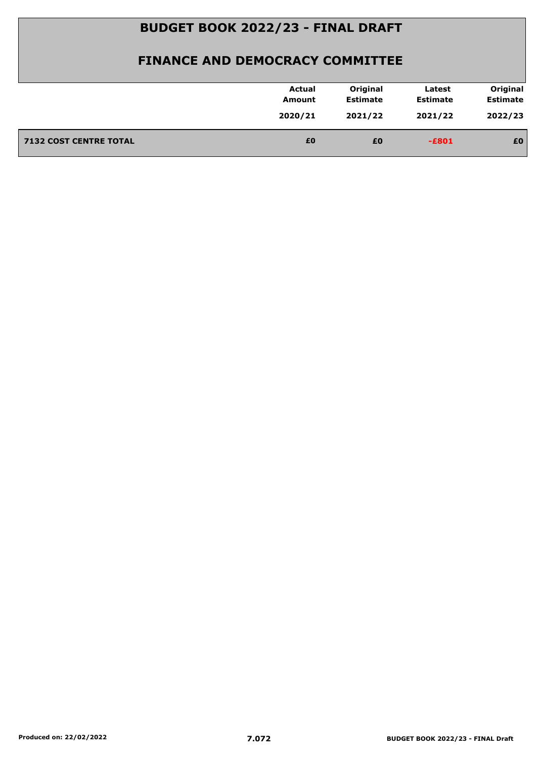# BUDGET BOOK 2022/23 - FINAL DRAFT

## FINANCE AND DEMOCRACY COMMITTEE

| | Actual Amount 2020/21 | Original Estimate 2021/22 | Latest Estimate 2021/22 | Original Estimate 2022/23 |
|---|---|---|---|---|
| **7132 COST CENTRE TOTAL** | **£0** | **£0** | **-£801** | **£0** |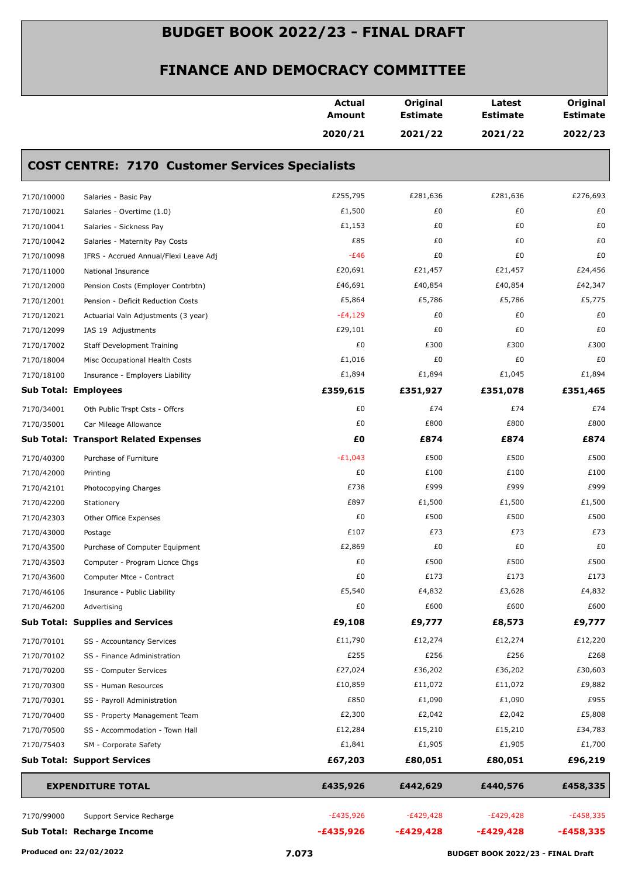# BUDGET BOOK 2022/23 - FINAL DRAFT

## FINANCE AND DEMOCRACY COMMITTEE

| | | Actual Amount 2020/21 | Original Estimate 2021/22 | Latest Estimate 2021/22 | Original Estimate 2022/23 |
|---|---|---|---|---|---|
| **COST CENTRE: 7170 Customer Services Specialists** | | | | | |
| 7170/10000 | Salaries - Basic Pay | £255,795 | £281,636 | £281,636 | £276,693 |
| 7170/10021 | Salaries - Overtime (1.0) | £1,500 | £0 | £0 | £0 |
| 7170/10041 | Salaries - Sickness Pay | £1,153 | £0 | £0 | £0 |
| 7170/10042 | Salaries - Maternity Pay Costs | £85 | £0 | £0 | £0 |
| 7170/10098 | IFRS - Accrued Annual/Flexi Leave Adj | -£46 | £0 | £0 | £0 |
| 7170/11000 | National Insurance | £20,691 | £21,457 | £21,457 | £24,456 |
| 7170/12000 | Pension Costs (Employer Contrbtn) | £46,691 | £40,854 | £40,854 | £42,347 |
| 7170/12001 | Pension - Deficit Reduction Costs | £5,864 | £5,786 | £5,786 | £5,775 |
| 7170/12021 | Actuarial Valn Adjustments (3 year) | -£4,129 | £0 | £0 | £0 |
| 7170/12099 | IAS 19 Adjustments | £29,101 | £0 | £0 | £0 |
| 7170/17002 | Staff Development Training | £0 | £300 | £300 | £300 |
| 7170/18004 | Misc Occupational Health Costs | £1,016 | £0 | £0 | £0 |
| 7170/18100 | Insurance - Employers Liability | £1,894 | £1,894 | £1,045 | £1,894 |
| **Sub Total: Employees** | | **£359,615** | **£351,927** | **£351,078** | **£351,465** |
| 7170/34001 | Oth Public Trspt Csts - Offcrs | £0 | £74 | £74 | £74 |
| 7170/35001 | Car Mileage Allowance | £0 | £800 | £800 | £800 |
| **Sub Total: Transport Related Expenses** | | **£0** | **£874** | **£874** | **£874** |
| 7170/40300 | Purchase of Furniture | -£1,043 | £500 | £500 | £500 |
| 7170/42000 | Printing | £0 | £100 | £100 | £100 |
| 7170/42101 | Photocopying Charges | £738 | £999 | £999 | £999 |
| 7170/42200 | Stationery | £897 | £1,500 | £1,500 | £1,500 |
| 7170/42303 | Other Office Expenses | £0 | £500 | £500 | £500 |
| 7170/43000 | Postage | £107 | £73 | £73 | £73 |
| 7170/43500 | Purchase of Computer Equipment | £2,869 | £0 | £0 | £0 |
| 7170/43503 | Computer - Program Licnce Chgs | £0 | £500 | £500 | £500 |
| 7170/43600 | Computer Mtce - Contract | £0 | £173 | £173 | £173 |
| 7170/46106 | Insurance - Public Liability | £5,540 | £4,832 | £3,628 | £4,832 |
| 7170/46200 | Advertising | £0 | £600 | £600 | £600 |
| **Sub Total: Supplies and Services** | | **£9,108** | **£9,777** | **£8,573** | **£9,777** |
| 7170/70101 | SS - Accountancy Services | £11,790 | £12,274 | £12,274 | £12,220 |
| 7170/70102 | SS - Finance Administration | £255 | £256 | £256 | £268 |
| 7170/70200 | SS - Computer Services | £27,024 | £36,202 | £36,202 | £30,603 |
| 7170/70300 | SS - Human Resources | £10,859 | £11,072 | £11,072 | £9,882 |
| 7170/70301 | SS - Payroll Administration | £850 | £1,090 | £1,090 | £955 |
| 7170/70400 | SS - Property Management Team | £2,300 | £2,042 | £2,042 | £5,808 |
| 7170/70500 | SS - Accommodation - Town Hall | £12,284 | £15,210 | £15,210 | £34,783 |
| 7170/75403 | SM - Corporate Safety | £1,841 | £1,905 | £1,905 | £1,700 |
| **Sub Total: Support Services** | | **£67,203** | **£80,051** | **£80,051** | **£96,219** |
| **EXPENDITURE TOTAL** | | **£435,926** | **£442,629** | **£440,576** | **£458,335** |
| 7170/99000 | Support Service Recharge | -£435,926 | -£429,428 | -£429,428 | -£458,335 |
| **Sub Total: Recharge Income** | | **-£435,926** | **-£429,428** | **-£429,428** | **-£458,335** |

Produced on: 22/02/2022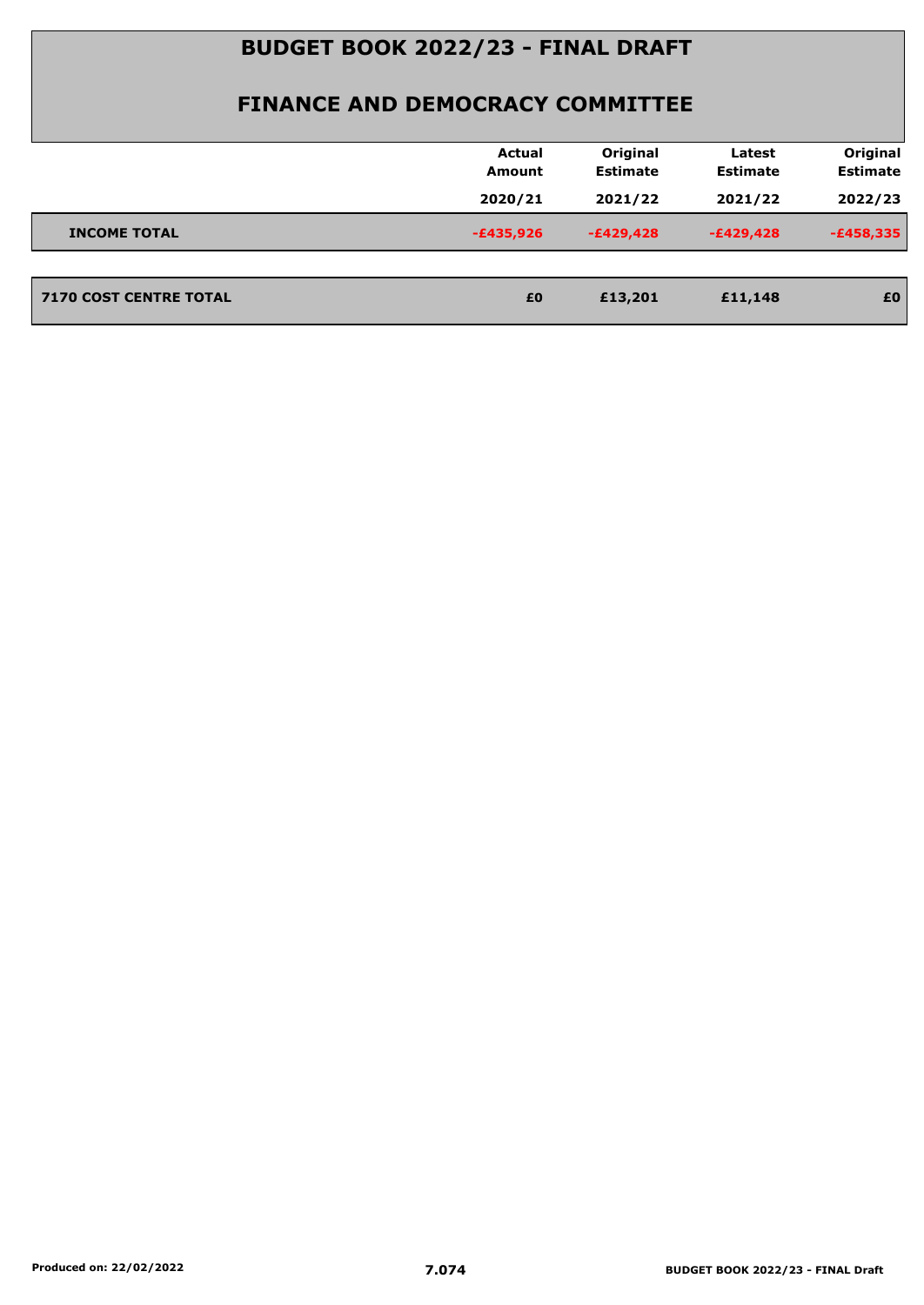# BUDGET BOOK 2022/23 - FINAL DRAFT

## FINANCE AND DEMOCRACY COMMITTEE

| | Actual Amount 2020/21 | Original Estimate 2021/22 | Latest Estimate 2021/22 | Original Estimate 2022/23 |
|---|---|---|---|---|
| **INCOME TOTAL** | -£435,926 | -£429,428 | -£429,428 | -£458,335 |
| **7170 COST CENTRE TOTAL** | £0 | £13,201 | £11,148 | £0 |

Produced on: 22/02/2022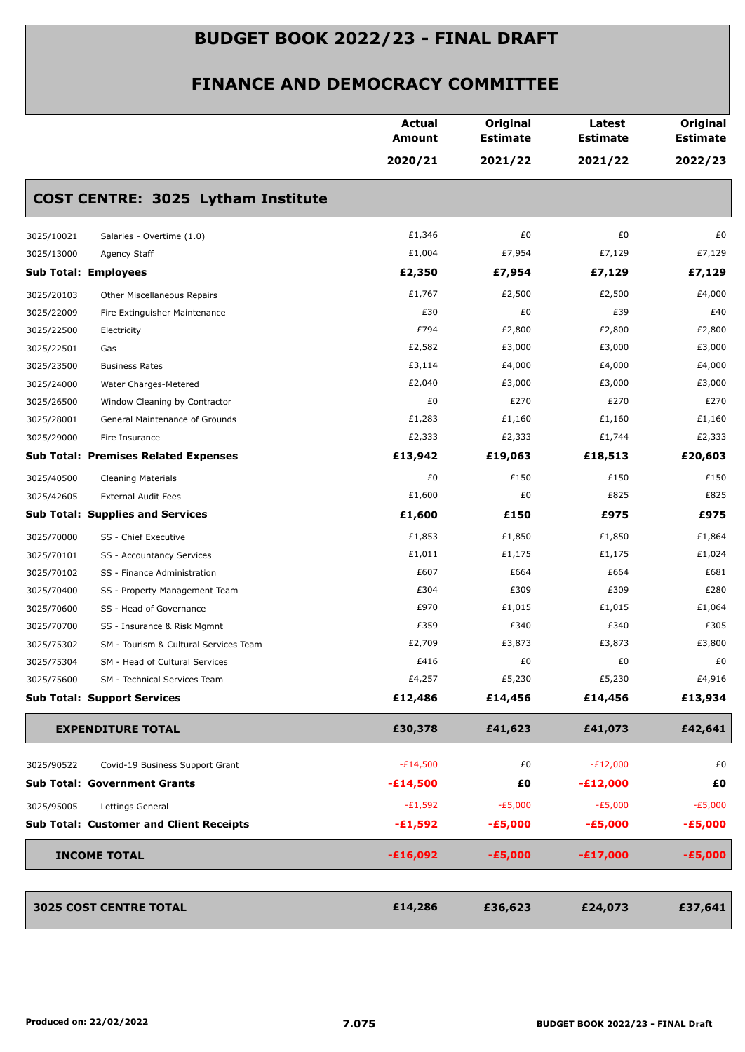# BUDGET BOOK 2022/23 - FINAL DRAFT

## FINANCE AND DEMOCRACY COMMITTEE

| | | Actual Amount 2020/21 | Original Estimate 2021/22 | Latest Estimate 2021/22 | Original Estimate 2022/23 |
|---|---|---|---|---|---|
| **COST CENTRE: 3025 Lytham Institute** | | | | | |
| 3025/10021 | Salaries - Overtime (1.0) | £1,346 | £0 | £0 | £0 |
| 3025/13000 | Agency Staff | £1,004 | £7,954 | £7,129 | £7,129 |
| **Sub Total: Employees** | | **£2,350** | **£7,954** | **£7,129** | **£7,129** |
| 3025/20103 | Other Miscellaneous Repairs | £1,767 | £2,500 | £2,500 | £4,000 |
| 3025/22009 | Fire Extinguisher Maintenance | £30 | £0 | £39 | £40 |
| 3025/22500 | Electricity | £794 | £2,800 | £2,800 | £2,800 |
| 3025/22501 | Gas | £2,582 | £3,000 | £3,000 | £3,000 |
| 3025/23500 | Business Rates | £3,114 | £4,000 | £4,000 | £4,000 |
| 3025/24000 | Water Charges-Metered | £2,040 | £3,000 | £3,000 | £3,000 |
| 3025/26500 | Window Cleaning by Contractor | £0 | £270 | £270 | £270 |
| 3025/28001 | General Maintenance of Grounds | £1,283 | £1,160 | £1,160 | £1,160 |
| 3025/29000 | Fire Insurance | £2,333 | £2,333 | £1,744 | £2,333 |
| **Sub Total: Premises Related Expenses** | | **£13,942** | **£19,063** | **£18,513** | **£20,603** |
| 3025/40500 | Cleaning Materials | £0 | £150 | £150 | £150 |
| 3025/42605 | External Audit Fees | £1,600 | £0 | £825 | £825 |
| **Sub Total: Supplies and Services** | | **£1,600** | **£150** | **£975** | **£975** |
| 3025/70000 | SS - Chief Executive | £1,853 | £1,850 | £1,850 | £1,864 |
| 3025/70101 | SS - Accountancy Services | £1,011 | £1,175 | £1,175 | £1,024 |
| 3025/70102 | SS - Finance Administration | £607 | £664 | £664 | £681 |
| 3025/70400 | SS - Property Management Team | £304 | £309 | £309 | £280 |
| 3025/70600 | SS - Head of Governance | £970 | £1,015 | £1,015 | £1,064 |
| 3025/70700 | SS - Insurance & Risk Mgmnt | £359 | £340 | £340 | £305 |
| 3025/75302 | SM - Tourism & Cultural Services Team | £2,709 | £3,873 | £3,873 | £3,800 |
| 3025/75304 | SM - Head of Cultural Services | £416 | £0 | £0 | £0 |
| 3025/75600 | SM - Technical Services Team | £4,257 | £5,230 | £5,230 | £4,916 |
| **Sub Total: Support Services** | | **£12,486** | **£14,456** | **£14,456** | **£13,934** |
| **EXPENDITURE TOTAL** | | **£30,378** | **£41,623** | **£41,073** | **£42,641** |
| 3025/90522 | Covid-19 Business Support Grant | -£14,500 | £0 | -£12,000 | £0 |
| **Sub Total: Government Grants** | | **-£14,500** | **£0** | **-£12,000** | **£0** |
| 3025/95005 | Lettings General | -£1,592 | -£5,000 | -£5,000 | -£5,000 |
| **Sub Total: Customer and Client Receipts** | | **-£1,592** | **-£5,000** | **-£5,000** | **-£5,000** |
| **INCOME TOTAL** | | **-£16,092** | **-£5,000** | **-£17,000** | **-£5,000** |
| **3025 COST CENTRE TOTAL** | | **£14,286** | **£36,623** | **£24,073** | **£37,641** |

Produced on: 22/02/2022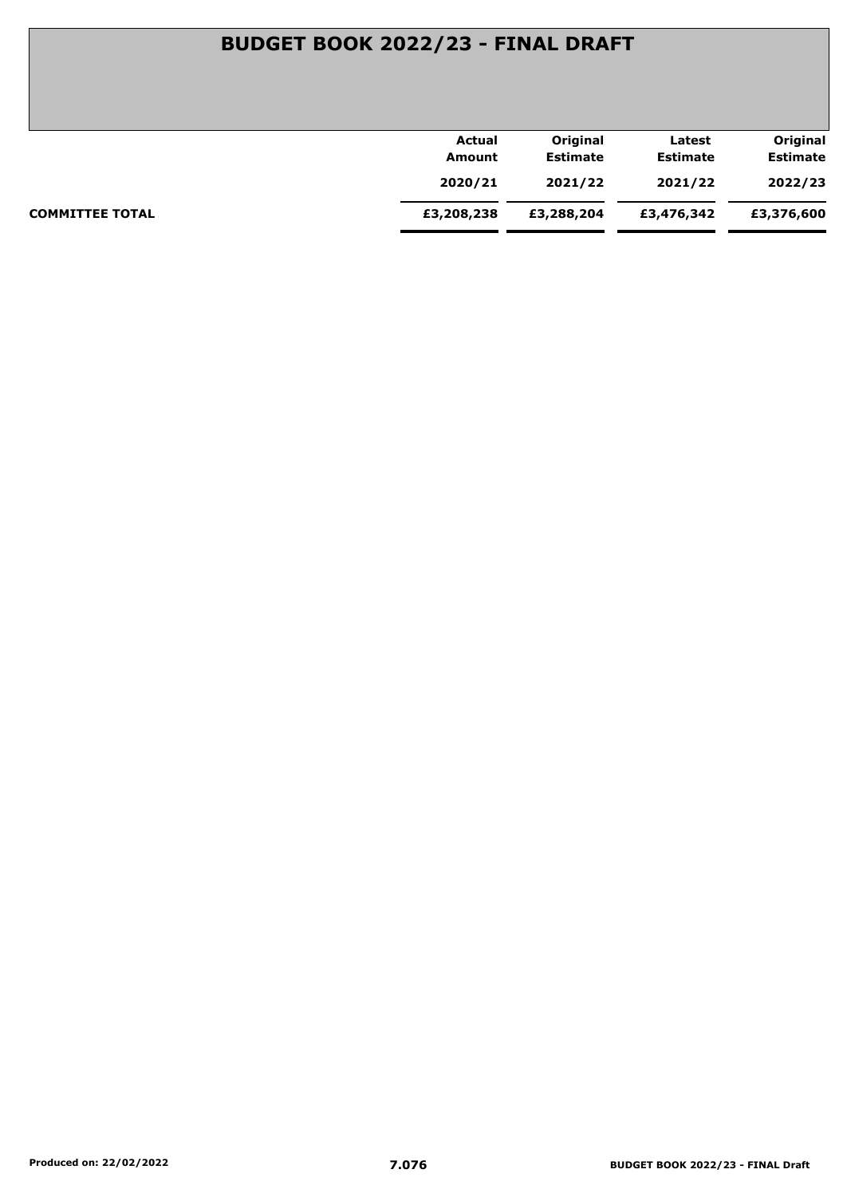# BUDGET BOOK 2022/23 - FINAL DRAFT

| | Actual Amount 2020/21 | Original Estimate 2021/22 | Latest Estimate 2021/22 | Original Estimate 2022/23 |
|---|---|---|---|---|
| **COMMITTEE TOTAL** | **£3,208,238** | **£3,288,204** | **£3,476,342** | **£3,376,600** |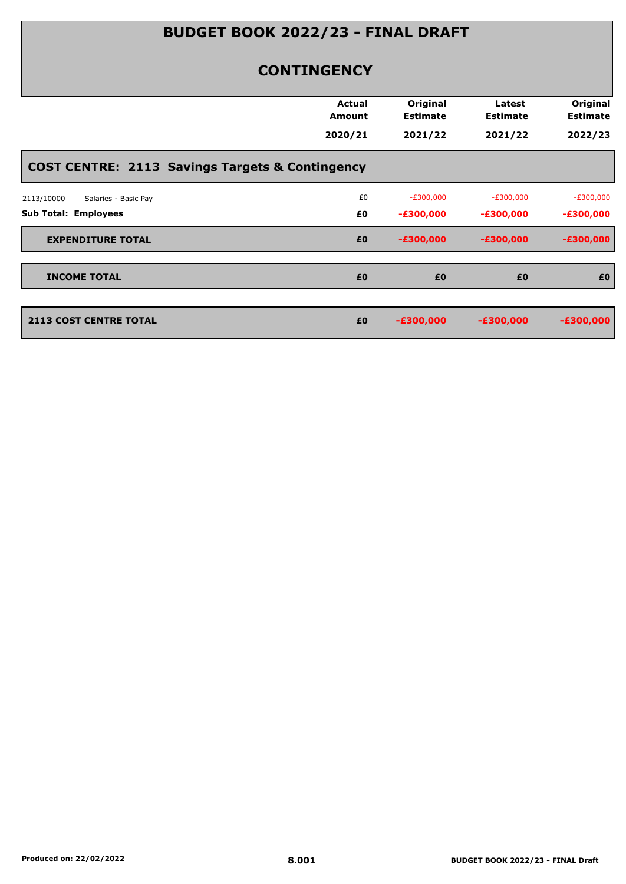# BUDGET BOOK 2022/23 - FINAL DRAFT

## CONTINGENCY

| | Actual Amount 2020/21 | Original Estimate 2021/22 | Latest Estimate 2021/22 | Original Estimate 2022/23 |
|---|---|---|---|---|
| **COST CENTRE: 2113 Savings Targets & Contingency** | | | | |
| 2113/10000 Salaries - Basic Pay | £0 | -£300,000 | -£300,000 | -£300,000 |
| **Sub Total: Employees** | **£0** | **-£300,000** | **-£300,000** | **-£300,000** |
| **EXPENDITURE TOTAL** | **£0** | **-£300,000** | **-£300,000** | **-£300,000** |
| **INCOME TOTAL** | **£0** | **£0** | **£0** | **£0** |
| **2113 COST CENTRE TOTAL** | **£0** | **-£300,000** | **-£300,000** | **-£300,000** |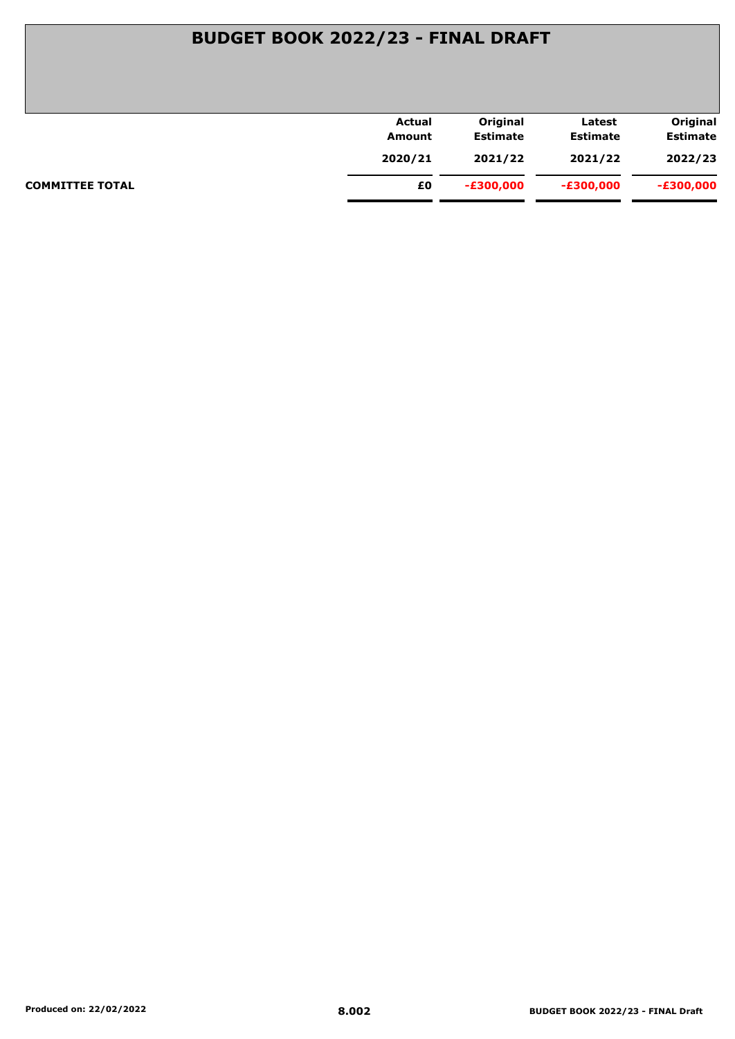# BUDGET BOOK 2022/23 - FINAL DRAFT

| | Actual Amount 2020/21 | Original Estimate 2021/22 | Latest Estimate 2021/22 | Original Estimate 2022/23 |
|---|---|---|---|---|
| **COMMITTEE TOTAL** | **£0** | **-£300,000** | **-£300,000** | **-£300,000** |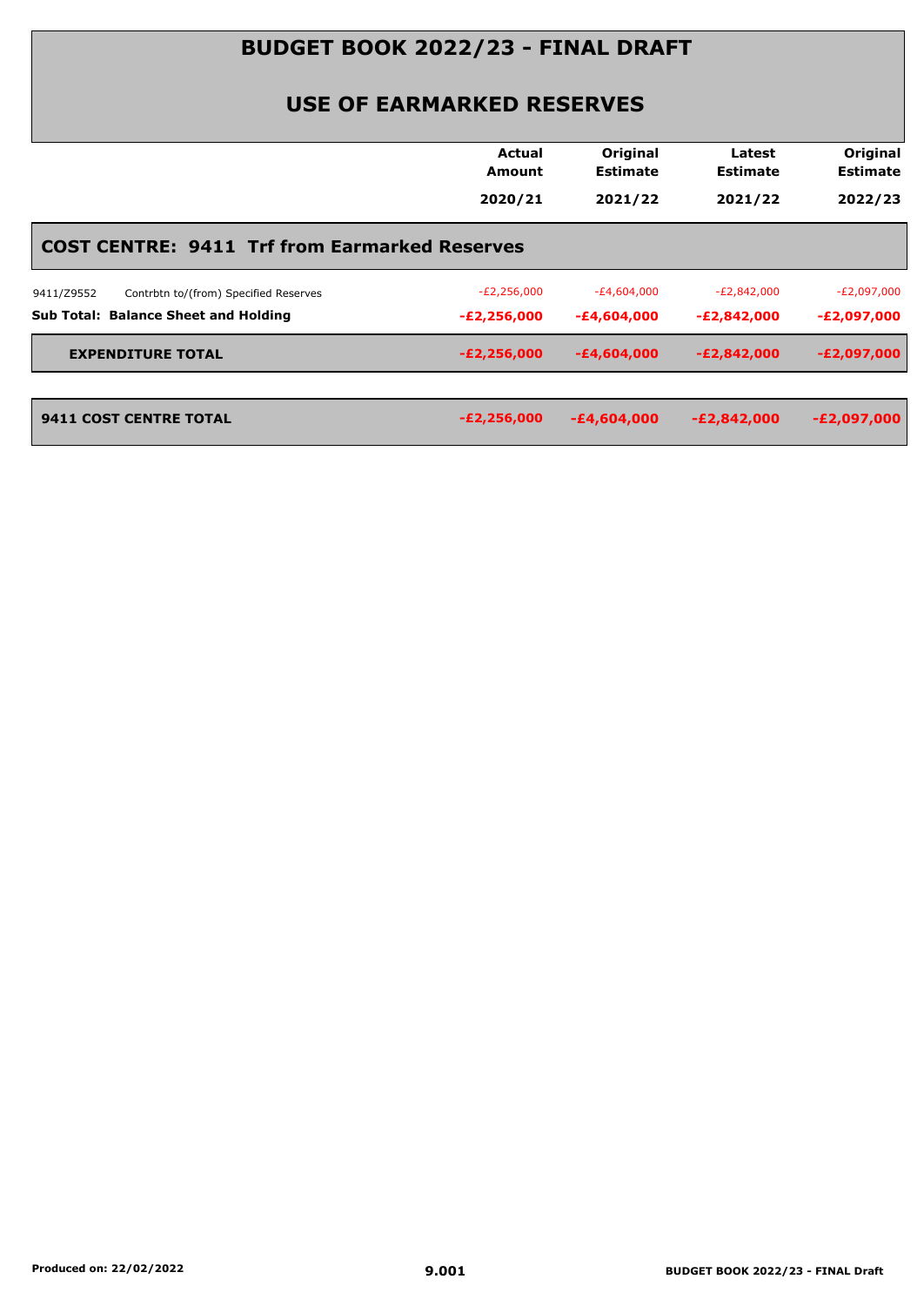# BUDGET BOOK 2022/23 - FINAL DRAFT

## USE OF EARMARKED RESERVES

| | Actual Amount 2020/21 | Original Estimate 2021/22 | Latest Estimate 2021/22 | Original Estimate 2022/23 |
|---|---|---|---|---|
| **COST CENTRE: 9411 Trf from Earmarked Reserves** | | | | |
| 9411/Z9552 Contrbtn to/(from) Specified Reserves | -£2,256,000 | -£4,604,000 | -£2,842,000 | -£2,097,000 |
| **Sub Total: Balance Sheet and Holding** | **-£2,256,000** | **-£4,604,000** | **-£2,842,000** | **-£2,097,000** |
| **EXPENDITURE TOTAL** | **-£2,256,000** | **-£4,604,000** | **-£2,842,000** | **-£2,097,000** |
| **9411 COST CENTRE TOTAL** | **-£2,256,000** | **-£4,604,000** | **-£2,842,000** | **-£2,097,000** |

**Produced on: 22/02/2022**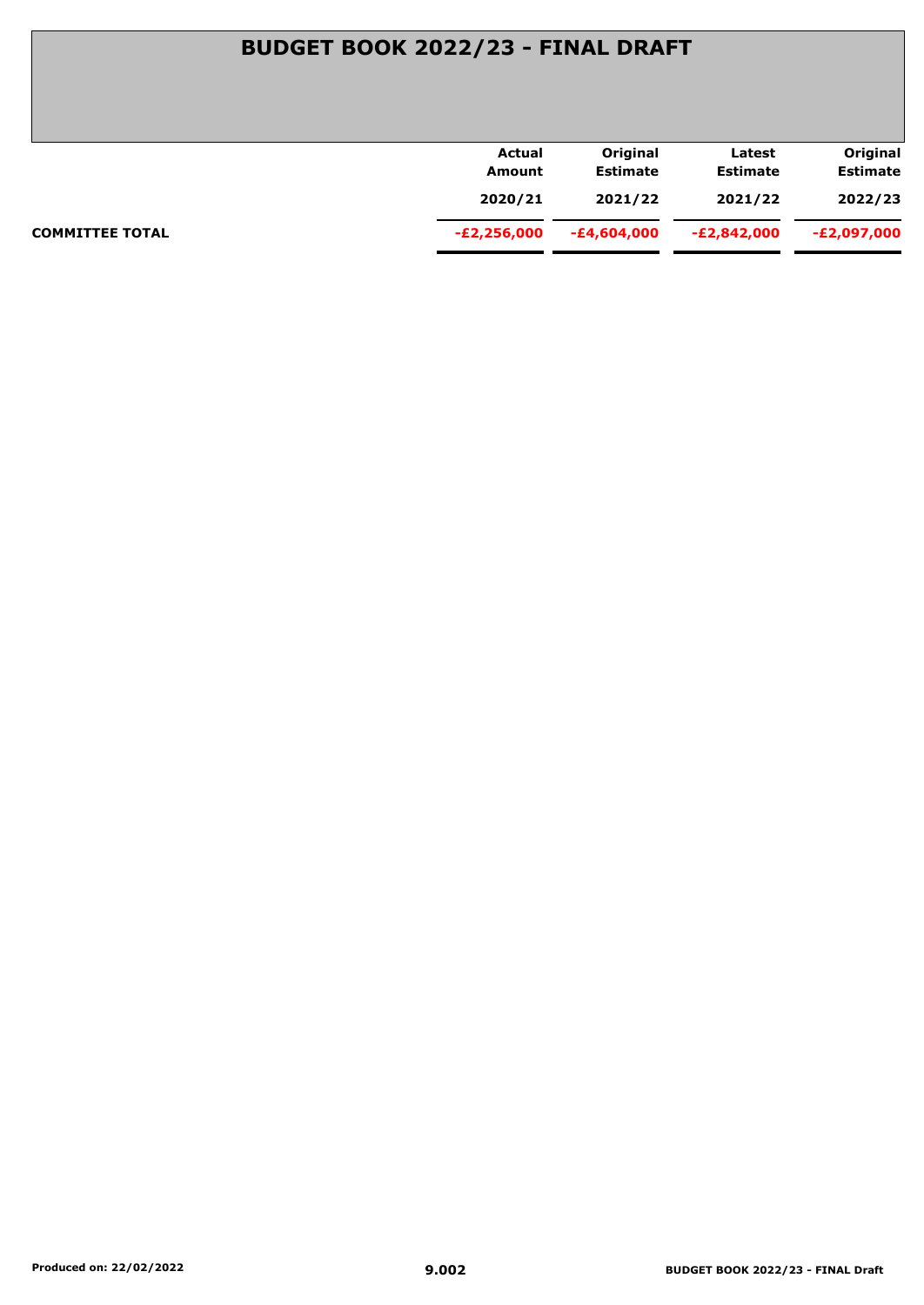# BUDGET BOOK 2022/23 - FINAL DRAFT

| | Actual Amount 2020/21 | Original Estimate 2021/22 | Latest Estimate 2021/22 | Original Estimate 2022/23 |
|---|---|---|---|---|
| **COMMITTEE TOTAL** | -£2,256,000 | -£4,604,000 | -£2,842,000 | -£2,097,000 |

Produced on: 22/02/2022